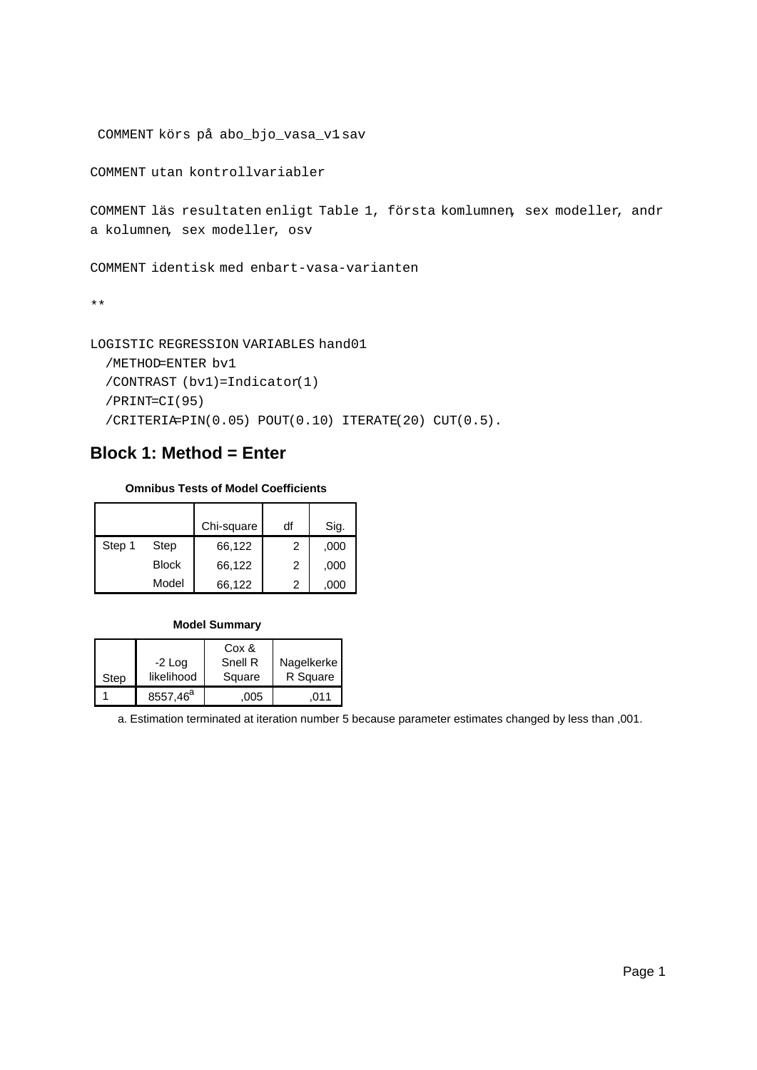```
 COMMENT körs på abo_bjo_vasa_v1.sav

COMMENT utan kontrollvariabler

COMMENT läs resultaten enligt Table 1, första komlumnen, sex modeller, andr
a kolumnen, sex modeller, osv

COMMENT identisk med enbart-vasa-varianten

**

LOGISTIC REGRESSION VARIABLES hand01
  /METHOD=ENTER bv1
  /CONTRAST (bv1)=Indicator(1)
  /PRINT=CI(95)
  /CRITERIA=PIN(0.05) POUT(0.10) ITERATE(20) CUT(0.5).
```

## Block 1: Method = Enter

**Omnibus Tests of Model Coefficients**

| | | Chi-square | df | Sig. |
|---|---|---|---|---|
| Step 1 | Step | 66,122 | 2 | ,000 |
| | Block | 66,122 | 2 | ,000 |
| | Model | 66,122 | 2 | ,000 |

**Model Summary**

| Step | -2 Log likelihood | Cox & Snell R Square | Nagelkerke R Square |
|---|---|---|---|
| 1 | 8557,46[a] | ,005 | ,011 |

a. Estimation terminated at iteration number 5 because parameter estimates changed by less than ,001.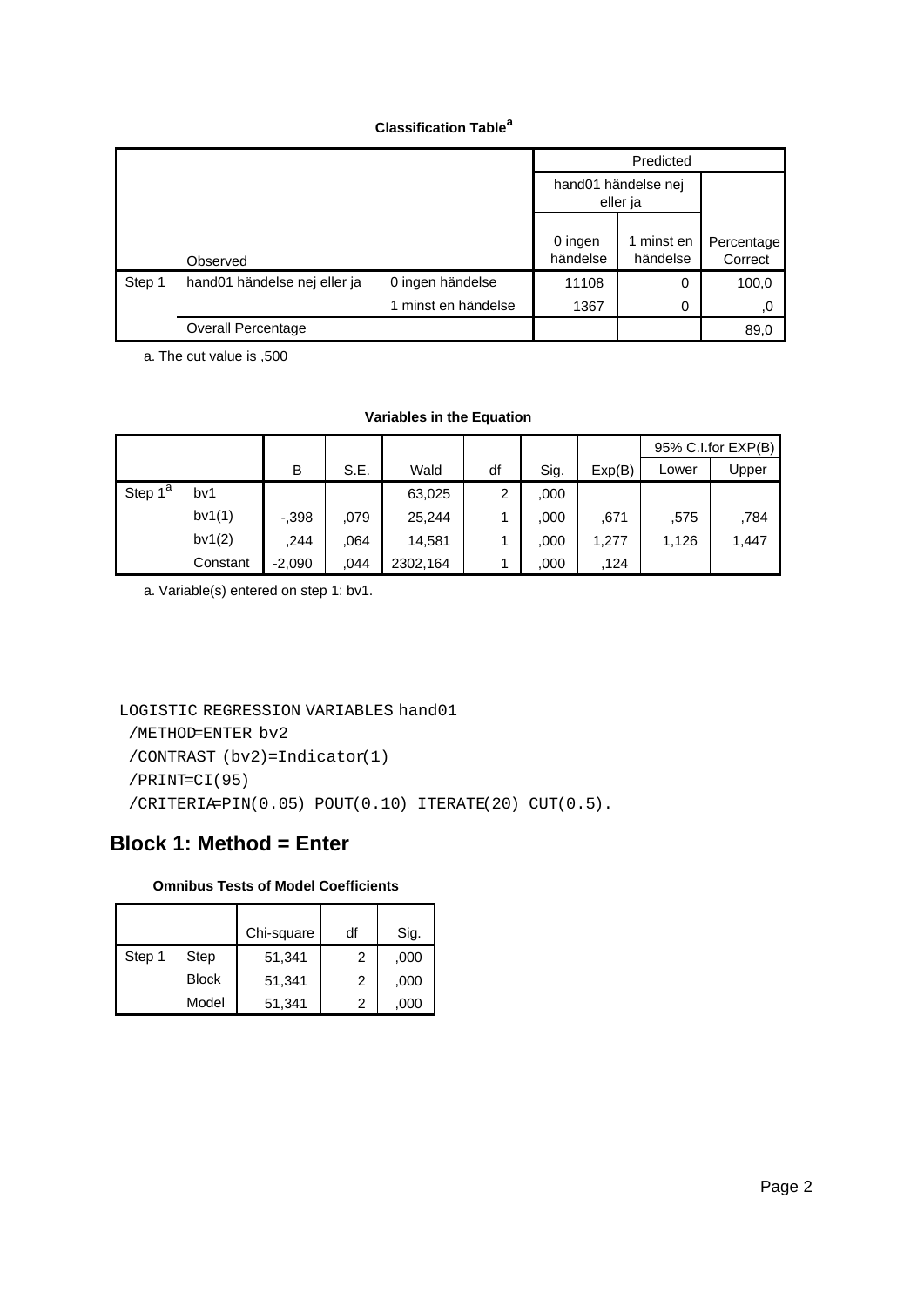**Classification Table[a]**

| | Observed | | Predicted | | |
|---|---|---|---|---|---|
| | | | hand01 händelse nej eller ja | | Percentage Correct |
| | | | 0 ingen händelse | 1 minst en händelse | |
| Step 1 | hand01 händelse nej eller ja | 0 ingen händelse | 11108 | 0 | 100,0 |
| | | 1 minst en händelse | 1367 | 0 | ,0 |
| | Overall Percentage | | | | 89,0 |

a. The cut value is ,500

**Variables in the Equation**

| | | B | S.E. | Wald | df | Sig. | Exp(B) | 95% C.I.for EXP(B) Lower | 95% C.I.for EXP(B) Upper |
|---|---|---|---|---|---|---|---|---|---|
| Step 1[a] | bv1 | | | 63,025 | 2 | ,000 | | | |
| | bv1(1) | -,398 | ,079 | 25,244 | 1 | ,000 | ,671 | ,575 | ,784 |
| | bv1(2) | ,244 | ,064 | 14,581 | 1 | ,000 | 1,277 | 1,126 | 1,447 |
| | Constant | -2,090 | ,044 | 2302,164 | 1 | ,000 | ,124 | | |

a. Variable(s) entered on step 1: bv1.

```
LOGISTIC REGRESSION VARIABLES hand01
 /METHOD=ENTER bv2
 /CONTRAST (bv2)=Indicator(1)
 /PRINT=CI(95)
 /CRITERIA=PIN(0.05) POUT(0.10) ITERATE(20) CUT(0.5).
```

## Block 1: Method = Enter

**Omnibus Tests of Model Coefficients**

| | | Chi-square | df | Sig. |
|---|---|---|---|---|
| Step 1 | Step | 51,341 | 2 | ,000 |
| | Block | 51,341 | 2 | ,000 |
| | Model | 51,341 | 2 | ,000 |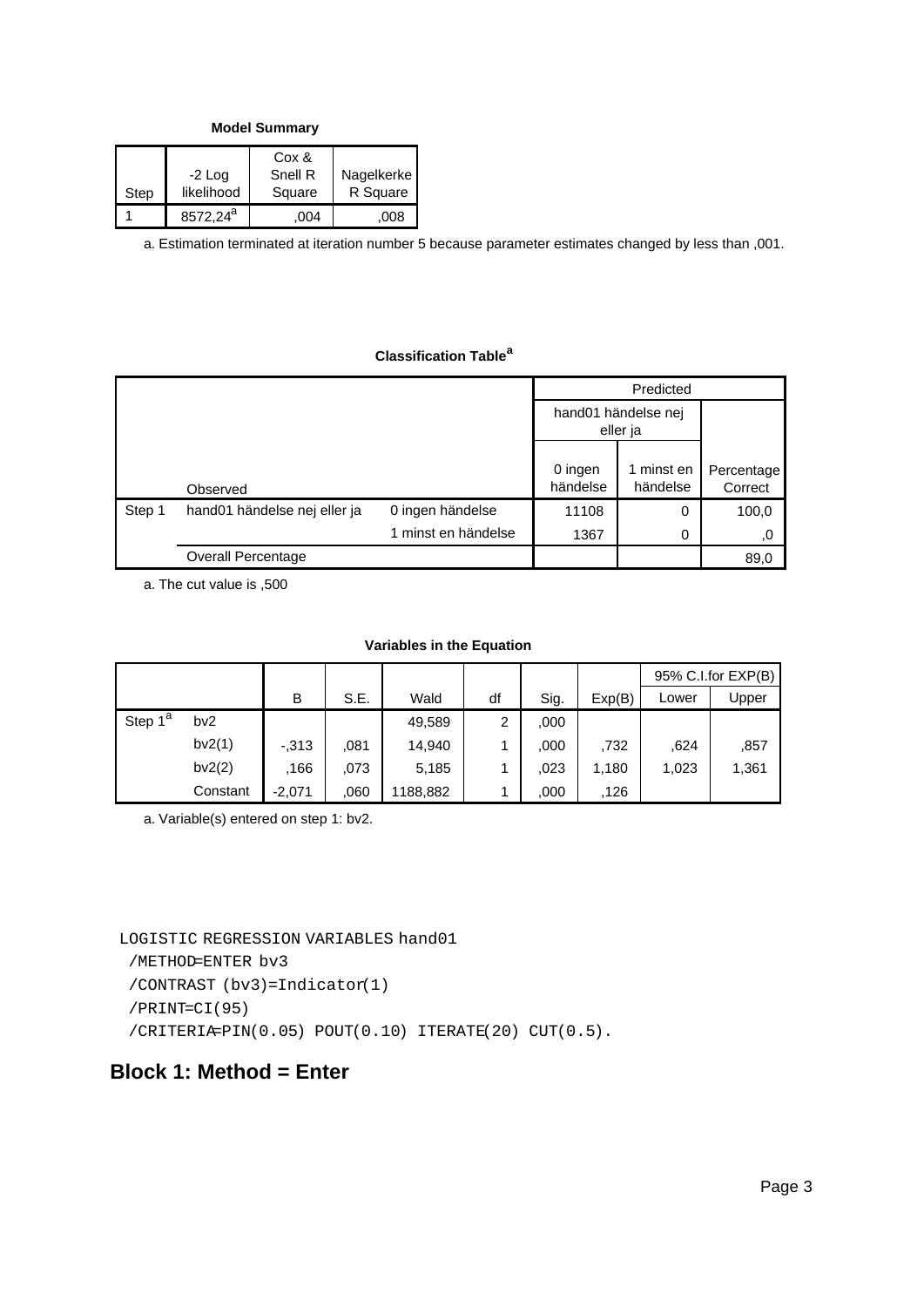**Model Summary**

| Step | -2 Log likelihood | Cox & Snell R Square | Nagelkerke R Square |
|---|---|---|---|
| 1 | 8572,24[a] | ,004 | ,008 |

a. Estimation terminated at iteration number 5 because parameter estimates changed by less than ,001.

**Classification Table[a]**

| | | | Predicted | | |
|---|---|---|---|---|---|
| | | | hand01 händelse nej eller ja | | |
| | Observed | | 0 ingen händelse | 1 minst en händelse | Percentage Correct |
| Step 1 | hand01 händelse nej eller ja | 0 ingen händelse | 11108 | 0 | 100,0 |
| | | 1 minst en händelse | 1367 | 0 | ,0 |
| | Overall Percentage | | | | 89,0 |

a. The cut value is ,500

**Variables in the Equation**

| | | B | S.E. | Wald | df | Sig. | Exp(B) | 95% C.I.for EXP(B) Lower | 95% C.I.for EXP(B) Upper |
|---|---|---|---|---|---|---|---|---|---|
| Step 1[a] | bv2 | | | 49,589 | 2 | ,000 | | | |
| | bv2(1) | -,313 | ,081 | 14,940 | 1 | ,000 | ,732 | ,624 | ,857 |
| | bv2(2) | ,166 | ,073 | 5,185 | 1 | ,023 | 1,180 | 1,023 | 1,361 |
| | Constant | -2,071 | ,060 | 1188,882 | 1 | ,000 | ,126 | | |

a. Variable(s) entered on step 1: bv2.

```
LOGISTIC REGRESSION VARIABLES hand01
 /METHOD=ENTER bv3
 /CONTRAST (bv3)=Indicator(1)
 /PRINT=CI(95)
 /CRITERIA=PIN(0.05) POUT(0.10) ITERATE(20) CUT(0.5).
```

## Block 1: Method = Enter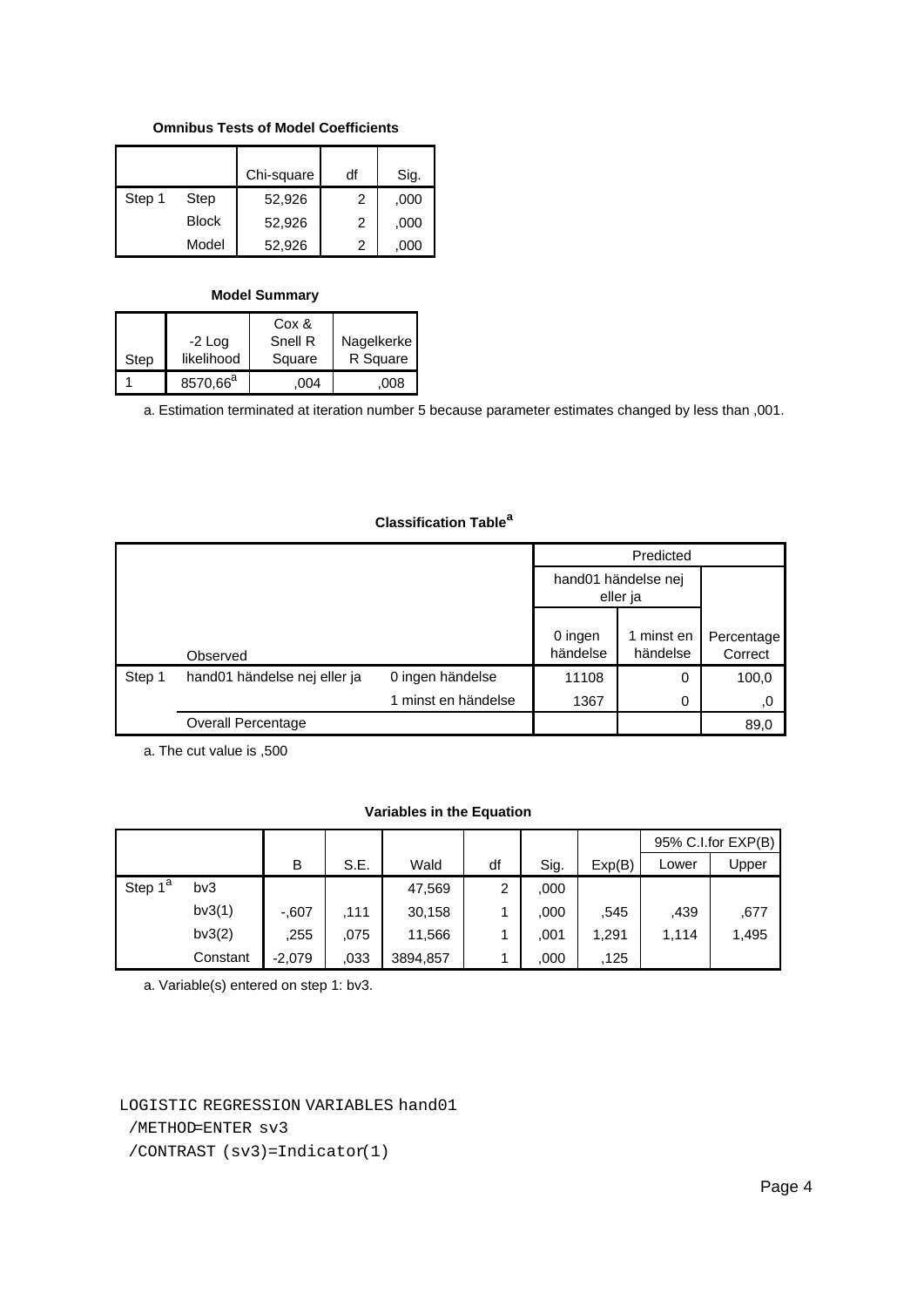**Omnibus Tests of Model Coefficients**

| | | Chi-square | df | Sig. |
|---|---|---|---|---|
| Step 1 | Step | 52,926 | 2 | ,000 |
| | Block | 52,926 | 2 | ,000 |
| | Model | 52,926 | 2 | ,000 |

**Model Summary**

| Step | -2 Log likelihood | Cox & Snell R Square | Nagelkerke R Square |
|---|---|---|---|
| 1 | 8570,66[a] | ,004 | ,008 |

a. Estimation terminated at iteration number 5 because parameter estimates changed by less than ,001.

**Classification Table[a]**

| | | | Predicted | | |
|---|---|---|---|---|---|
| | | | hand01 händelse nej eller ja | | |
| | Observed | | 0 ingen händelse | 1 minst en händelse | Percentage Correct |
| Step 1 | hand01 händelse nej eller ja | 0 ingen händelse | 11108 | 0 | 100,0 |
| | | 1 minst en händelse | 1367 | 0 | ,0 |
| | Overall Percentage | | | | 89,0 |

a. The cut value is ,500

**Variables in the Equation**

| | | B | S.E. | Wald | df | Sig. | Exp(B) | 95% C.I.for EXP(B) Lower | Upper |
|---|---|---|---|---|---|---|---|---|---|
| Step 1[a] | bv3 | | | 47,569 | 2 | ,000 | | | |
| | bv3(1) | -,607 | ,111 | 30,158 | 1 | ,000 | ,545 | ,439 | ,677 |
| | bv3(2) | ,255 | ,075 | 11,566 | 1 | ,001 | 1,291 | 1,114 | 1,495 |
| | Constant | -2,079 | ,033 | 3894,857 | 1 | ,000 | ,125 | | |

a. Variable(s) entered on step 1: bv3.

```
LOGISTIC REGRESSION VARIABLES hand01
 /METHOD=ENTER sv3
 /CONTRAST (sv3)=Indicator(1)
```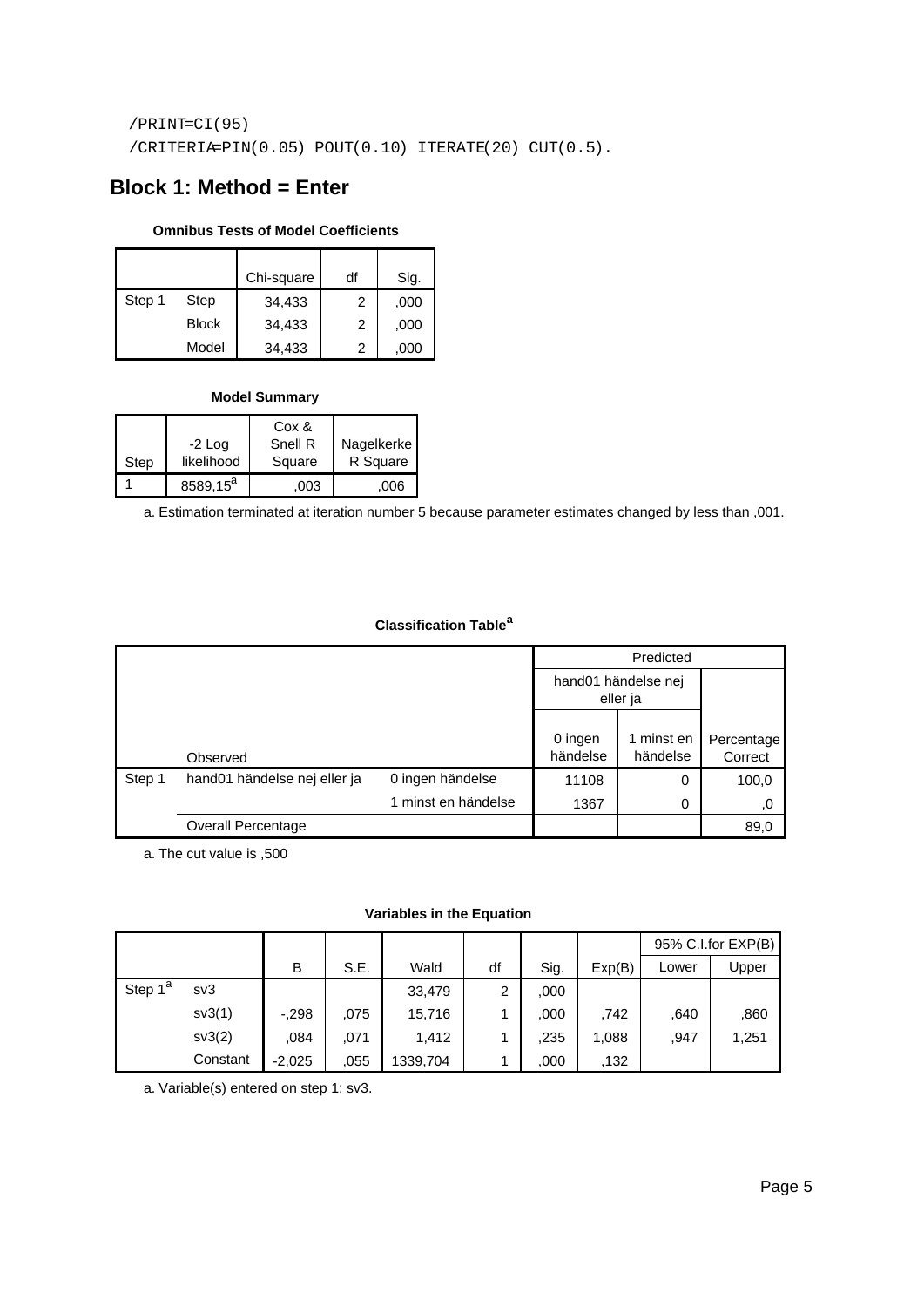```
/PRINT=CI(95)
/CRITERIA=PIN(0.05) POUT(0.10) ITERATE(20) CUT(0.5).
```

## Block 1: Method = Enter

**Omnibus Tests of Model Coefficients**

| | | Chi-square | df | Sig. |
|---|---|---|---|---|
| Step 1 | Step | 34,433 | 2 | ,000 |
| | Block | 34,433 | 2 | ,000 |
| | Model | 34,433 | 2 | ,000 |

**Model Summary**

| Step | -2 Log likelihood | Cox & Snell R Square | Nagelkerke R Square |
|---|---|---|---|
| 1 | 8589,15[a] | ,003 | ,006 |

a. Estimation terminated at iteration number 5 because parameter estimates changed by less than ,001.

**Classification Table[a]**

| | | | Predicted | | |
|---|---|---|---|---|---|
| | | | hand01 händelse nej eller ja | | |
| | Observed | | 0 ingen händelse | 1 minst en händelse | Percentage Correct |
| Step 1 | hand01 händelse nej eller ja | 0 ingen händelse | 11108 | 0 | 100,0 |
| | | 1 minst en händelse | 1367 | 0 | ,0 |
| | Overall Percentage | | | | 89,0 |

a. The cut value is ,500

**Variables in the Equation**

| | | B | S.E. | Wald | df | Sig. | Exp(B) | 95% C.I.for EXP(B) Lower | Upper |
|---|---|---|---|---|---|---|---|---|---|
| Step 1[a] | sv3 | | | 33,479 | 2 | ,000 | | | |
| | sv3(1) | -,298 | ,075 | 15,716 | 1 | ,000 | ,742 | ,640 | ,860 |
| | sv3(2) | ,084 | ,071 | 1,412 | 1 | ,235 | 1,088 | ,947 | 1,251 |
| | Constant | -2,025 | ,055 | 1339,704 | 1 | ,000 | ,132 | | |

a. Variable(s) entered on step 1: sv3.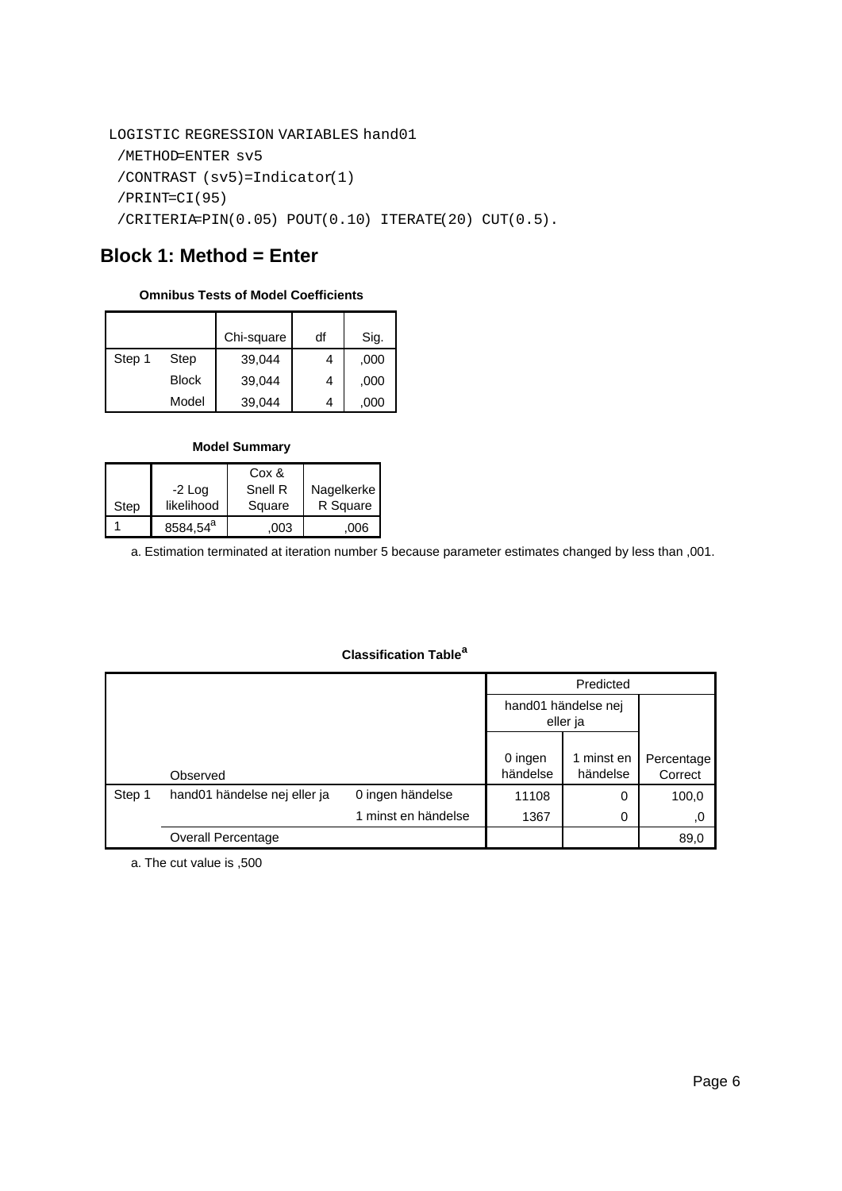```
LOGISTIC REGRESSION VARIABLES hand01
  /METHOD=ENTER sv5
  /CONTRAST (sv5)=Indicator(1)
  /PRINT=CI(95)
  /CRITERIA=PIN(0.05) POUT(0.10) ITERATE(20) CUT(0.5).
```

## Block 1: Method = Enter

**Omnibus Tests of Model Coefficients**

| | | Chi-square | df | Sig. |
|---|---|---|---|---|
| Step 1 | Step | 39,044 | 4 | ,000 |
| | Block | 39,044 | 4 | ,000 |
| | Model | 39,044 | 4 | ,000 |

**Model Summary**

| Step | -2 Log likelihood | Cox & Snell R Square | Nagelkerke R Square |
|---|---|---|---|
| 1 | 8584,54[a] | ,003 | ,006 |

a. Estimation terminated at iteration number 5 because parameter estimates changed by less than ,001.

**Classification Table[a]**

| | Observed | | Predicted | | |
|---|---|---|---|---|---|
| | | | hand01 händelse nej eller ja | | |
| | | | 0 ingen händelse | 1 minst en händelse | Percentage Correct |
| Step 1 | hand01 händelse nej eller ja | 0 ingen händelse | 11108 | 0 | 100,0 |
| | | 1 minst en händelse | 1367 | 0 | ,0 |
| | Overall Percentage | | | | 89,0 |

a. The cut value is ,500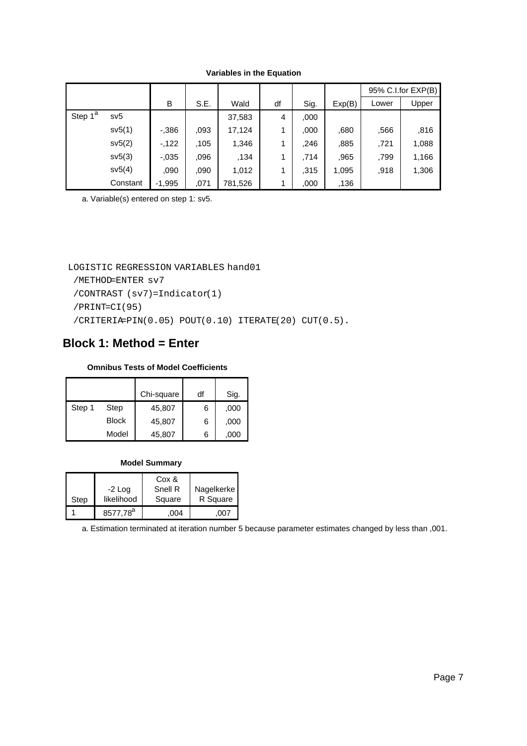**Variables in the Equation**

| | | B | S.E. | Wald | df | Sig. | Exp(B) | 95% C.I.for EXP(B) | |
|---|---|---|---|---|---|---|---|---|---|
| | | | | | | | | Lower | Upper |
| Step 1[a] | sv5 | | | 37,583 | 4 | ,000 | | | |
| | sv5(1) | -,386 | ,093 | 17,124 | 1 | ,000 | ,680 | ,566 | ,816 |
| | sv5(2) | -,122 | ,105 | 1,346 | 1 | ,246 | ,885 | ,721 | 1,088 |
| | sv5(3) | -,035 | ,096 | ,134 | 1 | ,714 | ,965 | ,799 | 1,166 |
| | sv5(4) | ,090 | ,090 | 1,012 | 1 | ,315 | 1,095 | ,918 | 1,306 |
| | Constant | -1,995 | ,071 | 781,526 | 1 | ,000 | ,136 | | |

a. Variable(s) entered on step 1: sv5.

```
LOGISTIC REGRESSION VARIABLES hand01
 /METHOD=ENTER sv7
 /CONTRAST (sv7)=Indicator(1)
 /PRINT=CI(95)
 /CRITERIA=PIN(0.05) POUT(0.10) ITERATE(20) CUT(0.5).
```

## Block 1: Method = Enter

**Omnibus Tests of Model Coefficients**

| | | Chi-square | df | Sig. |
|---|---|---|---|---|
| Step 1 | Step | 45,807 | 6 | ,000 |
| | Block | 45,807 | 6 | ,000 |
| | Model | 45,807 | 6 | ,000 |

**Model Summary**

| Step | -2 Log likelihood | Cox & Snell R Square | Nagelkerke R Square |
|---|---|---|---|
| 1 | 8577,78[a] | ,004 | ,007 |

a. Estimation terminated at iteration number 5 because parameter estimates changed by less than ,001.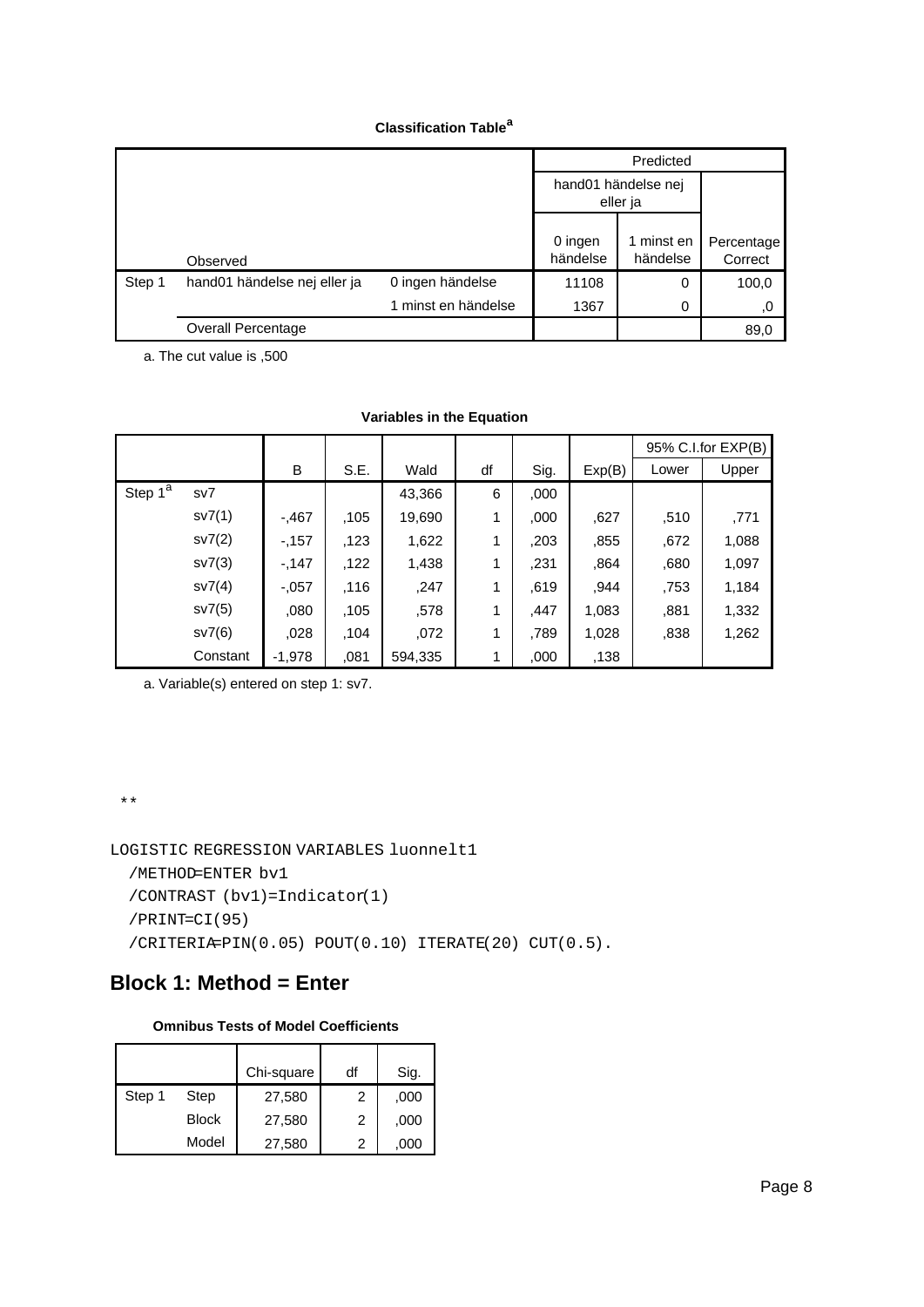**Classification Table[a]**

| | Observed | | Predicted: hand01 händelse nej eller ja: 0 ingen händelse | Predicted: hand01 händelse nej eller ja: 1 minst en händelse | Predicted: Percentage Correct |
|---|---|---|---|---|---|
| Step 1 | hand01 händelse nej eller ja | 0 ingen händelse | 11108 | 0 | 100,0 |
| | | 1 minst en händelse | 1367 | 0 | ,0 |
| | Overall Percentage | | | | 89,0 |

a. The cut value is ,500

**Variables in the Equation**

| | | B | S.E. | Wald | df | Sig. | Exp(B) | 95% C.I.for EXP(B) Lower | 95% C.I.for EXP(B) Upper |
|---|---|---|---|---|---|---|---|---|---|
| Step 1[a] | sv7 | | | 43,366 | 6 | ,000 | | | |
| | sv7(1) | -,467 | ,105 | 19,690 | 1 | ,000 | ,627 | ,510 | ,771 |
| | sv7(2) | -,157 | ,123 | 1,622 | 1 | ,203 | ,855 | ,672 | 1,088 |
| | sv7(3) | -,147 | ,122 | 1,438 | 1 | ,231 | ,864 | ,680 | 1,097 |
| | sv7(4) | -,057 | ,116 | ,247 | 1 | ,619 | ,944 | ,753 | 1,184 |
| | sv7(5) | ,080 | ,105 | ,578 | 1 | ,447 | 1,083 | ,881 | 1,332 |
| | sv7(6) | ,028 | ,104 | ,072 | 1 | ,789 | 1,028 | ,838 | 1,262 |
| | Constant | -1,978 | ,081 | 594,335 | 1 | ,000 | ,138 | | |

a. Variable(s) entered on step 1: sv7.

**

```
LOGISTIC REGRESSION VARIABLES luonnelt1
  /METHOD=ENTER bv1
  /CONTRAST (bv1)=Indicator(1)
  /PRINT=CI(95)
  /CRITERIA=PIN(0.05) POUT(0.10) ITERATE(20) CUT(0.5).
```

## Block 1: Method = Enter

**Omnibus Tests of Model Coefficients**

| | | Chi-square | df | Sig. |
|---|---|---|---|---|
| Step 1 | Step | 27,580 | 2 | ,000 |
| | Block | 27,580 | 2 | ,000 |
| | Model | 27,580 | 2 | ,000 |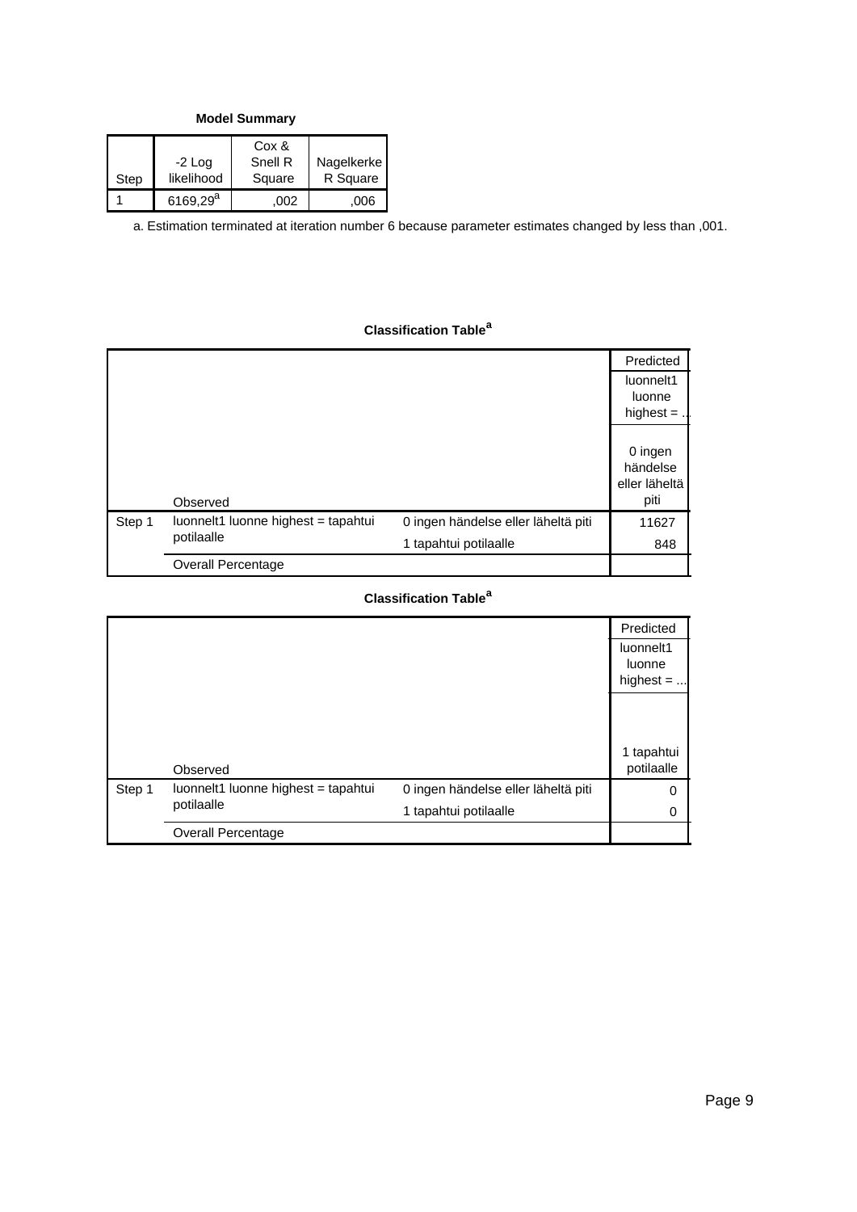**Model Summary**

| Step | -2 Log likelihood | Cox & Snell R Square | Nagelkerke R Square |
|---|---|---|---|
| 1 | 6169,29[a] | ,002 | ,006 |

a. Estimation terminated at iteration number 6 because parameter estimates changed by less than ,001.

**Classification Table[a]**

| | Observed | | Predicted: luonnelt1 luonne highest = ... 0 ingen händelse eller läheltä piti |
|---|---|---|---|
| Step 1 | luonnelt1 luonne highest = tapahtui potilaalle | 0 ingen händelse eller läheltä piti | 11627 |
| | | 1 tapahtui potilaalle | 848 |
| | Overall Percentage | | |

**Classification Table[a]**

| | Observed | | Predicted: luonnelt1 luonne highest = ... 1 tapahtui potilaalle |
|---|---|---|---|
| Step 1 | luonnelt1 luonne highest = tapahtui potilaalle | 0 ingen händelse eller läheltä piti | 0 |
| | | 1 tapahtui potilaalle | 0 |
| | Overall Percentage | | |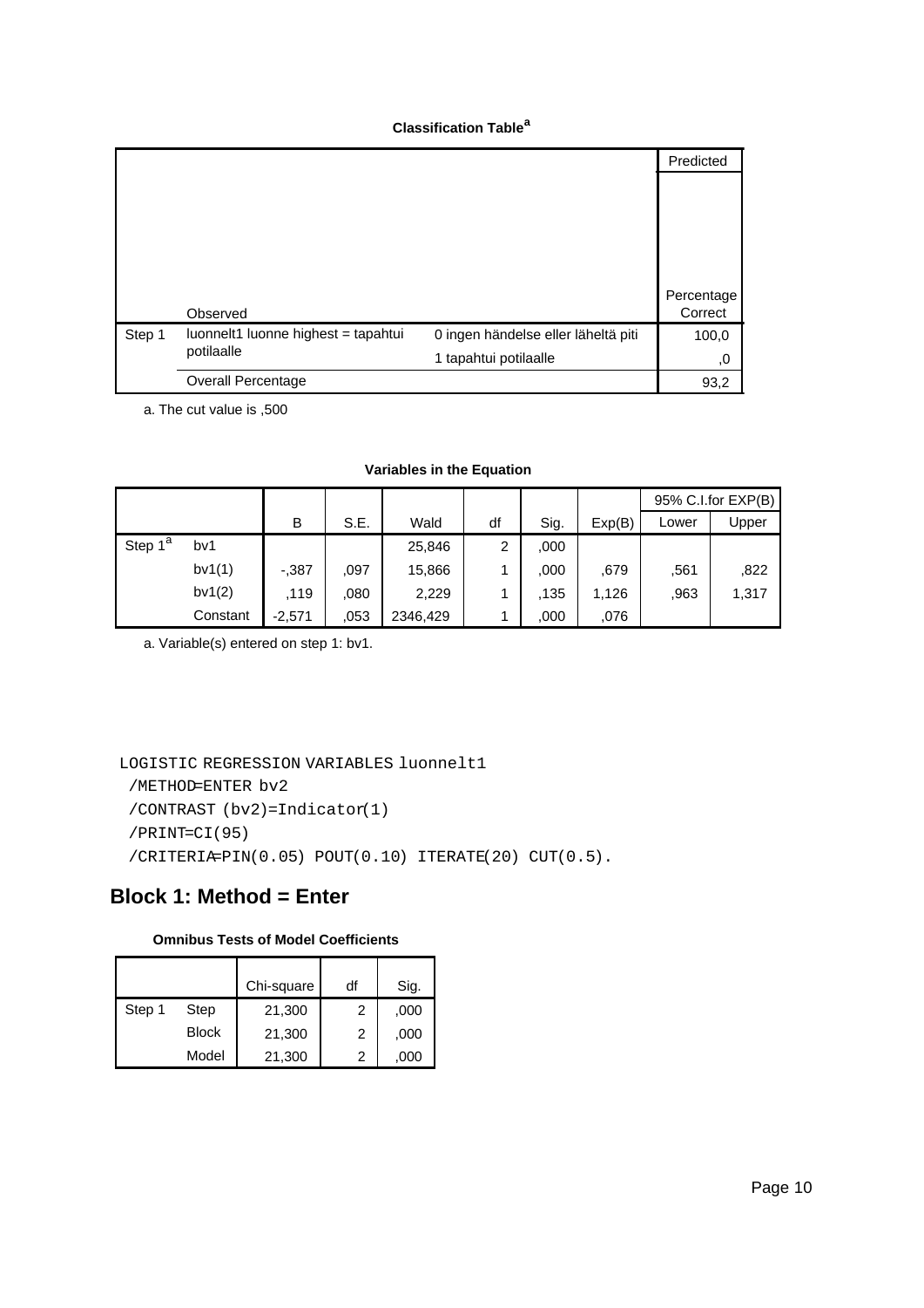**Classification Table[a]**

| | Observed | | Predicted |
|---|---|---|---|
| | | | Percentage Correct |
| Step 1 | luonnelt1 luonne highest = tapahtui potilaalle | 0 ingen händelse eller läheltä piti | 100,0 |
| | | 1 tapahtui potilaalle | ,0 |
| | Overall Percentage | | 93,2 |

a. The cut value is ,500

**Variables in the Equation**

| | | B | S.E. | Wald | df | Sig. | Exp(B) | 95% C.I.for EXP(B) | |
|---|---|---|---|---|---|---|---|---|---|
| | | | | | | | | Lower | Upper |
| Step 1[a] | bv1 | | | 25,846 | 2 | ,000 | | | |
| | bv1(1) | -,387 | ,097 | 15,866 | 1 | ,000 | ,679 | ,561 | ,822 |
| | bv1(2) | ,119 | ,080 | 2,229 | 1 | ,135 | 1,126 | ,963 | 1,317 |
| | Constant | -2,571 | ,053 | 2346,429 | 1 | ,000 | ,076 | | |

a. Variable(s) entered on step 1: bv1.

```
LOGISTIC REGRESSION VARIABLES luonnelt1
 /METHOD=ENTER bv2
 /CONTRAST (bv2)=Indicator(1)
 /PRINT=CI(95)
 /CRITERIA=PIN(0.05) POUT(0.10) ITERATE(20) CUT(0.5).
```

## Block 1: Method = Enter

**Omnibus Tests of Model Coefficients**

| | | Chi-square | df | Sig. |
|---|---|---|---|---|
| Step 1 | Step | 21,300 | 2 | ,000 |
| | Block | 21,300 | 2 | ,000 |
| | Model | 21,300 | 2 | ,000 |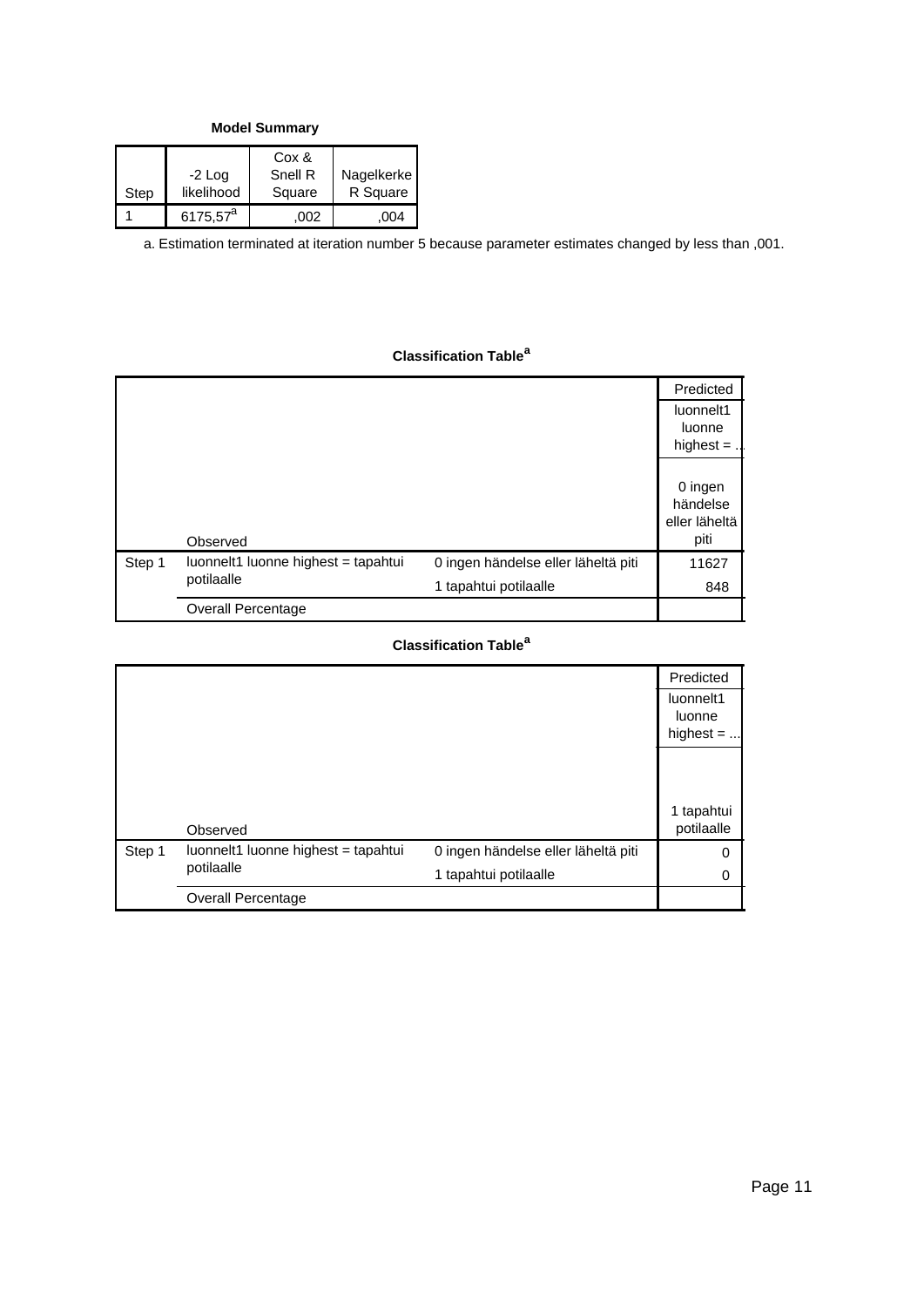**Model Summary**

| Step | -2 Log likelihood | Cox & Snell R Square | Nagelkerke R Square |
|---|---|---|---|
| 1 | 6175,57[a] | ,002 | ,004 |

a. Estimation terminated at iteration number 5 because parameter estimates changed by less than ,001.

**Classification Table[a]**

| | Observed | | Predicted luonnelt1 luonne highest = ... 0 ingen händelse eller läheltä piti |
|---|---|---|---|
| Step 1 | luonnelt1 luonne highest = tapahtui potilaalle | 0 ingen händelse eller läheltä piti | 11627 |
| | | 1 tapahtui potilaalle | 848 |
| | Overall Percentage | | |

**Classification Table[a]**

| | Observed | | Predicted luonnelt1 luonne highest = ... 1 tapahtui potilaalle |
|---|---|---|---|
| Step 1 | luonnelt1 luonne highest = tapahtui potilaalle | 0 ingen händelse eller läheltä piti | 0 |
| | | 1 tapahtui potilaalle | 0 |
| | Overall Percentage | | |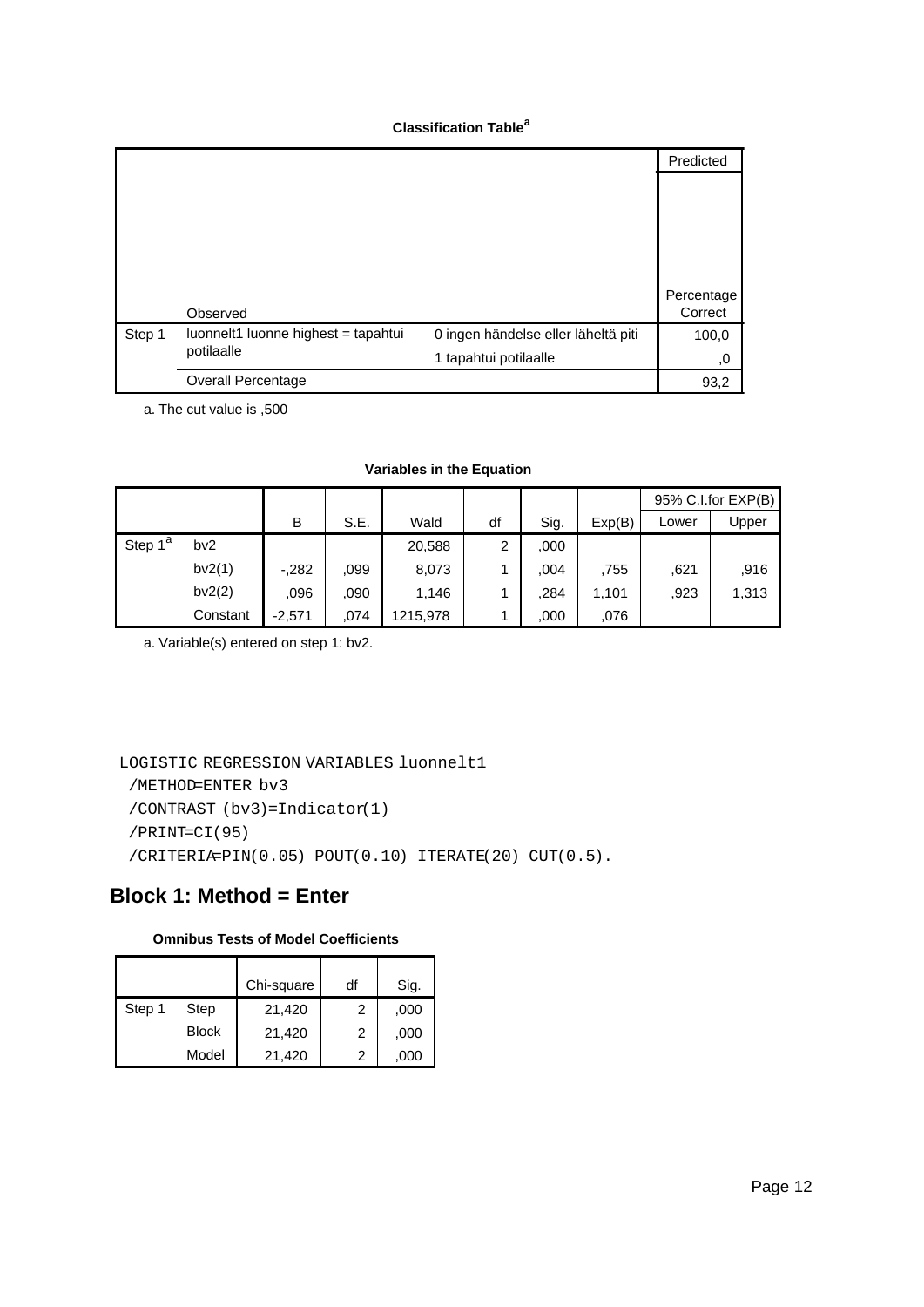**Classification Table[a]**

| | Observed | | Predicted |
|---|---|---|---|
| | | | Percentage Correct |
| Step 1 | luonnelt1 luonne highest = tapahtui potilaalle | 0 ingen händelse eller läheltä piti | 100,0 |
| | | 1 tapahtui potilaalle | ,0 |
| | Overall Percentage | | 93,2 |

a. The cut value is ,500

**Variables in the Equation**

| | | B | S.E. | Wald | df | Sig. | Exp(B) | 95% C.I.for EXP(B) | |
|---|---|---|---|---|---|---|---|---|---|
| | | | | | | | | Lower | Upper |
| Step 1[a] | bv2 | | | 20,588 | 2 | ,000 | | | |
| | bv2(1) | -,282 | ,099 | 8,073 | 1 | ,004 | ,755 | ,621 | ,916 |
| | bv2(2) | ,096 | ,090 | 1,146 | 1 | ,284 | 1,101 | ,923 | 1,313 |
| | Constant | -2,571 | ,074 | 1215,978 | 1 | ,000 | ,076 | | |

a. Variable(s) entered on step 1: bv2.

```
LOGISTIC REGRESSION VARIABLES luonnelt1
 /METHOD=ENTER bv3
 /CONTRAST (bv3)=Indicator(1)
 /PRINT=CI(95)
 /CRITERIA=PIN(0.05) POUT(0.10) ITERATE(20) CUT(0.5).
```

## Block 1: Method = Enter

**Omnibus Tests of Model Coefficients**

| | | Chi-square | df | Sig. |
|---|---|---|---|---|
| Step 1 | Step | 21,420 | 2 | ,000 |
| | Block | 21,420 | 2 | ,000 |
| | Model | 21,420 | 2 | ,000 |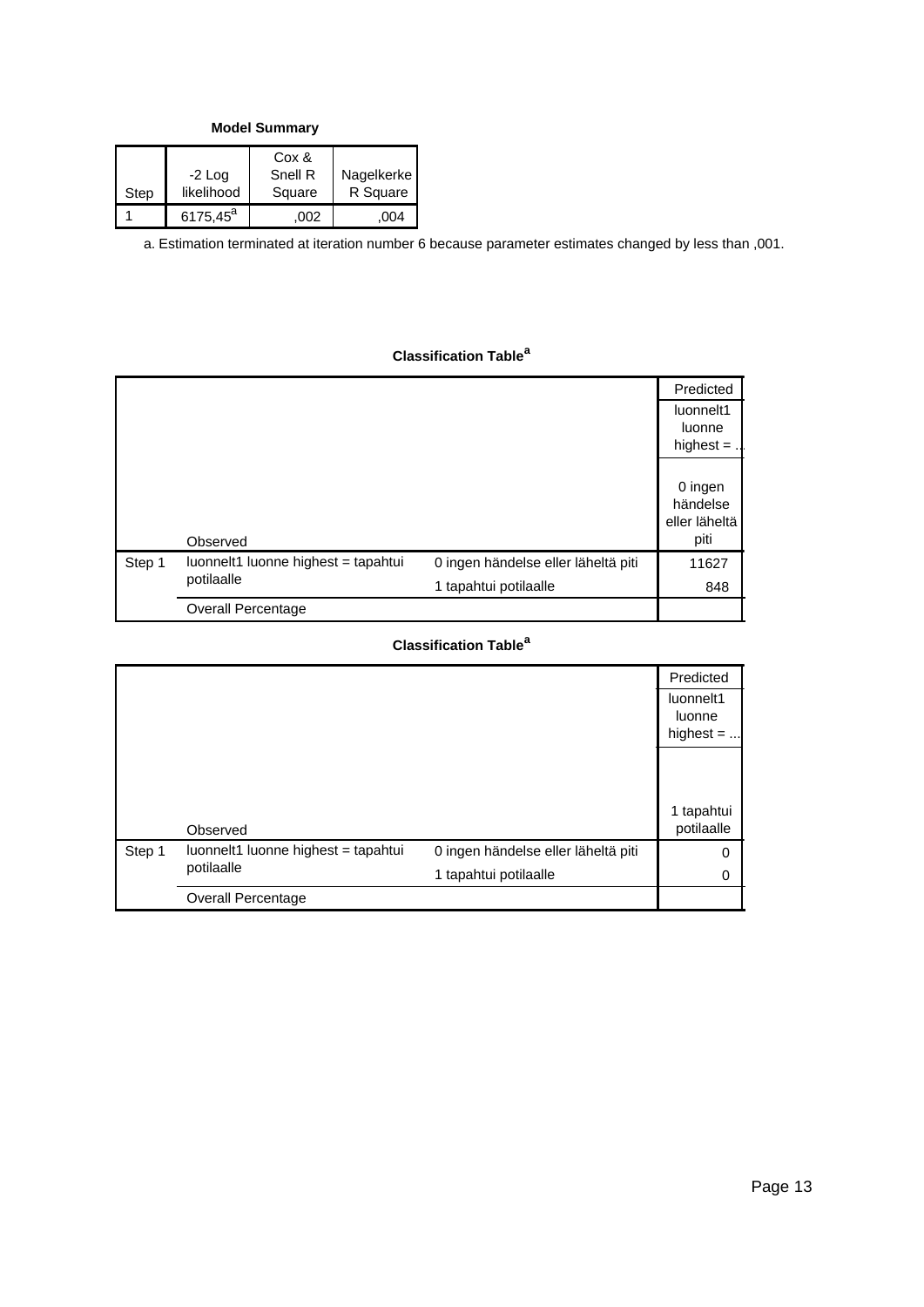**Model Summary**

| Step | -2 Log likelihood | Cox & Snell R Square | Nagelkerke R Square |
|---|---|---|---|
| 1 | 6175,45[a] | ,002 | ,004 |

a. Estimation terminated at iteration number 6 because parameter estimates changed by less than ,001.

**Classification Table[a]**

| | | | Predicted |
|---|---|---|---|
| | | | luonnelt1 luonne highest = ... |
| | Observed | | 0 ingen händelse eller läheltä piti |
| Step 1 | luonnelt1 luonne highest = tapahtui potilaalle | 0 ingen händelse eller läheltä piti | 11627 |
| | | 1 tapahtui potilaalle | 848 |
| | Overall Percentage | | |

**Classification Table[a]**

| | | | Predicted |
|---|---|---|---|
| | | | luonnelt1 luonne highest = ... |
| | Observed | | 1 tapahtui potilaalle |
| Step 1 | luonnelt1 luonne highest = tapahtui potilaalle | 0 ingen händelse eller läheltä piti | 0 |
| | | 1 tapahtui potilaalle | 0 |
| | Overall Percentage | | |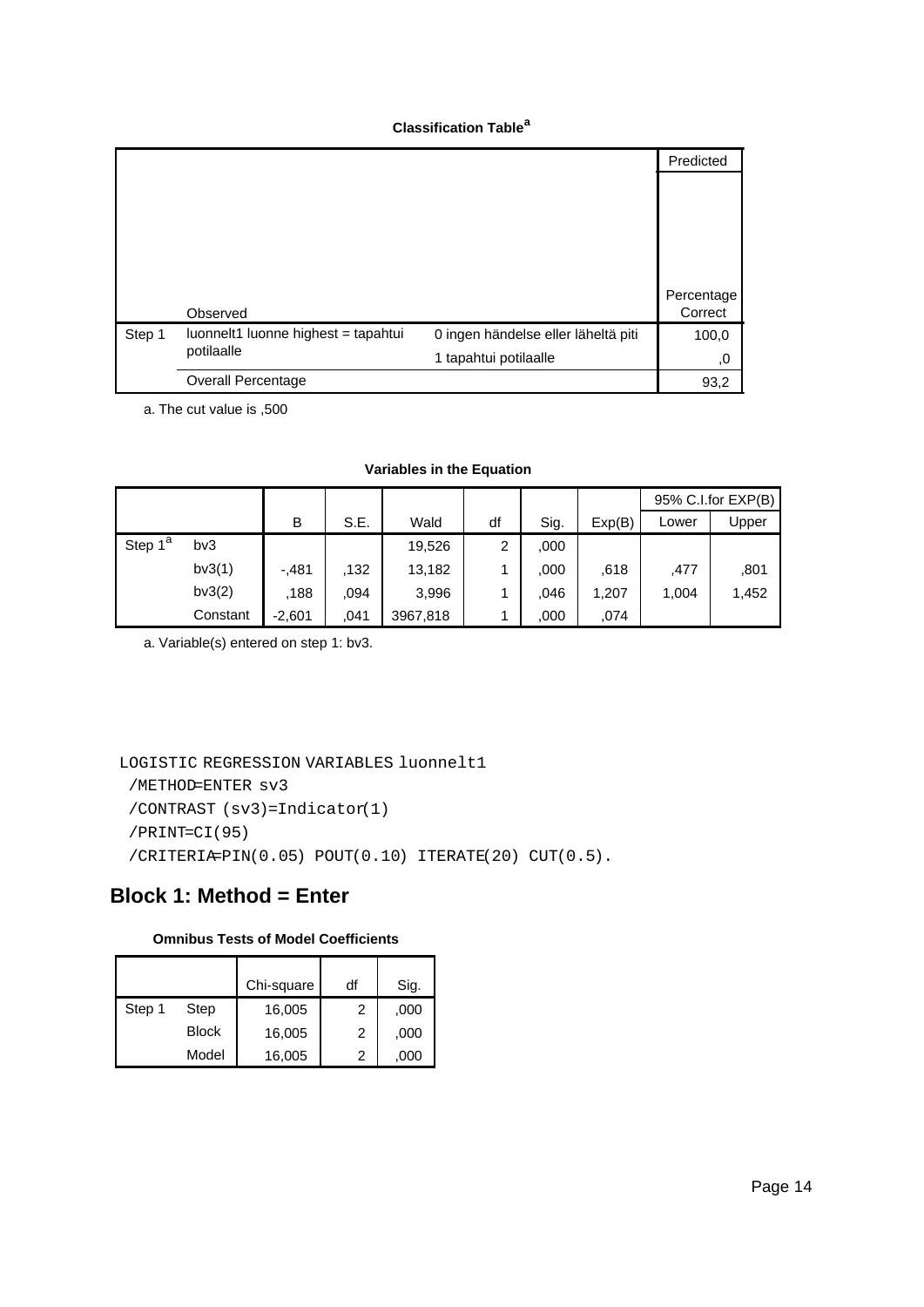**Classification Table[a]**

| | Observed | | Predicted |
|---|---|---|---|
| | | | Percentage Correct |
| Step 1 | luonnelt1 luonne highest = tapahtui potilaalle | 0 ingen händelse eller läheltä piti | 100,0 |
| | | 1 tapahtui potilaalle | ,0 |
| | Overall Percentage | | 93,2 |

a. The cut value is ,500

**Variables in the Equation**

| | | B | S.E. | Wald | df | Sig. | Exp(B) | 95% C.I.for EXP(B) | |
|---|---|---|---|---|---|---|---|---|---|
| | | | | | | | | Lower | Upper |
| Step 1[a] | bv3 | | | 19,526 | 2 | ,000 | | | |
| | bv3(1) | -,481 | ,132 | 13,182 | 1 | ,000 | ,618 | ,477 | ,801 |
| | bv3(2) | ,188 | ,094 | 3,996 | 1 | ,046 | 1,207 | 1,004 | 1,452 |
| | Constant | -2,601 | ,041 | 3967,818 | 1 | ,000 | ,074 | | |

a. Variable(s) entered on step 1: bv3.

```
LOGISTIC REGRESSION VARIABLES luonnelt1
 /METHOD=ENTER sv3
 /CONTRAST (sv3)=Indicator(1)
 /PRINT=CI(95)
 /CRITERIA=PIN(0.05) POUT(0.10) ITERATE(20) CUT(0.5).
```

## Block 1: Method = Enter

**Omnibus Tests of Model Coefficients**

| | | Chi-square | df | Sig. |
|---|---|---|---|---|
| Step 1 | Step | 16,005 | 2 | ,000 |
| | Block | 16,005 | 2 | ,000 |
| | Model | 16,005 | 2 | ,000 |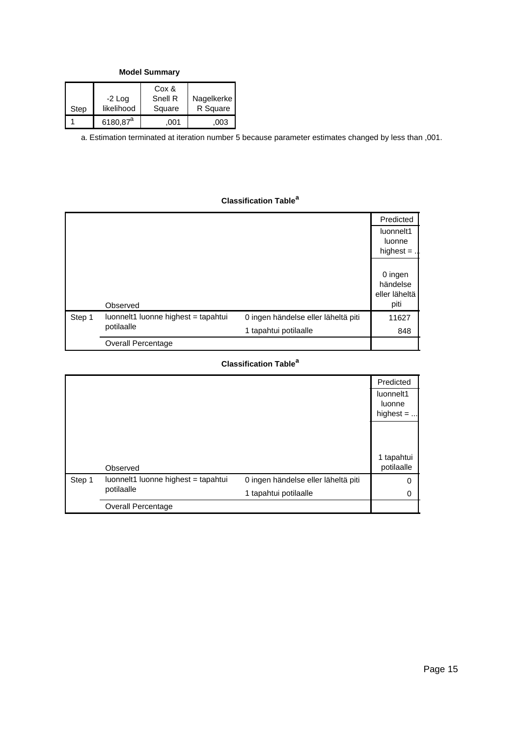**Model Summary**

| Step | -2 Log likelihood | Cox & Snell R Square | Nagelkerke R Square |
|---|---|---|---|
| 1 | 6180,87[a] | ,001 | ,003 |

a. Estimation terminated at iteration number 5 because parameter estimates changed by less than ,001.

**Classification Table[a]**

| Observed | | | Predicted: luonnelt1 luonne highest = ... 0 ingen händelse eller läheltä piti |
|---|---|---|---|
| Step 1 | luonnelt1 luonne highest = tapahtui potilaalle | 0 ingen händelse eller läheltä piti | 11627 |
| | | 1 tapahtui potilaalle | 848 |
| | Overall Percentage | | |

**Classification Table[a]**

| Observed | | | Predicted: luonnelt1 luonne highest = ... 1 tapahtui potilaalle |
|---|---|---|---|
| Step 1 | luonnelt1 luonne highest = tapahtui potilaalle | 0 ingen händelse eller läheltä piti | 0 |
| | | 1 tapahtui potilaalle | 0 |
| | Overall Percentage | | |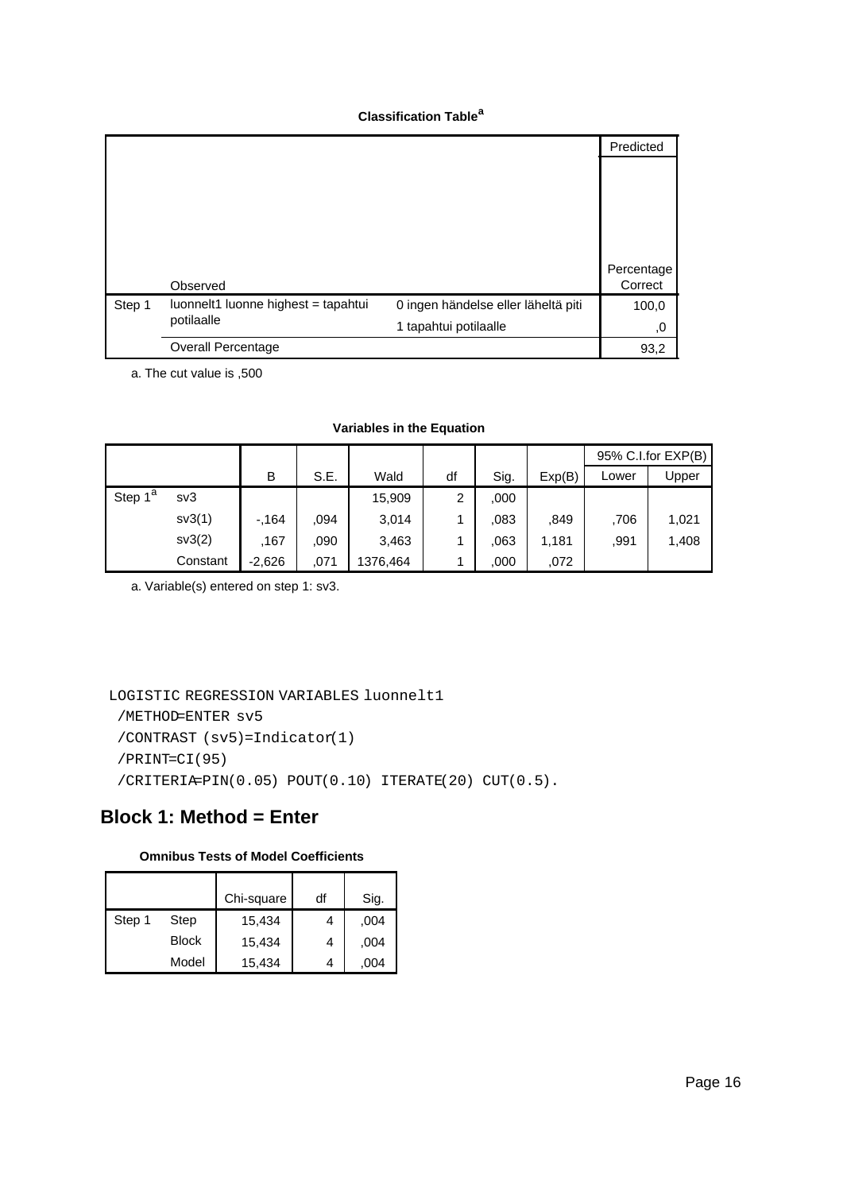**Classification Table[a]**

| | Observed | | Predicted |
|---|---|---|---|
| | | | Percentage Correct |
| Step 1 | luonnelt1 luonne highest = tapahtui potilaalle | 0 ingen händelse eller läheltä piti | 100,0 |
| | | 1 tapahtui potilaalle | ,0 |
| | Overall Percentage | | 93,2 |

a. The cut value is ,500

**Variables in the Equation**

| | | B | S.E. | Wald | df | Sig. | Exp(B) | 95% C.I.for EXP(B) | |
|---|---|---|---|---|---|---|---|---|---|
| | | | | | | | | Lower | Upper |
| Step 1[a] | sv3 | | | 15,909 | 2 | ,000 | | | |
| | sv3(1) | -,164 | ,094 | 3,014 | 1 | ,083 | ,849 | ,706 | 1,021 |
| | sv3(2) | ,167 | ,090 | 3,463 | 1 | ,063 | 1,181 | ,991 | 1,408 |
| | Constant | -2,626 | ,071 | 1376,464 | 1 | ,000 | ,072 | | |

a. Variable(s) entered on step 1: sv3.

```
LOGISTIC REGRESSION VARIABLES luonnelt1
  /METHOD=ENTER sv5
  /CONTRAST (sv5)=Indicator(1)
  /PRINT=CI(95)
  /CRITERIA=PIN(0.05) POUT(0.10) ITERATE(20) CUT(0.5).
```

## Block 1: Method = Enter

**Omnibus Tests of Model Coefficients**

| | | Chi-square | df | Sig. |
|---|---|---|---|---|
| Step 1 | Step | 15,434 | 4 | ,004 |
| | Block | 15,434 | 4 | ,004 |
| | Model | 15,434 | 4 | ,004 |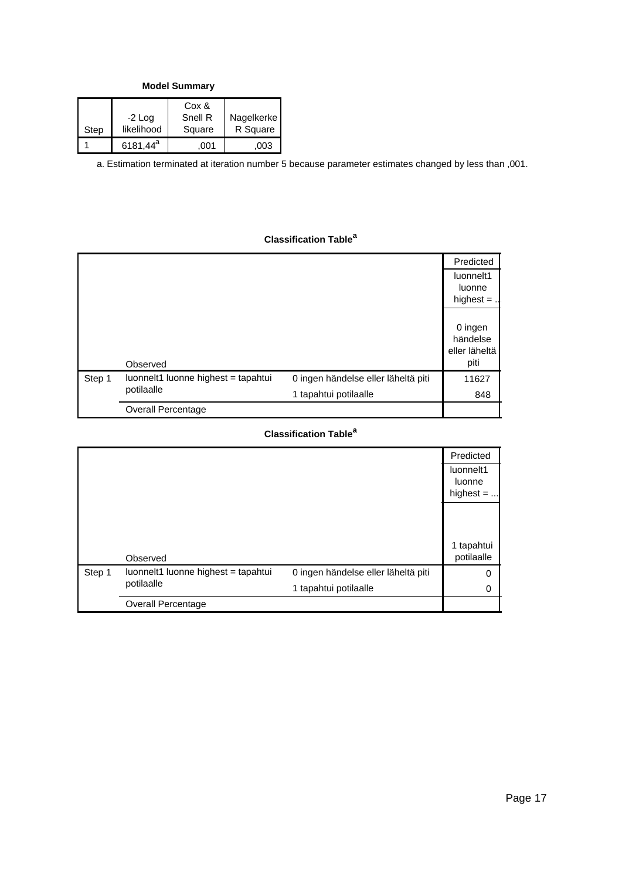**Model Summary**

| Step | -2 Log likelihood | Cox & Snell R Square | Nagelkerke R Square |
|---|---|---|---|
| 1 | 6181,44[a] | ,001 | ,003 |

a. Estimation terminated at iteration number 5 because parameter estimates changed by less than ,001.

**Classification Table[a]**

| | Observed | | Predicted luonnelt1 luonne highest = ... 0 ingen händelse eller läheltä piti |
|---|---|---|---|
| Step 1 | luonnelt1 luonne highest = tapahtui potilaalle | 0 ingen händelse eller läheltä piti | 11627 |
| | | 1 tapahtui potilaalle | 848 |
| | Overall Percentage | | |

**Classification Table[a]**

| | Observed | | Predicted luonnelt1 luonne highest = ... 1 tapahtui potilaalle |
|---|---|---|---|
| Step 1 | luonnelt1 luonne highest = tapahtui potilaalle | 0 ingen händelse eller läheltä piti | 0 |
| | | 1 tapahtui potilaalle | 0 |
| | Overall Percentage | | |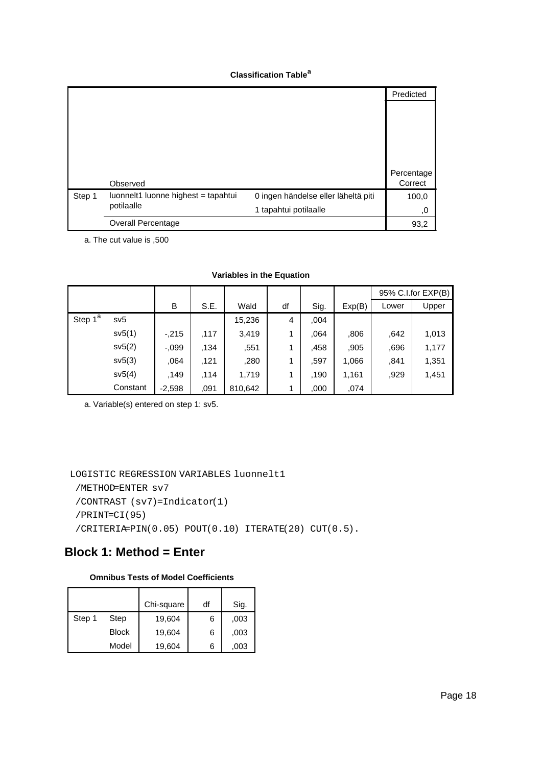**Classification Table[a]**

| | Observed | | Predicted |
|---|---|---|---|
| | | | Percentage Correct |
| Step 1 | luonnelt1 luonne highest = tapahtui potilaalle | 0 ingen händelse eller läheltä piti | 100,0 |
| | | 1 tapahtui potilaalle | ,0 |
| | Overall Percentage | | 93,2 |

a. The cut value is ,500

**Variables in the Equation**

| | | B | S.E. | Wald | df | Sig. | Exp(B) | 95% C.I.for EXP(B) | |
|---|---|---|---|---|---|---|---|---|---|
| | | | | | | | | Lower | Upper |
| Step 1[a] | sv5 | | | 15,236 | 4 | ,004 | | | |
| | sv5(1) | -,215 | ,117 | 3,419 | 1 | ,064 | ,806 | ,642 | 1,013 |
| | sv5(2) | -,099 | ,134 | ,551 | 1 | ,458 | ,905 | ,696 | 1,177 |
| | sv5(3) | ,064 | ,121 | ,280 | 1 | ,597 | 1,066 | ,841 | 1,351 |
| | sv5(4) | ,149 | ,114 | 1,719 | 1 | ,190 | 1,161 | ,929 | 1,451 |
| | Constant | -2,598 | ,091 | 810,642 | 1 | ,000 | ,074 | | |

a. Variable(s) entered on step 1: sv5.

```
LOGISTIC REGRESSION VARIABLES luonnelt1
 /METHOD=ENTER sv7
 /CONTRAST (sv7)=Indicator(1)
 /PRINT=CI(95)
 /CRITERIA=PIN(0.05) POUT(0.10) ITERATE(20) CUT(0.5).
```

## Block 1: Method = Enter

**Omnibus Tests of Model Coefficients**

| | | Chi-square | df | Sig. |
|---|---|---|---|---|
| Step 1 | Step | 19,604 | 6 | ,003 |
| | Block | 19,604 | 6 | ,003 |
| | Model | 19,604 | 6 | ,003 |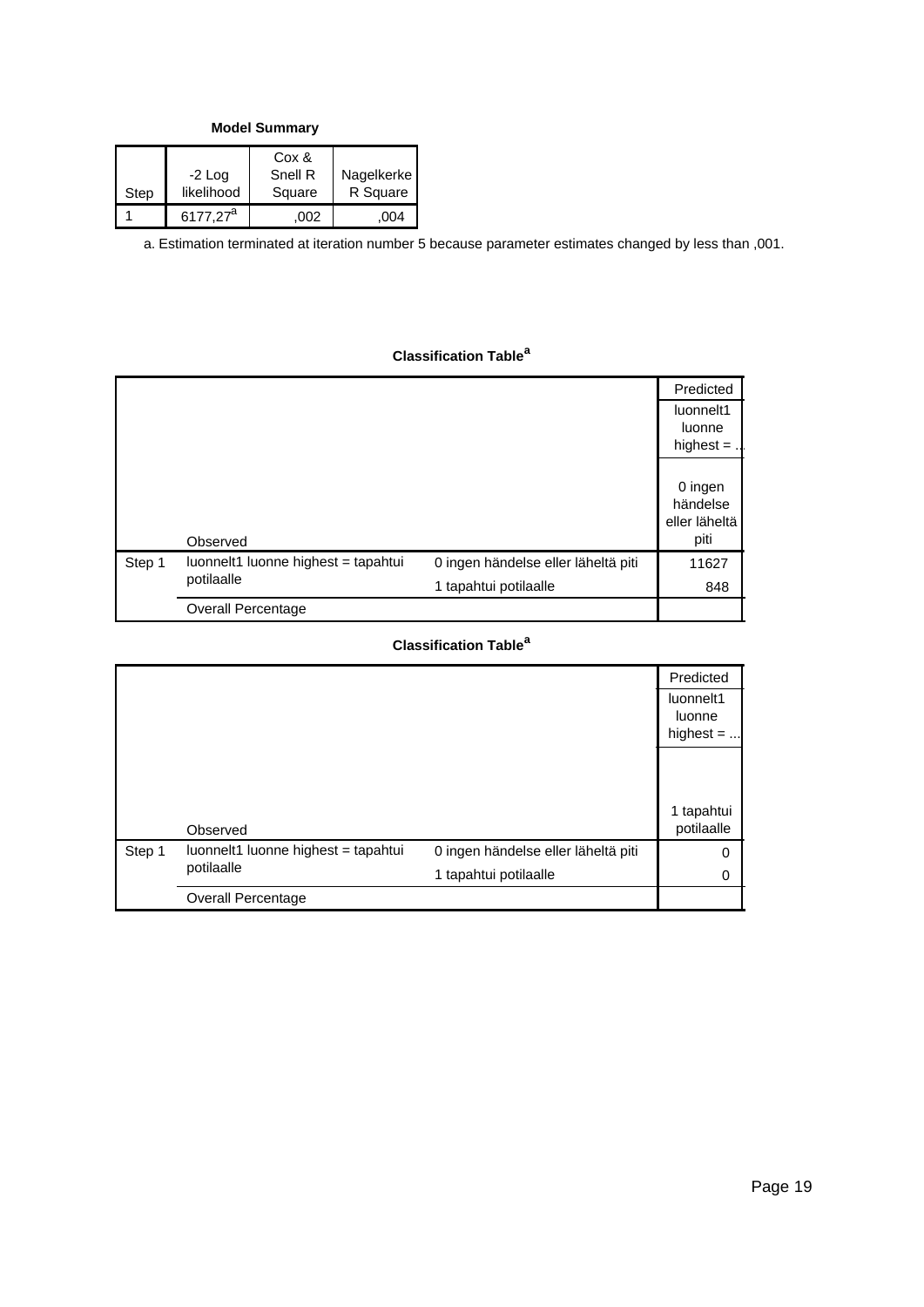**Model Summary**

| Step | -2 Log likelihood | Cox & Snell R Square | Nagelkerke R Square |
|---|---|---|---|
| 1 | 6177,27[a] | ,002 | ,004 |

a. Estimation terminated at iteration number 5 because parameter estimates changed by less than ,001.

**Classification Table[a]**

| | Observed | | Predicted: luonnelt1 luonne highest = ... 0 ingen händelse eller läheltä piti |
|---|---|---|---|
| Step 1 | luonnelt1 luonne highest = tapahtui potilaalle | 0 ingen händelse eller läheltä piti | 11627 |
| | | 1 tapahtui potilaalle | 848 |
| | Overall Percentage | | |

**Classification Table[a]**

| | Observed | | Predicted: luonnelt1 luonne highest = ... 1 tapahtui potilaalle |
|---|---|---|---|
| Step 1 | luonnelt1 luonne highest = tapahtui potilaalle | 0 ingen händelse eller läheltä piti | 0 |
| | | 1 tapahtui potilaalle | 0 |
| | Overall Percentage | | |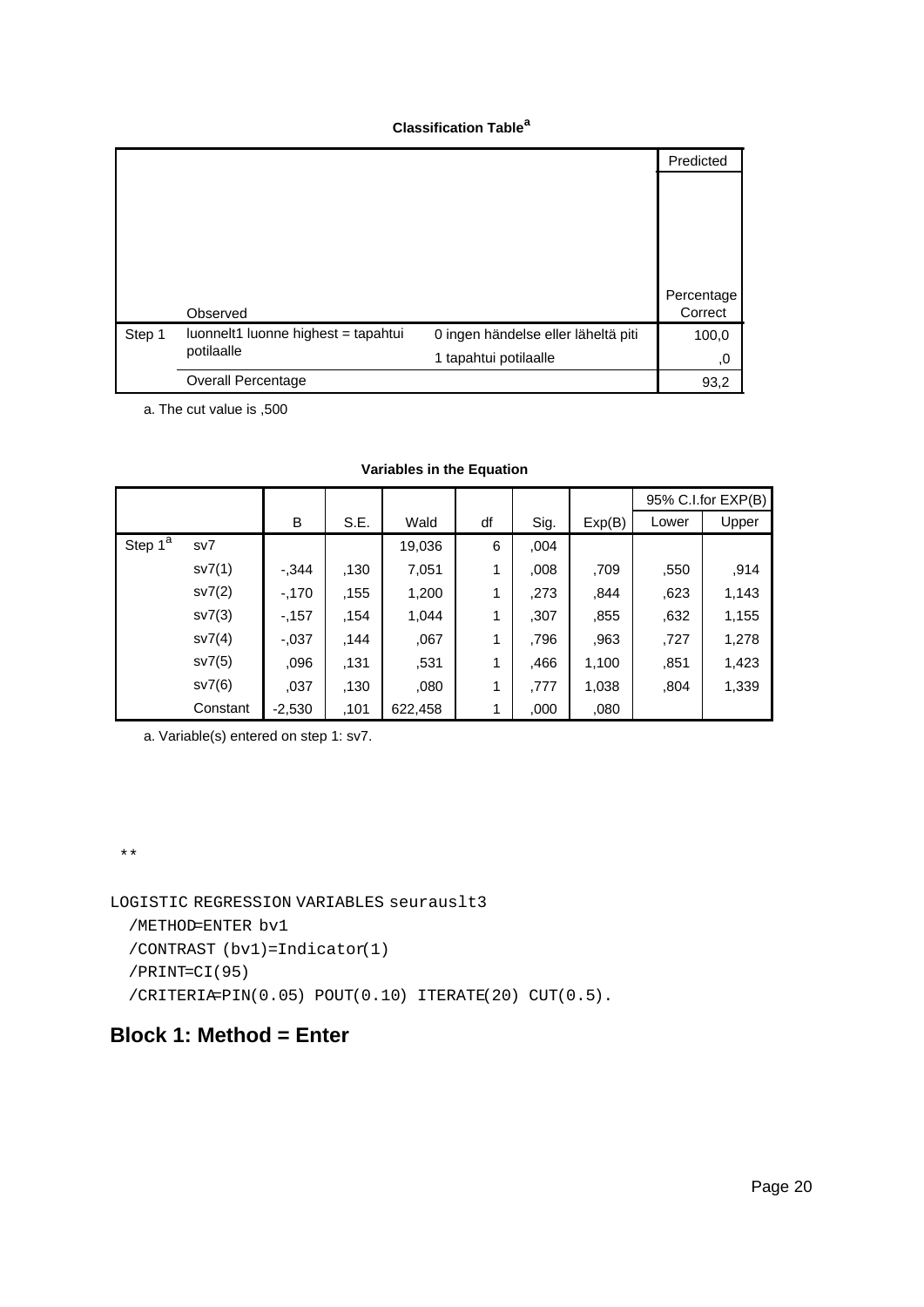**Classification Table[a]**

| | Observed | | Predicted |
|---|---|---|---|
| | | | Percentage Correct |
| Step 1 | luonnelt1 luonne highest = tapahtui potilaalle | 0 ingen händelse eller läheltä piti | 100,0 |
| | | 1 tapahtui potilaalle | ,0 |
| | Overall Percentage | | 93,2 |

a. The cut value is ,500

**Variables in the Equation**

| | | B | S.E. | Wald | df | Sig. | Exp(B) | 95% C.I.for EXP(B) | |
|---|---|---|---|---|---|---|---|---|---|
| | | | | | | | | Lower | Upper |
| Step 1[a] | sv7 | | | 19,036 | 6 | ,004 | | | |
| | sv7(1) | -,344 | ,130 | 7,051 | 1 | ,008 | ,709 | ,550 | ,914 |
| | sv7(2) | -,170 | ,155 | 1,200 | 1 | ,273 | ,844 | ,623 | 1,143 |
| | sv7(3) | -,157 | ,154 | 1,044 | 1 | ,307 | ,855 | ,632 | 1,155 |
| | sv7(4) | -,037 | ,144 | ,067 | 1 | ,796 | ,963 | ,727 | 1,278 |
| | sv7(5) | ,096 | ,131 | ,531 | 1 | ,466 | 1,100 | ,851 | 1,423 |
| | sv7(6) | ,037 | ,130 | ,080 | 1 | ,777 | 1,038 | ,804 | 1,339 |
| | Constant | -2,530 | ,101 | 622,458 | 1 | ,000 | ,080 | | |

a. Variable(s) entered on step 1: sv7.

**

```
LOGISTIC REGRESSION VARIABLES seurauslt3
  /METHOD=ENTER bv1
  /CONTRAST (bv1)=Indicator(1)
  /PRINT=CI(95)
  /CRITERIA=PIN(0.05) POUT(0.10) ITERATE(20) CUT(0.5).
```

## Block 1: Method = Enter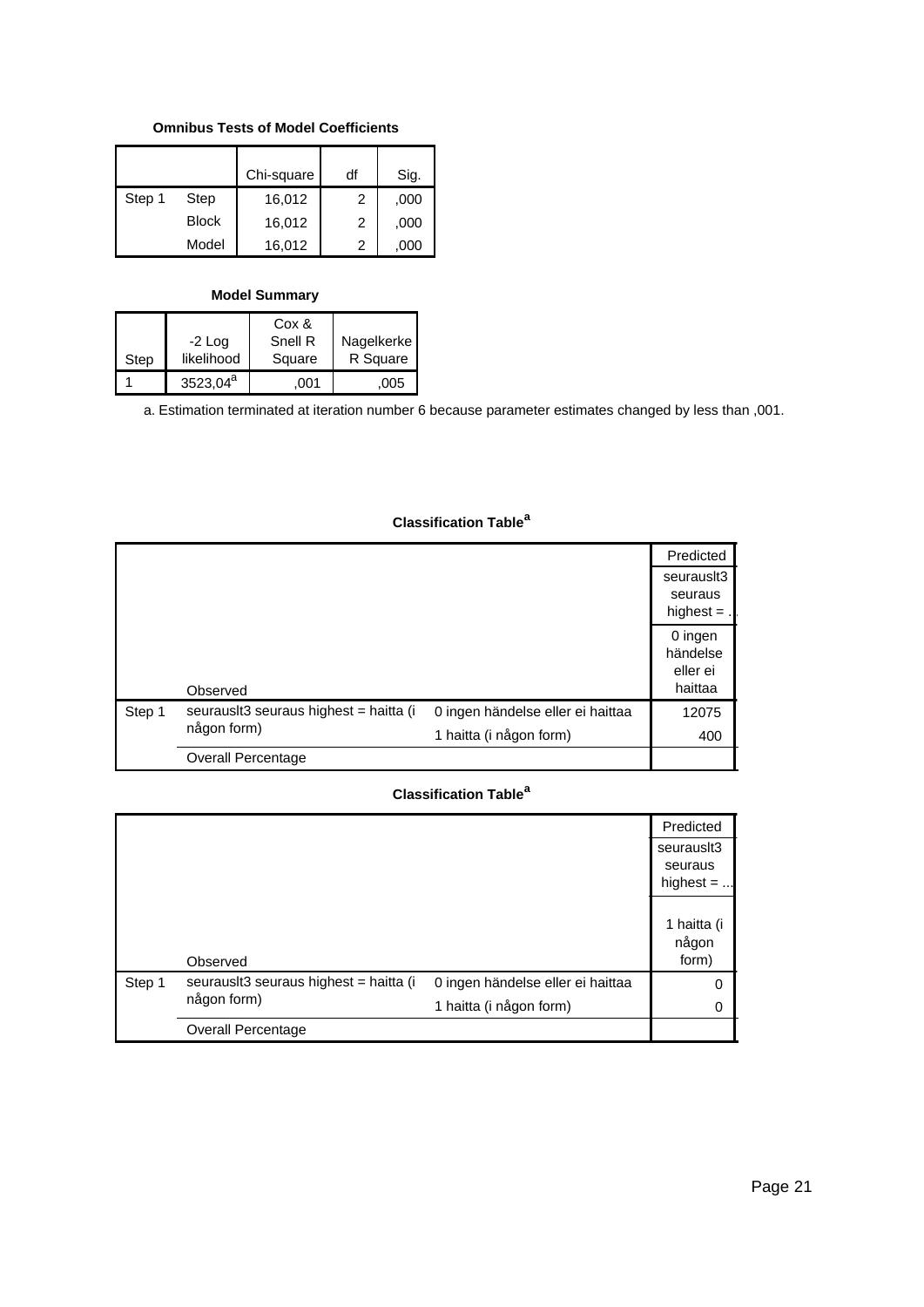**Omnibus Tests of Model Coefficients**

| | | Chi-square | df | Sig. |
|---|---|---|---|---|
| Step 1 | Step | 16,012 | 2 | ,000 |
| | Block | 16,012 | 2 | ,000 |
| | Model | 16,012 | 2 | ,000 |

**Model Summary**

| Step | -2 Log likelihood | Cox & Snell R Square | Nagelkerke R Square |
|---|---|---|---|
| 1 | 3523,04[a] | ,001 | ,005 |

a. Estimation terminated at iteration number 6 because parameter estimates changed by less than ,001.

**Classification Table[a]**

| | Observed | | Predicted: seurauslt3 seuraus highest = ... 0 ingen händelse eller ei haittaa |
|---|---|---|---|
| Step 1 | seurauslt3 seuraus highest = haitta (i någon form) | 0 ingen händelse eller ei haittaa | 12075 |
| | | 1 haitta (i någon form) | 400 |
| | Overall Percentage | | |

**Classification Table[a]**

| | Observed | | Predicted: seurauslt3 seuraus highest = ... 1 haitta (i någon form) |
|---|---|---|---|
| Step 1 | seurauslt3 seuraus highest = haitta (i någon form) | 0 ingen händelse eller ei haittaa | 0 |
| | | 1 haitta (i någon form) | 0 |
| | Overall Percentage | | |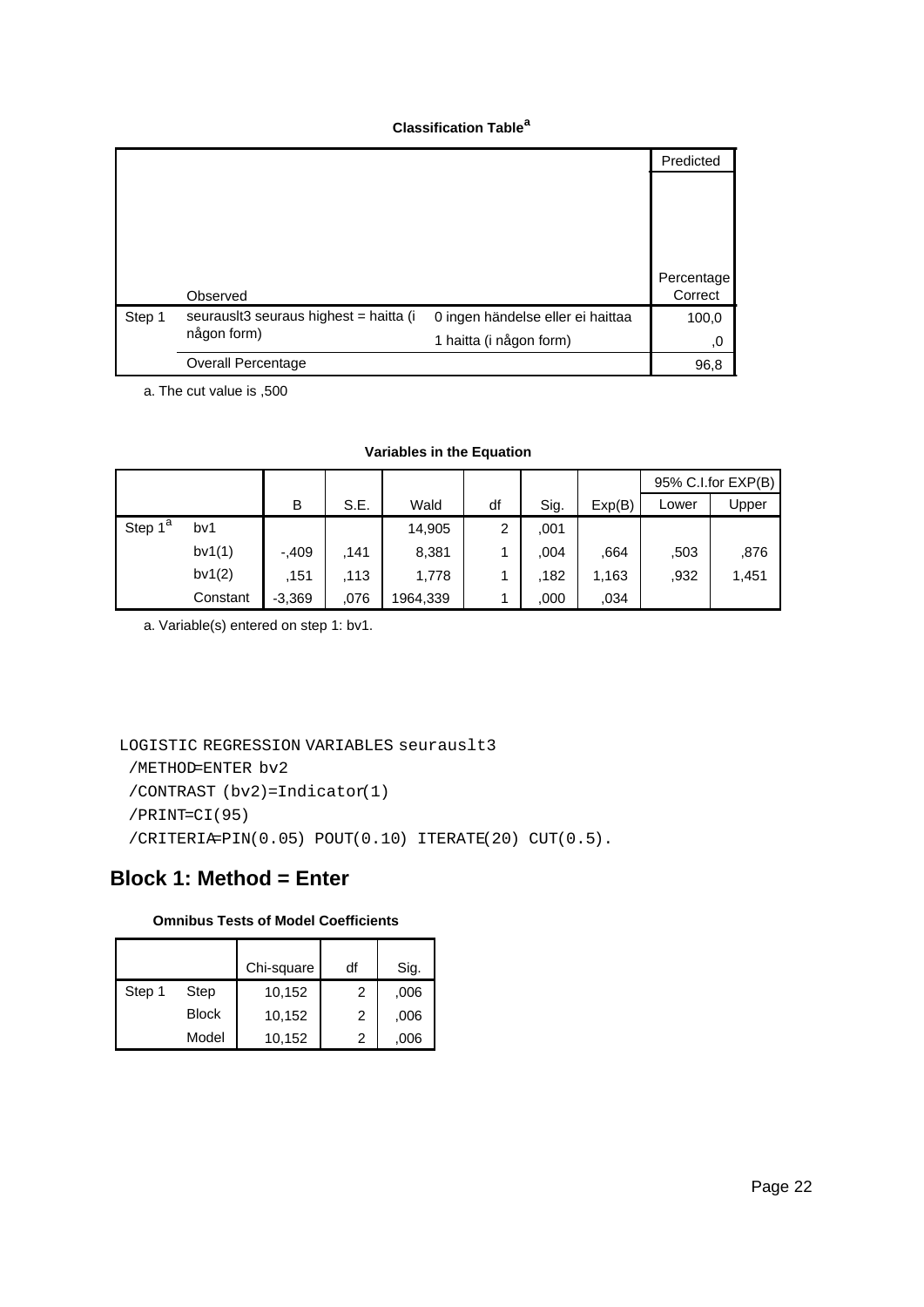**Classification Table[a]**

| | Observed | | Predicted Percentage Correct |
|---|---|---|---|
| Step 1 | seurauslt3 seuraus highest = haitta (i någon form) | 0 ingen händelse eller ei haittaa | 100,0 |
| | | 1 haitta (i någon form) | ,0 |
| | Overall Percentage | | 96,8 |

a. The cut value is ,500

**Variables in the Equation**

| | | B | S.E. | Wald | df | Sig. | Exp(B) | 95% C.I.for EXP(B) | |
|---|---|---|---|---|---|---|---|---|---|
| | | | | | | | | Lower | Upper |
| Step 1[a] | bv1 | | | 14,905 | 2 | ,001 | | | |
| | bv1(1) | -,409 | ,141 | 8,381 | 1 | ,004 | ,664 | ,503 | ,876 |
| | bv1(2) | ,151 | ,113 | 1,778 | 1 | ,182 | 1,163 | ,932 | 1,451 |
| | Constant | -3,369 | ,076 | 1964,339 | 1 | ,000 | ,034 | | |

a. Variable(s) entered on step 1: bv1.

```
LOGISTIC REGRESSION VARIABLES seurauslt3
  /METHOD=ENTER bv2
  /CONTRAST (bv2)=Indicator(1)
  /PRINT=CI(95)
  /CRITERIA=PIN(0.05) POUT(0.10) ITERATE(20) CUT(0.5).
```

## Block 1: Method = Enter

**Omnibus Tests of Model Coefficients**

| | | Chi-square | df | Sig. |
|---|---|---|---|---|
| Step 1 | Step | 10,152 | 2 | ,006 |
| | Block | 10,152 | 2 | ,006 |
| | Model | 10,152 | 2 | ,006 |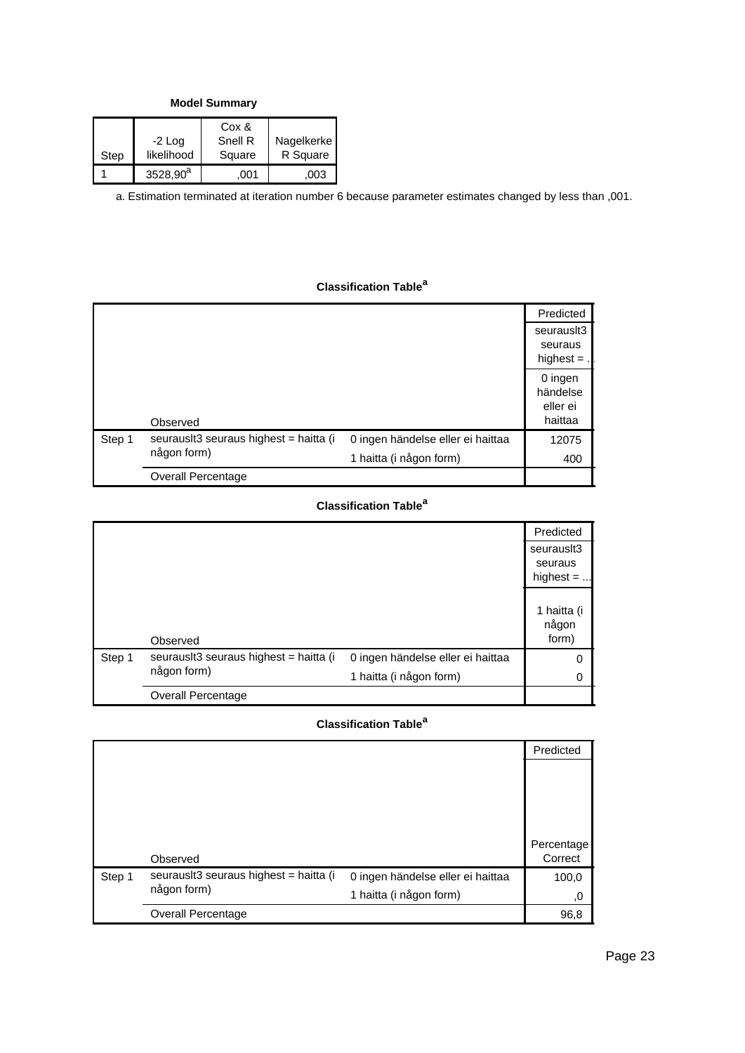**Model Summary**

| Step | -2 Log likelihood | Cox & Snell R Square | Nagelkerke R Square |
|---|---|---|---|
| 1 | 3528,90[a] | ,001 | ,003 |

a. Estimation terminated at iteration number 6 because parameter estimates changed by less than ,001.

**Classification Table[a]**

| | Observed | | Predicted: seurauslt3 seuraus highest = ... 0 ingen händelse eller ei haittaa | Predicted: seurauslt3 seuraus highest = ... 1 haitta (i någon form) | Predicted: Percentage Correct |
|---|---|---|---|---|---|
| Step 1 | seurauslt3 seuraus highest = haitta (i någon form) | 0 ingen händelse eller ei haittaa | 12075 | 0 | 100,0 |
| | | 1 haitta (i någon form) | 400 | 0 | ,0 |
| | Overall Percentage | | | | 96,8 |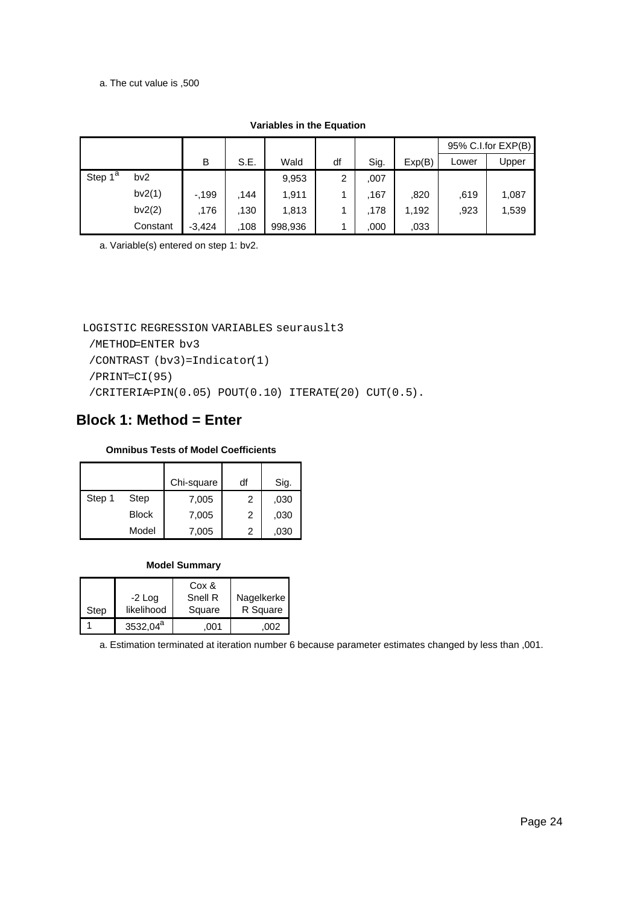a. The cut value is ,500

**Variables in the Equation**

| | | B | S.E. | Wald | df | Sig. | Exp(B) | 95% C.I.for EXP(B) | |
|---|---|---|---|---|---|---|---|---|---|
| | | | | | | | | Lower | Upper |
| Step 1[a] | bv2 | | | 9,953 | 2 | ,007 | | | |
| | bv2(1) | -,199 | ,144 | 1,911 | 1 | ,167 | ,820 | ,619 | 1,087 |
| | bv2(2) | ,176 | ,130 | 1,813 | 1 | ,178 | 1,192 | ,923 | 1,539 |
| | Constant | -3,424 | ,108 | 998,936 | 1 | ,000 | ,033 | | |

a. Variable(s) entered on step 1: bv2.

```
LOGISTIC REGRESSION VARIABLES seurauslt3
  /METHOD=ENTER bv3
  /CONTRAST (bv3)=Indicator(1)
  /PRINT=CI(95)
  /CRITERIA=PIN(0.05) POUT(0.10) ITERATE(20) CUT(0.5).
```

## Block 1: Method = Enter

**Omnibus Tests of Model Coefficients**

| | | Chi-square | df | Sig. |
|---|---|---|---|---|
| Step 1 | Step | 7,005 | 2 | ,030 |
| | Block | 7,005 | 2 | ,030 |
| | Model | 7,005 | 2 | ,030 |

**Model Summary**

| Step | -2 Log likelihood | Cox & Snell R Square | Nagelkerke R Square |
|---|---|---|---|
| 1 | 3532,04[a] | ,001 | ,002 |

a. Estimation terminated at iteration number 6 because parameter estimates changed by less than ,001.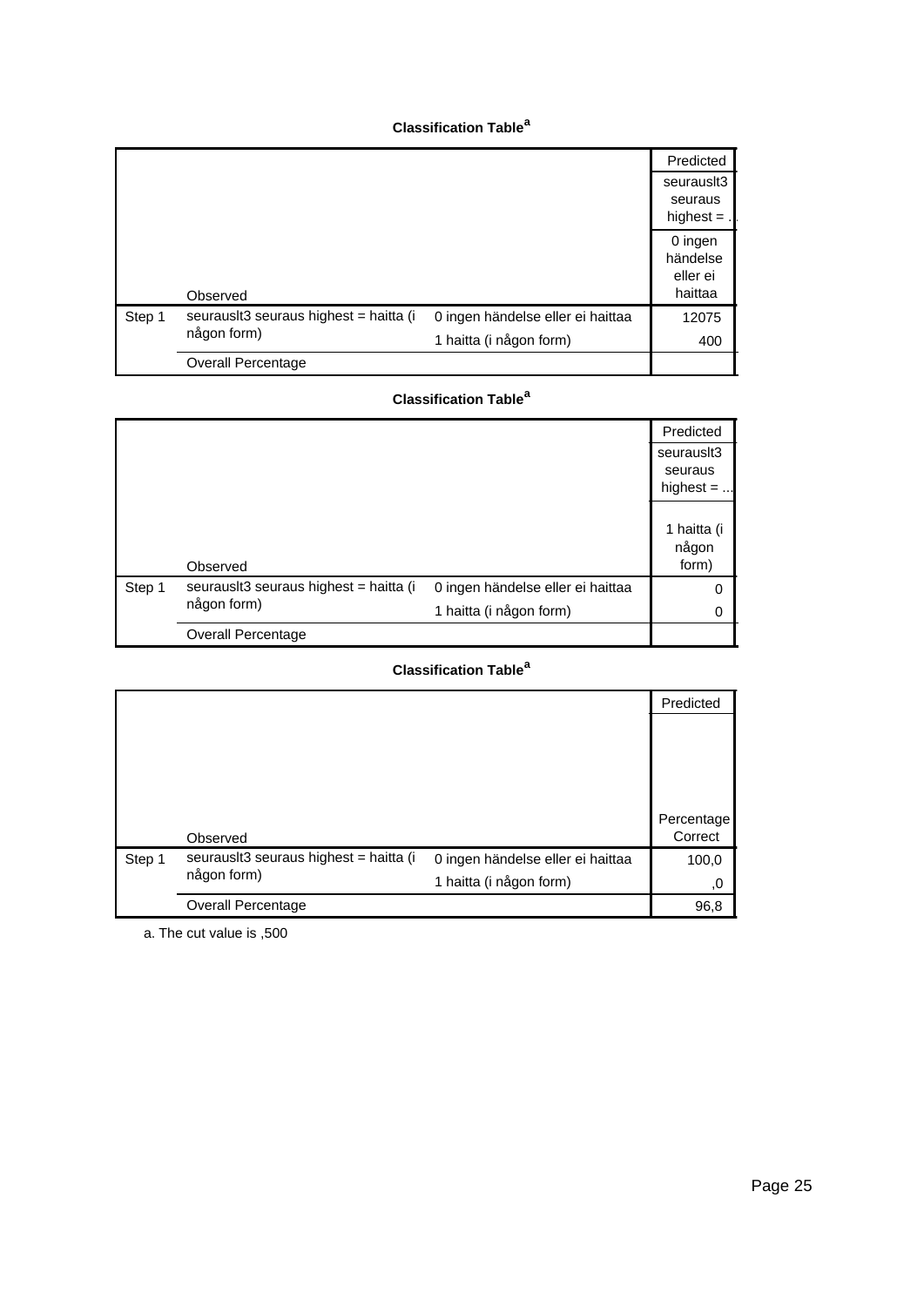**Classification Table[a]**

| | Observed | | Predicted | | |
|---|---|---|---|---|---|
| | | | seurauslt3 seuraus highest = ... | | |
| | | | 0 ingen händelse eller ei haittaa | 1 haitta (i någon form) | Percentage Correct |
| Step 1 | seurauslt3 seuraus highest = haitta (i någon form) | 0 ingen händelse eller ei haittaa | 12075 | 0 | 100,0 |
| | | 1 haitta (i någon form) | 400 | 0 | ,0 |
| | Overall Percentage | | | | 96,8 |

a. The cut value is ,500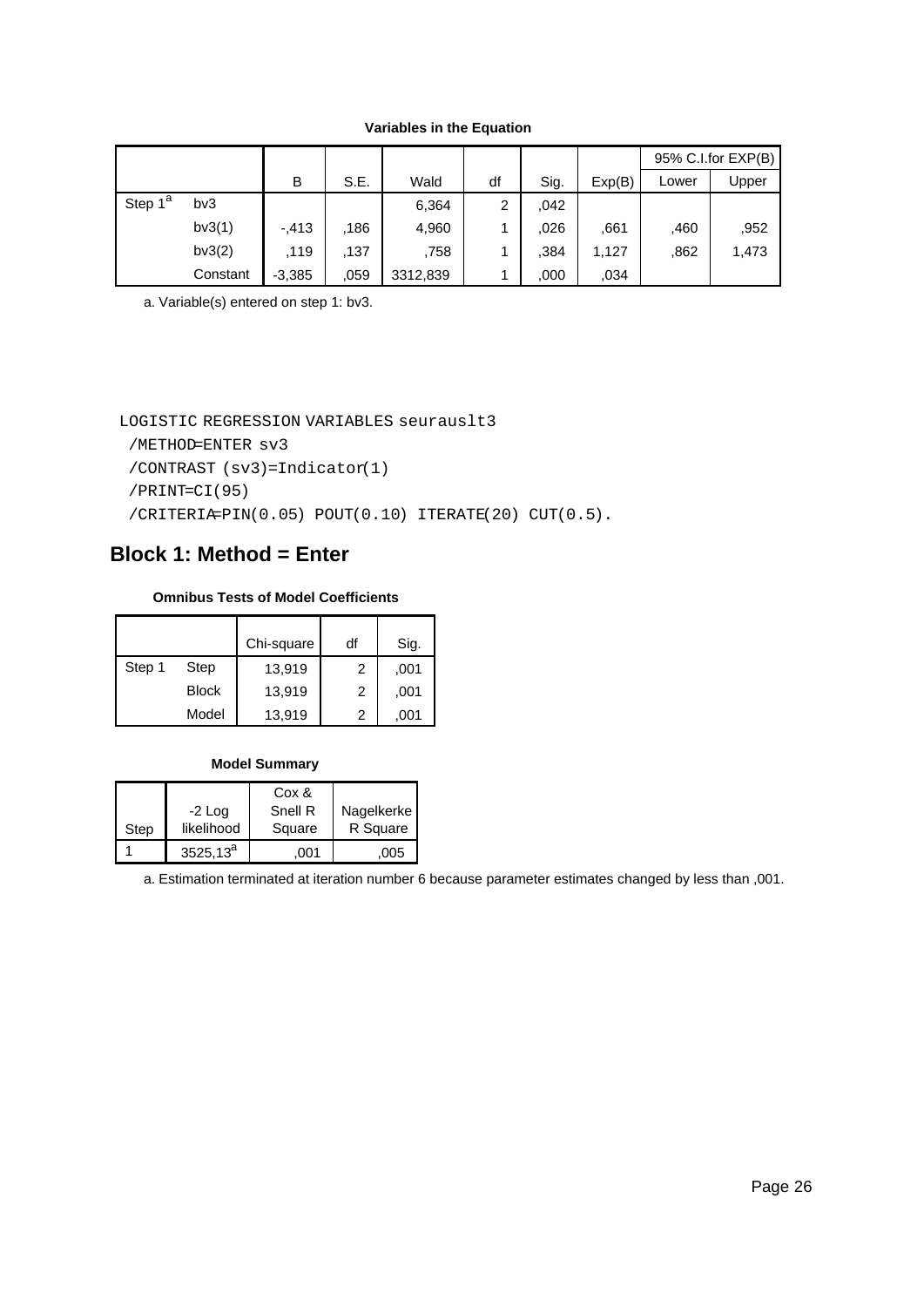**Variables in the Equation**

| | | B | S.E. | Wald | df | Sig. | Exp(B) | 95% C.I.for EXP(B) | |
|---|---|---|---|---|---|---|---|---|---|
| | | | | | | | | Lower | Upper |
| Step 1[a] | bv3 | | | 6,364 | 2 | ,042 | | | |
| | bv3(1) | -,413 | ,186 | 4,960 | 1 | ,026 | ,661 | ,460 | ,952 |
| | bv3(2) | ,119 | ,137 | ,758 | 1 | ,384 | 1,127 | ,862 | 1,473 |
| | Constant | -3,385 | ,059 | 3312,839 | 1 | ,000 | ,034 | | |

a. Variable(s) entered on step 1: bv3.

```
LOGISTIC REGRESSION VARIABLES seurauslt3
 /METHOD=ENTER sv3
 /CONTRAST (sv3)=Indicator(1)
 /PRINT=CI(95)
 /CRITERIA=PIN(0.05) POUT(0.10) ITERATE(20) CUT(0.5).
```

## Block 1: Method = Enter

**Omnibus Tests of Model Coefficients**

| | | Chi-square | df | Sig. |
|---|---|---|---|---|
| Step 1 | Step | 13,919 | 2 | ,001 |
| | Block | 13,919 | 2 | ,001 |
| | Model | 13,919 | 2 | ,001 |

**Model Summary**

| Step | -2 Log likelihood | Cox & Snell R Square | Nagelkerke R Square |
|---|---|---|---|
| 1 | 3525,13[a] | ,001 | ,005 |

a. Estimation terminated at iteration number 6 because parameter estimates changed by less than ,001.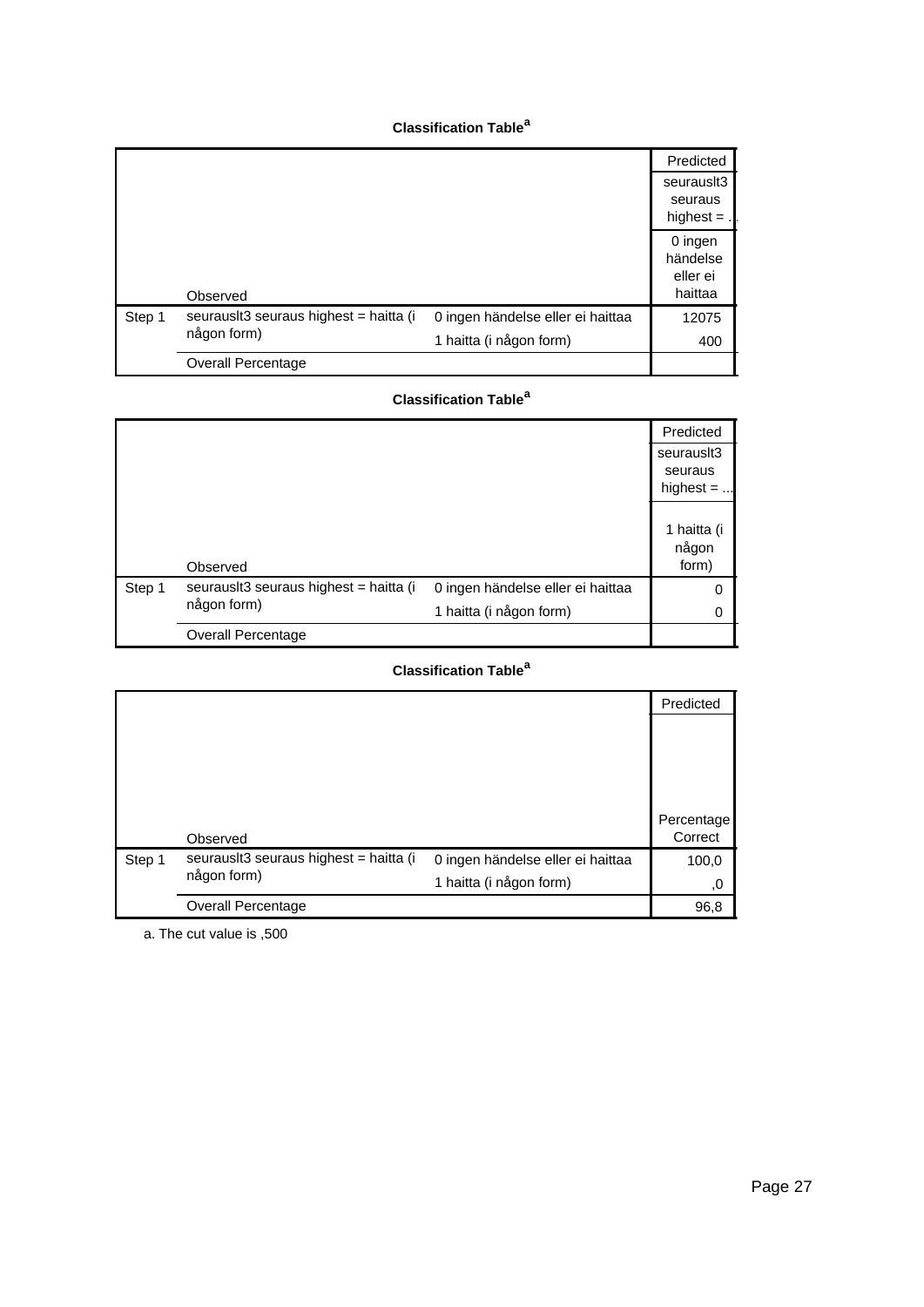**Classification Table[a]**

| | Observed | | Predicted |
|---|---|---|---|
| | | | seurauslt3 seuraus highest = ... |
| | | | 0 ingen händelse eller ei haittaa |
| Step 1 | seurauslt3 seuraus highest = haitta (i någon form) | 0 ingen händelse eller ei haittaa | 12075 |
| | | 1 haitta (i någon form) | 400 |
| | Overall Percentage | | |

**Classification Table[a]**

| | Observed | | Predicted |
|---|---|---|---|
| | | | seurauslt3 seuraus highest = ... |
| | | | 1 haitta (i någon form) |
| Step 1 | seurauslt3 seuraus highest = haitta (i någon form) | 0 ingen händelse eller ei haittaa | 0 |
| | | 1 haitta (i någon form) | 0 |
| | Overall Percentage | | |

**Classification Table[a]**

| | Observed | | Predicted |
|---|---|---|---|
| | | | Percentage Correct |
| Step 1 | seurauslt3 seuraus highest = haitta (i någon form) | 0 ingen händelse eller ei haittaa | 100,0 |
| | | 1 haitta (i någon form) | ,0 |
| | Overall Percentage | | 96,8 |

a. The cut value is ,500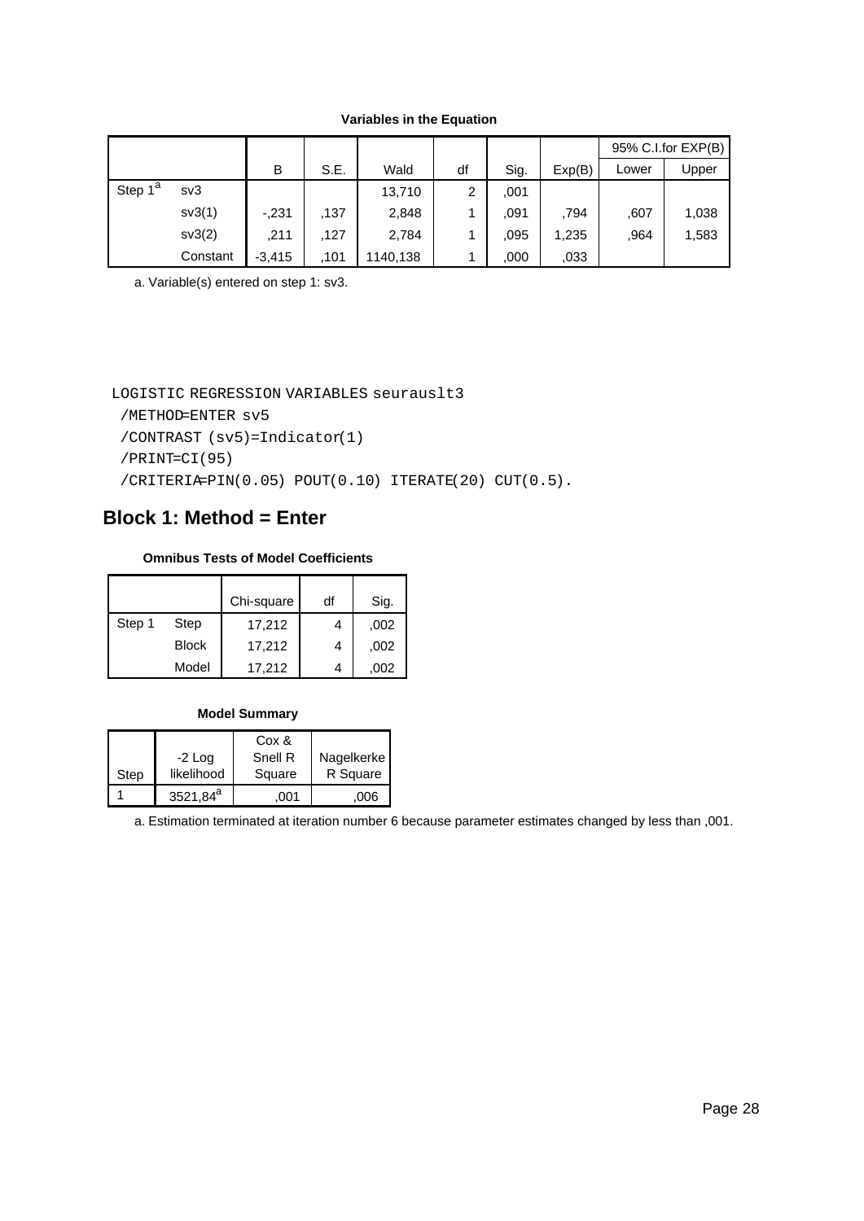**Variables in the Equation**

| | | B | S.E. | Wald | df | Sig. | Exp(B) | 95% C.I.for EXP(B) | |
|---|---|---|---|---|---|---|---|---|---|
| | | | | | | | | Lower | Upper |
| Step 1[a] | sv3 | | | 13,710 | 2 | ,001 | | | |
| | sv3(1) | -,231 | ,137 | 2,848 | 1 | ,091 | ,794 | ,607 | 1,038 |
| | sv3(2) | ,211 | ,127 | 2,784 | 1 | ,095 | 1,235 | ,964 | 1,583 |
| | Constant | -3,415 | ,101 | 1140,138 | 1 | ,000 | ,033 | | |

a. Variable(s) entered on step 1: sv3.

```
LOGISTIC REGRESSION VARIABLES seurauslt3
  /METHOD=ENTER sv5
  /CONTRAST (sv5)=Indicator(1)
  /PRINT=CI(95)
  /CRITERIA=PIN(0.05) POUT(0.10) ITERATE(20) CUT(0.5).
```

## Block 1: Method = Enter

**Omnibus Tests of Model Coefficients**

| | | Chi-square | df | Sig. |
|---|---|---|---|---|
| Step 1 | Step | 17,212 | 4 | ,002 |
| | Block | 17,212 | 4 | ,002 |
| | Model | 17,212 | 4 | ,002 |

**Model Summary**

| Step | -2 Log likelihood | Cox & Snell R Square | Nagelkerke R Square |
|---|---|---|---|
| 1 | 3521,84[a] | ,001 | ,006 |

a. Estimation terminated at iteration number 6 because parameter estimates changed by less than ,001.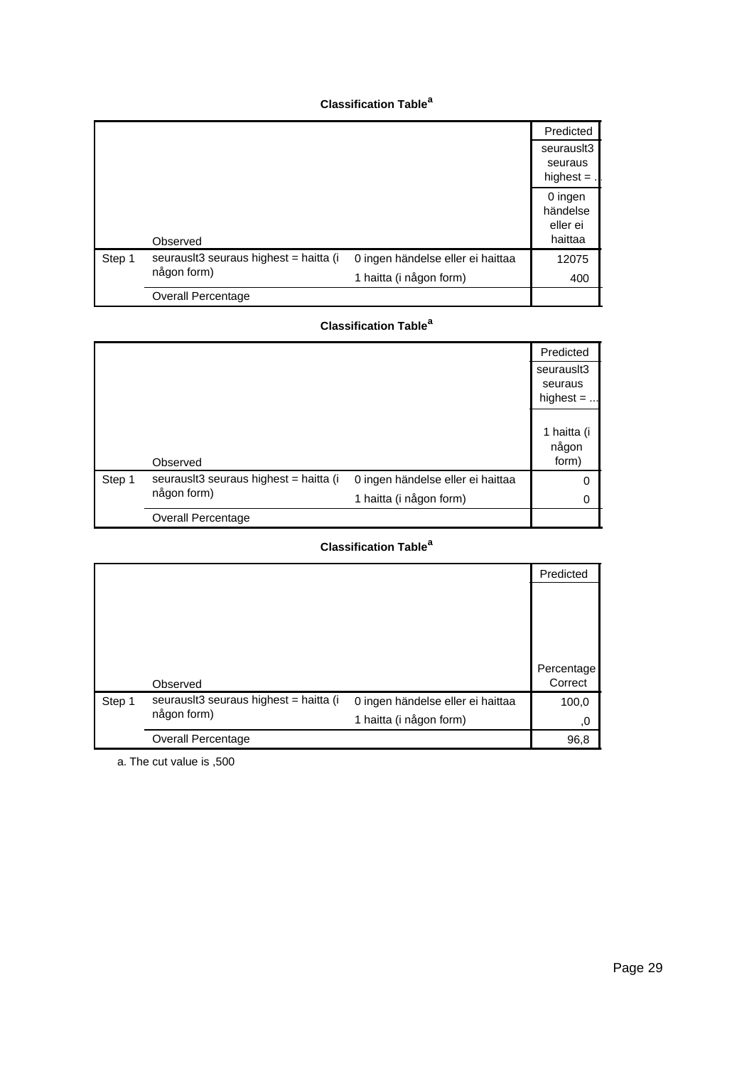**Classification Table[a]**

| | Observed | | Predicted |
|---|---|---|---|
| | | | seurauslt3 seuraus highest = ... |
| | | | 0 ingen händelse eller ei haittaa |
| Step 1 | seurauslt3 seuraus highest = haitta (i någon form) | 0 ingen händelse eller ei haittaa | 12075 |
| | | 1 haitta (i någon form) | 400 |
| | Overall Percentage | | |

**Classification Table[a]**

| | Observed | | Predicted |
|---|---|---|---|
| | | | seurauslt3 seuraus highest = ... |
| | | | 1 haitta (i någon form) |
| Step 1 | seurauslt3 seuraus highest = haitta (i någon form) | 0 ingen händelse eller ei haittaa | 0 |
| | | 1 haitta (i någon form) | 0 |
| | Overall Percentage | | |

**Classification Table[a]**

| | Observed | | Predicted |
|---|---|---|---|
| | | | Percentage Correct |
| Step 1 | seurauslt3 seuraus highest = haitta (i någon form) | 0 ingen händelse eller ei haittaa | 100,0 |
| | | 1 haitta (i någon form) | ,0 |
| | Overall Percentage | | 96,8 |

a. The cut value is ,500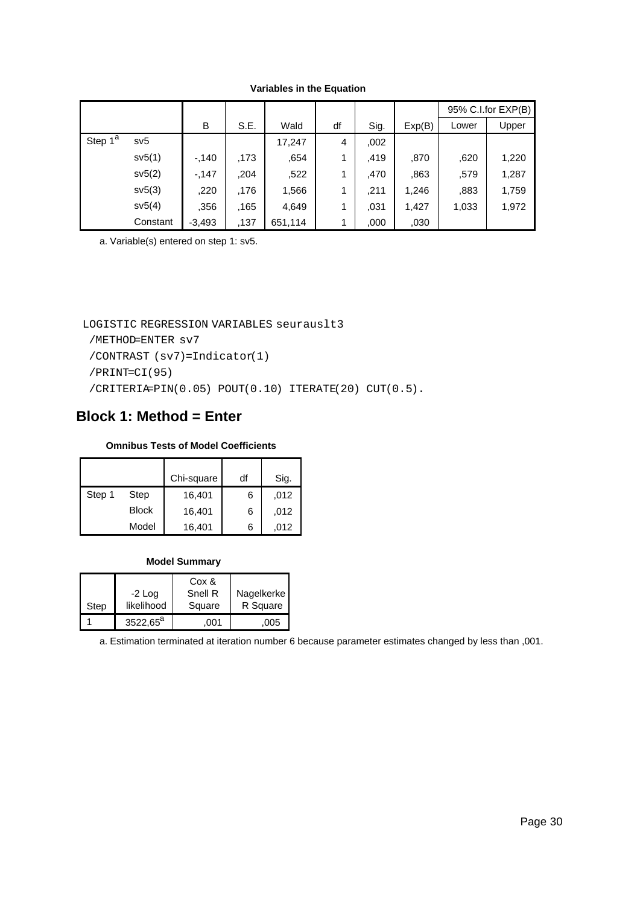**Variables in the Equation**

| | | B | S.E. | Wald | df | Sig. | Exp(B) | 95% C.I.for EXP(B) | |
|---|---|---|---|---|---|---|---|---|---|
| | | | | | | | | Lower | Upper |
| Step 1[a] | sv5 | | | 17,247 | 4 | ,002 | | | |
| | sv5(1) | -,140 | ,173 | ,654 | 1 | ,419 | ,870 | ,620 | 1,220 |
| | sv5(2) | -,147 | ,204 | ,522 | 1 | ,470 | ,863 | ,579 | 1,287 |
| | sv5(3) | ,220 | ,176 | 1,566 | 1 | ,211 | 1,246 | ,883 | 1,759 |
| | sv5(4) | ,356 | ,165 | 4,649 | 1 | ,031 | 1,427 | 1,033 | 1,972 |
| | Constant | -3,493 | ,137 | 651,114 | 1 | ,000 | ,030 | | |

a. Variable(s) entered on step 1: sv5.

```
LOGISTIC REGRESSION VARIABLES seurauslt3
 /METHOD=ENTER sv7
 /CONTRAST (sv7)=Indicator(1)
 /PRINT=CI(95)
 /CRITERIA=PIN(0.05) POUT(0.10) ITERATE(20) CUT(0.5).
```

## Block 1: Method = Enter

**Omnibus Tests of Model Coefficients**

| | | Chi-square | df | Sig. |
|---|---|---|---|---|
| Step 1 | Step | 16,401 | 6 | ,012 |
| | Block | 16,401 | 6 | ,012 |
| | Model | 16,401 | 6 | ,012 |

**Model Summary**

| Step | -2 Log likelihood | Cox & Snell R Square | Nagelkerke R Square |
|---|---|---|---|
| 1 | 3522,65[a] | ,001 | ,005 |

a. Estimation terminated at iteration number 6 because parameter estimates changed by less than ,001.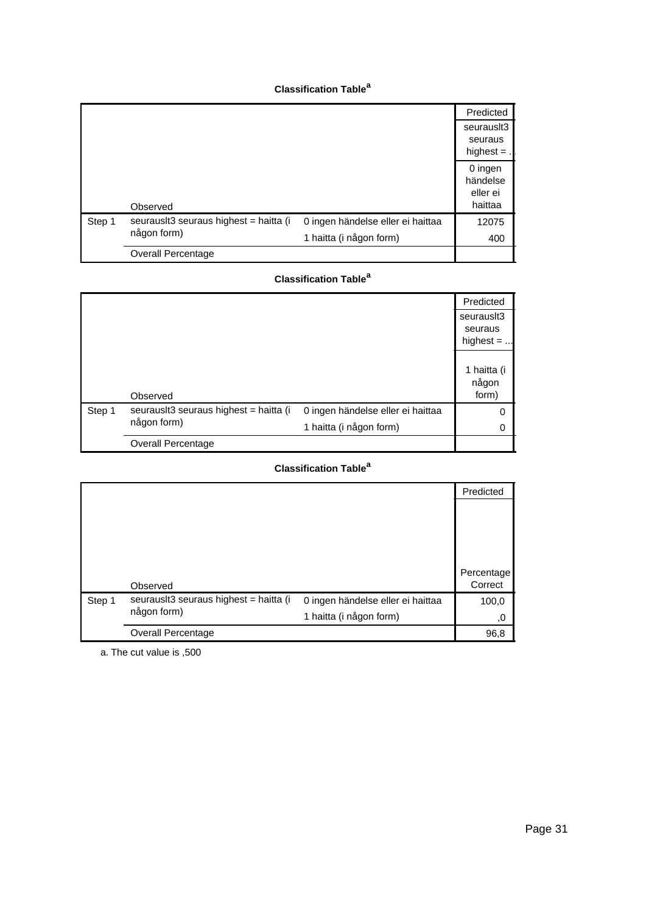**Classification Table[a]**

| | Observed | | Predicted |
|---|---|---|---|
| | | | seurauslt3 seuraus highest = ... |
| | | | 0 ingen händelse eller ei haittaa |
| Step 1 | seurauslt3 seuraus highest = haitta (i någon form) | 0 ingen händelse eller ei haittaa | 12075 |
| | | 1 haitta (i någon form) | 400 |
| | Overall Percentage | | |

**Classification Table[a]**

| | Observed | | Predicted |
|---|---|---|---|
| | | | seurauslt3 seuraus highest = ... |
| | | | 1 haitta (i någon form) |
| Step 1 | seurauslt3 seuraus highest = haitta (i någon form) | 0 ingen händelse eller ei haittaa | 0 |
| | | 1 haitta (i någon form) | 0 |
| | Overall Percentage | | |

**Classification Table[a]**

| | Observed | | Predicted |
|---|---|---|---|
| | | | Percentage Correct |
| Step 1 | seurauslt3 seuraus highest = haitta (i någon form) | 0 ingen händelse eller ei haittaa | 100,0 |
| | | 1 haitta (i någon form) | ,0 |
| | Overall Percentage | | 96,8 |

a. The cut value is ,500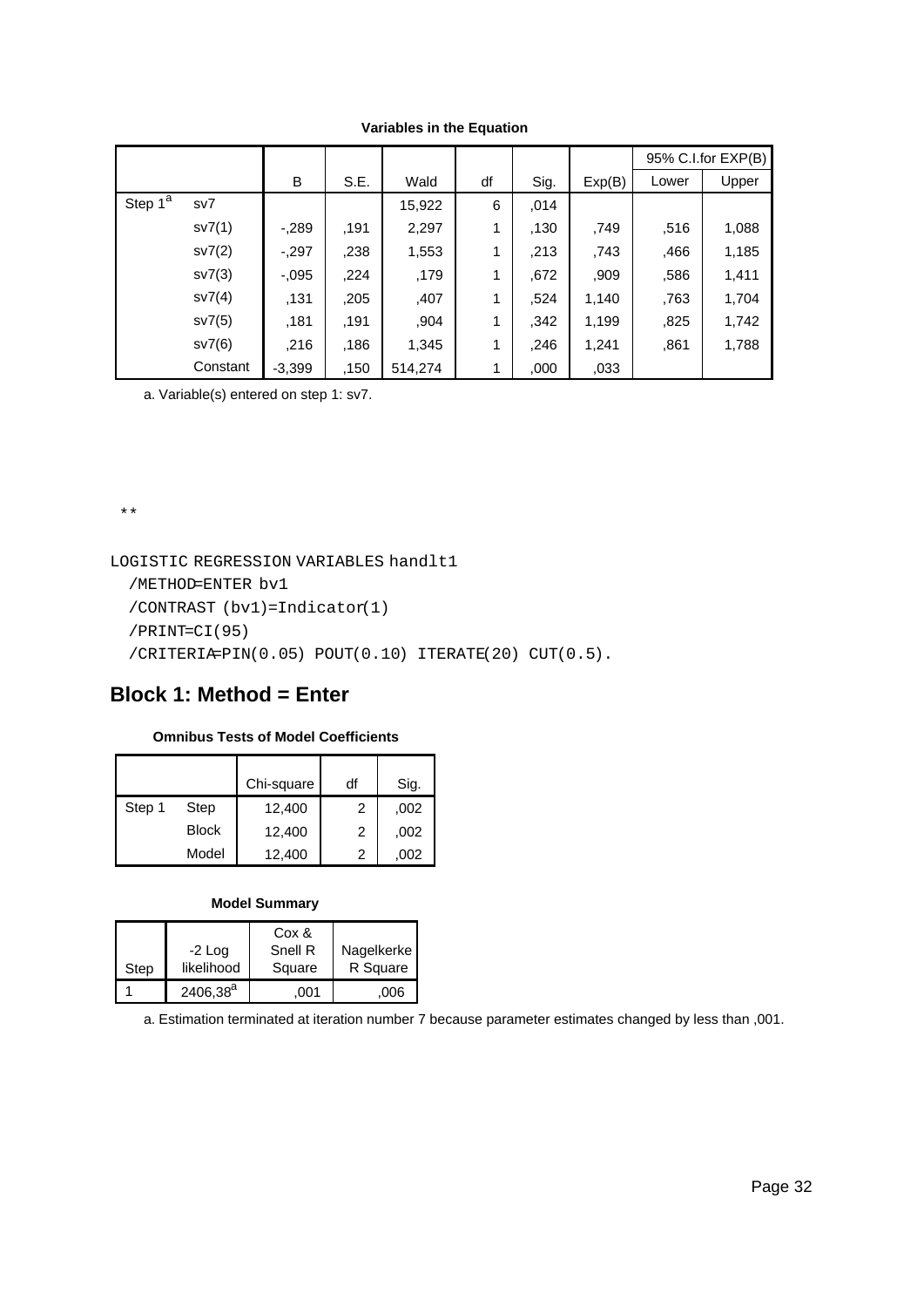**Variables in the Equation**

| | | B | S.E. | Wald | df | Sig. | Exp(B) | 95% C.I.for EXP(B) | |
|---|---|---|---|---|---|---|---|---|---|
| | | | | | | | | Lower | Upper |
| Step 1[a] | sv7 | | | 15,922 | 6 | ,014 | | | |
| | sv7(1) | -,289 | ,191 | 2,297 | 1 | ,130 | ,749 | ,516 | 1,088 |
| | sv7(2) | -,297 | ,238 | 1,553 | 1 | ,213 | ,743 | ,466 | 1,185 |
| | sv7(3) | -,095 | ,224 | ,179 | 1 | ,672 | ,909 | ,586 | 1,411 |
| | sv7(4) | ,131 | ,205 | ,407 | 1 | ,524 | 1,140 | ,763 | 1,704 |
| | sv7(5) | ,181 | ,191 | ,904 | 1 | ,342 | 1,199 | ,825 | 1,742 |
| | sv7(6) | ,216 | ,186 | 1,345 | 1 | ,246 | 1,241 | ,861 | 1,788 |
| | Constant | -3,399 | ,150 | 514,274 | 1 | ,000 | ,033 | | |

a. Variable(s) entered on step 1: sv7.

**

```
LOGISTIC REGRESSION VARIABLES handlt1
  /METHOD=ENTER bv1
  /CONTRAST (bv1)=Indicator(1)
  /PRINT=CI(95)
  /CRITERIA=PIN(0.05) POUT(0.10) ITERATE(20) CUT(0.5).
```

## Block 1: Method = Enter

**Omnibus Tests of Model Coefficients**

| | | Chi-square | df | Sig. |
|---|---|---|---|---|
| Step 1 | Step | 12,400 | 2 | ,002 |
| | Block | 12,400 | 2 | ,002 |
| | Model | 12,400 | 2 | ,002 |

**Model Summary**

| Step | -2 Log likelihood | Cox & Snell R Square | Nagelkerke R Square |
|---|---|---|---|
| 1 | 2406,38[a] | ,001 | ,006 |

a. Estimation terminated at iteration number 7 because parameter estimates changed by less than ,001.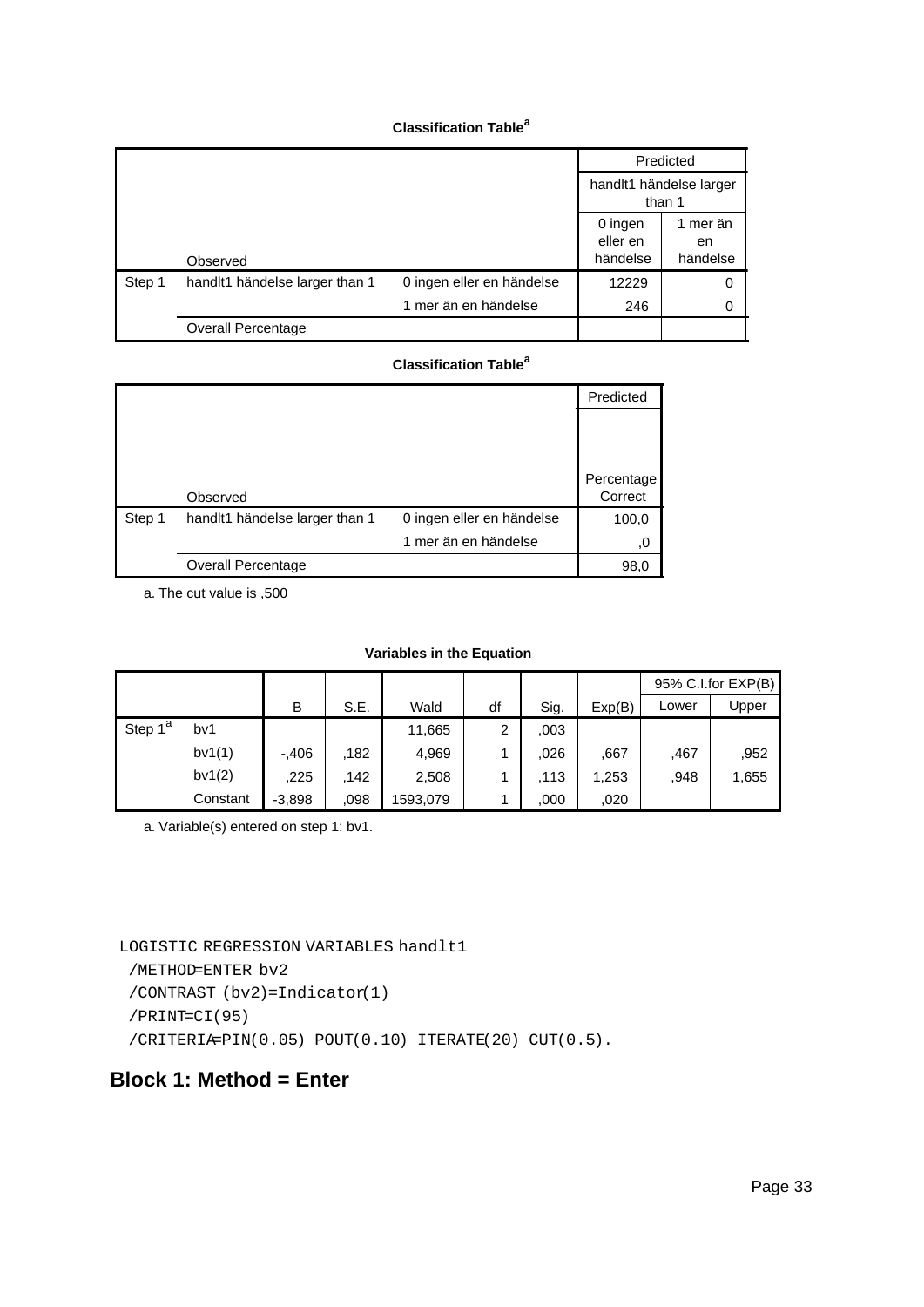**Classification Table[a]**

| | | | Predicted | | |
|---|---|---|---|---|---|
| | | | handlt1 händelse larger than 1 | | |
| | Observed | | 0 ingen eller en händelse | 1 mer än en händelse | Percentage Correct |
| Step 1 | handlt1 händelse larger than 1 | 0 ingen eller en händelse | 12229 | 0 | 100,0 |
| | | 1 mer än en händelse | 246 | 0 | ,0 |
| | Overall Percentage | | | | 98,0 |

a. The cut value is ,500

**Variables in the Equation**

| | | B | S.E. | Wald | df | Sig. | Exp(B) | 95% C.I.for EXP(B) Lower | Upper |
|---|---|---|---|---|---|---|---|---|---|
| Step 1[a] | bv1 | | | 11,665 | 2 | ,003 | | | |
| | bv1(1) | -,406 | ,182 | 4,969 | 1 | ,026 | ,667 | ,467 | ,952 |
| | bv1(2) | ,225 | ,142 | 2,508 | 1 | ,113 | 1,253 | ,948 | 1,655 |
| | Constant | -3,898 | ,098 | 1593,079 | 1 | ,000 | ,020 | | |

a. Variable(s) entered on step 1: bv1.

```
LOGISTIC REGRESSION VARIABLES handlt1
 /METHOD=ENTER bv2
 /CONTRAST (bv2)=Indicator(1)
 /PRINT=CI(95)
 /CRITERIA=PIN(0.05) POUT(0.10) ITERATE(20) CUT(0.5).
```

## Block 1: Method = Enter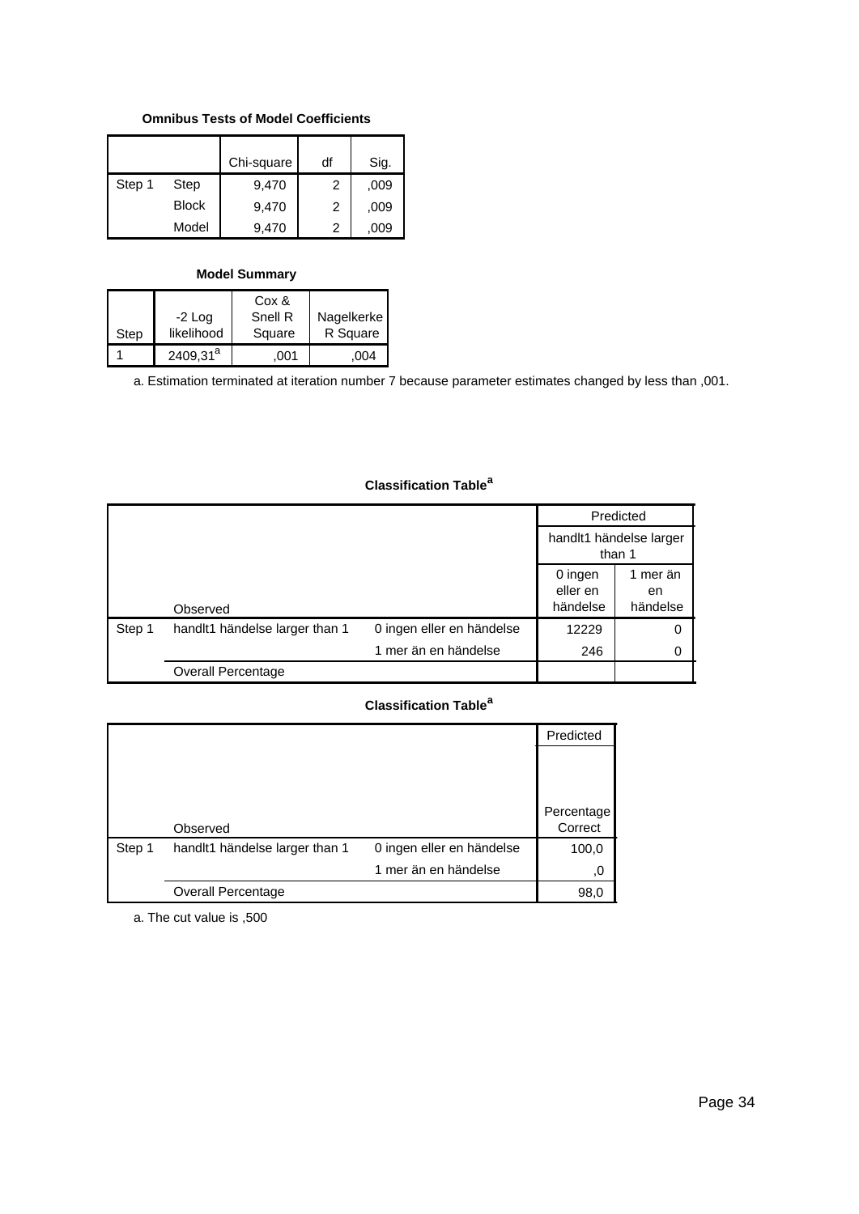**Omnibus Tests of Model Coefficients**

| | | Chi-square | df | Sig. |
|---|---|---|---|---|
| Step 1 | Step | 9,470 | 2 | ,009 |
| | Block | 9,470 | 2 | ,009 |
| | Model | 9,470 | 2 | ,009 |

**Model Summary**

| Step | -2 Log likelihood | Cox & Snell R Square | Nagelkerke R Square |
|---|---|---|---|
| 1 | 2409,31[a] | ,001 | ,004 |

a. Estimation terminated at iteration number 7 because parameter estimates changed by less than ,001.

**Classification Table[a]**

| | Observed | | Predicted: handlt1 händelse larger than 1 — 0 ingen eller en händelse | Predicted: handlt1 händelse larger than 1 — 1 mer än en händelse | Predicted: Percentage Correct |
|---|---|---|---|---|---|
| Step 1 | handlt1 händelse larger than 1 | 0 ingen eller en händelse | 12229 | 0 | 100,0 |
| | | 1 mer än en händelse | 246 | 0 | ,0 |
| | Overall Percentage | | | | 98,0 |

a. The cut value is ,500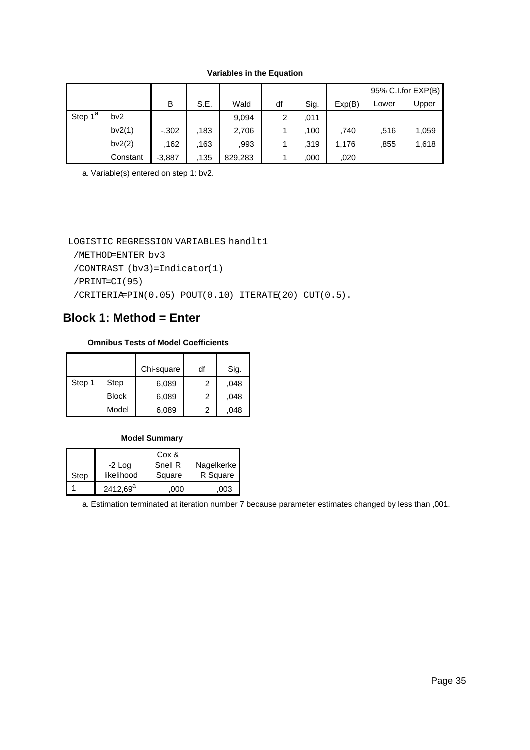**Variables in the Equation**

| | | B | S.E. | Wald | df | Sig. | Exp(B) | 95% C.I.for EXP(B) | |
|---|---|---|---|---|---|---|---|---|---|
| | | | | | | | | Lower | Upper |
| Step 1[a] | bv2 | | | 9,094 | 2 | ,011 | | | |
| | bv2(1) | -,302 | ,183 | 2,706 | 1 | ,100 | ,740 | ,516 | 1,059 |
| | bv2(2) | ,162 | ,163 | ,993 | 1 | ,319 | 1,176 | ,855 | 1,618 |
| | Constant | -3,887 | ,135 | 829,283 | 1 | ,000 | ,020 | | |

a. Variable(s) entered on step 1: bv2.

```
LOGISTIC REGRESSION VARIABLES handlt1
 /METHOD=ENTER bv3
 /CONTRAST (bv3)=Indicator(1)
 /PRINT=CI(95)
 /CRITERIA=PIN(0.05) POUT(0.10) ITERATE(20) CUT(0.5).
```

## Block 1: Method = Enter

**Omnibus Tests of Model Coefficients**

| | | Chi-square | df | Sig. |
|---|---|---|---|---|
| Step 1 | Step | 6,089 | 2 | ,048 |
| | Block | 6,089 | 2 | ,048 |
| | Model | 6,089 | 2 | ,048 |

**Model Summary**

| Step | -2 Log likelihood | Cox & Snell R Square | Nagelkerke R Square |
|---|---|---|---|
| 1 | 2412,69[a] | ,000 | ,003 |

a. Estimation terminated at iteration number 7 because parameter estimates changed by less than ,001.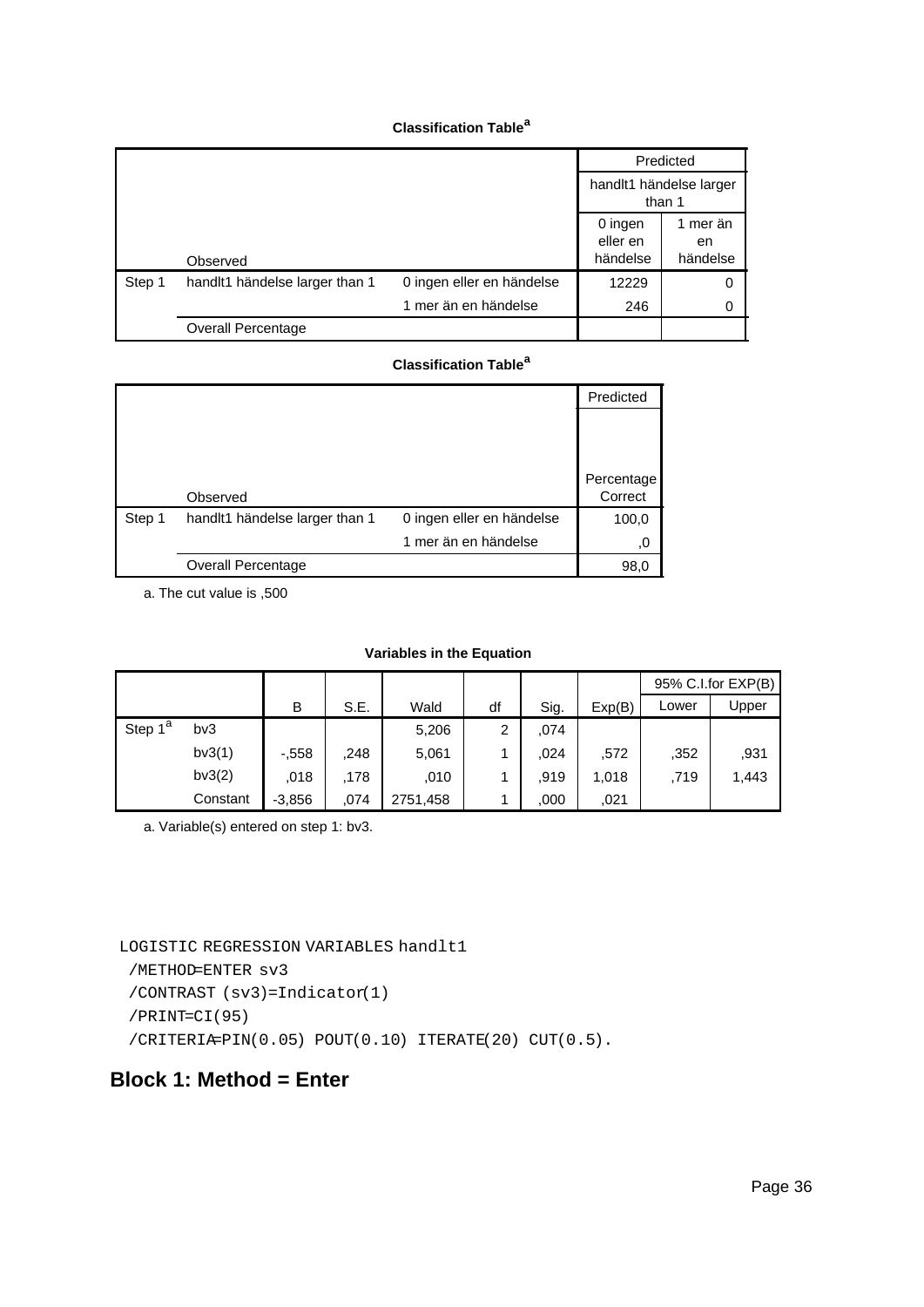**Classification Table[a]**

| | Observed | | Predicted | | |
|---|---|---|---|---|---|
| | | | handlt1 händelse larger than 1 | | Percentage Correct |
| | | | 0 ingen eller en händelse | 1 mer än en händelse | |
| Step 1 | handlt1 händelse larger than 1 | 0 ingen eller en händelse | 12229 | 0 | 100,0 |
| | | 1 mer än en händelse | 246 | 0 | ,0 |
| | Overall Percentage | | | | 98,0 |

a. The cut value is ,500

**Variables in the Equation**

| | | B | S.E. | Wald | df | Sig. | Exp(B) | 95% C.I.for EXP(B) | |
|---|---|---|---|---|---|---|---|---|---|
| | | | | | | | | Lower | Upper |
| Step 1[a] | bv3 | | | 5,206 | 2 | ,074 | | | |
| | bv3(1) | -,558 | ,248 | 5,061 | 1 | ,024 | ,572 | ,352 | ,931 |
| | bv3(2) | ,018 | ,178 | ,010 | 1 | ,919 | 1,018 | ,719 | 1,443 |
| | Constant | -3,856 | ,074 | 2751,458 | 1 | ,000 | ,021 | | |

a. Variable(s) entered on step 1: bv3.

```
LOGISTIC REGRESSION VARIABLES handlt1
 /METHOD=ENTER sv3
 /CONTRAST (sv3)=Indicator(1)
 /PRINT=CI(95)
 /CRITERIA=PIN(0.05) POUT(0.10) ITERATE(20) CUT(0.5).
```

## Block 1: Method = Enter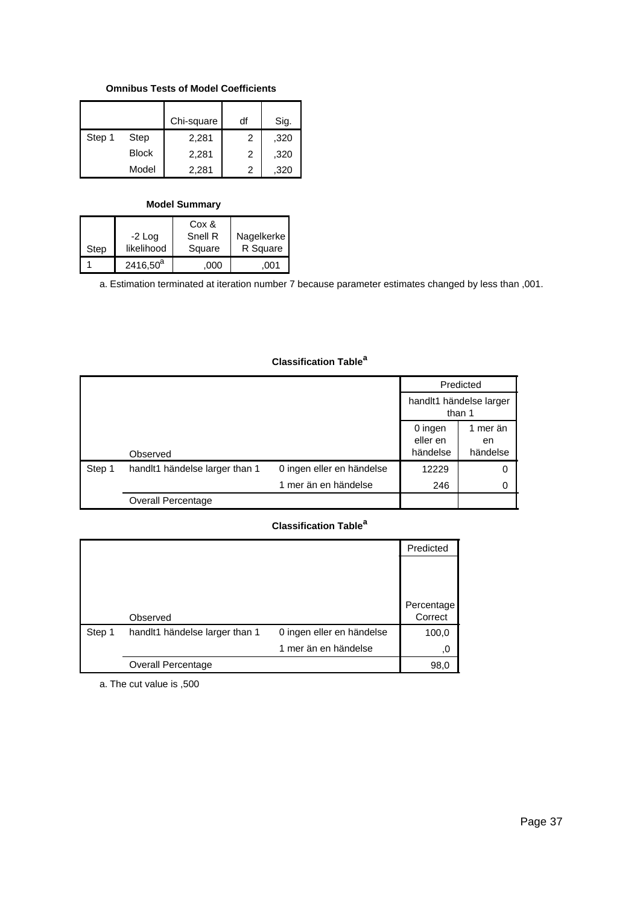**Omnibus Tests of Model Coefficients**

| | | Chi-square | df | Sig. |
|---|---|---|---|---|
| Step 1 | Step | 2,281 | 2 | ,320 |
| | Block | 2,281 | 2 | ,320 |
| | Model | 2,281 | 2 | ,320 |

**Model Summary**

| Step | -2 Log likelihood | Cox & Snell R Square | Nagelkerke R Square |
|---|---|---|---|
| 1 | 2416,50[a] | ,000 | ,001 |

a. Estimation terminated at iteration number 7 because parameter estimates changed by less than ,001.

**Classification Table[a]**

| | Observed | | Predicted: handlt1 händelse larger than 1 — 0 ingen eller en händelse | Predicted: handlt1 händelse larger than 1 — 1 mer än en händelse | Predicted: Percentage Correct |
|---|---|---|---|---|---|
| Step 1 | handlt1 händelse larger than 1 | 0 ingen eller en händelse | 12229 | 0 | 100,0 |
| | | 1 mer än en händelse | 246 | 0 | ,0 |
| | Overall Percentage | | | | 98,0 |

a. The cut value is ,500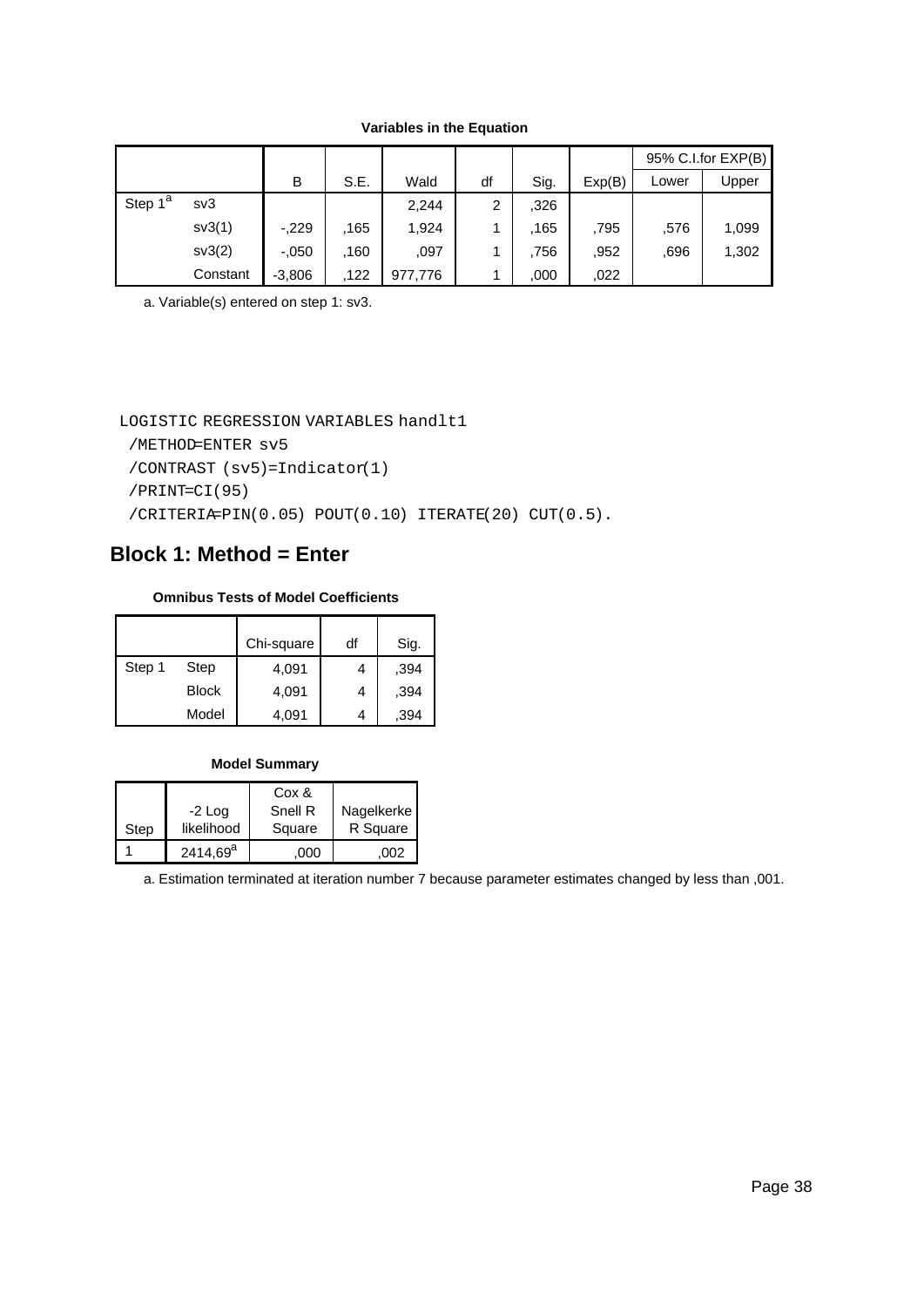**Variables in the Equation**

| | | B | S.E. | Wald | df | Sig. | Exp(B) | 95% C.I.for EXP(B) | |
|---|---|---|---|---|---|---|---|---|---|
| | | | | | | | | Lower | Upper |
| Step 1[a] | sv3 | | | 2,244 | 2 | ,326 | | | |
| | sv3(1) | -,229 | ,165 | 1,924 | 1 | ,165 | ,795 | ,576 | 1,099 |
| | sv3(2) | -,050 | ,160 | ,097 | 1 | ,756 | ,952 | ,696 | 1,302 |
| | Constant | -3,806 | ,122 | 977,776 | 1 | ,000 | ,022 | | |

a. Variable(s) entered on step 1: sv3.

```
LOGISTIC REGRESSION VARIABLES handlt1
  /METHOD=ENTER sv5
  /CONTRAST (sv5)=Indicator(1)
  /PRINT=CI(95)
  /CRITERIA=PIN(0.05) POUT(0.10) ITERATE(20) CUT(0.5).
```

## Block 1: Method = Enter

**Omnibus Tests of Model Coefficients**

| | | Chi-square | df | Sig. |
|---|---|---|---|---|
| Step 1 | Step | 4,091 | 4 | ,394 |
| | Block | 4,091 | 4 | ,394 |
| | Model | 4,091 | 4 | ,394 |

**Model Summary**

| Step | -2 Log likelihood | Cox & Snell R Square | Nagelkerke R Square |
|---|---|---|---|
| 1 | 2414,69[a] | ,000 | ,002 |

a. Estimation terminated at iteration number 7 because parameter estimates changed by less than ,001.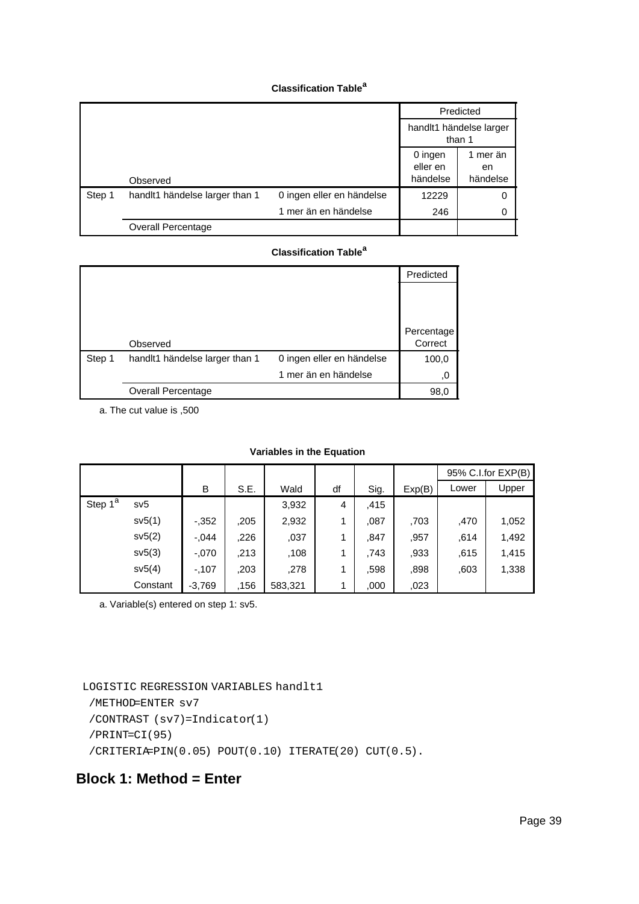**Classification Table[a]**

| | | | Predicted | | |
|---|---|---|---|---|---|
| | | | handlt1 händelse larger than 1 | | |
| Observed | | | 0 ingen eller en händelse | 1 mer än en händelse | Percentage Correct |
| Step 1 | handlt1 händelse larger than 1 | 0 ingen eller en händelse | 12229 | 0 | 100,0 |
| | | 1 mer än en händelse | 246 | 0 | ,0 |
| | Overall Percentage | | | | 98,0 |

a. The cut value is ,500

**Variables in the Equation**

| | | B | S.E. | Wald | df | Sig. | Exp(B) | 95% C.I.for EXP(B) Lower | 95% C.I.for EXP(B) Upper |
|---|---|---|---|---|---|---|---|---|---|
| Step 1[a] | sv5 | | | 3,932 | 4 | ,415 | | | |
| | sv5(1) | -,352 | ,205 | 2,932 | 1 | ,087 | ,703 | ,470 | 1,052 |
| | sv5(2) | -,044 | ,226 | ,037 | 1 | ,847 | ,957 | ,614 | 1,492 |
| | sv5(3) | -,070 | ,213 | ,108 | 1 | ,743 | ,933 | ,615 | 1,415 |
| | sv5(4) | -,107 | ,203 | ,278 | 1 | ,598 | ,898 | ,603 | 1,338 |
| | Constant | -3,769 | ,156 | 583,321 | 1 | ,000 | ,023 | | |

a. Variable(s) entered on step 1: sv5.

```
LOGISTIC REGRESSION VARIABLES handlt1
  /METHOD=ENTER sv7
  /CONTRAST (sv7)=Indicator(1)
  /PRINT=CI(95)
  /CRITERIA=PIN(0.05) POUT(0.10) ITERATE(20) CUT(0.5).
```

## Block 1: Method = Enter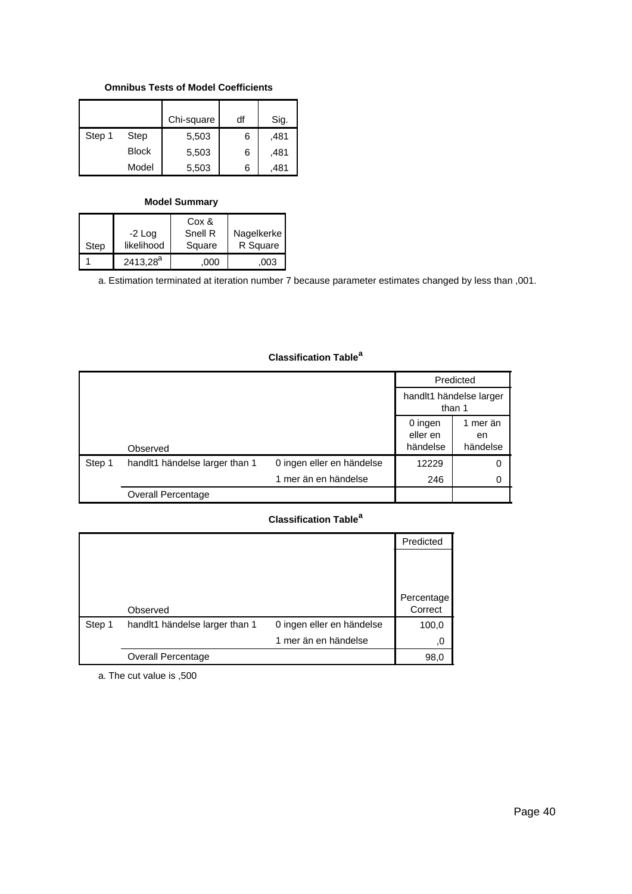**Omnibus Tests of Model Coefficients**

| | | Chi-square | df | Sig. |
|---|---|---|---|---|
| Step 1 | Step | 5,503 | 6 | ,481 |
| | Block | 5,503 | 6 | ,481 |
| | Model | 5,503 | 6 | ,481 |

**Model Summary**

| Step | -2 Log likelihood | Cox & Snell R Square | Nagelkerke R Square |
|---|---|---|---|
| 1 | 2413,28[a] | ,000 | ,003 |

a. Estimation terminated at iteration number 7 because parameter estimates changed by less than ,001.

**Classification Table[a]**

| | Observed | | Predicted: handlt1 händelse larger than 1 — 0 ingen eller en händelse | Predicted: handlt1 händelse larger than 1 — 1 mer än en händelse | Predicted: Percentage Correct |
|---|---|---|---|---|---|
| Step 1 | handlt1 händelse larger than 1 | 0 ingen eller en händelse | 12229 | 0 | 100,0 |
| | | 1 mer än en händelse | 246 | 0 | ,0 |
| | Overall Percentage | | | | 98,0 |

a. The cut value is ,500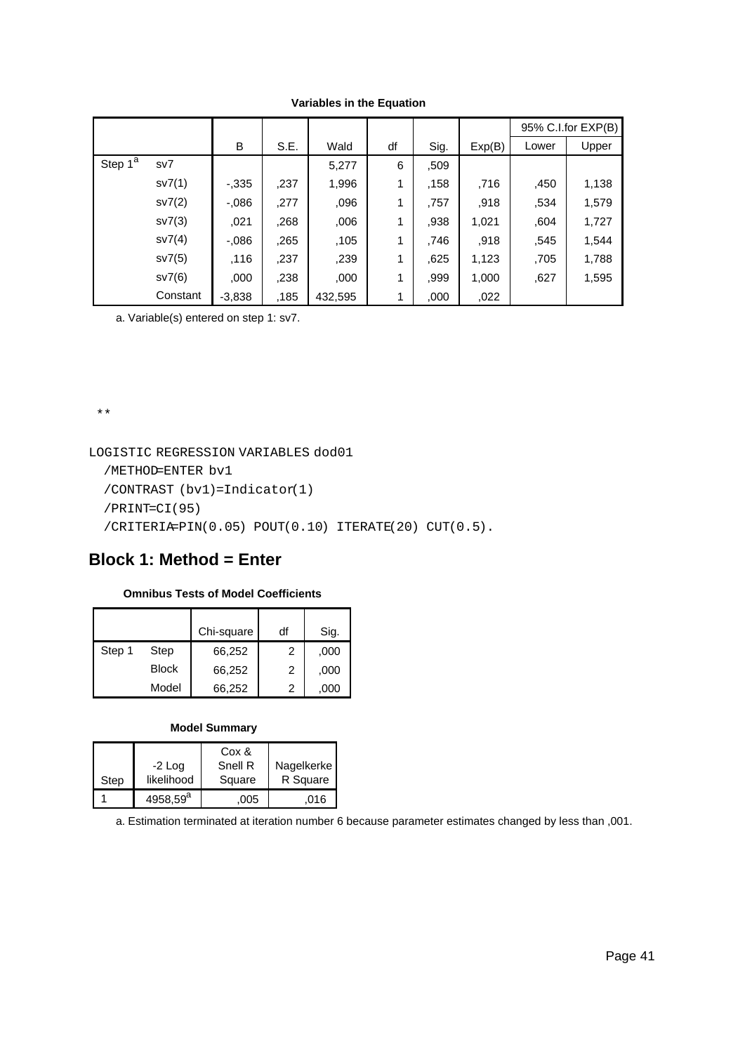**Variables in the Equation**

| | | B | S.E. | Wald | df | Sig. | Exp(B) | 95% C.I.for EXP(B) | |
|---|---|---|---|---|---|---|---|---|---|
| | | | | | | | | Lower | Upper |
| Step 1[a] | sv7 | | | 5,277 | 6 | ,509 | | | |
| | sv7(1) | -,335 | ,237 | 1,996 | 1 | ,158 | ,716 | ,450 | 1,138 |
| | sv7(2) | -,086 | ,277 | ,096 | 1 | ,757 | ,918 | ,534 | 1,579 |
| | sv7(3) | ,021 | ,268 | ,006 | 1 | ,938 | 1,021 | ,604 | 1,727 |
| | sv7(4) | -,086 | ,265 | ,105 | 1 | ,746 | ,918 | ,545 | 1,544 |
| | sv7(5) | ,116 | ,237 | ,239 | 1 | ,625 | 1,123 | ,705 | 1,788 |
| | sv7(6) | ,000 | ,238 | ,000 | 1 | ,999 | 1,000 | ,627 | 1,595 |
| | Constant | -3,838 | ,185 | 432,595 | 1 | ,000 | ,022 | | |

a. Variable(s) entered on step 1: sv7.

**

```
LOGISTIC REGRESSION VARIABLES dod01
  /METHOD=ENTER bv1
  /CONTRAST (bv1)=Indicator(1)
  /PRINT=CI(95)
  /CRITERIA=PIN(0.05) POUT(0.10) ITERATE(20) CUT(0.5).
```

## Block 1: Method = Enter

**Omnibus Tests of Model Coefficients**

| | | Chi-square | df | Sig. |
|---|---|---|---|---|
| Step 1 | Step | 66,252 | 2 | ,000 |
| | Block | 66,252 | 2 | ,000 |
| | Model | 66,252 | 2 | ,000 |

**Model Summary**

| Step | -2 Log likelihood | Cox & Snell R Square | Nagelkerke R Square |
|---|---|---|---|
| 1 | 4958,59[a] | ,005 | ,016 |

a. Estimation terminated at iteration number 6 because parameter estimates changed by less than ,001.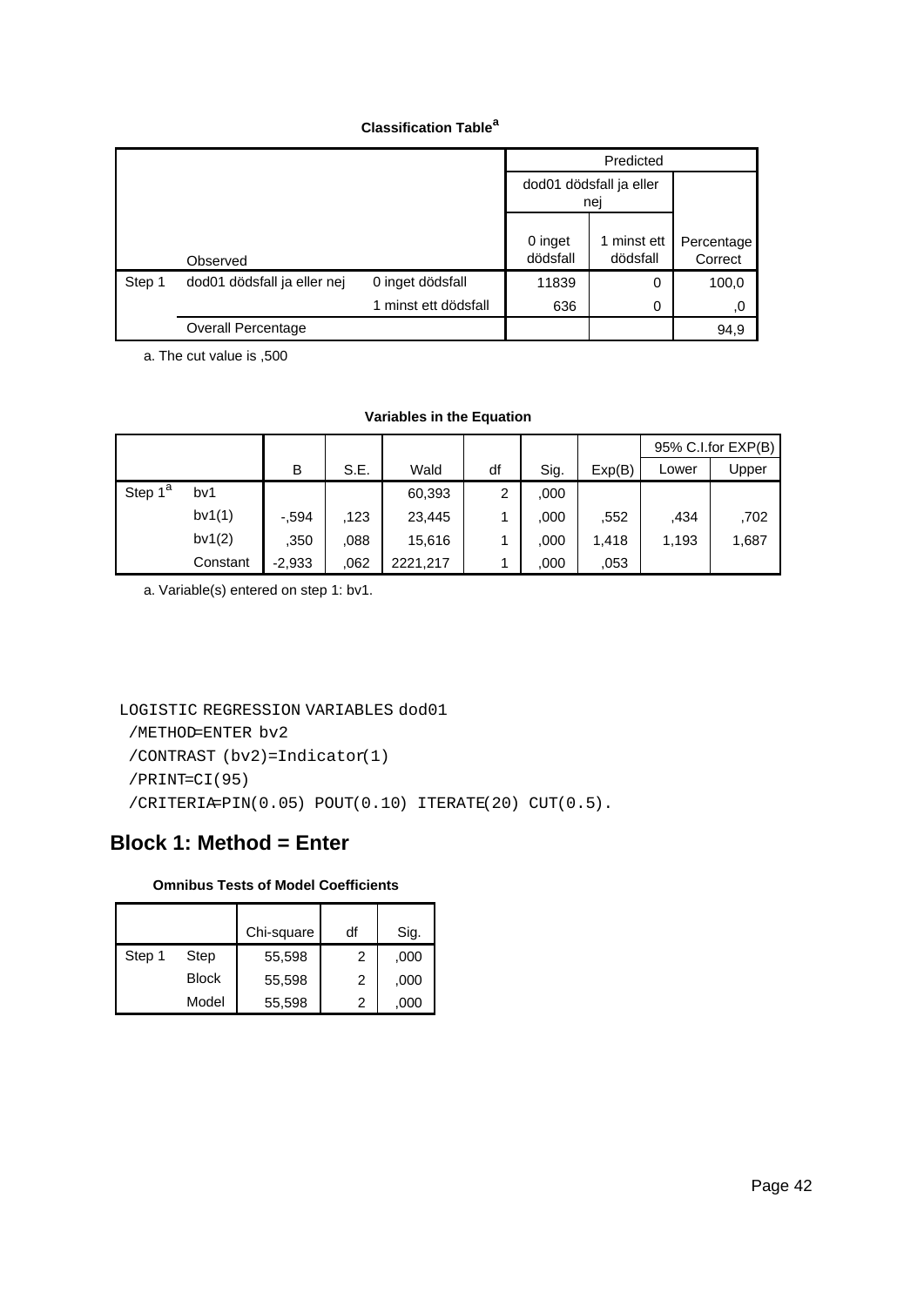**Classification Table[a]**

| | Observed | | Predicted: dod01 dödsfall ja eller nej: 0 inget dödsfall | Predicted: dod01 dödsfall ja eller nej: 1 minst ett dödsfall | Percentage Correct |
|---|---|---|---|---|---|
| Step 1 | dod01 dödsfall ja eller nej | 0 inget dödsfall | 11839 | 0 | 100,0 |
| | | 1 minst ett dödsfall | 636 | 0 | ,0 |
| | Overall Percentage | | | | 94,9 |

a. The cut value is ,500

**Variables in the Equation**

| | | B | S.E. | Wald | df | Sig. | Exp(B) | 95% C.I.for EXP(B) Lower | 95% C.I.for EXP(B) Upper |
|---|---|---|---|---|---|---|---|---|---|
| Step 1[a] | bv1 | | | 60,393 | 2 | ,000 | | | |
| | bv1(1) | -,594 | ,123 | 23,445 | 1 | ,000 | ,552 | ,434 | ,702 |
| | bv1(2) | ,350 | ,088 | 15,616 | 1 | ,000 | 1,418 | 1,193 | 1,687 |
| | Constant | -2,933 | ,062 | 2221,217 | 1 | ,000 | ,053 | | |

a. Variable(s) entered on step 1: bv1.

```
LOGISTIC REGRESSION VARIABLES dod01
 /METHOD=ENTER bv2
 /CONTRAST (bv2)=Indicator(1)
 /PRINT=CI(95)
 /CRITERIA=PIN(0.05) POUT(0.10) ITERATE(20) CUT(0.5).
```

## Block 1: Method = Enter

**Omnibus Tests of Model Coefficients**

| | | Chi-square | df | Sig. |
|---|---|---|---|---|
| Step 1 | Step | 55,598 | 2 | ,000 |
| | Block | 55,598 | 2 | ,000 |
| | Model | 55,598 | 2 | ,000 |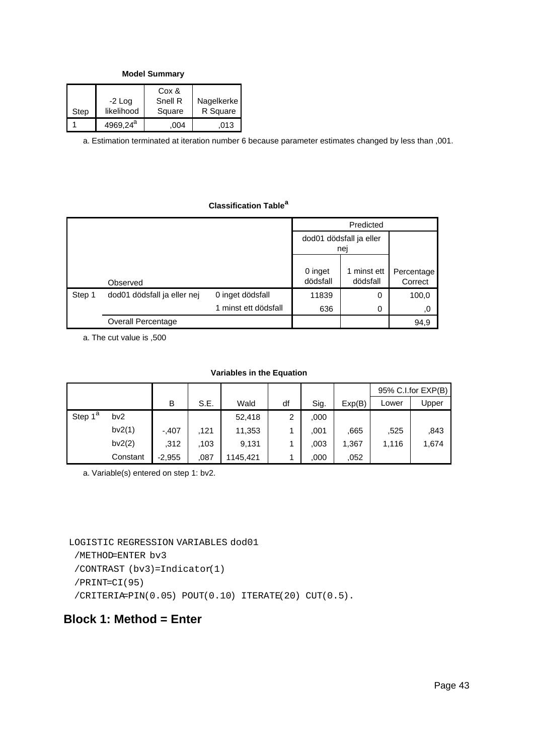**Model Summary**

| Step | -2 Log likelihood | Cox & Snell R Square | Nagelkerke R Square |
|---|---|---|---|
| 1 | 4969,24[a] | ,004 | ,013 |

a. Estimation terminated at iteration number 6 because parameter estimates changed by less than ,001.

**Classification Table[a]**

| | | | Predicted | | |
|---|---|---|---|---|---|
| | | | dod01 dödsfall ja eller nej | | |
| | Observed | | 0 inget dödsfall | 1 minst ett dödsfall | Percentage Correct |
| Step 1 | dod01 dödsfall ja eller nej | 0 inget dödsfall | 11839 | 0 | 100,0 |
| | | 1 minst ett dödsfall | 636 | 0 | ,0 |
| | Overall Percentage | | | | 94,9 |

a. The cut value is ,500

**Variables in the Equation**

| | | B | S.E. | Wald | df | Sig. | Exp(B) | 95% C.I.for EXP(B) Lower | Upper |
|---|---|---|---|---|---|---|---|---|---|
| Step 1[a] | bv2 | | | 52,418 | 2 | ,000 | | | |
| | bv2(1) | -,407 | ,121 | 11,353 | 1 | ,001 | ,665 | ,525 | ,843 |
| | bv2(2) | ,312 | ,103 | 9,131 | 1 | ,003 | 1,367 | 1,116 | 1,674 |
| | Constant | -2,955 | ,087 | 1145,421 | 1 | ,000 | ,052 | | |

a. Variable(s) entered on step 1: bv2.

```
LOGISTIC REGRESSION VARIABLES dod01
 /METHOD=ENTER bv3
 /CONTRAST (bv3)=Indicator(1)
 /PRINT=CI(95)
 /CRITERIA=PIN(0.05) POUT(0.10) ITERATE(20) CUT(0.5).
```

## Block 1: Method = Enter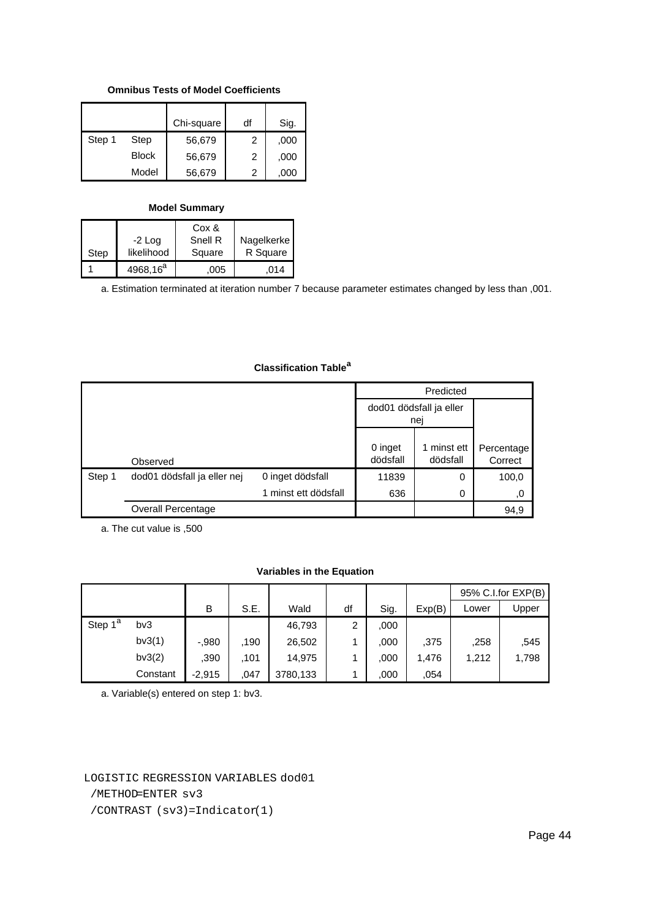**Omnibus Tests of Model Coefficients**

| | | Chi-square | df | Sig. |
|---|---|---|---|---|
| Step 1 | Step | 56,679 | 2 | ,000 |
| | Block | 56,679 | 2 | ,000 |
| | Model | 56,679 | 2 | ,000 |

**Model Summary**

| Step | -2 Log likelihood | Cox & Snell R Square | Nagelkerke R Square |
|---|---|---|---|
| 1 | 4968,16[a] | ,005 | ,014 |

a. Estimation terminated at iteration number 7 because parameter estimates changed by less than ,001.

**Classification Table[a]**

| | | | Predicted | | |
|---|---|---|---|---|---|
| | | | dod01 dödsfall ja eller nej | | |
| | Observed | | 0 inget dödsfall | 1 minst ett dödsfall | Percentage Correct |
| Step 1 | dod01 dödsfall ja eller nej | 0 inget dödsfall | 11839 | 0 | 100,0 |
| | | 1 minst ett dödsfall | 636 | 0 | ,0 |
| | Overall Percentage | | | | 94,9 |

a. The cut value is ,500

**Variables in the Equation**

| | | B | S.E. | Wald | df | Sig. | Exp(B) | 95% C.I.for EXP(B) Lower | Upper |
|---|---|---|---|---|---|---|---|---|---|
| Step 1[a] | bv3 | | | 46,793 | 2 | ,000 | | | |
| | bv3(1) | -,980 | ,190 | 26,502 | 1 | ,000 | ,375 | ,258 | ,545 |
| | bv3(2) | ,390 | ,101 | 14,975 | 1 | ,000 | 1,476 | 1,212 | 1,798 |
| | Constant | -2,915 | ,047 | 3780,133 | 1 | ,000 | ,054 | | |

a. Variable(s) entered on step 1: bv3.

```
LOGISTIC REGRESSION VARIABLES dod01
 /METHOD=ENTER sv3
 /CONTRAST (sv3)=Indicator(1)
```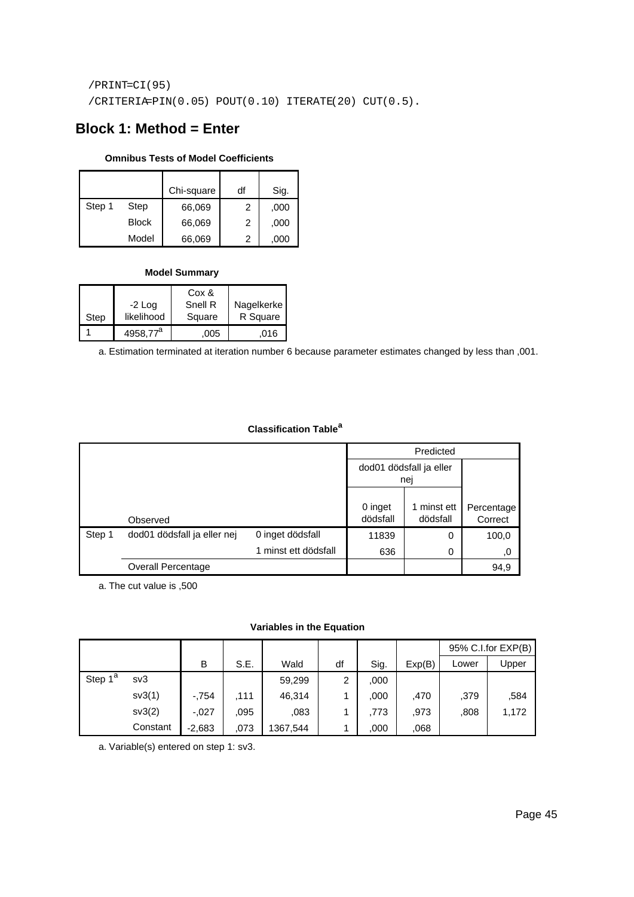```
/PRINT=CI(95)
/CRITERIA=PIN(0.05) POUT(0.10) ITERATE(20) CUT(0.5).
```

## Block 1: Method = Enter

**Omnibus Tests of Model Coefficients**

| | | Chi-square | df | Sig. |
|---|---|---|---|---|
| Step 1 | Step | 66,069 | 2 | ,000 |
| | Block | 66,069 | 2 | ,000 |
| | Model | 66,069 | 2 | ,000 |

**Model Summary**

| Step | -2 Log likelihood | Cox & Snell R Square | Nagelkerke R Square |
|---|---|---|---|
| 1 | 4958,77[a] | ,005 | ,016 |

a. Estimation terminated at iteration number 6 because parameter estimates changed by less than ,001.

**Classification Table[a]**

| | Observed | | Predicted: dod01 dödsfall ja eller nej — 0 inget dödsfall | Predicted: dod01 dödsfall ja eller nej — 1 minst ett dödsfall | Percentage Correct |
|---|---|---|---|---|---|
| Step 1 | dod01 dödsfall ja eller nej | 0 inget dödsfall | 11839 | 0 | 100,0 |
| | | 1 minst ett dödsfall | 636 | 0 | ,0 |
| | Overall Percentage | | | | 94,9 |

a. The cut value is ,500

**Variables in the Equation**

| | | B | S.E. | Wald | df | Sig. | Exp(B) | 95% C.I.for EXP(B) Lower | 95% C.I.for EXP(B) Upper |
|---|---|---|---|---|---|---|---|---|---|
| Step 1[a] | sv3 | | | 59,299 | 2 | ,000 | | | |
| | sv3(1) | -,754 | ,111 | 46,314 | 1 | ,000 | ,470 | ,379 | ,584 |
| | sv3(2) | -,027 | ,095 | ,083 | 1 | ,773 | ,973 | ,808 | 1,172 |
| | Constant | -2,683 | ,073 | 1367,544 | 1 | ,000 | ,068 | | |

a. Variable(s) entered on step 1: sv3.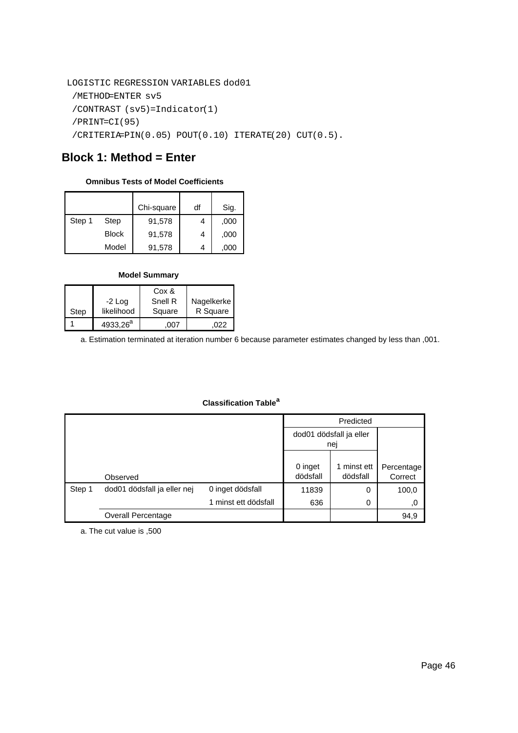```
LOGISTIC REGRESSION VARIABLES dod01
  /METHOD=ENTER sv5
  /CONTRAST (sv5)=Indicator(1)
  /PRINT=CI(95)
  /CRITERIA=PIN(0.05) POUT(0.10) ITERATE(20) CUT(0.5).
```

## Block 1: Method = Enter

**Omnibus Tests of Model Coefficients**

| | | Chi-square | df | Sig. |
|---|---|---|---|---|
| Step 1 | Step | 91,578 | 4 | ,000 |
| | Block | 91,578 | 4 | ,000 |
| | Model | 91,578 | 4 | ,000 |

**Model Summary**

| Step | -2 Log likelihood | Cox & Snell R Square | Nagelkerke R Square |
|---|---|---|---|
| 1 | 4933,26[a] | ,007 | ,022 |

a. Estimation terminated at iteration number 6 because parameter estimates changed by less than ,001.

**Classification Table[a]**

| | Observed | | Predicted | | |
|---|---|---|---|---|---|
| | | | dod01 dödsfall ja eller nej | | Percentage Correct |
| | | | 0 inget dödsfall | 1 minst ett dödsfall | |
| Step 1 | dod01 dödsfall ja eller nej | 0 inget dödsfall | 11839 | 0 | 100,0 |
| | | 1 minst ett dödsfall | 636 | 0 | ,0 |
| | Overall Percentage | | | | 94,9 |

a. The cut value is ,500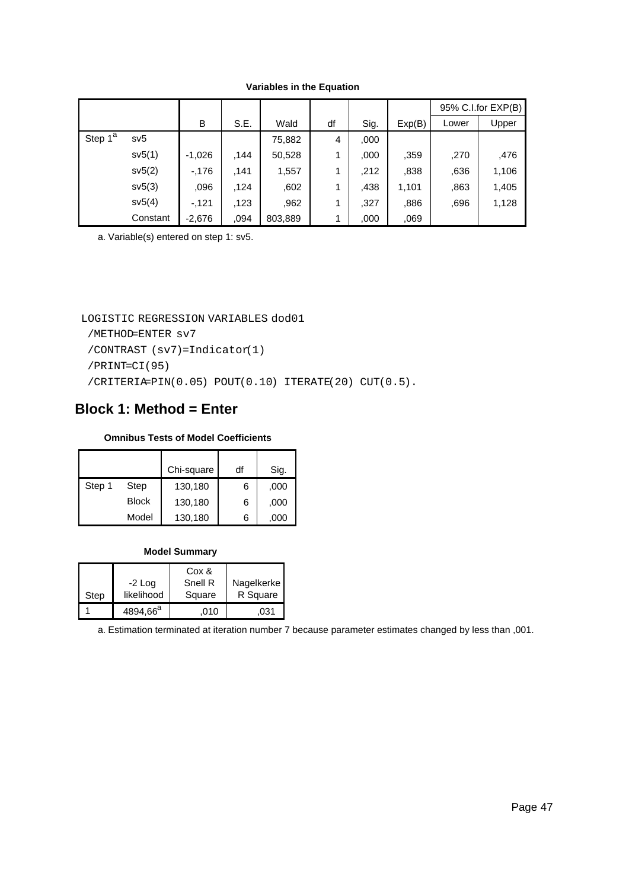**Variables in the Equation**

| | | B | S.E. | Wald | df | Sig. | Exp(B) | 95% C.I.for EXP(B) | |
|---|---|---|---|---|---|---|---|---|---|
| | | | | | | | | Lower | Upper |
| Step 1[a] | sv5 | | | 75,882 | 4 | ,000 | | | |
| | sv5(1) | -1,026 | ,144 | 50,528 | 1 | ,000 | ,359 | ,270 | ,476 |
| | sv5(2) | -,176 | ,141 | 1,557 | 1 | ,212 | ,838 | ,636 | 1,106 |
| | sv5(3) | ,096 | ,124 | ,602 | 1 | ,438 | 1,101 | ,863 | 1,405 |
| | sv5(4) | -,121 | ,123 | ,962 | 1 | ,327 | ,886 | ,696 | 1,128 |
| | Constant | -2,676 | ,094 | 803,889 | 1 | ,000 | ,069 | | |

a. Variable(s) entered on step 1: sv5.

```
LOGISTIC REGRESSION VARIABLES dod01
 /METHOD=ENTER sv7
 /CONTRAST (sv7)=Indicator(1)
 /PRINT=CI(95)
 /CRITERIA=PIN(0.05) POUT(0.10) ITERATE(20) CUT(0.5).
```

## Block 1: Method = Enter

**Omnibus Tests of Model Coefficients**

| | | Chi-square | df | Sig. |
|---|---|---|---|---|
| Step 1 | Step | 130,180 | 6 | ,000 |
| | Block | 130,180 | 6 | ,000 |
| | Model | 130,180 | 6 | ,000 |

**Model Summary**

| Step | -2 Log likelihood | Cox & Snell R Square | Nagelkerke R Square |
|---|---|---|---|
| 1 | 4894,66[a] | ,010 | ,031 |

a. Estimation terminated at iteration number 7 because parameter estimates changed by less than ,001.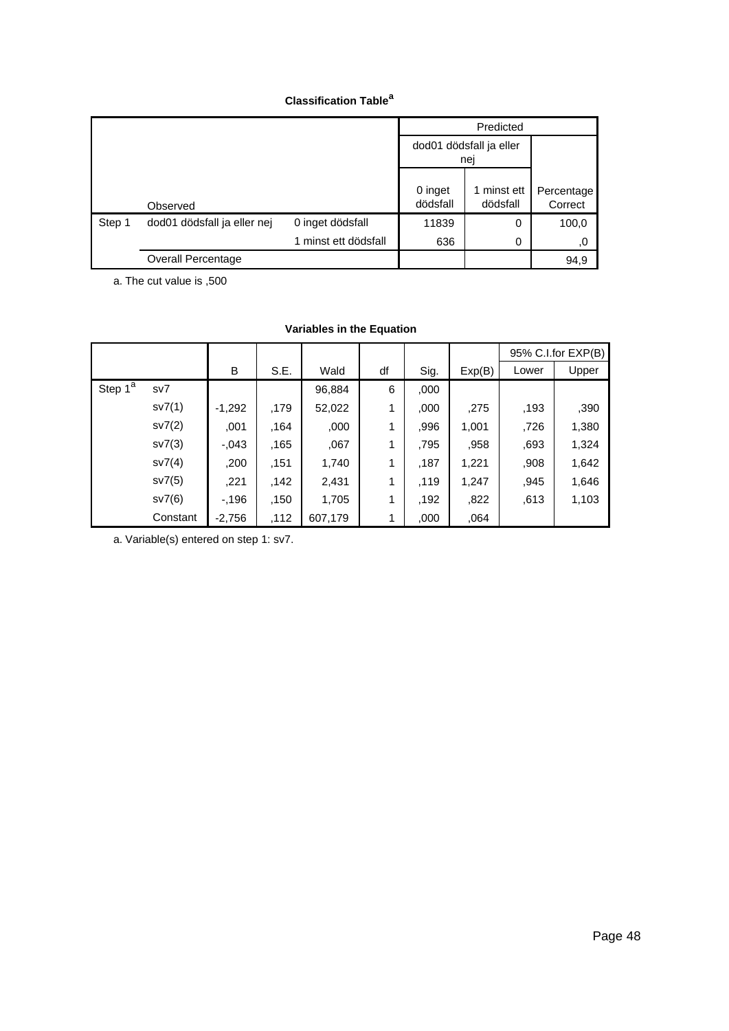**Classification Table[a]**

| | | | Predicted | | |
|---|---|---|---|---|---|
| | | | dod01 dödsfall ja eller nej | | |
| | Observed | | 0 inget dödsfall | 1 minst ett dödsfall | Percentage Correct |
| Step 1 | dod01 dödsfall ja eller nej | 0 inget dödsfall | 11839 | 0 | 100,0 |
| | | 1 minst ett dödsfall | 636 | 0 | ,0 |
| | Overall Percentage | | | | 94,9 |

a. The cut value is ,500

**Variables in the Equation**

| | | B | S.E. | Wald | df | Sig. | Exp(B) | 95% C.I.for EXP(B) Lower | 95% C.I.for EXP(B) Upper |
|---|---|---|---|---|---|---|---|---|---|
| Step 1[a] | sv7 | | | 96,884 | 6 | ,000 | | | |
| | sv7(1) | -1,292 | ,179 | 52,022 | 1 | ,000 | ,275 | ,193 | ,390 |
| | sv7(2) | ,001 | ,164 | ,000 | 1 | ,996 | 1,001 | ,726 | 1,380 |
| | sv7(3) | -,043 | ,165 | ,067 | 1 | ,795 | ,958 | ,693 | 1,324 |
| | sv7(4) | ,200 | ,151 | 1,740 | 1 | ,187 | 1,221 | ,908 | 1,642 |
| | sv7(5) | ,221 | ,142 | 2,431 | 1 | ,119 | 1,247 | ,945 | 1,646 |
| | sv7(6) | -,196 | ,150 | 1,705 | 1 | ,192 | ,822 | ,613 | 1,103 |
| | Constant | -2,756 | ,112 | 607,179 | 1 | ,000 | ,064 | | |

a. Variable(s) entered on step 1: sv7.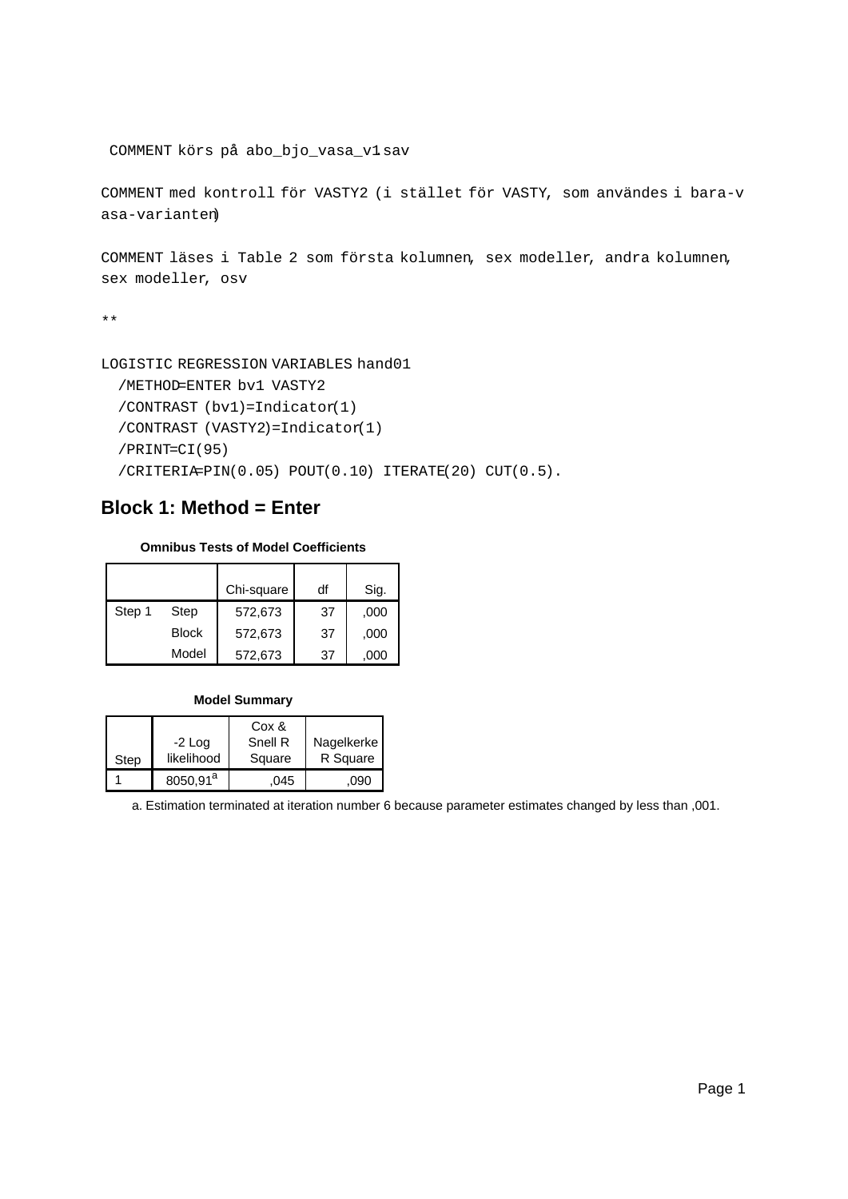```
COMMENT körs på abo_bjo_vasa_v1.sav

COMMENT med kontroll för VASTY2 (i stället för VASTY, som användes i bara-vasa-varianten)

COMMENT läses i Table 2 som första kolumnen, sex modeller, andra kolumnen, sex modeller, osv

**

LOGISTIC REGRESSION VARIABLES hand01
  /METHOD=ENTER bv1 VASTY2
  /CONTRAST (bv1)=Indicator(1)
  /CONTRAST (VASTY2)=Indicator(1)
  /PRINT=CI(95)
  /CRITERIA=PIN(0.05) POUT(0.10) ITERATE(20) CUT(0.5).
```

## Block 1: Method = Enter

**Omnibus Tests of Model Coefficients**

| | | Chi-square | df | Sig. |
|---|---|---|---|---|
| Step 1 | Step | 572,673 | 37 | ,000 |
| | Block | 572,673 | 37 | ,000 |
| | Model | 572,673 | 37 | ,000 |

**Model Summary**

| Step | -2 Log likelihood | Cox & Snell R Square | Nagelkerke R Square |
|---|---|---|---|
| 1 | 8050,91[a] | ,045 | ,090 |

a. Estimation terminated at iteration number 6 because parameter estimates changed by less than ,001.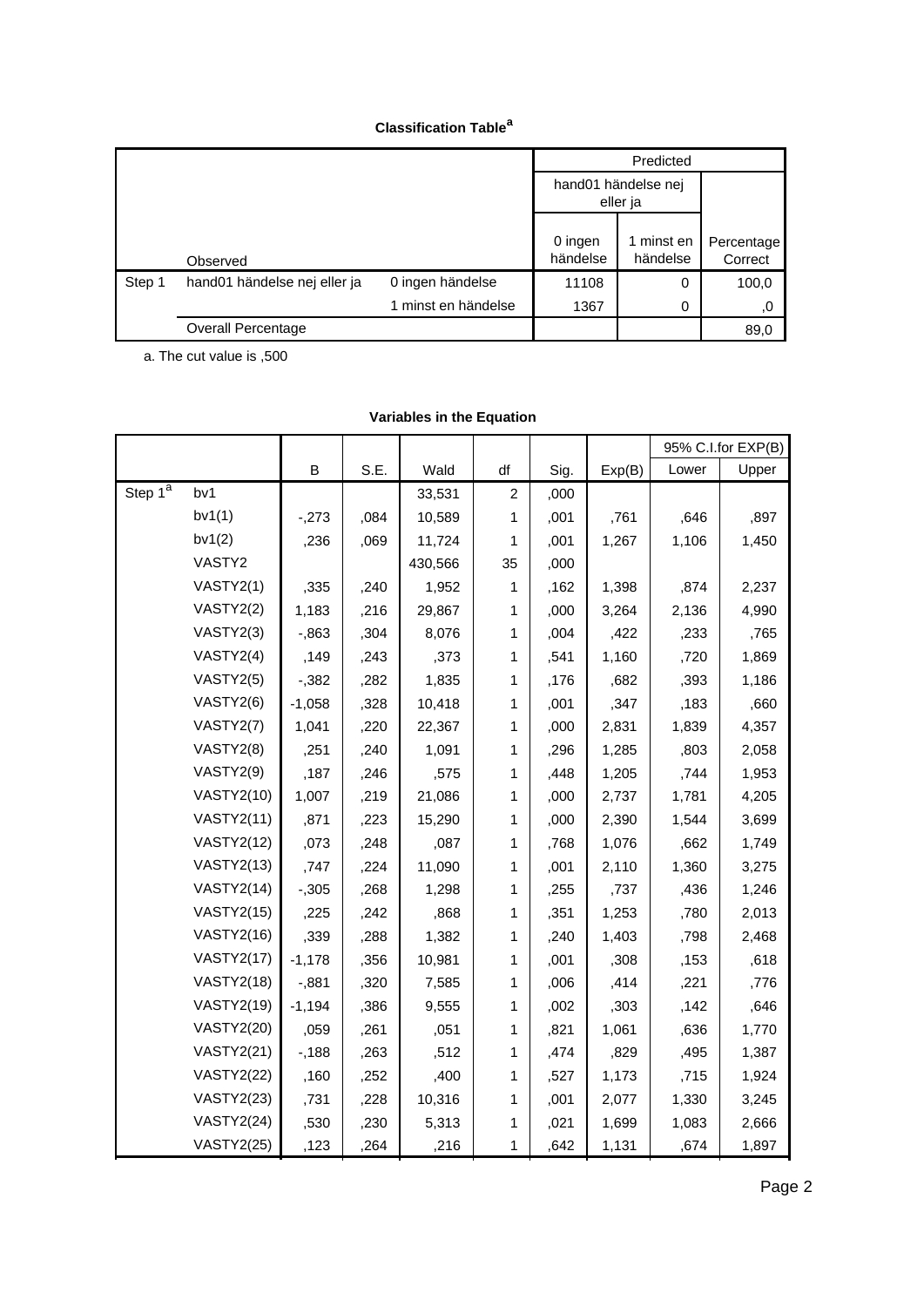**Classification Table[a]**

| | Observed | | Predicted | | |
|---|---|---|---|---|---|
| | | | hand01 händelse nej eller ja | | |
| | | | 0 ingen händelse | 1 minst en händelse | Percentage Correct |
| Step 1 | hand01 händelse nej eller ja | 0 ingen händelse | 11108 | 0 | 100,0 |
| | | 1 minst en händelse | 1367 | 0 | ,0 |
| | Overall Percentage | | | | 89,0 |

a. The cut value is ,500

**Variables in the Equation**

| | | B | S.E. | Wald | df | Sig. | Exp(B) | 95% C.I.for EXP(B) Lower | Upper |
|---|---|---|---|---|---|---|---|---|---|
| Step 1[a] | bv1 | | | 33,531 | 2 | ,000 | | | |
| | bv1(1) | -,273 | ,084 | 10,589 | 1 | ,001 | ,761 | ,646 | ,897 |
| | bv1(2) | ,236 | ,069 | 11,724 | 1 | ,001 | 1,267 | 1,106 | 1,450 |
| | VASTY2 | | | 430,566 | 35 | ,000 | | | |
| | VASTY2(1) | ,335 | ,240 | 1,952 | 1 | ,162 | 1,398 | ,874 | 2,237 |
| | VASTY2(2) | 1,183 | ,216 | 29,867 | 1 | ,000 | 3,264 | 2,136 | 4,990 |
| | VASTY2(3) | -,863 | ,304 | 8,076 | 1 | ,004 | ,422 | ,233 | ,765 |
| | VASTY2(4) | ,149 | ,243 | ,373 | 1 | ,541 | 1,160 | ,720 | 1,869 |
| | VASTY2(5) | -,382 | ,282 | 1,835 | 1 | ,176 | ,682 | ,393 | 1,186 |
| | VASTY2(6) | -1,058 | ,328 | 10,418 | 1 | ,001 | ,347 | ,183 | ,660 |
| | VASTY2(7) | 1,041 | ,220 | 22,367 | 1 | ,000 | 2,831 | 1,839 | 4,357 |
| | VASTY2(8) | ,251 | ,240 | 1,091 | 1 | ,296 | 1,285 | ,803 | 2,058 |
| | VASTY2(9) | ,187 | ,246 | ,575 | 1 | ,448 | 1,205 | ,744 | 1,953 |
| | VASTY2(10) | 1,007 | ,219 | 21,086 | 1 | ,000 | 2,737 | 1,781 | 4,205 |
| | VASTY2(11) | ,871 | ,223 | 15,290 | 1 | ,000 | 2,390 | 1,544 | 3,699 |
| | VASTY2(12) | ,073 | ,248 | ,087 | 1 | ,768 | 1,076 | ,662 | 1,749 |
| | VASTY2(13) | ,747 | ,224 | 11,090 | 1 | ,001 | 2,110 | 1,360 | 3,275 |
| | VASTY2(14) | -,305 | ,268 | 1,298 | 1 | ,255 | ,737 | ,436 | 1,246 |
| | VASTY2(15) | ,225 | ,242 | ,868 | 1 | ,351 | 1,253 | ,780 | 2,013 |
| | VASTY2(16) | ,339 | ,288 | 1,382 | 1 | ,240 | 1,403 | ,798 | 2,468 |
| | VASTY2(17) | -1,178 | ,356 | 10,981 | 1 | ,001 | ,308 | ,153 | ,618 |
| | VASTY2(18) | -,881 | ,320 | 7,585 | 1 | ,006 | ,414 | ,221 | ,776 |
| | VASTY2(19) | -1,194 | ,386 | 9,555 | 1 | ,002 | ,303 | ,142 | ,646 |
| | VASTY2(20) | ,059 | ,261 | ,051 | 1 | ,821 | 1,061 | ,636 | 1,770 |
| | VASTY2(21) | -,188 | ,263 | ,512 | 1 | ,474 | ,829 | ,495 | 1,387 |
| | VASTY2(22) | ,160 | ,252 | ,400 | 1 | ,527 | 1,173 | ,715 | 1,924 |
| | VASTY2(23) | ,731 | ,228 | 10,316 | 1 | ,001 | 2,077 | 1,330 | 3,245 |
| | VASTY2(24) | ,530 | ,230 | 5,313 | 1 | ,021 | 1,699 | 1,083 | 2,666 |
| | VASTY2(25) | ,123 | ,264 | ,216 | 1 | ,642 | 1,131 | ,674 | 1,897 |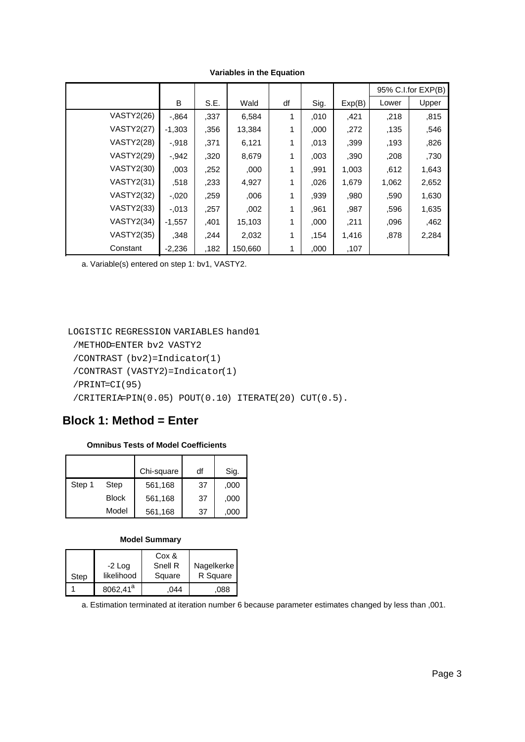**Variables in the Equation**

| | B | S.E. | Wald | df | Sig. | Exp(B) | 95% C.I.for EXP(B) | |
|---|---|---|---|---|---|---|---|---|
| | | | | | | | Lower | Upper |
| VASTY2(26) | -,864 | ,337 | 6,584 | 1 | ,010 | ,421 | ,218 | ,815 |
| VASTY2(27) | -1,303 | ,356 | 13,384 | 1 | ,000 | ,272 | ,135 | ,546 |
| VASTY2(28) | -,918 | ,371 | 6,121 | 1 | ,013 | ,399 | ,193 | ,826 |
| VASTY2(29) | -,942 | ,320 | 8,679 | 1 | ,003 | ,390 | ,208 | ,730 |
| VASTY2(30) | ,003 | ,252 | ,000 | 1 | ,991 | 1,003 | ,612 | 1,643 |
| VASTY2(31) | ,518 | ,233 | 4,927 | 1 | ,026 | 1,679 | 1,062 | 2,652 |
| VASTY2(32) | -,020 | ,259 | ,006 | 1 | ,939 | ,980 | ,590 | 1,630 |
| VASTY2(33) | -,013 | ,257 | ,002 | 1 | ,961 | ,987 | ,596 | 1,635 |
| VASTY2(34) | -1,557 | ,401 | 15,103 | 1 | ,000 | ,211 | ,096 | ,462 |
| VASTY2(35) | ,348 | ,244 | 2,032 | 1 | ,154 | 1,416 | ,878 | 2,284 |
| Constant | -2,236 | ,182 | 150,660 | 1 | ,000 | ,107 | | |

a. Variable(s) entered on step 1: bv1, VASTY2.

```
LOGISTIC REGRESSION VARIABLES hand01
  /METHOD=ENTER bv2 VASTY2
  /CONTRAST (bv2)=Indicator(1)
  /CONTRAST (VASTY2)=Indicator(1)
  /PRINT=CI(95)
  /CRITERIA=PIN(0.05) POUT(0.10) ITERATE(20) CUT(0.5).
```

## Block 1: Method = Enter

**Omnibus Tests of Model Coefficients**

| | | Chi-square | df | Sig. |
|---|---|---|---|---|
| Step 1 | Step | 561,168 | 37 | ,000 |
| | Block | 561,168 | 37 | ,000 |
| | Model | 561,168 | 37 | ,000 |

**Model Summary**

| Step | -2 Log likelihood | Cox & Snell R Square | Nagelkerke R Square |
|---|---|---|---|
| 1 | 8062,41[a] | ,044 | ,088 |

a. Estimation terminated at iteration number 6 because parameter estimates changed by less than ,001.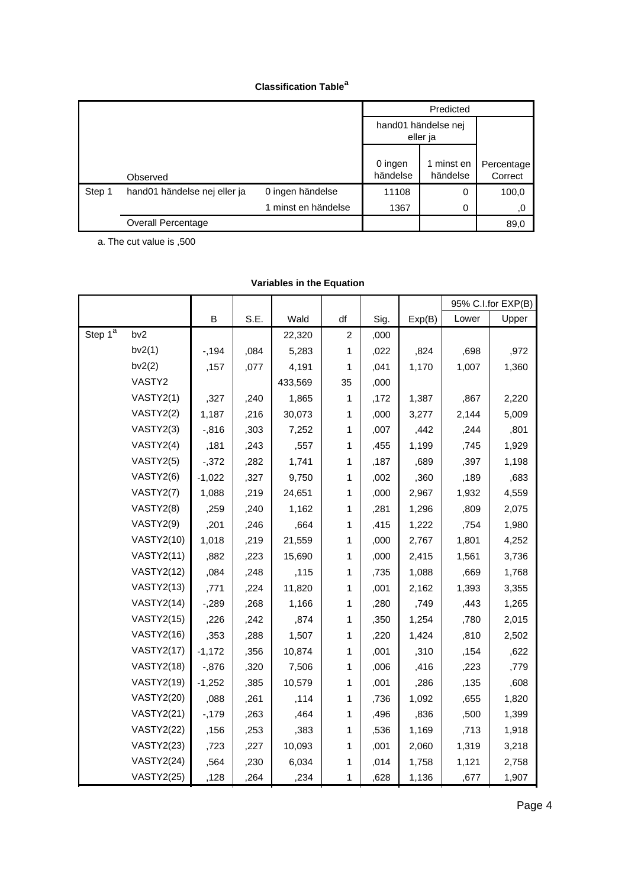**Classification Table[a]**

| | Observed | | Predicted: hand01 händelse nej eller ja: 0 ingen händelse | Predicted: hand01 händelse nej eller ja: 1 minst en händelse | Predicted: Percentage Correct |
|---|---|---|---|---|---|
| Step 1 | hand01 händelse nej eller ja | 0 ingen händelse | 11108 | 0 | 100,0 |
| | | 1 minst en händelse | 1367 | 0 | ,0 |
| | Overall Percentage | | | | 89,0 |

a. The cut value is ,500

**Variables in the Equation**

| | | B | S.E. | Wald | df | Sig. | Exp(B) | 95% C.I.for EXP(B) Lower | 95% C.I.for EXP(B) Upper |
|---|---|---|---|---|---|---|---|---|---|
| Step 1[a] | bv2 | | | 22,320 | 2 | ,000 | | | |
| | bv2(1) | -,194 | ,084 | 5,283 | 1 | ,022 | ,824 | ,698 | ,972 |
| | bv2(2) | ,157 | ,077 | 4,191 | 1 | ,041 | 1,170 | 1,007 | 1,360 |
| | VASTY2 | | | 433,569 | 35 | ,000 | | | |
| | VASTY2(1) | ,327 | ,240 | 1,865 | 1 | ,172 | 1,387 | ,867 | 2,220 |
| | VASTY2(2) | 1,187 | ,216 | 30,073 | 1 | ,000 | 3,277 | 2,144 | 5,009 |
| | VASTY2(3) | -,816 | ,303 | 7,252 | 1 | ,007 | ,442 | ,244 | ,801 |
| | VASTY2(4) | ,181 | ,243 | ,557 | 1 | ,455 | 1,199 | ,745 | 1,929 |
| | VASTY2(5) | -,372 | ,282 | 1,741 | 1 | ,187 | ,689 | ,397 | 1,198 |
| | VASTY2(6) | -1,022 | ,327 | 9,750 | 1 | ,002 | ,360 | ,189 | ,683 |
| | VASTY2(7) | 1,088 | ,219 | 24,651 | 1 | ,000 | 2,967 | 1,932 | 4,559 |
| | VASTY2(8) | ,259 | ,240 | 1,162 | 1 | ,281 | 1,296 | ,809 | 2,075 |
| | VASTY2(9) | ,201 | ,246 | ,664 | 1 | ,415 | 1,222 | ,754 | 1,980 |
| | VASTY2(10) | 1,018 | ,219 | 21,559 | 1 | ,000 | 2,767 | 1,801 | 4,252 |
| | VASTY2(11) | ,882 | ,223 | 15,690 | 1 | ,000 | 2,415 | 1,561 | 3,736 |
| | VASTY2(12) | ,084 | ,248 | ,115 | 1 | ,735 | 1,088 | ,669 | 1,768 |
| | VASTY2(13) | ,771 | ,224 | 11,820 | 1 | ,001 | 2,162 | 1,393 | 3,355 |
| | VASTY2(14) | -,289 | ,268 | 1,166 | 1 | ,280 | ,749 | ,443 | 1,265 |
| | VASTY2(15) | ,226 | ,242 | ,874 | 1 | ,350 | 1,254 | ,780 | 2,015 |
| | VASTY2(16) | ,353 | ,288 | 1,507 | 1 | ,220 | 1,424 | ,810 | 2,502 |
| | VASTY2(17) | -1,172 | ,356 | 10,874 | 1 | ,001 | ,310 | ,154 | ,622 |
| | VASTY2(18) | -,876 | ,320 | 7,506 | 1 | ,006 | ,416 | ,223 | ,779 |
| | VASTY2(19) | -1,252 | ,385 | 10,579 | 1 | ,001 | ,286 | ,135 | ,608 |
| | VASTY2(20) | ,088 | ,261 | ,114 | 1 | ,736 | 1,092 | ,655 | 1,820 |
| | VASTY2(21) | -,179 | ,263 | ,464 | 1 | ,496 | ,836 | ,500 | 1,399 |
| | VASTY2(22) | ,156 | ,253 | ,383 | 1 | ,536 | 1,169 | ,713 | 1,918 |
| | VASTY2(23) | ,723 | ,227 | 10,093 | 1 | ,001 | 2,060 | 1,319 | 3,218 |
| | VASTY2(24) | ,564 | ,230 | 6,034 | 1 | ,014 | 1,758 | 1,121 | 2,758 |
| | VASTY2(25) | ,128 | ,264 | ,234 | 1 | ,628 | 1,136 | ,677 | 1,907 |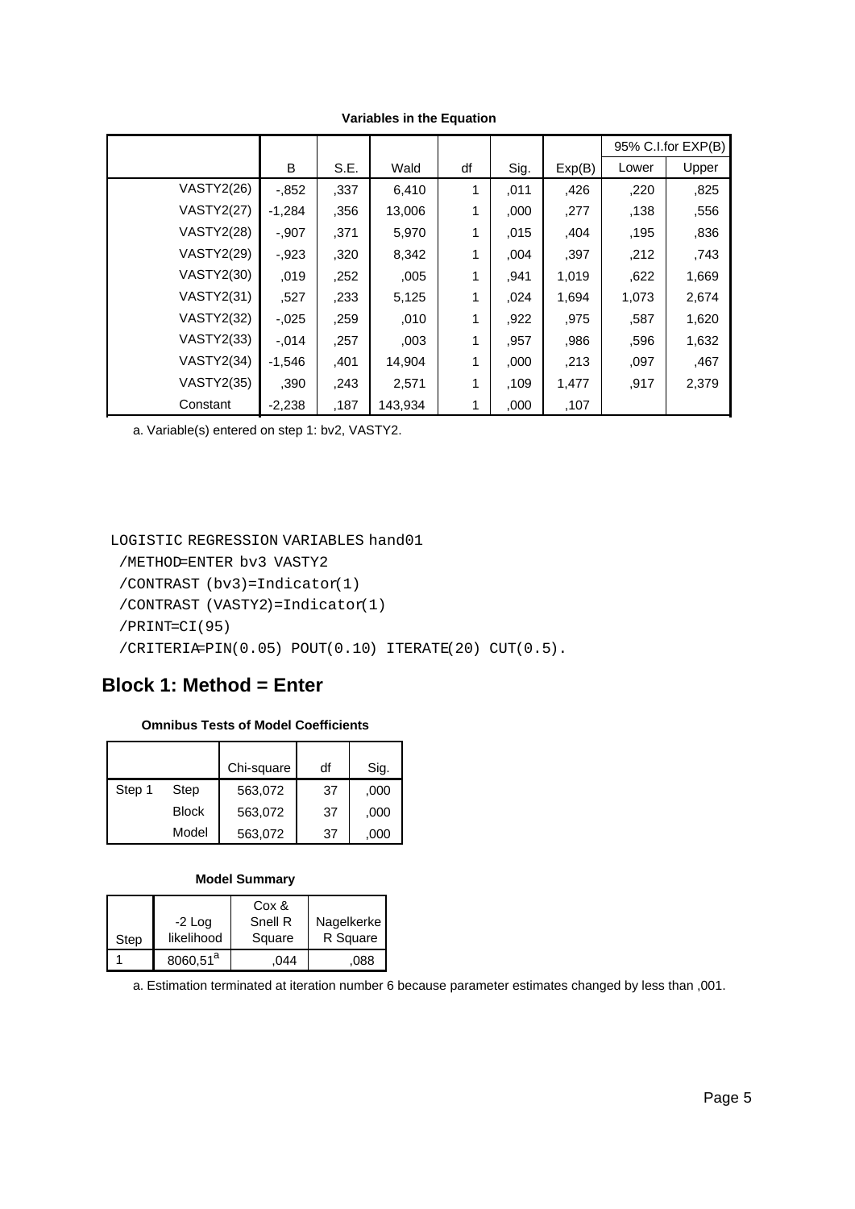**Variables in the Equation**

| | B | S.E. | Wald | df | Sig. | Exp(B) | 95% C.I.for EXP(B) | |
|---|---|---|---|---|---|---|---|---|
| | | | | | | | Lower | Upper |
| VASTY2(26) | -,852 | ,337 | 6,410 | 1 | ,011 | ,426 | ,220 | ,825 |
| VASTY2(27) | -1,284 | ,356 | 13,006 | 1 | ,000 | ,277 | ,138 | ,556 |
| VASTY2(28) | -,907 | ,371 | 5,970 | 1 | ,015 | ,404 | ,195 | ,836 |
| VASTY2(29) | -,923 | ,320 | 8,342 | 1 | ,004 | ,397 | ,212 | ,743 |
| VASTY2(30) | ,019 | ,252 | ,005 | 1 | ,941 | 1,019 | ,622 | 1,669 |
| VASTY2(31) | ,527 | ,233 | 5,125 | 1 | ,024 | 1,694 | 1,073 | 2,674 |
| VASTY2(32) | -,025 | ,259 | ,010 | 1 | ,922 | ,975 | ,587 | 1,620 |
| VASTY2(33) | -,014 | ,257 | ,003 | 1 | ,957 | ,986 | ,596 | 1,632 |
| VASTY2(34) | -1,546 | ,401 | 14,904 | 1 | ,000 | ,213 | ,097 | ,467 |
| VASTY2(35) | ,390 | ,243 | 2,571 | 1 | ,109 | 1,477 | ,917 | 2,379 |
| Constant | -2,238 | ,187 | 143,934 | 1 | ,000 | ,107 | | |

a. Variable(s) entered on step 1: bv2, VASTY2.

```
LOGISTIC REGRESSION VARIABLES hand01
  /METHOD=ENTER bv3 VASTY2
  /CONTRAST (bv3)=Indicator(1)
  /CONTRAST (VASTY2)=Indicator(1)
  /PRINT=CI(95)
  /CRITERIA=PIN(0.05) POUT(0.10) ITERATE(20) CUT(0.5).
```

## Block 1: Method = Enter

**Omnibus Tests of Model Coefficients**

| | | Chi-square | df | Sig. |
|---|---|---|---|---|
| Step 1 | Step | 563,072 | 37 | ,000 |
| | Block | 563,072 | 37 | ,000 |
| | Model | 563,072 | 37 | ,000 |

**Model Summary**

| Step | -2 Log likelihood | Cox & Snell R Square | Nagelkerke R Square |
|---|---|---|---|
| 1 | 8060,51[a] | ,044 | ,088 |

a. Estimation terminated at iteration number 6 because parameter estimates changed by less than ,001.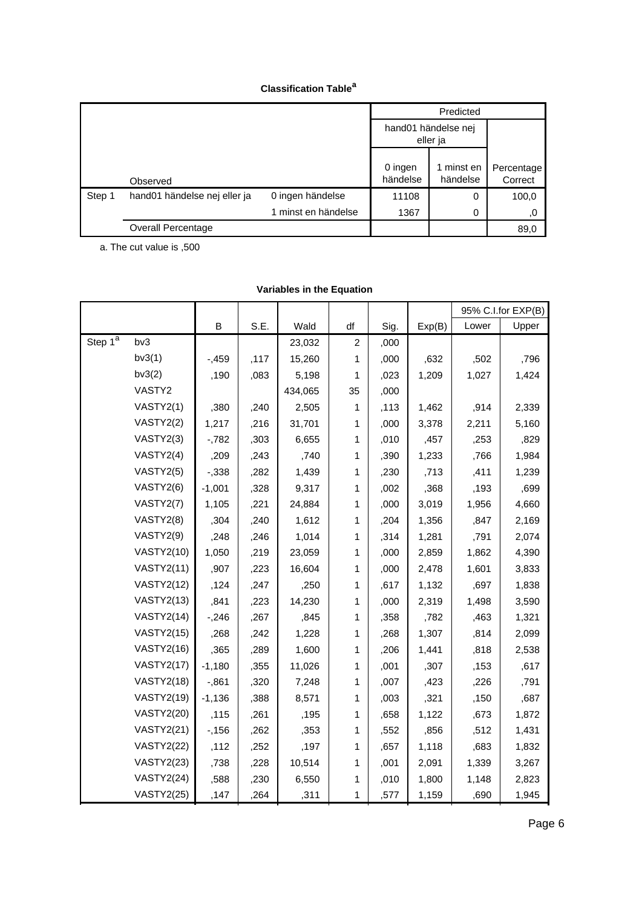**Classification Table[a]**

| | Observed | | Predicted | | |
|---|---|---|---|---|---|
| | | | hand01 händelse nej eller ja | | |
| | | | 0 ingen händelse | 1 minst en händelse | Percentage Correct |
| Step 1 | hand01 händelse nej eller ja | 0 ingen händelse | 11108 | 0 | 100,0 |
| | | 1 minst en händelse | 1367 | 0 | ,0 |
| | Overall Percentage | | | | 89,0 |

a. The cut value is ,500

**Variables in the Equation**

| | | B | S.E. | Wald | df | Sig. | Exp(B) | 95% C.I.for EXP(B) Lower | Upper |
|---|---|---|---|---|---|---|---|---|---|
| Step 1[a] | bv3 | | | 23,032 | 2 | ,000 | | | |
| | bv3(1) | -,459 | ,117 | 15,260 | 1 | ,000 | ,632 | ,502 | ,796 |
| | bv3(2) | ,190 | ,083 | 5,198 | 1 | ,023 | 1,209 | 1,027 | 1,424 |
| | VASTY2 | | | 434,065 | 35 | ,000 | | | |
| | VASTY2(1) | ,380 | ,240 | 2,505 | 1 | ,113 | 1,462 | ,914 | 2,339 |
| | VASTY2(2) | 1,217 | ,216 | 31,701 | 1 | ,000 | 3,378 | 2,211 | 5,160 |
| | VASTY2(3) | -,782 | ,303 | 6,655 | 1 | ,010 | ,457 | ,253 | ,829 |
| | VASTY2(4) | ,209 | ,243 | ,740 | 1 | ,390 | 1,233 | ,766 | 1,984 |
| | VASTY2(5) | -,338 | ,282 | 1,439 | 1 | ,230 | ,713 | ,411 | 1,239 |
| | VASTY2(6) | -1,001 | ,328 | 9,317 | 1 | ,002 | ,368 | ,193 | ,699 |
| | VASTY2(7) | 1,105 | ,221 | 24,884 | 1 | ,000 | 3,019 | 1,956 | 4,660 |
| | VASTY2(8) | ,304 | ,240 | 1,612 | 1 | ,204 | 1,356 | ,847 | 2,169 |
| | VASTY2(9) | ,248 | ,246 | 1,014 | 1 | ,314 | 1,281 | ,791 | 2,074 |
| | VASTY2(10) | 1,050 | ,219 | 23,059 | 1 | ,000 | 2,859 | 1,862 | 4,390 |
| | VASTY2(11) | ,907 | ,223 | 16,604 | 1 | ,000 | 2,478 | 1,601 | 3,833 |
| | VASTY2(12) | ,124 | ,247 | ,250 | 1 | ,617 | 1,132 | ,697 | 1,838 |
| | VASTY2(13) | ,841 | ,223 | 14,230 | 1 | ,000 | 2,319 | 1,498 | 3,590 |
| | VASTY2(14) | -,246 | ,267 | ,845 | 1 | ,358 | ,782 | ,463 | 1,321 |
| | VASTY2(15) | ,268 | ,242 | 1,228 | 1 | ,268 | 1,307 | ,814 | 2,099 |
| | VASTY2(16) | ,365 | ,289 | 1,600 | 1 | ,206 | 1,441 | ,818 | 2,538 |
| | VASTY2(17) | -1,180 | ,355 | 11,026 | 1 | ,001 | ,307 | ,153 | ,617 |
| | VASTY2(18) | -,861 | ,320 | 7,248 | 1 | ,007 | ,423 | ,226 | ,791 |
| | VASTY2(19) | -1,136 | ,388 | 8,571 | 1 | ,003 | ,321 | ,150 | ,687 |
| | VASTY2(20) | ,115 | ,261 | ,195 | 1 | ,658 | 1,122 | ,673 | 1,872 |
| | VASTY2(21) | -,156 | ,262 | ,353 | 1 | ,552 | ,856 | ,512 | 1,431 |
| | VASTY2(22) | ,112 | ,252 | ,197 | 1 | ,657 | 1,118 | ,683 | 1,832 |
| | VASTY2(23) | ,738 | ,228 | 10,514 | 1 | ,001 | 2,091 | 1,339 | 3,267 |
| | VASTY2(24) | ,588 | ,230 | 6,550 | 1 | ,010 | 1,800 | 1,148 | 2,823 |
| | VASTY2(25) | ,147 | ,264 | ,311 | 1 | ,577 | 1,159 | ,690 | 1,945 |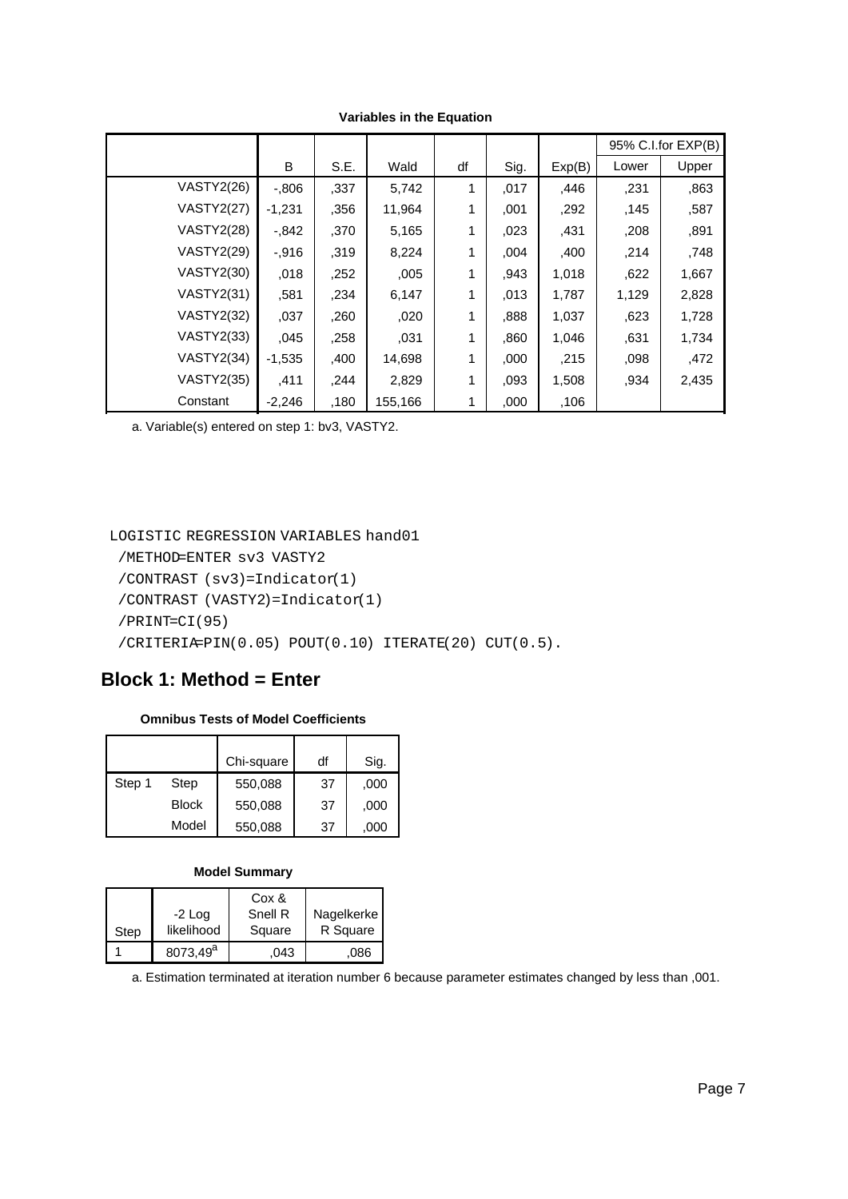**Variables in the Equation**

| | B | S.E. | Wald | df | Sig. | Exp(B) | 95% C.I.for EXP(B) Lower | Upper |
|---|---|---|---|---|---|---|---|---|
| VASTY2(26) | -,806 | ,337 | 5,742 | 1 | ,017 | ,446 | ,231 | ,863 |
| VASTY2(27) | -1,231 | ,356 | 11,964 | 1 | ,001 | ,292 | ,145 | ,587 |
| VASTY2(28) | -,842 | ,370 | 5,165 | 1 | ,023 | ,431 | ,208 | ,891 |
| VASTY2(29) | -,916 | ,319 | 8,224 | 1 | ,004 | ,400 | ,214 | ,748 |
| VASTY2(30) | ,018 | ,252 | ,005 | 1 | ,943 | 1,018 | ,622 | 1,667 |
| VASTY2(31) | ,581 | ,234 | 6,147 | 1 | ,013 | 1,787 | 1,129 | 2,828 |
| VASTY2(32) | ,037 | ,260 | ,020 | 1 | ,888 | 1,037 | ,623 | 1,728 |
| VASTY2(33) | ,045 | ,258 | ,031 | 1 | ,860 | 1,046 | ,631 | 1,734 |
| VASTY2(34) | -1,535 | ,400 | 14,698 | 1 | ,000 | ,215 | ,098 | ,472 |
| VASTY2(35) | ,411 | ,244 | 2,829 | 1 | ,093 | 1,508 | ,934 | 2,435 |
| Constant | -2,246 | ,180 | 155,166 | 1 | ,000 | ,106 | | |

a. Variable(s) entered on step 1: bv3, VASTY2.

```
LOGISTIC REGRESSION VARIABLES hand01
 /METHOD=ENTER sv3 VASTY2
 /CONTRAST (sv3)=Indicator(1)
 /CONTRAST (VASTY2)=Indicator(1)
 /PRINT=CI(95)
 /CRITERIA=PIN(0.05) POUT(0.10) ITERATE(20) CUT(0.5).
```

## Block 1: Method = Enter

**Omnibus Tests of Model Coefficients**

| | | Chi-square | df | Sig. |
|---|---|---|---|---|
| Step 1 | Step | 550,088 | 37 | ,000 |
| | Block | 550,088 | 37 | ,000 |
| | Model | 550,088 | 37 | ,000 |

**Model Summary**

| Step | -2 Log likelihood | Cox & Snell R Square | Nagelkerke R Square |
|---|---|---|---|
| 1 | 8073,49[a] | ,043 | ,086 |

a. Estimation terminated at iteration number 6 because parameter estimates changed by less than ,001.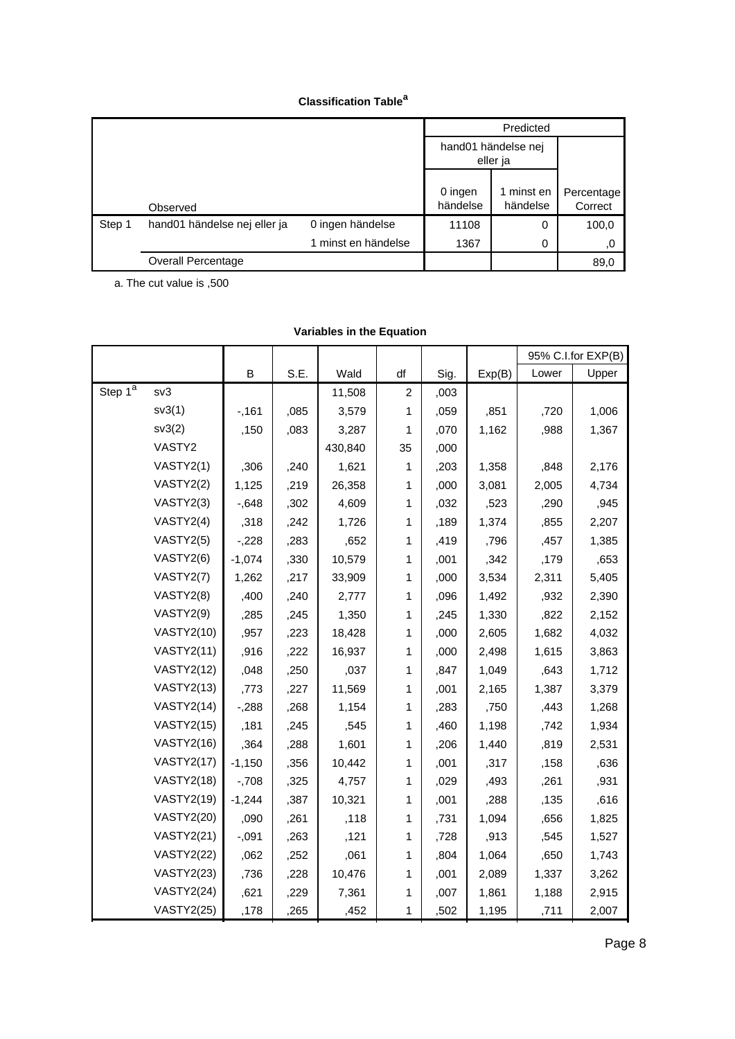**Classification Table[a]**

| | Observed | | Predicted: hand01 händelse nej eller ja: 0 ingen händelse | Predicted: hand01 händelse nej eller ja: 1 minst en händelse | Percentage Correct |
|---|---|---|---|---|---|
| Step 1 | hand01 händelse nej eller ja | 0 ingen händelse | 11108 | 0 | 100,0 |
| | | 1 minst en händelse | 1367 | 0 | ,0 |
| | Overall Percentage | | | | 89,0 |

a. The cut value is ,500

**Variables in the Equation**

| | | B | S.E. | Wald | df | Sig. | Exp(B) | 95% C.I.for EXP(B) Lower | 95% C.I.for EXP(B) Upper |
|---|---|---|---|---|---|---|---|---|---|
| Step 1[a] | sv3 | | | 11,508 | 2 | ,003 | | | |
| | sv3(1) | -,161 | ,085 | 3,579 | 1 | ,059 | ,851 | ,720 | 1,006 |
| | sv3(2) | ,150 | ,083 | 3,287 | 1 | ,070 | 1,162 | ,988 | 1,367 |
| | VASTY2 | | | 430,840 | 35 | ,000 | | | |
| | VASTY2(1) | ,306 | ,240 | 1,621 | 1 | ,203 | 1,358 | ,848 | 2,176 |
| | VASTY2(2) | 1,125 | ,219 | 26,358 | 1 | ,000 | 3,081 | 2,005 | 4,734 |
| | VASTY2(3) | -,648 | ,302 | 4,609 | 1 | ,032 | ,523 | ,290 | ,945 |
| | VASTY2(4) | ,318 | ,242 | 1,726 | 1 | ,189 | 1,374 | ,855 | 2,207 |
| | VASTY2(5) | -,228 | ,283 | ,652 | 1 | ,419 | ,796 | ,457 | 1,385 |
| | VASTY2(6) | -1,074 | ,330 | 10,579 | 1 | ,001 | ,342 | ,179 | ,653 |
| | VASTY2(7) | 1,262 | ,217 | 33,909 | 1 | ,000 | 3,534 | 2,311 | 5,405 |
| | VASTY2(8) | ,400 | ,240 | 2,777 | 1 | ,096 | 1,492 | ,932 | 2,390 |
| | VASTY2(9) | ,285 | ,245 | 1,350 | 1 | ,245 | 1,330 | ,822 | 2,152 |
| | VASTY2(10) | ,957 | ,223 | 18,428 | 1 | ,000 | 2,605 | 1,682 | 4,032 |
| | VASTY2(11) | ,916 | ,222 | 16,937 | 1 | ,000 | 2,498 | 1,615 | 3,863 |
| | VASTY2(12) | ,048 | ,250 | ,037 | 1 | ,847 | 1,049 | ,643 | 1,712 |
| | VASTY2(13) | ,773 | ,227 | 11,569 | 1 | ,001 | 2,165 | 1,387 | 3,379 |
| | VASTY2(14) | -,288 | ,268 | 1,154 | 1 | ,283 | ,750 | ,443 | 1,268 |
| | VASTY2(15) | ,181 | ,245 | ,545 | 1 | ,460 | 1,198 | ,742 | 1,934 |
| | VASTY2(16) | ,364 | ,288 | 1,601 | 1 | ,206 | 1,440 | ,819 | 2,531 |
| | VASTY2(17) | -1,150 | ,356 | 10,442 | 1 | ,001 | ,317 | ,158 | ,636 |
| | VASTY2(18) | -,708 | ,325 | 4,757 | 1 | ,029 | ,493 | ,261 | ,931 |
| | VASTY2(19) | -1,244 | ,387 | 10,321 | 1 | ,001 | ,288 | ,135 | ,616 |
| | VASTY2(20) | ,090 | ,261 | ,118 | 1 | ,731 | 1,094 | ,656 | 1,825 |
| | VASTY2(21) | -,091 | ,263 | ,121 | 1 | ,728 | ,913 | ,545 | 1,527 |
| | VASTY2(22) | ,062 | ,252 | ,061 | 1 | ,804 | 1,064 | ,650 | 1,743 |
| | VASTY2(23) | ,736 | ,228 | 10,476 | 1 | ,001 | 2,089 | 1,337 | 3,262 |
| | VASTY2(24) | ,621 | ,229 | 7,361 | 1 | ,007 | 1,861 | 1,188 | 2,915 |
| | VASTY2(25) | ,178 | ,265 | ,452 | 1 | ,502 | 1,195 | ,711 | 2,007 |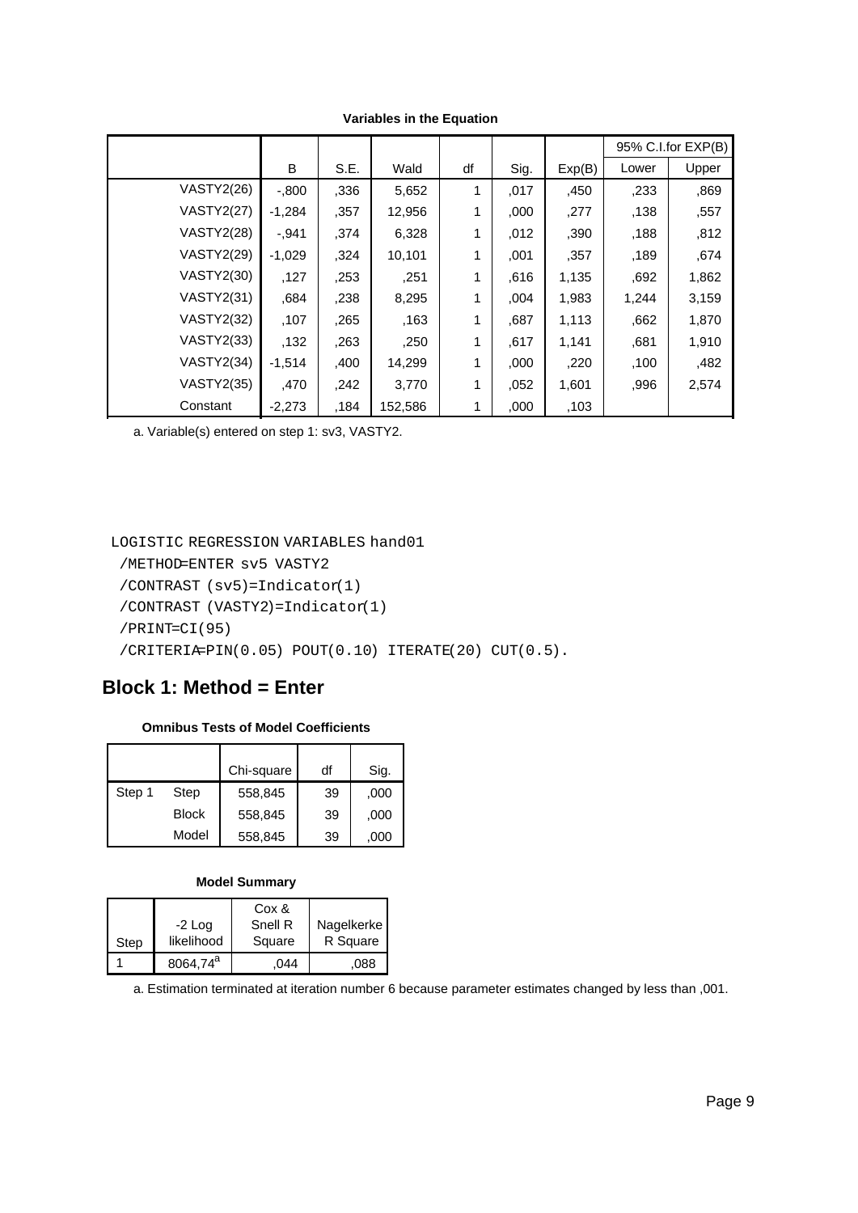**Variables in the Equation**

| | B | S.E. | Wald | df | Sig. | Exp(B) | 95% C.I.for EXP(B) | |
|---|---|---|---|---|---|---|---|---|
| | | | | | | | Lower | Upper |
| VASTY2(26) | -,800 | ,336 | 5,652 | 1 | ,017 | ,450 | ,233 | ,869 |
| VASTY2(27) | -1,284 | ,357 | 12,956 | 1 | ,000 | ,277 | ,138 | ,557 |
| VASTY2(28) | -,941 | ,374 | 6,328 | 1 | ,012 | ,390 | ,188 | ,812 |
| VASTY2(29) | -1,029 | ,324 | 10,101 | 1 | ,001 | ,357 | ,189 | ,674 |
| VASTY2(30) | ,127 | ,253 | ,251 | 1 | ,616 | 1,135 | ,692 | 1,862 |
| VASTY2(31) | ,684 | ,238 | 8,295 | 1 | ,004 | 1,983 | 1,244 | 3,159 |
| VASTY2(32) | ,107 | ,265 | ,163 | 1 | ,687 | 1,113 | ,662 | 1,870 |
| VASTY2(33) | ,132 | ,263 | ,250 | 1 | ,617 | 1,141 | ,681 | 1,910 |
| VASTY2(34) | -1,514 | ,400 | 14,299 | 1 | ,000 | ,220 | ,100 | ,482 |
| VASTY2(35) | ,470 | ,242 | 3,770 | 1 | ,052 | 1,601 | ,996 | 2,574 |
| Constant | -2,273 | ,184 | 152,586 | 1 | ,000 | ,103 | | |

a. Variable(s) entered on step 1: sv3, VASTY2.

```
LOGISTIC REGRESSION VARIABLES hand01
 /METHOD=ENTER sv5 VASTY2
 /CONTRAST (sv5)=Indicator(1)
 /CONTRAST (VASTY2)=Indicator(1)
 /PRINT=CI(95)
 /CRITERIA=PIN(0.05) POUT(0.10) ITERATE(20) CUT(0.5).
```

## Block 1: Method = Enter

**Omnibus Tests of Model Coefficients**

| | | Chi-square | df | Sig. |
|---|---|---|---|---|
| Step 1 | Step | 558,845 | 39 | ,000 |
| | Block | 558,845 | 39 | ,000 |
| | Model | 558,845 | 39 | ,000 |

**Model Summary**

| Step | -2 Log likelihood | Cox & Snell R Square | Nagelkerke R Square |
|---|---|---|---|
| 1 | 8064,74[a] | ,044 | ,088 |

a. Estimation terminated at iteration number 6 because parameter estimates changed by less than ,001.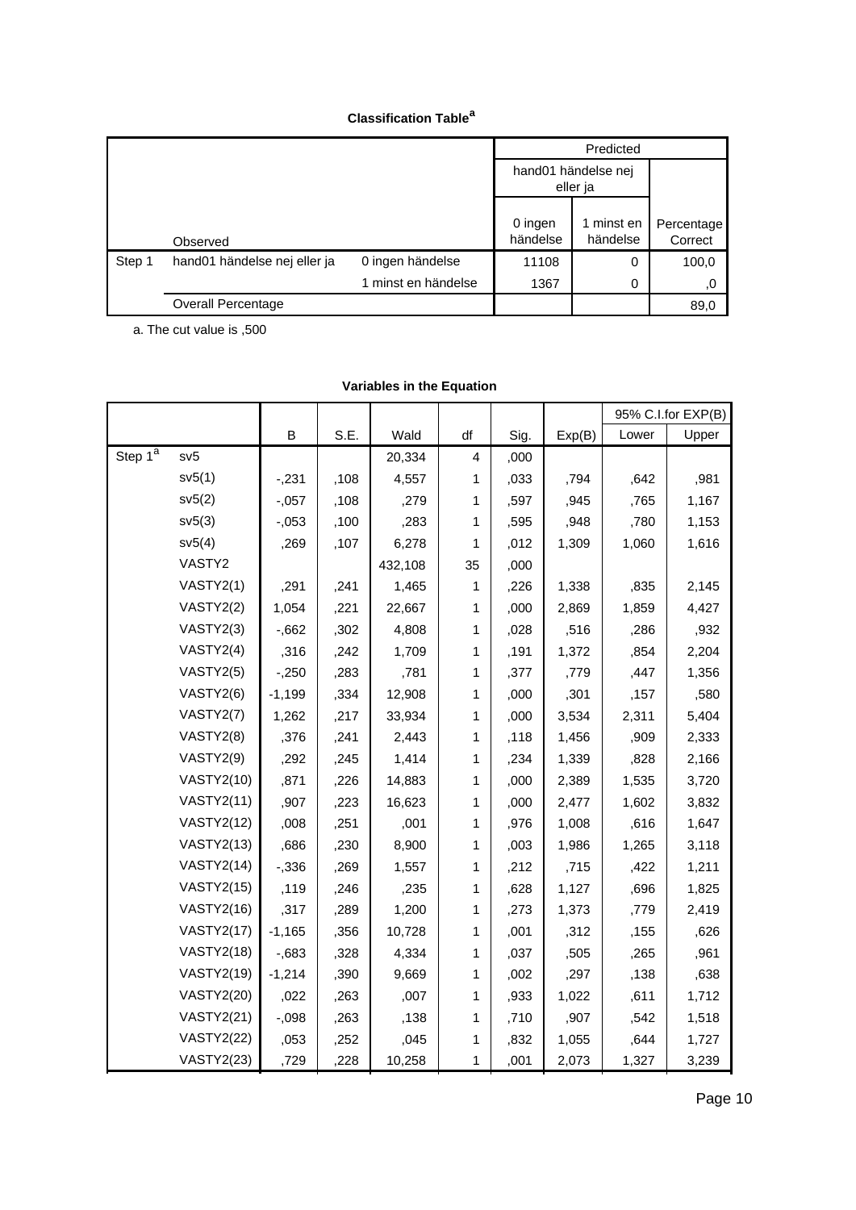**Classification Table[a]**

| | Observed | | Predicted | | |
|---|---|---|---|---|---|
| | | | hand01 händelse nej eller ja | | |
| | | | 0 ingen händelse | 1 minst en händelse | Percentage Correct |
| Step 1 | hand01 händelse nej eller ja | 0 ingen händelse | 11108 | 0 | 100,0 |
| | | 1 minst en händelse | 1367 | 0 | ,0 |
| | Overall Percentage | | | | 89,0 |

a. The cut value is ,500

**Variables in the Equation**

| | | B | S.E. | Wald | df | Sig. | Exp(B) | 95% C.I.for EXP(B) Lower | Upper |
|---|---|---|---|---|---|---|---|---|---|
| Step 1[a] | sv5 | | | 20,334 | 4 | ,000 | | | |
| | sv5(1) | -,231 | ,108 | 4,557 | 1 | ,033 | ,794 | ,642 | ,981 |
| | sv5(2) | -,057 | ,108 | ,279 | 1 | ,597 | ,945 | ,765 | 1,167 |
| | sv5(3) | -,053 | ,100 | ,283 | 1 | ,595 | ,948 | ,780 | 1,153 |
| | sv5(4) | ,269 | ,107 | 6,278 | 1 | ,012 | 1,309 | 1,060 | 1,616 |
| | VASTY2 | | | 432,108 | 35 | ,000 | | | |
| | VASTY2(1) | ,291 | ,241 | 1,465 | 1 | ,226 | 1,338 | ,835 | 2,145 |
| | VASTY2(2) | 1,054 | ,221 | 22,667 | 1 | ,000 | 2,869 | 1,859 | 4,427 |
| | VASTY2(3) | -,662 | ,302 | 4,808 | 1 | ,028 | ,516 | ,286 | ,932 |
| | VASTY2(4) | ,316 | ,242 | 1,709 | 1 | ,191 | 1,372 | ,854 | 2,204 |
| | VASTY2(5) | -,250 | ,283 | ,781 | 1 | ,377 | ,779 | ,447 | 1,356 |
| | VASTY2(6) | -1,199 | ,334 | 12,908 | 1 | ,000 | ,301 | ,157 | ,580 |
| | VASTY2(7) | 1,262 | ,217 | 33,934 | 1 | ,000 | 3,534 | 2,311 | 5,404 |
| | VASTY2(8) | ,376 | ,241 | 2,443 | 1 | ,118 | 1,456 | ,909 | 2,333 |
| | VASTY2(9) | ,292 | ,245 | 1,414 | 1 | ,234 | 1,339 | ,828 | 2,166 |
| | VASTY2(10) | ,871 | ,226 | 14,883 | 1 | ,000 | 2,389 | 1,535 | 3,720 |
| | VASTY2(11) | ,907 | ,223 | 16,623 | 1 | ,000 | 2,477 | 1,602 | 3,832 |
| | VASTY2(12) | ,008 | ,251 | ,001 | 1 | ,976 | 1,008 | ,616 | 1,647 |
| | VASTY2(13) | ,686 | ,230 | 8,900 | 1 | ,003 | 1,986 | 1,265 | 3,118 |
| | VASTY2(14) | -,336 | ,269 | 1,557 | 1 | ,212 | ,715 | ,422 | 1,211 |
| | VASTY2(15) | ,119 | ,246 | ,235 | 1 | ,628 | 1,127 | ,696 | 1,825 |
| | VASTY2(16) | ,317 | ,289 | 1,200 | 1 | ,273 | 1,373 | ,779 | 2,419 |
| | VASTY2(17) | -1,165 | ,356 | 10,728 | 1 | ,001 | ,312 | ,155 | ,626 |
| | VASTY2(18) | -,683 | ,328 | 4,334 | 1 | ,037 | ,505 | ,265 | ,961 |
| | VASTY2(19) | -1,214 | ,390 | 9,669 | 1 | ,002 | ,297 | ,138 | ,638 |
| | VASTY2(20) | ,022 | ,263 | ,007 | 1 | ,933 | 1,022 | ,611 | 1,712 |
| | VASTY2(21) | -,098 | ,263 | ,138 | 1 | ,710 | ,907 | ,542 | 1,518 |
| | VASTY2(22) | ,053 | ,252 | ,045 | 1 | ,832 | 1,055 | ,644 | 1,727 |
| | VASTY2(23) | ,729 | ,228 | 10,258 | 1 | ,001 | 2,073 | 1,327 | 3,239 |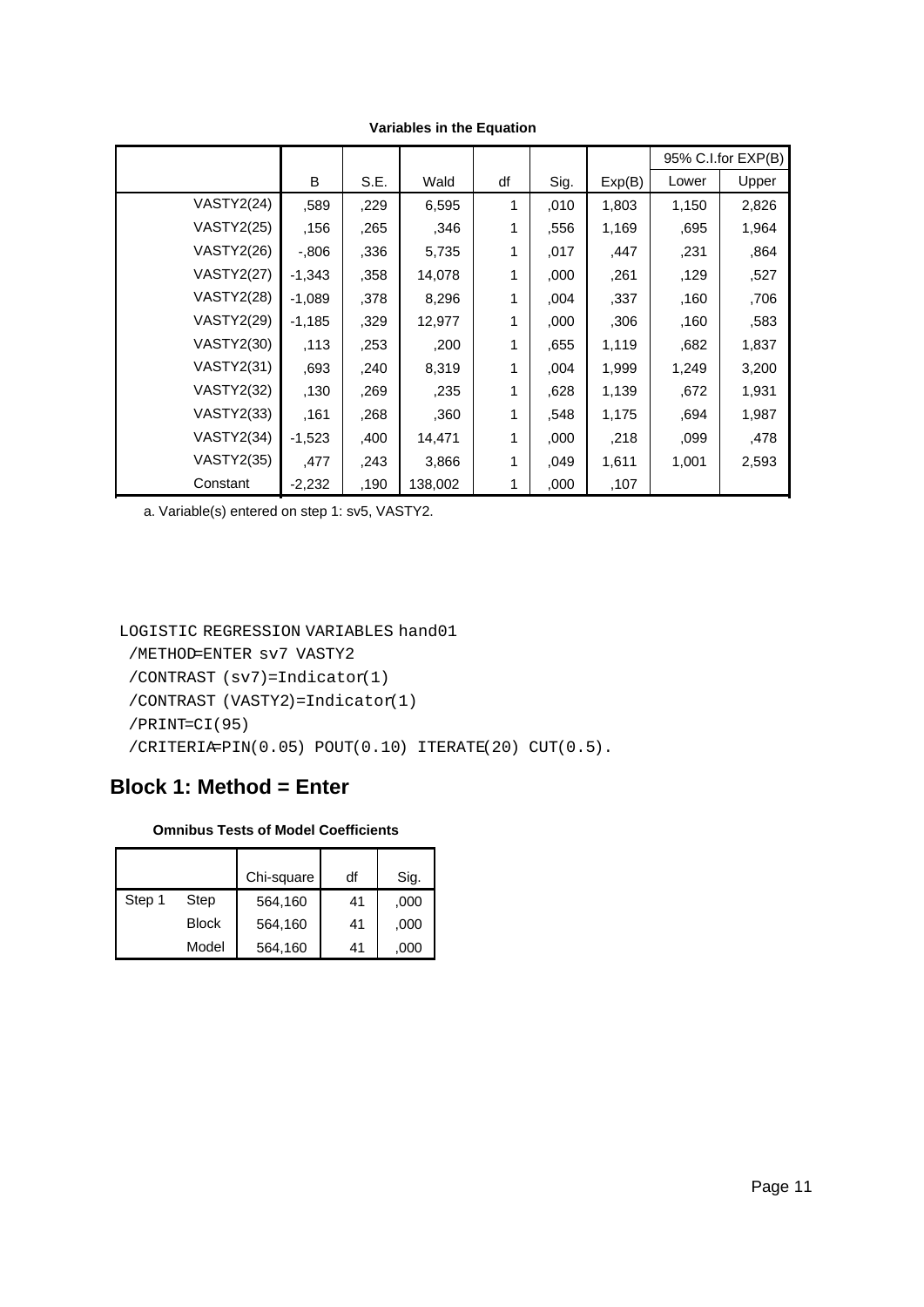**Variables in the Equation**

| | B | S.E. | Wald | df | Sig. | Exp(B) | 95% C.I.for EXP(B) | |
|---|---|---|---|---|---|---|---|---|
| | | | | | | | Lower | Upper |
| VASTY2(24) | ,589 | ,229 | 6,595 | 1 | ,010 | 1,803 | 1,150 | 2,826 |
| VASTY2(25) | ,156 | ,265 | ,346 | 1 | ,556 | 1,169 | ,695 | 1,964 |
| VASTY2(26) | -,806 | ,336 | 5,735 | 1 | ,017 | ,447 | ,231 | ,864 |
| VASTY2(27) | -1,343 | ,358 | 14,078 | 1 | ,000 | ,261 | ,129 | ,527 |
| VASTY2(28) | -1,089 | ,378 | 8,296 | 1 | ,004 | ,337 | ,160 | ,706 |
| VASTY2(29) | -1,185 | ,329 | 12,977 | 1 | ,000 | ,306 | ,160 | ,583 |
| VASTY2(30) | ,113 | ,253 | ,200 | 1 | ,655 | 1,119 | ,682 | 1,837 |
| VASTY2(31) | ,693 | ,240 | 8,319 | 1 | ,004 | 1,999 | 1,249 | 3,200 |
| VASTY2(32) | ,130 | ,269 | ,235 | 1 | ,628 | 1,139 | ,672 | 1,931 |
| VASTY2(33) | ,161 | ,268 | ,360 | 1 | ,548 | 1,175 | ,694 | 1,987 |
| VASTY2(34) | -1,523 | ,400 | 14,471 | 1 | ,000 | ,218 | ,099 | ,478 |
| VASTY2(35) | ,477 | ,243 | 3,866 | 1 | ,049 | 1,611 | 1,001 | 2,593 |
| Constant | -2,232 | ,190 | 138,002 | 1 | ,000 | ,107 | | |

a. Variable(s) entered on step 1: sv5, VASTY2.

```
LOGISTIC REGRESSION VARIABLES hand01
  /METHOD=ENTER sv7 VASTY2
  /CONTRAST (sv7)=Indicator(1)
  /CONTRAST (VASTY2)=Indicator(1)
  /PRINT=CI(95)
  /CRITERIA=PIN(0.05) POUT(0.10) ITERATE(20) CUT(0.5).
```

## Block 1: Method = Enter

**Omnibus Tests of Model Coefficients**

| | | Chi-square | df | Sig. |
|---|---|---|---|---|
| Step 1 | Step | 564,160 | 41 | ,000 |
| | Block | 564,160 | 41 | ,000 |
| | Model | 564,160 | 41 | ,000 |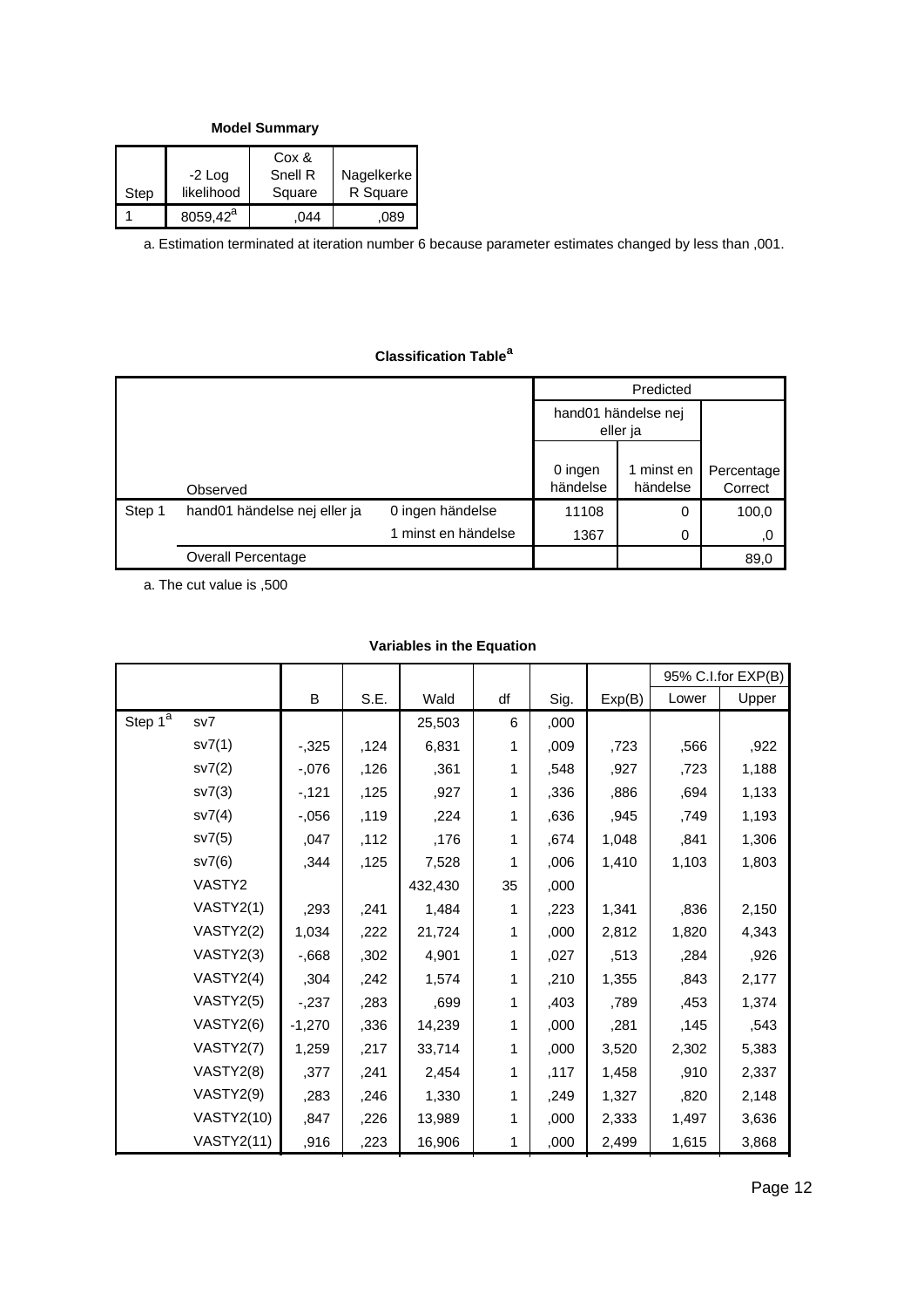**Model Summary**

| Step | -2 Log likelihood | Cox & Snell R Square | Nagelkerke R Square |
|---|---|---|---|
| 1 | 8059,42[a] | ,044 | ,089 |

a. Estimation terminated at iteration number 6 because parameter estimates changed by less than ,001.

**Classification Table[a]**

| | Observed | | Predicted: hand01 händelse nej eller ja — 0 ingen händelse | Predicted: hand01 händelse nej eller ja — 1 minst en händelse | Predicted: Percentage Correct |
|---|---|---|---|---|---|
| Step 1 | hand01 händelse nej eller ja | 0 ingen händelse | 11108 | 0 | 100,0 |
| | | 1 minst en händelse | 1367 | 0 | ,0 |
| | Overall Percentage | | | | 89,0 |

a. The cut value is ,500

**Variables in the Equation**

| | | B | S.E. | Wald | df | Sig. | Exp(B) | 95% C.I.for EXP(B) Lower | 95% C.I.for EXP(B) Upper |
|---|---|---|---|---|---|---|---|---|---|
| Step 1[a] | sv7 | | | 25,503 | 6 | ,000 | | | |
| | sv7(1) | -,325 | ,124 | 6,831 | 1 | ,009 | ,723 | ,566 | ,922 |
| | sv7(2) | -,076 | ,126 | ,361 | 1 | ,548 | ,927 | ,723 | 1,188 |
| | sv7(3) | -,121 | ,125 | ,927 | 1 | ,336 | ,886 | ,694 | 1,133 |
| | sv7(4) | -,056 | ,119 | ,224 | 1 | ,636 | ,945 | ,749 | 1,193 |
| | sv7(5) | ,047 | ,112 | ,176 | 1 | ,674 | 1,048 | ,841 | 1,306 |
| | sv7(6) | ,344 | ,125 | 7,528 | 1 | ,006 | 1,410 | 1,103 | 1,803 |
| | VASTY2 | | | 432,430 | 35 | ,000 | | | |
| | VASTY2(1) | ,293 | ,241 | 1,484 | 1 | ,223 | 1,341 | ,836 | 2,150 |
| | VASTY2(2) | 1,034 | ,222 | 21,724 | 1 | ,000 | 2,812 | 1,820 | 4,343 |
| | VASTY2(3) | -,668 | ,302 | 4,901 | 1 | ,027 | ,513 | ,284 | ,926 |
| | VASTY2(4) | ,304 | ,242 | 1,574 | 1 | ,210 | 1,355 | ,843 | 2,177 |
| | VASTY2(5) | -,237 | ,283 | ,699 | 1 | ,403 | ,789 | ,453 | 1,374 |
| | VASTY2(6) | -1,270 | ,336 | 14,239 | 1 | ,000 | ,281 | ,145 | ,543 |
| | VASTY2(7) | 1,259 | ,217 | 33,714 | 1 | ,000 | 3,520 | 2,302 | 5,383 |
| | VASTY2(8) | ,377 | ,241 | 2,454 | 1 | ,117 | 1,458 | ,910 | 2,337 |
| | VASTY2(9) | ,283 | ,246 | 1,330 | 1 | ,249 | 1,327 | ,820 | 2,148 |
| | VASTY2(10) | ,847 | ,226 | 13,989 | 1 | ,000 | 2,333 | 1,497 | 3,636 |
| | VASTY2(11) | ,916 | ,223 | 16,906 | 1 | ,000 | 2,499 | 1,615 | 3,868 |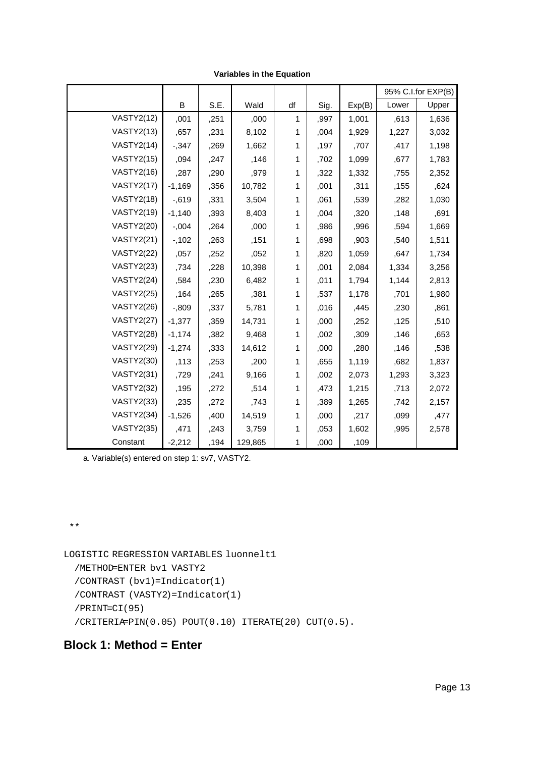**Variables in the Equation**

| | B | S.E. | Wald | df | Sig. | Exp(B) | 95% C.I.for EXP(B) | |
|---|---|---|---|---|---|---|---|---|
| | | | | | | | Lower | Upper |
| VASTY2(12) | ,001 | ,251 | ,000 | 1 | ,997 | 1,001 | ,613 | 1,636 |
| VASTY2(13) | ,657 | ,231 | 8,102 | 1 | ,004 | 1,929 | 1,227 | 3,032 |
| VASTY2(14) | -,347 | ,269 | 1,662 | 1 | ,197 | ,707 | ,417 | 1,198 |
| VASTY2(15) | ,094 | ,247 | ,146 | 1 | ,702 | 1,099 | ,677 | 1,783 |
| VASTY2(16) | ,287 | ,290 | ,979 | 1 | ,322 | 1,332 | ,755 | 2,352 |
| VASTY2(17) | -1,169 | ,356 | 10,782 | 1 | ,001 | ,311 | ,155 | ,624 |
| VASTY2(18) | -,619 | ,331 | 3,504 | 1 | ,061 | ,539 | ,282 | 1,030 |
| VASTY2(19) | -1,140 | ,393 | 8,403 | 1 | ,004 | ,320 | ,148 | ,691 |
| VASTY2(20) | -,004 | ,264 | ,000 | 1 | ,986 | ,996 | ,594 | 1,669 |
| VASTY2(21) | -,102 | ,263 | ,151 | 1 | ,698 | ,903 | ,540 | 1,511 |
| VASTY2(22) | ,057 | ,252 | ,052 | 1 | ,820 | 1,059 | ,647 | 1,734 |
| VASTY2(23) | ,734 | ,228 | 10,398 | 1 | ,001 | 2,084 | 1,334 | 3,256 |
| VASTY2(24) | ,584 | ,230 | 6,482 | 1 | ,011 | 1,794 | 1,144 | 2,813 |
| VASTY2(25) | ,164 | ,265 | ,381 | 1 | ,537 | 1,178 | ,701 | 1,980 |
| VASTY2(26) | -,809 | ,337 | 5,781 | 1 | ,016 | ,445 | ,230 | ,861 |
| VASTY2(27) | -1,377 | ,359 | 14,731 | 1 | ,000 | ,252 | ,125 | ,510 |
| VASTY2(28) | -1,174 | ,382 | 9,468 | 1 | ,002 | ,309 | ,146 | ,653 |
| VASTY2(29) | -1,274 | ,333 | 14,612 | 1 | ,000 | ,280 | ,146 | ,538 |
| VASTY2(30) | ,113 | ,253 | ,200 | 1 | ,655 | 1,119 | ,682 | 1,837 |
| VASTY2(31) | ,729 | ,241 | 9,166 | 1 | ,002 | 2,073 | 1,293 | 3,323 |
| VASTY2(32) | ,195 | ,272 | ,514 | 1 | ,473 | 1,215 | ,713 | 2,072 |
| VASTY2(33) | ,235 | ,272 | ,743 | 1 | ,389 | 1,265 | ,742 | 2,157 |
| VASTY2(34) | -1,526 | ,400 | 14,519 | 1 | ,000 | ,217 | ,099 | ,477 |
| VASTY2(35) | ,471 | ,243 | 3,759 | 1 | ,053 | 1,602 | ,995 | 2,578 |
| Constant | -2,212 | ,194 | 129,865 | 1 | ,000 | ,109 | | |

a. Variable(s) entered on step 1: sv7, VASTY2.

**

```
LOGISTIC REGRESSION VARIABLES luonnelt1
  /METHOD=ENTER bv1 VASTY2
  /CONTRAST (bv1)=Indicator(1)
  /CONTRAST (VASTY2)=Indicator(1)
  /PRINT=CI(95)
  /CRITERIA=PIN(0.05) POUT(0.10) ITERATE(20) CUT(0.5).
```

## Block 1: Method = Enter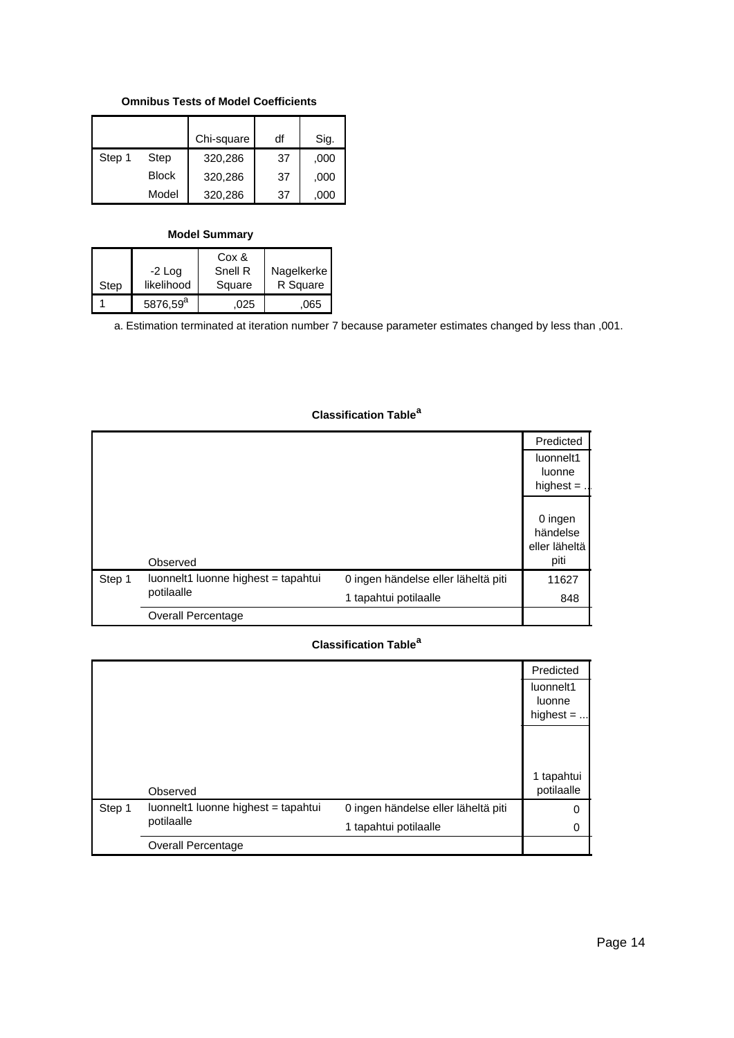**Omnibus Tests of Model Coefficients**

| | | Chi-square | df | Sig. |
|---|---|---|---|---|
| Step 1 | Step | 320,286 | 37 | ,000 |
| | Block | 320,286 | 37 | ,000 |
| | Model | 320,286 | 37 | ,000 |

**Model Summary**

| Step | -2 Log likelihood | Cox & Snell R Square | Nagelkerke R Square |
|---|---|---|---|
| 1 | 5876,59[a] | ,025 | ,065 |

a. Estimation terminated at iteration number 7 because parameter estimates changed by less than ,001.

**Classification Table[a]**

| | Observed | | Predicted: luonnelt1 luonne highest = ... 0 ingen händelse eller läheltä piti |
|---|---|---|---|
| Step 1 | luonnelt1 luonne highest = tapahtui potilaalle | 0 ingen händelse eller läheltä piti | 11627 |
| | | 1 tapahtui potilaalle | 848 |
| | Overall Percentage | | |

**Classification Table[a]**

| | Observed | | Predicted: luonnelt1 luonne highest = ... 1 tapahtui potilaalle |
|---|---|---|---|
| Step 1 | luonnelt1 luonne highest = tapahtui potilaalle | 0 ingen händelse eller läheltä piti | 0 |
| | | 1 tapahtui potilaalle | 0 |
| | Overall Percentage | | |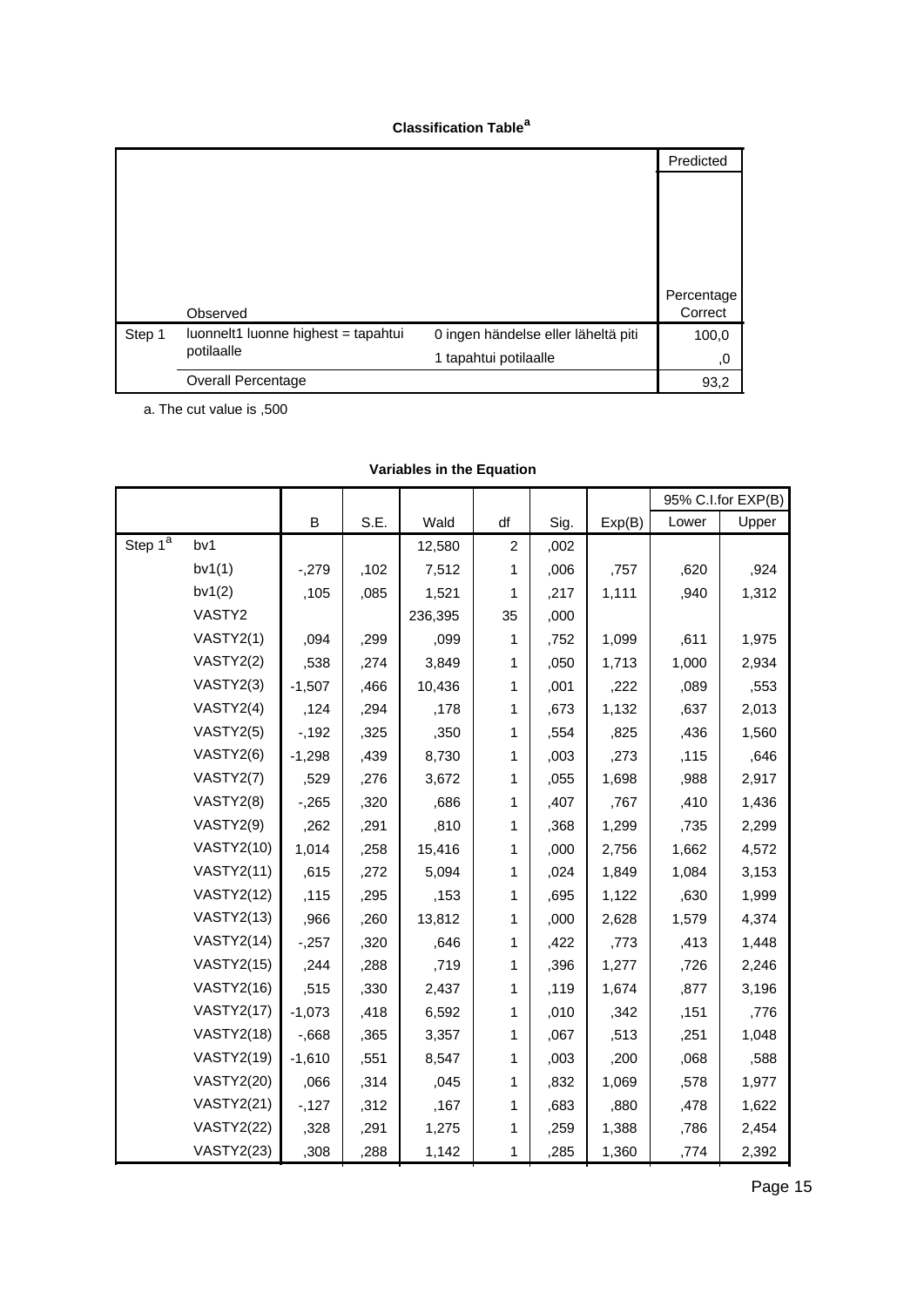**Classification Table[a]**

| | Observed | | Predicted |
|---|---|---|---|
| | | | Percentage Correct |
| Step 1 | luonnelt1 luonne highest = tapahtui potilaalle | 0 ingen händelse eller läheltä piti | 100,0 |
| | | 1 tapahtui potilaalle | ,0 |
| | Overall Percentage | | 93,2 |

a. The cut value is ,500

**Variables in the Equation**

| | | B | S.E. | Wald | df | Sig. | Exp(B) | 95% C.I.for EXP(B) Lower | Upper |
|---|---|---|---|---|---|---|---|---|---|
| Step 1[a] | bv1 | | | 12,580 | 2 | ,002 | | | |
| | bv1(1) | -,279 | ,102 | 7,512 | 1 | ,006 | ,757 | ,620 | ,924 |
| | bv1(2) | ,105 | ,085 | 1,521 | 1 | ,217 | 1,111 | ,940 | 1,312 |
| | VASTY2 | | | 236,395 | 35 | ,000 | | | |
| | VASTY2(1) | ,094 | ,299 | ,099 | 1 | ,752 | 1,099 | ,611 | 1,975 |
| | VASTY2(2) | ,538 | ,274 | 3,849 | 1 | ,050 | 1,713 | 1,000 | 2,934 |
| | VASTY2(3) | -1,507 | ,466 | 10,436 | 1 | ,001 | ,222 | ,089 | ,553 |
| | VASTY2(4) | ,124 | ,294 | ,178 | 1 | ,673 | 1,132 | ,637 | 2,013 |
| | VASTY2(5) | -,192 | ,325 | ,350 | 1 | ,554 | ,825 | ,436 | 1,560 |
| | VASTY2(6) | -1,298 | ,439 | 8,730 | 1 | ,003 | ,273 | ,115 | ,646 |
| | VASTY2(7) | ,529 | ,276 | 3,672 | 1 | ,055 | 1,698 | ,988 | 2,917 |
| | VASTY2(8) | -,265 | ,320 | ,686 | 1 | ,407 | ,767 | ,410 | 1,436 |
| | VASTY2(9) | ,262 | ,291 | ,810 | 1 | ,368 | 1,299 | ,735 | 2,299 |
| | VASTY2(10) | 1,014 | ,258 | 15,416 | 1 | ,000 | 2,756 | 1,662 | 4,572 |
| | VASTY2(11) | ,615 | ,272 | 5,094 | 1 | ,024 | 1,849 | 1,084 | 3,153 |
| | VASTY2(12) | ,115 | ,295 | ,153 | 1 | ,695 | 1,122 | ,630 | 1,999 |
| | VASTY2(13) | ,966 | ,260 | 13,812 | 1 | ,000 | 2,628 | 1,579 | 4,374 |
| | VASTY2(14) | -,257 | ,320 | ,646 | 1 | ,422 | ,773 | ,413 | 1,448 |
| | VASTY2(15) | ,244 | ,288 | ,719 | 1 | ,396 | 1,277 | ,726 | 2,246 |
| | VASTY2(16) | ,515 | ,330 | 2,437 | 1 | ,119 | 1,674 | ,877 | 3,196 |
| | VASTY2(17) | -1,073 | ,418 | 6,592 | 1 | ,010 | ,342 | ,151 | ,776 |
| | VASTY2(18) | -,668 | ,365 | 3,357 | 1 | ,067 | ,513 | ,251 | 1,048 |
| | VASTY2(19) | -1,610 | ,551 | 8,547 | 1 | ,003 | ,200 | ,068 | ,588 |
| | VASTY2(20) | ,066 | ,314 | ,045 | 1 | ,832 | 1,069 | ,578 | 1,977 |
| | VASTY2(21) | -,127 | ,312 | ,167 | 1 | ,683 | ,880 | ,478 | 1,622 |
| | VASTY2(22) | ,328 | ,291 | 1,275 | 1 | ,259 | 1,388 | ,786 | 2,454 |
| | VASTY2(23) | ,308 | ,288 | 1,142 | 1 | ,285 | 1,360 | ,774 | 2,392 |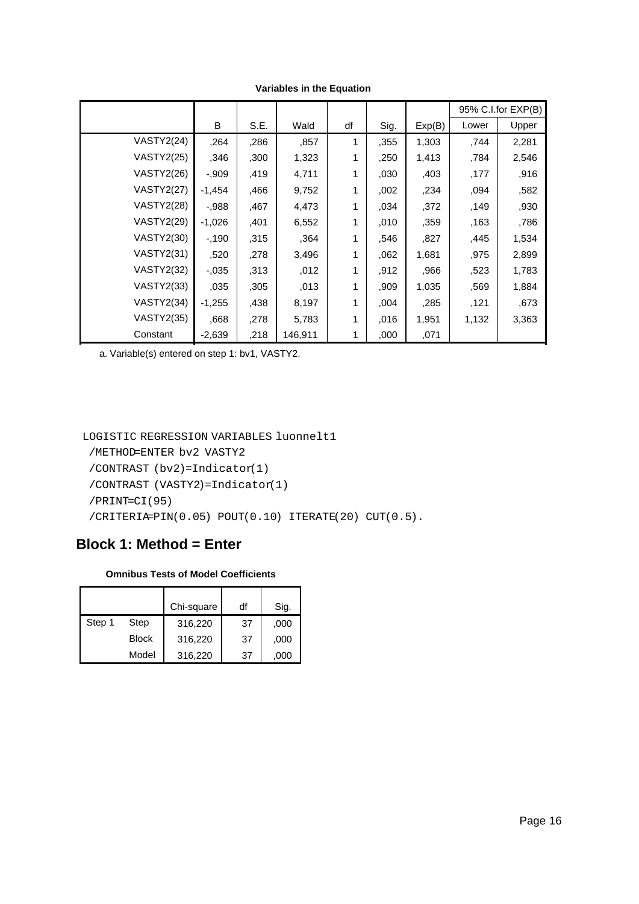**Variables in the Equation**

| | B | S.E. | Wald | df | Sig. | Exp(B) | 95% C.I.for EXP(B) | |
|---|---|---|---|---|---|---|---|---|
| | | | | | | | Lower | Upper |
| VASTY2(24) | ,264 | ,286 | ,857 | 1 | ,355 | 1,303 | ,744 | 2,281 |
| VASTY2(25) | ,346 | ,300 | 1,323 | 1 | ,250 | 1,413 | ,784 | 2,546 |
| VASTY2(26) | -,909 | ,419 | 4,711 | 1 | ,030 | ,403 | ,177 | ,916 |
| VASTY2(27) | -1,454 | ,466 | 9,752 | 1 | ,002 | ,234 | ,094 | ,582 |
| VASTY2(28) | -,988 | ,467 | 4,473 | 1 | ,034 | ,372 | ,149 | ,930 |
| VASTY2(29) | -1,026 | ,401 | 6,552 | 1 | ,010 | ,359 | ,163 | ,786 |
| VASTY2(30) | -,190 | ,315 | ,364 | 1 | ,546 | ,827 | ,445 | 1,534 |
| VASTY2(31) | ,520 | ,278 | 3,496 | 1 | ,062 | 1,681 | ,975 | 2,899 |
| VASTY2(32) | -,035 | ,313 | ,012 | 1 | ,912 | ,966 | ,523 | 1,783 |
| VASTY2(33) | ,035 | ,305 | ,013 | 1 | ,909 | 1,035 | ,569 | 1,884 |
| VASTY2(34) | -1,255 | ,438 | 8,197 | 1 | ,004 | ,285 | ,121 | ,673 |
| VASTY2(35) | ,668 | ,278 | 5,783 | 1 | ,016 | 1,951 | 1,132 | 3,363 |
| Constant | -2,639 | ,218 | 146,911 | 1 | ,000 | ,071 | | |

a. Variable(s) entered on step 1: bv1, VASTY2.

```
LOGISTIC REGRESSION VARIABLES luonnelt1
  /METHOD=ENTER bv2 VASTY2
  /CONTRAST (bv2)=Indicator(1)
  /CONTRAST (VASTY2)=Indicator(1)
  /PRINT=CI(95)
  /CRITERIA=PIN(0.05) POUT(0.10) ITERATE(20) CUT(0.5).
```

## Block 1: Method = Enter

**Omnibus Tests of Model Coefficients**

| | | Chi-square | df | Sig. |
|---|---|---|---|---|
| Step 1 | Step | 316,220 | 37 | ,000 |
| | Block | 316,220 | 37 | ,000 |
| | Model | 316,220 | 37 | ,000 |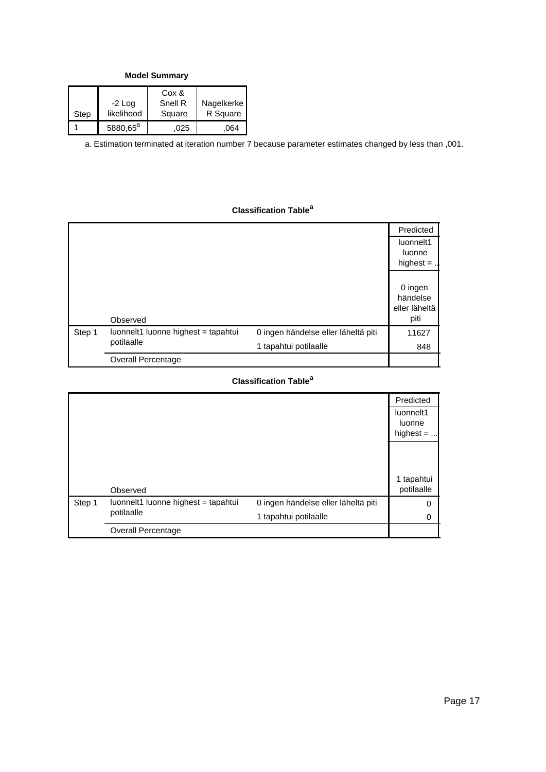**Model Summary**

| Step | -2 Log likelihood | Cox & Snell R Square | Nagelkerke R Square |
|---|---|---|---|
| 1 | 5880,65[a] | ,025 | ,064 |

a. Estimation terminated at iteration number 7 because parameter estimates changed by less than ,001.

**Classification Table[a]**

| | Observed | | Predicted luonnelt1 luonne highest = ... 0 ingen händelse eller läheltä piti |
|---|---|---|---|
| Step 1 | luonnelt1 luonne highest = tapahtui potilaalle | 0 ingen händelse eller läheltä piti | 11627 |
| | | 1 tapahtui potilaalle | 848 |
| | Overall Percentage | | |

**Classification Table[a]**

| | Observed | | Predicted luonnelt1 luonne highest = ... 1 tapahtui potilaalle |
|---|---|---|---|
| Step 1 | luonnelt1 luonne highest = tapahtui potilaalle | 0 ingen händelse eller läheltä piti | 0 |
| | | 1 tapahtui potilaalle | 0 |
| | Overall Percentage | | |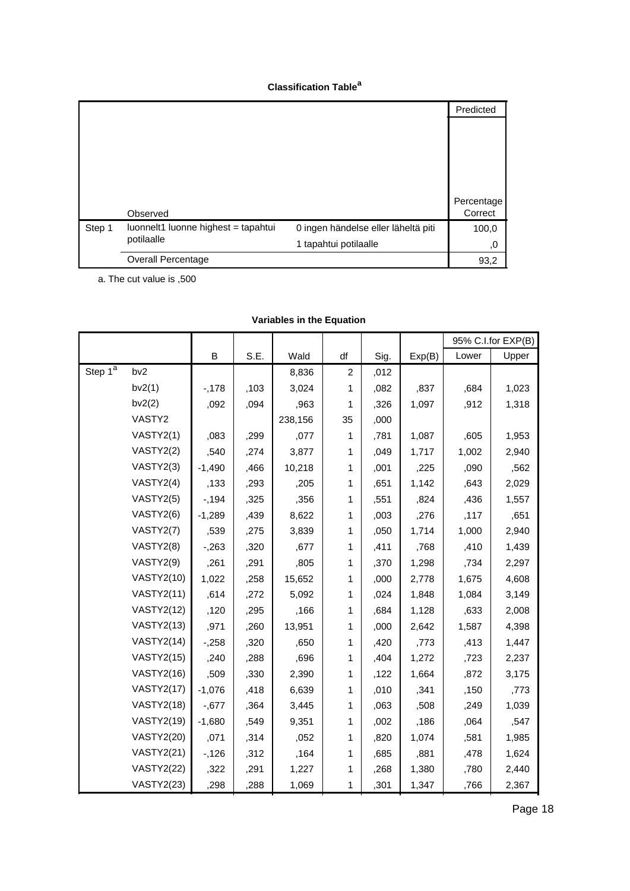**Classification Table[a]**

| | Observed | | Predicted |
|---|---|---|---|
| | | | Percentage Correct |
| Step 1 | luonnelt1 luonne highest = tapahtui potilaalle | 0 ingen händelse eller läheltä piti | 100,0 |
| | | 1 tapahtui potilaalle | ,0 |
| | Overall Percentage | | 93,2 |

a. The cut value is ,500

**Variables in the Equation**

| | | B | S.E. | Wald | df | Sig. | Exp(B) | 95% C.I.for EXP(B) | |
|---|---|---|---|---|---|---|---|---|---|
| | | | | | | | | Lower | Upper |
| Step 1[a] | bv2 | | | 8,836 | 2 | ,012 | | | |
| | bv2(1) | -,178 | ,103 | 3,024 | 1 | ,082 | ,837 | ,684 | 1,023 |
| | bv2(2) | ,092 | ,094 | ,963 | 1 | ,326 | 1,097 | ,912 | 1,318 |
| | VASTY2 | | | 238,156 | 35 | ,000 | | | |
| | VASTY2(1) | ,083 | ,299 | ,077 | 1 | ,781 | 1,087 | ,605 | 1,953 |
| | VASTY2(2) | ,540 | ,274 | 3,877 | 1 | ,049 | 1,717 | 1,002 | 2,940 |
| | VASTY2(3) | -1,490 | ,466 | 10,218 | 1 | ,001 | ,225 | ,090 | ,562 |
| | VASTY2(4) | ,133 | ,293 | ,205 | 1 | ,651 | 1,142 | ,643 | 2,029 |
| | VASTY2(5) | -,194 | ,325 | ,356 | 1 | ,551 | ,824 | ,436 | 1,557 |
| | VASTY2(6) | -1,289 | ,439 | 8,622 | 1 | ,003 | ,276 | ,117 | ,651 |
| | VASTY2(7) | ,539 | ,275 | 3,839 | 1 | ,050 | 1,714 | 1,000 | 2,940 |
| | VASTY2(8) | -,263 | ,320 | ,677 | 1 | ,411 | ,768 | ,410 | 1,439 |
| | VASTY2(9) | ,261 | ,291 | ,805 | 1 | ,370 | 1,298 | ,734 | 2,297 |
| | VASTY2(10) | 1,022 | ,258 | 15,652 | 1 | ,000 | 2,778 | 1,675 | 4,608 |
| | VASTY2(11) | ,614 | ,272 | 5,092 | 1 | ,024 | 1,848 | 1,084 | 3,149 |
| | VASTY2(12) | ,120 | ,295 | ,166 | 1 | ,684 | 1,128 | ,633 | 2,008 |
| | VASTY2(13) | ,971 | ,260 | 13,951 | 1 | ,000 | 2,642 | 1,587 | 4,398 |
| | VASTY2(14) | -,258 | ,320 | ,650 | 1 | ,420 | ,773 | ,413 | 1,447 |
| | VASTY2(15) | ,240 | ,288 | ,696 | 1 | ,404 | 1,272 | ,723 | 2,237 |
| | VASTY2(16) | ,509 | ,330 | 2,390 | 1 | ,122 | 1,664 | ,872 | 3,175 |
| | VASTY2(17) | -1,076 | ,418 | 6,639 | 1 | ,010 | ,341 | ,150 | ,773 |
| | VASTY2(18) | -,677 | ,364 | 3,445 | 1 | ,063 | ,508 | ,249 | 1,039 |
| | VASTY2(19) | -1,680 | ,549 | 9,351 | 1 | ,002 | ,186 | ,064 | ,547 |
| | VASTY2(20) | ,071 | ,314 | ,052 | 1 | ,820 | 1,074 | ,581 | 1,985 |
| | VASTY2(21) | -,126 | ,312 | ,164 | 1 | ,685 | ,881 | ,478 | 1,624 |
| | VASTY2(22) | ,322 | ,291 | 1,227 | 1 | ,268 | 1,380 | ,780 | 2,440 |
| | VASTY2(23) | ,298 | ,288 | 1,069 | 1 | ,301 | 1,347 | ,766 | 2,367 |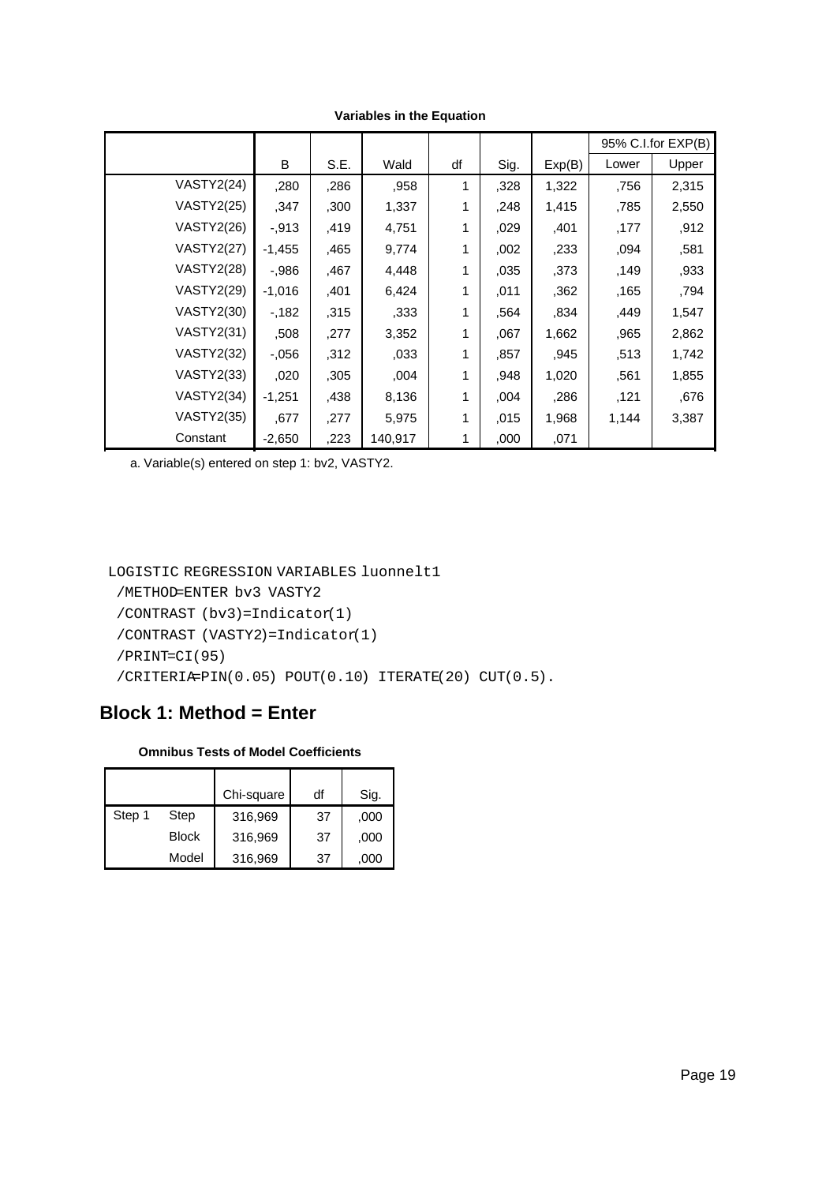**Variables in the Equation**

| | B | S.E. | Wald | df | Sig. | Exp(B) | 95% C.I.for EXP(B) | |
|---|---|---|---|---|---|---|---|---|
| | | | | | | | Lower | Upper |
| VASTY2(24) | ,280 | ,286 | ,958 | 1 | ,328 | 1,322 | ,756 | 2,315 |
| VASTY2(25) | ,347 | ,300 | 1,337 | 1 | ,248 | 1,415 | ,785 | 2,550 |
| VASTY2(26) | -,913 | ,419 | 4,751 | 1 | ,029 | ,401 | ,177 | ,912 |
| VASTY2(27) | -1,455 | ,465 | 9,774 | 1 | ,002 | ,233 | ,094 | ,581 |
| VASTY2(28) | -,986 | ,467 | 4,448 | 1 | ,035 | ,373 | ,149 | ,933 |
| VASTY2(29) | -1,016 | ,401 | 6,424 | 1 | ,011 | ,362 | ,165 | ,794 |
| VASTY2(30) | -,182 | ,315 | ,333 | 1 | ,564 | ,834 | ,449 | 1,547 |
| VASTY2(31) | ,508 | ,277 | 3,352 | 1 | ,067 | 1,662 | ,965 | 2,862 |
| VASTY2(32) | -,056 | ,312 | ,033 | 1 | ,857 | ,945 | ,513 | 1,742 |
| VASTY2(33) | ,020 | ,305 | ,004 | 1 | ,948 | 1,020 | ,561 | 1,855 |
| VASTY2(34) | -1,251 | ,438 | 8,136 | 1 | ,004 | ,286 | ,121 | ,676 |
| VASTY2(35) | ,677 | ,277 | 5,975 | 1 | ,015 | 1,968 | 1,144 | 3,387 |
| Constant | -2,650 | ,223 | 140,917 | 1 | ,000 | ,071 | | |

a. Variable(s) entered on step 1: bv2, VASTY2.

```
LOGISTIC REGRESSION VARIABLES luonnelt1
 /METHOD=ENTER bv3 VASTY2
 /CONTRAST (bv3)=Indicator(1)
 /CONTRAST (VASTY2)=Indicator(1)
 /PRINT=CI(95)
 /CRITERIA=PIN(0.05) POUT(0.10) ITERATE(20) CUT(0.5).
```

## Block 1: Method = Enter

**Omnibus Tests of Model Coefficients**

| | | Chi-square | df | Sig. |
|---|---|---|---|---|
| Step 1 | Step | 316,969 | 37 | ,000 |
| | Block | 316,969 | 37 | ,000 |
| | Model | 316,969 | 37 | ,000 |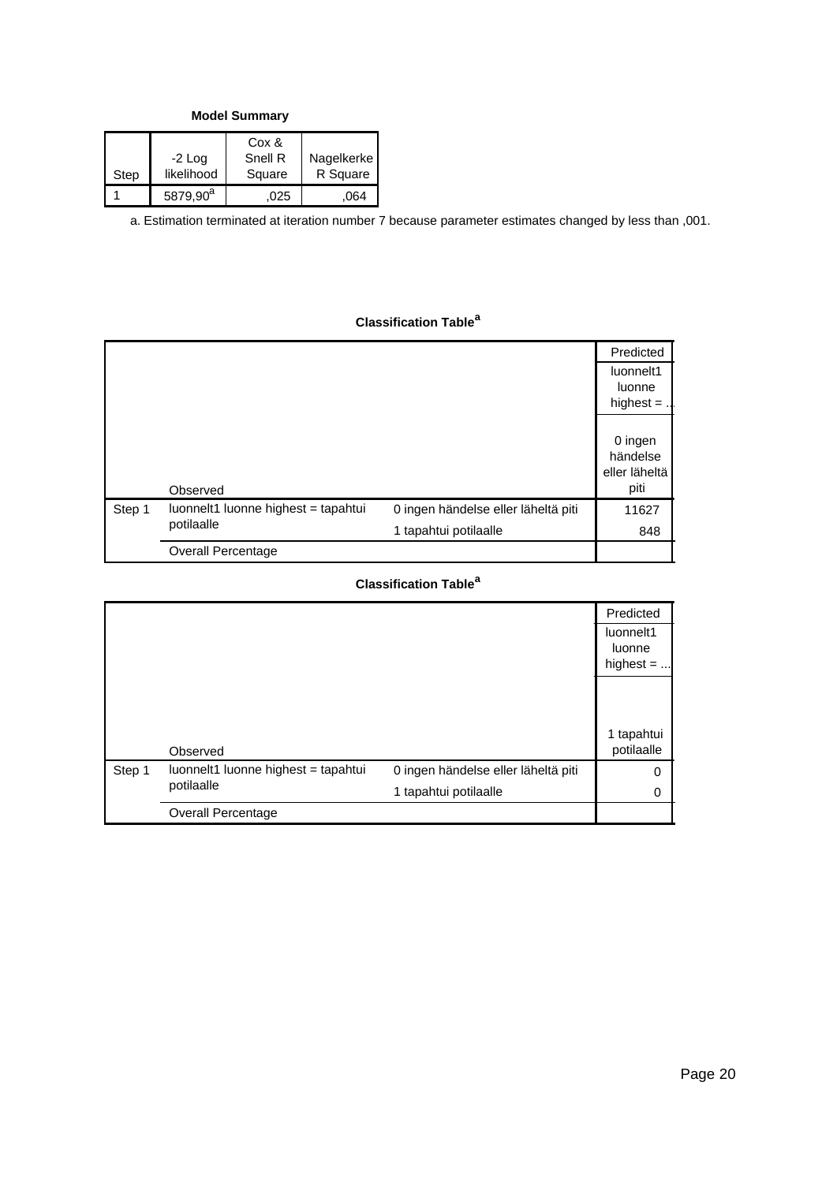**Model Summary**

| Step | -2 Log likelihood | Cox & Snell R Square | Nagelkerke R Square |
|---|---|---|---|
| 1 | 5879,90[a] | ,025 | ,064 |

a. Estimation terminated at iteration number 7 because parameter estimates changed by less than ,001.

**Classification Table[a]**

| | Observed | | Predicted: luonnelt1 luonne highest = ... 0 ingen händelse eller läheltä piti |
|---|---|---|---|
| Step 1 | luonnelt1 luonne highest = tapahtui potilaalle | 0 ingen händelse eller läheltä piti | 11627 |
| | | 1 tapahtui potilaalle | 848 |
| | Overall Percentage | | |

**Classification Table[a]**

| | Observed | | Predicted: luonnelt1 luonne highest = ... 1 tapahtui potilaalle |
|---|---|---|---|
| Step 1 | luonnelt1 luonne highest = tapahtui potilaalle | 0 ingen händelse eller läheltä piti | 0 |
| | | 1 tapahtui potilaalle | 0 |
| | Overall Percentage | | |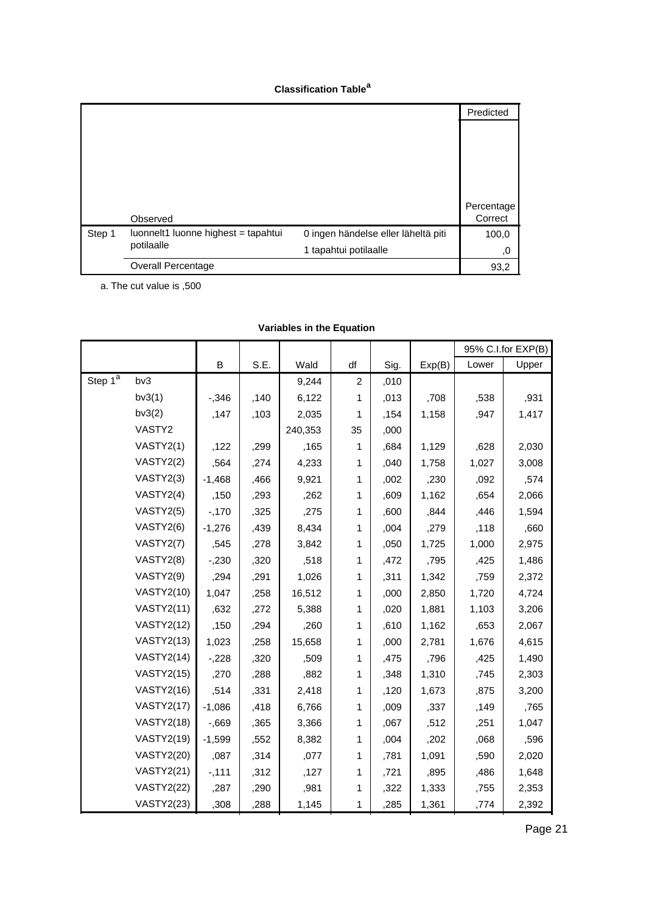**Classification Table[a]**

| | Observed | | Predicted |
|---|---|---|---|
| | | | Percentage Correct |
| Step 1 | luonnelt1 luonne highest = tapahtui potilaalle | 0 ingen händelse eller läheltä piti | 100,0 |
| | | 1 tapahtui potilaalle | ,0 |
| | Overall Percentage | | 93,2 |

a. The cut value is ,500

**Variables in the Equation**

| | | B | S.E. | Wald | df | Sig. | Exp(B) | 95% C.I.for EXP(B) Lower | Upper |
|---|---|---|---|---|---|---|---|---|---|
| Step 1[a] | bv3 | | | 9,244 | 2 | ,010 | | | |
| | bv3(1) | -,346 | ,140 | 6,122 | 1 | ,013 | ,708 | ,538 | ,931 |
| | bv3(2) | ,147 | ,103 | 2,035 | 1 | ,154 | 1,158 | ,947 | 1,417 |
| | VASTY2 | | | 240,353 | 35 | ,000 | | | |
| | VASTY2(1) | ,122 | ,299 | ,165 | 1 | ,684 | 1,129 | ,628 | 2,030 |
| | VASTY2(2) | ,564 | ,274 | 4,233 | 1 | ,040 | 1,758 | 1,027 | 3,008 |
| | VASTY2(3) | -1,468 | ,466 | 9,921 | 1 | ,002 | ,230 | ,092 | ,574 |
| | VASTY2(4) | ,150 | ,293 | ,262 | 1 | ,609 | 1,162 | ,654 | 2,066 |
| | VASTY2(5) | -,170 | ,325 | ,275 | 1 | ,600 | ,844 | ,446 | 1,594 |
| | VASTY2(6) | -1,276 | ,439 | 8,434 | 1 | ,004 | ,279 | ,118 | ,660 |
| | VASTY2(7) | ,545 | ,278 | 3,842 | 1 | ,050 | 1,725 | 1,000 | 2,975 |
| | VASTY2(8) | -,230 | ,320 | ,518 | 1 | ,472 | ,795 | ,425 | 1,486 |
| | VASTY2(9) | ,294 | ,291 | 1,026 | 1 | ,311 | 1,342 | ,759 | 2,372 |
| | VASTY2(10) | 1,047 | ,258 | 16,512 | 1 | ,000 | 2,850 | 1,720 | 4,724 |
| | VASTY2(11) | ,632 | ,272 | 5,388 | 1 | ,020 | 1,881 | 1,103 | 3,206 |
| | VASTY2(12) | ,150 | ,294 | ,260 | 1 | ,610 | 1,162 | ,653 | 2,067 |
| | VASTY2(13) | 1,023 | ,258 | 15,658 | 1 | ,000 | 2,781 | 1,676 | 4,615 |
| | VASTY2(14) | -,228 | ,320 | ,509 | 1 | ,475 | ,796 | ,425 | 1,490 |
| | VASTY2(15) | ,270 | ,288 | ,882 | 1 | ,348 | 1,310 | ,745 | 2,303 |
| | VASTY2(16) | ,514 | ,331 | 2,418 | 1 | ,120 | 1,673 | ,875 | 3,200 |
| | VASTY2(17) | -1,086 | ,418 | 6,766 | 1 | ,009 | ,337 | ,149 | ,765 |
| | VASTY2(18) | -,669 | ,365 | 3,366 | 1 | ,067 | ,512 | ,251 | 1,047 |
| | VASTY2(19) | -1,599 | ,552 | 8,382 | 1 | ,004 | ,202 | ,068 | ,596 |
| | VASTY2(20) | ,087 | ,314 | ,077 | 1 | ,781 | 1,091 | ,590 | 2,020 |
| | VASTY2(21) | -,111 | ,312 | ,127 | 1 | ,721 | ,895 | ,486 | 1,648 |
| | VASTY2(22) | ,287 | ,290 | ,981 | 1 | ,322 | 1,333 | ,755 | 2,353 |
| | VASTY2(23) | ,308 | ,288 | 1,145 | 1 | ,285 | 1,361 | ,774 | 2,392 |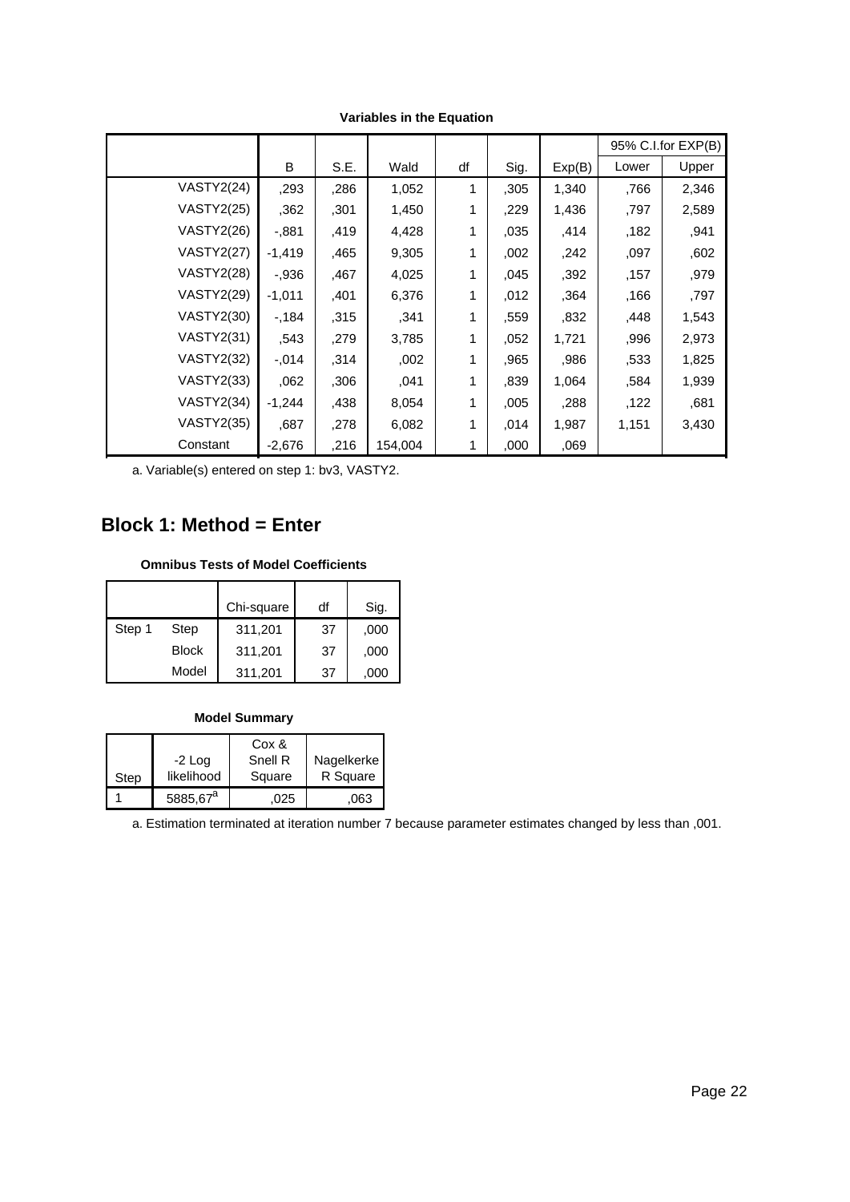**Variables in the Equation**

| | B | S.E. | Wald | df | Sig. | Exp(B) | 95% C.I.for EXP(B) | |
|---|---|---|---|---|---|---|---|---|
| | | | | | | | Lower | Upper |
| VASTY2(24) | ,293 | ,286 | 1,052 | 1 | ,305 | 1,340 | ,766 | 2,346 |
| VASTY2(25) | ,362 | ,301 | 1,450 | 1 | ,229 | 1,436 | ,797 | 2,589 |
| VASTY2(26) | -,881 | ,419 | 4,428 | 1 | ,035 | ,414 | ,182 | ,941 |
| VASTY2(27) | -1,419 | ,465 | 9,305 | 1 | ,002 | ,242 | ,097 | ,602 |
| VASTY2(28) | -,936 | ,467 | 4,025 | 1 | ,045 | ,392 | ,157 | ,979 |
| VASTY2(29) | -1,011 | ,401 | 6,376 | 1 | ,012 | ,364 | ,166 | ,797 |
| VASTY2(30) | -,184 | ,315 | ,341 | 1 | ,559 | ,832 | ,448 | 1,543 |
| VASTY2(31) | ,543 | ,279 | 3,785 | 1 | ,052 | 1,721 | ,996 | 2,973 |
| VASTY2(32) | -,014 | ,314 | ,002 | 1 | ,965 | ,986 | ,533 | 1,825 |
| VASTY2(33) | ,062 | ,306 | ,041 | 1 | ,839 | 1,064 | ,584 | 1,939 |
| VASTY2(34) | -1,244 | ,438 | 8,054 | 1 | ,005 | ,288 | ,122 | ,681 |
| VASTY2(35) | ,687 | ,278 | 6,082 | 1 | ,014 | 1,987 | 1,151 | 3,430 |
| Constant | -2,676 | ,216 | 154,004 | 1 | ,000 | ,069 | | |

a. Variable(s) entered on step 1: bv3, VASTY2.

## Block 1: Method = Enter

**Omnibus Tests of Model Coefficients**

| | | Chi-square | df | Sig. |
|---|---|---|---|---|
| Step 1 | Step | 311,201 | 37 | ,000 |
| | Block | 311,201 | 37 | ,000 |
| | Model | 311,201 | 37 | ,000 |

**Model Summary**

| Step | -2 Log likelihood | Cox & Snell R Square | Nagelkerke R Square |
|---|---|---|---|
| 1 | 5885,67[a] | ,025 | ,063 |

a. Estimation terminated at iteration number 7 because parameter estimates changed by less than ,001.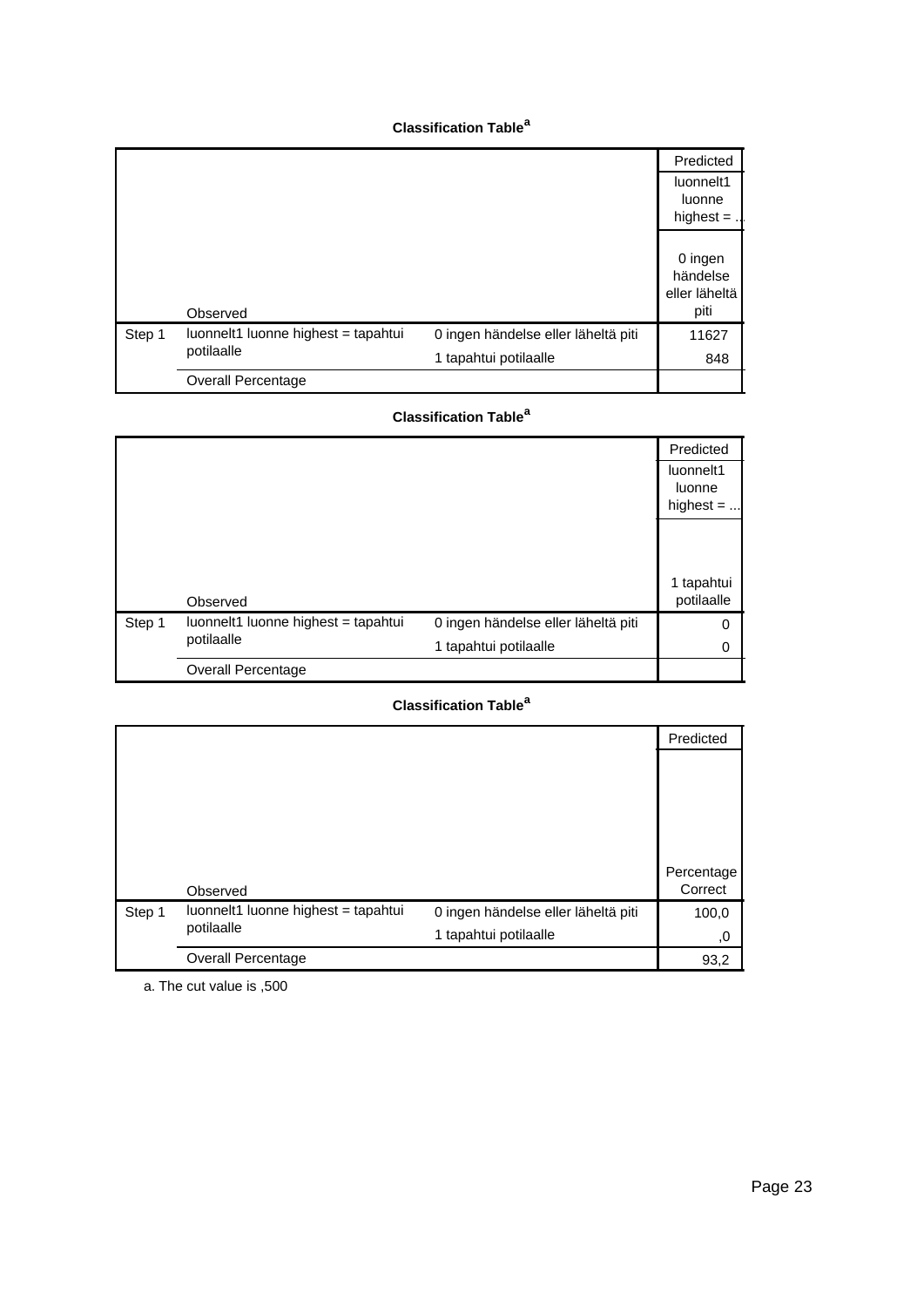**Classification Table[a]**

| | | | Predicted | | |
|---|---|---|---|---|---|
| | | | luonnelt1 luonne highest = ... | | |
| | Observed | | 0 ingen händelse eller läheltä piti | 1 tapahtui potilaalle | Percentage Correct |
| Step 1 | luonnelt1 luonne highest = tapahtui potilaalle | 0 ingen händelse eller läheltä piti | 11627 | 0 | 100,0 |
| | | 1 tapahtui potilaalle | 848 | 0 | ,0 |
| | Overall Percentage | | | | 93,2 |

a. The cut value is ,500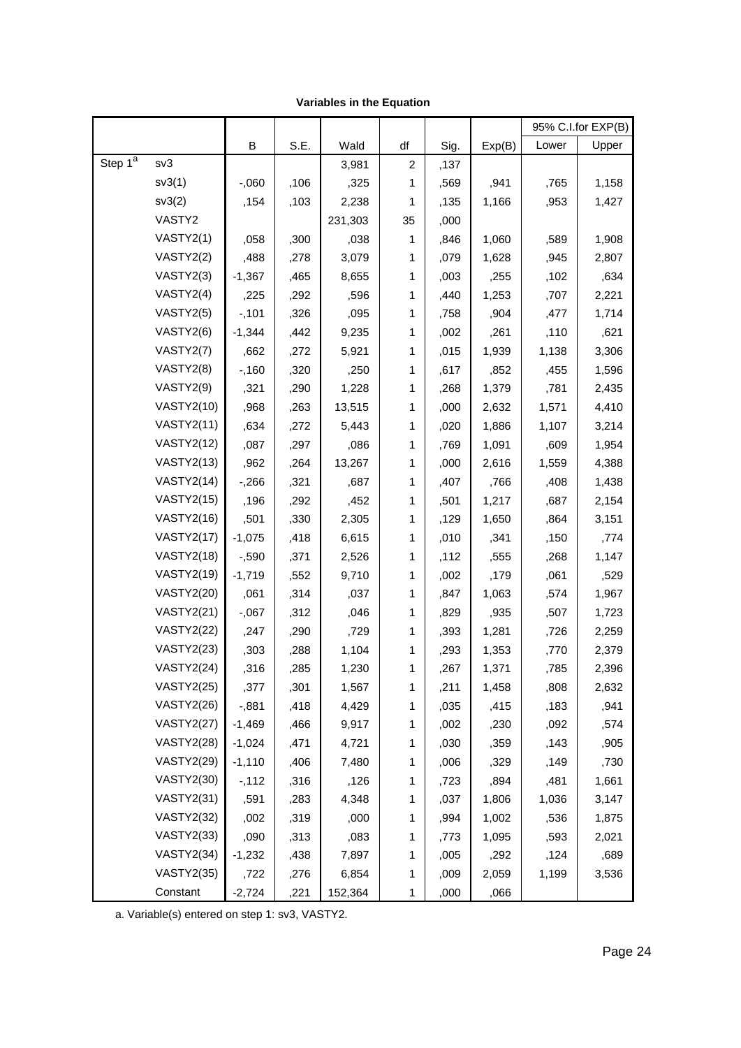**Variables in the Equation**

| | | B | S.E. | Wald | df | Sig. | Exp(B) | 95% C.I.for EXP(B) | |
|---|---|---|---|---|---|---|---|---|---|
| | | | | | | | | Lower | Upper |
| Step 1[a] | sv3 | | | 3,981 | 2 | ,137 | | | |
| | sv3(1) | -,060 | ,106 | ,325 | 1 | ,569 | ,941 | ,765 | 1,158 |
| | sv3(2) | ,154 | ,103 | 2,238 | 1 | ,135 | 1,166 | ,953 | 1,427 |
| | VASTY2 | | | 231,303 | 35 | ,000 | | | |
| | VASTY2(1) | ,058 | ,300 | ,038 | 1 | ,846 | 1,060 | ,589 | 1,908 |
| | VASTY2(2) | ,488 | ,278 | 3,079 | 1 | ,079 | 1,628 | ,945 | 2,807 |
| | VASTY2(3) | -1,367 | ,465 | 8,655 | 1 | ,003 | ,255 | ,102 | ,634 |
| | VASTY2(4) | ,225 | ,292 | ,596 | 1 | ,440 | 1,253 | ,707 | 2,221 |
| | VASTY2(5) | -,101 | ,326 | ,095 | 1 | ,758 | ,904 | ,477 | 1,714 |
| | VASTY2(6) | -1,344 | ,442 | 9,235 | 1 | ,002 | ,261 | ,110 | ,621 |
| | VASTY2(7) | ,662 | ,272 | 5,921 | 1 | ,015 | 1,939 | 1,138 | 3,306 |
| | VASTY2(8) | -,160 | ,320 | ,250 | 1 | ,617 | ,852 | ,455 | 1,596 |
| | VASTY2(9) | ,321 | ,290 | 1,228 | 1 | ,268 | 1,379 | ,781 | 2,435 |
| | VASTY2(10) | ,968 | ,263 | 13,515 | 1 | ,000 | 2,632 | 1,571 | 4,410 |
| | VASTY2(11) | ,634 | ,272 | 5,443 | 1 | ,020 | 1,886 | 1,107 | 3,214 |
| | VASTY2(12) | ,087 | ,297 | ,086 | 1 | ,769 | 1,091 | ,609 | 1,954 |
| | VASTY2(13) | ,962 | ,264 | 13,267 | 1 | ,000 | 2,616 | 1,559 | 4,388 |
| | VASTY2(14) | -,266 | ,321 | ,687 | 1 | ,407 | ,766 | ,408 | 1,438 |
| | VASTY2(15) | ,196 | ,292 | ,452 | 1 | ,501 | 1,217 | ,687 | 2,154 |
| | VASTY2(16) | ,501 | ,330 | 2,305 | 1 | ,129 | 1,650 | ,864 | 3,151 |
| | VASTY2(17) | -1,075 | ,418 | 6,615 | 1 | ,010 | ,341 | ,150 | ,774 |
| | VASTY2(18) | -,590 | ,371 | 2,526 | 1 | ,112 | ,555 | ,268 | 1,147 |
| | VASTY2(19) | -1,719 | ,552 | 9,710 | 1 | ,002 | ,179 | ,061 | ,529 |
| | VASTY2(20) | ,061 | ,314 | ,037 | 1 | ,847 | 1,063 | ,574 | 1,967 |
| | VASTY2(21) | -,067 | ,312 | ,046 | 1 | ,829 | ,935 | ,507 | 1,723 |
| | VASTY2(22) | ,247 | ,290 | ,729 | 1 | ,393 | 1,281 | ,726 | 2,259 |
| | VASTY2(23) | ,303 | ,288 | 1,104 | 1 | ,293 | 1,353 | ,770 | 2,379 |
| | VASTY2(24) | ,316 | ,285 | 1,230 | 1 | ,267 | 1,371 | ,785 | 2,396 |
| | VASTY2(25) | ,377 | ,301 | 1,567 | 1 | ,211 | 1,458 | ,808 | 2,632 |
| | VASTY2(26) | -,881 | ,418 | 4,429 | 1 | ,035 | ,415 | ,183 | ,941 |
| | VASTY2(27) | -1,469 | ,466 | 9,917 | 1 | ,002 | ,230 | ,092 | ,574 |
| | VASTY2(28) | -1,024 | ,471 | 4,721 | 1 | ,030 | ,359 | ,143 | ,905 |
| | VASTY2(29) | -1,110 | ,406 | 7,480 | 1 | ,006 | ,329 | ,149 | ,730 |
| | VASTY2(30) | -,112 | ,316 | ,126 | 1 | ,723 | ,894 | ,481 | 1,661 |
| | VASTY2(31) | ,591 | ,283 | 4,348 | 1 | ,037 | 1,806 | 1,036 | 3,147 |
| | VASTY2(32) | ,002 | ,319 | ,000 | 1 | ,994 | 1,002 | ,536 | 1,875 |
| | VASTY2(33) | ,090 | ,313 | ,083 | 1 | ,773 | 1,095 | ,593 | 2,021 |
| | VASTY2(34) | -1,232 | ,438 | 7,897 | 1 | ,005 | ,292 | ,124 | ,689 |
| | VASTY2(35) | ,722 | ,276 | 6,854 | 1 | ,009 | 2,059 | 1,199 | 3,536 |
| | Constant | -2,724 | ,221 | 152,364 | 1 | ,000 | ,066 | | |

a. Variable(s) entered on step 1: sv3, VASTY2.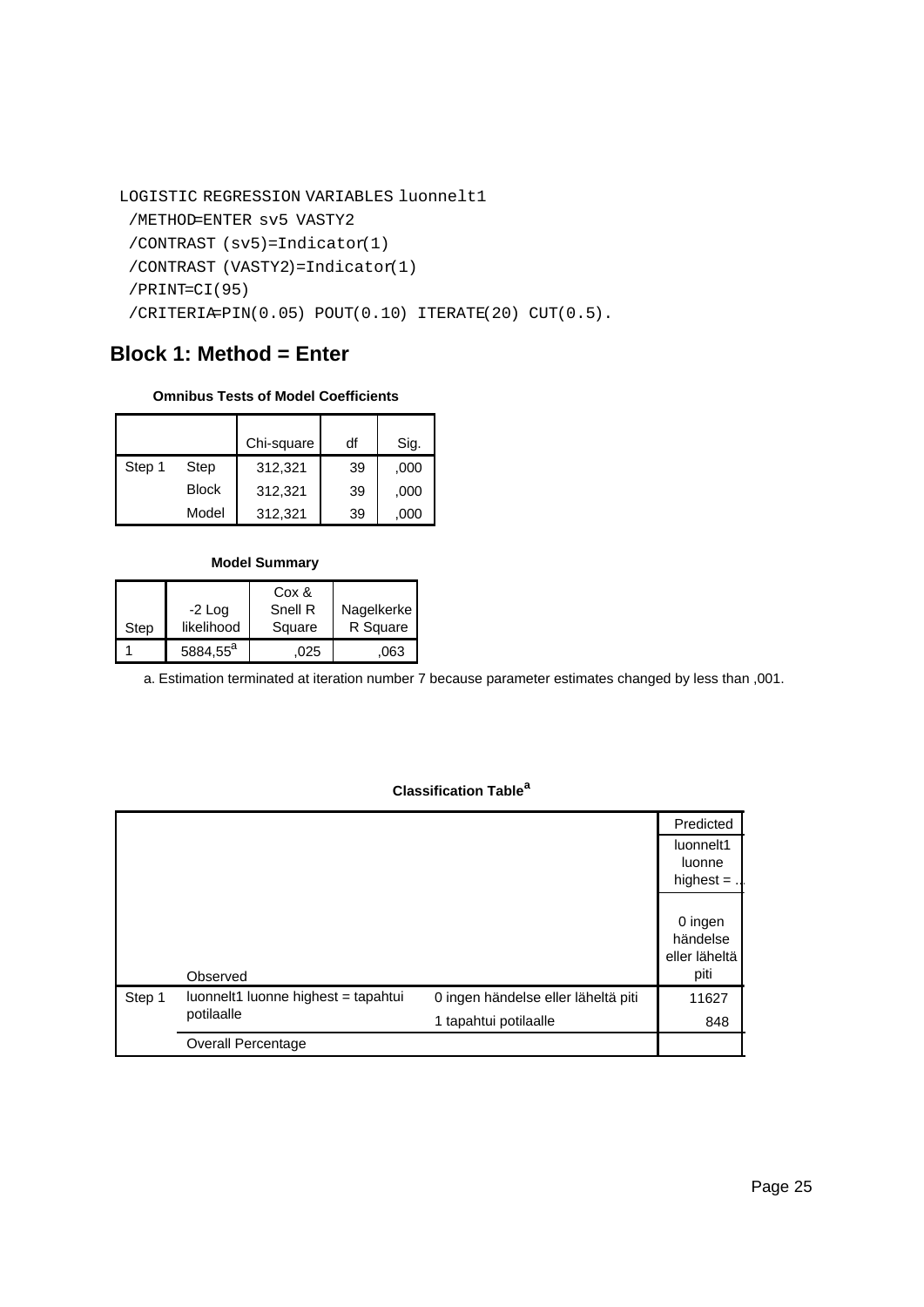```
LOGISTIC REGRESSION VARIABLES luonnelt1
 /METHOD=ENTER sv5 VASTY2
 /CONTRAST (sv5)=Indicator(1)
 /CONTRAST (VASTY2)=Indicator(1)
 /PRINT=CI(95)
 /CRITERIA=PIN(0.05) POUT(0.10) ITERATE(20) CUT(0.5).
```

## Block 1: Method = Enter

**Omnibus Tests of Model Coefficients**

| | | Chi-square | df | Sig. |
|---|---|---|---|---|
| Step 1 | Step | 312,321 | 39 | ,000 |
| | Block | 312,321 | 39 | ,000 |
| | Model | 312,321 | 39 | ,000 |

**Model Summary**

| Step | -2 Log likelihood | Cox & Snell R Square | Nagelkerke R Square |
|---|---|---|---|
| 1 | 5884,55[a] | ,025 | ,063 |

a. Estimation terminated at iteration number 7 because parameter estimates changed by less than ,001.

**Classification Table[a]**

| | | | Predicted |
|---|---|---|---|
| | | | luonnelt1 luonne highest = ... |
| | Observed | | 0 ingen händelse eller läheltä piti |
| Step 1 | luonnelt1 luonne highest = tapahtui potilaalle | 0 ingen händelse eller läheltä piti | 11627 |
| | | 1 tapahtui potilaalle | 848 |
| | Overall Percentage | | |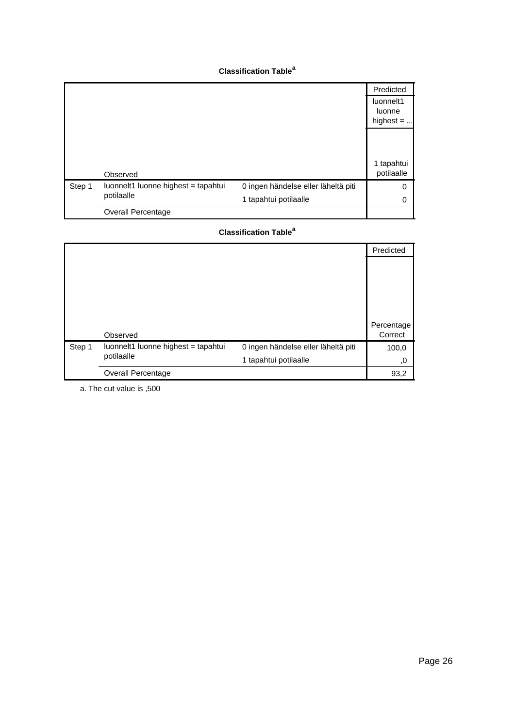**Classification Table[a]**

| Observed | | | Predicted luonnelt1 luonne highest = ... 1 tapahtui potilaalle |
|---|---|---|---|
| Step 1 | luonnelt1 luonne highest = tapahtui potilaalle | 0 ingen händelse eller läheltä piti | 0 |
| | | 1 tapahtui potilaalle | 0 |
| | Overall Percentage | | |

**Classification Table[a]**

| Observed | | | Predicted Percentage Correct |
|---|---|---|---|
| Step 1 | luonnelt1 luonne highest = tapahtui potilaalle | 0 ingen händelse eller läheltä piti | 100,0 |
| | | 1 tapahtui potilaalle | ,0 |
| | Overall Percentage | | 93,2 |

a. The cut value is ,500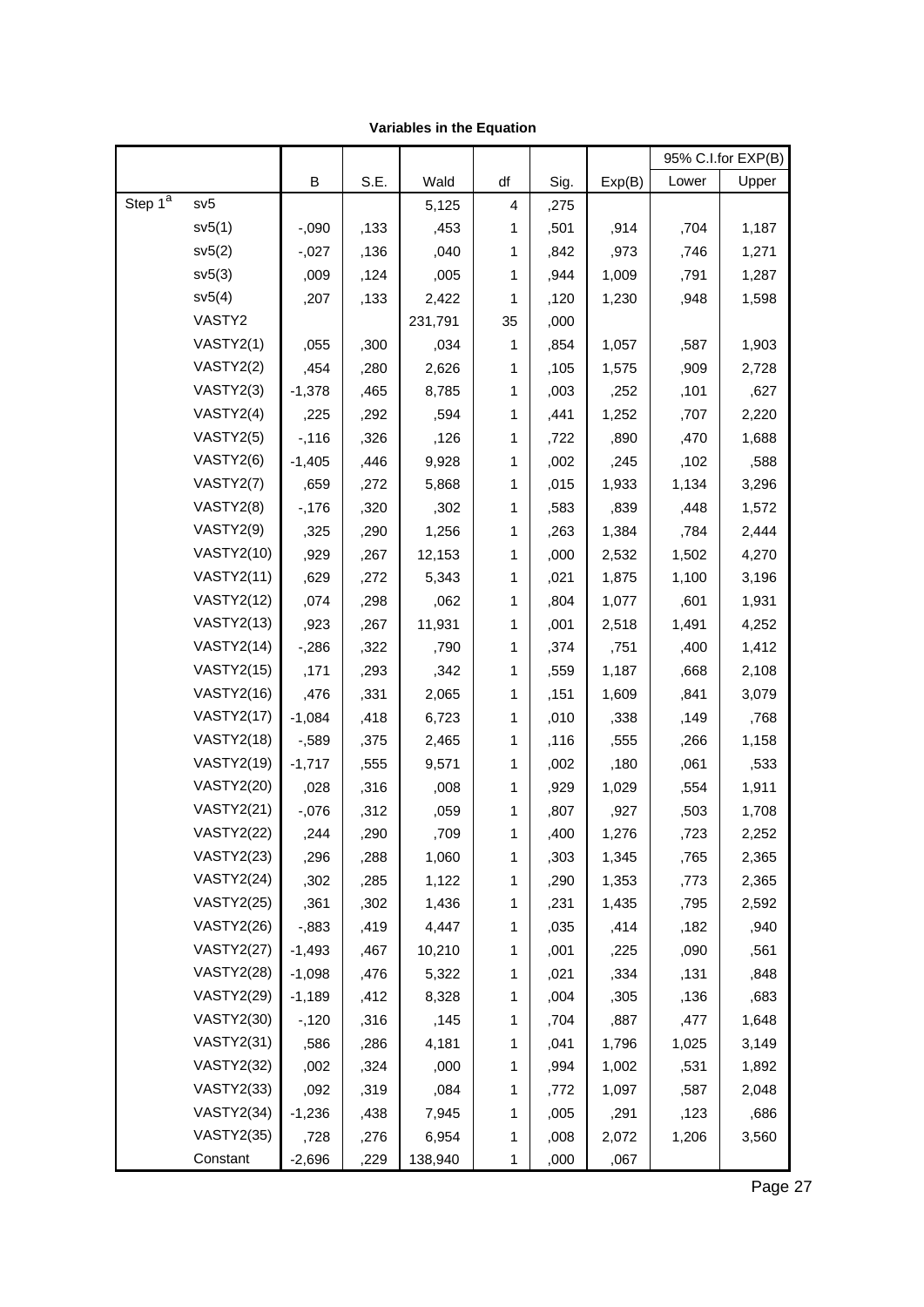**Variables in the Equation**

| | | B | S.E. | Wald | df | Sig. | Exp(B) | 95% C.I.for EXP(B) | |
|---|---|---|---|---|---|---|---|---|---|
| | | | | | | | | Lower | Upper |
| Step 1[a] | sv5 | | | 5,125 | 4 | ,275 | | | |
| | sv5(1) | -,090 | ,133 | ,453 | 1 | ,501 | ,914 | ,704 | 1,187 |
| | sv5(2) | -,027 | ,136 | ,040 | 1 | ,842 | ,973 | ,746 | 1,271 |
| | sv5(3) | ,009 | ,124 | ,005 | 1 | ,944 | 1,009 | ,791 | 1,287 |
| | sv5(4) | ,207 | ,133 | 2,422 | 1 | ,120 | 1,230 | ,948 | 1,598 |
| | VASTY2 | | | 231,791 | 35 | ,000 | | | |
| | VASTY2(1) | ,055 | ,300 | ,034 | 1 | ,854 | 1,057 | ,587 | 1,903 |
| | VASTY2(2) | ,454 | ,280 | 2,626 | 1 | ,105 | 1,575 | ,909 | 2,728 |
| | VASTY2(3) | -1,378 | ,465 | 8,785 | 1 | ,003 | ,252 | ,101 | ,627 |
| | VASTY2(4) | ,225 | ,292 | ,594 | 1 | ,441 | 1,252 | ,707 | 2,220 |
| | VASTY2(5) | -,116 | ,326 | ,126 | 1 | ,722 | ,890 | ,470 | 1,688 |
| | VASTY2(6) | -1,405 | ,446 | 9,928 | 1 | ,002 | ,245 | ,102 | ,588 |
| | VASTY2(7) | ,659 | ,272 | 5,868 | 1 | ,015 | 1,933 | 1,134 | 3,296 |
| | VASTY2(8) | -,176 | ,320 | ,302 | 1 | ,583 | ,839 | ,448 | 1,572 |
| | VASTY2(9) | ,325 | ,290 | 1,256 | 1 | ,263 | 1,384 | ,784 | 2,444 |
| | VASTY2(10) | ,929 | ,267 | 12,153 | 1 | ,000 | 2,532 | 1,502 | 4,270 |
| | VASTY2(11) | ,629 | ,272 | 5,343 | 1 | ,021 | 1,875 | 1,100 | 3,196 |
| | VASTY2(12) | ,074 | ,298 | ,062 | 1 | ,804 | 1,077 | ,601 | 1,931 |
| | VASTY2(13) | ,923 | ,267 | 11,931 | 1 | ,001 | 2,518 | 1,491 | 4,252 |
| | VASTY2(14) | -,286 | ,322 | ,790 | 1 | ,374 | ,751 | ,400 | 1,412 |
| | VASTY2(15) | ,171 | ,293 | ,342 | 1 | ,559 | 1,187 | ,668 | 2,108 |
| | VASTY2(16) | ,476 | ,331 | 2,065 | 1 | ,151 | 1,609 | ,841 | 3,079 |
| | VASTY2(17) | -1,084 | ,418 | 6,723 | 1 | ,010 | ,338 | ,149 | ,768 |
| | VASTY2(18) | -,589 | ,375 | 2,465 | 1 | ,116 | ,555 | ,266 | 1,158 |
| | VASTY2(19) | -1,717 | ,555 | 9,571 | 1 | ,002 | ,180 | ,061 | ,533 |
| | VASTY2(20) | ,028 | ,316 | ,008 | 1 | ,929 | 1,029 | ,554 | 1,911 |
| | VASTY2(21) | -,076 | ,312 | ,059 | 1 | ,807 | ,927 | ,503 | 1,708 |
| | VASTY2(22) | ,244 | ,290 | ,709 | 1 | ,400 | 1,276 | ,723 | 2,252 |
| | VASTY2(23) | ,296 | ,288 | 1,060 | 1 | ,303 | 1,345 | ,765 | 2,365 |
| | VASTY2(24) | ,302 | ,285 | 1,122 | 1 | ,290 | 1,353 | ,773 | 2,365 |
| | VASTY2(25) | ,361 | ,302 | 1,436 | 1 | ,231 | 1,435 | ,795 | 2,592 |
| | VASTY2(26) | -,883 | ,419 | 4,447 | 1 | ,035 | ,414 | ,182 | ,940 |
| | VASTY2(27) | -1,493 | ,467 | 10,210 | 1 | ,001 | ,225 | ,090 | ,561 |
| | VASTY2(28) | -1,098 | ,476 | 5,322 | 1 | ,021 | ,334 | ,131 | ,848 |
| | VASTY2(29) | -1,189 | ,412 | 8,328 | 1 | ,004 | ,305 | ,136 | ,683 |
| | VASTY2(30) | -,120 | ,316 | ,145 | 1 | ,704 | ,887 | ,477 | 1,648 |
| | VASTY2(31) | ,586 | ,286 | 4,181 | 1 | ,041 | 1,796 | 1,025 | 3,149 |
| | VASTY2(32) | ,002 | ,324 | ,000 | 1 | ,994 | 1,002 | ,531 | 1,892 |
| | VASTY2(33) | ,092 | ,319 | ,084 | 1 | ,772 | 1,097 | ,587 | 2,048 |
| | VASTY2(34) | -1,236 | ,438 | 7,945 | 1 | ,005 | ,291 | ,123 | ,686 |
| | VASTY2(35) | ,728 | ,276 | 6,954 | 1 | ,008 | 2,072 | 1,206 | 3,560 |
| | Constant | -2,696 | ,229 | 138,940 | 1 | ,000 | ,067 | | |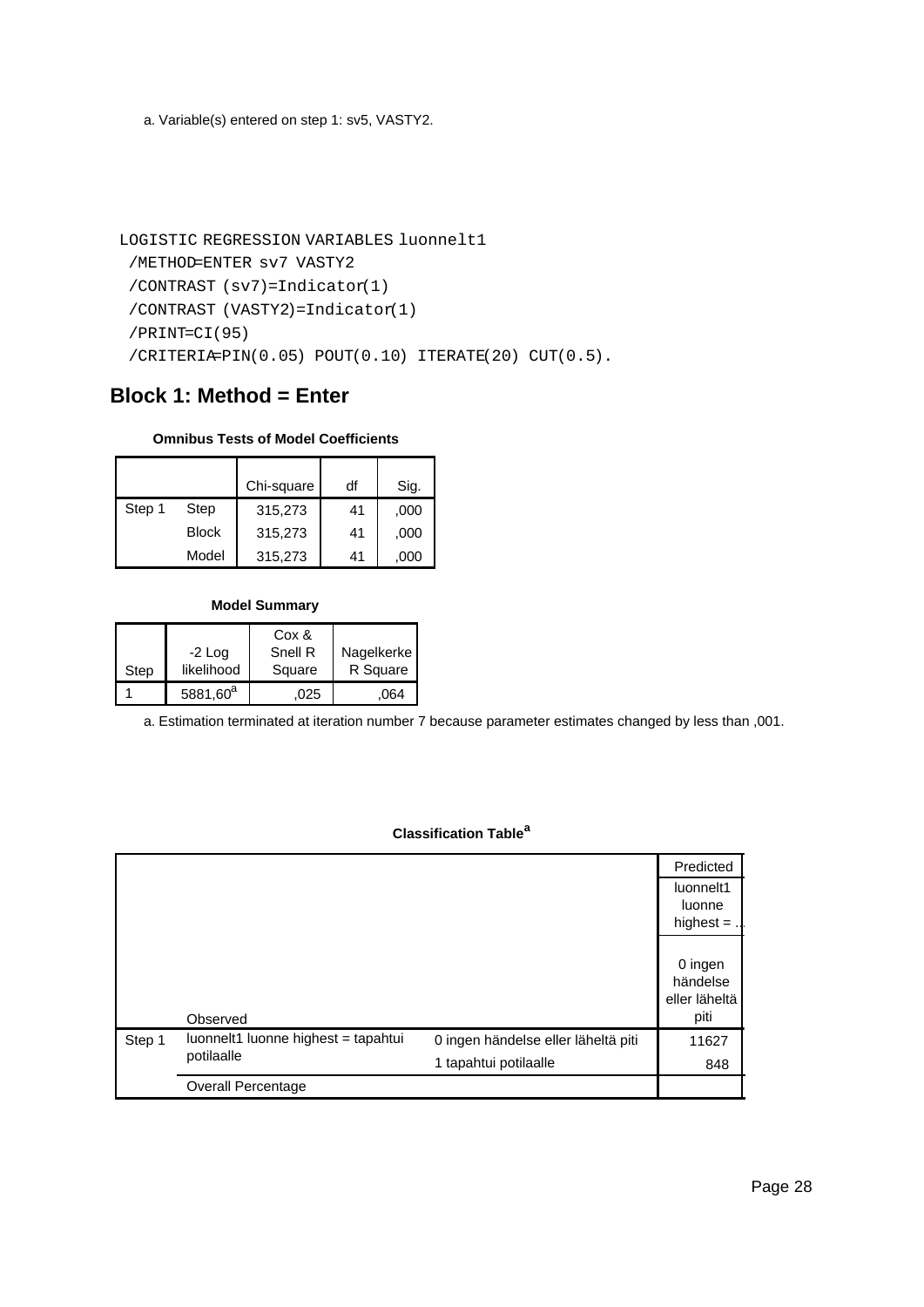a. Variable(s) entered on step 1: sv5, VASTY2.

```
LOGISTIC REGRESSION VARIABLES luonnelt1
  /METHOD=ENTER sv7 VASTY2
  /CONTRAST (sv7)=Indicator(1)
  /CONTRAST (VASTY2)=Indicator(1)
  /PRINT=CI(95)
  /CRITERIA=PIN(0.05) POUT(0.10) ITERATE(20) CUT(0.5).
```

## Block 1: Method = Enter

**Omnibus Tests of Model Coefficients**

| | | Chi-square | df | Sig. |
|---|---|---|---|---|
| Step 1 | Step | 315,273 | 41 | ,000 |
| | Block | 315,273 | 41 | ,000 |
| | Model | 315,273 | 41 | ,000 |

**Model Summary**

| Step | -2 Log likelihood | Cox & Snell R Square | Nagelkerke R Square |
|---|---|---|---|
| 1 | 5881,60[a] | ,025 | ,064 |

a. Estimation terminated at iteration number 7 because parameter estimates changed by less than ,001.

**Classification Table[a]**

| | | | Predicted |
|---|---|---|---|
| | | | luonnelt1 luonne highest = ... |
| | Observed | | 0 ingen händelse eller läheltä piti |
| Step 1 | luonnelt1 luonne highest = tapahtui potilaalle | 0 ingen händelse eller läheltä piti | 11627 |
| | | 1 tapahtui potilaalle | 848 |
| | Overall Percentage | | |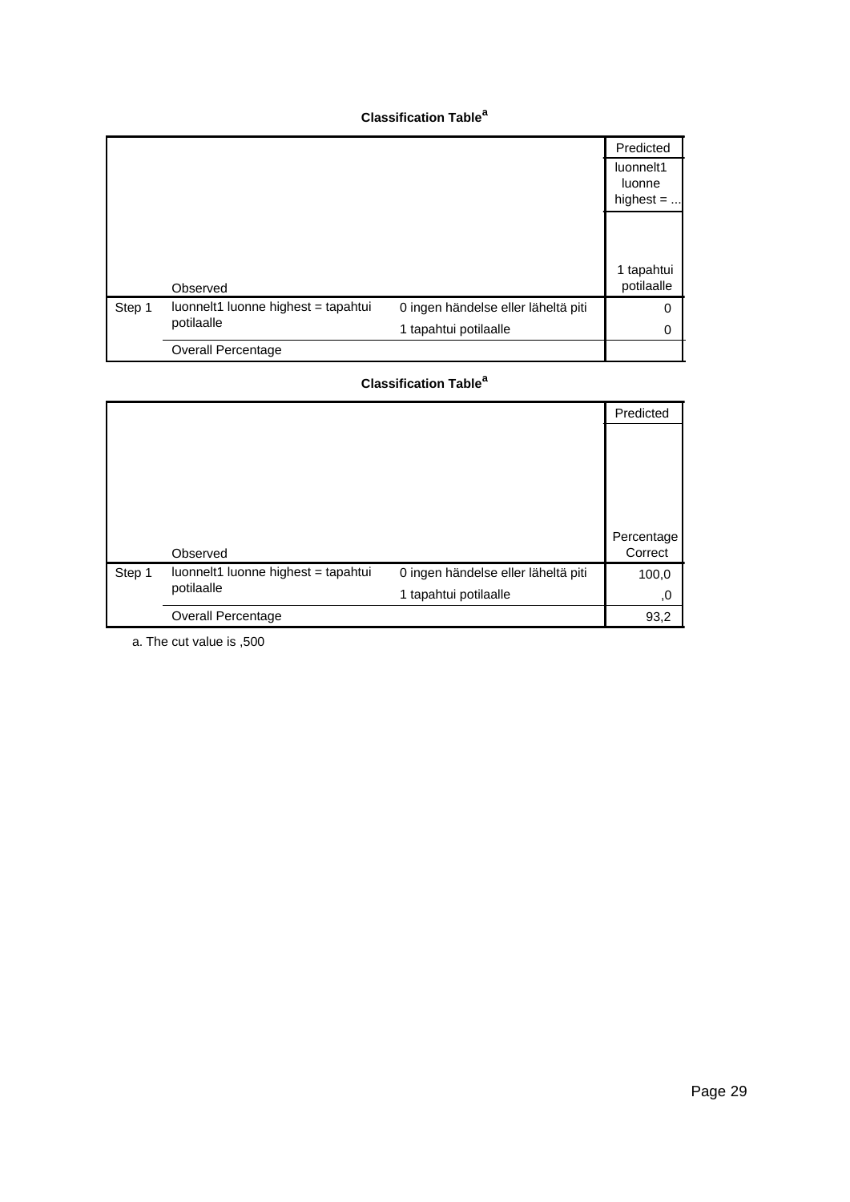**Classification Table**[a]

| | Observed | | Predicted: luonnelt1 luonne highest = ... 1 tapahtui potilaalle | Predicted: Percentage Correct |
|---|---|---|---|---|
| Step 1 | luonnelt1 luonne highest = tapahtui potilaalle | 0 ingen händelse eller läheltä piti | 0 | 100,0 |
| | | 1 tapahtui potilaalle | 0 | ,0 |
| | Overall Percentage | | | 93,2 |

a. The cut value is ,500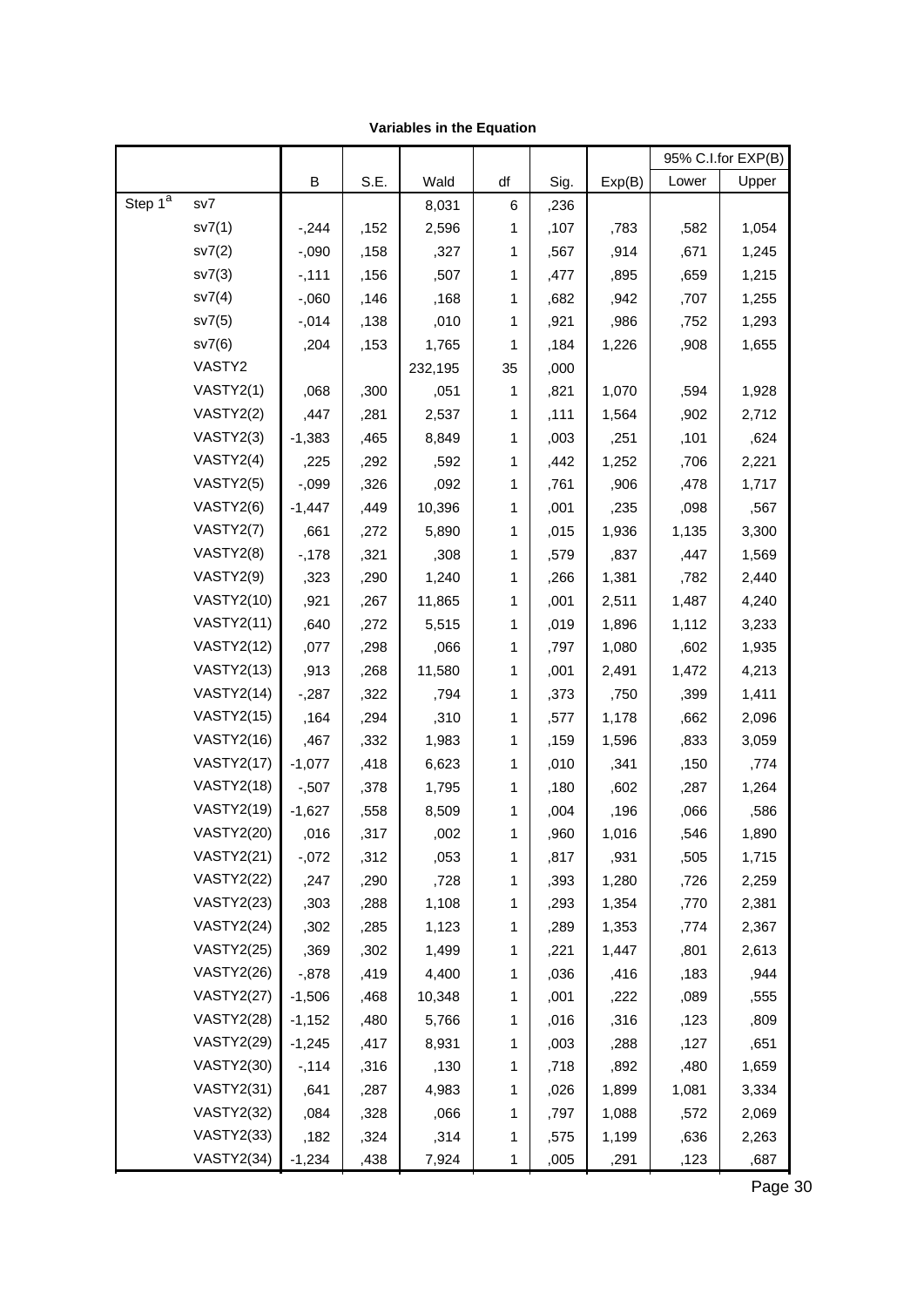**Variables in the Equation**

| | | B | S.E. | Wald | df | Sig. | Exp(B) | 95% C.I.for EXP(B) | |
|---|---|---|---|---|---|---|---|---|---|
| | | | | | | | | Lower | Upper |
| Step 1[a] | sv7 | | | 8,031 | 6 | ,236 | | | |
| | sv7(1) | -,244 | ,152 | 2,596 | 1 | ,107 | ,783 | ,582 | 1,054 |
| | sv7(2) | -,090 | ,158 | ,327 | 1 | ,567 | ,914 | ,671 | 1,245 |
| | sv7(3) | -,111 | ,156 | ,507 | 1 | ,477 | ,895 | ,659 | 1,215 |
| | sv7(4) | -,060 | ,146 | ,168 | 1 | ,682 | ,942 | ,707 | 1,255 |
| | sv7(5) | -,014 | ,138 | ,010 | 1 | ,921 | ,986 | ,752 | 1,293 |
| | sv7(6) | ,204 | ,153 | 1,765 | 1 | ,184 | 1,226 | ,908 | 1,655 |
| | VASTY2 | | | 232,195 | 35 | ,000 | | | |
| | VASTY2(1) | ,068 | ,300 | ,051 | 1 | ,821 | 1,070 | ,594 | 1,928 |
| | VASTY2(2) | ,447 | ,281 | 2,537 | 1 | ,111 | 1,564 | ,902 | 2,712 |
| | VASTY2(3) | -1,383 | ,465 | 8,849 | 1 | ,003 | ,251 | ,101 | ,624 |
| | VASTY2(4) | ,225 | ,292 | ,592 | 1 | ,442 | 1,252 | ,706 | 2,221 |
| | VASTY2(5) | -,099 | ,326 | ,092 | 1 | ,761 | ,906 | ,478 | 1,717 |
| | VASTY2(6) | -1,447 | ,449 | 10,396 | 1 | ,001 | ,235 | ,098 | ,567 |
| | VASTY2(7) | ,661 | ,272 | 5,890 | 1 | ,015 | 1,936 | 1,135 | 3,300 |
| | VASTY2(8) | -,178 | ,321 | ,308 | 1 | ,579 | ,837 | ,447 | 1,569 |
| | VASTY2(9) | ,323 | ,290 | 1,240 | 1 | ,266 | 1,381 | ,782 | 2,440 |
| | VASTY2(10) | ,921 | ,267 | 11,865 | 1 | ,001 | 2,511 | 1,487 | 4,240 |
| | VASTY2(11) | ,640 | ,272 | 5,515 | 1 | ,019 | 1,896 | 1,112 | 3,233 |
| | VASTY2(12) | ,077 | ,298 | ,066 | 1 | ,797 | 1,080 | ,602 | 1,935 |
| | VASTY2(13) | ,913 | ,268 | 11,580 | 1 | ,001 | 2,491 | 1,472 | 4,213 |
| | VASTY2(14) | -,287 | ,322 | ,794 | 1 | ,373 | ,750 | ,399 | 1,411 |
| | VASTY2(15) | ,164 | ,294 | ,310 | 1 | ,577 | 1,178 | ,662 | 2,096 |
| | VASTY2(16) | ,467 | ,332 | 1,983 | 1 | ,159 | 1,596 | ,833 | 3,059 |
| | VASTY2(17) | -1,077 | ,418 | 6,623 | 1 | ,010 | ,341 | ,150 | ,774 |
| | VASTY2(18) | -,507 | ,378 | 1,795 | 1 | ,180 | ,602 | ,287 | 1,264 |
| | VASTY2(19) | -1,627 | ,558 | 8,509 | 1 | ,004 | ,196 | ,066 | ,586 |
| | VASTY2(20) | ,016 | ,317 | ,002 | 1 | ,960 | 1,016 | ,546 | 1,890 |
| | VASTY2(21) | -,072 | ,312 | ,053 | 1 | ,817 | ,931 | ,505 | 1,715 |
| | VASTY2(22) | ,247 | ,290 | ,728 | 1 | ,393 | 1,280 | ,726 | 2,259 |
| | VASTY2(23) | ,303 | ,288 | 1,108 | 1 | ,293 | 1,354 | ,770 | 2,381 |
| | VASTY2(24) | ,302 | ,285 | 1,123 | 1 | ,289 | 1,353 | ,774 | 2,367 |
| | VASTY2(25) | ,369 | ,302 | 1,499 | 1 | ,221 | 1,447 | ,801 | 2,613 |
| | VASTY2(26) | -,878 | ,419 | 4,400 | 1 | ,036 | ,416 | ,183 | ,944 |
| | VASTY2(27) | -1,506 | ,468 | 10,348 | 1 | ,001 | ,222 | ,089 | ,555 |
| | VASTY2(28) | -1,152 | ,480 | 5,766 | 1 | ,016 | ,316 | ,123 | ,809 |
| | VASTY2(29) | -1,245 | ,417 | 8,931 | 1 | ,003 | ,288 | ,127 | ,651 |
| | VASTY2(30) | -,114 | ,316 | ,130 | 1 | ,718 | ,892 | ,480 | 1,659 |
| | VASTY2(31) | ,641 | ,287 | 4,983 | 1 | ,026 | 1,899 | 1,081 | 3,334 |
| | VASTY2(32) | ,084 | ,328 | ,066 | 1 | ,797 | 1,088 | ,572 | 2,069 |
| | VASTY2(33) | ,182 | ,324 | ,314 | 1 | ,575 | 1,199 | ,636 | 2,263 |
| | VASTY2(34) | -1,234 | ,438 | 7,924 | 1 | ,005 | ,291 | ,123 | ,687 |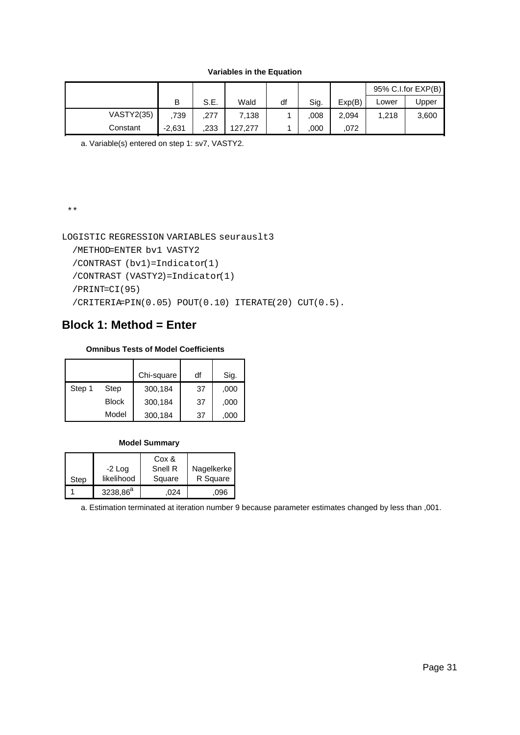**Variables in the Equation**

| | B | S.E. | Wald | df | Sig. | Exp(B) | 95% C.I.for EXP(B) | |
|---|---|---|---|---|---|---|---|---|
| | | | | | | | Lower | Upper |
| VASTY2(35) | ,739 | ,277 | 7,138 | 1 | ,008 | 2,094 | 1,218 | 3,600 |
| Constant | -2,631 | ,233 | 127,277 | 1 | ,000 | ,072 | | |

a. Variable(s) entered on step 1: sv7, VASTY2.

```
**

LOGISTIC REGRESSION VARIABLES seurauslt3
  /METHOD=ENTER bv1 VASTY2
  /CONTRAST (bv1)=Indicator(1)
  /CONTRAST (VASTY2)=Indicator(1)
  /PRINT=CI(95)
  /CRITERIA=PIN(0.05) POUT(0.10) ITERATE(20) CUT(0.5).
```

## Block 1: Method = Enter

**Omnibus Tests of Model Coefficients**

| | | Chi-square | df | Sig. |
|---|---|---|---|---|
| Step 1 | Step | 300,184 | 37 | ,000 |
| | Block | 300,184 | 37 | ,000 |
| | Model | 300,184 | 37 | ,000 |

**Model Summary**

| Step | -2 Log likelihood | Cox & Snell R Square | Nagelkerke R Square |
|---|---|---|---|
| 1 | 3238,86[a] | ,024 | ,096 |

a. Estimation terminated at iteration number 9 because parameter estimates changed by less than ,001.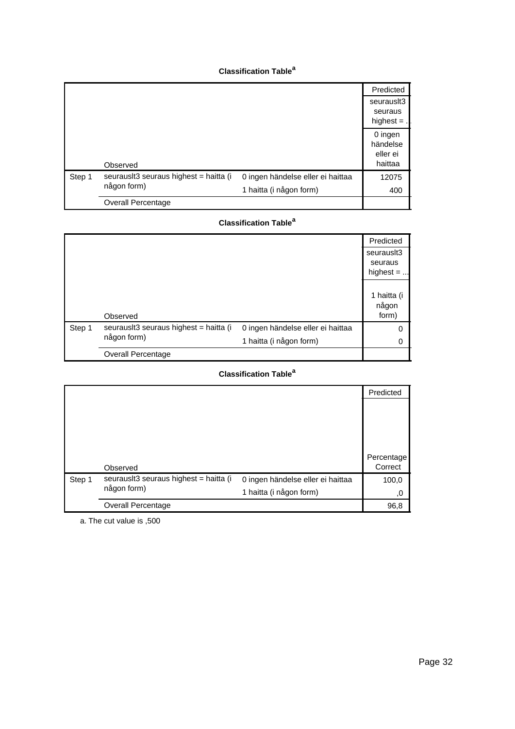**Classification Table[a]**

| | Observed | | Predicted | | |
|---|---|---|---|---|---|
| | | | seurauslt3 seuraus highest = ... | | Percentage Correct |
| | | | 0 ingen händelse eller ei haittaa | 1 haitta (i någon form) | |
| Step 1 | seurauslt3 seuraus highest = haitta (i någon form) | 0 ingen händelse eller ei haittaa | 12075 | 0 | 100,0 |
| | | 1 haitta (i någon form) | 400 | 0 | ,0 |
| | Overall Percentage | | | | 96,8 |

a. The cut value is ,500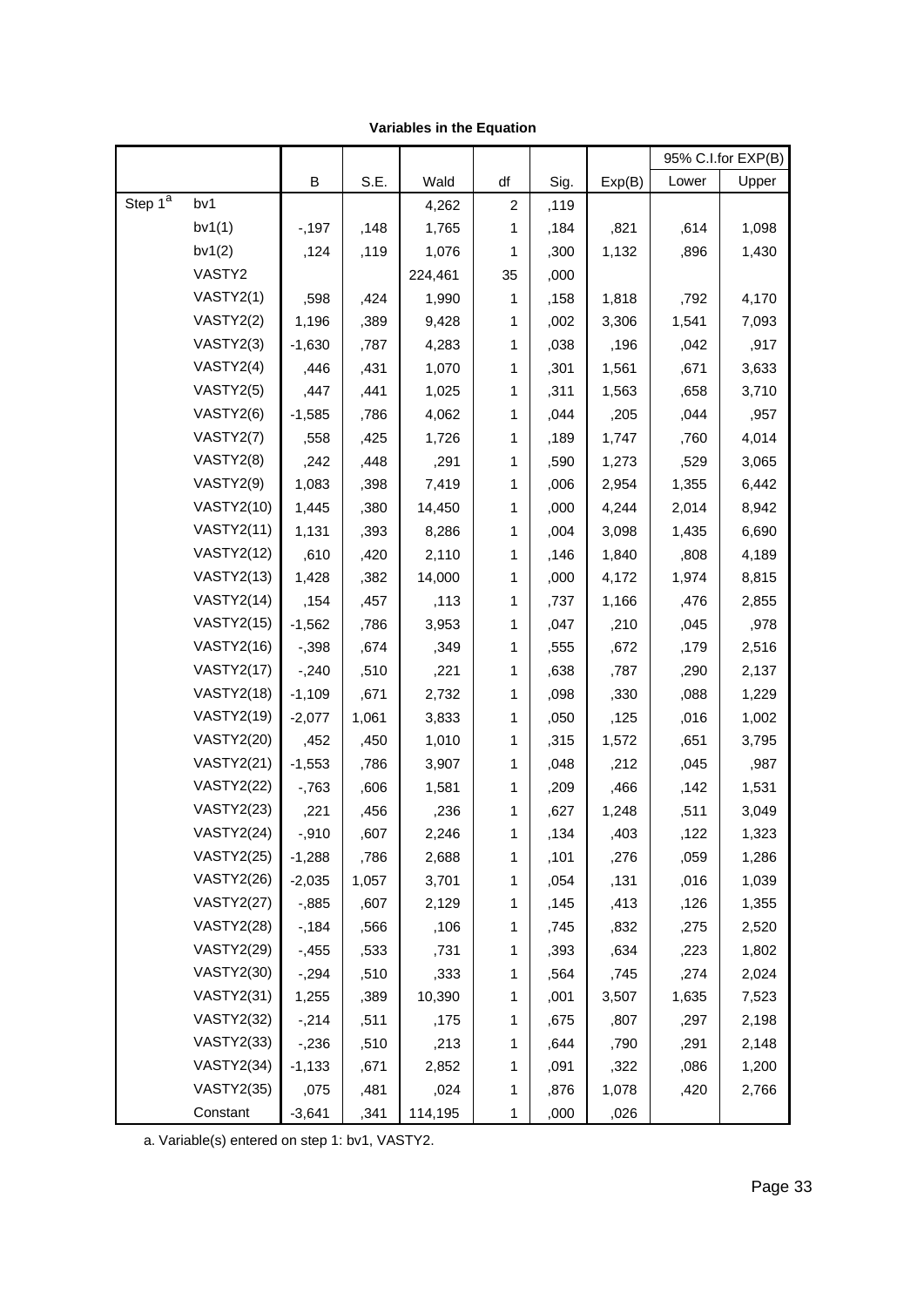**Variables in the Equation**

| | | B | S.E. | Wald | df | Sig. | Exp(B) | 95% C.I.for EXP(B) | |
|---|---|---|---|---|---|---|---|---|---|
| | | | | | | | | Lower | Upper |
| Step 1[a] | bv1 | | | 4,262 | 2 | ,119 | | | |
| | bv1(1) | -,197 | ,148 | 1,765 | 1 | ,184 | ,821 | ,614 | 1,098 |
| | bv1(2) | ,124 | ,119 | 1,076 | 1 | ,300 | 1,132 | ,896 | 1,430 |
| | VASTY2 | | | 224,461 | 35 | ,000 | | | |
| | VASTY2(1) | ,598 | ,424 | 1,990 | 1 | ,158 | 1,818 | ,792 | 4,170 |
| | VASTY2(2) | 1,196 | ,389 | 9,428 | 1 | ,002 | 3,306 | 1,541 | 7,093 |
| | VASTY2(3) | -1,630 | ,787 | 4,283 | 1 | ,038 | ,196 | ,042 | ,917 |
| | VASTY2(4) | ,446 | ,431 | 1,070 | 1 | ,301 | 1,561 | ,671 | 3,633 |
| | VASTY2(5) | ,447 | ,441 | 1,025 | 1 | ,311 | 1,563 | ,658 | 3,710 |
| | VASTY2(6) | -1,585 | ,786 | 4,062 | 1 | ,044 | ,205 | ,044 | ,957 |
| | VASTY2(7) | ,558 | ,425 | 1,726 | 1 | ,189 | 1,747 | ,760 | 4,014 |
| | VASTY2(8) | ,242 | ,448 | ,291 | 1 | ,590 | 1,273 | ,529 | 3,065 |
| | VASTY2(9) | 1,083 | ,398 | 7,419 | 1 | ,006 | 2,954 | 1,355 | 6,442 |
| | VASTY2(10) | 1,445 | ,380 | 14,450 | 1 | ,000 | 4,244 | 2,014 | 8,942 |
| | VASTY2(11) | 1,131 | ,393 | 8,286 | 1 | ,004 | 3,098 | 1,435 | 6,690 |
| | VASTY2(12) | ,610 | ,420 | 2,110 | 1 | ,146 | 1,840 | ,808 | 4,189 |
| | VASTY2(13) | 1,428 | ,382 | 14,000 | 1 | ,000 | 4,172 | 1,974 | 8,815 |
| | VASTY2(14) | ,154 | ,457 | ,113 | 1 | ,737 | 1,166 | ,476 | 2,855 |
| | VASTY2(15) | -1,562 | ,786 | 3,953 | 1 | ,047 | ,210 | ,045 | ,978 |
| | VASTY2(16) | -,398 | ,674 | ,349 | 1 | ,555 | ,672 | ,179 | 2,516 |
| | VASTY2(17) | -,240 | ,510 | ,221 | 1 | ,638 | ,787 | ,290 | 2,137 |
| | VASTY2(18) | -1,109 | ,671 | 2,732 | 1 | ,098 | ,330 | ,088 | 1,229 |
| | VASTY2(19) | -2,077 | 1,061 | 3,833 | 1 | ,050 | ,125 | ,016 | 1,002 |
| | VASTY2(20) | ,452 | ,450 | 1,010 | 1 | ,315 | 1,572 | ,651 | 3,795 |
| | VASTY2(21) | -1,553 | ,786 | 3,907 | 1 | ,048 | ,212 | ,045 | ,987 |
| | VASTY2(22) | -,763 | ,606 | 1,581 | 1 | ,209 | ,466 | ,142 | 1,531 |
| | VASTY2(23) | ,221 | ,456 | ,236 | 1 | ,627 | 1,248 | ,511 | 3,049 |
| | VASTY2(24) | -,910 | ,607 | 2,246 | 1 | ,134 | ,403 | ,122 | 1,323 |
| | VASTY2(25) | -1,288 | ,786 | 2,688 | 1 | ,101 | ,276 | ,059 | 1,286 |
| | VASTY2(26) | -2,035 | 1,057 | 3,701 | 1 | ,054 | ,131 | ,016 | 1,039 |
| | VASTY2(27) | -,885 | ,607 | 2,129 | 1 | ,145 | ,413 | ,126 | 1,355 |
| | VASTY2(28) | -,184 | ,566 | ,106 | 1 | ,745 | ,832 | ,275 | 2,520 |
| | VASTY2(29) | -,455 | ,533 | ,731 | 1 | ,393 | ,634 | ,223 | 1,802 |
| | VASTY2(30) | -,294 | ,510 | ,333 | 1 | ,564 | ,745 | ,274 | 2,024 |
| | VASTY2(31) | 1,255 | ,389 | 10,390 | 1 | ,001 | 3,507 | 1,635 | 7,523 |
| | VASTY2(32) | -,214 | ,511 | ,175 | 1 | ,675 | ,807 | ,297 | 2,198 |
| | VASTY2(33) | -,236 | ,510 | ,213 | 1 | ,644 | ,790 | ,291 | 2,148 |
| | VASTY2(34) | -1,133 | ,671 | 2,852 | 1 | ,091 | ,322 | ,086 | 1,200 |
| | VASTY2(35) | ,075 | ,481 | ,024 | 1 | ,876 | 1,078 | ,420 | 2,766 |
| | Constant | -3,641 | ,341 | 114,195 | 1 | ,000 | ,026 | | |

a. Variable(s) entered on step 1: bv1, VASTY2.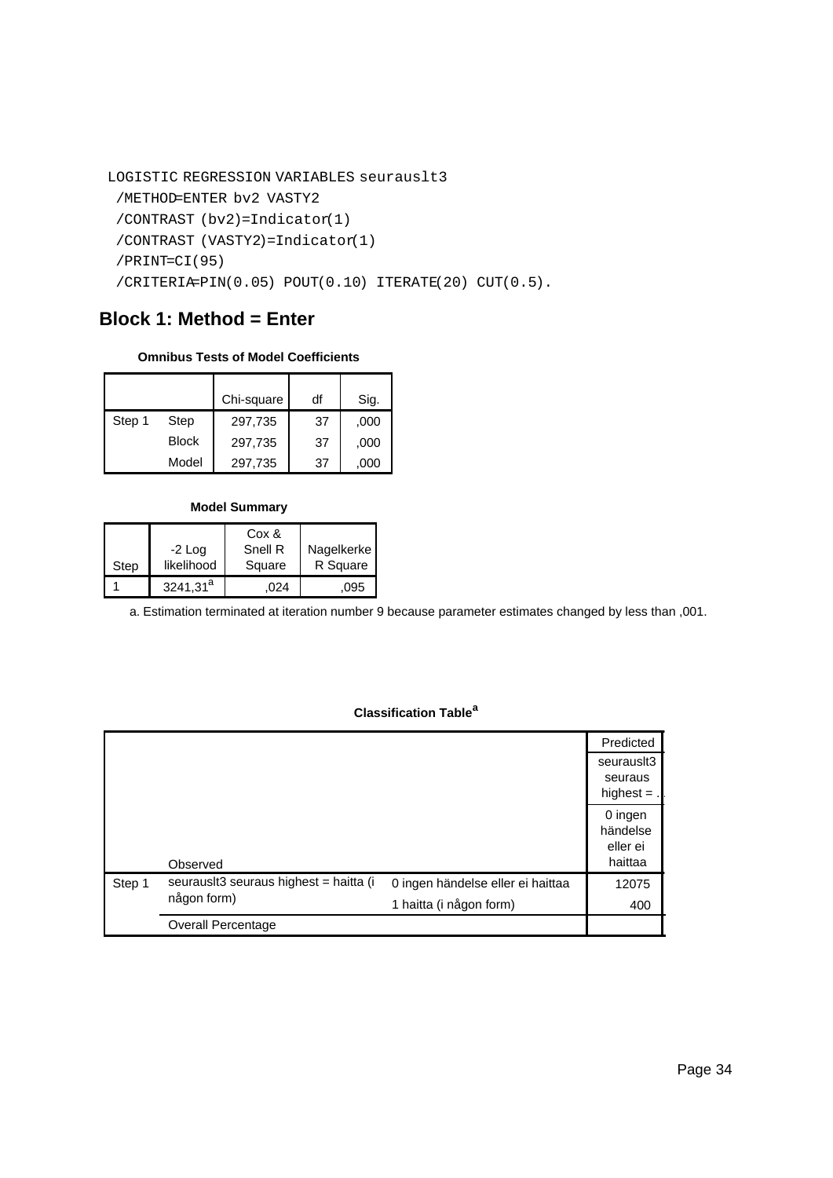```
LOGISTIC REGRESSION VARIABLES seurauslt3
  /METHOD=ENTER bv2 VASTY2
  /CONTRAST (bv2)=Indicator(1)
  /CONTRAST (VASTY2)=Indicator(1)
  /PRINT=CI(95)
  /CRITERIA=PIN(0.05) POUT(0.10) ITERATE(20) CUT(0.5).
```

## Block 1: Method = Enter

**Omnibus Tests of Model Coefficients**

| | | Chi-square | df | Sig. |
|---|---|---|---|---|
| Step 1 | Step | 297,735 | 37 | ,000 |
| | Block | 297,735 | 37 | ,000 |
| | Model | 297,735 | 37 | ,000 |

**Model Summary**

| Step | -2 Log likelihood | Cox & Snell R Square | Nagelkerke R Square |
|---|---|---|---|
| 1 | 3241,31[a] | ,024 | ,095 |

a. Estimation terminated at iteration number 9 because parameter estimates changed by less than ,001.

**Classification Table[a]**

| | Observed | | Predicted |
|---|---|---|---|
| | | | seurauslt3 seuraus highest = . |
| | | | 0 ingen händelse eller ei haittaa |
| Step 1 | seurauslt3 seuraus highest = haitta (i någon form) | 0 ingen händelse eller ei haittaa | 12075 |
| | | 1 haitta (i någon form) | 400 |
| | Overall Percentage | | |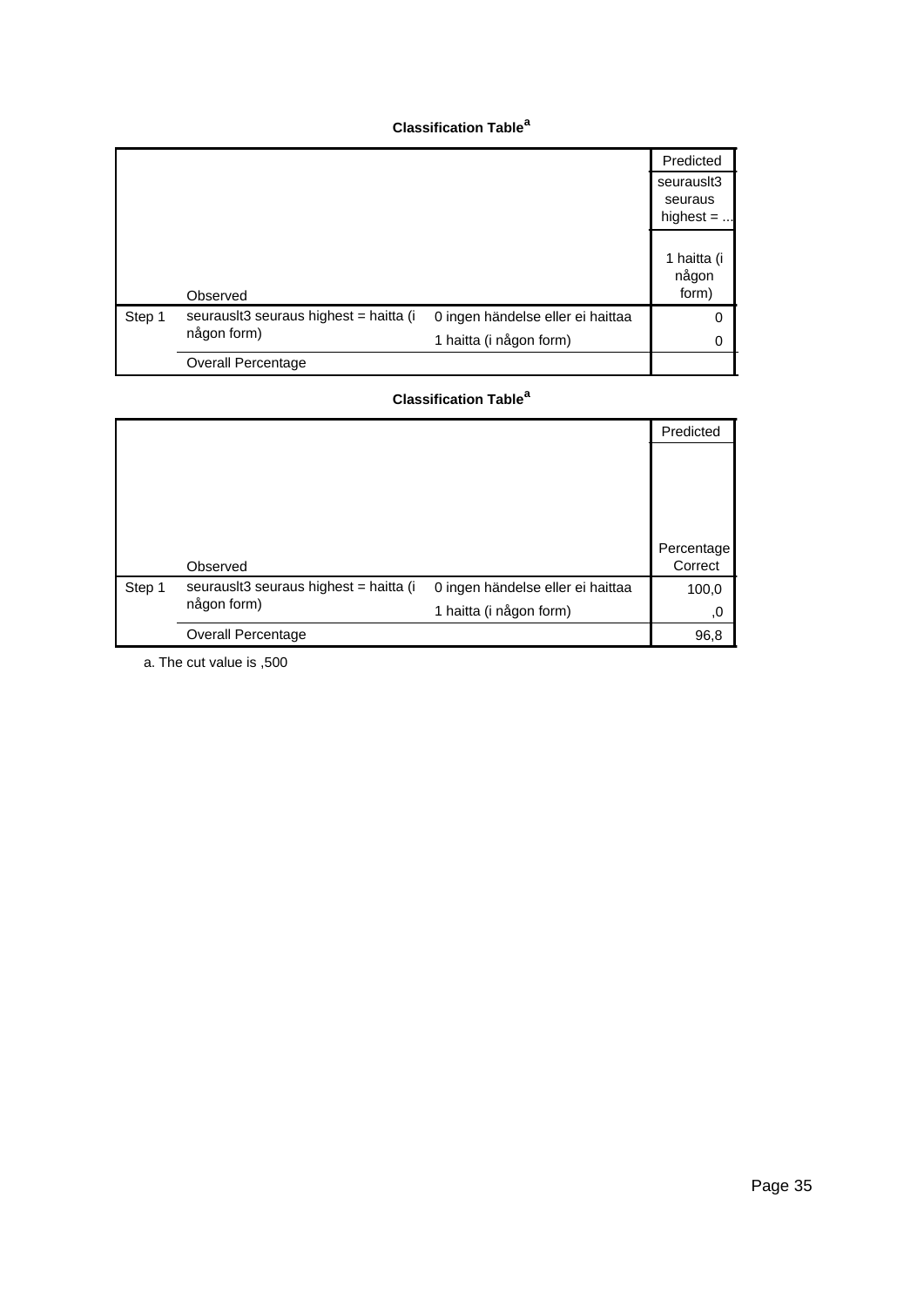**Classification Table[a]**

| | Observed | | Predicted | |
|---|---|---|---|---|
| | | | seurauslt3 seuraus highest = ... | |
| | | | 1 haitta (i någon form) | Percentage Correct |
| Step 1 | seurauslt3 seuraus highest = haitta (i någon form) | 0 ingen händelse eller ei haittaa | 0 | 100,0 |
| | | 1 haitta (i någon form) | 0 | ,0 |
| | Overall Percentage | | | 96,8 |

a. The cut value is ,500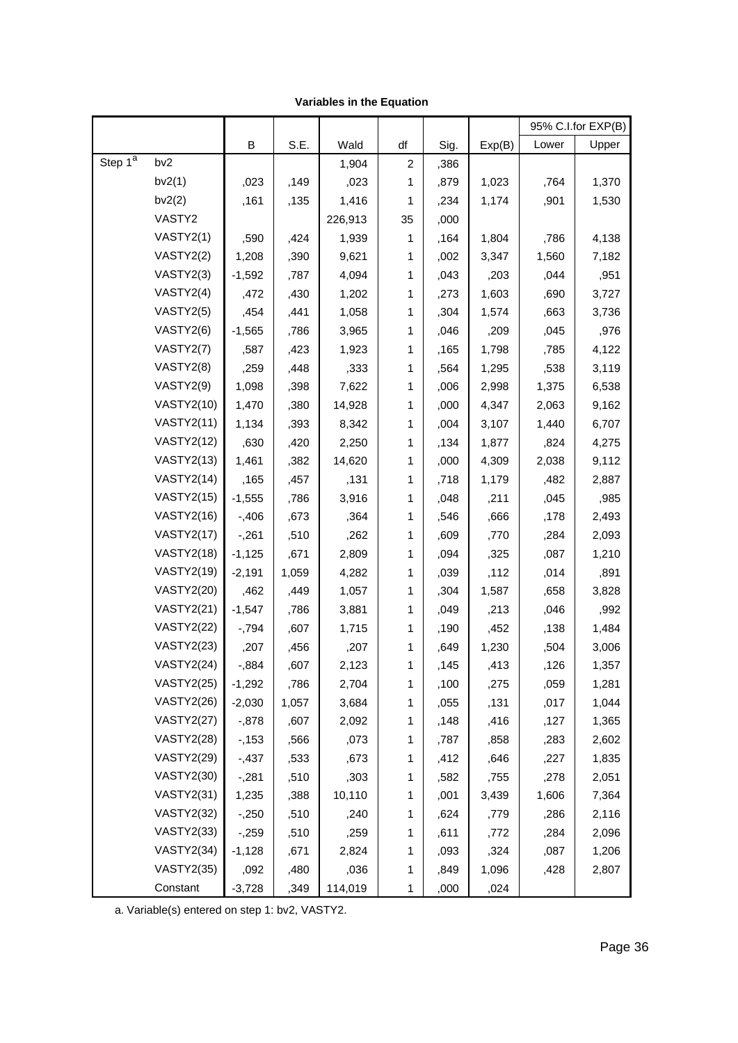**Variables in the Equation**

| | | B | S.E. | Wald | df | Sig. | Exp(B) | 95% C.I.for EXP(B) | |
|---|---|---|---|---|---|---|---|---|---|
| | | | | | | | | Lower | Upper |
| Step 1[a] | bv2 | | | 1,904 | 2 | ,386 | | | |
| | bv2(1) | ,023 | ,149 | ,023 | 1 | ,879 | 1,023 | ,764 | 1,370 |
| | bv2(2) | ,161 | ,135 | 1,416 | 1 | ,234 | 1,174 | ,901 | 1,530 |
| | VASTY2 | | | 226,913 | 35 | ,000 | | | |
| | VASTY2(1) | ,590 | ,424 | 1,939 | 1 | ,164 | 1,804 | ,786 | 4,138 |
| | VASTY2(2) | 1,208 | ,390 | 9,621 | 1 | ,002 | 3,347 | 1,560 | 7,182 |
| | VASTY2(3) | -1,592 | ,787 | 4,094 | 1 | ,043 | ,203 | ,044 | ,951 |
| | VASTY2(4) | ,472 | ,430 | 1,202 | 1 | ,273 | 1,603 | ,690 | 3,727 |
| | VASTY2(5) | ,454 | ,441 | 1,058 | 1 | ,304 | 1,574 | ,663 | 3,736 |
| | VASTY2(6) | -1,565 | ,786 | 3,965 | 1 | ,046 | ,209 | ,045 | ,976 |
| | VASTY2(7) | ,587 | ,423 | 1,923 | 1 | ,165 | 1,798 | ,785 | 4,122 |
| | VASTY2(8) | ,259 | ,448 | ,333 | 1 | ,564 | 1,295 | ,538 | 3,119 |
| | VASTY2(9) | 1,098 | ,398 | 7,622 | 1 | ,006 | 2,998 | 1,375 | 6,538 |
| | VASTY2(10) | 1,470 | ,380 | 14,928 | 1 | ,000 | 4,347 | 2,063 | 9,162 |
| | VASTY2(11) | 1,134 | ,393 | 8,342 | 1 | ,004 | 3,107 | 1,440 | 6,707 |
| | VASTY2(12) | ,630 | ,420 | 2,250 | 1 | ,134 | 1,877 | ,824 | 4,275 |
| | VASTY2(13) | 1,461 | ,382 | 14,620 | 1 | ,000 | 4,309 | 2,038 | 9,112 |
| | VASTY2(14) | ,165 | ,457 | ,131 | 1 | ,718 | 1,179 | ,482 | 2,887 |
| | VASTY2(15) | -1,555 | ,786 | 3,916 | 1 | ,048 | ,211 | ,045 | ,985 |
| | VASTY2(16) | -,406 | ,673 | ,364 | 1 | ,546 | ,666 | ,178 | 2,493 |
| | VASTY2(17) | -,261 | ,510 | ,262 | 1 | ,609 | ,770 | ,284 | 2,093 |
| | VASTY2(18) | -1,125 | ,671 | 2,809 | 1 | ,094 | ,325 | ,087 | 1,210 |
| | VASTY2(19) | -2,191 | 1,059 | 4,282 | 1 | ,039 | ,112 | ,014 | ,891 |
| | VASTY2(20) | ,462 | ,449 | 1,057 | 1 | ,304 | 1,587 | ,658 | 3,828 |
| | VASTY2(21) | -1,547 | ,786 | 3,881 | 1 | ,049 | ,213 | ,046 | ,992 |
| | VASTY2(22) | -,794 | ,607 | 1,715 | 1 | ,190 | ,452 | ,138 | 1,484 |
| | VASTY2(23) | ,207 | ,456 | ,207 | 1 | ,649 | 1,230 | ,504 | 3,006 |
| | VASTY2(24) | -,884 | ,607 | 2,123 | 1 | ,145 | ,413 | ,126 | 1,357 |
| | VASTY2(25) | -1,292 | ,786 | 2,704 | 1 | ,100 | ,275 | ,059 | 1,281 |
| | VASTY2(26) | -2,030 | 1,057 | 3,684 | 1 | ,055 | ,131 | ,017 | 1,044 |
| | VASTY2(27) | -,878 | ,607 | 2,092 | 1 | ,148 | ,416 | ,127 | 1,365 |
| | VASTY2(28) | -,153 | ,566 | ,073 | 1 | ,787 | ,858 | ,283 | 2,602 |
| | VASTY2(29) | -,437 | ,533 | ,673 | 1 | ,412 | ,646 | ,227 | 1,835 |
| | VASTY2(30) | -,281 | ,510 | ,303 | 1 | ,582 | ,755 | ,278 | 2,051 |
| | VASTY2(31) | 1,235 | ,388 | 10,110 | 1 | ,001 | 3,439 | 1,606 | 7,364 |
| | VASTY2(32) | -,250 | ,510 | ,240 | 1 | ,624 | ,779 | ,286 | 2,116 |
| | VASTY2(33) | -,259 | ,510 | ,259 | 1 | ,611 | ,772 | ,284 | 2,096 |
| | VASTY2(34) | -1,128 | ,671 | 2,824 | 1 | ,093 | ,324 | ,087 | 1,206 |
| | VASTY2(35) | ,092 | ,480 | ,036 | 1 | ,849 | 1,096 | ,428 | 2,807 |
| | Constant | -3,728 | ,349 | 114,019 | 1 | ,000 | ,024 | | |

a. Variable(s) entered on step 1: bv2, VASTY2.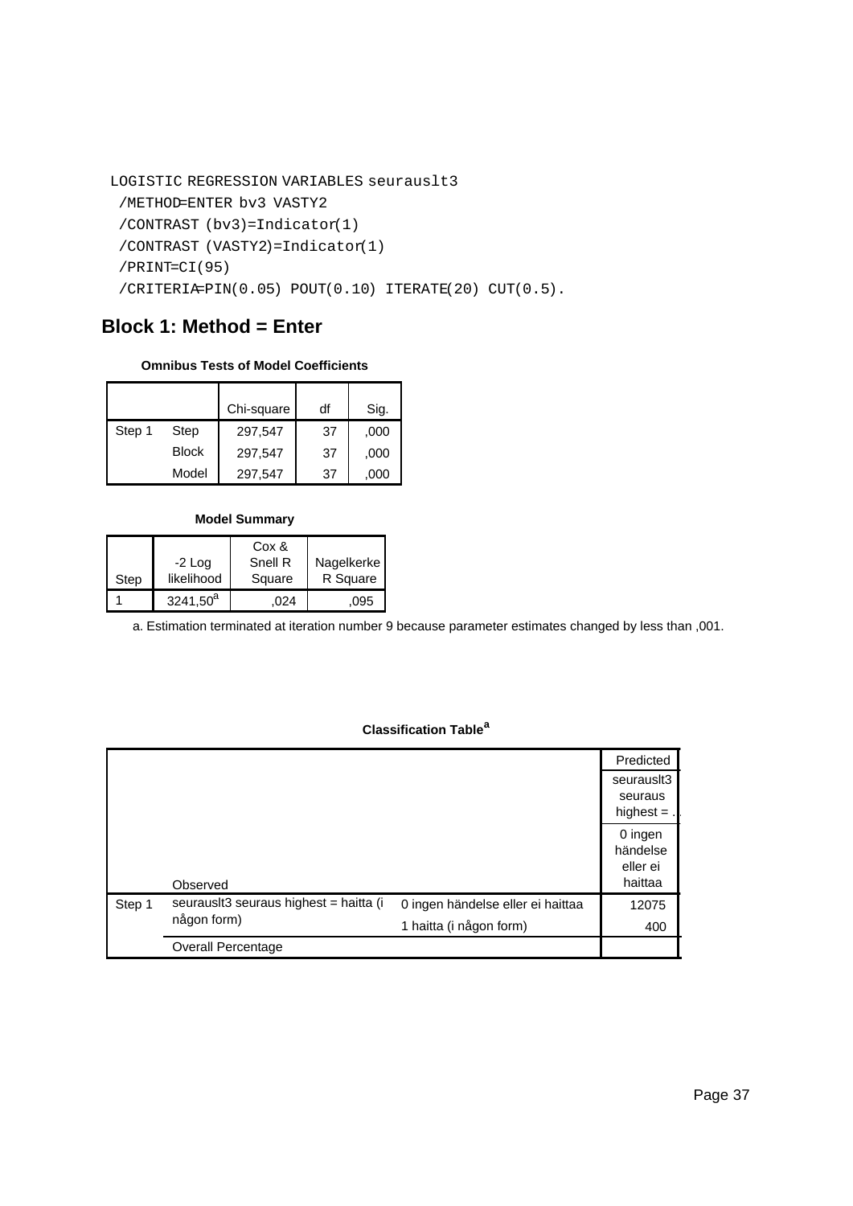```
LOGISTIC REGRESSION VARIABLES seurauslt3
 /METHOD=ENTER bv3 VASTY2
 /CONTRAST (bv3)=Indicator(1)
 /CONTRAST (VASTY2)=Indicator(1)
 /PRINT=CI(95)
 /CRITERIA=PIN(0.05) POUT(0.10) ITERATE(20) CUT(0.5).
```

## Block 1: Method = Enter

**Omnibus Tests of Model Coefficients**

| | | Chi-square | df | Sig. |
|---|---|---|---|---|
| Step 1 | Step | 297,547 | 37 | ,000 |
| | Block | 297,547 | 37 | ,000 |
| | Model | 297,547 | 37 | ,000 |

**Model Summary**

| Step | -2 Log likelihood | Cox & Snell R Square | Nagelkerke R Square |
|---|---|---|---|
| 1 | 3241,50[a] | ,024 | ,095 |

a. Estimation terminated at iteration number 9 because parameter estimates changed by less than ,001.

**Classification Table[a]**

| | Observed | | Predicted |
|---|---|---|---|
| | | | seurauslt3 seuraus highest = . |
| | | | 0 ingen händelse eller ei haittaa |
| Step 1 | seurauslt3 seuraus highest = haitta (i någon form) | 0 ingen händelse eller ei haittaa | 12075 |
| | | 1 haitta (i någon form) | 400 |
| | Overall Percentage | | |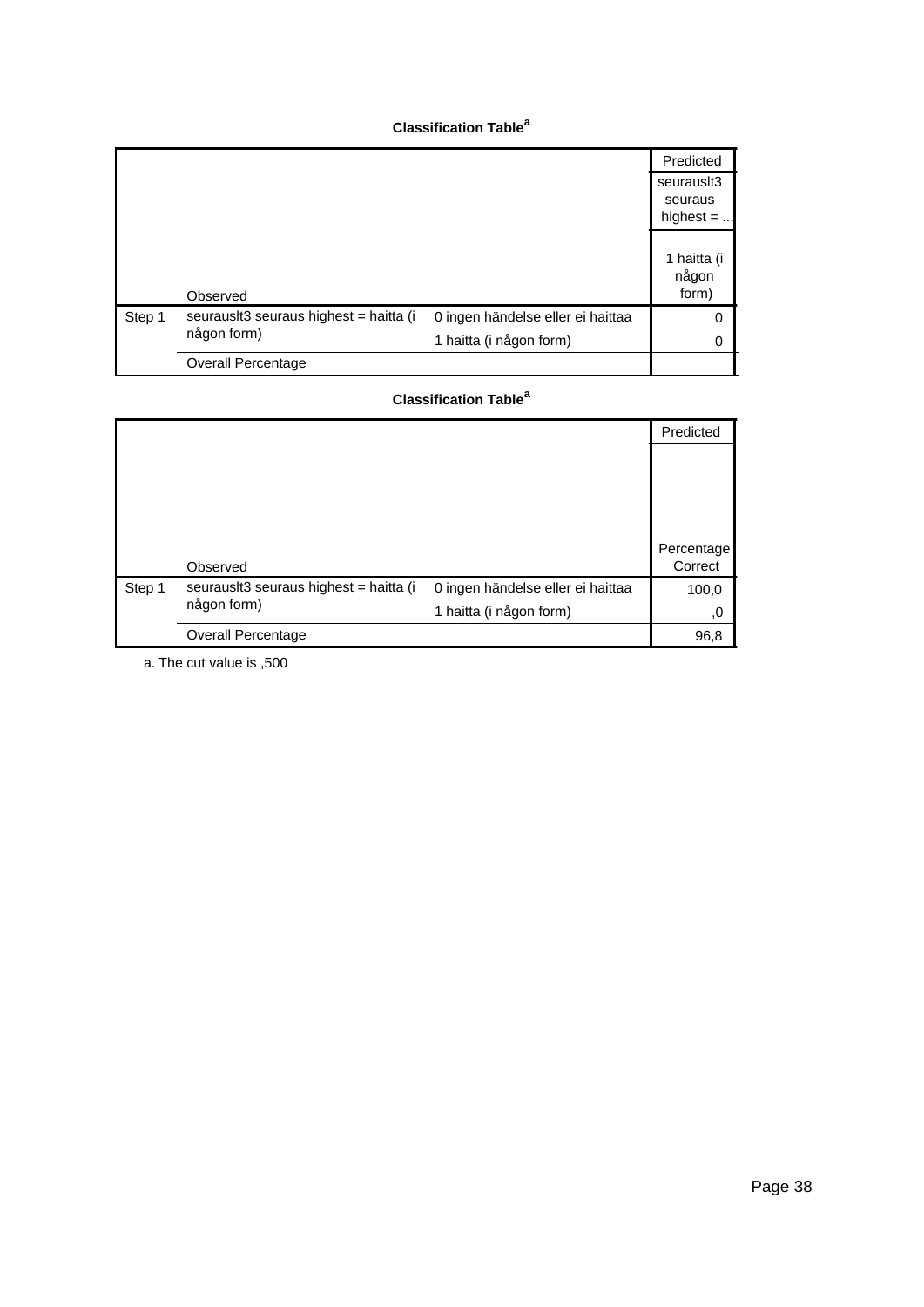**Classification Table**[a]

| | Observed | | Predicted | |
|---|---|---|---|---|
| | | | seurauslt3 seuraus highest = ... | |
| | | | 1 haitta (i någon form) | Percentage Correct |
| Step 1 | seurauslt3 seuraus highest = haitta (i någon form) | 0 ingen händelse eller ei haittaa | 0 | 100,0 |
| | | 1 haitta (i någon form) | 0 | ,0 |
| | Overall Percentage | | | 96,8 |

a. The cut value is ,500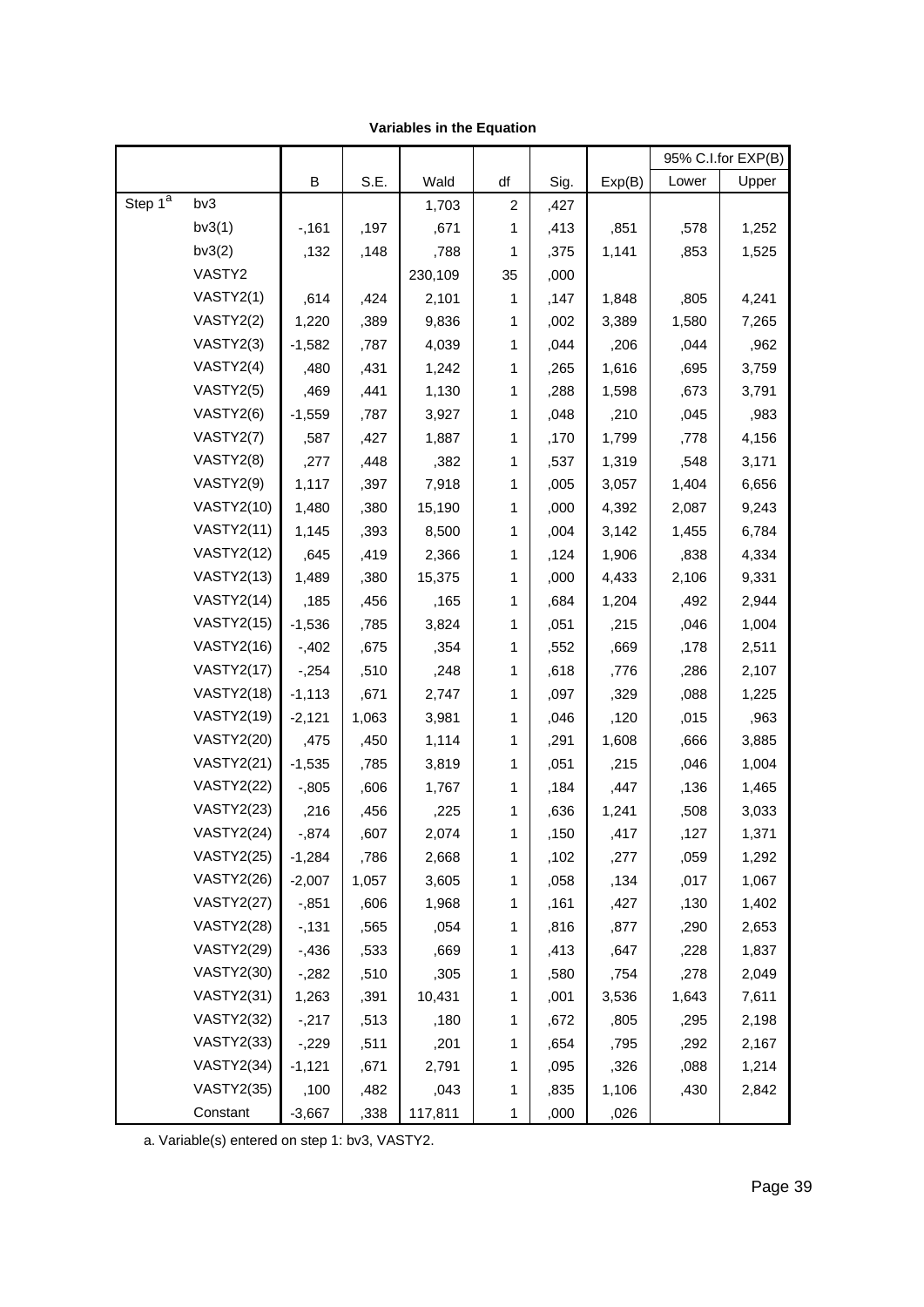**Variables in the Equation**

| | | B | S.E. | Wald | df | Sig. | Exp(B) | 95% C.I.for EXP(B) | |
|---|---|---|---|---|---|---|---|---|---|
| | | | | | | | | Lower | Upper |
| Step 1[a] | bv3 | | | 1,703 | 2 | ,427 | | | |
| | bv3(1) | -,161 | ,197 | ,671 | 1 | ,413 | ,851 | ,578 | 1,252 |
| | bv3(2) | ,132 | ,148 | ,788 | 1 | ,375 | 1,141 | ,853 | 1,525 |
| | VASTY2 | | | 230,109 | 35 | ,000 | | | |
| | VASTY2(1) | ,614 | ,424 | 2,101 | 1 | ,147 | 1,848 | ,805 | 4,241 |
| | VASTY2(2) | 1,220 | ,389 | 9,836 | 1 | ,002 | 3,389 | 1,580 | 7,265 |
| | VASTY2(3) | -1,582 | ,787 | 4,039 | 1 | ,044 | ,206 | ,044 | ,962 |
| | VASTY2(4) | ,480 | ,431 | 1,242 | 1 | ,265 | 1,616 | ,695 | 3,759 |
| | VASTY2(5) | ,469 | ,441 | 1,130 | 1 | ,288 | 1,598 | ,673 | 3,791 |
| | VASTY2(6) | -1,559 | ,787 | 3,927 | 1 | ,048 | ,210 | ,045 | ,983 |
| | VASTY2(7) | ,587 | ,427 | 1,887 | 1 | ,170 | 1,799 | ,778 | 4,156 |
| | VASTY2(8) | ,277 | ,448 | ,382 | 1 | ,537 | 1,319 | ,548 | 3,171 |
| | VASTY2(9) | 1,117 | ,397 | 7,918 | 1 | ,005 | 3,057 | 1,404 | 6,656 |
| | VASTY2(10) | 1,480 | ,380 | 15,190 | 1 | ,000 | 4,392 | 2,087 | 9,243 |
| | VASTY2(11) | 1,145 | ,393 | 8,500 | 1 | ,004 | 3,142 | 1,455 | 6,784 |
| | VASTY2(12) | ,645 | ,419 | 2,366 | 1 | ,124 | 1,906 | ,838 | 4,334 |
| | VASTY2(13) | 1,489 | ,380 | 15,375 | 1 | ,000 | 4,433 | 2,106 | 9,331 |
| | VASTY2(14) | ,185 | ,456 | ,165 | 1 | ,684 | 1,204 | ,492 | 2,944 |
| | VASTY2(15) | -1,536 | ,785 | 3,824 | 1 | ,051 | ,215 | ,046 | 1,004 |
| | VASTY2(16) | -,402 | ,675 | ,354 | 1 | ,552 | ,669 | ,178 | 2,511 |
| | VASTY2(17) | -,254 | ,510 | ,248 | 1 | ,618 | ,776 | ,286 | 2,107 |
| | VASTY2(18) | -1,113 | ,671 | 2,747 | 1 | ,097 | ,329 | ,088 | 1,225 |
| | VASTY2(19) | -2,121 | 1,063 | 3,981 | 1 | ,046 | ,120 | ,015 | ,963 |
| | VASTY2(20) | ,475 | ,450 | 1,114 | 1 | ,291 | 1,608 | ,666 | 3,885 |
| | VASTY2(21) | -1,535 | ,785 | 3,819 | 1 | ,051 | ,215 | ,046 | 1,004 |
| | VASTY2(22) | -,805 | ,606 | 1,767 | 1 | ,184 | ,447 | ,136 | 1,465 |
| | VASTY2(23) | ,216 | ,456 | ,225 | 1 | ,636 | 1,241 | ,508 | 3,033 |
| | VASTY2(24) | -,874 | ,607 | 2,074 | 1 | ,150 | ,417 | ,127 | 1,371 |
| | VASTY2(25) | -1,284 | ,786 | 2,668 | 1 | ,102 | ,277 | ,059 | 1,292 |
| | VASTY2(26) | -2,007 | 1,057 | 3,605 | 1 | ,058 | ,134 | ,017 | 1,067 |
| | VASTY2(27) | -,851 | ,606 | 1,968 | 1 | ,161 | ,427 | ,130 | 1,402 |
| | VASTY2(28) | -,131 | ,565 | ,054 | 1 | ,816 | ,877 | ,290 | 2,653 |
| | VASTY2(29) | -,436 | ,533 | ,669 | 1 | ,413 | ,647 | ,228 | 1,837 |
| | VASTY2(30) | -,282 | ,510 | ,305 | 1 | ,580 | ,754 | ,278 | 2,049 |
| | VASTY2(31) | 1,263 | ,391 | 10,431 | 1 | ,001 | 3,536 | 1,643 | 7,611 |
| | VASTY2(32) | -,217 | ,513 | ,180 | 1 | ,672 | ,805 | ,295 | 2,198 |
| | VASTY2(33) | -,229 | ,511 | ,201 | 1 | ,654 | ,795 | ,292 | 2,167 |
| | VASTY2(34) | -1,121 | ,671 | 2,791 | 1 | ,095 | ,326 | ,088 | 1,214 |
| | VASTY2(35) | ,100 | ,482 | ,043 | 1 | ,835 | 1,106 | ,430 | 2,842 |
| | Constant | -3,667 | ,338 | 117,811 | 1 | ,000 | ,026 | | |

a. Variable(s) entered on step 1: bv3, VASTY2.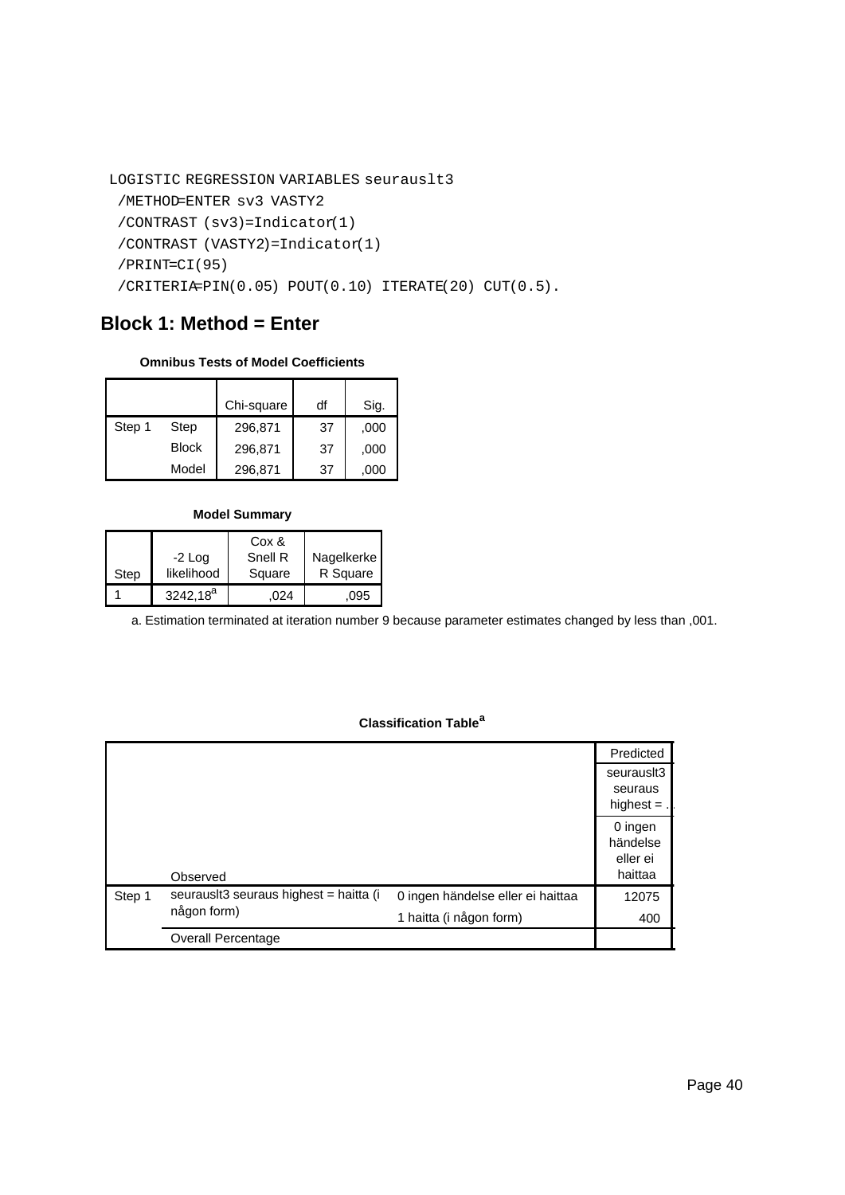```
LOGISTIC REGRESSION VARIABLES seurauslt3
 /METHOD=ENTER sv3 VASTY2
 /CONTRAST (sv3)=Indicator(1)
 /CONTRAST (VASTY2)=Indicator(1)
 /PRINT=CI(95)
 /CRITERIA=PIN(0.05) POUT(0.10) ITERATE(20) CUT(0.5).
```

## Block 1: Method = Enter

**Omnibus Tests of Model Coefficients**

| | | Chi-square | df | Sig. |
|---|---|---|---|---|
| Step 1 | Step | 296,871 | 37 | ,000 |
| | Block | 296,871 | 37 | ,000 |
| | Model | 296,871 | 37 | ,000 |

**Model Summary**

| Step | -2 Log likelihood | Cox & Snell R Square | Nagelkerke R Square |
|---|---|---|---|
| 1 | 3242,18[a] | ,024 | ,095 |

a. Estimation terminated at iteration number 9 because parameter estimates changed by less than ,001.

**Classification Table[a]**

| | | | Predicted |
|---|---|---|---|
| | | | seurauslt3 seuraus highest = ... |
| | Observed | | 0 ingen händelse eller ei haittaa |
| Step 1 | seurauslt3 seuraus highest = haitta (i någon form) | 0 ingen händelse eller ei haittaa | 12075 |
| | | 1 haitta (i någon form) | 400 |
| | Overall Percentage | | |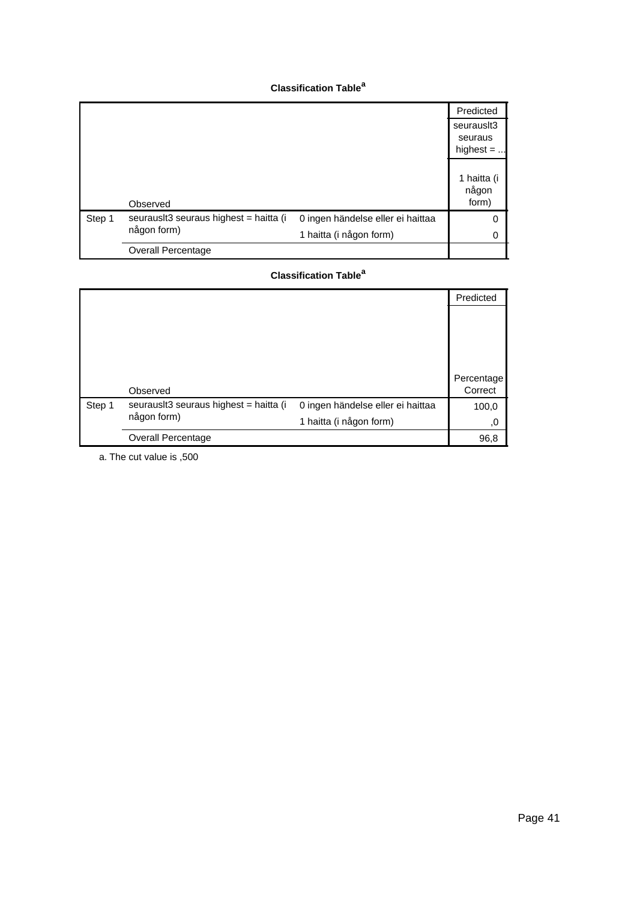**Classification Table[a]**

| | Observed | | Predicted: seurauslt3 seuraus highest = ... 1 haitta (i någon form) | Predicted: Percentage Correct |
|---|---|---|---|---|
| Step 1 | seurauslt3 seuraus highest = haitta (i någon form) | 0 ingen händelse eller ei haittaa | 0 | 100,0 |
| | | 1 haitta (i någon form) | 0 | ,0 |
| | Overall Percentage | | | 96,8 |

a. The cut value is ,500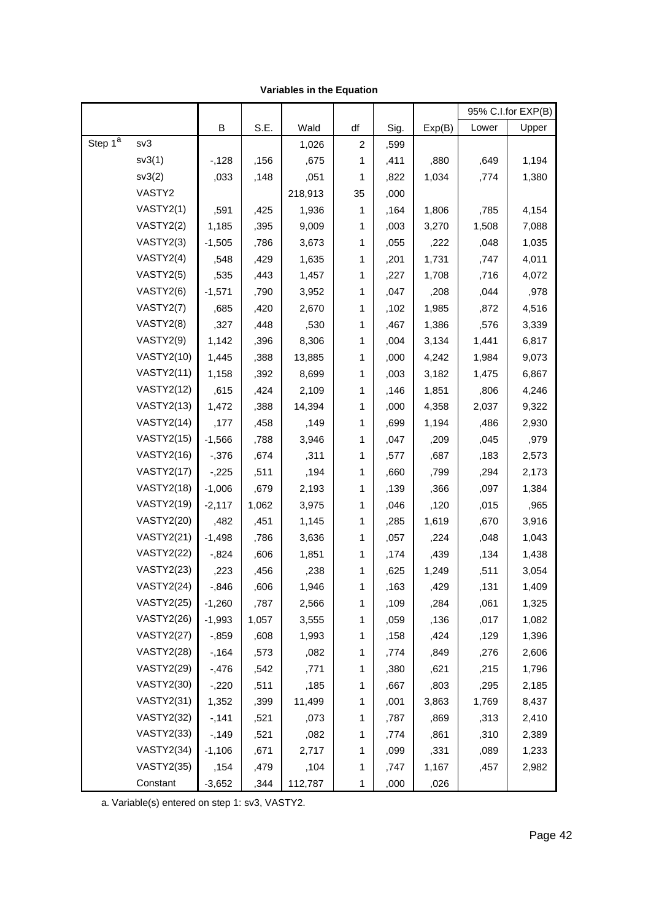**Variables in the Equation**

| | | B | S.E. | Wald | df | Sig. | Exp(B) | 95% C.I.for EXP(B) | |
|---|---|---|---|---|---|---|---|---|---|
| | | | | | | | | Lower | Upper |
| Step 1[a] | sv3 | | | 1,026 | 2 | ,599 | | | |
| | sv3(1) | -,128 | ,156 | ,675 | 1 | ,411 | ,880 | ,649 | 1,194 |
| | sv3(2) | ,033 | ,148 | ,051 | 1 | ,822 | 1,034 | ,774 | 1,380 |
| | VASTY2 | | | 218,913 | 35 | ,000 | | | |
| | VASTY2(1) | ,591 | ,425 | 1,936 | 1 | ,164 | 1,806 | ,785 | 4,154 |
| | VASTY2(2) | 1,185 | ,395 | 9,009 | 1 | ,003 | 3,270 | 1,508 | 7,088 |
| | VASTY2(3) | -1,505 | ,786 | 3,673 | 1 | ,055 | ,222 | ,048 | 1,035 |
| | VASTY2(4) | ,548 | ,429 | 1,635 | 1 | ,201 | 1,731 | ,747 | 4,011 |
| | VASTY2(5) | ,535 | ,443 | 1,457 | 1 | ,227 | 1,708 | ,716 | 4,072 |
| | VASTY2(6) | -1,571 | ,790 | 3,952 | 1 | ,047 | ,208 | ,044 | ,978 |
| | VASTY2(7) | ,685 | ,420 | 2,670 | 1 | ,102 | 1,985 | ,872 | 4,516 |
| | VASTY2(8) | ,327 | ,448 | ,530 | 1 | ,467 | 1,386 | ,576 | 3,339 |
| | VASTY2(9) | 1,142 | ,396 | 8,306 | 1 | ,004 | 3,134 | 1,441 | 6,817 |
| | VASTY2(10) | 1,445 | ,388 | 13,885 | 1 | ,000 | 4,242 | 1,984 | 9,073 |
| | VASTY2(11) | 1,158 | ,392 | 8,699 | 1 | ,003 | 3,182 | 1,475 | 6,867 |
| | VASTY2(12) | ,615 | ,424 | 2,109 | 1 | ,146 | 1,851 | ,806 | 4,246 |
| | VASTY2(13) | 1,472 | ,388 | 14,394 | 1 | ,000 | 4,358 | 2,037 | 9,322 |
| | VASTY2(14) | ,177 | ,458 | ,149 | 1 | ,699 | 1,194 | ,486 | 2,930 |
| | VASTY2(15) | -1,566 | ,788 | 3,946 | 1 | ,047 | ,209 | ,045 | ,979 |
| | VASTY2(16) | -,376 | ,674 | ,311 | 1 | ,577 | ,687 | ,183 | 2,573 |
| | VASTY2(17) | -,225 | ,511 | ,194 | 1 | ,660 | ,799 | ,294 | 2,173 |
| | VASTY2(18) | -1,006 | ,679 | 2,193 | 1 | ,139 | ,366 | ,097 | 1,384 |
| | VASTY2(19) | -2,117 | 1,062 | 3,975 | 1 | ,046 | ,120 | ,015 | ,965 |
| | VASTY2(20) | ,482 | ,451 | 1,145 | 1 | ,285 | 1,619 | ,670 | 3,916 |
| | VASTY2(21) | -1,498 | ,786 | 3,636 | 1 | ,057 | ,224 | ,048 | 1,043 |
| | VASTY2(22) | -,824 | ,606 | 1,851 | 1 | ,174 | ,439 | ,134 | 1,438 |
| | VASTY2(23) | ,223 | ,456 | ,238 | 1 | ,625 | 1,249 | ,511 | 3,054 |
| | VASTY2(24) | -,846 | ,606 | 1,946 | 1 | ,163 | ,429 | ,131 | 1,409 |
| | VASTY2(25) | -1,260 | ,787 | 2,566 | 1 | ,109 | ,284 | ,061 | 1,325 |
| | VASTY2(26) | -1,993 | 1,057 | 3,555 | 1 | ,059 | ,136 | ,017 | 1,082 |
| | VASTY2(27) | -,859 | ,608 | 1,993 | 1 | ,158 | ,424 | ,129 | 1,396 |
| | VASTY2(28) | -,164 | ,573 | ,082 | 1 | ,774 | ,849 | ,276 | 2,606 |
| | VASTY2(29) | -,476 | ,542 | ,771 | 1 | ,380 | ,621 | ,215 | 1,796 |
| | VASTY2(30) | -,220 | ,511 | ,185 | 1 | ,667 | ,803 | ,295 | 2,185 |
| | VASTY2(31) | 1,352 | ,399 | 11,499 | 1 | ,001 | 3,863 | 1,769 | 8,437 |
| | VASTY2(32) | -,141 | ,521 | ,073 | 1 | ,787 | ,869 | ,313 | 2,410 |
| | VASTY2(33) | -,149 | ,521 | ,082 | 1 | ,774 | ,861 | ,310 | 2,389 |
| | VASTY2(34) | -1,106 | ,671 | 2,717 | 1 | ,099 | ,331 | ,089 | 1,233 |
| | VASTY2(35) | ,154 | ,479 | ,104 | 1 | ,747 | 1,167 | ,457 | 2,982 |
| | Constant | -3,652 | ,344 | 112,787 | 1 | ,000 | ,026 | | |

a. Variable(s) entered on step 1: sv3, VASTY2.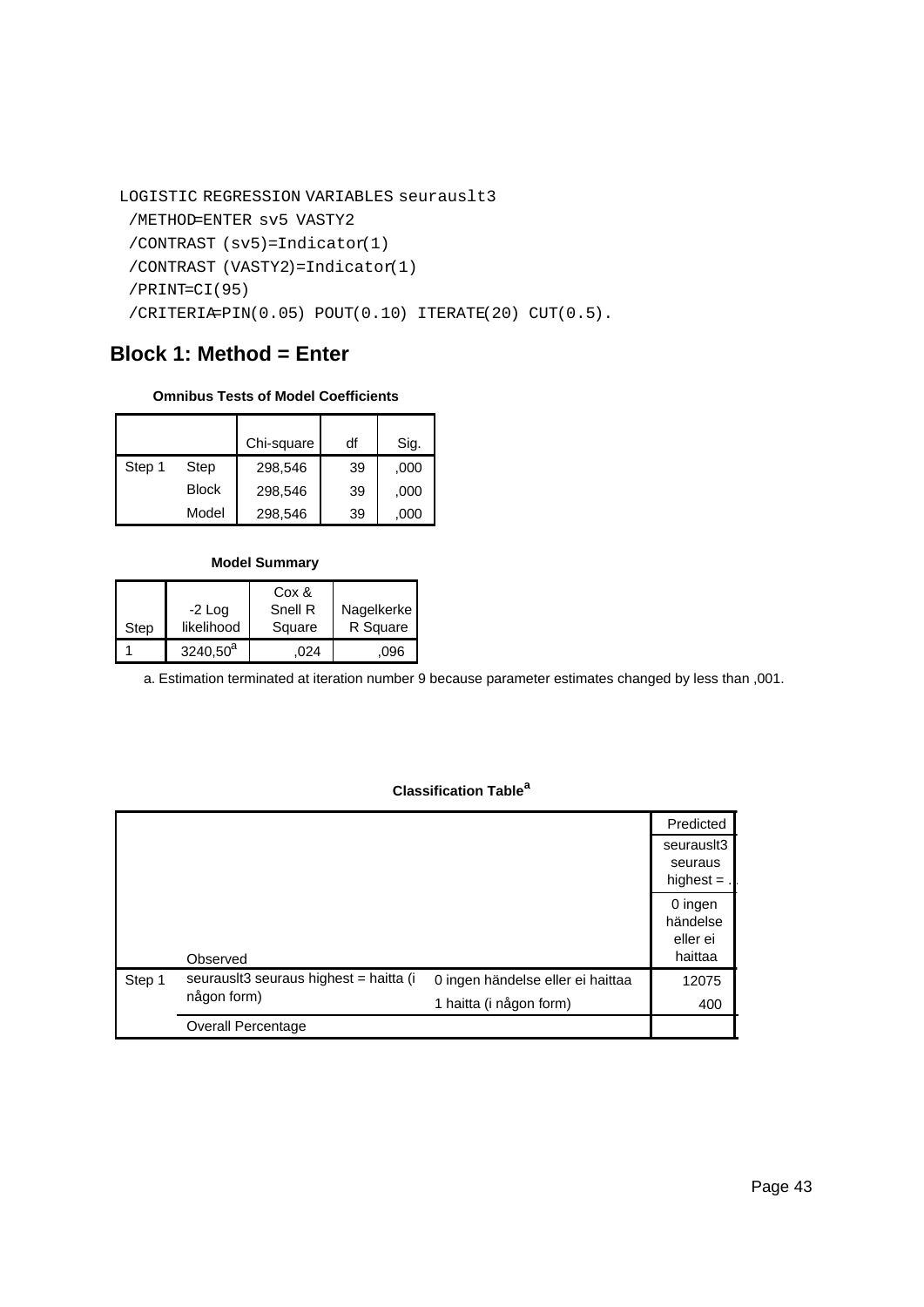```
LOGISTIC REGRESSION VARIABLES seurauslt3
 /METHOD=ENTER sv5 VASTY2
 /CONTRAST (sv5)=Indicator(1)
 /CONTRAST (VASTY2)=Indicator(1)
 /PRINT=CI(95)
 /CRITERIA=PIN(0.05) POUT(0.10) ITERATE(20) CUT(0.5).
```

## Block 1: Method = Enter

**Omnibus Tests of Model Coefficients**

| | | Chi-square | df | Sig. |
|---|---|---|---|---|
| Step 1 | Step | 298,546 | 39 | ,000 |
| | Block | 298,546 | 39 | ,000 |
| | Model | 298,546 | 39 | ,000 |

**Model Summary**

| Step | -2 Log likelihood | Cox & Snell R Square | Nagelkerke R Square |
|---|---|---|---|
| 1 | 3240,50[a] | ,024 | ,096 |

a. Estimation terminated at iteration number 9 because parameter estimates changed by less than ,001.

**Classification Table[a]**

| | Observed | | Predicted: seurauslt3 seuraus highest = .. 0 ingen händelse eller ei haittaa |
|---|---|---|---|
| Step 1 | seurauslt3 seuraus highest = haitta (i någon form) | 0 ingen händelse eller ei haittaa | 12075 |
| | | 1 haitta (i någon form) | 400 |
| | Overall Percentage | | |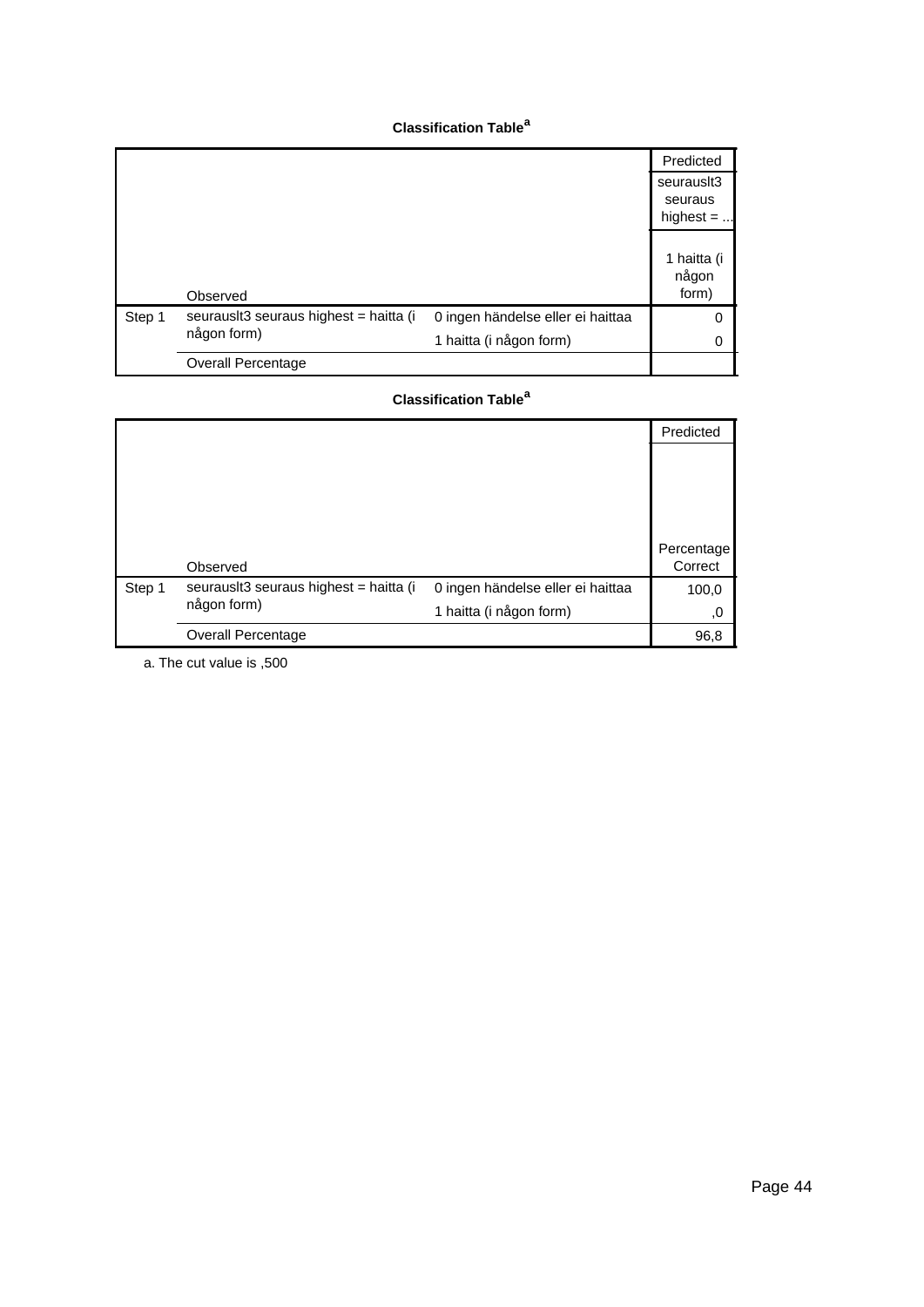**Classification Table[a]**

| | Observed | | Predicted |
|---|---|---|---|
| | | | seurauslt3 seuraus highest = ... |
| | | | 1 haitta (i någon form) |
| Step 1 | seurauslt3 seuraus highest = haitta (i någon form) | 0 ingen händelse eller ei haittaa | 0 |
| | | 1 haitta (i någon form) | 0 |
| | Overall Percentage | | |

**Classification Table[a]**

| | Observed | | Predicted |
|---|---|---|---|
| | | | Percentage Correct |
| Step 1 | seurauslt3 seuraus highest = haitta (i någon form) | 0 ingen händelse eller ei haittaa | 100,0 |
| | | 1 haitta (i någon form) | ,0 |
| | Overall Percentage | | 96,8 |

a. The cut value is ,500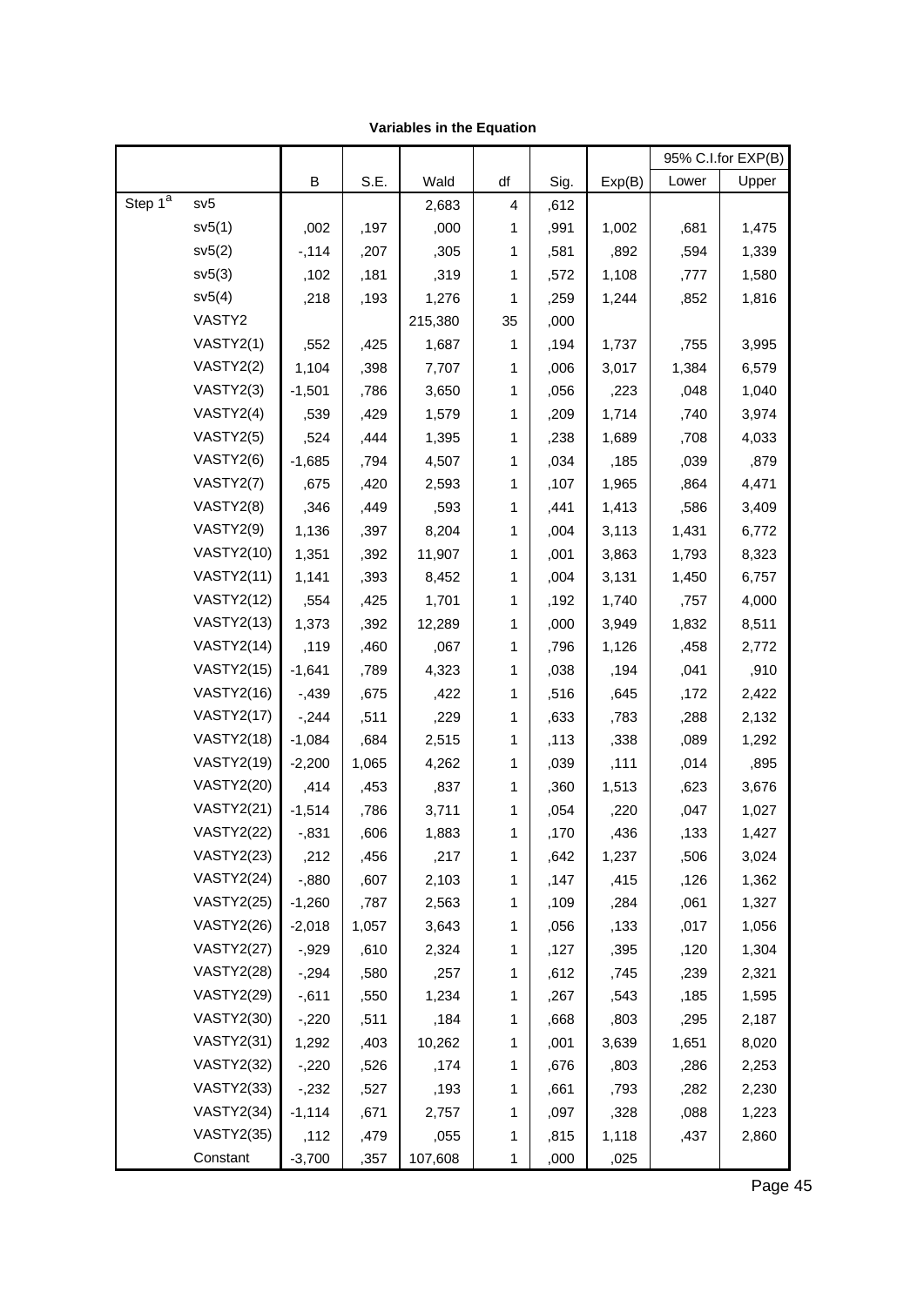**Variables in the Equation**

| | | B | S.E. | Wald | df | Sig. | Exp(B) | 95% C.I.for EXP(B) | |
|---|---|---|---|---|---|---|---|---|---|
| | | | | | | | | Lower | Upper |
| Step 1[a] | sv5 | | | 2,683 | 4 | ,612 | | | |
| | sv5(1) | ,002 | ,197 | ,000 | 1 | ,991 | 1,002 | ,681 | 1,475 |
| | sv5(2) | -,114 | ,207 | ,305 | 1 | ,581 | ,892 | ,594 | 1,339 |
| | sv5(3) | ,102 | ,181 | ,319 | 1 | ,572 | 1,108 | ,777 | 1,580 |
| | sv5(4) | ,218 | ,193 | 1,276 | 1 | ,259 | 1,244 | ,852 | 1,816 |
| | VASTY2 | | | 215,380 | 35 | ,000 | | | |
| | VASTY2(1) | ,552 | ,425 | 1,687 | 1 | ,194 | 1,737 | ,755 | 3,995 |
| | VASTY2(2) | 1,104 | ,398 | 7,707 | 1 | ,006 | 3,017 | 1,384 | 6,579 |
| | VASTY2(3) | -1,501 | ,786 | 3,650 | 1 | ,056 | ,223 | ,048 | 1,040 |
| | VASTY2(4) | ,539 | ,429 | 1,579 | 1 | ,209 | 1,714 | ,740 | 3,974 |
| | VASTY2(5) | ,524 | ,444 | 1,395 | 1 | ,238 | 1,689 | ,708 | 4,033 |
| | VASTY2(6) | -1,685 | ,794 | 4,507 | 1 | ,034 | ,185 | ,039 | ,879 |
| | VASTY2(7) | ,675 | ,420 | 2,593 | 1 | ,107 | 1,965 | ,864 | 4,471 |
| | VASTY2(8) | ,346 | ,449 | ,593 | 1 | ,441 | 1,413 | ,586 | 3,409 |
| | VASTY2(9) | 1,136 | ,397 | 8,204 | 1 | ,004 | 3,113 | 1,431 | 6,772 |
| | VASTY2(10) | 1,351 | ,392 | 11,907 | 1 | ,001 | 3,863 | 1,793 | 8,323 |
| | VASTY2(11) | 1,141 | ,393 | 8,452 | 1 | ,004 | 3,131 | 1,450 | 6,757 |
| | VASTY2(12) | ,554 | ,425 | 1,701 | 1 | ,192 | 1,740 | ,757 | 4,000 |
| | VASTY2(13) | 1,373 | ,392 | 12,289 | 1 | ,000 | 3,949 | 1,832 | 8,511 |
| | VASTY2(14) | ,119 | ,460 | ,067 | 1 | ,796 | 1,126 | ,458 | 2,772 |
| | VASTY2(15) | -1,641 | ,789 | 4,323 | 1 | ,038 | ,194 | ,041 | ,910 |
| | VASTY2(16) | -,439 | ,675 | ,422 | 1 | ,516 | ,645 | ,172 | 2,422 |
| | VASTY2(17) | -,244 | ,511 | ,229 | 1 | ,633 | ,783 | ,288 | 2,132 |
| | VASTY2(18) | -1,084 | ,684 | 2,515 | 1 | ,113 | ,338 | ,089 | 1,292 |
| | VASTY2(19) | -2,200 | 1,065 | 4,262 | 1 | ,039 | ,111 | ,014 | ,895 |
| | VASTY2(20) | ,414 | ,453 | ,837 | 1 | ,360 | 1,513 | ,623 | 3,676 |
| | VASTY2(21) | -1,514 | ,786 | 3,711 | 1 | ,054 | ,220 | ,047 | 1,027 |
| | VASTY2(22) | -,831 | ,606 | 1,883 | 1 | ,170 | ,436 | ,133 | 1,427 |
| | VASTY2(23) | ,212 | ,456 | ,217 | 1 | ,642 | 1,237 | ,506 | 3,024 |
| | VASTY2(24) | -,880 | ,607 | 2,103 | 1 | ,147 | ,415 | ,126 | 1,362 |
| | VASTY2(25) | -1,260 | ,787 | 2,563 | 1 | ,109 | ,284 | ,061 | 1,327 |
| | VASTY2(26) | -2,018 | 1,057 | 3,643 | 1 | ,056 | ,133 | ,017 | 1,056 |
| | VASTY2(27) | -,929 | ,610 | 2,324 | 1 | ,127 | ,395 | ,120 | 1,304 |
| | VASTY2(28) | -,294 | ,580 | ,257 | 1 | ,612 | ,745 | ,239 | 2,321 |
| | VASTY2(29) | -,611 | ,550 | 1,234 | 1 | ,267 | ,543 | ,185 | 1,595 |
| | VASTY2(30) | -,220 | ,511 | ,184 | 1 | ,668 | ,803 | ,295 | 2,187 |
| | VASTY2(31) | 1,292 | ,403 | 10,262 | 1 | ,001 | 3,639 | 1,651 | 8,020 |
| | VASTY2(32) | -,220 | ,526 | ,174 | 1 | ,676 | ,803 | ,286 | 2,253 |
| | VASTY2(33) | -,232 | ,527 | ,193 | 1 | ,661 | ,793 | ,282 | 2,230 |
| | VASTY2(34) | -1,114 | ,671 | 2,757 | 1 | ,097 | ,328 | ,088 | 1,223 |
| | VASTY2(35) | ,112 | ,479 | ,055 | 1 | ,815 | 1,118 | ,437 | 2,860 |
| | Constant | -3,700 | ,357 | 107,608 | 1 | ,000 | ,025 | | |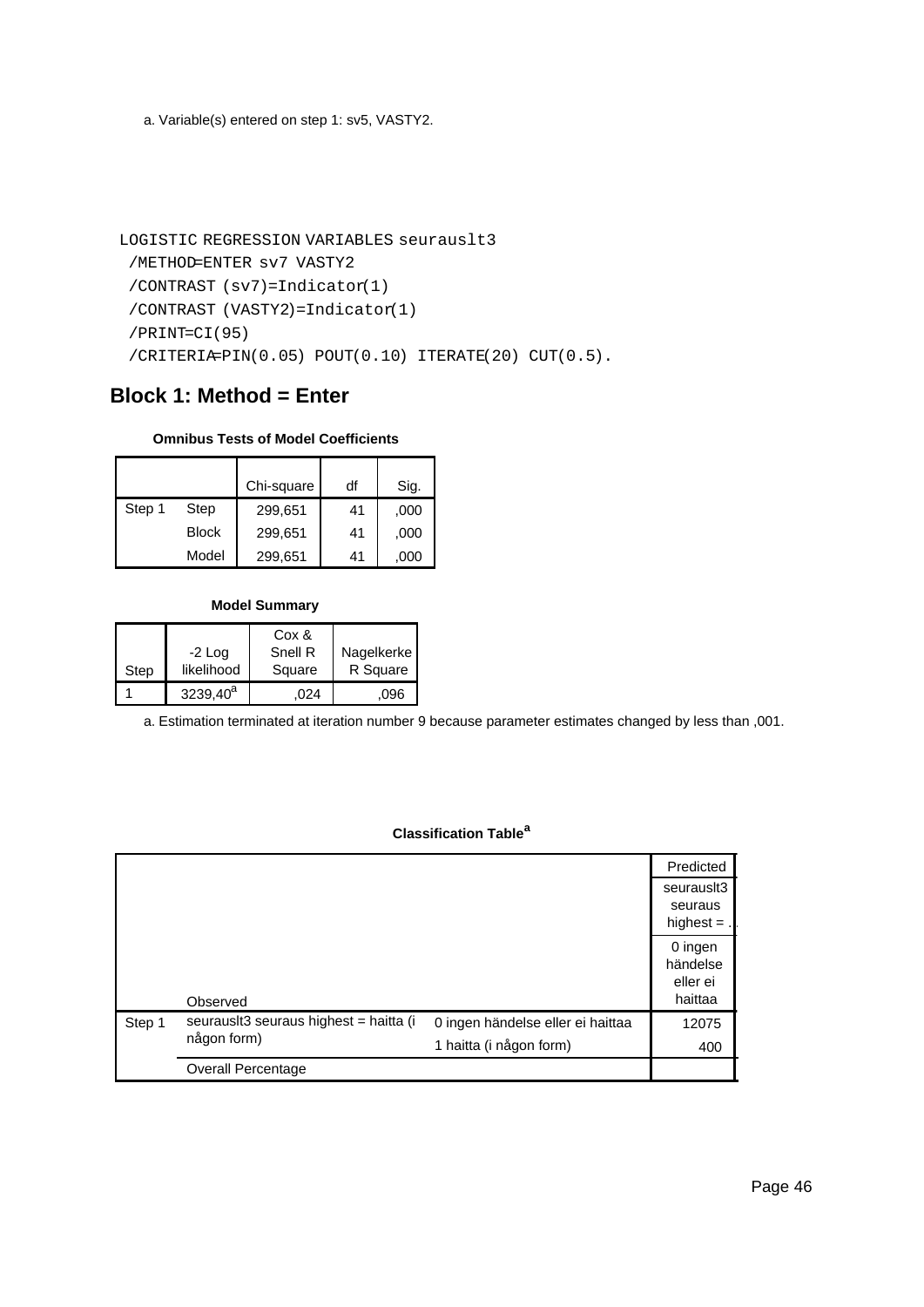a. Variable(s) entered on step 1: sv5, VASTY2.

```
LOGISTIC REGRESSION VARIABLES seurauslt3
 /METHOD=ENTER sv7 VASTY2
 /CONTRAST (sv7)=Indicator(1)
 /CONTRAST (VASTY2)=Indicator(1)
 /PRINT=CI(95)
 /CRITERIA=PIN(0.05) POUT(0.10) ITERATE(20) CUT(0.5).
```

## Block 1: Method = Enter

**Omnibus Tests of Model Coefficients**

| | | Chi-square | df | Sig. |
|---|---|---|---|---|
| Step 1 | Step | 299,651 | 41 | ,000 |
| | Block | 299,651 | 41 | ,000 |
| | Model | 299,651 | 41 | ,000 |

**Model Summary**

| Step | -2 Log likelihood | Cox & Snell R Square | Nagelkerke R Square |
|---|---|---|---|
| 1 | 3239,40[a] | ,024 | ,096 |

a. Estimation terminated at iteration number 9 because parameter estimates changed by less than ,001.

**Classification Table[a]**

| | Observed | | Predicted |
|---|---|---|---|
| | | | seurauslt3 seuraus highest = . |
| | | | 0 ingen händelse eller ei haittaa |
| Step 1 | seurauslt3 seuraus highest = haitta (i någon form) | 0 ingen händelse eller ei haittaa | 12075 |
| | | 1 haitta (i någon form) | 400 |
| | Overall Percentage | | |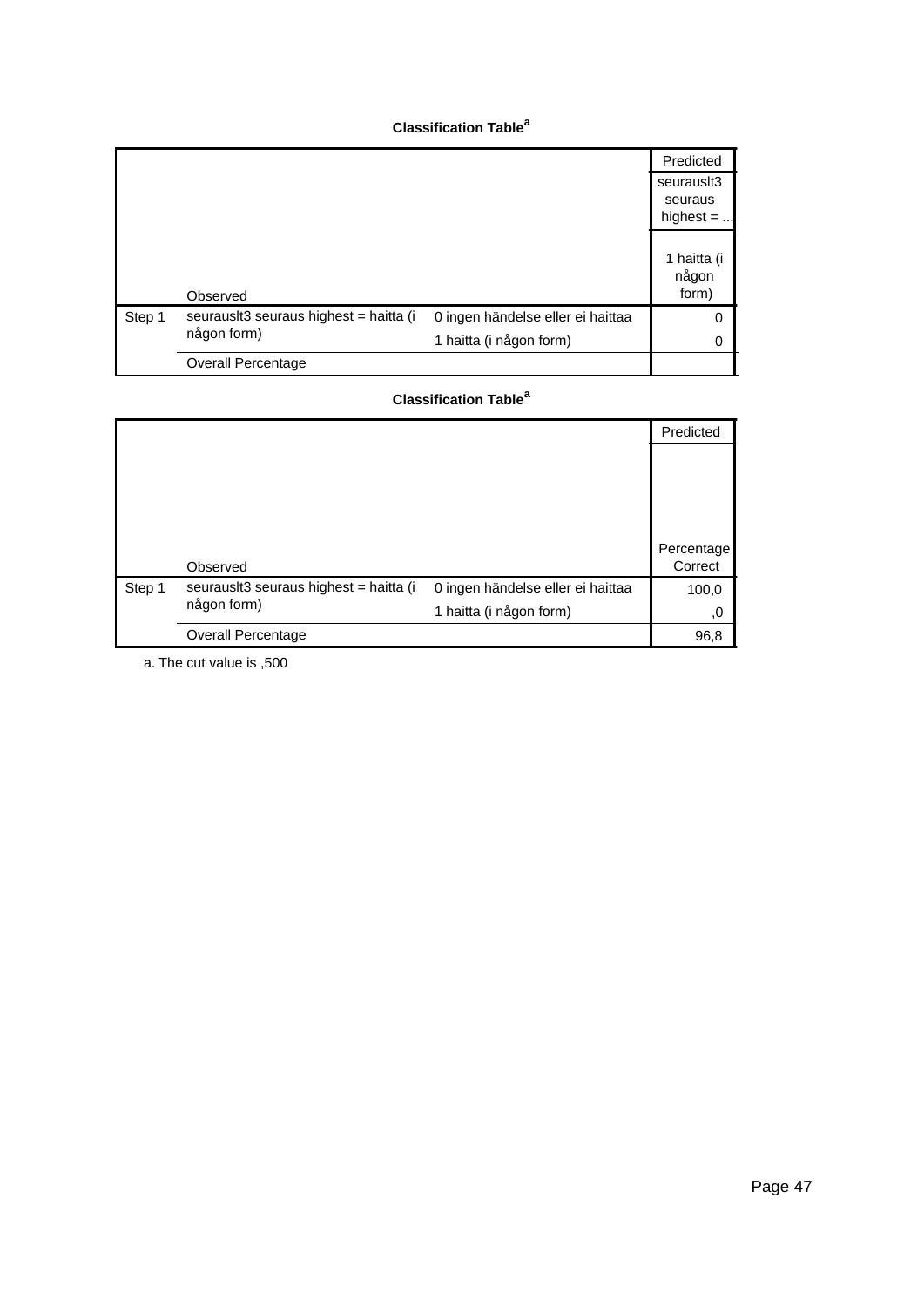**Classification Table[a]**

| | Observed | | Predicted | |
|---|---|---|---|---|
| | | | seurauslt3 seuraus highest = ... | |
| | | | 1 haitta (i någon form) | Percentage Correct |
| Step 1 | seurauslt3 seuraus highest = haitta (i någon form) | 0 ingen händelse eller ei haittaa | 0 | 100,0 |
| | | 1 haitta (i någon form) | 0 | ,0 |
| | Overall Percentage | | | 96,8 |

a. The cut value is ,500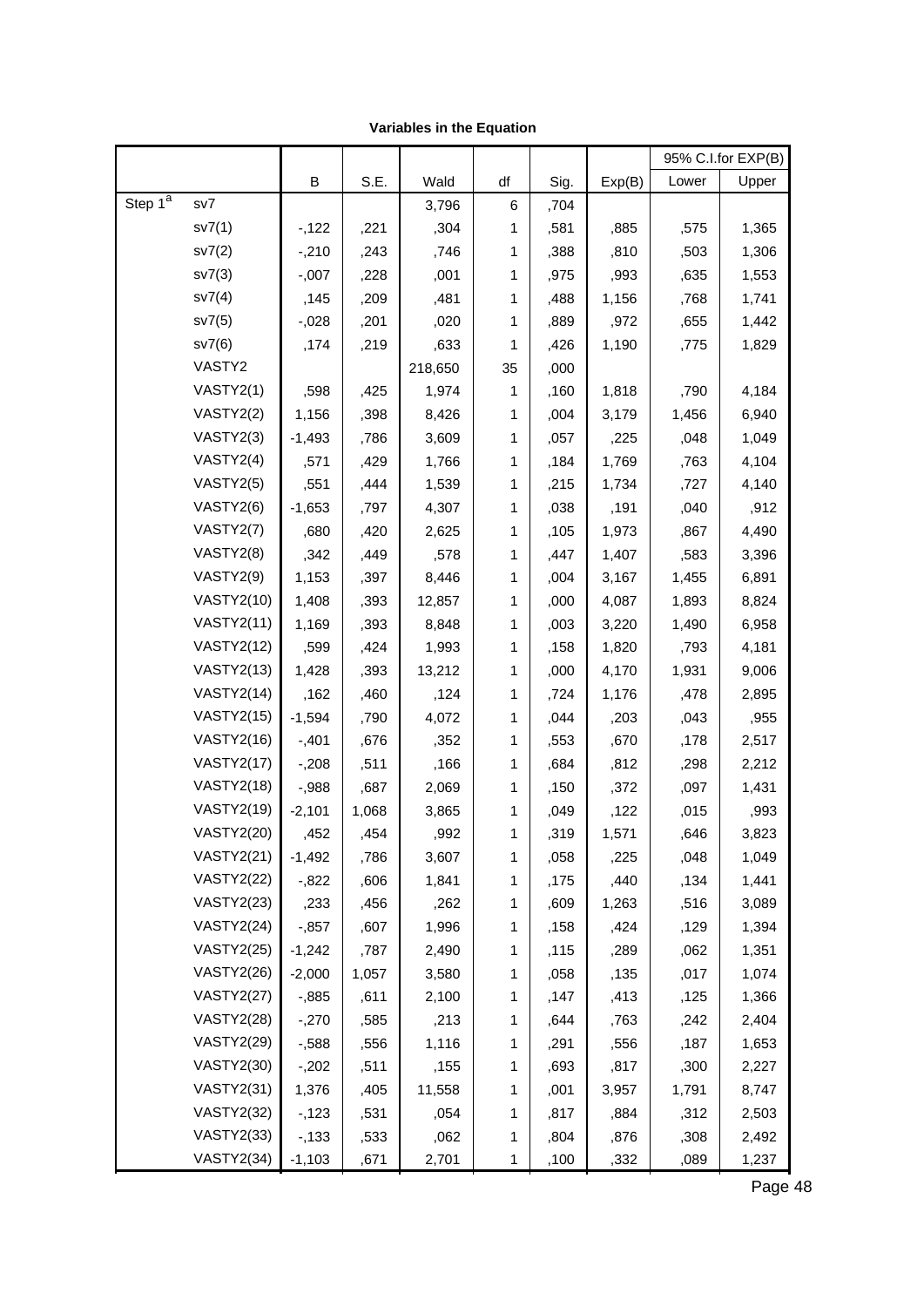**Variables in the Equation**

| | | B | S.E. | Wald | df | Sig. | Exp(B) | 95% C.I.for EXP(B) | |
|---|---|---|---|---|---|---|---|---|---|
| | | | | | | | | Lower | Upper |
| Step 1[a] | sv7 | | | 3,796 | 6 | ,704 | | | |
| | sv7(1) | -,122 | ,221 | ,304 | 1 | ,581 | ,885 | ,575 | 1,365 |
| | sv7(2) | -,210 | ,243 | ,746 | 1 | ,388 | ,810 | ,503 | 1,306 |
| | sv7(3) | -,007 | ,228 | ,001 | 1 | ,975 | ,993 | ,635 | 1,553 |
| | sv7(4) | ,145 | ,209 | ,481 | 1 | ,488 | 1,156 | ,768 | 1,741 |
| | sv7(5) | -,028 | ,201 | ,020 | 1 | ,889 | ,972 | ,655 | 1,442 |
| | sv7(6) | ,174 | ,219 | ,633 | 1 | ,426 | 1,190 | ,775 | 1,829 |
| | VASTY2 | | | 218,650 | 35 | ,000 | | | |
| | VASTY2(1) | ,598 | ,425 | 1,974 | 1 | ,160 | 1,818 | ,790 | 4,184 |
| | VASTY2(2) | 1,156 | ,398 | 8,426 | 1 | ,004 | 3,179 | 1,456 | 6,940 |
| | VASTY2(3) | -1,493 | ,786 | 3,609 | 1 | ,057 | ,225 | ,048 | 1,049 |
| | VASTY2(4) | ,571 | ,429 | 1,766 | 1 | ,184 | 1,769 | ,763 | 4,104 |
| | VASTY2(5) | ,551 | ,444 | 1,539 | 1 | ,215 | 1,734 | ,727 | 4,140 |
| | VASTY2(6) | -1,653 | ,797 | 4,307 | 1 | ,038 | ,191 | ,040 | ,912 |
| | VASTY2(7) | ,680 | ,420 | 2,625 | 1 | ,105 | 1,973 | ,867 | 4,490 |
| | VASTY2(8) | ,342 | ,449 | ,578 | 1 | ,447 | 1,407 | ,583 | 3,396 |
| | VASTY2(9) | 1,153 | ,397 | 8,446 | 1 | ,004 | 3,167 | 1,455 | 6,891 |
| | VASTY2(10) | 1,408 | ,393 | 12,857 | 1 | ,000 | 4,087 | 1,893 | 8,824 |
| | VASTY2(11) | 1,169 | ,393 | 8,848 | 1 | ,003 | 3,220 | 1,490 | 6,958 |
| | VASTY2(12) | ,599 | ,424 | 1,993 | 1 | ,158 | 1,820 | ,793 | 4,181 |
| | VASTY2(13) | 1,428 | ,393 | 13,212 | 1 | ,000 | 4,170 | 1,931 | 9,006 |
| | VASTY2(14) | ,162 | ,460 | ,124 | 1 | ,724 | 1,176 | ,478 | 2,895 |
| | VASTY2(15) | -1,594 | ,790 | 4,072 | 1 | ,044 | ,203 | ,043 | ,955 |
| | VASTY2(16) | -,401 | ,676 | ,352 | 1 | ,553 | ,670 | ,178 | 2,517 |
| | VASTY2(17) | -,208 | ,511 | ,166 | 1 | ,684 | ,812 | ,298 | 2,212 |
| | VASTY2(18) | -,988 | ,687 | 2,069 | 1 | ,150 | ,372 | ,097 | 1,431 |
| | VASTY2(19) | -2,101 | 1,068 | 3,865 | 1 | ,049 | ,122 | ,015 | ,993 |
| | VASTY2(20) | ,452 | ,454 | ,992 | 1 | ,319 | 1,571 | ,646 | 3,823 |
| | VASTY2(21) | -1,492 | ,786 | 3,607 | 1 | ,058 | ,225 | ,048 | 1,049 |
| | VASTY2(22) | -,822 | ,606 | 1,841 | 1 | ,175 | ,440 | ,134 | 1,441 |
| | VASTY2(23) | ,233 | ,456 | ,262 | 1 | ,609 | 1,263 | ,516 | 3,089 |
| | VASTY2(24) | -,857 | ,607 | 1,996 | 1 | ,158 | ,424 | ,129 | 1,394 |
| | VASTY2(25) | -1,242 | ,787 | 2,490 | 1 | ,115 | ,289 | ,062 | 1,351 |
| | VASTY2(26) | -2,000 | 1,057 | 3,580 | 1 | ,058 | ,135 | ,017 | 1,074 |
| | VASTY2(27) | -,885 | ,611 | 2,100 | 1 | ,147 | ,413 | ,125 | 1,366 |
| | VASTY2(28) | -,270 | ,585 | ,213 | 1 | ,644 | ,763 | ,242 | 2,404 |
| | VASTY2(29) | -,588 | ,556 | 1,116 | 1 | ,291 | ,556 | ,187 | 1,653 |
| | VASTY2(30) | -,202 | ,511 | ,155 | 1 | ,693 | ,817 | ,300 | 2,227 |
| | VASTY2(31) | 1,376 | ,405 | 11,558 | 1 | ,001 | 3,957 | 1,791 | 8,747 |
| | VASTY2(32) | -,123 | ,531 | ,054 | 1 | ,817 | ,884 | ,312 | 2,503 |
| | VASTY2(33) | -,133 | ,533 | ,062 | 1 | ,804 | ,876 | ,308 | 2,492 |
| | VASTY2(34) | -1,103 | ,671 | 2,701 | 1 | ,100 | ,332 | ,089 | 1,237 |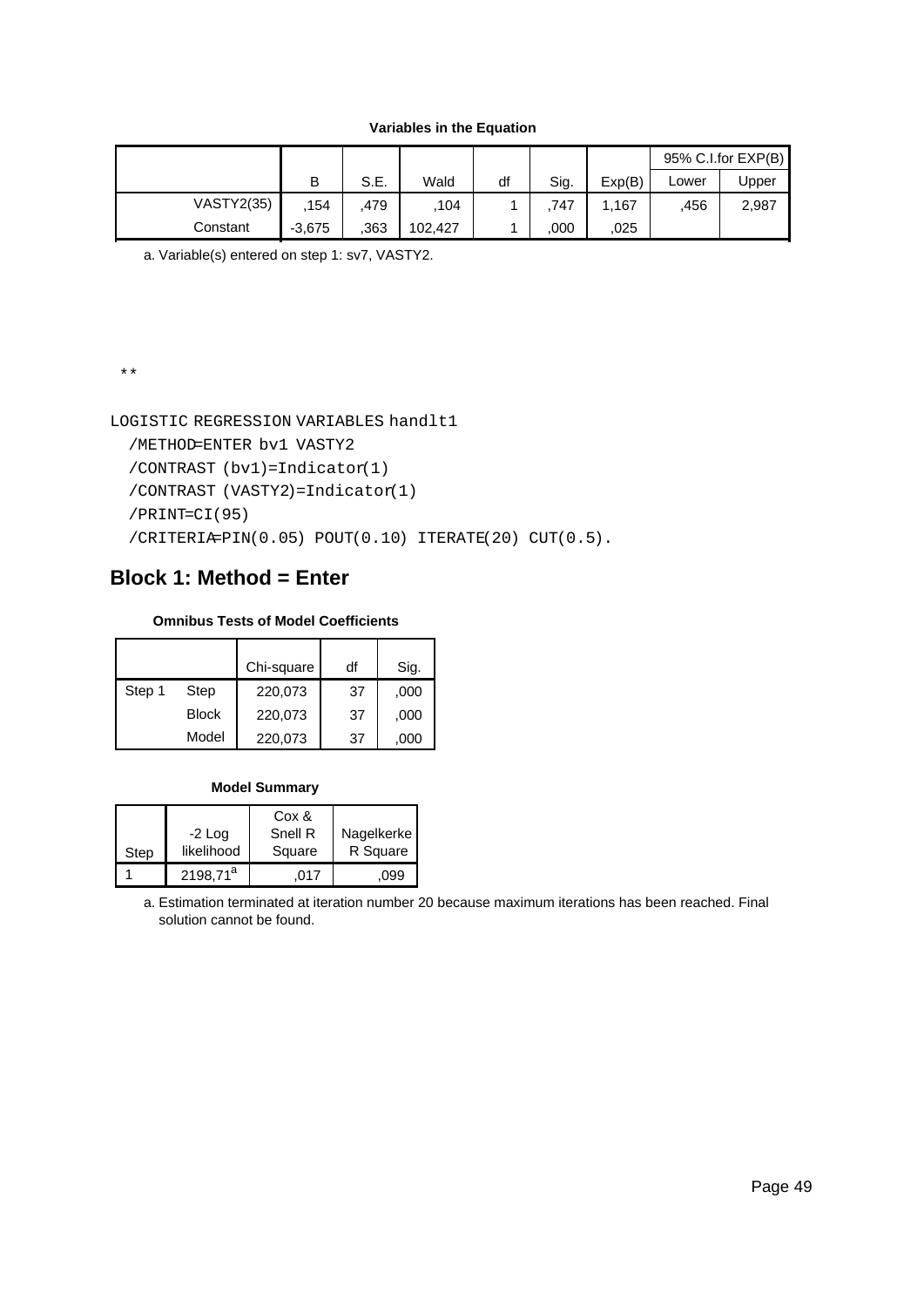**Variables in the Equation**

| | B | S.E. | Wald | df | Sig. | Exp(B) | 95% C.I.for EXP(B) | |
|---|---|---|---|---|---|---|---|---|
| | | | | | | | Lower | Upper |
| VASTY2(35) | ,154 | ,479 | ,104 | 1 | ,747 | 1,167 | ,456 | 2,987 |
| Constant | -3,675 | ,363 | 102,427 | 1 | ,000 | ,025 | | |

a. Variable(s) entered on step 1: sv7, VASTY2.

**

```
LOGISTIC REGRESSION VARIABLES handlt1
  /METHOD=ENTER bv1 VASTY2
  /CONTRAST (bv1)=Indicator(1)
  /CONTRAST (VASTY2)=Indicator(1)
  /PRINT=CI(95)
  /CRITERIA=PIN(0.05) POUT(0.10) ITERATE(20) CUT(0.5).
```

## Block 1: Method = Enter

**Omnibus Tests of Model Coefficients**

| | | Chi-square | df | Sig. |
|---|---|---|---|---|
| Step 1 | Step | 220,073 | 37 | ,000 |
| | Block | 220,073 | 37 | ,000 |
| | Model | 220,073 | 37 | ,000 |

**Model Summary**

| Step | -2 Log likelihood | Cox & Snell R Square | Nagelkerke R Square |
|---|---|---|---|
| 1 | 2198,71[a] | ,017 | ,099 |

a. Estimation terminated at iteration number 20 because maximum iterations has been reached. Final solution cannot be found.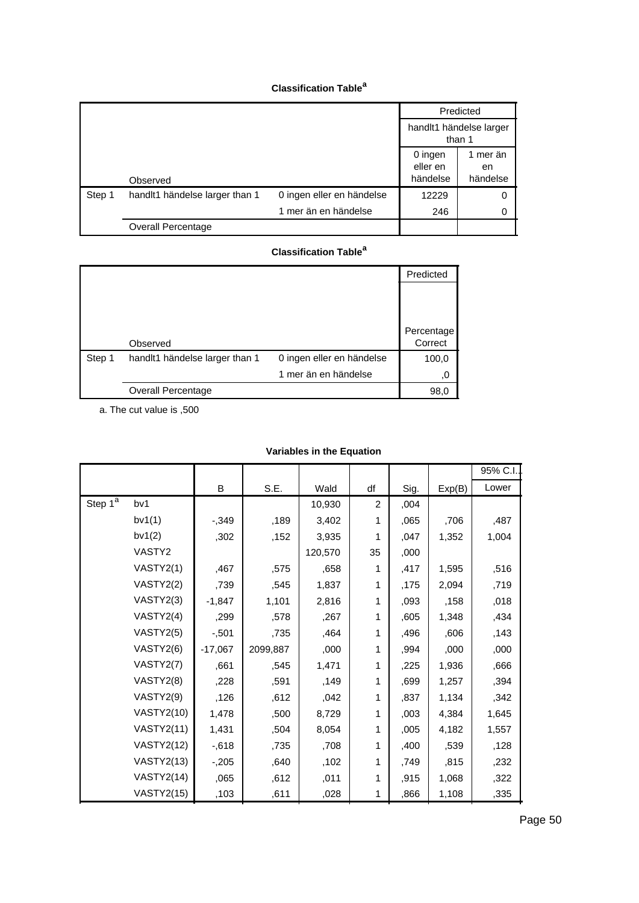**Classification Table[a]**

| | Observed | | Predicted: handlt1 händelse larger than 1 — 0 ingen eller en händelse | Predicted: handlt1 händelse larger than 1 — 1 mer än en händelse | Predicted: Percentage Correct |
|---|---|---|---|---|---|
| Step 1 | handlt1 händelse larger than 1 | 0 ingen eller en händelse | 12229 | 0 | 100,0 |
| | | 1 mer än en händelse | 246 | 0 | ,0 |
| | Overall Percentage | | | | 98,0 |

a. The cut value is ,500

**Variables in the Equation**

| | | B | S.E. | Wald | df | Sig. | Exp(B) | 95% C.I... Lower |
|---|---|---|---|---|---|---|---|---|
| Step 1[a] | bv1 | | | 10,930 | 2 | ,004 | | |
| | bv1(1) | -,349 | ,189 | 3,402 | 1 | ,065 | ,706 | ,487 |
| | bv1(2) | ,302 | ,152 | 3,935 | 1 | ,047 | 1,352 | 1,004 |
| | VASTY2 | | | 120,570 | 35 | ,000 | | |
| | VASTY2(1) | ,467 | ,575 | ,658 | 1 | ,417 | 1,595 | ,516 |
| | VASTY2(2) | ,739 | ,545 | 1,837 | 1 | ,175 | 2,094 | ,719 |
| | VASTY2(3) | -1,847 | 1,101 | 2,816 | 1 | ,093 | ,158 | ,018 |
| | VASTY2(4) | ,299 | ,578 | ,267 | 1 | ,605 | 1,348 | ,434 |
| | VASTY2(5) | -,501 | ,735 | ,464 | 1 | ,496 | ,606 | ,143 |
| | VASTY2(6) | -17,067 | 2099,887 | ,000 | 1 | ,994 | ,000 | ,000 |
| | VASTY2(7) | ,661 | ,545 | 1,471 | 1 | ,225 | 1,936 | ,666 |
| | VASTY2(8) | ,228 | ,591 | ,149 | 1 | ,699 | 1,257 | ,394 |
| | VASTY2(9) | ,126 | ,612 | ,042 | 1 | ,837 | 1,134 | ,342 |
| | VASTY2(10) | 1,478 | ,500 | 8,729 | 1 | ,003 | 4,384 | 1,645 |
| | VASTY2(11) | 1,431 | ,504 | 8,054 | 1 | ,005 | 4,182 | 1,557 |
| | VASTY2(12) | -,618 | ,735 | ,708 | 1 | ,400 | ,539 | ,128 |
| | VASTY2(13) | -,205 | ,640 | ,102 | 1 | ,749 | ,815 | ,232 |
| | VASTY2(14) | ,065 | ,612 | ,011 | 1 | ,915 | 1,068 | ,322 |
| | VASTY2(15) | ,103 | ,611 | ,028 | 1 | ,866 | 1,108 | ,335 |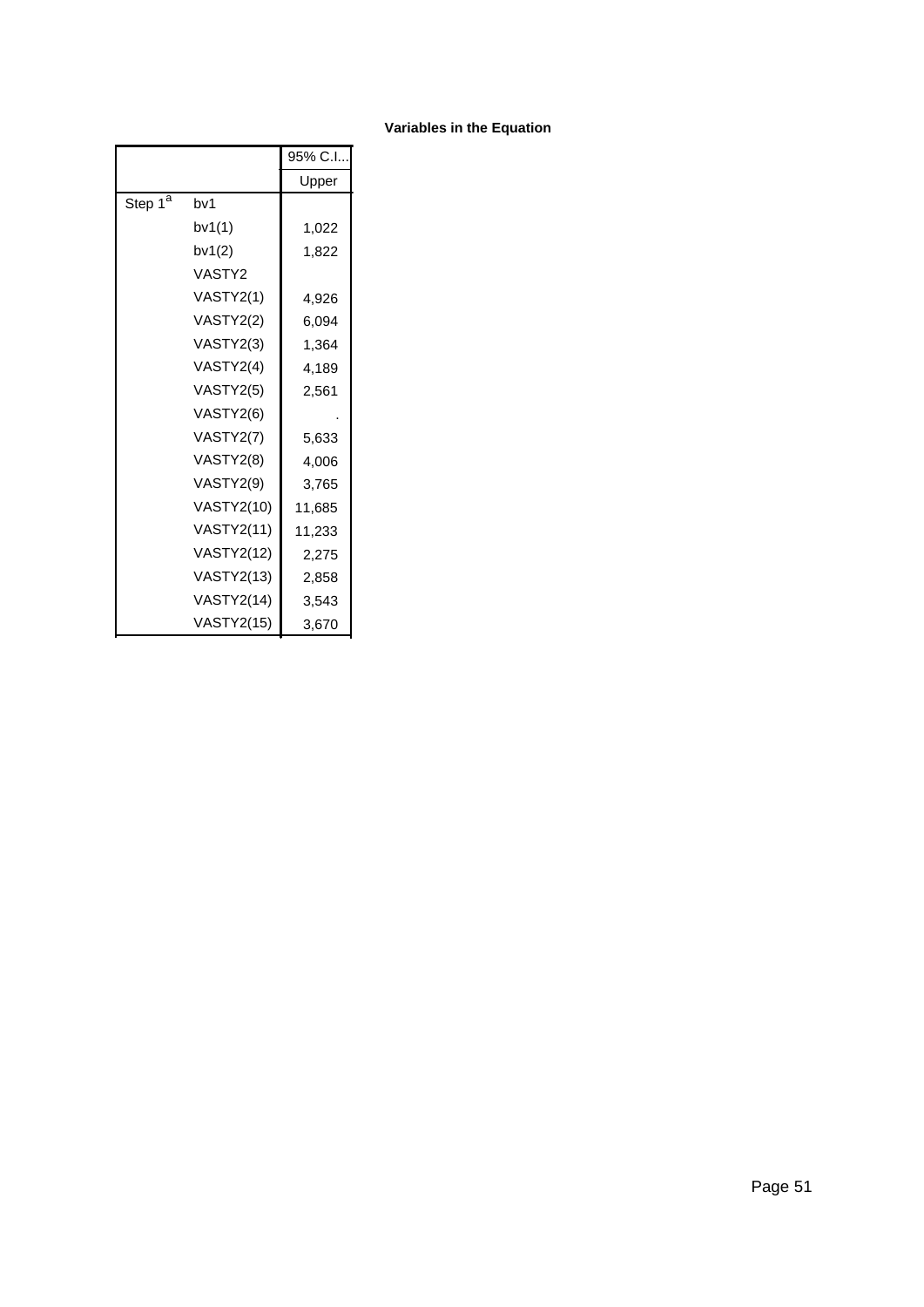**Variables in the Equation**

| | | 95% C.I... |
|---|---|---|
| | | Upper |
| Step 1[a] | bv1 | |
| | bv1(1) | 1,022 |
| | bv1(2) | 1,822 |
| | VASTY2 | |
| | VASTY2(1) | 4,926 |
| | VASTY2(2) | 6,094 |
| | VASTY2(3) | 1,364 |
| | VASTY2(4) | 4,189 |
| | VASTY2(5) | 2,561 |
| | VASTY2(6) | . |
| | VASTY2(7) | 5,633 |
| | VASTY2(8) | 4,006 |
| | VASTY2(9) | 3,765 |
| | VASTY2(10) | 11,685 |
| | VASTY2(11) | 11,233 |
| | VASTY2(12) | 2,275 |
| | VASTY2(13) | 2,858 |
| | VASTY2(14) | 3,543 |
| | VASTY2(15) | 3,670 |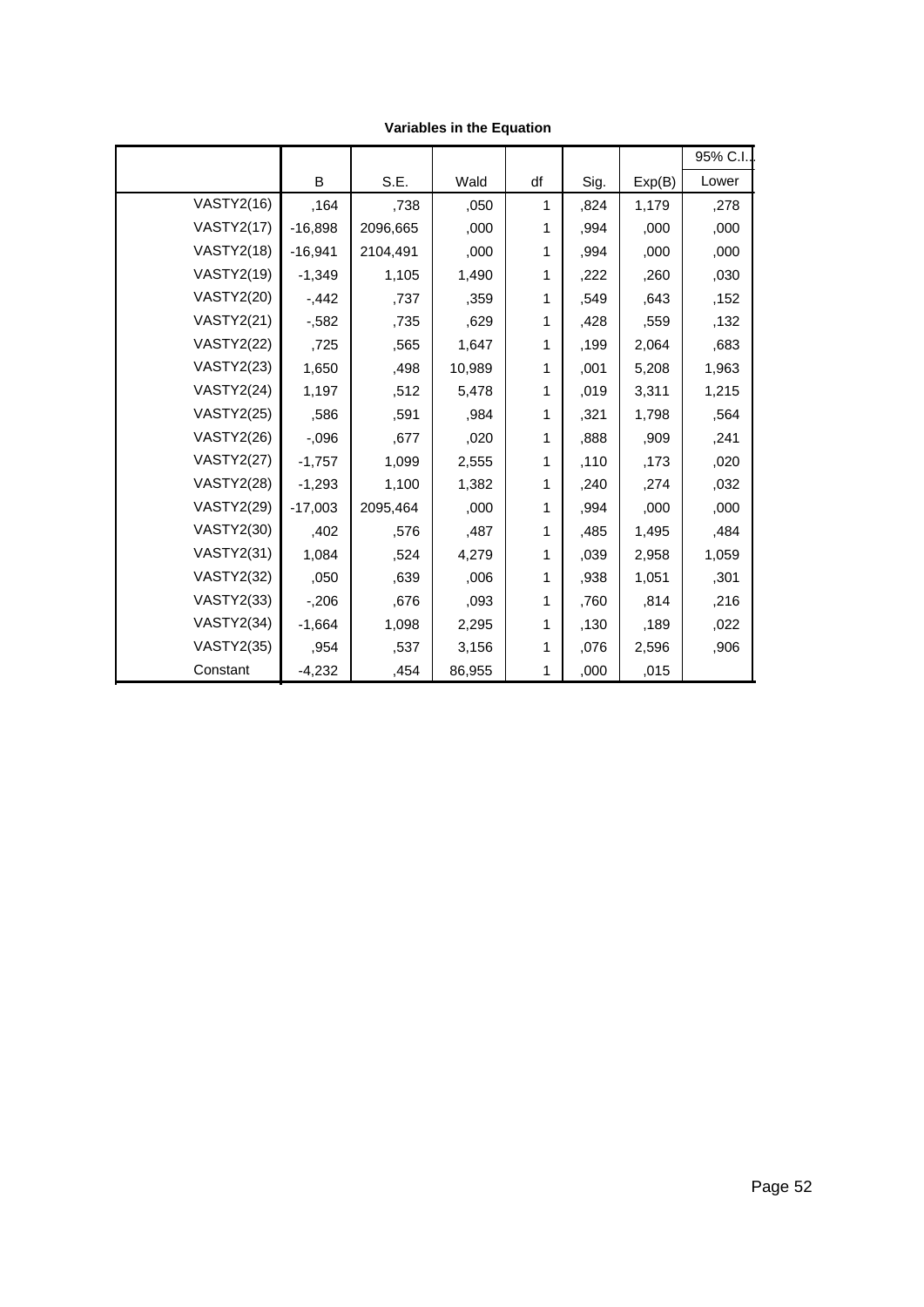**Variables in the Equation**

| | B | S.E. | Wald | df | Sig. | Exp(B) | 95% C.I... |
|---|---|---|---|---|---|---|---|
| | | | | | | | Lower |
| VASTY2(16) | ,164 | ,738 | ,050 | 1 | ,824 | 1,179 | ,278 |
| VASTY2(17) | -16,898 | 2096,665 | ,000 | 1 | ,994 | ,000 | ,000 |
| VASTY2(18) | -16,941 | 2104,491 | ,000 | 1 | ,994 | ,000 | ,000 |
| VASTY2(19) | -1,349 | 1,105 | 1,490 | 1 | ,222 | ,260 | ,030 |
| VASTY2(20) | -,442 | ,737 | ,359 | 1 | ,549 | ,643 | ,152 |
| VASTY2(21) | -,582 | ,735 | ,629 | 1 | ,428 | ,559 | ,132 |
| VASTY2(22) | ,725 | ,565 | 1,647 | 1 | ,199 | 2,064 | ,683 |
| VASTY2(23) | 1,650 | ,498 | 10,989 | 1 | ,001 | 5,208 | 1,963 |
| VASTY2(24) | 1,197 | ,512 | 5,478 | 1 | ,019 | 3,311 | 1,215 |
| VASTY2(25) | ,586 | ,591 | ,984 | 1 | ,321 | 1,798 | ,564 |
| VASTY2(26) | -,096 | ,677 | ,020 | 1 | ,888 | ,909 | ,241 |
| VASTY2(27) | -1,757 | 1,099 | 2,555 | 1 | ,110 | ,173 | ,020 |
| VASTY2(28) | -1,293 | 1,100 | 1,382 | 1 | ,240 | ,274 | ,032 |
| VASTY2(29) | -17,003 | 2095,464 | ,000 | 1 | ,994 | ,000 | ,000 |
| VASTY2(30) | ,402 | ,576 | ,487 | 1 | ,485 | 1,495 | ,484 |
| VASTY2(31) | 1,084 | ,524 | 4,279 | 1 | ,039 | 2,958 | 1,059 |
| VASTY2(32) | ,050 | ,639 | ,006 | 1 | ,938 | 1,051 | ,301 |
| VASTY2(33) | -,206 | ,676 | ,093 | 1 | ,760 | ,814 | ,216 |
| VASTY2(34) | -1,664 | 1,098 | 2,295 | 1 | ,130 | ,189 | ,022 |
| VASTY2(35) | ,954 | ,537 | 3,156 | 1 | ,076 | 2,596 | ,906 |
| Constant | -4,232 | ,454 | 86,955 | 1 | ,000 | ,015 | |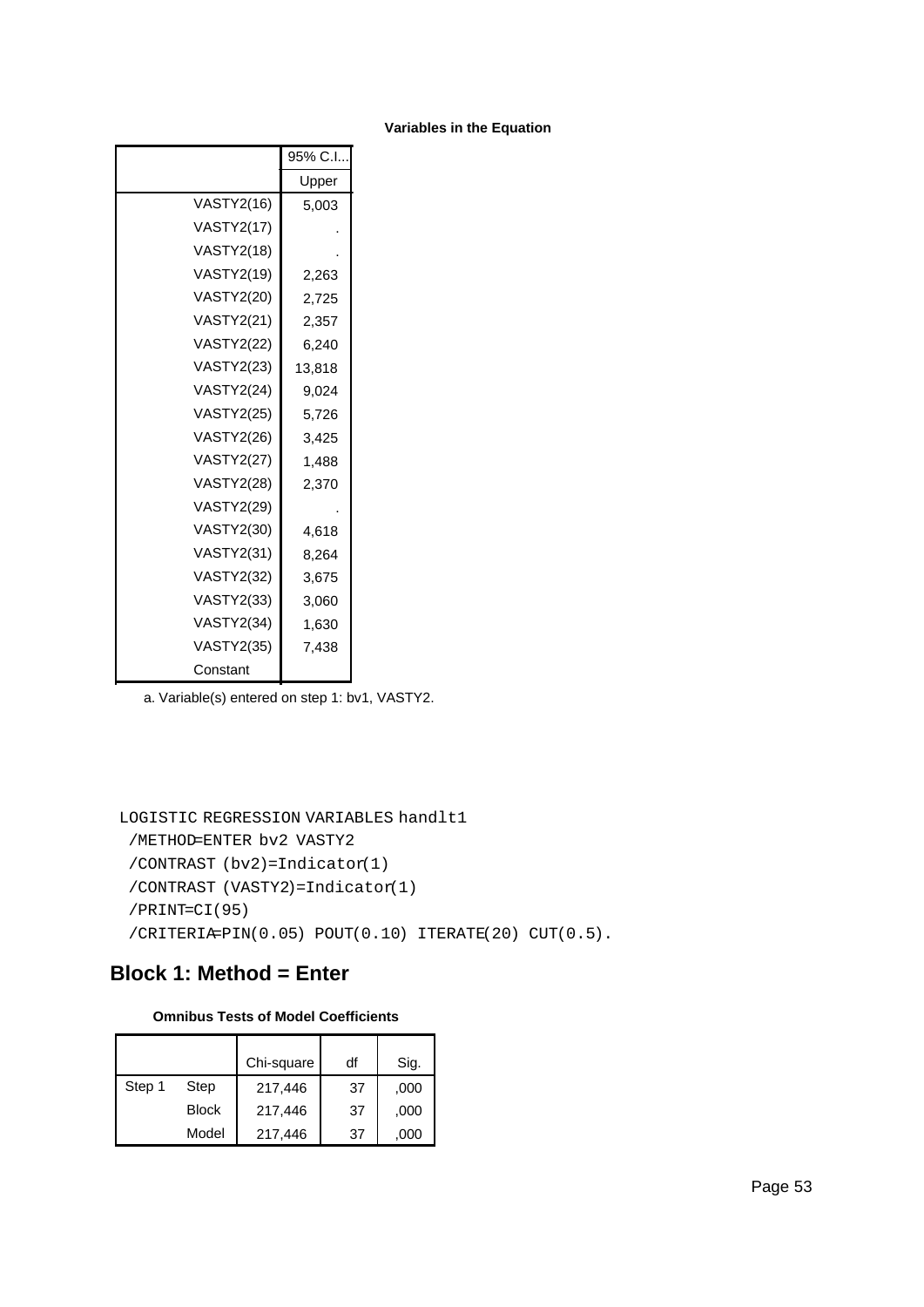**Variables in the Equation**

| | 95% C.I... |
|---|---|
| | Upper |
| VASTY2(16) | 5,003 |
| VASTY2(17) | . |
| VASTY2(18) | . |
| VASTY2(19) | 2,263 |
| VASTY2(20) | 2,725 |
| VASTY2(21) | 2,357 |
| VASTY2(22) | 6,240 |
| VASTY2(23) | 13,818 |
| VASTY2(24) | 9,024 |
| VASTY2(25) | 5,726 |
| VASTY2(26) | 3,425 |
| VASTY2(27) | 1,488 |
| VASTY2(28) | 2,370 |
| VASTY2(29) | . |
| VASTY2(30) | 4,618 |
| VASTY2(31) | 8,264 |
| VASTY2(32) | 3,675 |
| VASTY2(33) | 3,060 |
| VASTY2(34) | 1,630 |
| VASTY2(35) | 7,438 |
| Constant | |

a. Variable(s) entered on step 1: bv1, VASTY2.

```
LOGISTIC REGRESSION VARIABLES handlt1
 /METHOD=ENTER bv2 VASTY2
 /CONTRAST (bv2)=Indicator(1)
 /CONTRAST (VASTY2)=Indicator(1)
 /PRINT=CI(95)
 /CRITERIA=PIN(0.05) POUT(0.10) ITERATE(20) CUT(0.5).
```

## Block 1: Method = Enter

**Omnibus Tests of Model Coefficients**

| | | Chi-square | df | Sig. |
|---|---|---|---|---|
| Step 1 | Step | 217,446 | 37 | ,000 |
| | Block | 217,446 | 37 | ,000 |
| | Model | 217,446 | 37 | ,000 |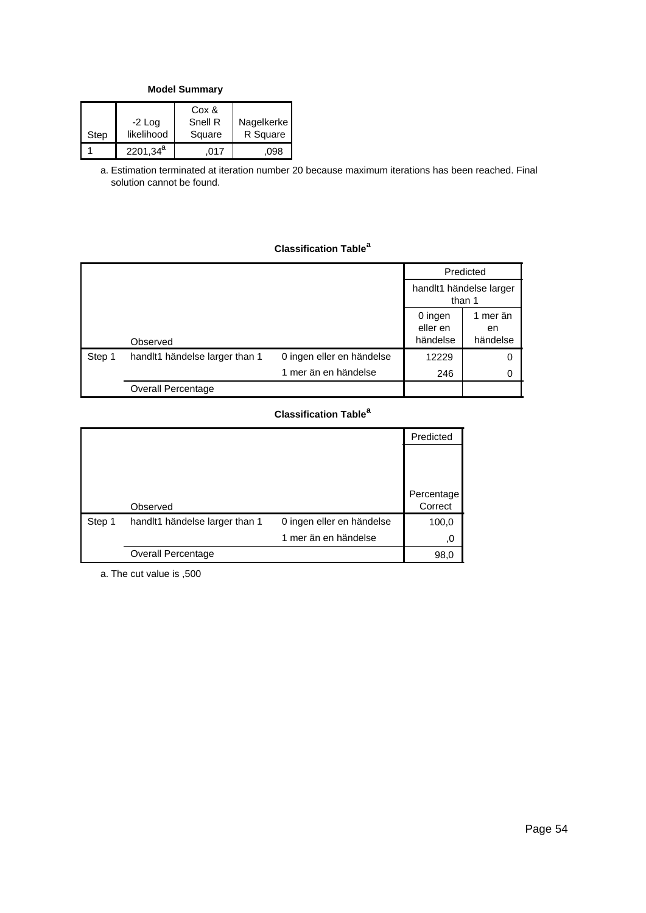**Model Summary**

| Step | -2 Log likelihood | Cox & Snell R Square | Nagelkerke R Square |
|---|---|---|---|
| 1 | 2201,34[a] | ,017 | ,098 |

a. Estimation terminated at iteration number 20 because maximum iterations has been reached. Final solution cannot be found.

**Classification Table**[a]

| | Observed | | Predicted: handlt1 händelse larger than 1 — 0 ingen eller en händelse | Predicted: handlt1 händelse larger than 1 — 1 mer än en händelse | Predicted: Percentage Correct |
|---|---|---|---|---|---|
| Step 1 | handlt1 händelse larger than 1 | 0 ingen eller en händelse | 12229 | 0 | 100,0 |
| | | 1 mer än en händelse | 246 | 0 | ,0 |
| | Overall Percentage | | | | 98,0 |

a. The cut value is ,500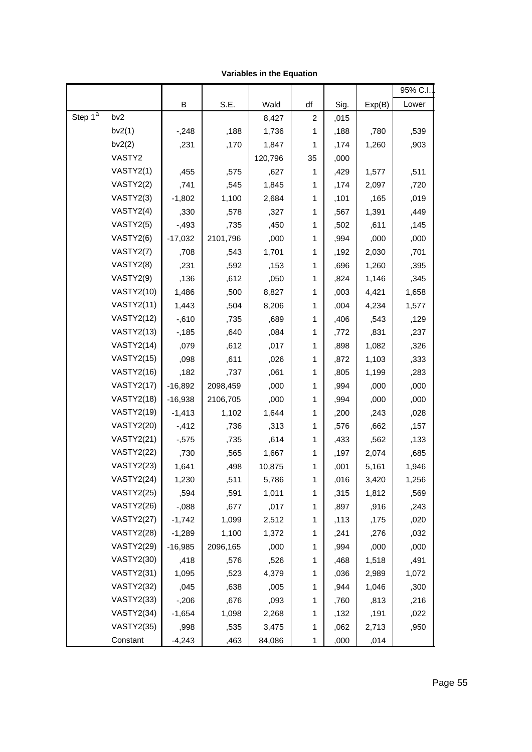**Variables in the Equation**

| | | B | S.E. | Wald | df | Sig. | Exp(B) | 95% C.I. |
|---|---|---|---|---|---|---|---|---|
| | | | | | | | | Lower |
| Step 1[a] | bv2 | | | 8,427 | 2 | ,015 | | |
| | bv2(1) | -,248 | ,188 | 1,736 | 1 | ,188 | ,780 | ,539 |
| | bv2(2) | ,231 | ,170 | 1,847 | 1 | ,174 | 1,260 | ,903 |
| | VASTY2 | | | 120,796 | 35 | ,000 | | |
| | VASTY2(1) | ,455 | ,575 | ,627 | 1 | ,429 | 1,577 | ,511 |
| | VASTY2(2) | ,741 | ,545 | 1,845 | 1 | ,174 | 2,097 | ,720 |
| | VASTY2(3) | -1,802 | 1,100 | 2,684 | 1 | ,101 | ,165 | ,019 |
| | VASTY2(4) | ,330 | ,578 | ,327 | 1 | ,567 | 1,391 | ,449 |
| | VASTY2(5) | -,493 | ,735 | ,450 | 1 | ,502 | ,611 | ,145 |
| | VASTY2(6) | -17,032 | 2101,796 | ,000 | 1 | ,994 | ,000 | ,000 |
| | VASTY2(7) | ,708 | ,543 | 1,701 | 1 | ,192 | 2,030 | ,701 |
| | VASTY2(8) | ,231 | ,592 | ,153 | 1 | ,696 | 1,260 | ,395 |
| | VASTY2(9) | ,136 | ,612 | ,050 | 1 | ,824 | 1,146 | ,345 |
| | VASTY2(10) | 1,486 | ,500 | 8,827 | 1 | ,003 | 4,421 | 1,658 |
| | VASTY2(11) | 1,443 | ,504 | 8,206 | 1 | ,004 | 4,234 | 1,577 |
| | VASTY2(12) | -,610 | ,735 | ,689 | 1 | ,406 | ,543 | ,129 |
| | VASTY2(13) | -,185 | ,640 | ,084 | 1 | ,772 | ,831 | ,237 |
| | VASTY2(14) | ,079 | ,612 | ,017 | 1 | ,898 | 1,082 | ,326 |
| | VASTY2(15) | ,098 | ,611 | ,026 | 1 | ,872 | 1,103 | ,333 |
| | VASTY2(16) | ,182 | ,737 | ,061 | 1 | ,805 | 1,199 | ,283 |
| | VASTY2(17) | -16,892 | 2098,459 | ,000 | 1 | ,994 | ,000 | ,000 |
| | VASTY2(18) | -16,938 | 2106,705 | ,000 | 1 | ,994 | ,000 | ,000 |
| | VASTY2(19) | -1,413 | 1,102 | 1,644 | 1 | ,200 | ,243 | ,028 |
| | VASTY2(20) | -,412 | ,736 | ,313 | 1 | ,576 | ,662 | ,157 |
| | VASTY2(21) | -,575 | ,735 | ,614 | 1 | ,433 | ,562 | ,133 |
| | VASTY2(22) | ,730 | ,565 | 1,667 | 1 | ,197 | 2,074 | ,685 |
| | VASTY2(23) | 1,641 | ,498 | 10,875 | 1 | ,001 | 5,161 | 1,946 |
| | VASTY2(24) | 1,230 | ,511 | 5,786 | 1 | ,016 | 3,420 | 1,256 |
| | VASTY2(25) | ,594 | ,591 | 1,011 | 1 | ,315 | 1,812 | ,569 |
| | VASTY2(26) | -,088 | ,677 | ,017 | 1 | ,897 | ,916 | ,243 |
| | VASTY2(27) | -1,742 | 1,099 | 2,512 | 1 | ,113 | ,175 | ,020 |
| | VASTY2(28) | -1,289 | 1,100 | 1,372 | 1 | ,241 | ,276 | ,032 |
| | VASTY2(29) | -16,985 | 2096,165 | ,000 | 1 | ,994 | ,000 | ,000 |
| | VASTY2(30) | ,418 | ,576 | ,526 | 1 | ,468 | 1,518 | ,491 |
| | VASTY2(31) | 1,095 | ,523 | 4,379 | 1 | ,036 | 2,989 | 1,072 |
| | VASTY2(32) | ,045 | ,638 | ,005 | 1 | ,944 | 1,046 | ,300 |
| | VASTY2(33) | -,206 | ,676 | ,093 | 1 | ,760 | ,813 | ,216 |
| | VASTY2(34) | -1,654 | 1,098 | 2,268 | 1 | ,132 | ,191 | ,022 |
| | VASTY2(35) | ,998 | ,535 | 3,475 | 1 | ,062 | 2,713 | ,950 |
| | Constant | -4,243 | ,463 | 84,086 | 1 | ,000 | ,014 | |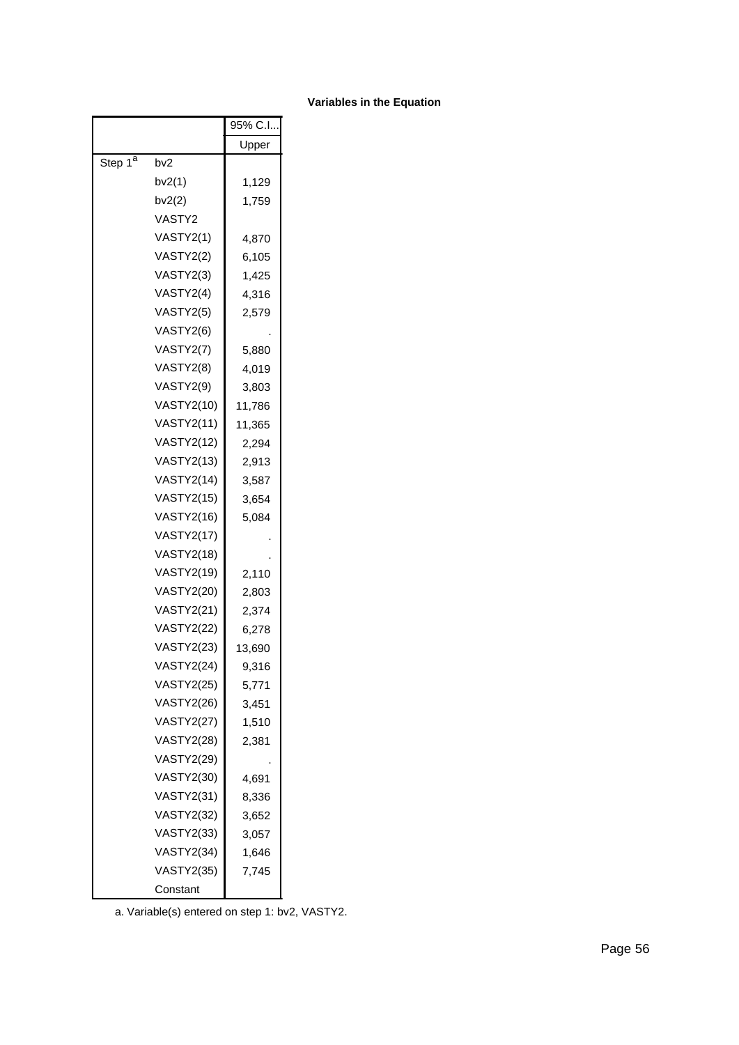**Variables in the Equation**

| | | 95% C.I... |
|---|---|---|
| | | Upper |
| Step 1[a] | bv2 | |
| | bv2(1) | 1,129 |
| | bv2(2) | 1,759 |
| | VASTY2 | |
| | VASTY2(1) | 4,870 |
| | VASTY2(2) | 6,105 |
| | VASTY2(3) | 1,425 |
| | VASTY2(4) | 4,316 |
| | VASTY2(5) | 2,579 |
| | VASTY2(6) | . |
| | VASTY2(7) | 5,880 |
| | VASTY2(8) | 4,019 |
| | VASTY2(9) | 3,803 |
| | VASTY2(10) | 11,786 |
| | VASTY2(11) | 11,365 |
| | VASTY2(12) | 2,294 |
| | VASTY2(13) | 2,913 |
| | VASTY2(14) | 3,587 |
| | VASTY2(15) | 3,654 |
| | VASTY2(16) | 5,084 |
| | VASTY2(17) | . |
| | VASTY2(18) | . |
| | VASTY2(19) | 2,110 |
| | VASTY2(20) | 2,803 |
| | VASTY2(21) | 2,374 |
| | VASTY2(22) | 6,278 |
| | VASTY2(23) | 13,690 |
| | VASTY2(24) | 9,316 |
| | VASTY2(25) | 5,771 |
| | VASTY2(26) | 3,451 |
| | VASTY2(27) | 1,510 |
| | VASTY2(28) | 2,381 |
| | VASTY2(29) | . |
| | VASTY2(30) | 4,691 |
| | VASTY2(31) | 8,336 |
| | VASTY2(32) | 3,652 |
| | VASTY2(33) | 3,057 |
| | VASTY2(34) | 1,646 |
| | VASTY2(35) | 7,745 |
| | Constant | |

a. Variable(s) entered on step 1: bv2, VASTY2.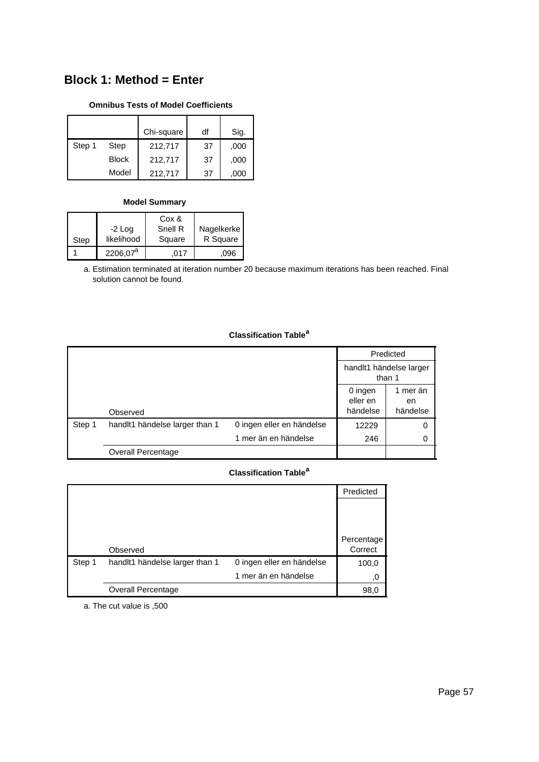## Block 1: Method = Enter

**Omnibus Tests of Model Coefficients**

| | | Chi-square | df | Sig. |
|---|---|---|---|---|
| Step 1 | Step | 212,717 | 37 | ,000 |
| | Block | 212,717 | 37 | ,000 |
| | Model | 212,717 | 37 | ,000 |

**Model Summary**

| Step | -2 Log likelihood | Cox & Snell R Square | Nagelkerke R Square |
|---|---|---|---|
| 1 | 2206,07[a] | ,017 | ,096 |

a. Estimation terminated at iteration number 20 because maximum iterations has been reached. Final solution cannot be found.

**Classification Table[a]**

| | | | Predicted | | |
|---|---|---|---|---|---|
| | | | handlt1 händelse larger than 1 | | |
| | Observed | | 0 ingen eller en händelse | 1 mer än en händelse | Percentage Correct |
| Step 1 | handlt1 händelse larger than 1 | 0 ingen eller en händelse | 12229 | 0 | 100,0 |
| | | 1 mer än en händelse | 246 | 0 | ,0 |
| | Overall Percentage | | | | 98,0 |

a. The cut value is ,500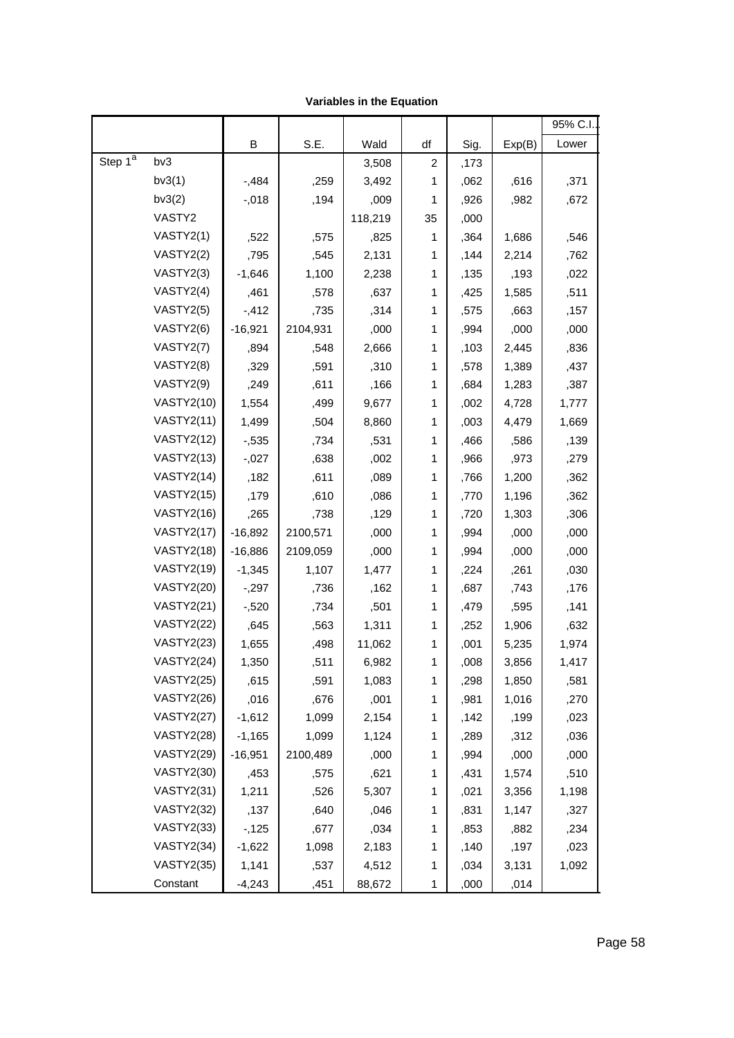**Variables in the Equation**

| | | B | S.E. | Wald | df | Sig. | Exp(B) | 95% C.I.. |
|---|---|---|---|---|---|---|---|---|
| | | | | | | | | Lower |
| Step 1[a] | bv3 | | | 3,508 | 2 | ,173 | | |
| | bv3(1) | -,484 | ,259 | 3,492 | 1 | ,062 | ,616 | ,371 |
| | bv3(2) | -,018 | ,194 | ,009 | 1 | ,926 | ,982 | ,672 |
| | VASTY2 | | | 118,219 | 35 | ,000 | | |
| | VASTY2(1) | ,522 | ,575 | ,825 | 1 | ,364 | 1,686 | ,546 |
| | VASTY2(2) | ,795 | ,545 | 2,131 | 1 | ,144 | 2,214 | ,762 |
| | VASTY2(3) | -1,646 | 1,100 | 2,238 | 1 | ,135 | ,193 | ,022 |
| | VASTY2(4) | ,461 | ,578 | ,637 | 1 | ,425 | 1,585 | ,511 |
| | VASTY2(5) | -,412 | ,735 | ,314 | 1 | ,575 | ,663 | ,157 |
| | VASTY2(6) | -16,921 | 2104,931 | ,000 | 1 | ,994 | ,000 | ,000 |
| | VASTY2(7) | ,894 | ,548 | 2,666 | 1 | ,103 | 2,445 | ,836 |
| | VASTY2(8) | ,329 | ,591 | ,310 | 1 | ,578 | 1,389 | ,437 |
| | VASTY2(9) | ,249 | ,611 | ,166 | 1 | ,684 | 1,283 | ,387 |
| | VASTY2(10) | 1,554 | ,499 | 9,677 | 1 | ,002 | 4,728 | 1,777 |
| | VASTY2(11) | 1,499 | ,504 | 8,860 | 1 | ,003 | 4,479 | 1,669 |
| | VASTY2(12) | -,535 | ,734 | ,531 | 1 | ,466 | ,586 | ,139 |
| | VASTY2(13) | -,027 | ,638 | ,002 | 1 | ,966 | ,973 | ,279 |
| | VASTY2(14) | ,182 | ,611 | ,089 | 1 | ,766 | 1,200 | ,362 |
| | VASTY2(15) | ,179 | ,610 | ,086 | 1 | ,770 | 1,196 | ,362 |
| | VASTY2(16) | ,265 | ,738 | ,129 | 1 | ,720 | 1,303 | ,306 |
| | VASTY2(17) | -16,892 | 2100,571 | ,000 | 1 | ,994 | ,000 | ,000 |
| | VASTY2(18) | -16,886 | 2109,059 | ,000 | 1 | ,994 | ,000 | ,000 |
| | VASTY2(19) | -1,345 | 1,107 | 1,477 | 1 | ,224 | ,261 | ,030 |
| | VASTY2(20) | -,297 | ,736 | ,162 | 1 | ,687 | ,743 | ,176 |
| | VASTY2(21) | -,520 | ,734 | ,501 | 1 | ,479 | ,595 | ,141 |
| | VASTY2(22) | ,645 | ,563 | 1,311 | 1 | ,252 | 1,906 | ,632 |
| | VASTY2(23) | 1,655 | ,498 | 11,062 | 1 | ,001 | 5,235 | 1,974 |
| | VASTY2(24) | 1,350 | ,511 | 6,982 | 1 | ,008 | 3,856 | 1,417 |
| | VASTY2(25) | ,615 | ,591 | 1,083 | 1 | ,298 | 1,850 | ,581 |
| | VASTY2(26) | ,016 | ,676 | ,001 | 1 | ,981 | 1,016 | ,270 |
| | VASTY2(27) | -1,612 | 1,099 | 2,154 | 1 | ,142 | ,199 | ,023 |
| | VASTY2(28) | -1,165 | 1,099 | 1,124 | 1 | ,289 | ,312 | ,036 |
| | VASTY2(29) | -16,951 | 2100,489 | ,000 | 1 | ,994 | ,000 | ,000 |
| | VASTY2(30) | ,453 | ,575 | ,621 | 1 | ,431 | 1,574 | ,510 |
| | VASTY2(31) | 1,211 | ,526 | 5,307 | 1 | ,021 | 3,356 | 1,198 |
| | VASTY2(32) | ,137 | ,640 | ,046 | 1 | ,831 | 1,147 | ,327 |
| | VASTY2(33) | -,125 | ,677 | ,034 | 1 | ,853 | ,882 | ,234 |
| | VASTY2(34) | -1,622 | 1,098 | 2,183 | 1 | ,140 | ,197 | ,023 |
| | VASTY2(35) | 1,141 | ,537 | 4,512 | 1 | ,034 | 3,131 | 1,092 |
| | Constant | -4,243 | ,451 | 88,672 | 1 | ,000 | ,014 | |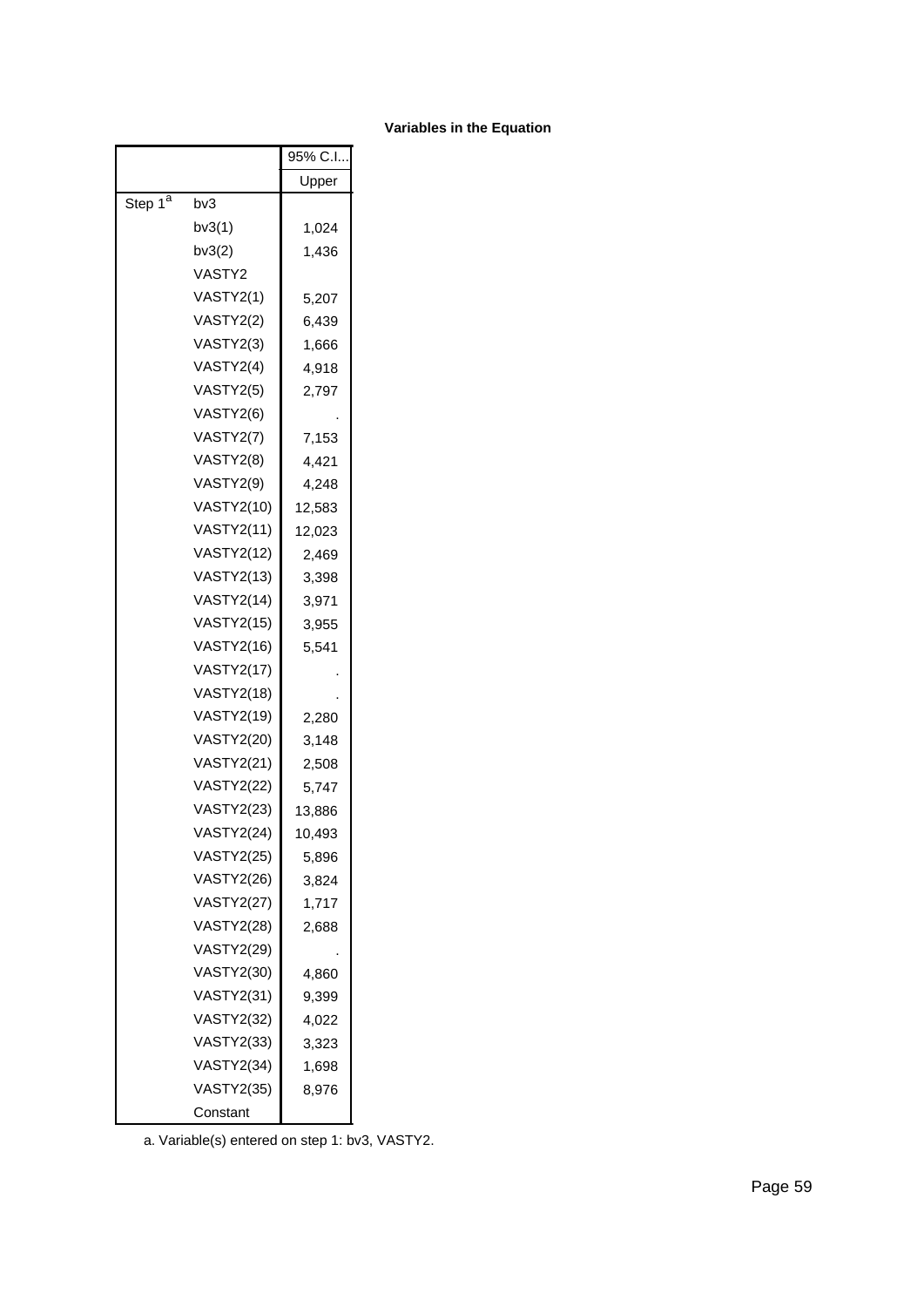**Variables in the Equation**

| | | 95% C.I... |
|---|---|---|
| | | Upper |
| Step 1[a] | bv3 | |
| | bv3(1) | 1,024 |
| | bv3(2) | 1,436 |
| | VASTY2 | |
| | VASTY2(1) | 5,207 |
| | VASTY2(2) | 6,439 |
| | VASTY2(3) | 1,666 |
| | VASTY2(4) | 4,918 |
| | VASTY2(5) | 2,797 |
| | VASTY2(6) | . |
| | VASTY2(7) | 7,153 |
| | VASTY2(8) | 4,421 |
| | VASTY2(9) | 4,248 |
| | VASTY2(10) | 12,583 |
| | VASTY2(11) | 12,023 |
| | VASTY2(12) | 2,469 |
| | VASTY2(13) | 3,398 |
| | VASTY2(14) | 3,971 |
| | VASTY2(15) | 3,955 |
| | VASTY2(16) | 5,541 |
| | VASTY2(17) | . |
| | VASTY2(18) | . |
| | VASTY2(19) | 2,280 |
| | VASTY2(20) | 3,148 |
| | VASTY2(21) | 2,508 |
| | VASTY2(22) | 5,747 |
| | VASTY2(23) | 13,886 |
| | VASTY2(24) | 10,493 |
| | VASTY2(25) | 5,896 |
| | VASTY2(26) | 3,824 |
| | VASTY2(27) | 1,717 |
| | VASTY2(28) | 2,688 |
| | VASTY2(29) | . |
| | VASTY2(30) | 4,860 |
| | VASTY2(31) | 9,399 |
| | VASTY2(32) | 4,022 |
| | VASTY2(33) | 3,323 |
| | VASTY2(34) | 1,698 |
| | VASTY2(35) | 8,976 |
| | Constant | |

a. Variable(s) entered on step 1: bv3, VASTY2.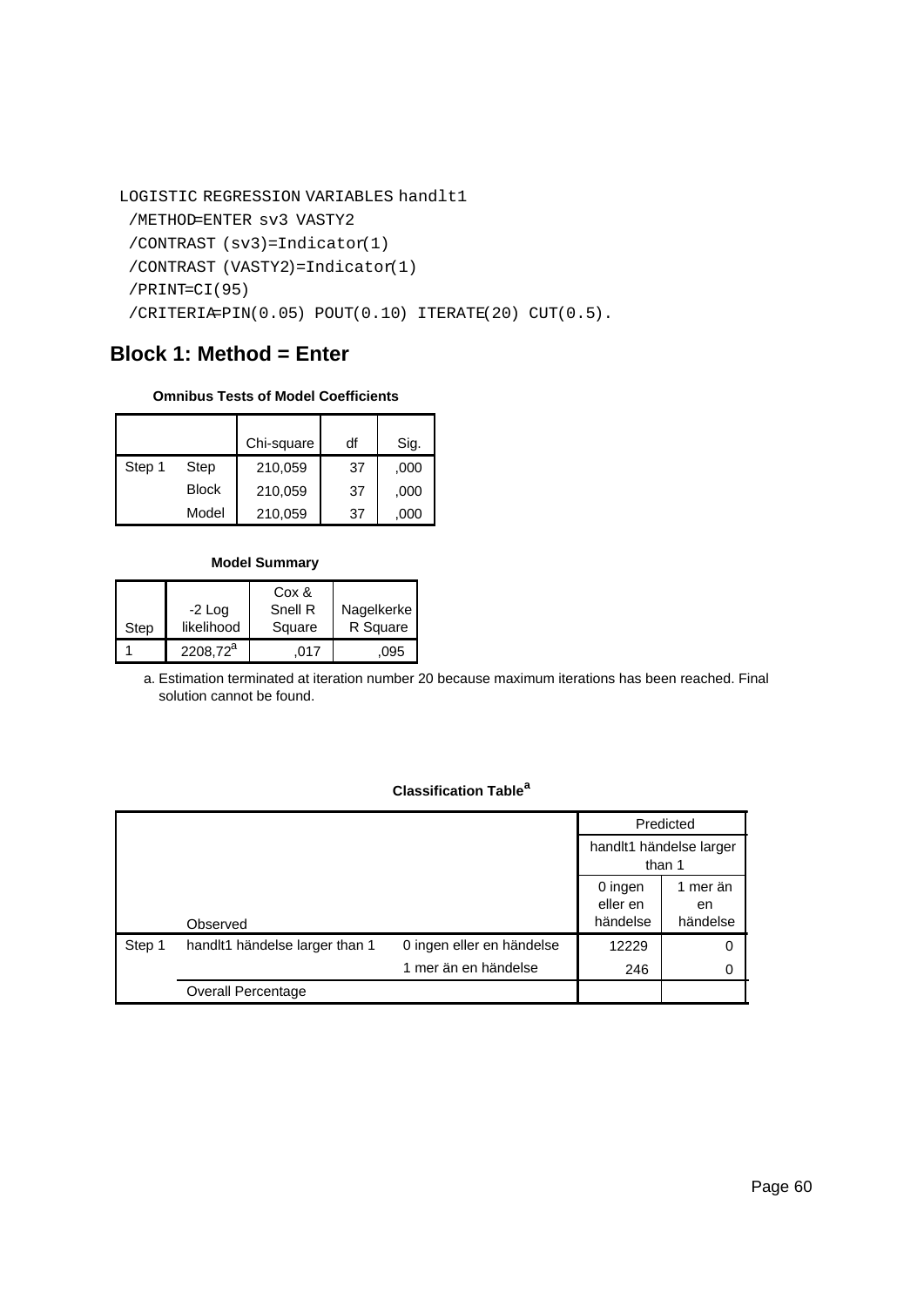```
LOGISTIC REGRESSION VARIABLES handlt1
 /METHOD=ENTER sv3 VASTY2
 /CONTRAST (sv3)=Indicator(1)
 /CONTRAST (VASTY2)=Indicator(1)
 /PRINT=CI(95)
 /CRITERIA=PIN(0.05) POUT(0.10) ITERATE(20) CUT(0.5).
```

## Block 1: Method = Enter

**Omnibus Tests of Model Coefficients**

| | | Chi-square | df | Sig. |
|---|---|---|---|---|
| Step 1 | Step | 210,059 | 37 | ,000 |
| | Block | 210,059 | 37 | ,000 |
| | Model | 210,059 | 37 | ,000 |

**Model Summary**

| Step | -2 Log likelihood | Cox & Snell R Square | Nagelkerke R Square |
|---|---|---|---|
| 1 | 2208,72[a] | ,017 | ,095 |

a. Estimation terminated at iteration number 20 because maximum iterations has been reached. Final solution cannot be found.

**Classification Table[a]**

| | Observed | | Predicted | |
|---|---|---|---|---|
| | | | handlt1 händelse larger than 1 | |
| | | | 0 ingen eller en händelse | 1 mer än en händelse |
| Step 1 | handlt1 händelse larger than 1 | 0 ingen eller en händelse | 12229 | 0 |
| | | 1 mer än en händelse | 246 | 0 |
| | Overall Percentage | | | |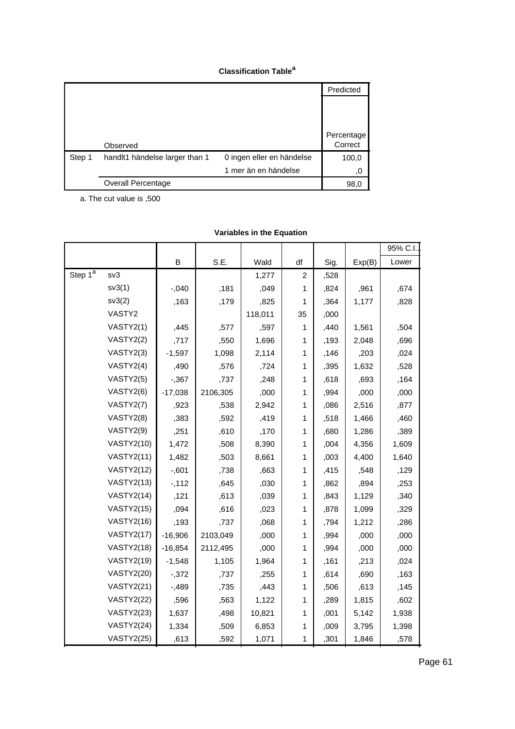**Classification Table[a]**

| | | | Predicted |
|---|---|---|---|
| | | | Percentage Correct |
| | Observed | | |
| Step 1 | handlt1 händelse larger than 1 | 0 ingen eller en händelse | 100,0 |
| | | 1 mer än en händelse | ,0 |
| | Overall Percentage | | 98,0 |

a. The cut value is ,500

**Variables in the Equation**

| | | B | S.E. | Wald | df | Sig. | Exp(B) | 95% C.I. Lower |
|---|---|---|---|---|---|---|---|---|
| Step 1[a] | sv3 | | | 1,277 | 2 | ,528 | | |
| | sv3(1) | -,040 | ,181 | ,049 | 1 | ,824 | ,961 | ,674 |
| | sv3(2) | ,163 | ,179 | ,825 | 1 | ,364 | 1,177 | ,828 |
| | VASTY2 | | | 118,011 | 35 | ,000 | | |
| | VASTY2(1) | ,445 | ,577 | ,597 | 1 | ,440 | 1,561 | ,504 |
| | VASTY2(2) | ,717 | ,550 | 1,696 | 1 | ,193 | 2,048 | ,696 |
| | VASTY2(3) | -1,597 | 1,098 | 2,114 | 1 | ,146 | ,203 | ,024 |
| | VASTY2(4) | ,490 | ,576 | ,724 | 1 | ,395 | 1,632 | ,528 |
| | VASTY2(5) | -,367 | ,737 | ,248 | 1 | ,618 | ,693 | ,164 |
| | VASTY2(6) | -17,038 | 2106,305 | ,000 | 1 | ,994 | ,000 | ,000 |
| | VASTY2(7) | ,923 | ,538 | 2,942 | 1 | ,086 | 2,516 | ,877 |
| | VASTY2(8) | ,383 | ,592 | ,419 | 1 | ,518 | 1,466 | ,460 |
| | VASTY2(9) | ,251 | ,610 | ,170 | 1 | ,680 | 1,286 | ,389 |
| | VASTY2(10) | 1,472 | ,508 | 8,390 | 1 | ,004 | 4,356 | 1,609 |
| | VASTY2(11) | 1,482 | ,503 | 8,661 | 1 | ,003 | 4,400 | 1,640 |
| | VASTY2(12) | -,601 | ,738 | ,663 | 1 | ,415 | ,548 | ,129 |
| | VASTY2(13) | -,112 | ,645 | ,030 | 1 | ,862 | ,894 | ,253 |
| | VASTY2(14) | ,121 | ,613 | ,039 | 1 | ,843 | 1,129 | ,340 |
| | VASTY2(15) | ,094 | ,616 | ,023 | 1 | ,878 | 1,099 | ,329 |
| | VASTY2(16) | ,193 | ,737 | ,068 | 1 | ,794 | 1,212 | ,286 |
| | VASTY2(17) | -16,906 | 2103,049 | ,000 | 1 | ,994 | ,000 | ,000 |
| | VASTY2(18) | -16,854 | 2112,495 | ,000 | 1 | ,994 | ,000 | ,000 |
| | VASTY2(19) | -1,548 | 1,105 | 1,964 | 1 | ,161 | ,213 | ,024 |
| | VASTY2(20) | -,372 | ,737 | ,255 | 1 | ,614 | ,690 | ,163 |
| | VASTY2(21) | -,489 | ,735 | ,443 | 1 | ,506 | ,613 | ,145 |
| | VASTY2(22) | ,596 | ,563 | 1,122 | 1 | ,289 | 1,815 | ,602 |
| | VASTY2(23) | 1,637 | ,498 | 10,821 | 1 | ,001 | 5,142 | 1,938 |
| | VASTY2(24) | 1,334 | ,509 | 6,853 | 1 | ,009 | 3,795 | 1,398 |
| | VASTY2(25) | ,613 | ,592 | 1,071 | 1 | ,301 | 1,846 | ,578 |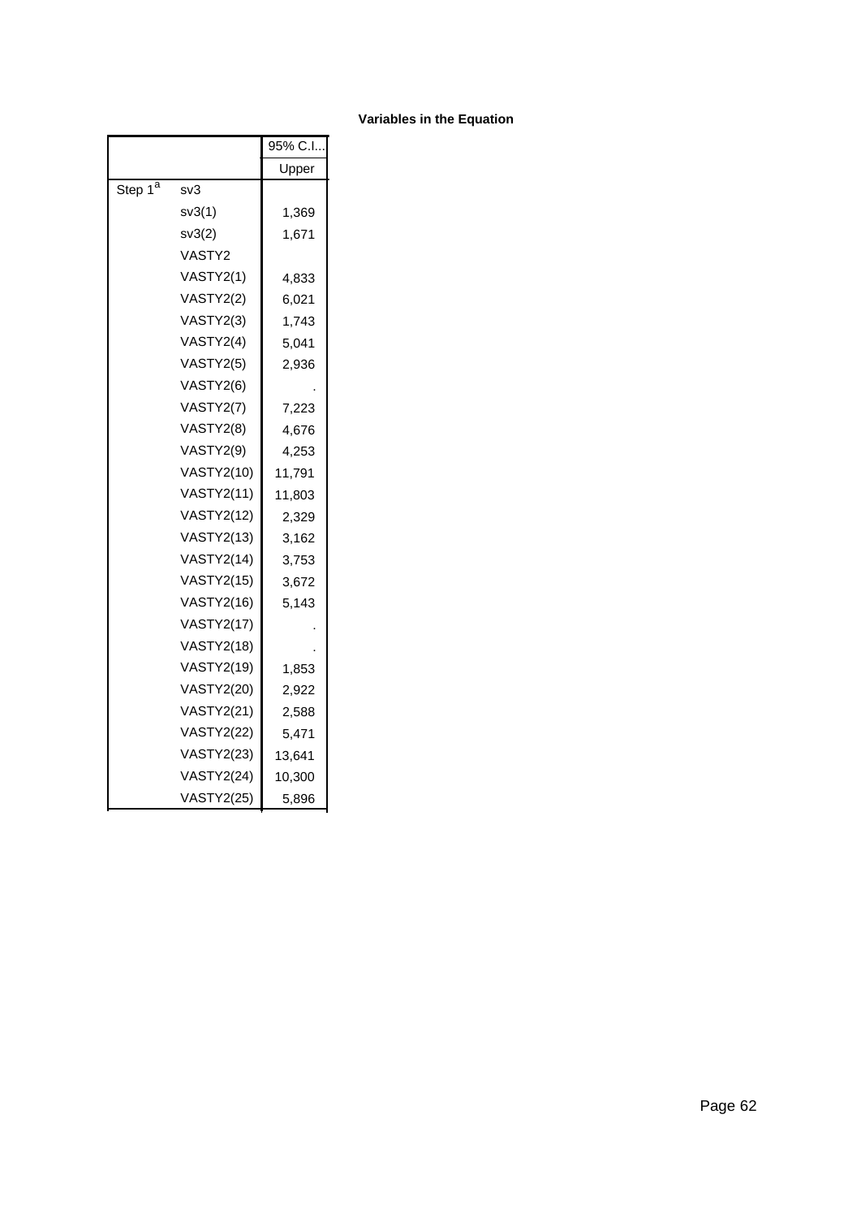**Variables in the Equation**

| | | 95% C.I... |
|---|---|---|
| | | Upper |
| Step 1[a] | sv3 | |
| | sv3(1) | 1,369 |
| | sv3(2) | 1,671 |
| | VASTY2 | |
| | VASTY2(1) | 4,833 |
| | VASTY2(2) | 6,021 |
| | VASTY2(3) | 1,743 |
| | VASTY2(4) | 5,041 |
| | VASTY2(5) | 2,936 |
| | VASTY2(6) | . |
| | VASTY2(7) | 7,223 |
| | VASTY2(8) | 4,676 |
| | VASTY2(9) | 4,253 |
| | VASTY2(10) | 11,791 |
| | VASTY2(11) | 11,803 |
| | VASTY2(12) | 2,329 |
| | VASTY2(13) | 3,162 |
| | VASTY2(14) | 3,753 |
| | VASTY2(15) | 3,672 |
| | VASTY2(16) | 5,143 |
| | VASTY2(17) | . |
| | VASTY2(18) | . |
| | VASTY2(19) | 1,853 |
| | VASTY2(20) | 2,922 |
| | VASTY2(21) | 2,588 |
| | VASTY2(22) | 5,471 |
| | VASTY2(23) | 13,641 |
| | VASTY2(24) | 10,300 |
| | VASTY2(25) | 5,896 |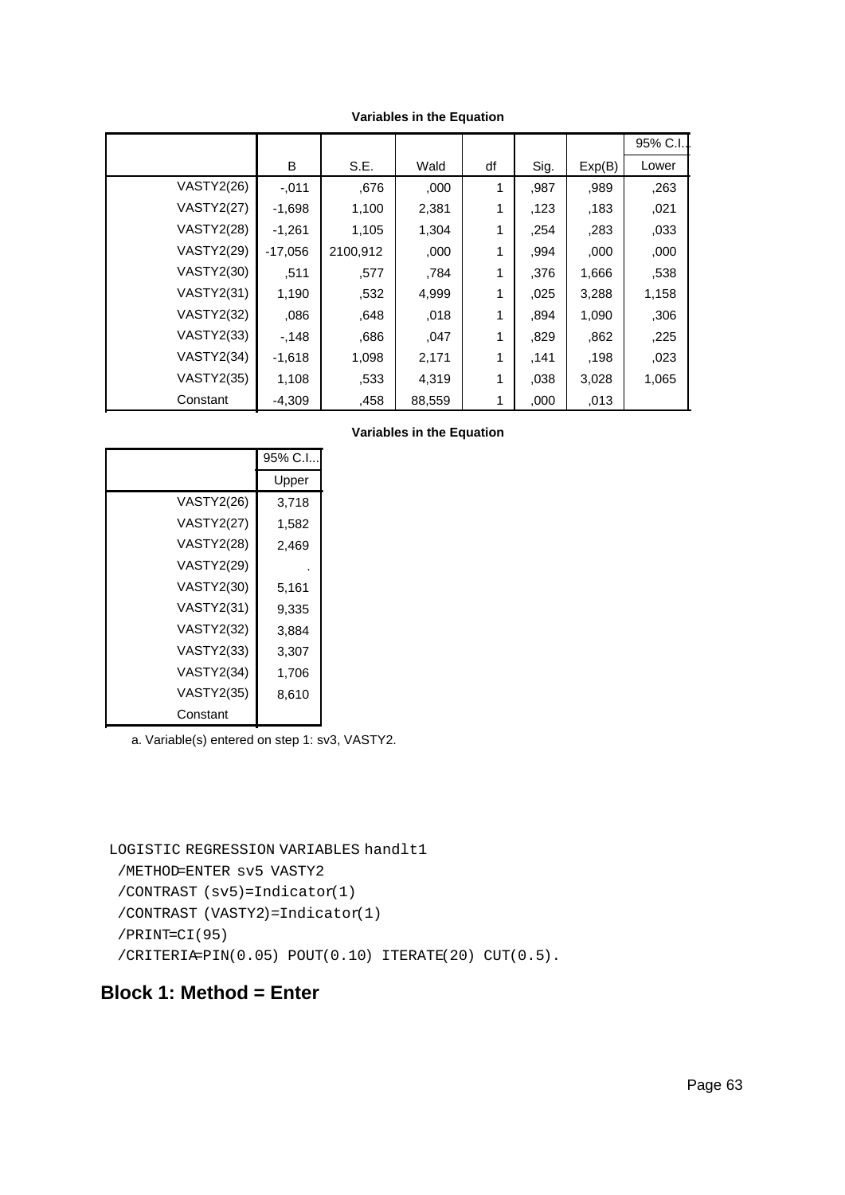**Variables in the Equation**

| | B | S.E. | Wald | df | Sig. | Exp(B) | 95% C.I... Lower | 95% C.I... Upper |
|---|---|---|---|---|---|---|---|---|
| VASTY2(26) | -,011 | ,676 | ,000 | 1 | ,987 | ,989 | ,263 | 3,718 |
| VASTY2(27) | -1,698 | 1,100 | 2,381 | 1 | ,123 | ,183 | ,021 | 1,582 |
| VASTY2(28) | -1,261 | 1,105 | 1,304 | 1 | ,254 | ,283 | ,033 | 2,469 |
| VASTY2(29) | -17,056 | 2100,912 | ,000 | 1 | ,994 | ,000 | ,000 | . |
| VASTY2(30) | ,511 | ,577 | ,784 | 1 | ,376 | 1,666 | ,538 | 5,161 |
| VASTY2(31) | 1,190 | ,532 | 4,999 | 1 | ,025 | 3,288 | 1,158 | 9,335 |
| VASTY2(32) | ,086 | ,648 | ,018 | 1 | ,894 | 1,090 | ,306 | 3,884 |
| VASTY2(33) | -,148 | ,686 | ,047 | 1 | ,829 | ,862 | ,225 | 3,307 |
| VASTY2(34) | -1,618 | 1,098 | 2,171 | 1 | ,141 | ,198 | ,023 | 1,706 |
| VASTY2(35) | 1,108 | ,533 | 4,319 | 1 | ,038 | 3,028 | 1,065 | 8,610 |
| Constant | -4,309 | ,458 | 88,559 | 1 | ,000 | ,013 | | |

a. Variable(s) entered on step 1: sv3, VASTY2.

```
LOGISTIC REGRESSION VARIABLES handlt1
 /METHOD=ENTER sv5 VASTY2
 /CONTRAST (sv5)=Indicator(1)
 /CONTRAST (VASTY2)=Indicator(1)
 /PRINT=CI(95)
 /CRITERIA=PIN(0.05) POUT(0.10) ITERATE(20) CUT(0.5).
```

## Block 1: Method = Enter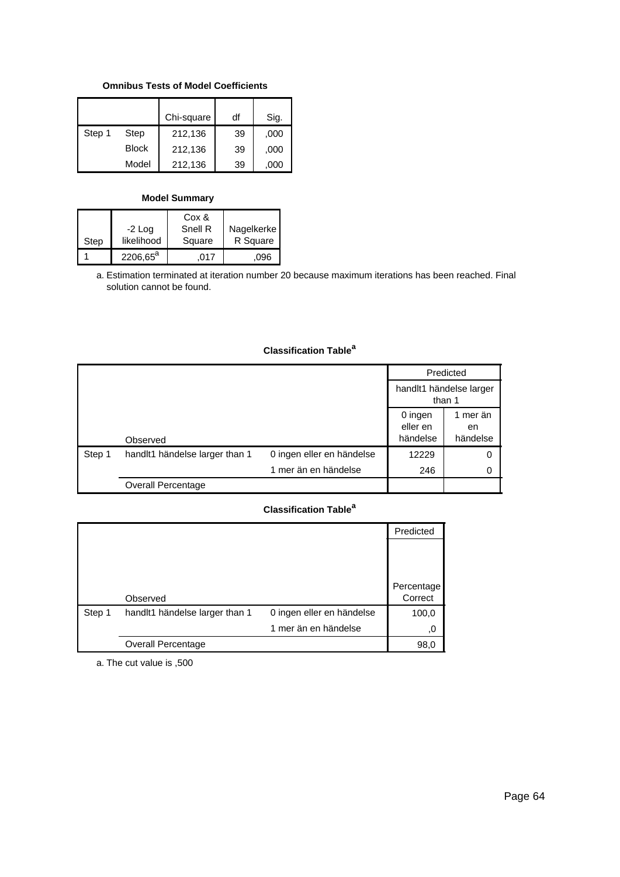**Omnibus Tests of Model Coefficients**

| | | Chi-square | df | Sig. |
|---|---|---|---|---|
| Step 1 | Step | 212,136 | 39 | ,000 |
| | Block | 212,136 | 39 | ,000 |
| | Model | 212,136 | 39 | ,000 |

**Model Summary**

| Step | -2 Log likelihood | Cox & Snell R Square | Nagelkerke R Square |
|---|---|---|---|
| 1 | 2206,65[a] | ,017 | ,096 |

a. Estimation terminated at iteration number 20 because maximum iterations has been reached. Final solution cannot be found.

**Classification Table[a]**

| | | | Predicted | | |
|---|---|---|---|---|---|
| | | | handlt1 händelse larger than 1 | | |
| Observed | | | 0 ingen eller en händelse | 1 mer än en händelse | Percentage Correct |
| Step 1 | handlt1 händelse larger than 1 | 0 ingen eller en händelse | 12229 | 0 | 100,0 |
| | | 1 mer än en händelse | 246 | 0 | ,0 |
| | Overall Percentage | | | | 98,0 |

a. The cut value is ,500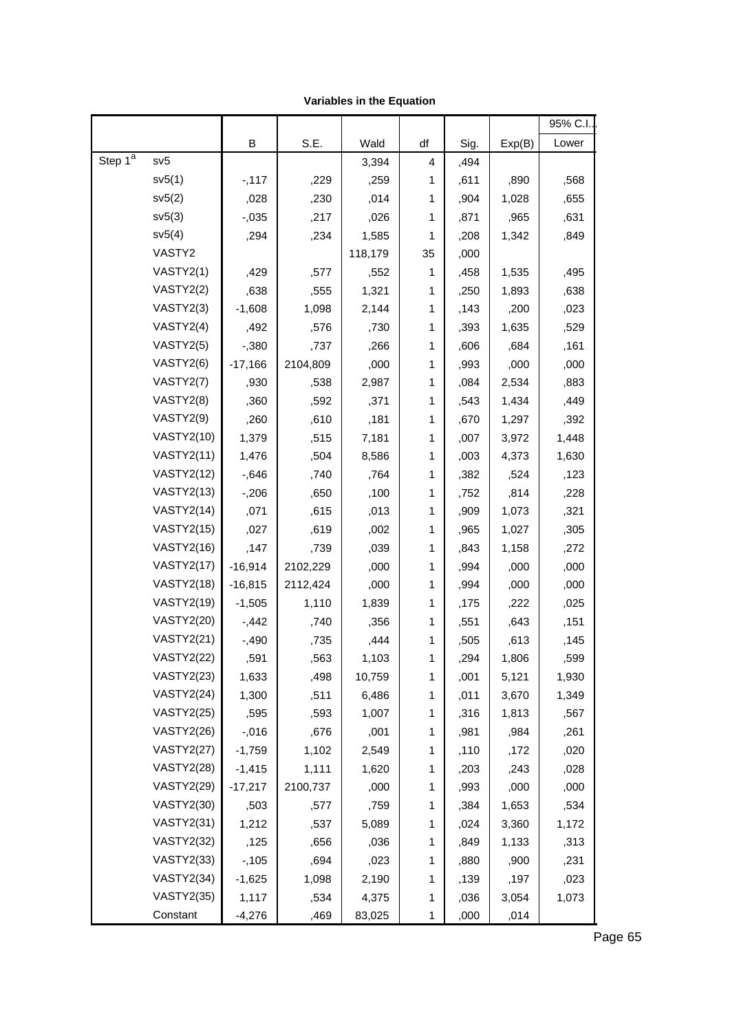**Variables in the Equation**

| | | B | S.E. | Wald | df | Sig. | Exp(B) | 95% C.I... |
|---|---|---|---|---|---|---|---|---|
| | | | | | | | | Lower |
| Step 1[a] | sv5 | | | 3,394 | 4 | ,494 | | |
| | sv5(1) | -,117 | ,229 | ,259 | 1 | ,611 | ,890 | ,568 |
| | sv5(2) | ,028 | ,230 | ,014 | 1 | ,904 | 1,028 | ,655 |
| | sv5(3) | -,035 | ,217 | ,026 | 1 | ,871 | ,965 | ,631 |
| | sv5(4) | ,294 | ,234 | 1,585 | 1 | ,208 | 1,342 | ,849 |
| | VASTY2 | | | 118,179 | 35 | ,000 | | |
| | VASTY2(1) | ,429 | ,577 | ,552 | 1 | ,458 | 1,535 | ,495 |
| | VASTY2(2) | ,638 | ,555 | 1,321 | 1 | ,250 | 1,893 | ,638 |
| | VASTY2(3) | -1,608 | 1,098 | 2,144 | 1 | ,143 | ,200 | ,023 |
| | VASTY2(4) | ,492 | ,576 | ,730 | 1 | ,393 | 1,635 | ,529 |
| | VASTY2(5) | -,380 | ,737 | ,266 | 1 | ,606 | ,684 | ,161 |
| | VASTY2(6) | -17,166 | 2104,809 | ,000 | 1 | ,993 | ,000 | ,000 |
| | VASTY2(7) | ,930 | ,538 | 2,987 | 1 | ,084 | 2,534 | ,883 |
| | VASTY2(8) | ,360 | ,592 | ,371 | 1 | ,543 | 1,434 | ,449 |
| | VASTY2(9) | ,260 | ,610 | ,181 | 1 | ,670 | 1,297 | ,392 |
| | VASTY2(10) | 1,379 | ,515 | 7,181 | 1 | ,007 | 3,972 | 1,448 |
| | VASTY2(11) | 1,476 | ,504 | 8,586 | 1 | ,003 | 4,373 | 1,630 |
| | VASTY2(12) | -,646 | ,740 | ,764 | 1 | ,382 | ,524 | ,123 |
| | VASTY2(13) | -,206 | ,650 | ,100 | 1 | ,752 | ,814 | ,228 |
| | VASTY2(14) | ,071 | ,615 | ,013 | 1 | ,909 | 1,073 | ,321 |
| | VASTY2(15) | ,027 | ,619 | ,002 | 1 | ,965 | 1,027 | ,305 |
| | VASTY2(16) | ,147 | ,739 | ,039 | 1 | ,843 | 1,158 | ,272 |
| | VASTY2(17) | -16,914 | 2102,229 | ,000 | 1 | ,994 | ,000 | ,000 |
| | VASTY2(18) | -16,815 | 2112,424 | ,000 | 1 | ,994 | ,000 | ,000 |
| | VASTY2(19) | -1,505 | 1,110 | 1,839 | 1 | ,175 | ,222 | ,025 |
| | VASTY2(20) | -,442 | ,740 | ,356 | 1 | ,551 | ,643 | ,151 |
| | VASTY2(21) | -,490 | ,735 | ,444 | 1 | ,505 | ,613 | ,145 |
| | VASTY2(22) | ,591 | ,563 | 1,103 | 1 | ,294 | 1,806 | ,599 |
| | VASTY2(23) | 1,633 | ,498 | 10,759 | 1 | ,001 | 5,121 | 1,930 |
| | VASTY2(24) | 1,300 | ,511 | 6,486 | 1 | ,011 | 3,670 | 1,349 |
| | VASTY2(25) | ,595 | ,593 | 1,007 | 1 | ,316 | 1,813 | ,567 |
| | VASTY2(26) | -,016 | ,676 | ,001 | 1 | ,981 | ,984 | ,261 |
| | VASTY2(27) | -1,759 | 1,102 | 2,549 | 1 | ,110 | ,172 | ,020 |
| | VASTY2(28) | -1,415 | 1,111 | 1,620 | 1 | ,203 | ,243 | ,028 |
| | VASTY2(29) | -17,217 | 2100,737 | ,000 | 1 | ,993 | ,000 | ,000 |
| | VASTY2(30) | ,503 | ,577 | ,759 | 1 | ,384 | 1,653 | ,534 |
| | VASTY2(31) | 1,212 | ,537 | 5,089 | 1 | ,024 | 3,360 | 1,172 |
| | VASTY2(32) | ,125 | ,656 | ,036 | 1 | ,849 | 1,133 | ,313 |
| | VASTY2(33) | -,105 | ,694 | ,023 | 1 | ,880 | ,900 | ,231 |
| | VASTY2(34) | -1,625 | 1,098 | 2,190 | 1 | ,139 | ,197 | ,023 |
| | VASTY2(35) | 1,117 | ,534 | 4,375 | 1 | ,036 | 3,054 | 1,073 |
| | Constant | -4,276 | ,469 | 83,025 | 1 | ,000 | ,014 | |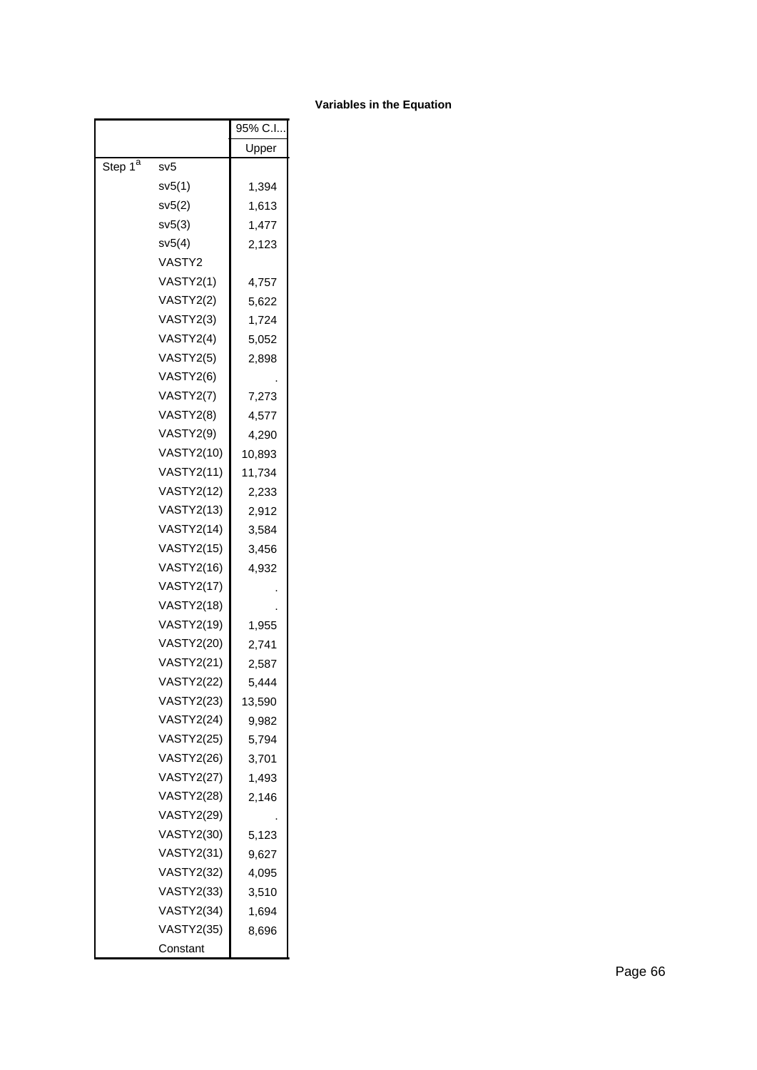**Variables in the Equation**

| | | 95% C.I... |
|---|---|---|
| | | Upper |
| Step 1[a] | sv5 | |
| | sv5(1) | 1,394 |
| | sv5(2) | 1,613 |
| | sv5(3) | 1,477 |
| | sv5(4) | 2,123 |
| | VASTY2 | |
| | VASTY2(1) | 4,757 |
| | VASTY2(2) | 5,622 |
| | VASTY2(3) | 1,724 |
| | VASTY2(4) | 5,052 |
| | VASTY2(5) | 2,898 |
| | VASTY2(6) | . |
| | VASTY2(7) | 7,273 |
| | VASTY2(8) | 4,577 |
| | VASTY2(9) | 4,290 |
| | VASTY2(10) | 10,893 |
| | VASTY2(11) | 11,734 |
| | VASTY2(12) | 2,233 |
| | VASTY2(13) | 2,912 |
| | VASTY2(14) | 3,584 |
| | VASTY2(15) | 3,456 |
| | VASTY2(16) | 4,932 |
| | VASTY2(17) | . |
| | VASTY2(18) | . |
| | VASTY2(19) | 1,955 |
| | VASTY2(20) | 2,741 |
| | VASTY2(21) | 2,587 |
| | VASTY2(22) | 5,444 |
| | VASTY2(23) | 13,590 |
| | VASTY2(24) | 9,982 |
| | VASTY2(25) | 5,794 |
| | VASTY2(26) | 3,701 |
| | VASTY2(27) | 1,493 |
| | VASTY2(28) | 2,146 |
| | VASTY2(29) | . |
| | VASTY2(30) | 5,123 |
| | VASTY2(31) | 9,627 |
| | VASTY2(32) | 4,095 |
| | VASTY2(33) | 3,510 |
| | VASTY2(34) | 1,694 |
| | VASTY2(35) | 8,696 |
| | Constant | |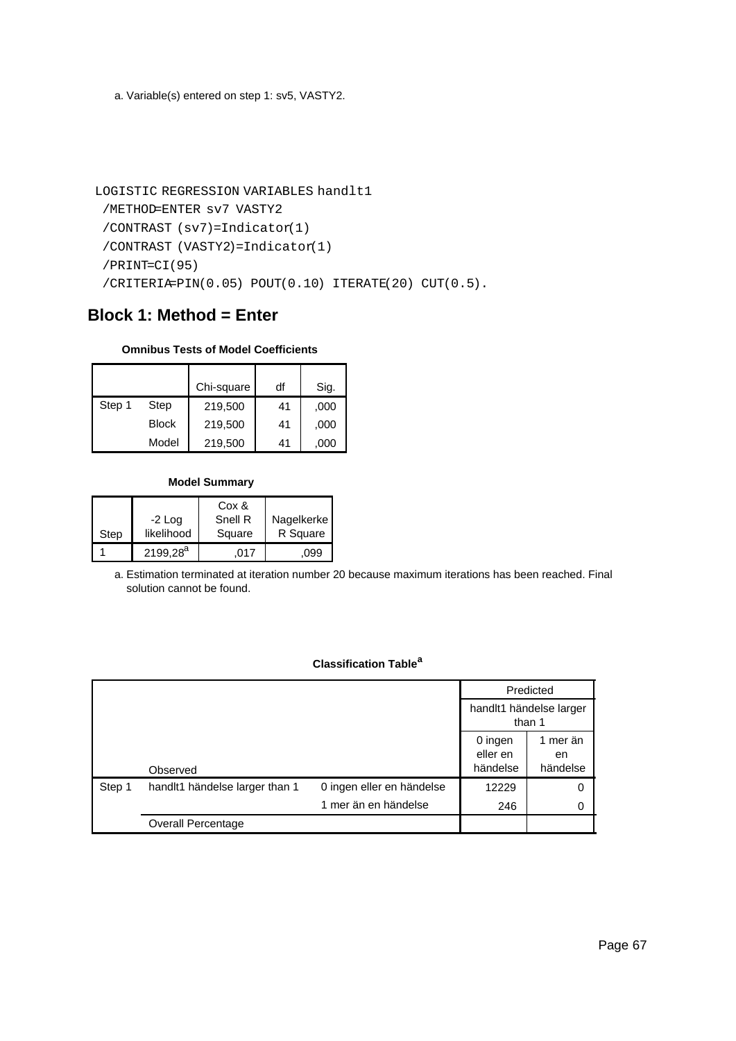a. Variable(s) entered on step 1: sv5, VASTY2.

```
LOGISTIC REGRESSION VARIABLES handlt1
 /METHOD=ENTER sv7 VASTY2
 /CONTRAST (sv7)=Indicator(1)
 /CONTRAST (VASTY2)=Indicator(1)
 /PRINT=CI(95)
 /CRITERIA=PIN(0.05) POUT(0.10) ITERATE(20) CUT(0.5).
```

## Block 1: Method = Enter

**Omnibus Tests of Model Coefficients**

| | | Chi-square | df | Sig. |
|---|---|---|---|---|
| Step 1 | Step | 219,500 | 41 | ,000 |
| | Block | 219,500 | 41 | ,000 |
| | Model | 219,500 | 41 | ,000 |

**Model Summary**

| Step | -2 Log likelihood | Cox & Snell R Square | Nagelkerke R Square |
|---|---|---|---|
| 1 | 2199,28[a] | ,017 | ,099 |

a. Estimation terminated at iteration number 20 because maximum iterations has been reached. Final solution cannot be found.

**Classification Table[a]**

| | Observed | | Predicted: handlt1 händelse larger than 1 — 0 ingen eller en händelse | Predicted: handlt1 händelse larger than 1 — 1 mer än en händelse |
|---|---|---|---|---|
| Step 1 | handlt1 händelse larger than 1 | 0 ingen eller en händelse | 12229 | 0 |
| | | 1 mer än en händelse | 246 | 0 |
| | Overall Percentage | | | |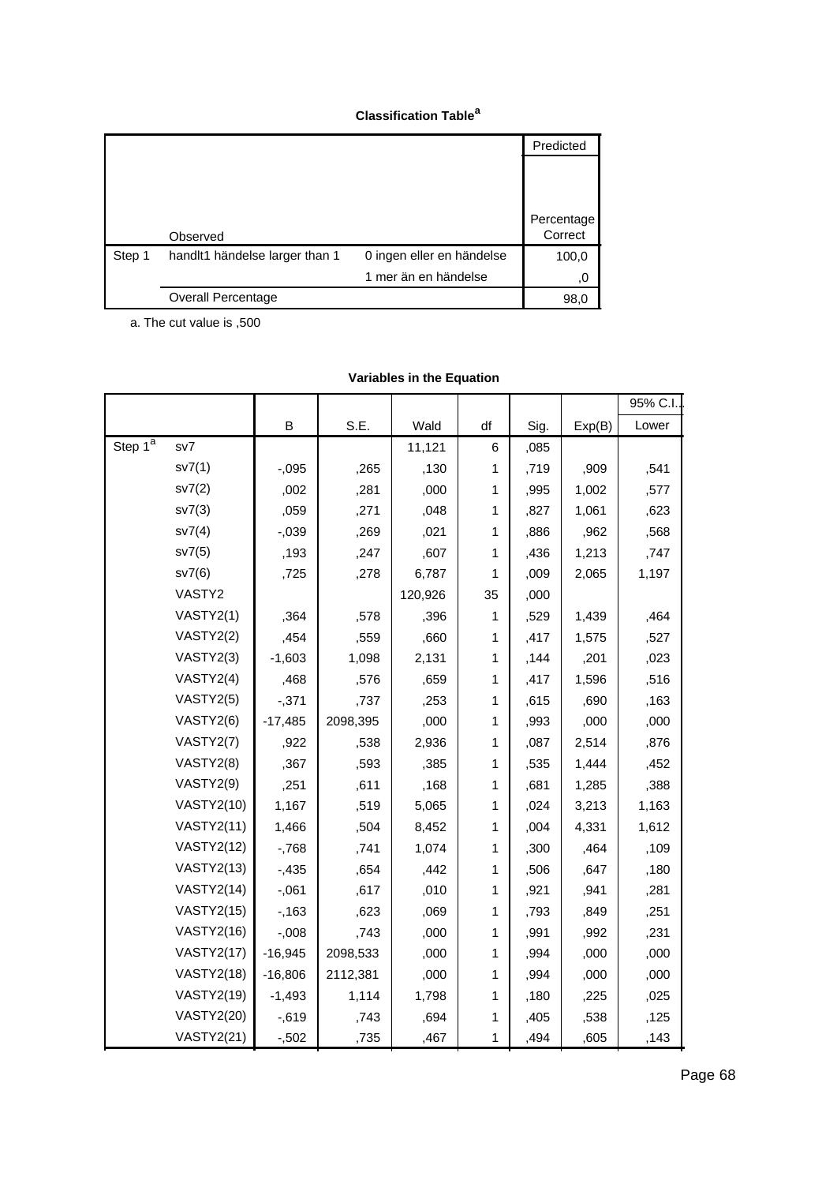**Classification Table**[a]

| | Observed | | Predicted |
|---|---|---|---|
| | | | Percentage Correct |
| Step 1 | handlt1 händelse larger than 1 | 0 ingen eller en händelse | 100,0 |
| | | 1 mer än en händelse | ,0 |
| | Overall Percentage | | 98,0 |

a. The cut value is ,500

**Variables in the Equation**

| | | B | S.E. | Wald | df | Sig. | Exp(B) | 95% C.I. Lower |
|---|---|---|---|---|---|---|---|---|
| Step 1[a] | sv7 | | | 11,121 | 6 | ,085 | | |
| | sv7(1) | -,095 | ,265 | ,130 | 1 | ,719 | ,909 | ,541 |
| | sv7(2) | ,002 | ,281 | ,000 | 1 | ,995 | 1,002 | ,577 |
| | sv7(3) | ,059 | ,271 | ,048 | 1 | ,827 | 1,061 | ,623 |
| | sv7(4) | -,039 | ,269 | ,021 | 1 | ,886 | ,962 | ,568 |
| | sv7(5) | ,193 | ,247 | ,607 | 1 | ,436 | 1,213 | ,747 |
| | sv7(6) | ,725 | ,278 | 6,787 | 1 | ,009 | 2,065 | 1,197 |
| | VASTY2 | | | 120,926 | 35 | ,000 | | |
| | VASTY2(1) | ,364 | ,578 | ,396 | 1 | ,529 | 1,439 | ,464 |
| | VASTY2(2) | ,454 | ,559 | ,660 | 1 | ,417 | 1,575 | ,527 |
| | VASTY2(3) | -1,603 | 1,098 | 2,131 | 1 | ,144 | ,201 | ,023 |
| | VASTY2(4) | ,468 | ,576 | ,659 | 1 | ,417 | 1,596 | ,516 |
| | VASTY2(5) | -,371 | ,737 | ,253 | 1 | ,615 | ,690 | ,163 |
| | VASTY2(6) | -17,485 | 2098,395 | ,000 | 1 | ,993 | ,000 | ,000 |
| | VASTY2(7) | ,922 | ,538 | 2,936 | 1 | ,087 | 2,514 | ,876 |
| | VASTY2(8) | ,367 | ,593 | ,385 | 1 | ,535 | 1,444 | ,452 |
| | VASTY2(9) | ,251 | ,611 | ,168 | 1 | ,681 | 1,285 | ,388 |
| | VASTY2(10) | 1,167 | ,519 | 5,065 | 1 | ,024 | 3,213 | 1,163 |
| | VASTY2(11) | 1,466 | ,504 | 8,452 | 1 | ,004 | 4,331 | 1,612 |
| | VASTY2(12) | -,768 | ,741 | 1,074 | 1 | ,300 | ,464 | ,109 |
| | VASTY2(13) | -,435 | ,654 | ,442 | 1 | ,506 | ,647 | ,180 |
| | VASTY2(14) | -,061 | ,617 | ,010 | 1 | ,921 | ,941 | ,281 |
| | VASTY2(15) | -,163 | ,623 | ,069 | 1 | ,793 | ,849 | ,251 |
| | VASTY2(16) | -,008 | ,743 | ,000 | 1 | ,991 | ,992 | ,231 |
| | VASTY2(17) | -16,945 | 2098,533 | ,000 | 1 | ,994 | ,000 | ,000 |
| | VASTY2(18) | -16,806 | 2112,381 | ,000 | 1 | ,994 | ,000 | ,000 |
| | VASTY2(19) | -1,493 | 1,114 | 1,798 | 1 | ,180 | ,225 | ,025 |
| | VASTY2(20) | -,619 | ,743 | ,694 | 1 | ,405 | ,538 | ,125 |
| | VASTY2(21) | -,502 | ,735 | ,467 | 1 | ,494 | ,605 | ,143 |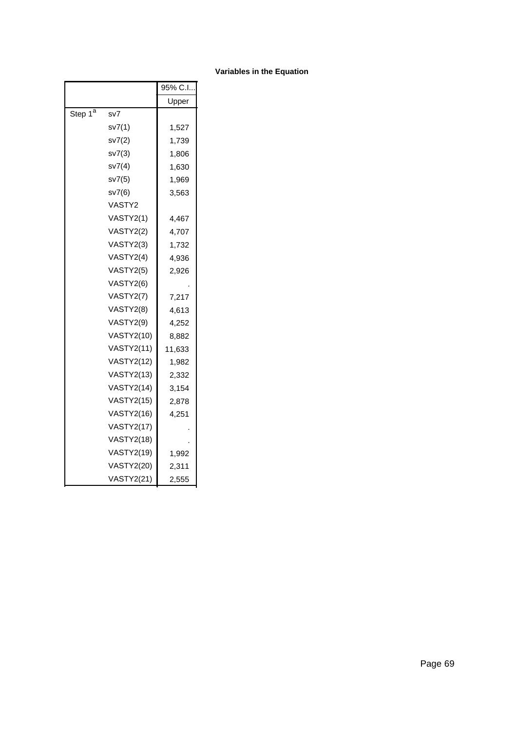**Variables in the Equation**

| | | 95% C.I... |
|---|---|---|
| | | Upper |
| Step 1[a] | sv7 | |
| | sv7(1) | 1,527 |
| | sv7(2) | 1,739 |
| | sv7(3) | 1,806 |
| | sv7(4) | 1,630 |
| | sv7(5) | 1,969 |
| | sv7(6) | 3,563 |
| | VASTY2 | |
| | VASTY2(1) | 4,467 |
| | VASTY2(2) | 4,707 |
| | VASTY2(3) | 1,732 |
| | VASTY2(4) | 4,936 |
| | VASTY2(5) | 2,926 |
| | VASTY2(6) | . |
| | VASTY2(7) | 7,217 |
| | VASTY2(8) | 4,613 |
| | VASTY2(9) | 4,252 |
| | VASTY2(10) | 8,882 |
| | VASTY2(11) | 11,633 |
| | VASTY2(12) | 1,982 |
| | VASTY2(13) | 2,332 |
| | VASTY2(14) | 3,154 |
| | VASTY2(15) | 2,878 |
| | VASTY2(16) | 4,251 |
| | VASTY2(17) | . |
| | VASTY2(18) | . |
| | VASTY2(19) | 1,992 |
| | VASTY2(20) | 2,311 |
| | VASTY2(21) | 2,555 |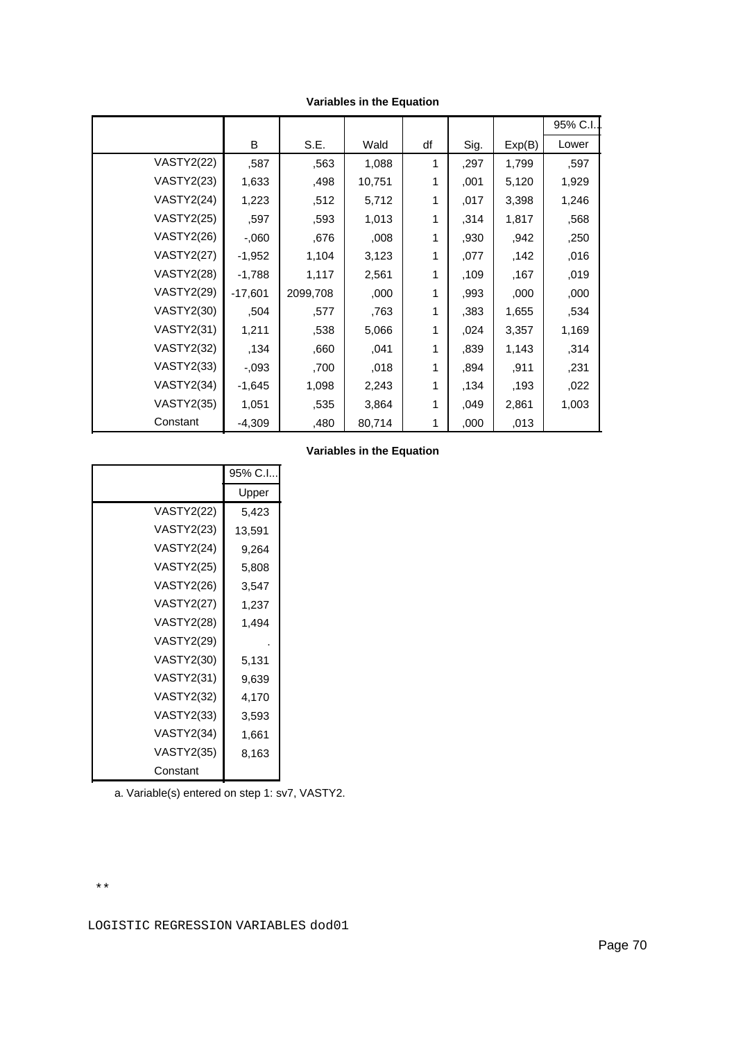**Variables in the Equation**

| | B | S.E. | Wald | df | Sig. | Exp(B) | 95% C.I... Lower | 95% C.I... Upper |
|---|---|---|---|---|---|---|---|---|
| VASTY2(22) | ,587 | ,563 | 1,088 | 1 | ,297 | 1,799 | ,597 | 5,423 |
| VASTY2(23) | 1,633 | ,498 | 10,751 | 1 | ,001 | 5,120 | 1,929 | 13,591 |
| VASTY2(24) | 1,223 | ,512 | 5,712 | 1 | ,017 | 3,398 | 1,246 | 9,264 |
| VASTY2(25) | ,597 | ,593 | 1,013 | 1 | ,314 | 1,817 | ,568 | 5,808 |
| VASTY2(26) | -,060 | ,676 | ,008 | 1 | ,930 | ,942 | ,250 | 3,547 |
| VASTY2(27) | -1,952 | 1,104 | 3,123 | 1 | ,077 | ,142 | ,016 | 1,237 |
| VASTY2(28) | -1,788 | 1,117 | 2,561 | 1 | ,109 | ,167 | ,019 | 1,494 |
| VASTY2(29) | -17,601 | 2099,708 | ,000 | 1 | ,993 | ,000 | ,000 | . |
| VASTY2(30) | ,504 | ,577 | ,763 | 1 | ,383 | 1,655 | ,534 | 5,131 |
| VASTY2(31) | 1,211 | ,538 | 5,066 | 1 | ,024 | 3,357 | 1,169 | 9,639 |
| VASTY2(32) | ,134 | ,660 | ,041 | 1 | ,839 | 1,143 | ,314 | 4,170 |
| VASTY2(33) | -,093 | ,700 | ,018 | 1 | ,894 | ,911 | ,231 | 3,593 |
| VASTY2(34) | -1,645 | 1,098 | 2,243 | 1 | ,134 | ,193 | ,022 | 1,661 |
| VASTY2(35) | 1,051 | ,535 | 3,864 | 1 | ,049 | 2,861 | 1,003 | 8,163 |
| Constant | -4,309 | ,480 | 80,714 | 1 | ,000 | ,013 | | |

a. Variable(s) entered on step 1: sv7, VASTY2.

```
**
LOGISTIC REGRESSION VARIABLES dod01
```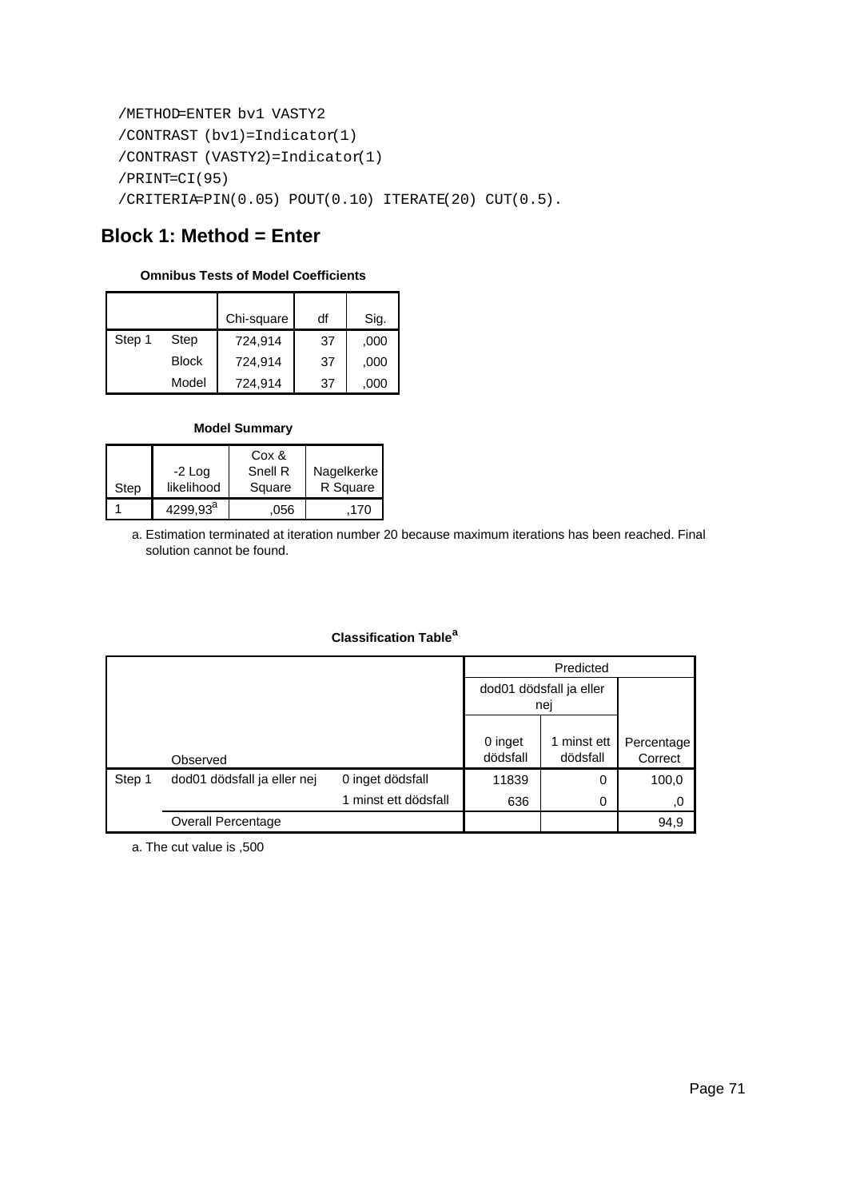```
/METHOD=ENTER bv1 VASTY2
/CONTRAST (bv1)=Indicator(1)
/CONTRAST (VASTY2)=Indicator(1)
/PRINT=CI(95)
/CRITERIA=PIN(0.05) POUT(0.10) ITERATE(20) CUT(0.5).
```

## Block 1: Method = Enter

**Omnibus Tests of Model Coefficients**

| | | Chi-square | df | Sig. |
|---|---|---|---|---|
| Step 1 | Step | 724,914 | 37 | ,000 |
| | Block | 724,914 | 37 | ,000 |
| | Model | 724,914 | 37 | ,000 |

**Model Summary**

| Step | -2 Log likelihood | Cox & Snell R Square | Nagelkerke R Square |
|---|---|---|---|
| 1 | 4299,93[a] | ,056 | ,170 |

a. Estimation terminated at iteration number 20 because maximum iterations has been reached. Final solution cannot be found.

**Classification Table[a]**

| | | | Predicted | | |
|---|---|---|---|---|---|
| | | | dod01 dödsfall ja eller nej | | |
| | Observed | | 0 inget dödsfall | 1 minst ett dödsfall | Percentage Correct |
| Step 1 | dod01 dödsfall ja eller nej | 0 inget dödsfall | 11839 | 0 | 100,0 |
| | | 1 minst ett dödsfall | 636 | 0 | ,0 |
| | Overall Percentage | | | | 94,9 |

a. The cut value is ,500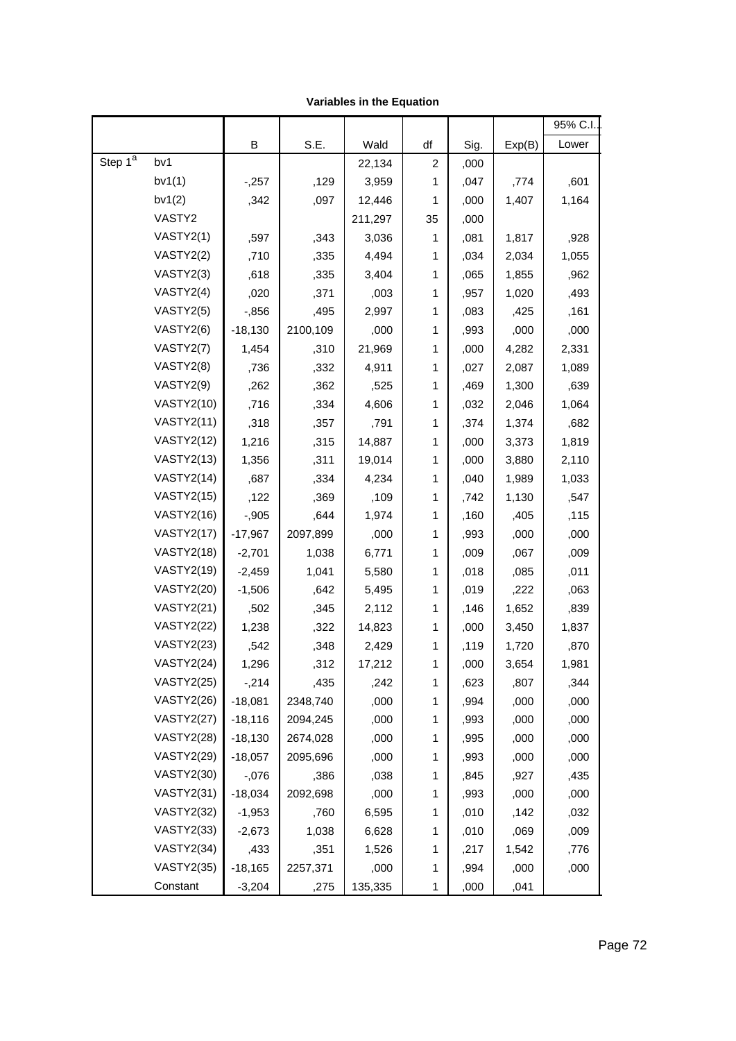**Variables in the Equation**

| | | B | S.E. | Wald | df | Sig. | Exp(B) | 95% C.I.. |
|---|---|---|---|---|---|---|---|---|
| | | | | | | | | Lower |
| Step 1[a] | bv1 | | | 22,134 | 2 | ,000 | | |
| | bv1(1) | -,257 | ,129 | 3,959 | 1 | ,047 | ,774 | ,601 |
| | bv1(2) | ,342 | ,097 | 12,446 | 1 | ,000 | 1,407 | 1,164 |
| | VASTY2 | | | 211,297 | 35 | ,000 | | |
| | VASTY2(1) | ,597 | ,343 | 3,036 | 1 | ,081 | 1,817 | ,928 |
| | VASTY2(2) | ,710 | ,335 | 4,494 | 1 | ,034 | 2,034 | 1,055 |
| | VASTY2(3) | ,618 | ,335 | 3,404 | 1 | ,065 | 1,855 | ,962 |
| | VASTY2(4) | ,020 | ,371 | ,003 | 1 | ,957 | 1,020 | ,493 |
| | VASTY2(5) | -,856 | ,495 | 2,997 | 1 | ,083 | ,425 | ,161 |
| | VASTY2(6) | -18,130 | 2100,109 | ,000 | 1 | ,993 | ,000 | ,000 |
| | VASTY2(7) | 1,454 | ,310 | 21,969 | 1 | ,000 | 4,282 | 2,331 |
| | VASTY2(8) | ,736 | ,332 | 4,911 | 1 | ,027 | 2,087 | 1,089 |
| | VASTY2(9) | ,262 | ,362 | ,525 | 1 | ,469 | 1,300 | ,639 |
| | VASTY2(10) | ,716 | ,334 | 4,606 | 1 | ,032 | 2,046 | 1,064 |
| | VASTY2(11) | ,318 | ,357 | ,791 | 1 | ,374 | 1,374 | ,682 |
| | VASTY2(12) | 1,216 | ,315 | 14,887 | 1 | ,000 | 3,373 | 1,819 |
| | VASTY2(13) | 1,356 | ,311 | 19,014 | 1 | ,000 | 3,880 | 2,110 |
| | VASTY2(14) | ,687 | ,334 | 4,234 | 1 | ,040 | 1,989 | 1,033 |
| | VASTY2(15) | ,122 | ,369 | ,109 | 1 | ,742 | 1,130 | ,547 |
| | VASTY2(16) | -,905 | ,644 | 1,974 | 1 | ,160 | ,405 | ,115 |
| | VASTY2(17) | -17,967 | 2097,899 | ,000 | 1 | ,993 | ,000 | ,000 |
| | VASTY2(18) | -2,701 | 1,038 | 6,771 | 1 | ,009 | ,067 | ,009 |
| | VASTY2(19) | -2,459 | 1,041 | 5,580 | 1 | ,018 | ,085 | ,011 |
| | VASTY2(20) | -1,506 | ,642 | 5,495 | 1 | ,019 | ,222 | ,063 |
| | VASTY2(21) | ,502 | ,345 | 2,112 | 1 | ,146 | 1,652 | ,839 |
| | VASTY2(22) | 1,238 | ,322 | 14,823 | 1 | ,000 | 3,450 | 1,837 |
| | VASTY2(23) | ,542 | ,348 | 2,429 | 1 | ,119 | 1,720 | ,870 |
| | VASTY2(24) | 1,296 | ,312 | 17,212 | 1 | ,000 | 3,654 | 1,981 |
| | VASTY2(25) | -,214 | ,435 | ,242 | 1 | ,623 | ,807 | ,344 |
| | VASTY2(26) | -18,081 | 2348,740 | ,000 | 1 | ,994 | ,000 | ,000 |
| | VASTY2(27) | -18,116 | 2094,245 | ,000 | 1 | ,993 | ,000 | ,000 |
| | VASTY2(28) | -18,130 | 2674,028 | ,000 | 1 | ,995 | ,000 | ,000 |
| | VASTY2(29) | -18,057 | 2095,696 | ,000 | 1 | ,993 | ,000 | ,000 |
| | VASTY2(30) | -,076 | ,386 | ,038 | 1 | ,845 | ,927 | ,435 |
| | VASTY2(31) | -18,034 | 2092,698 | ,000 | 1 | ,993 | ,000 | ,000 |
| | VASTY2(32) | -1,953 | ,760 | 6,595 | 1 | ,010 | ,142 | ,032 |
| | VASTY2(33) | -2,673 | 1,038 | 6,628 | 1 | ,010 | ,069 | ,009 |
| | VASTY2(34) | ,433 | ,351 | 1,526 | 1 | ,217 | 1,542 | ,776 |
| | VASTY2(35) | -18,165 | 2257,371 | ,000 | 1 | ,994 | ,000 | ,000 |
| | Constant | -3,204 | ,275 | 135,335 | 1 | ,000 | ,041 | |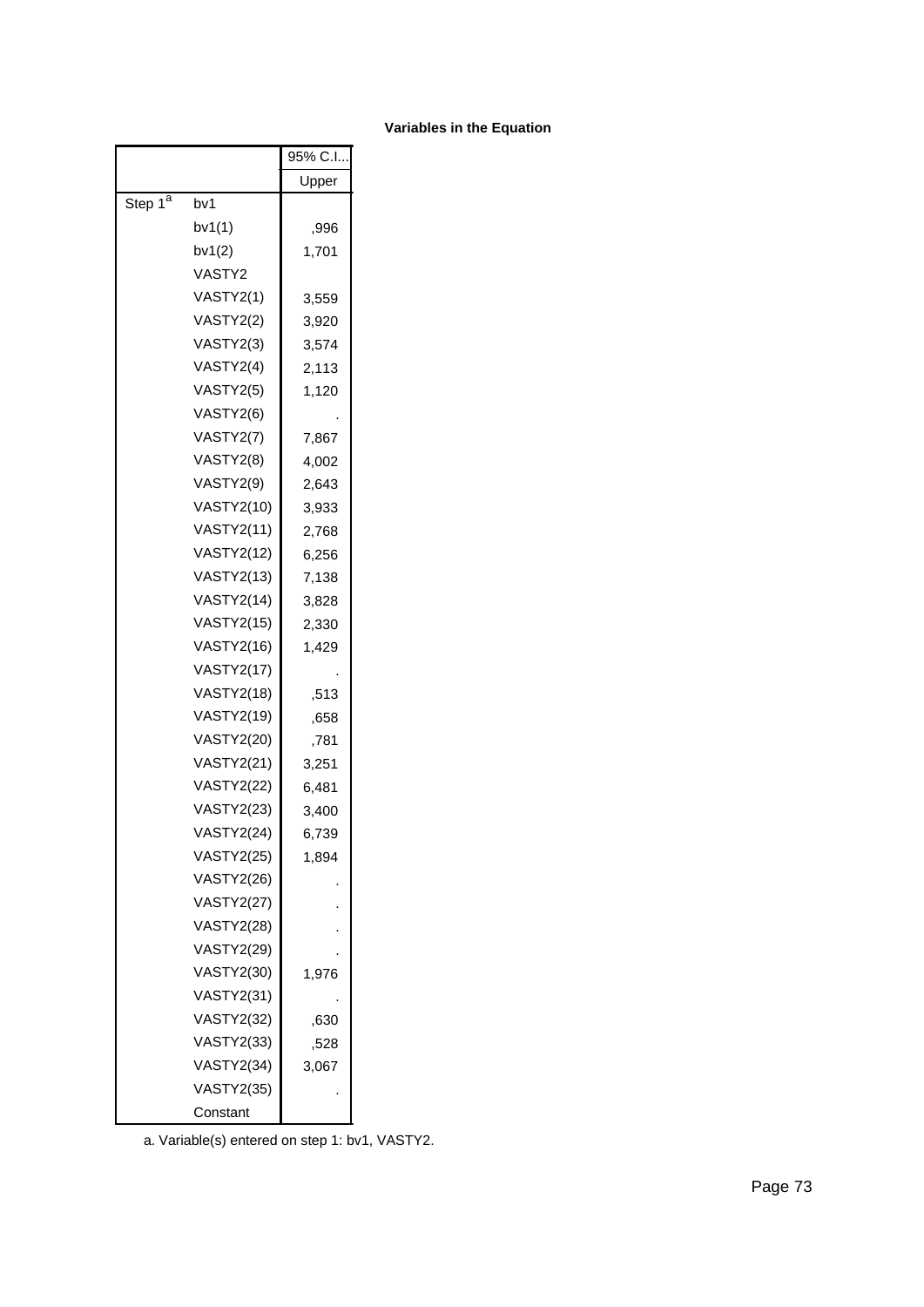**Variables in the Equation**

| | | 95% C.I... |
|---|---|---|
| | | Upper |
| Step 1[a] | bv1 | |
| | bv1(1) | ,996 |
| | bv1(2) | 1,701 |
| | VASTY2 | |
| | VASTY2(1) | 3,559 |
| | VASTY2(2) | 3,920 |
| | VASTY2(3) | 3,574 |
| | VASTY2(4) | 2,113 |
| | VASTY2(5) | 1,120 |
| | VASTY2(6) | . |
| | VASTY2(7) | 7,867 |
| | VASTY2(8) | 4,002 |
| | VASTY2(9) | 2,643 |
| | VASTY2(10) | 3,933 |
| | VASTY2(11) | 2,768 |
| | VASTY2(12) | 6,256 |
| | VASTY2(13) | 7,138 |
| | VASTY2(14) | 3,828 |
| | VASTY2(15) | 2,330 |
| | VASTY2(16) | 1,429 |
| | VASTY2(17) | . |
| | VASTY2(18) | ,513 |
| | VASTY2(19) | ,658 |
| | VASTY2(20) | ,781 |
| | VASTY2(21) | 3,251 |
| | VASTY2(22) | 6,481 |
| | VASTY2(23) | 3,400 |
| | VASTY2(24) | 6,739 |
| | VASTY2(25) | 1,894 |
| | VASTY2(26) | . |
| | VASTY2(27) | . |
| | VASTY2(28) | . |
| | VASTY2(29) | . |
| | VASTY2(30) | 1,976 |
| | VASTY2(31) | . |
| | VASTY2(32) | ,630 |
| | VASTY2(33) | ,528 |
| | VASTY2(34) | 3,067 |
| | VASTY2(35) | . |
| | Constant | |

a. Variable(s) entered on step 1: bv1, VASTY2.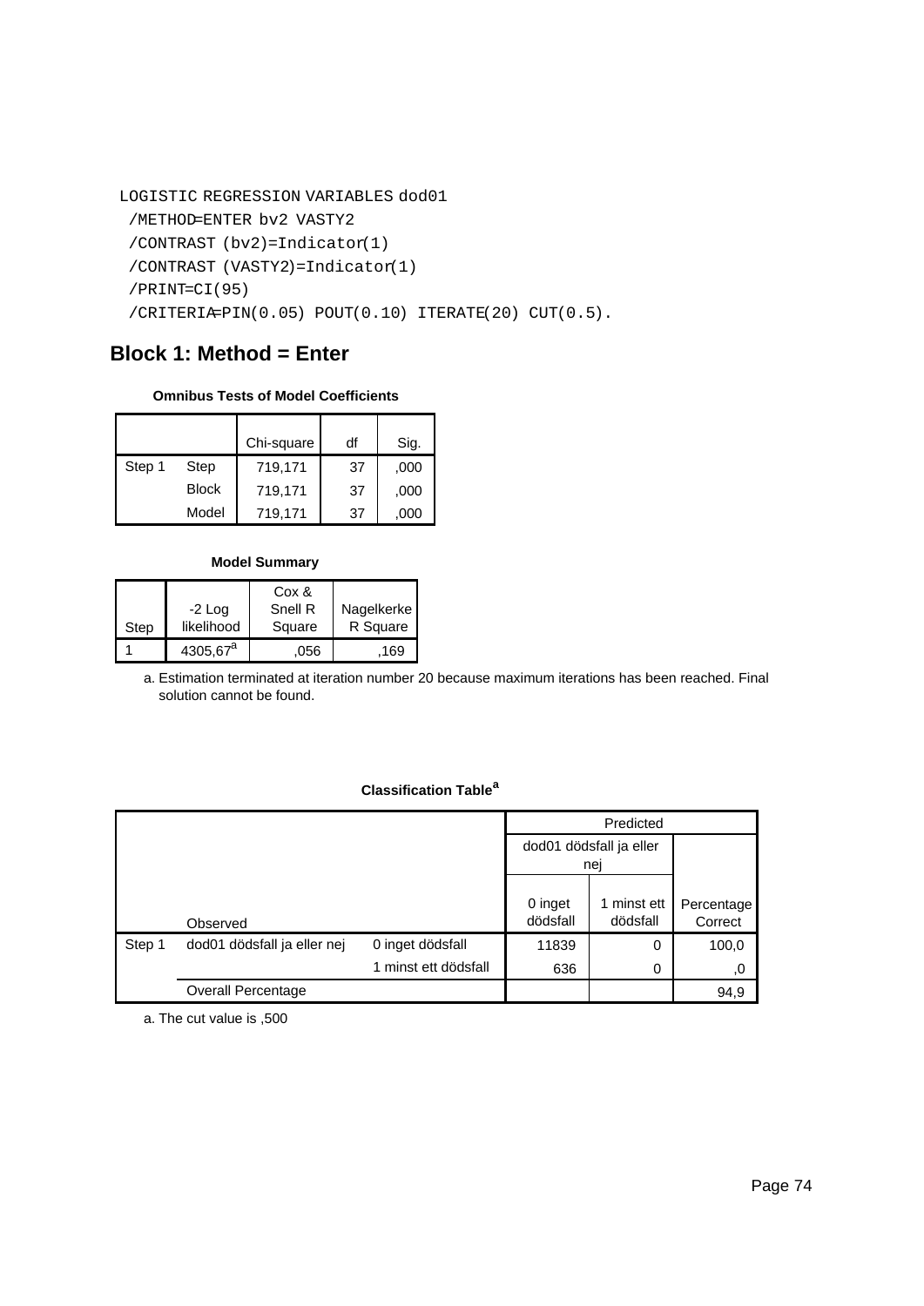```
LOGISTIC REGRESSION VARIABLES dod01
  /METHOD=ENTER bv2 VASTY2
  /CONTRAST (bv2)=Indicator(1)
  /CONTRAST (VASTY2)=Indicator(1)
  /PRINT=CI(95)
  /CRITERIA=PIN(0.05) POUT(0.10) ITERATE(20) CUT(0.5).
```

## Block 1: Method = Enter

**Omnibus Tests of Model Coefficients**

| | | Chi-square | df | Sig. |
|---|---|---|---|---|
| Step 1 | Step | 719,171 | 37 | ,000 |
| | Block | 719,171 | 37 | ,000 |
| | Model | 719,171 | 37 | ,000 |

**Model Summary**

| Step | -2 Log likelihood | Cox & Snell R Square | Nagelkerke R Square |
|---|---|---|---|
| 1 | 4305,67[a] | ,056 | ,169 |

a. Estimation terminated at iteration number 20 because maximum iterations has been reached. Final solution cannot be found.

**Classification Table[a]**

| | | | Predicted | | |
|---|---|---|---|---|---|
| | | | dod01 dödsfall ja eller nej | | |
| | Observed | | 0 inget dödsfall | 1 minst ett dödsfall | Percentage Correct |
| Step 1 | dod01 dödsfall ja eller nej | 0 inget dödsfall | 11839 | 0 | 100,0 |
| | | 1 minst ett dödsfall | 636 | 0 | ,0 |
| | Overall Percentage | | | | 94,9 |

a. The cut value is ,500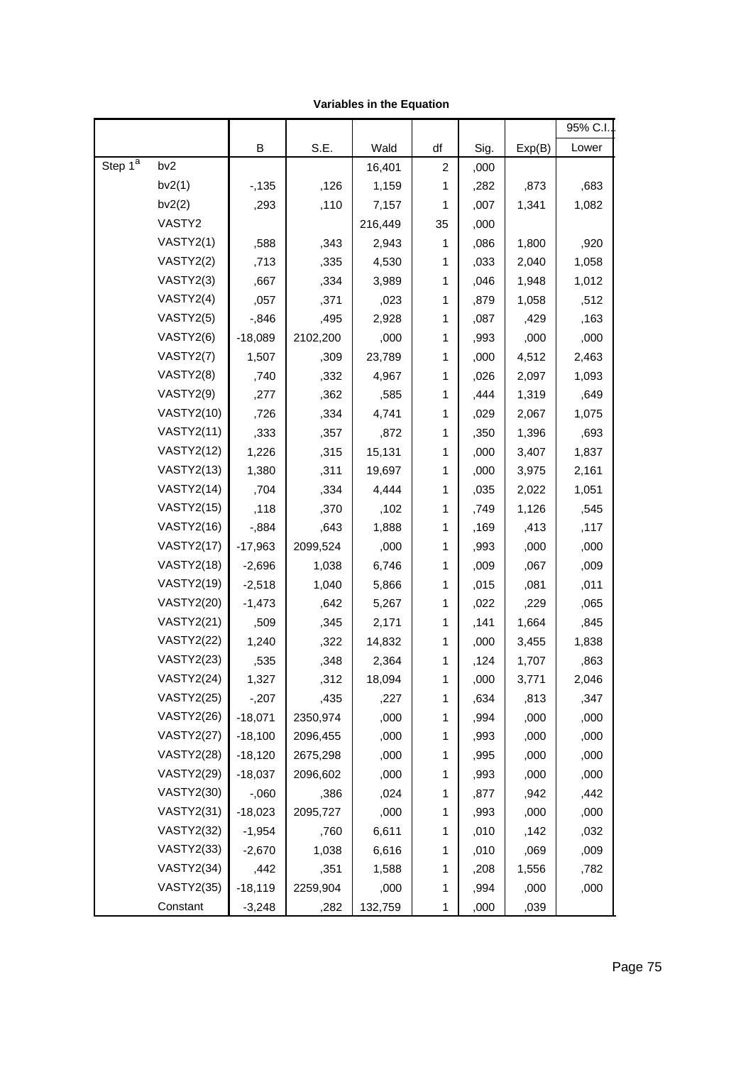**Variables in the Equation**

| | | B | S.E. | Wald | df | Sig. | Exp(B) | 95% C.I. |
|---|---|---|---|---|---|---|---|---|
| | | | | | | | | Lower |
| Step 1[a] | bv2 | | | 16,401 | 2 | ,000 | | |
| | bv2(1) | -,135 | ,126 | 1,159 | 1 | ,282 | ,873 | ,683 |
| | bv2(2) | ,293 | ,110 | 7,157 | 1 | ,007 | 1,341 | 1,082 |
| | VASTY2 | | | 216,449 | 35 | ,000 | | |
| | VASTY2(1) | ,588 | ,343 | 2,943 | 1 | ,086 | 1,800 | ,920 |
| | VASTY2(2) | ,713 | ,335 | 4,530 | 1 | ,033 | 2,040 | 1,058 |
| | VASTY2(3) | ,667 | ,334 | 3,989 | 1 | ,046 | 1,948 | 1,012 |
| | VASTY2(4) | ,057 | ,371 | ,023 | 1 | ,879 | 1,058 | ,512 |
| | VASTY2(5) | -,846 | ,495 | 2,928 | 1 | ,087 | ,429 | ,163 |
| | VASTY2(6) | -18,089 | 2102,200 | ,000 | 1 | ,993 | ,000 | ,000 |
| | VASTY2(7) | 1,507 | ,309 | 23,789 | 1 | ,000 | 4,512 | 2,463 |
| | VASTY2(8) | ,740 | ,332 | 4,967 | 1 | ,026 | 2,097 | 1,093 |
| | VASTY2(9) | ,277 | ,362 | ,585 | 1 | ,444 | 1,319 | ,649 |
| | VASTY2(10) | ,726 | ,334 | 4,741 | 1 | ,029 | 2,067 | 1,075 |
| | VASTY2(11) | ,333 | ,357 | ,872 | 1 | ,350 | 1,396 | ,693 |
| | VASTY2(12) | 1,226 | ,315 | 15,131 | 1 | ,000 | 3,407 | 1,837 |
| | VASTY2(13) | 1,380 | ,311 | 19,697 | 1 | ,000 | 3,975 | 2,161 |
| | VASTY2(14) | ,704 | ,334 | 4,444 | 1 | ,035 | 2,022 | 1,051 |
| | VASTY2(15) | ,118 | ,370 | ,102 | 1 | ,749 | 1,126 | ,545 |
| | VASTY2(16) | -,884 | ,643 | 1,888 | 1 | ,169 | ,413 | ,117 |
| | VASTY2(17) | -17,963 | 2099,524 | ,000 | 1 | ,993 | ,000 | ,000 |
| | VASTY2(18) | -2,696 | 1,038 | 6,746 | 1 | ,009 | ,067 | ,009 |
| | VASTY2(19) | -2,518 | 1,040 | 5,866 | 1 | ,015 | ,081 | ,011 |
| | VASTY2(20) | -1,473 | ,642 | 5,267 | 1 | ,022 | ,229 | ,065 |
| | VASTY2(21) | ,509 | ,345 | 2,171 | 1 | ,141 | 1,664 | ,845 |
| | VASTY2(22) | 1,240 | ,322 | 14,832 | 1 | ,000 | 3,455 | 1,838 |
| | VASTY2(23) | ,535 | ,348 | 2,364 | 1 | ,124 | 1,707 | ,863 |
| | VASTY2(24) | 1,327 | ,312 | 18,094 | 1 | ,000 | 3,771 | 2,046 |
| | VASTY2(25) | -,207 | ,435 | ,227 | 1 | ,634 | ,813 | ,347 |
| | VASTY2(26) | -18,071 | 2350,974 | ,000 | 1 | ,994 | ,000 | ,000 |
| | VASTY2(27) | -18,100 | 2096,455 | ,000 | 1 | ,993 | ,000 | ,000 |
| | VASTY2(28) | -18,120 | 2675,298 | ,000 | 1 | ,995 | ,000 | ,000 |
| | VASTY2(29) | -18,037 | 2096,602 | ,000 | 1 | ,993 | ,000 | ,000 |
| | VASTY2(30) | -,060 | ,386 | ,024 | 1 | ,877 | ,942 | ,442 |
| | VASTY2(31) | -18,023 | 2095,727 | ,000 | 1 | ,993 | ,000 | ,000 |
| | VASTY2(32) | -1,954 | ,760 | 6,611 | 1 | ,010 | ,142 | ,032 |
| | VASTY2(33) | -2,670 | 1,038 | 6,616 | 1 | ,010 | ,069 | ,009 |
| | VASTY2(34) | ,442 | ,351 | 1,588 | 1 | ,208 | 1,556 | ,782 |
| | VASTY2(35) | -18,119 | 2259,904 | ,000 | 1 | ,994 | ,000 | ,000 |
| | Constant | -3,248 | ,282 | 132,759 | 1 | ,000 | ,039 | |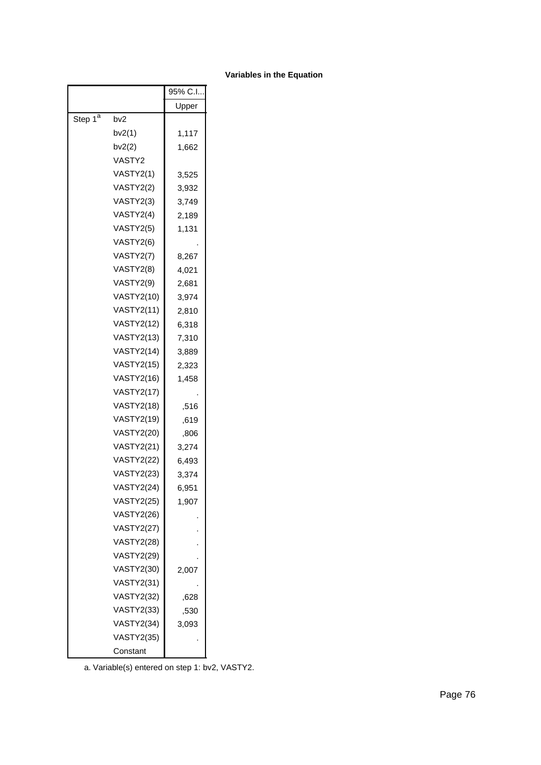**Variables in the Equation**

| | | 95% C.I... |
|---|---|---|
| | | Upper |
| Step 1[a] | bv2 | |
| | bv2(1) | 1,117 |
| | bv2(2) | 1,662 |
| | VASTY2 | |
| | VASTY2(1) | 3,525 |
| | VASTY2(2) | 3,932 |
| | VASTY2(3) | 3,749 |
| | VASTY2(4) | 2,189 |
| | VASTY2(5) | 1,131 |
| | VASTY2(6) | . |
| | VASTY2(7) | 8,267 |
| | VASTY2(8) | 4,021 |
| | VASTY2(9) | 2,681 |
| | VASTY2(10) | 3,974 |
| | VASTY2(11) | 2,810 |
| | VASTY2(12) | 6,318 |
| | VASTY2(13) | 7,310 |
| | VASTY2(14) | 3,889 |
| | VASTY2(15) | 2,323 |
| | VASTY2(16) | 1,458 |
| | VASTY2(17) | . |
| | VASTY2(18) | ,516 |
| | VASTY2(19) | ,619 |
| | VASTY2(20) | ,806 |
| | VASTY2(21) | 3,274 |
| | VASTY2(22) | 6,493 |
| | VASTY2(23) | 3,374 |
| | VASTY2(24) | 6,951 |
| | VASTY2(25) | 1,907 |
| | VASTY2(26) | . |
| | VASTY2(27) | . |
| | VASTY2(28) | . |
| | VASTY2(29) | . |
| | VASTY2(30) | 2,007 |
| | VASTY2(31) | . |
| | VASTY2(32) | ,628 |
| | VASTY2(33) | ,530 |
| | VASTY2(34) | 3,093 |
| | VASTY2(35) | . |
| | Constant | |

a. Variable(s) entered on step 1: bv2, VASTY2.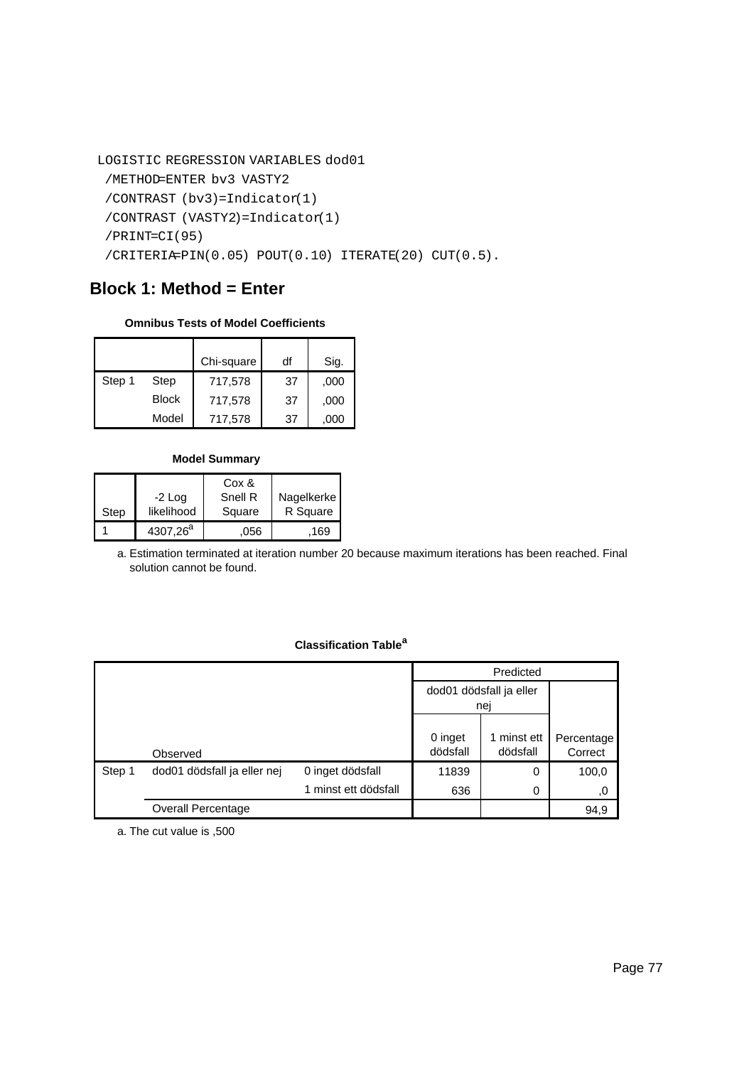```
LOGISTIC REGRESSION VARIABLES dod01
 /METHOD=ENTER bv3 VASTY2
 /CONTRAST (bv3)=Indicator(1)
 /CONTRAST (VASTY2)=Indicator(1)
 /PRINT=CI(95)
 /CRITERIA=PIN(0.05) POUT(0.10) ITERATE(20) CUT(0.5).
```

## Block 1: Method = Enter

**Omnibus Tests of Model Coefficients**

| | | Chi-square | df | Sig. |
|---|---|---|---|---|
| Step 1 | Step | 717,578 | 37 | ,000 |
| | Block | 717,578 | 37 | ,000 |
| | Model | 717,578 | 37 | ,000 |

**Model Summary**

| Step | -2 Log likelihood | Cox & Snell R Square | Nagelkerke R Square |
|---|---|---|---|
| 1 | 4307,26[a] | ,056 | ,169 |

a. Estimation terminated at iteration number 20 because maximum iterations has been reached. Final solution cannot be found.

**Classification Table[a]**

| | Observed | | Predicted | | |
|---|---|---|---|---|---|
| | | | dod01 dödsfall ja eller nej | | |
| | | | 0 inget dödsfall | 1 minst ett dödsfall | Percentage Correct |
| Step 1 | dod01 dödsfall ja eller nej | 0 inget dödsfall | 11839 | 0 | 100,0 |
| | | 1 minst ett dödsfall | 636 | 0 | ,0 |
| | Overall Percentage | | | | 94,9 |

a. The cut value is ,500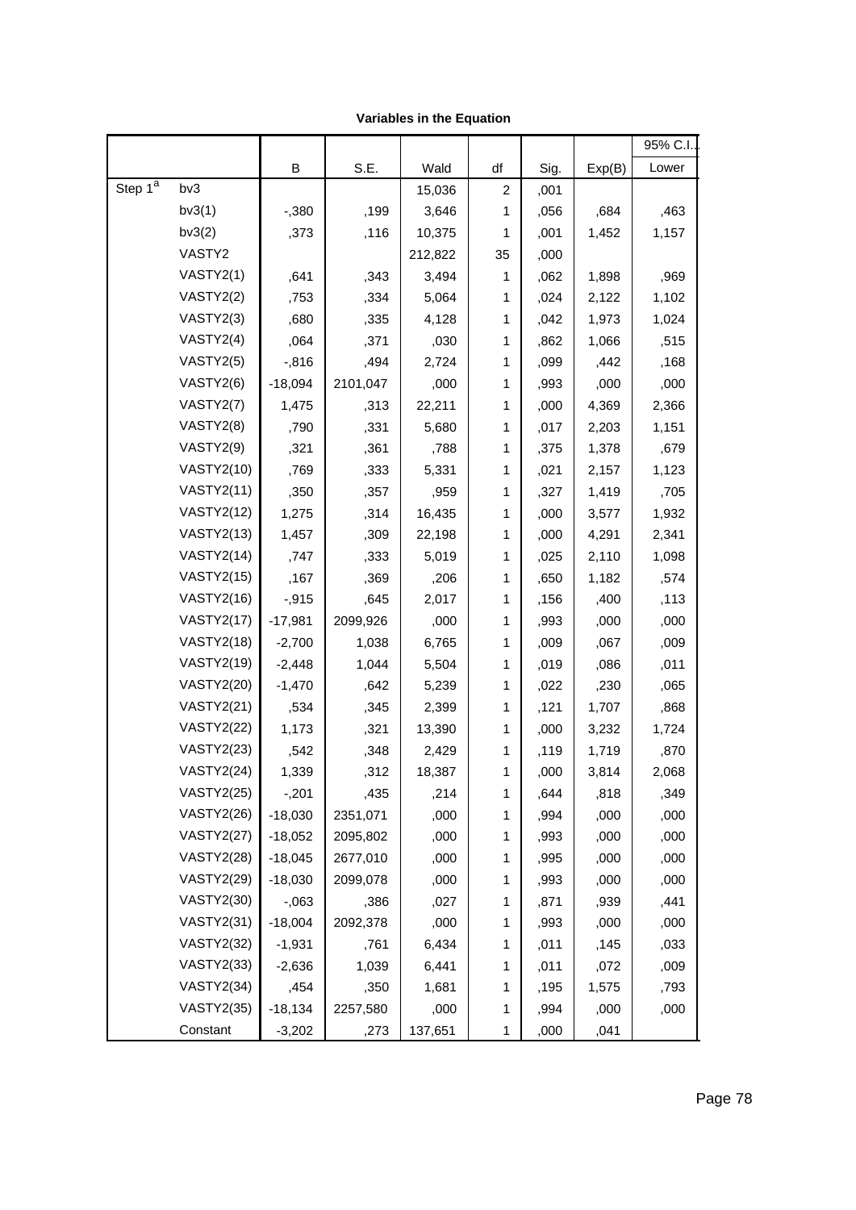**Variables in the Equation**

| | | B | S.E. | Wald | df | Sig. | Exp(B) | 95% C.I. |
|---|---|---|---|---|---|---|---|---|
| | | | | | | | | Lower |
| Step 1[a] | bv3 | | | 15,036 | 2 | ,001 | | |
| | bv3(1) | -,380 | ,199 | 3,646 | 1 | ,056 | ,684 | ,463 |
| | bv3(2) | ,373 | ,116 | 10,375 | 1 | ,001 | 1,452 | 1,157 |
| | VASTY2 | | | 212,822 | 35 | ,000 | | |
| | VASTY2(1) | ,641 | ,343 | 3,494 | 1 | ,062 | 1,898 | ,969 |
| | VASTY2(2) | ,753 | ,334 | 5,064 | 1 | ,024 | 2,122 | 1,102 |
| | VASTY2(3) | ,680 | ,335 | 4,128 | 1 | ,042 | 1,973 | 1,024 |
| | VASTY2(4) | ,064 | ,371 | ,030 | 1 | ,862 | 1,066 | ,515 |
| | VASTY2(5) | -,816 | ,494 | 2,724 | 1 | ,099 | ,442 | ,168 |
| | VASTY2(6) | -18,094 | 2101,047 | ,000 | 1 | ,993 | ,000 | ,000 |
| | VASTY2(7) | 1,475 | ,313 | 22,211 | 1 | ,000 | 4,369 | 2,366 |
| | VASTY2(8) | ,790 | ,331 | 5,680 | 1 | ,017 | 2,203 | 1,151 |
| | VASTY2(9) | ,321 | ,361 | ,788 | 1 | ,375 | 1,378 | ,679 |
| | VASTY2(10) | ,769 | ,333 | 5,331 | 1 | ,021 | 2,157 | 1,123 |
| | VASTY2(11) | ,350 | ,357 | ,959 | 1 | ,327 | 1,419 | ,705 |
| | VASTY2(12) | 1,275 | ,314 | 16,435 | 1 | ,000 | 3,577 | 1,932 |
| | VASTY2(13) | 1,457 | ,309 | 22,198 | 1 | ,000 | 4,291 | 2,341 |
| | VASTY2(14) | ,747 | ,333 | 5,019 | 1 | ,025 | 2,110 | 1,098 |
| | VASTY2(15) | ,167 | ,369 | ,206 | 1 | ,650 | 1,182 | ,574 |
| | VASTY2(16) | -,915 | ,645 | 2,017 | 1 | ,156 | ,400 | ,113 |
| | VASTY2(17) | -17,981 | 2099,926 | ,000 | 1 | ,993 | ,000 | ,000 |
| | VASTY2(18) | -2,700 | 1,038 | 6,765 | 1 | ,009 | ,067 | ,009 |
| | VASTY2(19) | -2,448 | 1,044 | 5,504 | 1 | ,019 | ,086 | ,011 |
| | VASTY2(20) | -1,470 | ,642 | 5,239 | 1 | ,022 | ,230 | ,065 |
| | VASTY2(21) | ,534 | ,345 | 2,399 | 1 | ,121 | 1,707 | ,868 |
| | VASTY2(22) | 1,173 | ,321 | 13,390 | 1 | ,000 | 3,232 | 1,724 |
| | VASTY2(23) | ,542 | ,348 | 2,429 | 1 | ,119 | 1,719 | ,870 |
| | VASTY2(24) | 1,339 | ,312 | 18,387 | 1 | ,000 | 3,814 | 2,068 |
| | VASTY2(25) | -,201 | ,435 | ,214 | 1 | ,644 | ,818 | ,349 |
| | VASTY2(26) | -18,030 | 2351,071 | ,000 | 1 | ,994 | ,000 | ,000 |
| | VASTY2(27) | -18,052 | 2095,802 | ,000 | 1 | ,993 | ,000 | ,000 |
| | VASTY2(28) | -18,045 | 2677,010 | ,000 | 1 | ,995 | ,000 | ,000 |
| | VASTY2(29) | -18,030 | 2099,078 | ,000 | 1 | ,993 | ,000 | ,000 |
| | VASTY2(30) | -,063 | ,386 | ,027 | 1 | ,871 | ,939 | ,441 |
| | VASTY2(31) | -18,004 | 2092,378 | ,000 | 1 | ,993 | ,000 | ,000 |
| | VASTY2(32) | -1,931 | ,761 | 6,434 | 1 | ,011 | ,145 | ,033 |
| | VASTY2(33) | -2,636 | 1,039 | 6,441 | 1 | ,011 | ,072 | ,009 |
| | VASTY2(34) | ,454 | ,350 | 1,681 | 1 | ,195 | 1,575 | ,793 |
| | VASTY2(35) | -18,134 | 2257,580 | ,000 | 1 | ,994 | ,000 | ,000 |
| | Constant | -3,202 | ,273 | 137,651 | 1 | ,000 | ,041 | |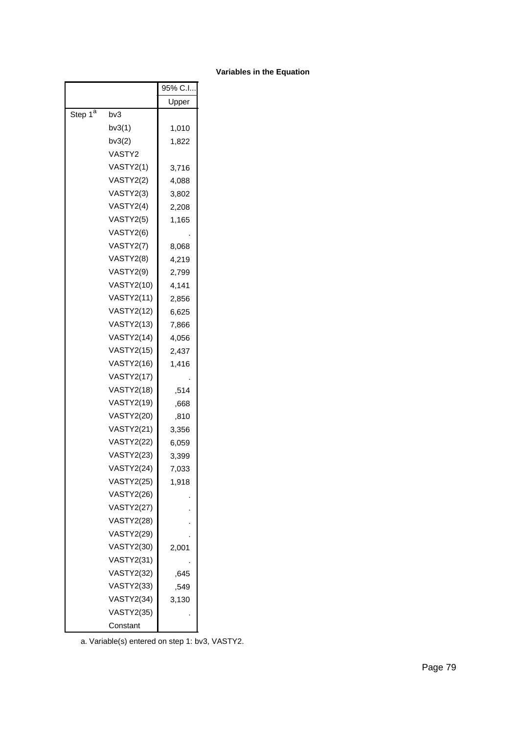**Variables in the Equation**

| | | 95% C.I... |
|---|---|---|
| | | Upper |
| Step 1[a] | bv3 | |
| | bv3(1) | 1,010 |
| | bv3(2) | 1,822 |
| | VASTY2 | |
| | VASTY2(1) | 3,716 |
| | VASTY2(2) | 4,088 |
| | VASTY2(3) | 3,802 |
| | VASTY2(4) | 2,208 |
| | VASTY2(5) | 1,165 |
| | VASTY2(6) | . |
| | VASTY2(7) | 8,068 |
| | VASTY2(8) | 4,219 |
| | VASTY2(9) | 2,799 |
| | VASTY2(10) | 4,141 |
| | VASTY2(11) | 2,856 |
| | VASTY2(12) | 6,625 |
| | VASTY2(13) | 7,866 |
| | VASTY2(14) | 4,056 |
| | VASTY2(15) | 2,437 |
| | VASTY2(16) | 1,416 |
| | VASTY2(17) | . |
| | VASTY2(18) | ,514 |
| | VASTY2(19) | ,668 |
| | VASTY2(20) | ,810 |
| | VASTY2(21) | 3,356 |
| | VASTY2(22) | 6,059 |
| | VASTY2(23) | 3,399 |
| | VASTY2(24) | 7,033 |
| | VASTY2(25) | 1,918 |
| | VASTY2(26) | . |
| | VASTY2(27) | . |
| | VASTY2(28) | . |
| | VASTY2(29) | . |
| | VASTY2(30) | 2,001 |
| | VASTY2(31) | . |
| | VASTY2(32) | ,645 |
| | VASTY2(33) | ,549 |
| | VASTY2(34) | 3,130 |
| | VASTY2(35) | . |
| | Constant | |

a. Variable(s) entered on step 1: bv3, VASTY2.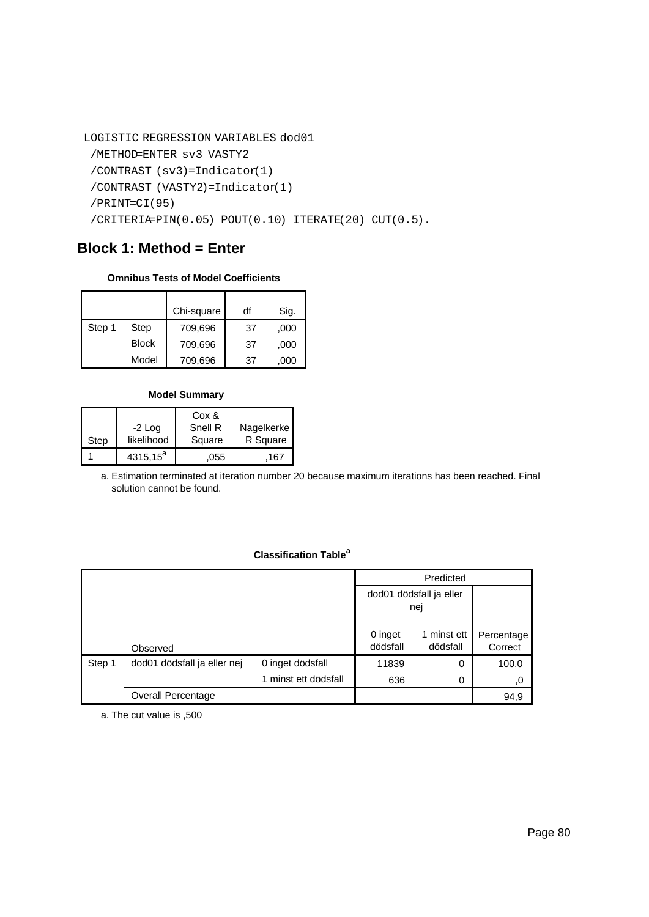```
LOGISTIC REGRESSION VARIABLES dod01
 /METHOD=ENTER sv3 VASTY2
 /CONTRAST (sv3)=Indicator(1)
 /CONTRAST (VASTY2)=Indicator(1)
 /PRINT=CI(95)
 /CRITERIA=PIN(0.05) POUT(0.10) ITERATE(20) CUT(0.5).
```

## Block 1: Method = Enter

**Omnibus Tests of Model Coefficients**

| | | Chi-square | df | Sig. |
|---|---|---|---|---|
| Step 1 | Step | 709,696 | 37 | ,000 |
| | Block | 709,696 | 37 | ,000 |
| | Model | 709,696 | 37 | ,000 |

**Model Summary**

| Step | -2 Log likelihood | Cox & Snell R Square | Nagelkerke R Square |
|---|---|---|---|
| 1 | 4315,15[a] | ,055 | ,167 |

a. Estimation terminated at iteration number 20 because maximum iterations has been reached. Final solution cannot be found.

**Classification Table[a]**

| | | | Predicted | | |
|---|---|---|---|---|---|
| | | | dod01 dödsfall ja eller nej | | |
| | Observed | | 0 inget dödsfall | 1 minst ett dödsfall | Percentage Correct |
| Step 1 | dod01 dödsfall ja eller nej | 0 inget dödsfall | 11839 | 0 | 100,0 |
| | | 1 minst ett dödsfall | 636 | 0 | ,0 |
| | Overall Percentage | | | | 94,9 |

a. The cut value is ,500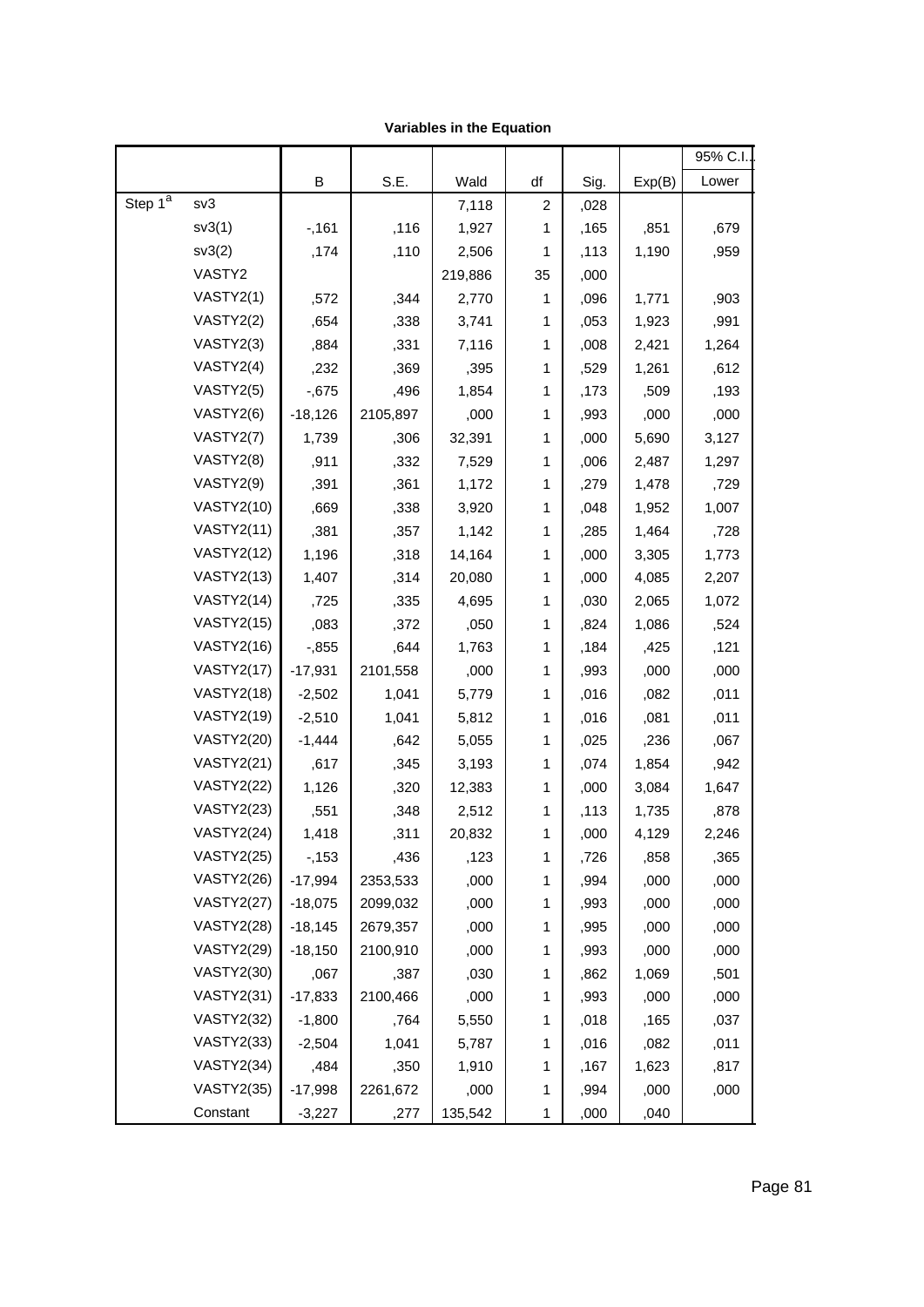**Variables in the Equation**

| | | B | S.E. | Wald | df | Sig. | Exp(B) | 95% C.I... |
|---|---|---|---|---|---|---|---|---|
| | | | | | | | | Lower |
| Step 1[a] | sv3 | | | 7,118 | 2 | ,028 | | |
| | sv3(1) | -,161 | ,116 | 1,927 | 1 | ,165 | ,851 | ,679 |
| | sv3(2) | ,174 | ,110 | 2,506 | 1 | ,113 | 1,190 | ,959 |
| | VASTY2 | | | 219,886 | 35 | ,000 | | |
| | VASTY2(1) | ,572 | ,344 | 2,770 | 1 | ,096 | 1,771 | ,903 |
| | VASTY2(2) | ,654 | ,338 | 3,741 | 1 | ,053 | 1,923 | ,991 |
| | VASTY2(3) | ,884 | ,331 | 7,116 | 1 | ,008 | 2,421 | 1,264 |
| | VASTY2(4) | ,232 | ,369 | ,395 | 1 | ,529 | 1,261 | ,612 |
| | VASTY2(5) | -,675 | ,496 | 1,854 | 1 | ,173 | ,509 | ,193 |
| | VASTY2(6) | -18,126 | 2105,897 | ,000 | 1 | ,993 | ,000 | ,000 |
| | VASTY2(7) | 1,739 | ,306 | 32,391 | 1 | ,000 | 5,690 | 3,127 |
| | VASTY2(8) | ,911 | ,332 | 7,529 | 1 | ,006 | 2,487 | 1,297 |
| | VASTY2(9) | ,391 | ,361 | 1,172 | 1 | ,279 | 1,478 | ,729 |
| | VASTY2(10) | ,669 | ,338 | 3,920 | 1 | ,048 | 1,952 | 1,007 |
| | VASTY2(11) | ,381 | ,357 | 1,142 | 1 | ,285 | 1,464 | ,728 |
| | VASTY2(12) | 1,196 | ,318 | 14,164 | 1 | ,000 | 3,305 | 1,773 |
| | VASTY2(13) | 1,407 | ,314 | 20,080 | 1 | ,000 | 4,085 | 2,207 |
| | VASTY2(14) | ,725 | ,335 | 4,695 | 1 | ,030 | 2,065 | 1,072 |
| | VASTY2(15) | ,083 | ,372 | ,050 | 1 | ,824 | 1,086 | ,524 |
| | VASTY2(16) | -,855 | ,644 | 1,763 | 1 | ,184 | ,425 | ,121 |
| | VASTY2(17) | -17,931 | 2101,558 | ,000 | 1 | ,993 | ,000 | ,000 |
| | VASTY2(18) | -2,502 | 1,041 | 5,779 | 1 | ,016 | ,082 | ,011 |
| | VASTY2(19) | -2,510 | 1,041 | 5,812 | 1 | ,016 | ,081 | ,011 |
| | VASTY2(20) | -1,444 | ,642 | 5,055 | 1 | ,025 | ,236 | ,067 |
| | VASTY2(21) | ,617 | ,345 | 3,193 | 1 | ,074 | 1,854 | ,942 |
| | VASTY2(22) | 1,126 | ,320 | 12,383 | 1 | ,000 | 3,084 | 1,647 |
| | VASTY2(23) | ,551 | ,348 | 2,512 | 1 | ,113 | 1,735 | ,878 |
| | VASTY2(24) | 1,418 | ,311 | 20,832 | 1 | ,000 | 4,129 | 2,246 |
| | VASTY2(25) | -,153 | ,436 | ,123 | 1 | ,726 | ,858 | ,365 |
| | VASTY2(26) | -17,994 | 2353,533 | ,000 | 1 | ,994 | ,000 | ,000 |
| | VASTY2(27) | -18,075 | 2099,032 | ,000 | 1 | ,993 | ,000 | ,000 |
| | VASTY2(28) | -18,145 | 2679,357 | ,000 | 1 | ,995 | ,000 | ,000 |
| | VASTY2(29) | -18,150 | 2100,910 | ,000 | 1 | ,993 | ,000 | ,000 |
| | VASTY2(30) | ,067 | ,387 | ,030 | 1 | ,862 | 1,069 | ,501 |
| | VASTY2(31) | -17,833 | 2100,466 | ,000 | 1 | ,993 | ,000 | ,000 |
| | VASTY2(32) | -1,800 | ,764 | 5,550 | 1 | ,018 | ,165 | ,037 |
| | VASTY2(33) | -2,504 | 1,041 | 5,787 | 1 | ,016 | ,082 | ,011 |
| | VASTY2(34) | ,484 | ,350 | 1,910 | 1 | ,167 | 1,623 | ,817 |
| | VASTY2(35) | -17,998 | 2261,672 | ,000 | 1 | ,994 | ,000 | ,000 |
| | Constant | -3,227 | ,277 | 135,542 | 1 | ,000 | ,040 | |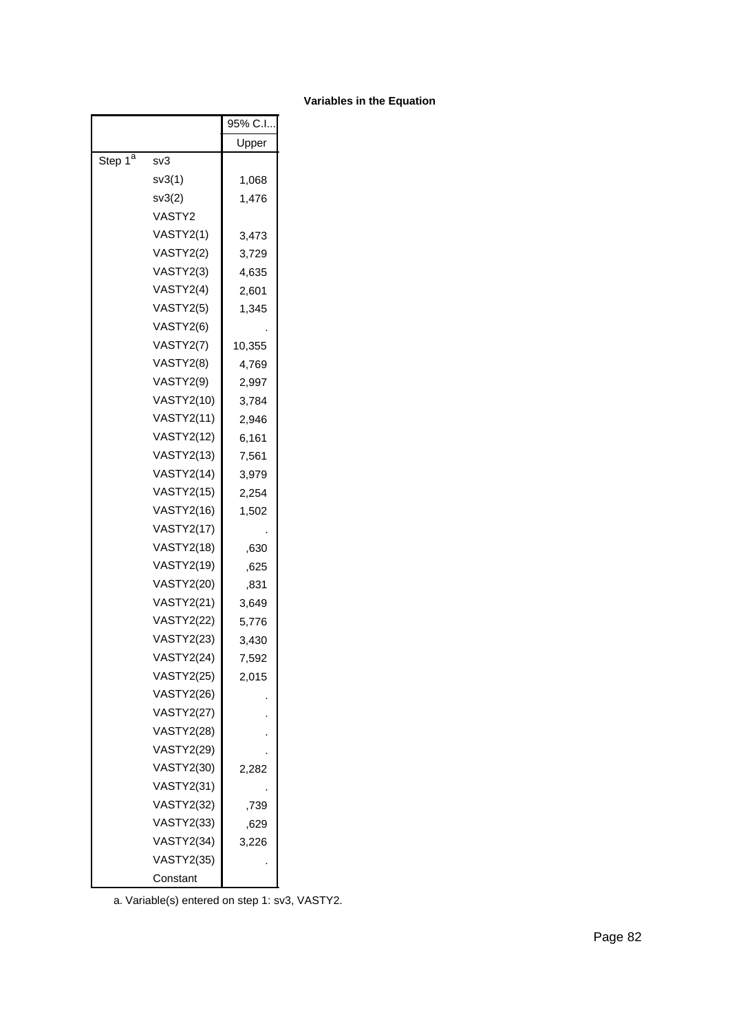**Variables in the Equation**

| | | 95% C.I... |
|---|---|---|
| | | Upper |
| Step 1[a] | sv3 | |
| | sv3(1) | 1,068 |
| | sv3(2) | 1,476 |
| | VASTY2 | |
| | VASTY2(1) | 3,473 |
| | VASTY2(2) | 3,729 |
| | VASTY2(3) | 4,635 |
| | VASTY2(4) | 2,601 |
| | VASTY2(5) | 1,345 |
| | VASTY2(6) | . |
| | VASTY2(7) | 10,355 |
| | VASTY2(8) | 4,769 |
| | VASTY2(9) | 2,997 |
| | VASTY2(10) | 3,784 |
| | VASTY2(11) | 2,946 |
| | VASTY2(12) | 6,161 |
| | VASTY2(13) | 7,561 |
| | VASTY2(14) | 3,979 |
| | VASTY2(15) | 2,254 |
| | VASTY2(16) | 1,502 |
| | VASTY2(17) | . |
| | VASTY2(18) | ,630 |
| | VASTY2(19) | ,625 |
| | VASTY2(20) | ,831 |
| | VASTY2(21) | 3,649 |
| | VASTY2(22) | 5,776 |
| | VASTY2(23) | 3,430 |
| | VASTY2(24) | 7,592 |
| | VASTY2(25) | 2,015 |
| | VASTY2(26) | . |
| | VASTY2(27) | . |
| | VASTY2(28) | . |
| | VASTY2(29) | . |
| | VASTY2(30) | 2,282 |
| | VASTY2(31) | . |
| | VASTY2(32) | ,739 |
| | VASTY2(33) | ,629 |
| | VASTY2(34) | 3,226 |
| | VASTY2(35) | . |
| | Constant | |

a. Variable(s) entered on step 1: sv3, VASTY2.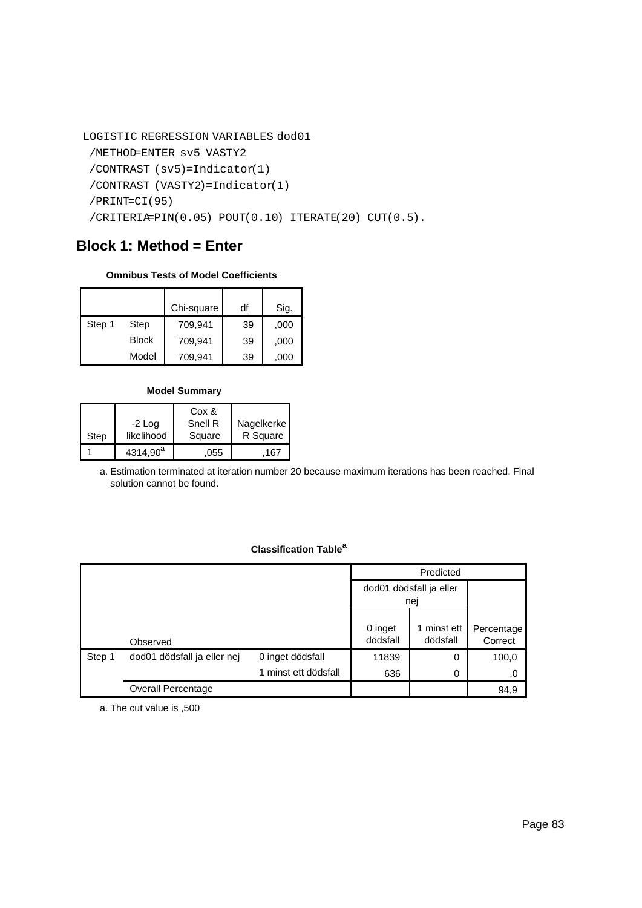```
LOGISTIC REGRESSION VARIABLES dod01
 /METHOD=ENTER sv5 VASTY2
 /CONTRAST (sv5)=Indicator(1)
 /CONTRAST (VASTY2)=Indicator(1)
 /PRINT=CI(95)
 /CRITERIA=PIN(0.05) POUT(0.10) ITERATE(20) CUT(0.5).
```

## Block 1: Method = Enter

**Omnibus Tests of Model Coefficients**

| | | Chi-square | df | Sig. |
|---|---|---|---|---|
| Step 1 | Step | 709,941 | 39 | ,000 |
| | Block | 709,941 | 39 | ,000 |
| | Model | 709,941 | 39 | ,000 |

**Model Summary**

| Step | -2 Log likelihood | Cox & Snell R Square | Nagelkerke R Square |
|---|---|---|---|
| 1 | 4314,90[a] | ,055 | ,167 |

a. Estimation terminated at iteration number 20 because maximum iterations has been reached. Final solution cannot be found.

**Classification Table[a]**

| | | | Predicted | | |
|---|---|---|---|---|---|
| | | | dod01 dödsfall ja eller nej | | |
| | Observed | | 0 inget dödsfall | 1 minst ett dödsfall | Percentage Correct |
| Step 1 | dod01 dödsfall ja eller nej | 0 inget dödsfall | 11839 | 0 | 100,0 |
| | | 1 minst ett dödsfall | 636 | 0 | ,0 |
| | Overall Percentage | | | | 94,9 |

a. The cut value is ,500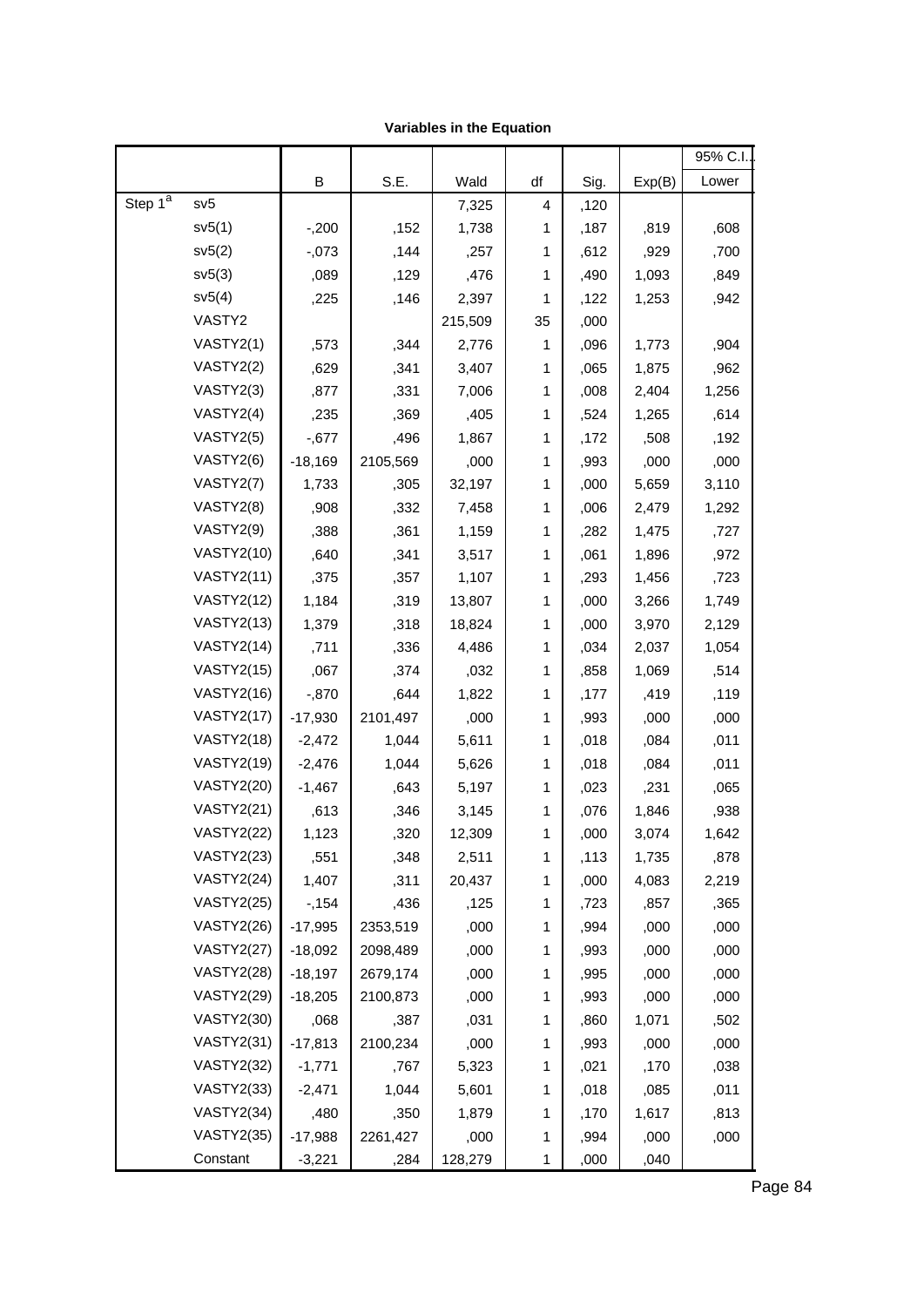**Variables in the Equation**

| | | B | S.E. | Wald | df | Sig. | Exp(B) | 95% C.I. |
|---|---|---|---|---|---|---|---|---|
| | | | | | | | | Lower |
| Step 1[a] | sv5 | | | 7,325 | 4 | ,120 | | |
| | sv5(1) | -,200 | ,152 | 1,738 | 1 | ,187 | ,819 | ,608 |
| | sv5(2) | -,073 | ,144 | ,257 | 1 | ,612 | ,929 | ,700 |
| | sv5(3) | ,089 | ,129 | ,476 | 1 | ,490 | 1,093 | ,849 |
| | sv5(4) | ,225 | ,146 | 2,397 | 1 | ,122 | 1,253 | ,942 |
| | VASTY2 | | | 215,509 | 35 | ,000 | | |
| | VASTY2(1) | ,573 | ,344 | 2,776 | 1 | ,096 | 1,773 | ,904 |
| | VASTY2(2) | ,629 | ,341 | 3,407 | 1 | ,065 | 1,875 | ,962 |
| | VASTY2(3) | ,877 | ,331 | 7,006 | 1 | ,008 | 2,404 | 1,256 |
| | VASTY2(4) | ,235 | ,369 | ,405 | 1 | ,524 | 1,265 | ,614 |
| | VASTY2(5) | -,677 | ,496 | 1,867 | 1 | ,172 | ,508 | ,192 |
| | VASTY2(6) | -18,169 | 2105,569 | ,000 | 1 | ,993 | ,000 | ,000 |
| | VASTY2(7) | 1,733 | ,305 | 32,197 | 1 | ,000 | 5,659 | 3,110 |
| | VASTY2(8) | ,908 | ,332 | 7,458 | 1 | ,006 | 2,479 | 1,292 |
| | VASTY2(9) | ,388 | ,361 | 1,159 | 1 | ,282 | 1,475 | ,727 |
| | VASTY2(10) | ,640 | ,341 | 3,517 | 1 | ,061 | 1,896 | ,972 |
| | VASTY2(11) | ,375 | ,357 | 1,107 | 1 | ,293 | 1,456 | ,723 |
| | VASTY2(12) | 1,184 | ,319 | 13,807 | 1 | ,000 | 3,266 | 1,749 |
| | VASTY2(13) | 1,379 | ,318 | 18,824 | 1 | ,000 | 3,970 | 2,129 |
| | VASTY2(14) | ,711 | ,336 | 4,486 | 1 | ,034 | 2,037 | 1,054 |
| | VASTY2(15) | ,067 | ,374 | ,032 | 1 | ,858 | 1,069 | ,514 |
| | VASTY2(16) | -,870 | ,644 | 1,822 | 1 | ,177 | ,419 | ,119 |
| | VASTY2(17) | -17,930 | 2101,497 | ,000 | 1 | ,993 | ,000 | ,000 |
| | VASTY2(18) | -2,472 | 1,044 | 5,611 | 1 | ,018 | ,084 | ,011 |
| | VASTY2(19) | -2,476 | 1,044 | 5,626 | 1 | ,018 | ,084 | ,011 |
| | VASTY2(20) | -1,467 | ,643 | 5,197 | 1 | ,023 | ,231 | ,065 |
| | VASTY2(21) | ,613 | ,346 | 3,145 | 1 | ,076 | 1,846 | ,938 |
| | VASTY2(22) | 1,123 | ,320 | 12,309 | 1 | ,000 | 3,074 | 1,642 |
| | VASTY2(23) | ,551 | ,348 | 2,511 | 1 | ,113 | 1,735 | ,878 |
| | VASTY2(24) | 1,407 | ,311 | 20,437 | 1 | ,000 | 4,083 | 2,219 |
| | VASTY2(25) | -,154 | ,436 | ,125 | 1 | ,723 | ,857 | ,365 |
| | VASTY2(26) | -17,995 | 2353,519 | ,000 | 1 | ,994 | ,000 | ,000 |
| | VASTY2(27) | -18,092 | 2098,489 | ,000 | 1 | ,993 | ,000 | ,000 |
| | VASTY2(28) | -18,197 | 2679,174 | ,000 | 1 | ,995 | ,000 | ,000 |
| | VASTY2(29) | -18,205 | 2100,873 | ,000 | 1 | ,993 | ,000 | ,000 |
| | VASTY2(30) | ,068 | ,387 | ,031 | 1 | ,860 | 1,071 | ,502 |
| | VASTY2(31) | -17,813 | 2100,234 | ,000 | 1 | ,993 | ,000 | ,000 |
| | VASTY2(32) | -1,771 | ,767 | 5,323 | 1 | ,021 | ,170 | ,038 |
| | VASTY2(33) | -2,471 | 1,044 | 5,601 | 1 | ,018 | ,085 | ,011 |
| | VASTY2(34) | ,480 | ,350 | 1,879 | 1 | ,170 | 1,617 | ,813 |
| | VASTY2(35) | -17,988 | 2261,427 | ,000 | 1 | ,994 | ,000 | ,000 |
| | Constant | -3,221 | ,284 | 128,279 | 1 | ,000 | ,040 | |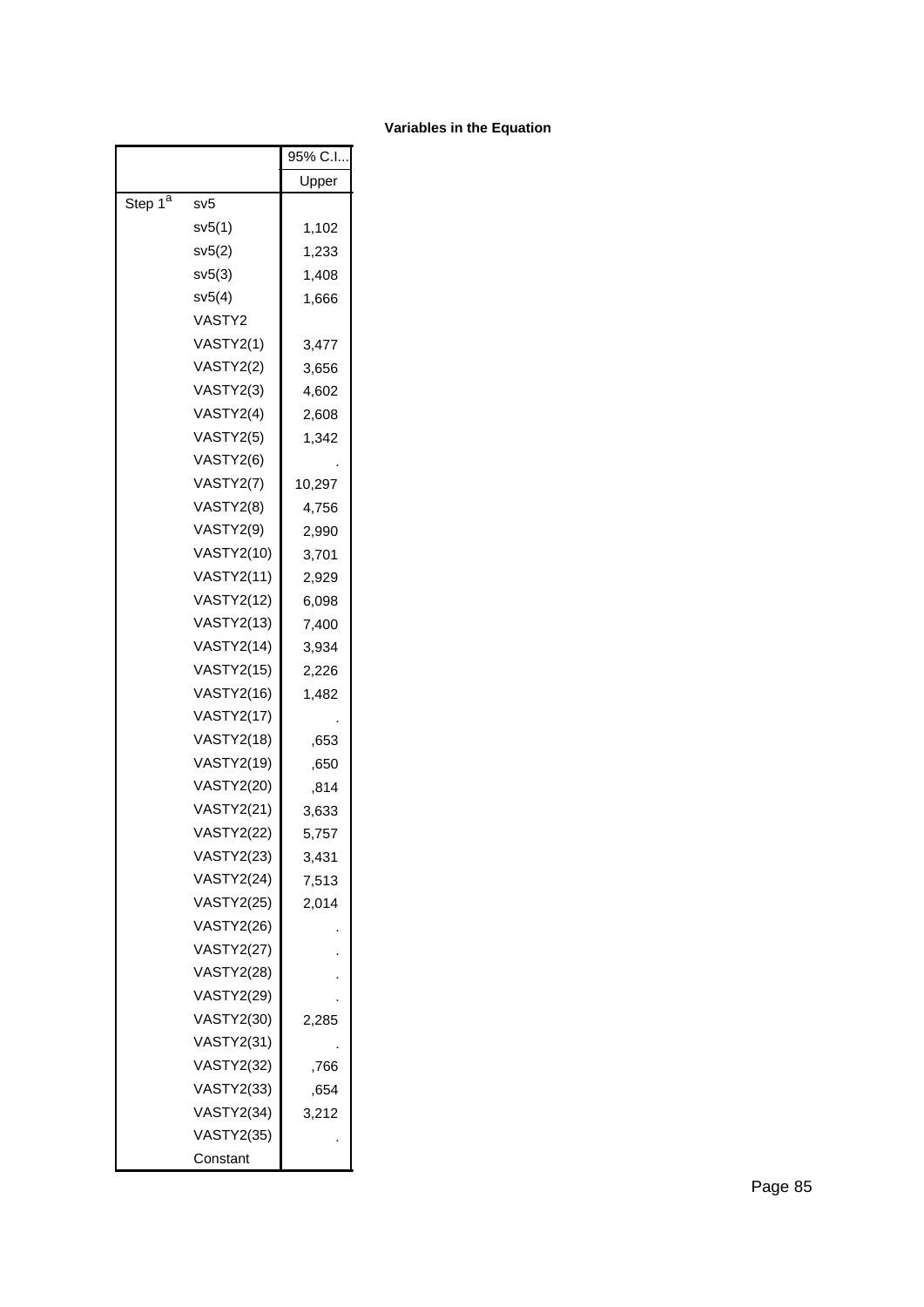**Variables in the Equation**

| | | 95% C.I... |
|---|---|---|
| | | Upper |
| Step 1[a] | sv5 | |
| | sv5(1) | 1,102 |
| | sv5(2) | 1,233 |
| | sv5(3) | 1,408 |
| | sv5(4) | 1,666 |
| | VASTY2 | |
| | VASTY2(1) | 3,477 |
| | VASTY2(2) | 3,656 |
| | VASTY2(3) | 4,602 |
| | VASTY2(4) | 2,608 |
| | VASTY2(5) | 1,342 |
| | VASTY2(6) | . |
| | VASTY2(7) | 10,297 |
| | VASTY2(8) | 4,756 |
| | VASTY2(9) | 2,990 |
| | VASTY2(10) | 3,701 |
| | VASTY2(11) | 2,929 |
| | VASTY2(12) | 6,098 |
| | VASTY2(13) | 7,400 |
| | VASTY2(14) | 3,934 |
| | VASTY2(15) | 2,226 |
| | VASTY2(16) | 1,482 |
| | VASTY2(17) | . |
| | VASTY2(18) | ,653 |
| | VASTY2(19) | ,650 |
| | VASTY2(20) | ,814 |
| | VASTY2(21) | 3,633 |
| | VASTY2(22) | 5,757 |
| | VASTY2(23) | 3,431 |
| | VASTY2(24) | 7,513 |
| | VASTY2(25) | 2,014 |
| | VASTY2(26) | . |
| | VASTY2(27) | . |
| | VASTY2(28) | . |
| | VASTY2(29) | . |
| | VASTY2(30) | 2,285 |
| | VASTY2(31) | . |
| | VASTY2(32) | ,766 |
| | VASTY2(33) | ,654 |
| | VASTY2(34) | 3,212 |
| | VASTY2(35) | . |
| | Constant | |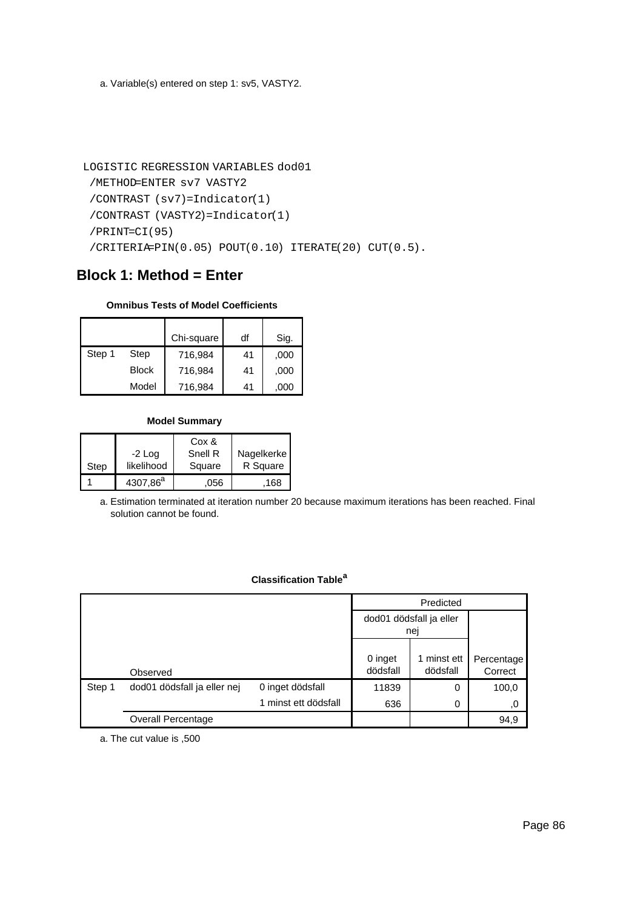a. Variable(s) entered on step 1: sv5, VASTY2.

```
LOGISTIC REGRESSION VARIABLES dod01
 /METHOD=ENTER sv7 VASTY2
 /CONTRAST (sv7)=Indicator(1)
 /CONTRAST (VASTY2)=Indicator(1)
 /PRINT=CI(95)
 /CRITERIA=PIN(0.05) POUT(0.10) ITERATE(20) CUT(0.5).
```

## Block 1: Method = Enter

**Omnibus Tests of Model Coefficients**

| | | Chi-square | df | Sig. |
|---|---|---|---|---|
| Step 1 | Step | 716,984 | 41 | ,000 |
| | Block | 716,984 | 41 | ,000 |
| | Model | 716,984 | 41 | ,000 |

**Model Summary**

| Step | -2 Log likelihood | Cox & Snell R Square | Nagelkerke R Square |
|---|---|---|---|
| 1 | 4307,86[a] | ,056 | ,168 |

a. Estimation terminated at iteration number 20 because maximum iterations has been reached. Final solution cannot be found.

**Classification Table[a]**

| | Observed | | Predicted: dod01 dödsfall ja eller nej: 0 inget dödsfall | Predicted: dod01 dödsfall ja eller nej: 1 minst ett dödsfall | Percentage Correct |
|---|---|---|---|---|---|
| Step 1 | dod01 dödsfall ja eller nej | 0 inget dödsfall | 11839 | 0 | 100,0 |
| | | 1 minst ett dödsfall | 636 | 0 | ,0 |
| | Overall Percentage | | | | 94,9 |

a. The cut value is ,500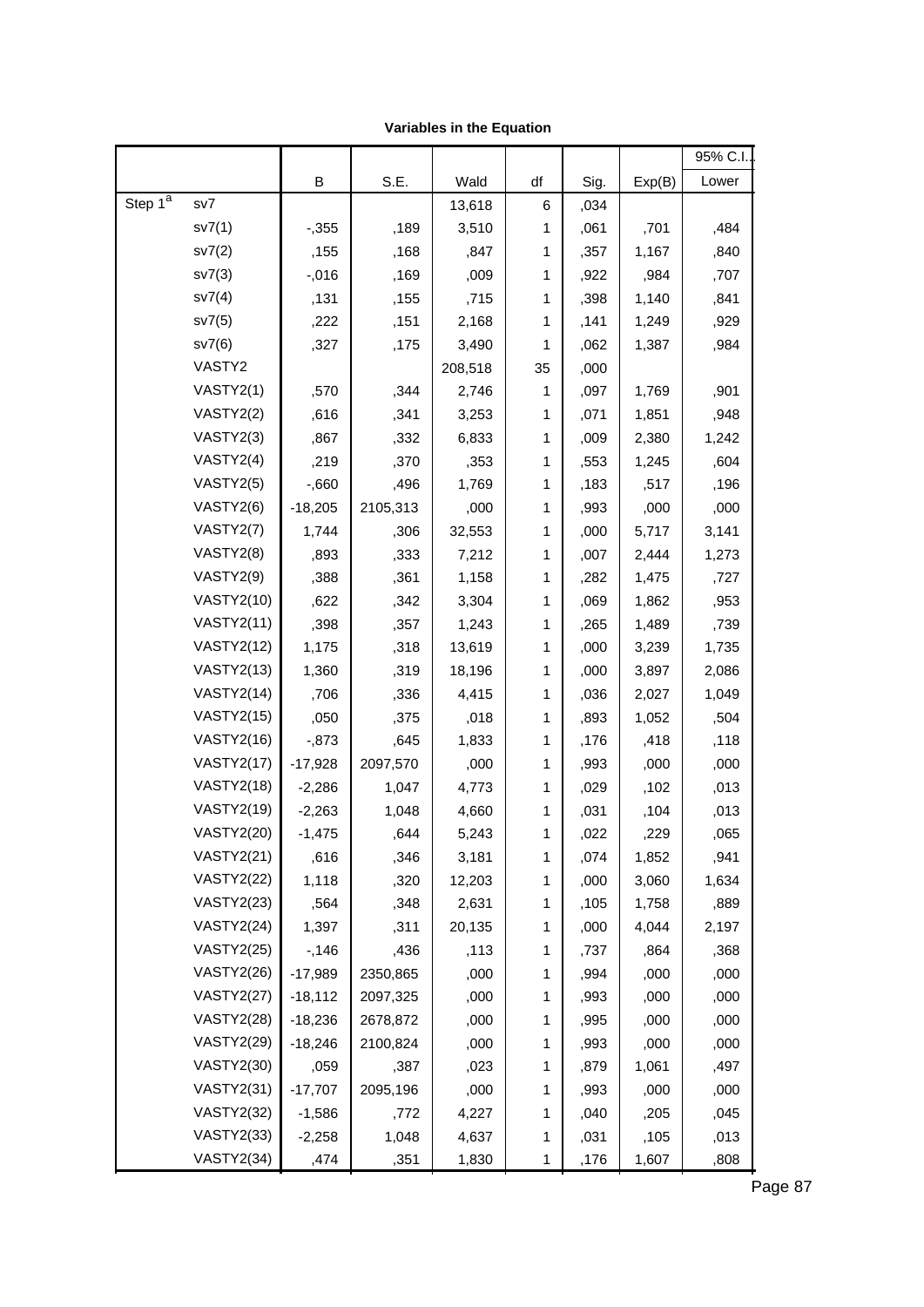**Variables in the Equation**

| | | B | S.E. | Wald | df | Sig. | Exp(B) | 95% C.I... |
|---|---|---|---|---|---|---|---|---|
| | | | | | | | | Lower |
| Step 1[a] | sv7 | | | 13,618 | 6 | ,034 | | |
| | sv7(1) | -,355 | ,189 | 3,510 | 1 | ,061 | ,701 | ,484 |
| | sv7(2) | ,155 | ,168 | ,847 | 1 | ,357 | 1,167 | ,840 |
| | sv7(3) | -,016 | ,169 | ,009 | 1 | ,922 | ,984 | ,707 |
| | sv7(4) | ,131 | ,155 | ,715 | 1 | ,398 | 1,140 | ,841 |
| | sv7(5) | ,222 | ,151 | 2,168 | 1 | ,141 | 1,249 | ,929 |
| | sv7(6) | ,327 | ,175 | 3,490 | 1 | ,062 | 1,387 | ,984 |
| | VASTY2 | | | 208,518 | 35 | ,000 | | |
| | VASTY2(1) | ,570 | ,344 | 2,746 | 1 | ,097 | 1,769 | ,901 |
| | VASTY2(2) | ,616 | ,341 | 3,253 | 1 | ,071 | 1,851 | ,948 |
| | VASTY2(3) | ,867 | ,332 | 6,833 | 1 | ,009 | 2,380 | 1,242 |
| | VASTY2(4) | ,219 | ,370 | ,353 | 1 | ,553 | 1,245 | ,604 |
| | VASTY2(5) | -,660 | ,496 | 1,769 | 1 | ,183 | ,517 | ,196 |
| | VASTY2(6) | -18,205 | 2105,313 | ,000 | 1 | ,993 | ,000 | ,000 |
| | VASTY2(7) | 1,744 | ,306 | 32,553 | 1 | ,000 | 5,717 | 3,141 |
| | VASTY2(8) | ,893 | ,333 | 7,212 | 1 | ,007 | 2,444 | 1,273 |
| | VASTY2(9) | ,388 | ,361 | 1,158 | 1 | ,282 | 1,475 | ,727 |
| | VASTY2(10) | ,622 | ,342 | 3,304 | 1 | ,069 | 1,862 | ,953 |
| | VASTY2(11) | ,398 | ,357 | 1,243 | 1 | ,265 | 1,489 | ,739 |
| | VASTY2(12) | 1,175 | ,318 | 13,619 | 1 | ,000 | 3,239 | 1,735 |
| | VASTY2(13) | 1,360 | ,319 | 18,196 | 1 | ,000 | 3,897 | 2,086 |
| | VASTY2(14) | ,706 | ,336 | 4,415 | 1 | ,036 | 2,027 | 1,049 |
| | VASTY2(15) | ,050 | ,375 | ,018 | 1 | ,893 | 1,052 | ,504 |
| | VASTY2(16) | -,873 | ,645 | 1,833 | 1 | ,176 | ,418 | ,118 |
| | VASTY2(17) | -17,928 | 2097,570 | ,000 | 1 | ,993 | ,000 | ,000 |
| | VASTY2(18) | -2,286 | 1,047 | 4,773 | 1 | ,029 | ,102 | ,013 |
| | VASTY2(19) | -2,263 | 1,048 | 4,660 | 1 | ,031 | ,104 | ,013 |
| | VASTY2(20) | -1,475 | ,644 | 5,243 | 1 | ,022 | ,229 | ,065 |
| | VASTY2(21) | ,616 | ,346 | 3,181 | 1 | ,074 | 1,852 | ,941 |
| | VASTY2(22) | 1,118 | ,320 | 12,203 | 1 | ,000 | 3,060 | 1,634 |
| | VASTY2(23) | ,564 | ,348 | 2,631 | 1 | ,105 | 1,758 | ,889 |
| | VASTY2(24) | 1,397 | ,311 | 20,135 | 1 | ,000 | 4,044 | 2,197 |
| | VASTY2(25) | -,146 | ,436 | ,113 | 1 | ,737 | ,864 | ,368 |
| | VASTY2(26) | -17,989 | 2350,865 | ,000 | 1 | ,994 | ,000 | ,000 |
| | VASTY2(27) | -18,112 | 2097,325 | ,000 | 1 | ,993 | ,000 | ,000 |
| | VASTY2(28) | -18,236 | 2678,872 | ,000 | 1 | ,995 | ,000 | ,000 |
| | VASTY2(29) | -18,246 | 2100,824 | ,000 | 1 | ,993 | ,000 | ,000 |
| | VASTY2(30) | ,059 | ,387 | ,023 | 1 | ,879 | 1,061 | ,497 |
| | VASTY2(31) | -17,707 | 2095,196 | ,000 | 1 | ,993 | ,000 | ,000 |
| | VASTY2(32) | -1,586 | ,772 | 4,227 | 1 | ,040 | ,205 | ,045 |
| | VASTY2(33) | -2,258 | 1,048 | 4,637 | 1 | ,031 | ,105 | ,013 |
| | VASTY2(34) | ,474 | ,351 | 1,830 | 1 | ,176 | 1,607 | ,808 |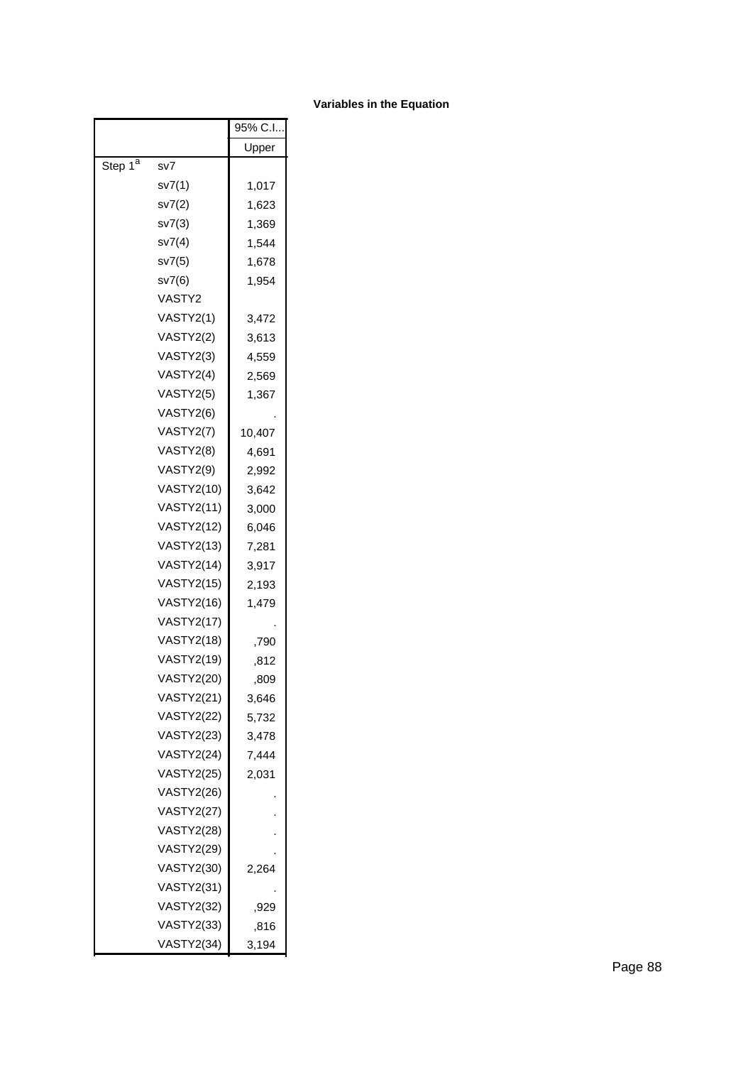**Variables in the Equation**

| | | 95% C.I... |
|---|---|---|
| | | Upper |
| Step 1[a] | sv7 | |
| | sv7(1) | 1,017 |
| | sv7(2) | 1,623 |
| | sv7(3) | 1,369 |
| | sv7(4) | 1,544 |
| | sv7(5) | 1,678 |
| | sv7(6) | 1,954 |
| | VASTY2 | |
| | VASTY2(1) | 3,472 |
| | VASTY2(2) | 3,613 |
| | VASTY2(3) | 4,559 |
| | VASTY2(4) | 2,569 |
| | VASTY2(5) | 1,367 |
| | VASTY2(6) | . |
| | VASTY2(7) | 10,407 |
| | VASTY2(8) | 4,691 |
| | VASTY2(9) | 2,992 |
| | VASTY2(10) | 3,642 |
| | VASTY2(11) | 3,000 |
| | VASTY2(12) | 6,046 |
| | VASTY2(13) | 7,281 |
| | VASTY2(14) | 3,917 |
| | VASTY2(15) | 2,193 |
| | VASTY2(16) | 1,479 |
| | VASTY2(17) | . |
| | VASTY2(18) | ,790 |
| | VASTY2(19) | ,812 |
| | VASTY2(20) | ,809 |
| | VASTY2(21) | 3,646 |
| | VASTY2(22) | 5,732 |
| | VASTY2(23) | 3,478 |
| | VASTY2(24) | 7,444 |
| | VASTY2(25) | 2,031 |
| | VASTY2(26) | . |
| | VASTY2(27) | . |
| | VASTY2(28) | . |
| | VASTY2(29) | . |
| | VASTY2(30) | 2,264 |
| | VASTY2(31) | . |
| | VASTY2(32) | ,929 |
| | VASTY2(33) | ,816 |
| | VASTY2(34) | 3,194 |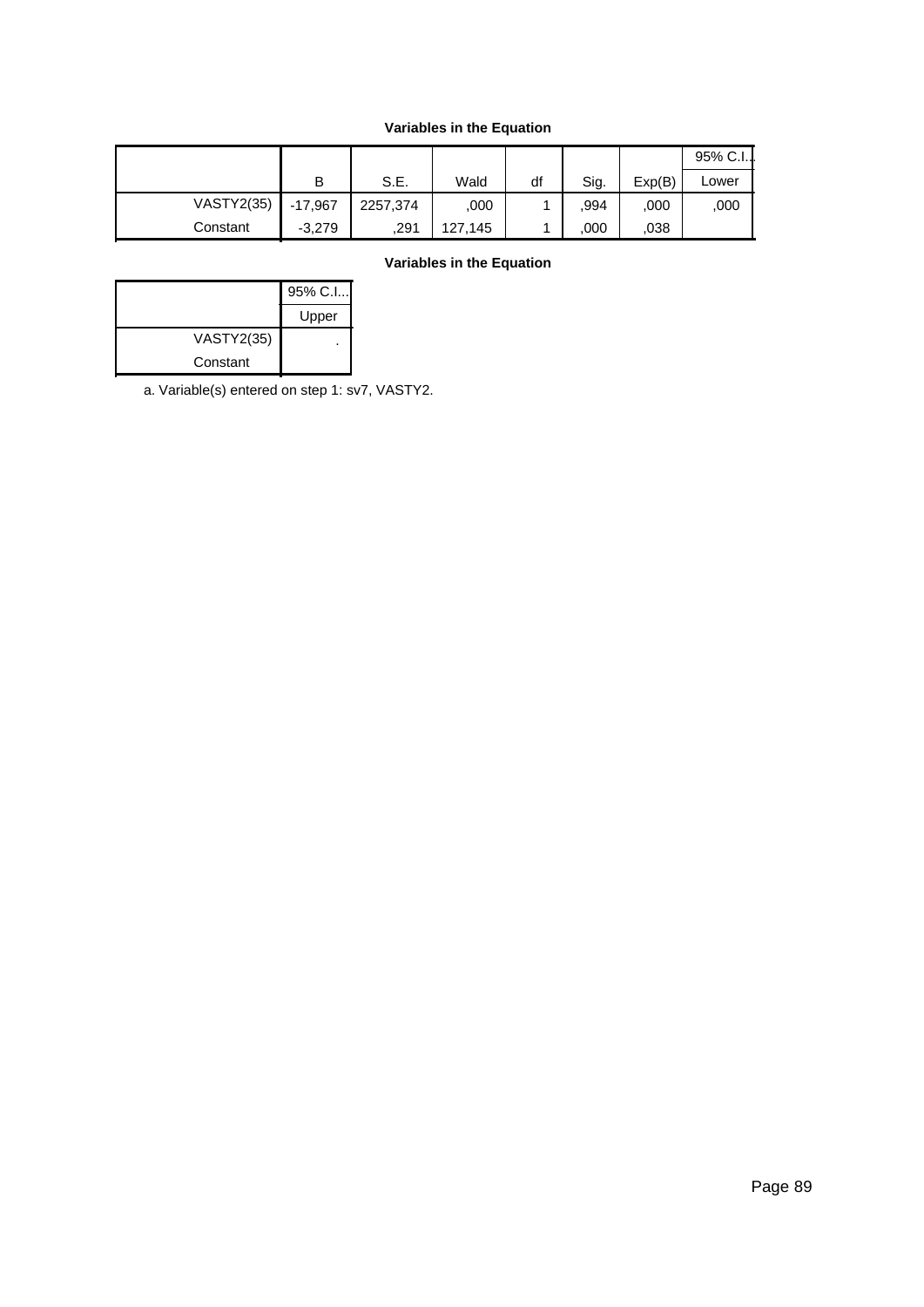**Variables in the Equation**

| | B | S.E. | Wald | df | Sig. | Exp(B) | 95% C.I... Lower | 95% C.I... Upper |
|---|---|---|---|---|---|---|---|---|
| VASTY2(35) | -17,967 | 2257,374 | ,000 | 1 | ,994 | ,000 | ,000 | . |
| Constant | -3,279 | ,291 | 127,145 | 1 | ,000 | ,038 | | |

a. Variable(s) entered on step 1: sv7, VASTY2.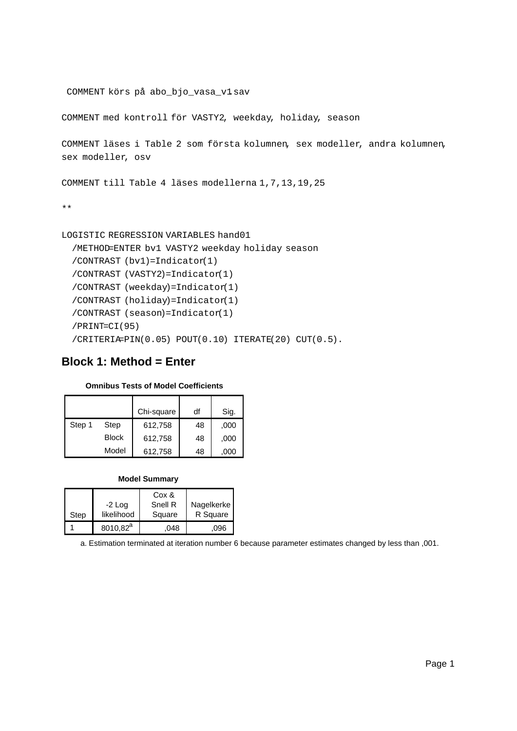```
COMMENT körs på abo_bjo_vasa_v1.sav

COMMENT med kontroll för VASTY2, weekday, holiday, season

COMMENT läses i Table 2 som första kolumnen, sex modeller, andra kolumnen,
sex modeller, osv

COMMENT till Table 4 läses modellerna 1,7,13,19,25

**

LOGISTIC REGRESSION VARIABLES hand01
  /METHOD=ENTER bv1 VASTY2 weekday holiday season
  /CONTRAST (bv1)=Indicator(1)
  /CONTRAST (VASTY2)=Indicator(1)
  /CONTRAST (weekday)=Indicator(1)
  /CONTRAST (holiday)=Indicator(1)
  /CONTRAST (season)=Indicator(1)
  /PRINT=CI(95)
  /CRITERIA=PIN(0.05) POUT(0.10) ITERATE(20) CUT(0.5).
```

## Block 1: Method = Enter

**Omnibus Tests of Model Coefficients**

| | | Chi-square | df | Sig. |
|---|---|---|---|---|
| Step 1 | Step | 612,758 | 48 | ,000 |
| | Block | 612,758 | 48 | ,000 |
| | Model | 612,758 | 48 | ,000 |

**Model Summary**

| Step | -2 Log likelihood | Cox & Snell R Square | Nagelkerke R Square |
|---|---|---|---|
| 1 | 8010,82[a] | ,048 | ,096 |

a. Estimation terminated at iteration number 6 because parameter estimates changed by less than ,001.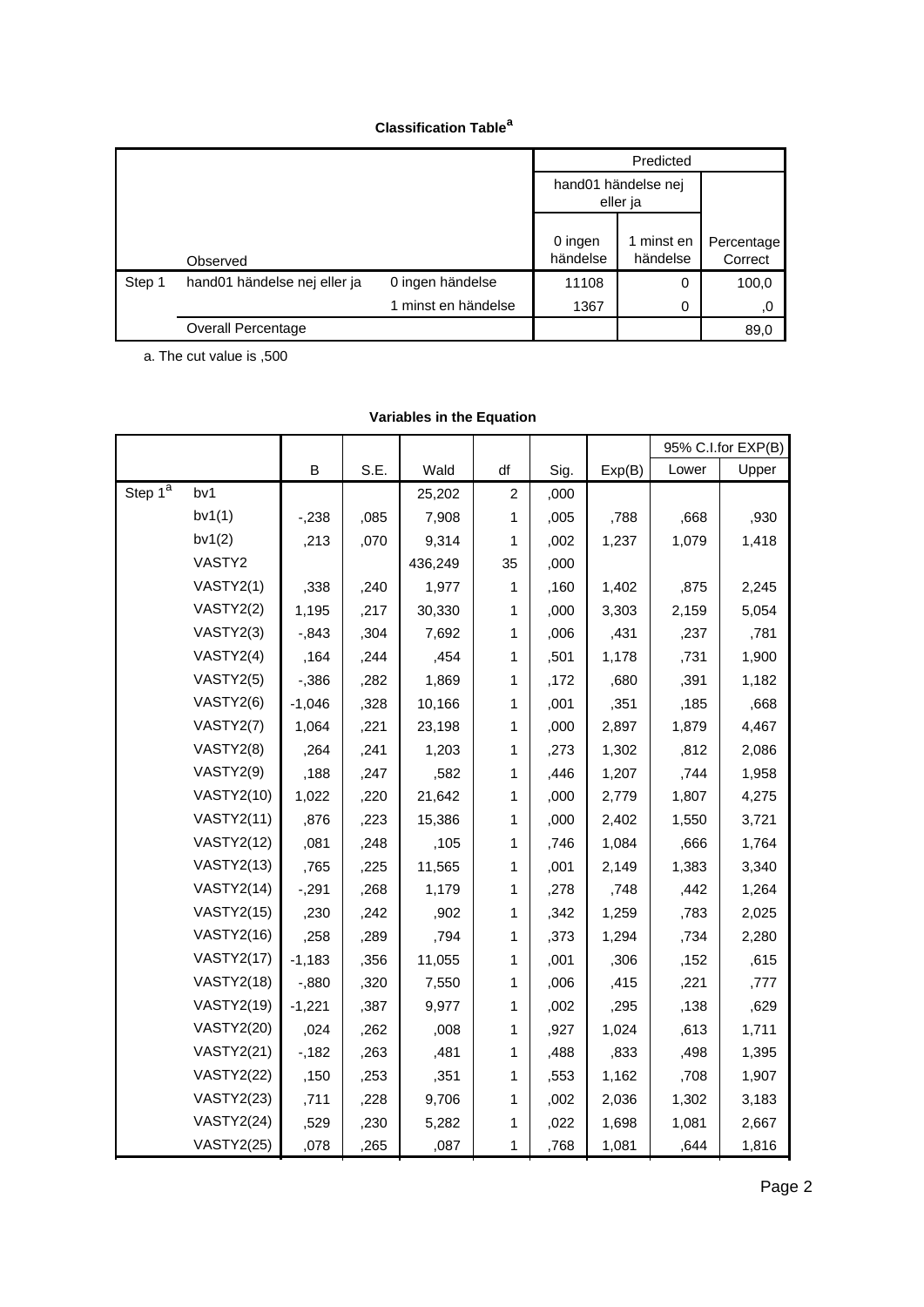**Classification Table[a]**

| | Observed | | Predicted | | |
|---|---|---|---|---|---|
| | | | hand01 händelse nej eller ja | | Percentage Correct |
| | | | 0 ingen händelse | 1 minst en händelse | |
| Step 1 | hand01 händelse nej eller ja | 0 ingen händelse | 11108 | 0 | 100,0 |
| | | 1 minst en händelse | 1367 | 0 | ,0 |
| | Overall Percentage | | | | 89,0 |

a. The cut value is ,500

**Variables in the Equation**

| | | B | S.E. | Wald | df | Sig. | Exp(B) | 95% C.I.for EXP(B) Lower | Upper |
|---|---|---|---|---|---|---|---|---|---|
| Step 1[a] | bv1 | | | 25,202 | 2 | ,000 | | | |
| | bv1(1) | -,238 | ,085 | 7,908 | 1 | ,005 | ,788 | ,668 | ,930 |
| | bv1(2) | ,213 | ,070 | 9,314 | 1 | ,002 | 1,237 | 1,079 | 1,418 |
| | VASTY2 | | | 436,249 | 35 | ,000 | | | |
| | VASTY2(1) | ,338 | ,240 | 1,977 | 1 | ,160 | 1,402 | ,875 | 2,245 |
| | VASTY2(2) | 1,195 | ,217 | 30,330 | 1 | ,000 | 3,303 | 2,159 | 5,054 |
| | VASTY2(3) | -,843 | ,304 | 7,692 | 1 | ,006 | ,431 | ,237 | ,781 |
| | VASTY2(4) | ,164 | ,244 | ,454 | 1 | ,501 | 1,178 | ,731 | 1,900 |
| | VASTY2(5) | -,386 | ,282 | 1,869 | 1 | ,172 | ,680 | ,391 | 1,182 |
| | VASTY2(6) | -1,046 | ,328 | 10,166 | 1 | ,001 | ,351 | ,185 | ,668 |
| | VASTY2(7) | 1,064 | ,221 | 23,198 | 1 | ,000 | 2,897 | 1,879 | 4,467 |
| | VASTY2(8) | ,264 | ,241 | 1,203 | 1 | ,273 | 1,302 | ,812 | 2,086 |
| | VASTY2(9) | ,188 | ,247 | ,582 | 1 | ,446 | 1,207 | ,744 | 1,958 |
| | VASTY2(10) | 1,022 | ,220 | 21,642 | 1 | ,000 | 2,779 | 1,807 | 4,275 |
| | VASTY2(11) | ,876 | ,223 | 15,386 | 1 | ,000 | 2,402 | 1,550 | 3,721 |
| | VASTY2(12) | ,081 | ,248 | ,105 | 1 | ,746 | 1,084 | ,666 | 1,764 |
| | VASTY2(13) | ,765 | ,225 | 11,565 | 1 | ,001 | 2,149 | 1,383 | 3,340 |
| | VASTY2(14) | -,291 | ,268 | 1,179 | 1 | ,278 | ,748 | ,442 | 1,264 |
| | VASTY2(15) | ,230 | ,242 | ,902 | 1 | ,342 | 1,259 | ,783 | 2,025 |
| | VASTY2(16) | ,258 | ,289 | ,794 | 1 | ,373 | 1,294 | ,734 | 2,280 |
| | VASTY2(17) | -1,183 | ,356 | 11,055 | 1 | ,001 | ,306 | ,152 | ,615 |
| | VASTY2(18) | -,880 | ,320 | 7,550 | 1 | ,006 | ,415 | ,221 | ,777 |
| | VASTY2(19) | -1,221 | ,387 | 9,977 | 1 | ,002 | ,295 | ,138 | ,629 |
| | VASTY2(20) | ,024 | ,262 | ,008 | 1 | ,927 | 1,024 | ,613 | 1,711 |
| | VASTY2(21) | -,182 | ,263 | ,481 | 1 | ,488 | ,833 | ,498 | 1,395 |
| | VASTY2(22) | ,150 | ,253 | ,351 | 1 | ,553 | 1,162 | ,708 | 1,907 |
| | VASTY2(23) | ,711 | ,228 | 9,706 | 1 | ,002 | 2,036 | 1,302 | 3,183 |
| | VASTY2(24) | ,529 | ,230 | 5,282 | 1 | ,022 | 1,698 | 1,081 | 2,667 |
| | VASTY2(25) | ,078 | ,265 | ,087 | 1 | ,768 | 1,081 | ,644 | 1,816 |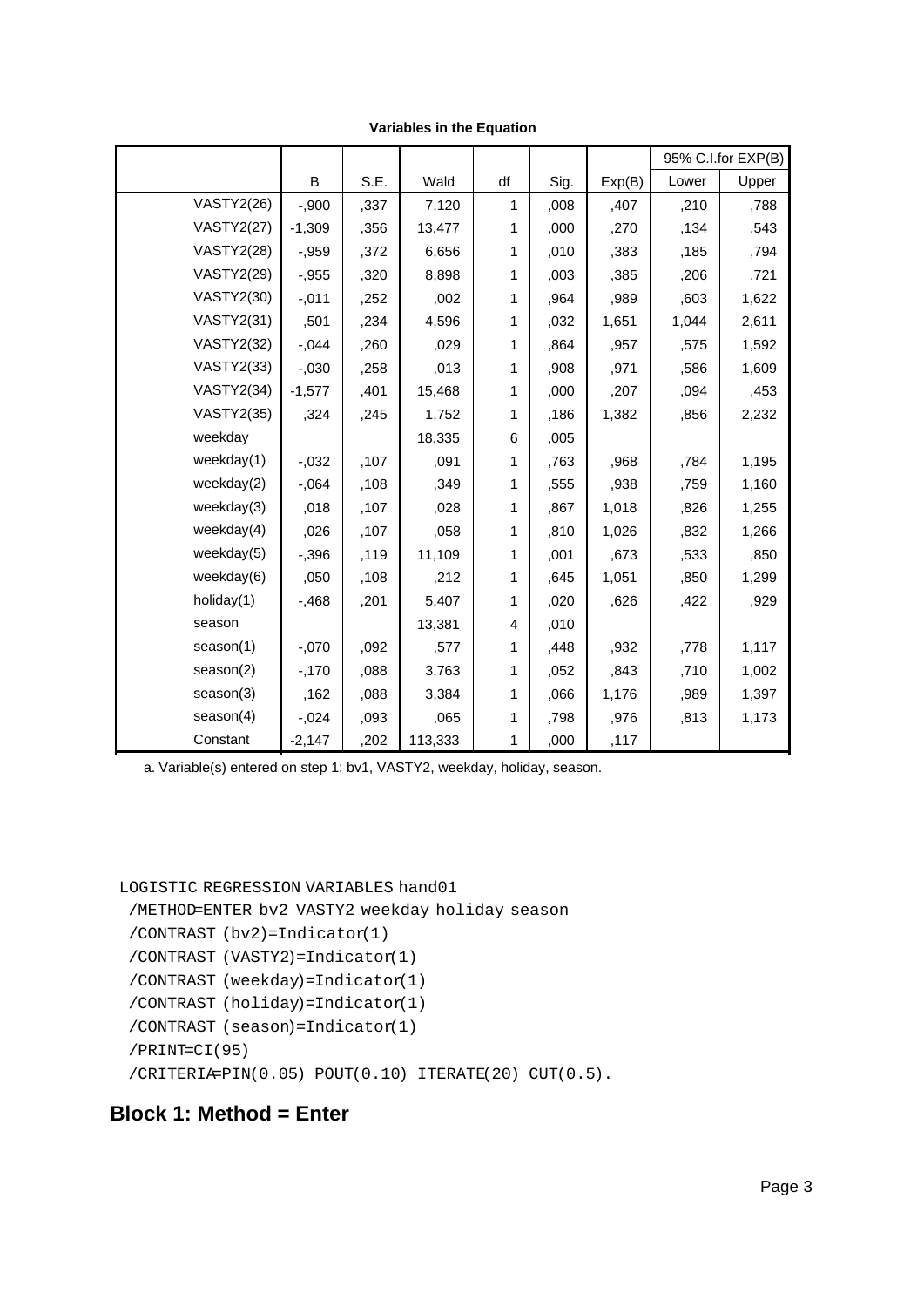**Variables in the Equation**

| | B | S.E. | Wald | df | Sig. | Exp(B) | 95% C.I.for EXP(B) | |
|---|---|---|---|---|---|---|---|---|
| | | | | | | | Lower | Upper |
| VASTY2(26) | -,900 | ,337 | 7,120 | 1 | ,008 | ,407 | ,210 | ,788 |
| VASTY2(27) | -1,309 | ,356 | 13,477 | 1 | ,000 | ,270 | ,134 | ,543 |
| VASTY2(28) | -,959 | ,372 | 6,656 | 1 | ,010 | ,383 | ,185 | ,794 |
| VASTY2(29) | -,955 | ,320 | 8,898 | 1 | ,003 | ,385 | ,206 | ,721 |
| VASTY2(30) | -,011 | ,252 | ,002 | 1 | ,964 | ,989 | ,603 | 1,622 |
| VASTY2(31) | ,501 | ,234 | 4,596 | 1 | ,032 | 1,651 | 1,044 | 2,611 |
| VASTY2(32) | -,044 | ,260 | ,029 | 1 | ,864 | ,957 | ,575 | 1,592 |
| VASTY2(33) | -,030 | ,258 | ,013 | 1 | ,908 | ,971 | ,586 | 1,609 |
| VASTY2(34) | -1,577 | ,401 | 15,468 | 1 | ,000 | ,207 | ,094 | ,453 |
| VASTY2(35) | ,324 | ,245 | 1,752 | 1 | ,186 | 1,382 | ,856 | 2,232 |
| weekday | | | 18,335 | 6 | ,005 | | | |
| weekday(1) | -,032 | ,107 | ,091 | 1 | ,763 | ,968 | ,784 | 1,195 |
| weekday(2) | -,064 | ,108 | ,349 | 1 | ,555 | ,938 | ,759 | 1,160 |
| weekday(3) | ,018 | ,107 | ,028 | 1 | ,867 | 1,018 | ,826 | 1,255 |
| weekday(4) | ,026 | ,107 | ,058 | 1 | ,810 | 1,026 | ,832 | 1,266 |
| weekday(5) | -,396 | ,119 | 11,109 | 1 | ,001 | ,673 | ,533 | ,850 |
| weekday(6) | ,050 | ,108 | ,212 | 1 | ,645 | 1,051 | ,850 | 1,299 |
| holiday(1) | -,468 | ,201 | 5,407 | 1 | ,020 | ,626 | ,422 | ,929 |
| season | | | 13,381 | 4 | ,010 | | | |
| season(1) | -,070 | ,092 | ,577 | 1 | ,448 | ,932 | ,778 | 1,117 |
| season(2) | -,170 | ,088 | 3,763 | 1 | ,052 | ,843 | ,710 | 1,002 |
| season(3) | ,162 | ,088 | 3,384 | 1 | ,066 | 1,176 | ,989 | 1,397 |
| season(4) | -,024 | ,093 | ,065 | 1 | ,798 | ,976 | ,813 | 1,173 |
| Constant | -2,147 | ,202 | 113,333 | 1 | ,000 | ,117 | | |

a. Variable(s) entered on step 1: bv1, VASTY2, weekday, holiday, season.

```
LOGISTIC REGRESSION VARIABLES hand01
 /METHOD=ENTER bv2 VASTY2 weekday holiday season
 /CONTRAST (bv2)=Indicator(1)
 /CONTRAST (VASTY2)=Indicator(1)
 /CONTRAST (weekday)=Indicator(1)
 /CONTRAST (holiday)=Indicator(1)
 /CONTRAST (season)=Indicator(1)
 /PRINT=CI(95)
 /CRITERIA=PIN(0.05) POUT(0.10) ITERATE(20) CUT(0.5).
```

## Block 1: Method = Enter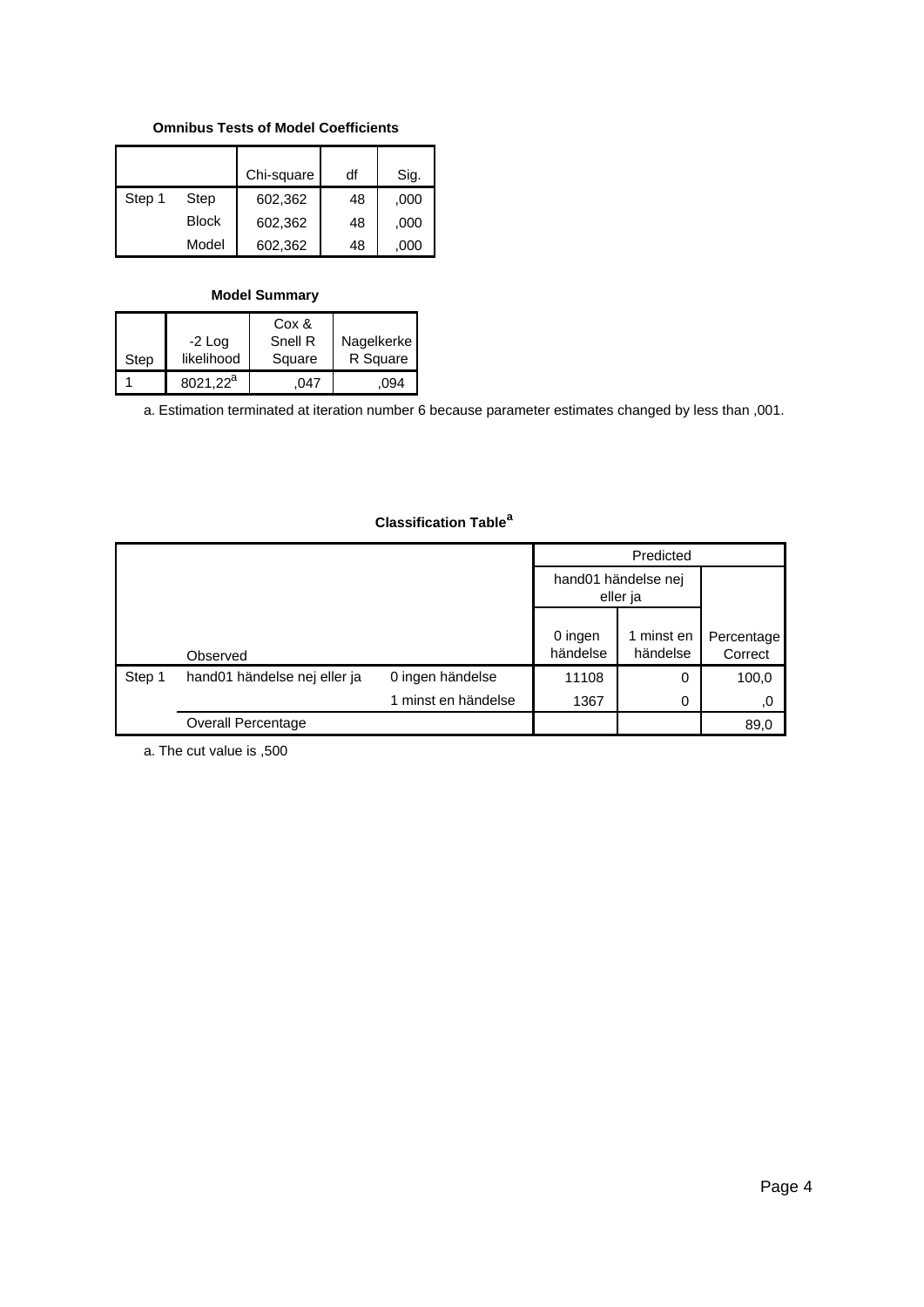**Omnibus Tests of Model Coefficients**

| | | Chi-square | df | Sig. |
|---|---|---|---|---|
| Step 1 | Step | 602,362 | 48 | ,000 |
| | Block | 602,362 | 48 | ,000 |
| | Model | 602,362 | 48 | ,000 |

**Model Summary**

| Step | -2 Log likelihood | Cox & Snell R Square | Nagelkerke R Square |
|---|---|---|---|
| 1 | 8021,22[a] | ,047 | ,094 |

a. Estimation terminated at iteration number 6 because parameter estimates changed by less than ,001.

**Classification Table[a]**

| | | | Predicted | | |
|---|---|---|---|---|---|
| | | | hand01 händelse nej eller ja | | |
| | Observed | | 0 ingen händelse | 1 minst en händelse | Percentage Correct |
| Step 1 | hand01 händelse nej eller ja | 0 ingen händelse | 11108 | 0 | 100,0 |
| | | 1 minst en händelse | 1367 | 0 | ,0 |
| | Overall Percentage | | | | 89,0 |

a. The cut value is ,500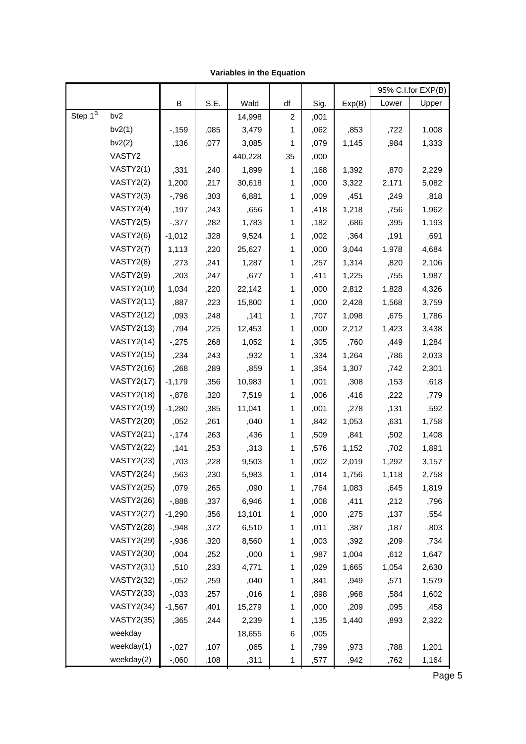**Variables in the Equation**

| | | B | S.E. | Wald | df | Sig. | Exp(B) | 95% C.I.for EXP(B) | |
|---|---|---|---|---|---|---|---|---|---|
| | | | | | | | | Lower | Upper |
| Step 1[a] | bv2 | | | 14,998 | 2 | ,001 | | | |
| | bv2(1) | -,159 | ,085 | 3,479 | 1 | ,062 | ,853 | ,722 | 1,008 |
| | bv2(2) | ,136 | ,077 | 3,085 | 1 | ,079 | 1,145 | ,984 | 1,333 |
| | VASTY2 | | | 440,228 | 35 | ,000 | | | |
| | VASTY2(1) | ,331 | ,240 | 1,899 | 1 | ,168 | 1,392 | ,870 | 2,229 |
| | VASTY2(2) | 1,200 | ,217 | 30,618 | 1 | ,000 | 3,322 | 2,171 | 5,082 |
| | VASTY2(3) | -,796 | ,303 | 6,881 | 1 | ,009 | ,451 | ,249 | ,818 |
| | VASTY2(4) | ,197 | ,243 | ,656 | 1 | ,418 | 1,218 | ,756 | 1,962 |
| | VASTY2(5) | -,377 | ,282 | 1,783 | 1 | ,182 | ,686 | ,395 | 1,193 |
| | VASTY2(6) | -1,012 | ,328 | 9,524 | 1 | ,002 | ,364 | ,191 | ,691 |
| | VASTY2(7) | 1,113 | ,220 | 25,627 | 1 | ,000 | 3,044 | 1,978 | 4,684 |
| | VASTY2(8) | ,273 | ,241 | 1,287 | 1 | ,257 | 1,314 | ,820 | 2,106 |
| | VASTY2(9) | ,203 | ,247 | ,677 | 1 | ,411 | 1,225 | ,755 | 1,987 |
| | VASTY2(10) | 1,034 | ,220 | 22,142 | 1 | ,000 | 2,812 | 1,828 | 4,326 |
| | VASTY2(11) | ,887 | ,223 | 15,800 | 1 | ,000 | 2,428 | 1,568 | 3,759 |
| | VASTY2(12) | ,093 | ,248 | ,141 | 1 | ,707 | 1,098 | ,675 | 1,786 |
| | VASTY2(13) | ,794 | ,225 | 12,453 | 1 | ,000 | 2,212 | 1,423 | 3,438 |
| | VASTY2(14) | -,275 | ,268 | 1,052 | 1 | ,305 | ,760 | ,449 | 1,284 |
| | VASTY2(15) | ,234 | ,243 | ,932 | 1 | ,334 | 1,264 | ,786 | 2,033 |
| | VASTY2(16) | ,268 | ,289 | ,859 | 1 | ,354 | 1,307 | ,742 | 2,301 |
| | VASTY2(17) | -1,179 | ,356 | 10,983 | 1 | ,001 | ,308 | ,153 | ,618 |
| | VASTY2(18) | -,878 | ,320 | 7,519 | 1 | ,006 | ,416 | ,222 | ,779 |
| | VASTY2(19) | -1,280 | ,385 | 11,041 | 1 | ,001 | ,278 | ,131 | ,592 |
| | VASTY2(20) | ,052 | ,261 | ,040 | 1 | ,842 | 1,053 | ,631 | 1,758 |
| | VASTY2(21) | -,174 | ,263 | ,436 | 1 | ,509 | ,841 | ,502 | 1,408 |
| | VASTY2(22) | ,141 | ,253 | ,313 | 1 | ,576 | 1,152 | ,702 | 1,891 |
| | VASTY2(23) | ,703 | ,228 | 9,503 | 1 | ,002 | 2,019 | 1,292 | 3,157 |
| | VASTY2(24) | ,563 | ,230 | 5,983 | 1 | ,014 | 1,756 | 1,118 | 2,758 |
| | VASTY2(25) | ,079 | ,265 | ,090 | 1 | ,764 | 1,083 | ,645 | 1,819 |
| | VASTY2(26) | -,888 | ,337 | 6,946 | 1 | ,008 | ,411 | ,212 | ,796 |
| | VASTY2(27) | -1,290 | ,356 | 13,101 | 1 | ,000 | ,275 | ,137 | ,554 |
| | VASTY2(28) | -,948 | ,372 | 6,510 | 1 | ,011 | ,387 | ,187 | ,803 |
| | VASTY2(29) | -,936 | ,320 | 8,560 | 1 | ,003 | ,392 | ,209 | ,734 |
| | VASTY2(30) | ,004 | ,252 | ,000 | 1 | ,987 | 1,004 | ,612 | 1,647 |
| | VASTY2(31) | ,510 | ,233 | 4,771 | 1 | ,029 | 1,665 | 1,054 | 2,630 |
| | VASTY2(32) | -,052 | ,259 | ,040 | 1 | ,841 | ,949 | ,571 | 1,579 |
| | VASTY2(33) | -,033 | ,257 | ,016 | 1 | ,898 | ,968 | ,584 | 1,602 |
| | VASTY2(34) | -1,567 | ,401 | 15,279 | 1 | ,000 | ,209 | ,095 | ,458 |
| | VASTY2(35) | ,365 | ,244 | 2,239 | 1 | ,135 | 1,440 | ,893 | 2,322 |
| | weekday | | | 18,655 | 6 | ,005 | | | |
| | weekday(1) | -,027 | ,107 | ,065 | 1 | ,799 | ,973 | ,788 | 1,201 |
| | weekday(2) | -,060 | ,108 | ,311 | 1 | ,577 | ,942 | ,762 | 1,164 |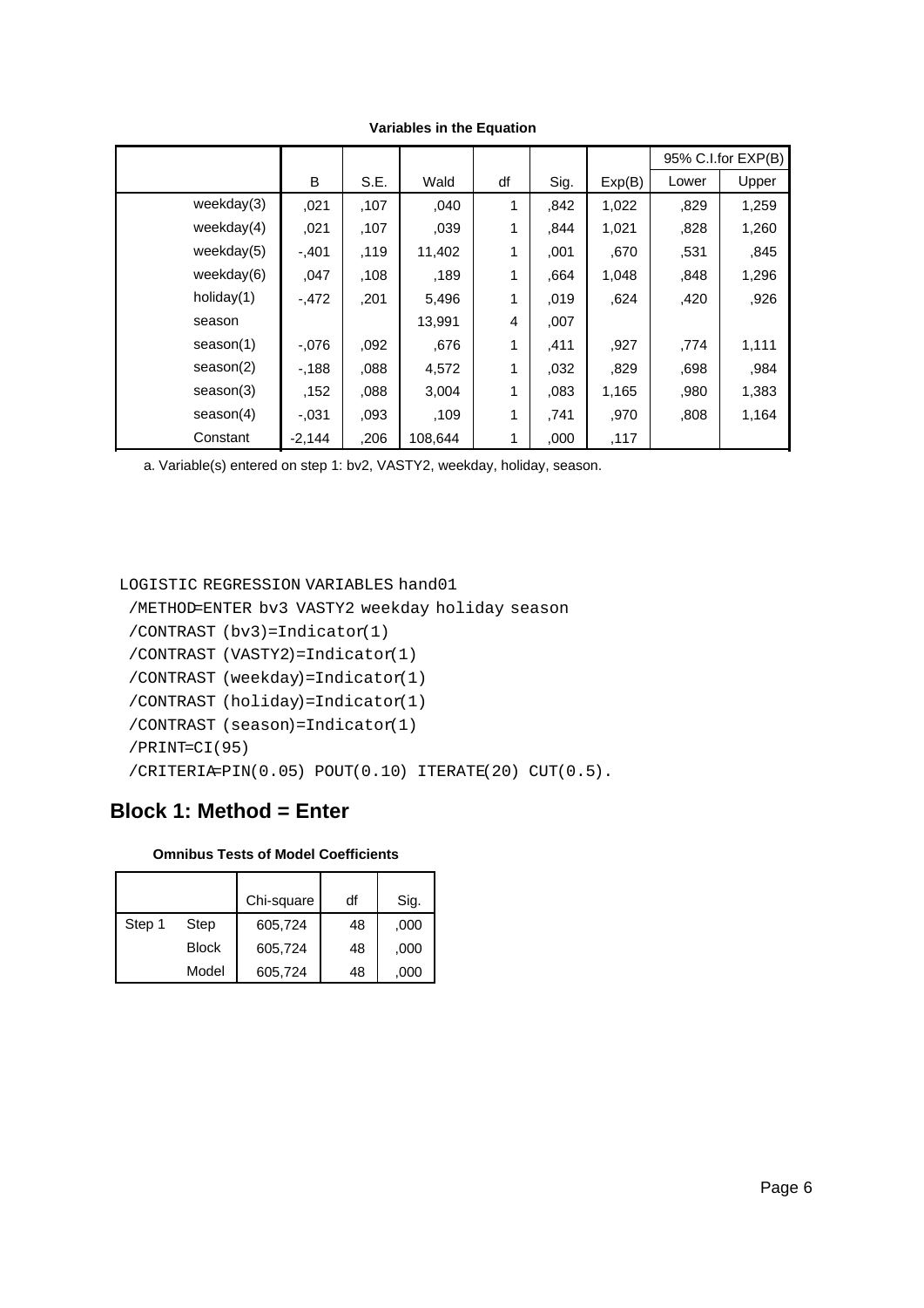**Variables in the Equation**

| | B | S.E. | Wald | df | Sig. | Exp(B) | 95% C.I.for EXP(B) | |
|---|---|---|---|---|---|---|---|---|
| | | | | | | | Lower | Upper |
| weekday(3) | ,021 | ,107 | ,040 | 1 | ,842 | 1,022 | ,829 | 1,259 |
| weekday(4) | ,021 | ,107 | ,039 | 1 | ,844 | 1,021 | ,828 | 1,260 |
| weekday(5) | -,401 | ,119 | 11,402 | 1 | ,001 | ,670 | ,531 | ,845 |
| weekday(6) | ,047 | ,108 | ,189 | 1 | ,664 | 1,048 | ,848 | 1,296 |
| holiday(1) | -,472 | ,201 | 5,496 | 1 | ,019 | ,624 | ,420 | ,926 |
| season | | | 13,991 | 4 | ,007 | | | |
| season(1) | -,076 | ,092 | ,676 | 1 | ,411 | ,927 | ,774 | 1,111 |
| season(2) | -,188 | ,088 | 4,572 | 1 | ,032 | ,829 | ,698 | ,984 |
| season(3) | ,152 | ,088 | 3,004 | 1 | ,083 | 1,165 | ,980 | 1,383 |
| season(4) | -,031 | ,093 | ,109 | 1 | ,741 | ,970 | ,808 | 1,164 |
| Constant | -2,144 | ,206 | 108,644 | 1 | ,000 | ,117 | | |

a. Variable(s) entered on step 1: bv2, VASTY2, weekday, holiday, season.

```
LOGISTIC REGRESSION VARIABLES hand01
  /METHOD=ENTER bv3 VASTY2 weekday holiday season
  /CONTRAST (bv3)=Indicator(1)
  /CONTRAST (VASTY2)=Indicator(1)
  /CONTRAST (weekday)=Indicator(1)
  /CONTRAST (holiday)=Indicator(1)
  /CONTRAST (season)=Indicator(1)
  /PRINT=CI(95)
  /CRITERIA=PIN(0.05) POUT(0.10) ITERATE(20) CUT(0.5).
```

## Block 1: Method = Enter

**Omnibus Tests of Model Coefficients**

| | | Chi-square | df | Sig. |
|---|---|---|---|---|
| Step 1 | Step | 605,724 | 48 | ,000 |
| | Block | 605,724 | 48 | ,000 |
| | Model | 605,724 | 48 | ,000 |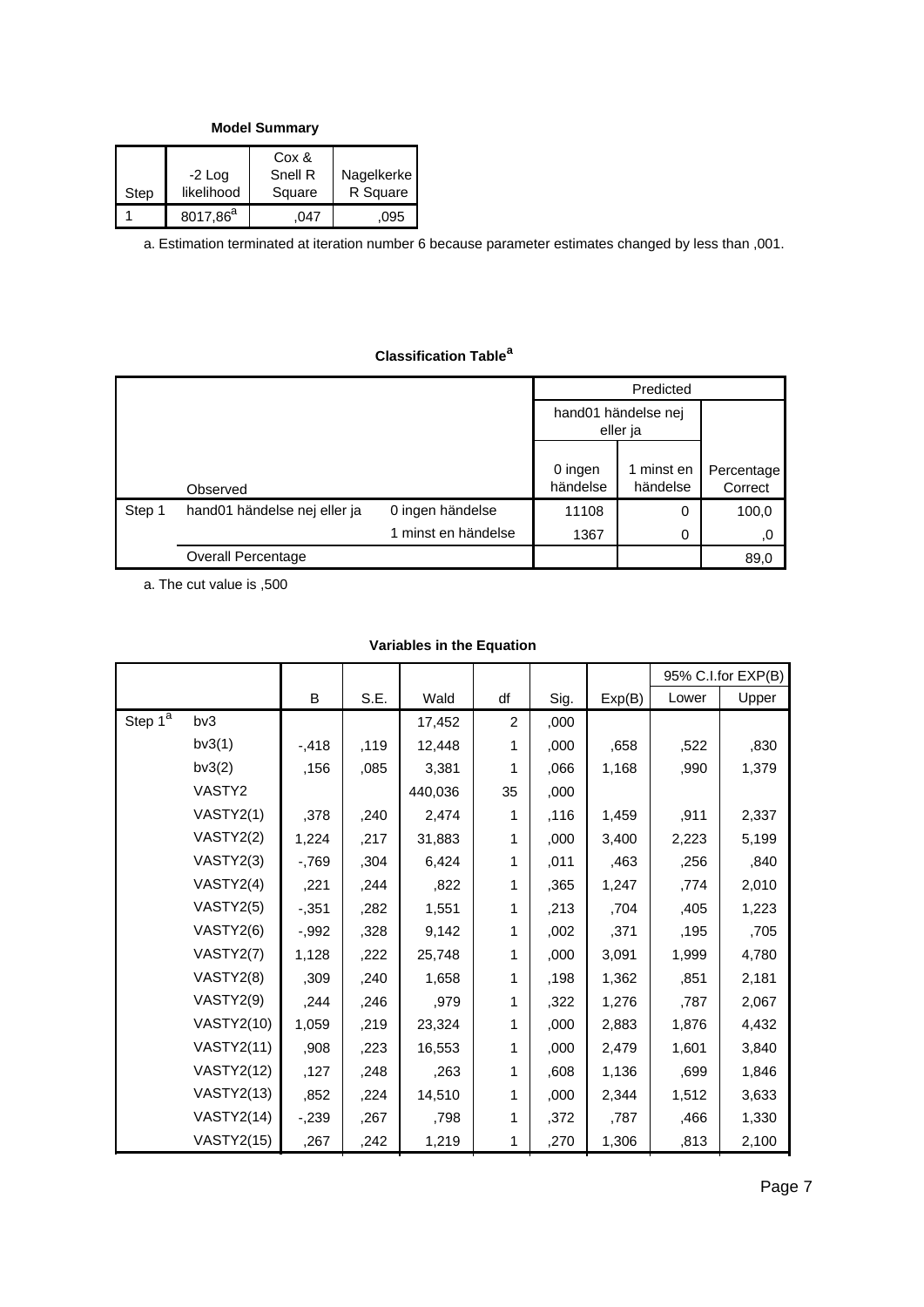**Model Summary**

| Step | -2 Log likelihood | Cox & Snell R Square | Nagelkerke R Square |
|---|---|---|---|
| 1 | 8017,86[a] | ,047 | ,095 |

a. Estimation terminated at iteration number 6 because parameter estimates changed by less than ,001.

**Classification Table[a]**

| | | | Predicted | | |
|---|---|---|---|---|---|
| | | | hand01 händelse nej eller ja | | |
| | Observed | | 0 ingen händelse | 1 minst en händelse | Percentage Correct |
| Step 1 | hand01 händelse nej eller ja | 0 ingen händelse | 11108 | 0 | 100,0 |
| | | 1 minst en händelse | 1367 | 0 | ,0 |
| | Overall Percentage | | | | 89,0 |

a. The cut value is ,500

**Variables in the Equation**

| | | B | S.E. | Wald | df | Sig. | Exp(B) | 95% C.I.for EXP(B) Lower | Upper |
|---|---|---|---|---|---|---|---|---|---|
| Step 1[a] | bv3 | | | 17,452 | 2 | ,000 | | | |
| | bv3(1) | -,418 | ,119 | 12,448 | 1 | ,000 | ,658 | ,522 | ,830 |
| | bv3(2) | ,156 | ,085 | 3,381 | 1 | ,066 | 1,168 | ,990 | 1,379 |
| | VASTY2 | | | 440,036 | 35 | ,000 | | | |
| | VASTY2(1) | ,378 | ,240 | 2,474 | 1 | ,116 | 1,459 | ,911 | 2,337 |
| | VASTY2(2) | 1,224 | ,217 | 31,883 | 1 | ,000 | 3,400 | 2,223 | 5,199 |
| | VASTY2(3) | -,769 | ,304 | 6,424 | 1 | ,011 | ,463 | ,256 | ,840 |
| | VASTY2(4) | ,221 | ,244 | ,822 | 1 | ,365 | 1,247 | ,774 | 2,010 |
| | VASTY2(5) | -,351 | ,282 | 1,551 | 1 | ,213 | ,704 | ,405 | 1,223 |
| | VASTY2(6) | -,992 | ,328 | 9,142 | 1 | ,002 | ,371 | ,195 | ,705 |
| | VASTY2(7) | 1,128 | ,222 | 25,748 | 1 | ,000 | 3,091 | 1,999 | 4,780 |
| | VASTY2(8) | ,309 | ,240 | 1,658 | 1 | ,198 | 1,362 | ,851 | 2,181 |
| | VASTY2(9) | ,244 | ,246 | ,979 | 1 | ,322 | 1,276 | ,787 | 2,067 |
| | VASTY2(10) | 1,059 | ,219 | 23,324 | 1 | ,000 | 2,883 | 1,876 | 4,432 |
| | VASTY2(11) | ,908 | ,223 | 16,553 | 1 | ,000 | 2,479 | 1,601 | 3,840 |
| | VASTY2(12) | ,127 | ,248 | ,263 | 1 | ,608 | 1,136 | ,699 | 1,846 |
| | VASTY2(13) | ,852 | ,224 | 14,510 | 1 | ,000 | 2,344 | 1,512 | 3,633 |
| | VASTY2(14) | -,239 | ,267 | ,798 | 1 | ,372 | ,787 | ,466 | 1,330 |
| | VASTY2(15) | ,267 | ,242 | 1,219 | 1 | ,270 | 1,306 | ,813 | 2,100 |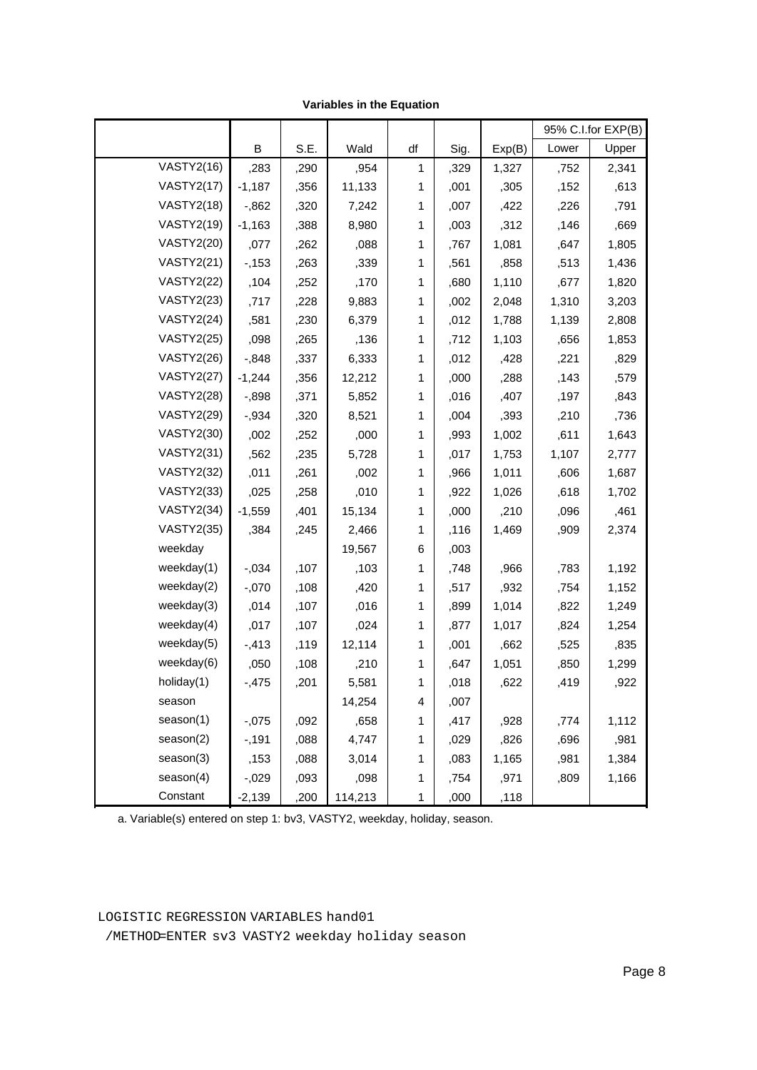**Variables in the Equation**

| | B | S.E. | Wald | df | Sig. | Exp(B) | 95% C.I.for EXP(B) | |
|---|---|---|---|---|---|---|---|---|
| | | | | | | | Lower | Upper |
| VASTY2(16) | ,283 | ,290 | ,954 | 1 | ,329 | 1,327 | ,752 | 2,341 |
| VASTY2(17) | -1,187 | ,356 | 11,133 | 1 | ,001 | ,305 | ,152 | ,613 |
| VASTY2(18) | -,862 | ,320 | 7,242 | 1 | ,007 | ,422 | ,226 | ,791 |
| VASTY2(19) | -1,163 | ,388 | 8,980 | 1 | ,003 | ,312 | ,146 | ,669 |
| VASTY2(20) | ,077 | ,262 | ,088 | 1 | ,767 | 1,081 | ,647 | 1,805 |
| VASTY2(21) | -,153 | ,263 | ,339 | 1 | ,561 | ,858 | ,513 | 1,436 |
| VASTY2(22) | ,104 | ,252 | ,170 | 1 | ,680 | 1,110 | ,677 | 1,820 |
| VASTY2(23) | ,717 | ,228 | 9,883 | 1 | ,002 | 2,048 | 1,310 | 3,203 |
| VASTY2(24) | ,581 | ,230 | 6,379 | 1 | ,012 | 1,788 | 1,139 | 2,808 |
| VASTY2(25) | ,098 | ,265 | ,136 | 1 | ,712 | 1,103 | ,656 | 1,853 |
| VASTY2(26) | -,848 | ,337 | 6,333 | 1 | ,012 | ,428 | ,221 | ,829 |
| VASTY2(27) | -1,244 | ,356 | 12,212 | 1 | ,000 | ,288 | ,143 | ,579 |
| VASTY2(28) | -,898 | ,371 | 5,852 | 1 | ,016 | ,407 | ,197 | ,843 |
| VASTY2(29) | -,934 | ,320 | 8,521 | 1 | ,004 | ,393 | ,210 | ,736 |
| VASTY2(30) | ,002 | ,252 | ,000 | 1 | ,993 | 1,002 | ,611 | 1,643 |
| VASTY2(31) | ,562 | ,235 | 5,728 | 1 | ,017 | 1,753 | 1,107 | 2,777 |
| VASTY2(32) | ,011 | ,261 | ,002 | 1 | ,966 | 1,011 | ,606 | 1,687 |
| VASTY2(33) | ,025 | ,258 | ,010 | 1 | ,922 | 1,026 | ,618 | 1,702 |
| VASTY2(34) | -1,559 | ,401 | 15,134 | 1 | ,000 | ,210 | ,096 | ,461 |
| VASTY2(35) | ,384 | ,245 | 2,466 | 1 | ,116 | 1,469 | ,909 | 2,374 |
| weekday | | | 19,567 | 6 | ,003 | | | |
| weekday(1) | -,034 | ,107 | ,103 | 1 | ,748 | ,966 | ,783 | 1,192 |
| weekday(2) | -,070 | ,108 | ,420 | 1 | ,517 | ,932 | ,754 | 1,152 |
| weekday(3) | ,014 | ,107 | ,016 | 1 | ,899 | 1,014 | ,822 | 1,249 |
| weekday(4) | ,017 | ,107 | ,024 | 1 | ,877 | 1,017 | ,824 | 1,254 |
| weekday(5) | -,413 | ,119 | 12,114 | 1 | ,001 | ,662 | ,525 | ,835 |
| weekday(6) | ,050 | ,108 | ,210 | 1 | ,647 | 1,051 | ,850 | 1,299 |
| holiday(1) | -,475 | ,201 | 5,581 | 1 | ,018 | ,622 | ,419 | ,922 |
| season | | | 14,254 | 4 | ,007 | | | |
| season(1) | -,075 | ,092 | ,658 | 1 | ,417 | ,928 | ,774 | 1,112 |
| season(2) | -,191 | ,088 | 4,747 | 1 | ,029 | ,826 | ,696 | ,981 |
| season(3) | ,153 | ,088 | 3,014 | 1 | ,083 | 1,165 | ,981 | 1,384 |
| season(4) | -,029 | ,093 | ,098 | 1 | ,754 | ,971 | ,809 | 1,166 |
| Constant | -2,139 | ,200 | 114,213 | 1 | ,000 | ,118 | | |

a. Variable(s) entered on step 1: bv3, VASTY2, weekday, holiday, season.

```
LOGISTIC REGRESSION VARIABLES hand01
 /METHOD=ENTER sv3 VASTY2 weekday holiday season
```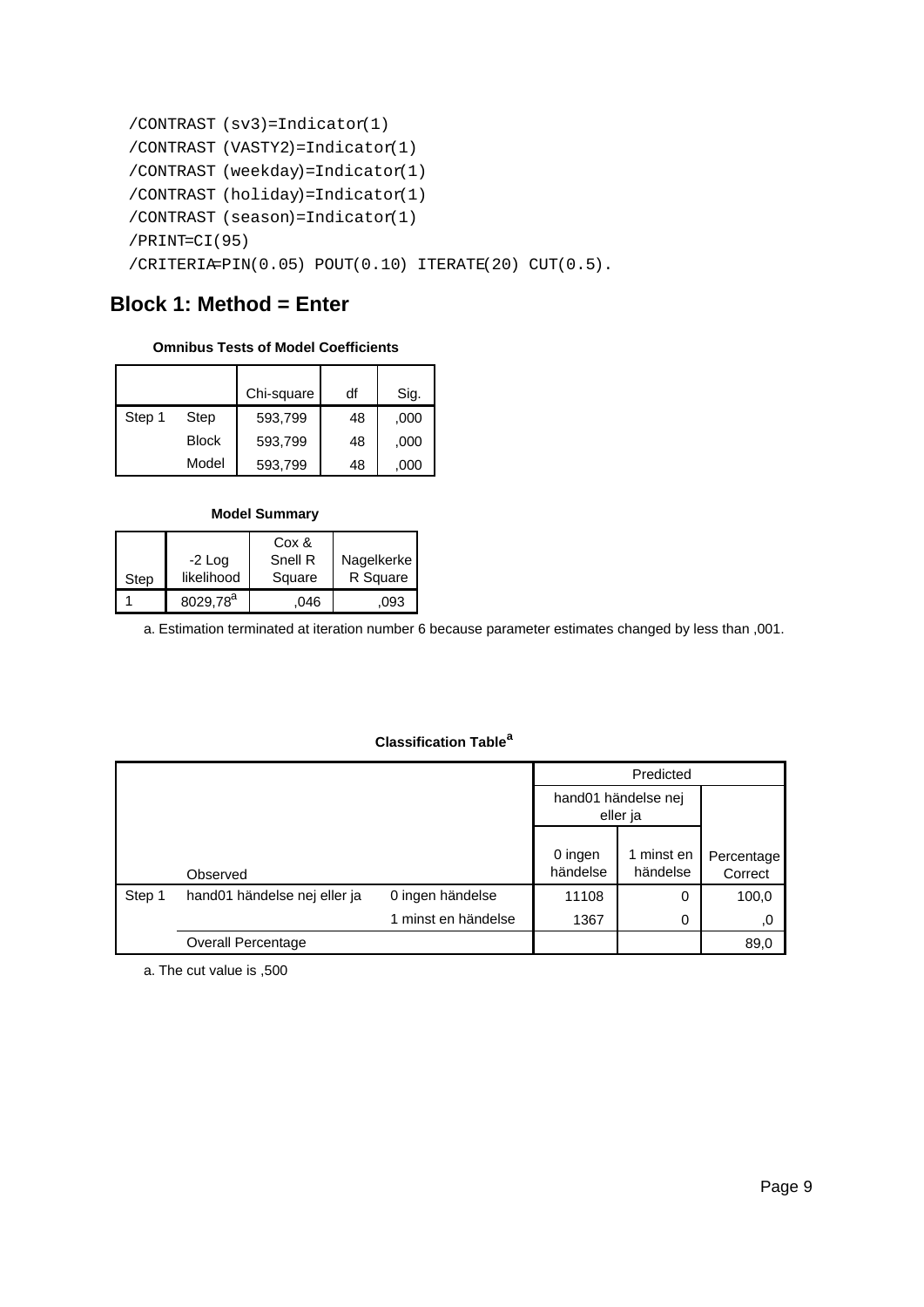```
/CONTRAST (sv3)=Indicator(1)
/CONTRAST (VASTY2)=Indicator(1)
/CONTRAST (weekday)=Indicator(1)
/CONTRAST (holiday)=Indicator(1)
/CONTRAST (season)=Indicator(1)
/PRINT=CI(95)
/CRITERIA=PIN(0.05) POUT(0.10) ITERATE(20) CUT(0.5).
```

## Block 1: Method = Enter

**Omnibus Tests of Model Coefficients**

| | | Chi-square | df | Sig. |
|---|---|---|---|---|
| Step 1 | Step | 593,799 | 48 | ,000 |
| | Block | 593,799 | 48 | ,000 |
| | Model | 593,799 | 48 | ,000 |

**Model Summary**

| Step | -2 Log likelihood | Cox & Snell R Square | Nagelkerke R Square |
|---|---|---|---|
| 1 | 8029,78[a] | ,046 | ,093 |

a. Estimation terminated at iteration number 6 because parameter estimates changed by less than ,001.

**Classification Table[a]**

| | | | Predicted | | |
|---|---|---|---|---|---|
| | | | hand01 händelse nej eller ja | | |
| | Observed | | 0 ingen händelse | 1 minst en händelse | Percentage Correct |
| Step 1 | hand01 händelse nej eller ja | 0 ingen händelse | 11108 | 0 | 100,0 |
| | | 1 minst en händelse | 1367 | 0 | ,0 |
| | Overall Percentage | | | | 89,0 |

a. The cut value is ,500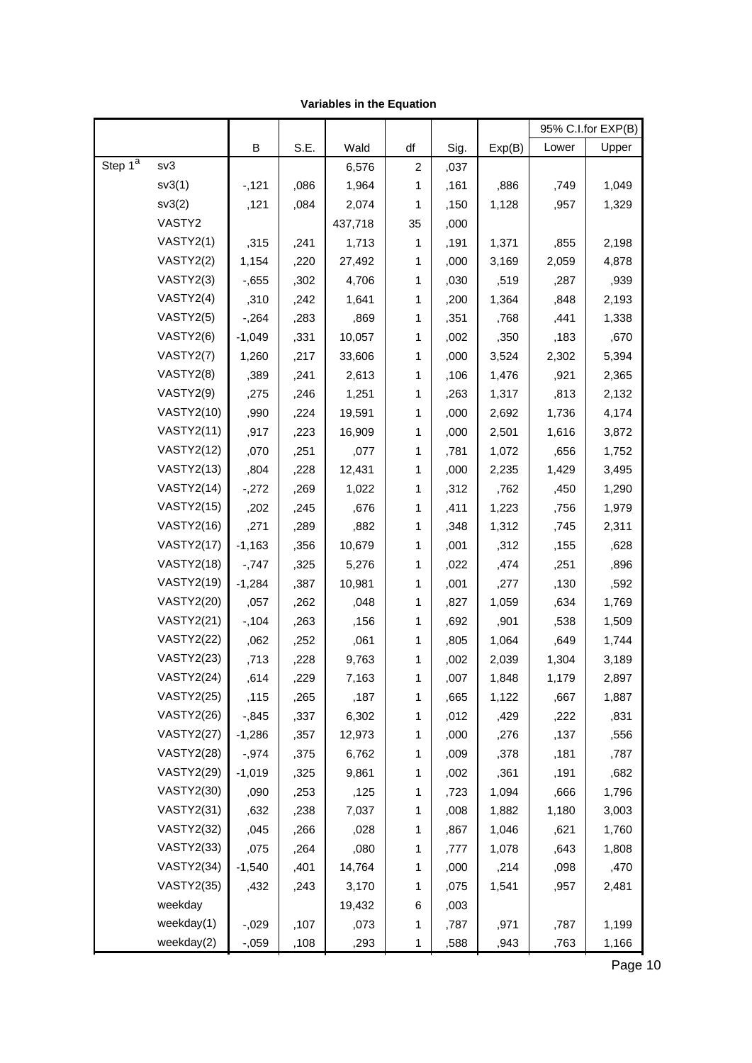**Variables in the Equation**

| | | B | S.E. | Wald | df | Sig. | Exp(B) | 95% C.I.for EXP(B) | |
|---|---|---|---|---|---|---|---|---|---|
| | | | | | | | | Lower | Upper |
| Step 1[a] | sv3 | | | 6,576 | 2 | ,037 | | | |
| | sv3(1) | -,121 | ,086 | 1,964 | 1 | ,161 | ,886 | ,749 | 1,049 |
| | sv3(2) | ,121 | ,084 | 2,074 | 1 | ,150 | 1,128 | ,957 | 1,329 |
| | VASTY2 | | | 437,718 | 35 | ,000 | | | |
| | VASTY2(1) | ,315 | ,241 | 1,713 | 1 | ,191 | 1,371 | ,855 | 2,198 |
| | VASTY2(2) | 1,154 | ,220 | 27,492 | 1 | ,000 | 3,169 | 2,059 | 4,878 |
| | VASTY2(3) | -,655 | ,302 | 4,706 | 1 | ,030 | ,519 | ,287 | ,939 |
| | VASTY2(4) | ,310 | ,242 | 1,641 | 1 | ,200 | 1,364 | ,848 | 2,193 |
| | VASTY2(5) | -,264 | ,283 | ,869 | 1 | ,351 | ,768 | ,441 | 1,338 |
| | VASTY2(6) | -1,049 | ,331 | 10,057 | 1 | ,002 | ,350 | ,183 | ,670 |
| | VASTY2(7) | 1,260 | ,217 | 33,606 | 1 | ,000 | 3,524 | 2,302 | 5,394 |
| | VASTY2(8) | ,389 | ,241 | 2,613 | 1 | ,106 | 1,476 | ,921 | 2,365 |
| | VASTY2(9) | ,275 | ,246 | 1,251 | 1 | ,263 | 1,317 | ,813 | 2,132 |
| | VASTY2(10) | ,990 | ,224 | 19,591 | 1 | ,000 | 2,692 | 1,736 | 4,174 |
| | VASTY2(11) | ,917 | ,223 | 16,909 | 1 | ,000 | 2,501 | 1,616 | 3,872 |
| | VASTY2(12) | ,070 | ,251 | ,077 | 1 | ,781 | 1,072 | ,656 | 1,752 |
| | VASTY2(13) | ,804 | ,228 | 12,431 | 1 | ,000 | 2,235 | 1,429 | 3,495 |
| | VASTY2(14) | -,272 | ,269 | 1,022 | 1 | ,312 | ,762 | ,450 | 1,290 |
| | VASTY2(15) | ,202 | ,245 | ,676 | 1 | ,411 | 1,223 | ,756 | 1,979 |
| | VASTY2(16) | ,271 | ,289 | ,882 | 1 | ,348 | 1,312 | ,745 | 2,311 |
| | VASTY2(17) | -1,163 | ,356 | 10,679 | 1 | ,001 | ,312 | ,155 | ,628 |
| | VASTY2(18) | -,747 | ,325 | 5,276 | 1 | ,022 | ,474 | ,251 | ,896 |
| | VASTY2(19) | -1,284 | ,387 | 10,981 | 1 | ,001 | ,277 | ,130 | ,592 |
| | VASTY2(20) | ,057 | ,262 | ,048 | 1 | ,827 | 1,059 | ,634 | 1,769 |
| | VASTY2(21) | -,104 | ,263 | ,156 | 1 | ,692 | ,901 | ,538 | 1,509 |
| | VASTY2(22) | ,062 | ,252 | ,061 | 1 | ,805 | 1,064 | ,649 | 1,744 |
| | VASTY2(23) | ,713 | ,228 | 9,763 | 1 | ,002 | 2,039 | 1,304 | 3,189 |
| | VASTY2(24) | ,614 | ,229 | 7,163 | 1 | ,007 | 1,848 | 1,179 | 2,897 |
| | VASTY2(25) | ,115 | ,265 | ,187 | 1 | ,665 | 1,122 | ,667 | 1,887 |
| | VASTY2(26) | -,845 | ,337 | 6,302 | 1 | ,012 | ,429 | ,222 | ,831 |
| | VASTY2(27) | -1,286 | ,357 | 12,973 | 1 | ,000 | ,276 | ,137 | ,556 |
| | VASTY2(28) | -,974 | ,375 | 6,762 | 1 | ,009 | ,378 | ,181 | ,787 |
| | VASTY2(29) | -1,019 | ,325 | 9,861 | 1 | ,002 | ,361 | ,191 | ,682 |
| | VASTY2(30) | ,090 | ,253 | ,125 | 1 | ,723 | 1,094 | ,666 | 1,796 |
| | VASTY2(31) | ,632 | ,238 | 7,037 | 1 | ,008 | 1,882 | 1,180 | 3,003 |
| | VASTY2(32) | ,045 | ,266 | ,028 | 1 | ,867 | 1,046 | ,621 | 1,760 |
| | VASTY2(33) | ,075 | ,264 | ,080 | 1 | ,777 | 1,078 | ,643 | 1,808 |
| | VASTY2(34) | -1,540 | ,401 | 14,764 | 1 | ,000 | ,214 | ,098 | ,470 |
| | VASTY2(35) | ,432 | ,243 | 3,170 | 1 | ,075 | 1,541 | ,957 | 2,481 |
| | weekday | | | 19,432 | 6 | ,003 | | | |
| | weekday(1) | -,029 | ,107 | ,073 | 1 | ,787 | ,971 | ,787 | 1,199 |
| | weekday(2) | -,059 | ,108 | ,293 | 1 | ,588 | ,943 | ,763 | 1,166 |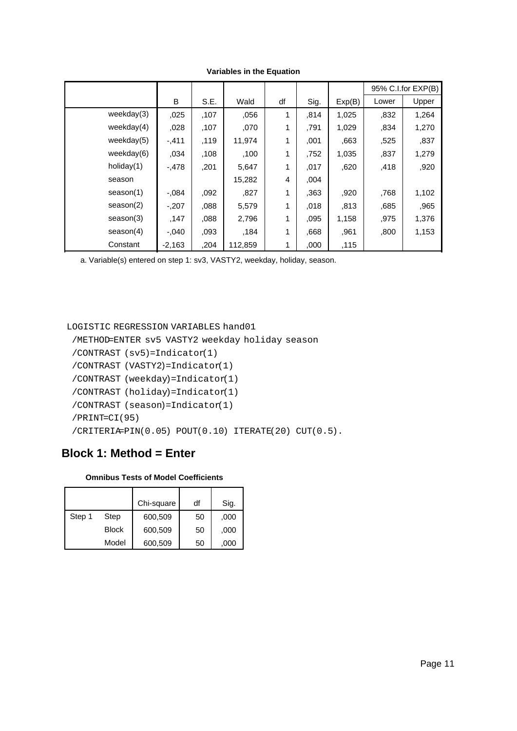**Variables in the Equation**

| | B | S.E. | Wald | df | Sig. | Exp(B) | 95% C.I.for EXP(B) | |
|---|---|---|---|---|---|---|---|---|
| | | | | | | | Lower | Upper |
| weekday(3) | ,025 | ,107 | ,056 | 1 | ,814 | 1,025 | ,832 | 1,264 |
| weekday(4) | ,028 | ,107 | ,070 | 1 | ,791 | 1,029 | ,834 | 1,270 |
| weekday(5) | -,411 | ,119 | 11,974 | 1 | ,001 | ,663 | ,525 | ,837 |
| weekday(6) | ,034 | ,108 | ,100 | 1 | ,752 | 1,035 | ,837 | 1,279 |
| holiday(1) | -,478 | ,201 | 5,647 | 1 | ,017 | ,620 | ,418 | ,920 |
| season | | | 15,282 | 4 | ,004 | | | |
| season(1) | -,084 | ,092 | ,827 | 1 | ,363 | ,920 | ,768 | 1,102 |
| season(2) | -,207 | ,088 | 5,579 | 1 | ,018 | ,813 | ,685 | ,965 |
| season(3) | ,147 | ,088 | 2,796 | 1 | ,095 | 1,158 | ,975 | 1,376 |
| season(4) | -,040 | ,093 | ,184 | 1 | ,668 | ,961 | ,800 | 1,153 |
| Constant | -2,163 | ,204 | 112,859 | 1 | ,000 | ,115 | | |

a. Variable(s) entered on step 1: sv3, VASTY2, weekday, holiday, season.

```
LOGISTIC REGRESSION VARIABLES hand01
  /METHOD=ENTER sv5 VASTY2 weekday holiday season
  /CONTRAST (sv5)=Indicator(1)
  /CONTRAST (VASTY2)=Indicator(1)
  /CONTRAST (weekday)=Indicator(1)
  /CONTRAST (holiday)=Indicator(1)
  /CONTRAST (season)=Indicator(1)
  /PRINT=CI(95)
  /CRITERIA=PIN(0.05) POUT(0.10) ITERATE(20) CUT(0.5).
```

## Block 1: Method = Enter

**Omnibus Tests of Model Coefficients**

| | | Chi-square | df | Sig. |
|---|---|---|---|---|
| Step 1 | Step | 600,509 | 50 | ,000 |
| | Block | 600,509 | 50 | ,000 |
| | Model | 600,509 | 50 | ,000 |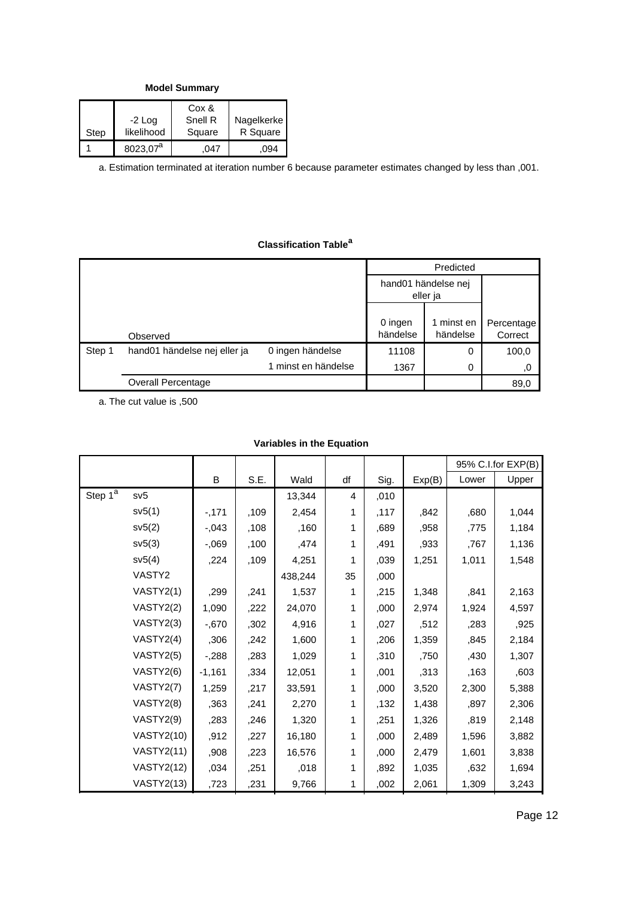**Model Summary**

| Step | -2 Log likelihood | Cox & Snell R Square | Nagelkerke R Square |
|---|---|---|---|
| 1 | 8023,07[a] | ,047 | ,094 |

a. Estimation terminated at iteration number 6 because parameter estimates changed by less than ,001.

**Classification Table[a]**

| | | | Predicted | | |
|---|---|---|---|---|---|
| | | | hand01 händelse nej eller ja | | |
| | Observed | | 0 ingen händelse | 1 minst en händelse | Percentage Correct |
| Step 1 | hand01 händelse nej eller ja | 0 ingen händelse | 11108 | 0 | 100,0 |
| | | 1 minst en händelse | 1367 | 0 | ,0 |
| | Overall Percentage | | | | 89,0 |

a. The cut value is ,500

**Variables in the Equation**

| | | B | S.E. | Wald | df | Sig. | Exp(B) | 95% C.I.for EXP(B) Lower | Upper |
|---|---|---|---|---|---|---|---|---|---|
| Step 1[a] | sv5 | | | 13,344 | 4 | ,010 | | | |
| | sv5(1) | -,171 | ,109 | 2,454 | 1 | ,117 | ,842 | ,680 | 1,044 |
| | sv5(2) | -,043 | ,108 | ,160 | 1 | ,689 | ,958 | ,775 | 1,184 |
| | sv5(3) | -,069 | ,100 | ,474 | 1 | ,491 | ,933 | ,767 | 1,136 |
| | sv5(4) | ,224 | ,109 | 4,251 | 1 | ,039 | 1,251 | 1,011 | 1,548 |
| | VASTY2 | | | 438,244 | 35 | ,000 | | | |
| | VASTY2(1) | ,299 | ,241 | 1,537 | 1 | ,215 | 1,348 | ,841 | 2,163 |
| | VASTY2(2) | 1,090 | ,222 | 24,070 | 1 | ,000 | 2,974 | 1,924 | 4,597 |
| | VASTY2(3) | -,670 | ,302 | 4,916 | 1 | ,027 | ,512 | ,283 | ,925 |
| | VASTY2(4) | ,306 | ,242 | 1,600 | 1 | ,206 | 1,359 | ,845 | 2,184 |
| | VASTY2(5) | -,288 | ,283 | 1,029 | 1 | ,310 | ,750 | ,430 | 1,307 |
| | VASTY2(6) | -1,161 | ,334 | 12,051 | 1 | ,001 | ,313 | ,163 | ,603 |
| | VASTY2(7) | 1,259 | ,217 | 33,591 | 1 | ,000 | 3,520 | 2,300 | 5,388 |
| | VASTY2(8) | ,363 | ,241 | 2,270 | 1 | ,132 | 1,438 | ,897 | 2,306 |
| | VASTY2(9) | ,283 | ,246 | 1,320 | 1 | ,251 | 1,326 | ,819 | 2,148 |
| | VASTY2(10) | ,912 | ,227 | 16,180 | 1 | ,000 | 2,489 | 1,596 | 3,882 |
| | VASTY2(11) | ,908 | ,223 | 16,576 | 1 | ,000 | 2,479 | 1,601 | 3,838 |
| | VASTY2(12) | ,034 | ,251 | ,018 | 1 | ,892 | 1,035 | ,632 | 1,694 |
| | VASTY2(13) | ,723 | ,231 | 9,766 | 1 | ,002 | 2,061 | 1,309 | 3,243 |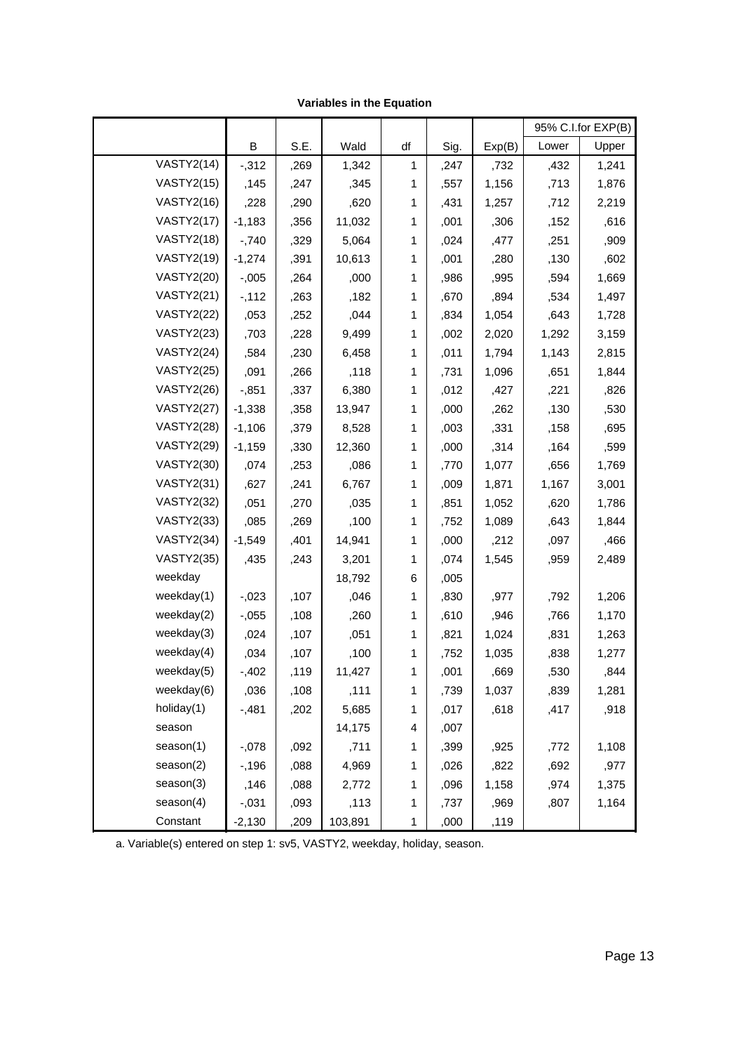**Variables in the Equation**

| | B | S.E. | Wald | df | Sig. | Exp(B) | 95% C.I.for EXP(B) | |
|---|---|---|---|---|---|---|---|---|
| | | | | | | | Lower | Upper |
| VASTY2(14) | -,312 | ,269 | 1,342 | 1 | ,247 | ,732 | ,432 | 1,241 |
| VASTY2(15) | ,145 | ,247 | ,345 | 1 | ,557 | 1,156 | ,713 | 1,876 |
| VASTY2(16) | ,228 | ,290 | ,620 | 1 | ,431 | 1,257 | ,712 | 2,219 |
| VASTY2(17) | -1,183 | ,356 | 11,032 | 1 | ,001 | ,306 | ,152 | ,616 |
| VASTY2(18) | -,740 | ,329 | 5,064 | 1 | ,024 | ,477 | ,251 | ,909 |
| VASTY2(19) | -1,274 | ,391 | 10,613 | 1 | ,001 | ,280 | ,130 | ,602 |
| VASTY2(20) | -,005 | ,264 | ,000 | 1 | ,986 | ,995 | ,594 | 1,669 |
| VASTY2(21) | -,112 | ,263 | ,182 | 1 | ,670 | ,894 | ,534 | 1,497 |
| VASTY2(22) | ,053 | ,252 | ,044 | 1 | ,834 | 1,054 | ,643 | 1,728 |
| VASTY2(23) | ,703 | ,228 | 9,499 | 1 | ,002 | 2,020 | 1,292 | 3,159 |
| VASTY2(24) | ,584 | ,230 | 6,458 | 1 | ,011 | 1,794 | 1,143 | 2,815 |
| VASTY2(25) | ,091 | ,266 | ,118 | 1 | ,731 | 1,096 | ,651 | 1,844 |
| VASTY2(26) | -,851 | ,337 | 6,380 | 1 | ,012 | ,427 | ,221 | ,826 |
| VASTY2(27) | -1,338 | ,358 | 13,947 | 1 | ,000 | ,262 | ,130 | ,530 |
| VASTY2(28) | -1,106 | ,379 | 8,528 | 1 | ,003 | ,331 | ,158 | ,695 |
| VASTY2(29) | -1,159 | ,330 | 12,360 | 1 | ,000 | ,314 | ,164 | ,599 |
| VASTY2(30) | ,074 | ,253 | ,086 | 1 | ,770 | 1,077 | ,656 | 1,769 |
| VASTY2(31) | ,627 | ,241 | 6,767 | 1 | ,009 | 1,871 | 1,167 | 3,001 |
| VASTY2(32) | ,051 | ,270 | ,035 | 1 | ,851 | 1,052 | ,620 | 1,786 |
| VASTY2(33) | ,085 | ,269 | ,100 | 1 | ,752 | 1,089 | ,643 | 1,844 |
| VASTY2(34) | -1,549 | ,401 | 14,941 | 1 | ,000 | ,212 | ,097 | ,466 |
| VASTY2(35) | ,435 | ,243 | 3,201 | 1 | ,074 | 1,545 | ,959 | 2,489 |
| weekday | | | 18,792 | 6 | ,005 | | | |
| weekday(1) | -,023 | ,107 | ,046 | 1 | ,830 | ,977 | ,792 | 1,206 |
| weekday(2) | -,055 | ,108 | ,260 | 1 | ,610 | ,946 | ,766 | 1,170 |
| weekday(3) | ,024 | ,107 | ,051 | 1 | ,821 | 1,024 | ,831 | 1,263 |
| weekday(4) | ,034 | ,107 | ,100 | 1 | ,752 | 1,035 | ,838 | 1,277 |
| weekday(5) | -,402 | ,119 | 11,427 | 1 | ,001 | ,669 | ,530 | ,844 |
| weekday(6) | ,036 | ,108 | ,111 | 1 | ,739 | 1,037 | ,839 | 1,281 |
| holiday(1) | -,481 | ,202 | 5,685 | 1 | ,017 | ,618 | ,417 | ,918 |
| season | | | 14,175 | 4 | ,007 | | | |
| season(1) | -,078 | ,092 | ,711 | 1 | ,399 | ,925 | ,772 | 1,108 |
| season(2) | -,196 | ,088 | 4,969 | 1 | ,026 | ,822 | ,692 | ,977 |
| season(3) | ,146 | ,088 | 2,772 | 1 | ,096 | 1,158 | ,974 | 1,375 |
| season(4) | -,031 | ,093 | ,113 | 1 | ,737 | ,969 | ,807 | 1,164 |
| Constant | -2,130 | ,209 | 103,891 | 1 | ,000 | ,119 | | |

a. Variable(s) entered on step 1: sv5, VASTY2, weekday, holiday, season.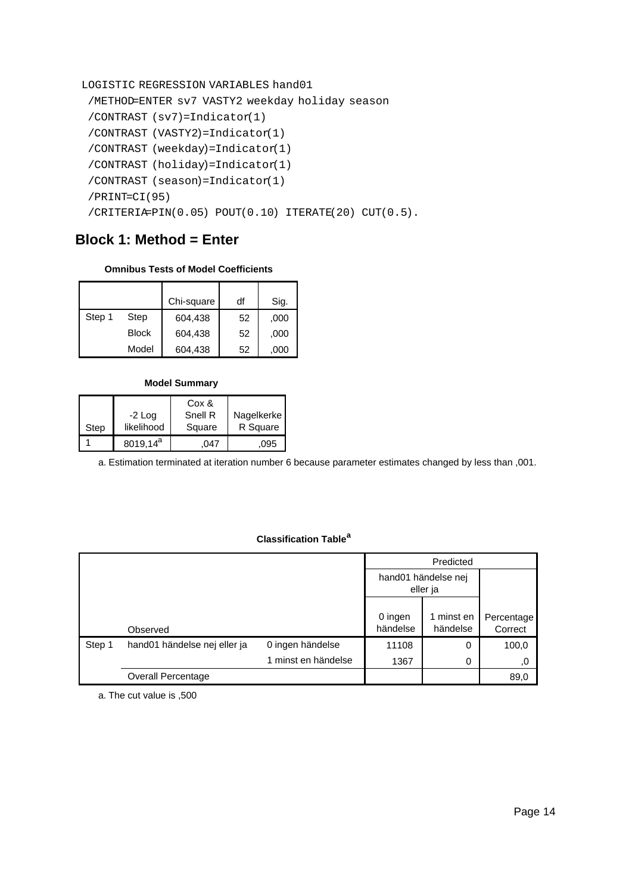```
LOGISTIC REGRESSION VARIABLES hand01
 /METHOD=ENTER sv7 VASTY2 weekday holiday season
 /CONTRAST (sv7)=Indicator(1)
 /CONTRAST (VASTY2)=Indicator(1)
 /CONTRAST (weekday)=Indicator(1)
 /CONTRAST (holiday)=Indicator(1)
 /CONTRAST (season)=Indicator(1)
 /PRINT=CI(95)
 /CRITERIA=PIN(0.05) POUT(0.10) ITERATE(20) CUT(0.5).
```

## Block 1: Method = Enter

**Omnibus Tests of Model Coefficients**

| | | Chi-square | df | Sig. |
|---|---|---|---|---|
| Step 1 | Step | 604,438 | 52 | ,000 |
| | Block | 604,438 | 52 | ,000 |
| | Model | 604,438 | 52 | ,000 |

**Model Summary**

| Step | -2 Log likelihood | Cox & Snell R Square | Nagelkerke R Square |
|---|---|---|---|
| 1 | 8019,14[a] | ,047 | ,095 |

a. Estimation terminated at iteration number 6 because parameter estimates changed by less than ,001.

**Classification Table[a]**

| | | | Predicted | | |
|---|---|---|---|---|---|
| | | | hand01 händelse nej eller ja | | |
| | Observed | | 0 ingen händelse | 1 minst en händelse | Percentage Correct |
| Step 1 | hand01 händelse nej eller ja | 0 ingen händelse | 11108 | 0 | 100,0 |
| | | 1 minst en händelse | 1367 | 0 | ,0 |
| | Overall Percentage | | | | 89,0 |

a. The cut value is ,500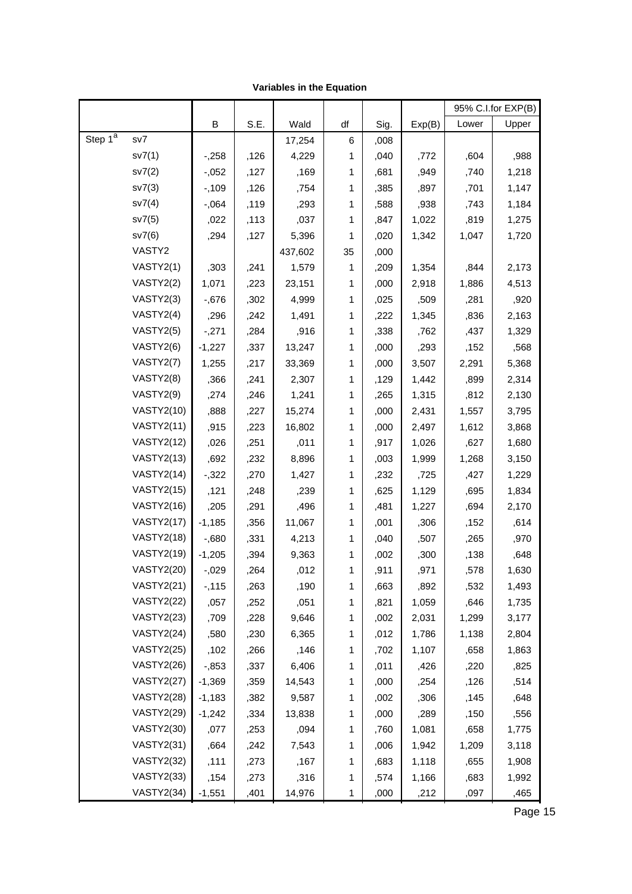**Variables in the Equation**

| | | B | S.E. | Wald | df | Sig. | Exp(B) | 95% C.I.for EXP(B) | |
|---|---|---|---|---|---|---|---|---|---|
| | | | | | | | | Lower | Upper |
| Step 1[a] | sv7 | | | 17,254 | 6 | ,008 | | | |
| | sv7(1) | -,258 | ,126 | 4,229 | 1 | ,040 | ,772 | ,604 | ,988 |
| | sv7(2) | -,052 | ,127 | ,169 | 1 | ,681 | ,949 | ,740 | 1,218 |
| | sv7(3) | -,109 | ,126 | ,754 | 1 | ,385 | ,897 | ,701 | 1,147 |
| | sv7(4) | -,064 | ,119 | ,293 | 1 | ,588 | ,938 | ,743 | 1,184 |
| | sv7(5) | ,022 | ,113 | ,037 | 1 | ,847 | 1,022 | ,819 | 1,275 |
| | sv7(6) | ,294 | ,127 | 5,396 | 1 | ,020 | 1,342 | 1,047 | 1,720 |
| | VASTY2 | | | 437,602 | 35 | ,000 | | | |
| | VASTY2(1) | ,303 | ,241 | 1,579 | 1 | ,209 | 1,354 | ,844 | 2,173 |
| | VASTY2(2) | 1,071 | ,223 | 23,151 | 1 | ,000 | 2,918 | 1,886 | 4,513 |
| | VASTY2(3) | -,676 | ,302 | 4,999 | 1 | ,025 | ,509 | ,281 | ,920 |
| | VASTY2(4) | ,296 | ,242 | 1,491 | 1 | ,222 | 1,345 | ,836 | 2,163 |
| | VASTY2(5) | -,271 | ,284 | ,916 | 1 | ,338 | ,762 | ,437 | 1,329 |
| | VASTY2(6) | -1,227 | ,337 | 13,247 | 1 | ,000 | ,293 | ,152 | ,568 |
| | VASTY2(7) | 1,255 | ,217 | 33,369 | 1 | ,000 | 3,507 | 2,291 | 5,368 |
| | VASTY2(8) | ,366 | ,241 | 2,307 | 1 | ,129 | 1,442 | ,899 | 2,314 |
| | VASTY2(9) | ,274 | ,246 | 1,241 | 1 | ,265 | 1,315 | ,812 | 2,130 |
| | VASTY2(10) | ,888 | ,227 | 15,274 | 1 | ,000 | 2,431 | 1,557 | 3,795 |
| | VASTY2(11) | ,915 | ,223 | 16,802 | 1 | ,000 | 2,497 | 1,612 | 3,868 |
| | VASTY2(12) | ,026 | ,251 | ,011 | 1 | ,917 | 1,026 | ,627 | 1,680 |
| | VASTY2(13) | ,692 | ,232 | 8,896 | 1 | ,003 | 1,999 | 1,268 | 3,150 |
| | VASTY2(14) | -,322 | ,270 | 1,427 | 1 | ,232 | ,725 | ,427 | 1,229 |
| | VASTY2(15) | ,121 | ,248 | ,239 | 1 | ,625 | 1,129 | ,695 | 1,834 |
| | VASTY2(16) | ,205 | ,291 | ,496 | 1 | ,481 | 1,227 | ,694 | 2,170 |
| | VASTY2(17) | -1,185 | ,356 | 11,067 | 1 | ,001 | ,306 | ,152 | ,614 |
| | VASTY2(18) | -,680 | ,331 | 4,213 | 1 | ,040 | ,507 | ,265 | ,970 |
| | VASTY2(19) | -1,205 | ,394 | 9,363 | 1 | ,002 | ,300 | ,138 | ,648 |
| | VASTY2(20) | -,029 | ,264 | ,012 | 1 | ,911 | ,971 | ,578 | 1,630 |
| | VASTY2(21) | -,115 | ,263 | ,190 | 1 | ,663 | ,892 | ,532 | 1,493 |
| | VASTY2(22) | ,057 | ,252 | ,051 | 1 | ,821 | 1,059 | ,646 | 1,735 |
| | VASTY2(23) | ,709 | ,228 | 9,646 | 1 | ,002 | 2,031 | 1,299 | 3,177 |
| | VASTY2(24) | ,580 | ,230 | 6,365 | 1 | ,012 | 1,786 | 1,138 | 2,804 |
| | VASTY2(25) | ,102 | ,266 | ,146 | 1 | ,702 | 1,107 | ,658 | 1,863 |
| | VASTY2(26) | -,853 | ,337 | 6,406 | 1 | ,011 | ,426 | ,220 | ,825 |
| | VASTY2(27) | -1,369 | ,359 | 14,543 | 1 | ,000 | ,254 | ,126 | ,514 |
| | VASTY2(28) | -1,183 | ,382 | 9,587 | 1 | ,002 | ,306 | ,145 | ,648 |
| | VASTY2(29) | -1,242 | ,334 | 13,838 | 1 | ,000 | ,289 | ,150 | ,556 |
| | VASTY2(30) | ,077 | ,253 | ,094 | 1 | ,760 | 1,081 | ,658 | 1,775 |
| | VASTY2(31) | ,664 | ,242 | 7,543 | 1 | ,006 | 1,942 | 1,209 | 3,118 |
| | VASTY2(32) | ,111 | ,273 | ,167 | 1 | ,683 | 1,118 | ,655 | 1,908 |
| | VASTY2(33) | ,154 | ,273 | ,316 | 1 | ,574 | 1,166 | ,683 | 1,992 |
| | VASTY2(34) | -1,551 | ,401 | 14,976 | 1 | ,000 | ,212 | ,097 | ,465 |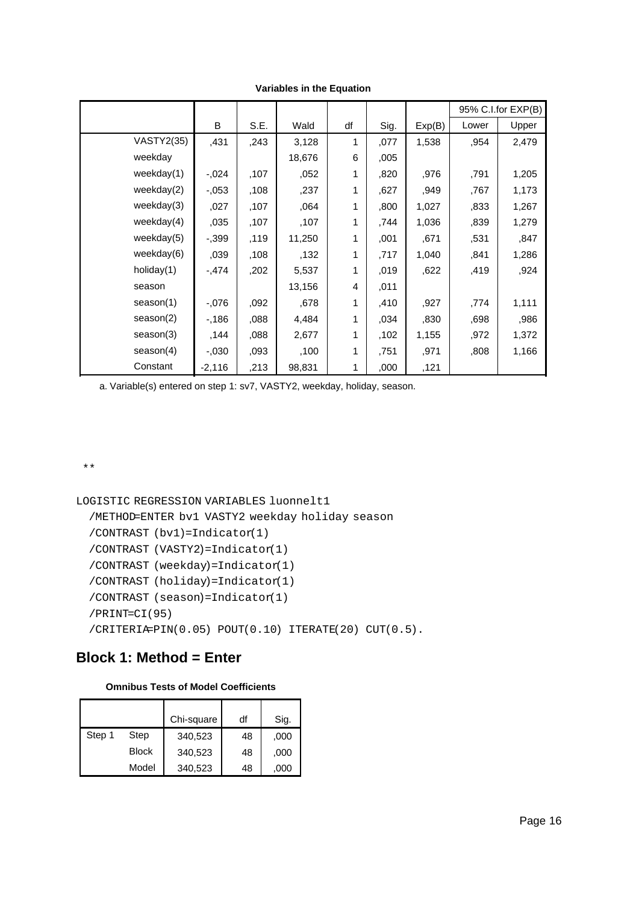**Variables in the Equation**

| | B | S.E. | Wald | df | Sig. | Exp(B) | 95% C.I.for EXP(B) | |
|---|---|---|---|---|---|---|---|---|
| | | | | | | | Lower | Upper |
| VASTY2(35) | ,431 | ,243 | 3,128 | 1 | ,077 | 1,538 | ,954 | 2,479 |
| weekday | | | 18,676 | 6 | ,005 | | | |
| weekday(1) | -,024 | ,107 | ,052 | 1 | ,820 | ,976 | ,791 | 1,205 |
| weekday(2) | -,053 | ,108 | ,237 | 1 | ,627 | ,949 | ,767 | 1,173 |
| weekday(3) | ,027 | ,107 | ,064 | 1 | ,800 | 1,027 | ,833 | 1,267 |
| weekday(4) | ,035 | ,107 | ,107 | 1 | ,744 | 1,036 | ,839 | 1,279 |
| weekday(5) | -,399 | ,119 | 11,250 | 1 | ,001 | ,671 | ,531 | ,847 |
| weekday(6) | ,039 | ,108 | ,132 | 1 | ,717 | 1,040 | ,841 | 1,286 |
| holiday(1) | -,474 | ,202 | 5,537 | 1 | ,019 | ,622 | ,419 | ,924 |
| season | | | 13,156 | 4 | ,011 | | | |
| season(1) | -,076 | ,092 | ,678 | 1 | ,410 | ,927 | ,774 | 1,111 |
| season(2) | -,186 | ,088 | 4,484 | 1 | ,034 | ,830 | ,698 | ,986 |
| season(3) | ,144 | ,088 | 2,677 | 1 | ,102 | 1,155 | ,972 | 1,372 |
| season(4) | -,030 | ,093 | ,100 | 1 | ,751 | ,971 | ,808 | 1,166 |
| Constant | -2,116 | ,213 | 98,831 | 1 | ,000 | ,121 | | |

a. Variable(s) entered on step 1: sv7, VASTY2, weekday, holiday, season.

**

```
LOGISTIC REGRESSION VARIABLES luonnelt1
  /METHOD=ENTER bv1 VASTY2 weekday holiday season
  /CONTRAST (bv1)=Indicator(1)
  /CONTRAST (VASTY2)=Indicator(1)
  /CONTRAST (weekday)=Indicator(1)
  /CONTRAST (holiday)=Indicator(1)
  /CONTRAST (season)=Indicator(1)
  /PRINT=CI(95)
  /CRITERIA=PIN(0.05) POUT(0.10) ITERATE(20) CUT(0.5).
```

## Block 1: Method = Enter

**Omnibus Tests of Model Coefficients**

| | | Chi-square | df | Sig. |
|---|---|---|---|---|
| Step 1 | Step | 340,523 | 48 | ,000 |
| | Block | 340,523 | 48 | ,000 |
| | Model | 340,523 | 48 | ,000 |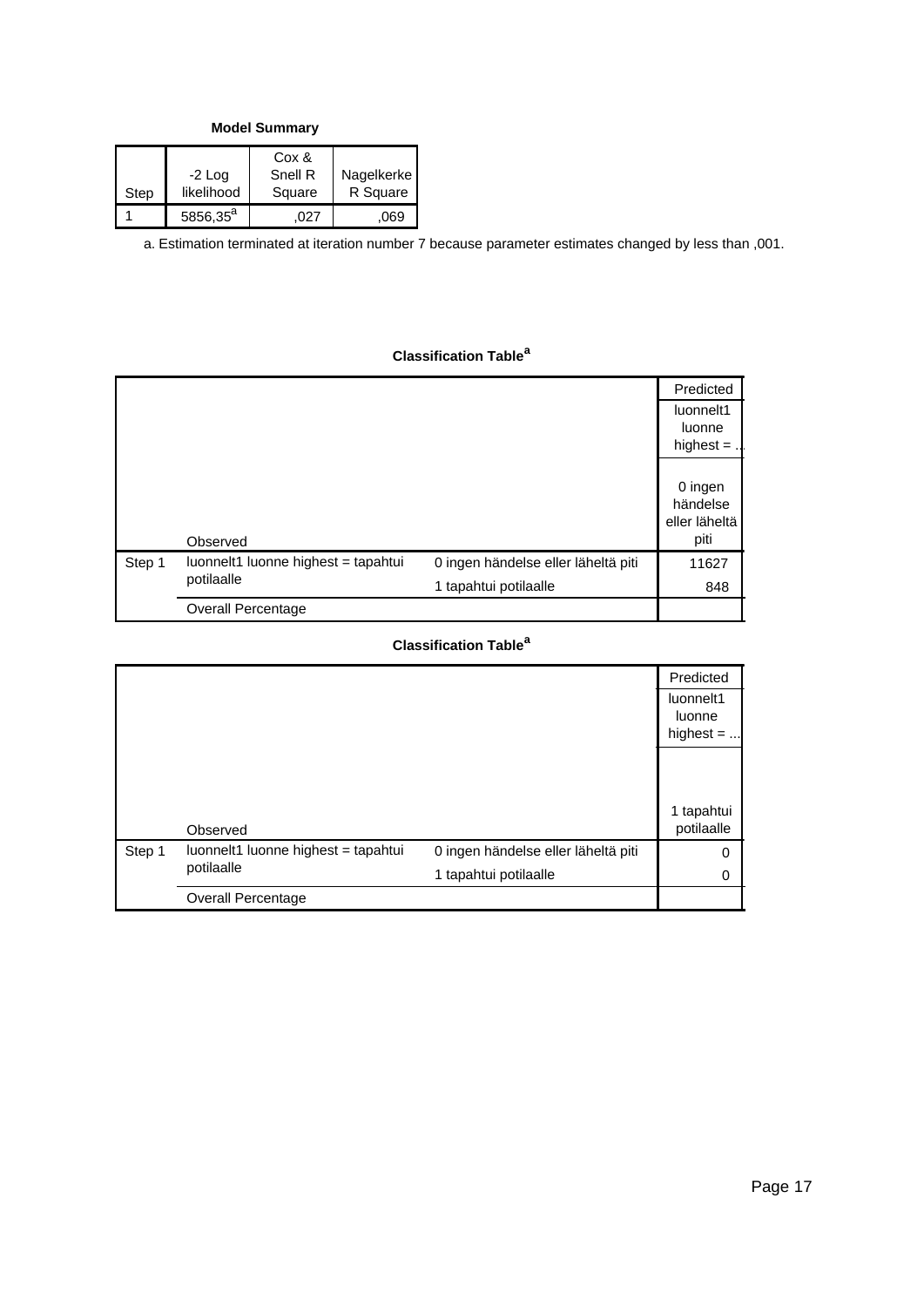**Model Summary**

| Step | -2 Log likelihood | Cox & Snell R Square | Nagelkerke R Square |
|---|---|---|---|
| 1 | 5856,35[a] | ,027 | ,069 |

a. Estimation terminated at iteration number 7 because parameter estimates changed by less than ,001.

**Classification Table[a]**

| | Observed | | Predicted |
|---|---|---|---|
| | | | luonnelt1 luonne highest = ... |
| | | | 0 ingen händelse eller läheltä piti |
| Step 1 | luonnelt1 luonne highest = tapahtui potilaalle | 0 ingen händelse eller läheltä piti | 11627 |
| | | 1 tapahtui potilaalle | 848 |
| | Overall Percentage | | |

**Classification Table[a]**

| | Observed | | Predicted |
|---|---|---|---|
| | | | luonnelt1 luonne highest = ... |
| | | | 1 tapahtui potilaalle |
| Step 1 | luonnelt1 luonne highest = tapahtui potilaalle | 0 ingen händelse eller läheltä piti | 0 |
| | | 1 tapahtui potilaalle | 0 |
| | Overall Percentage | | |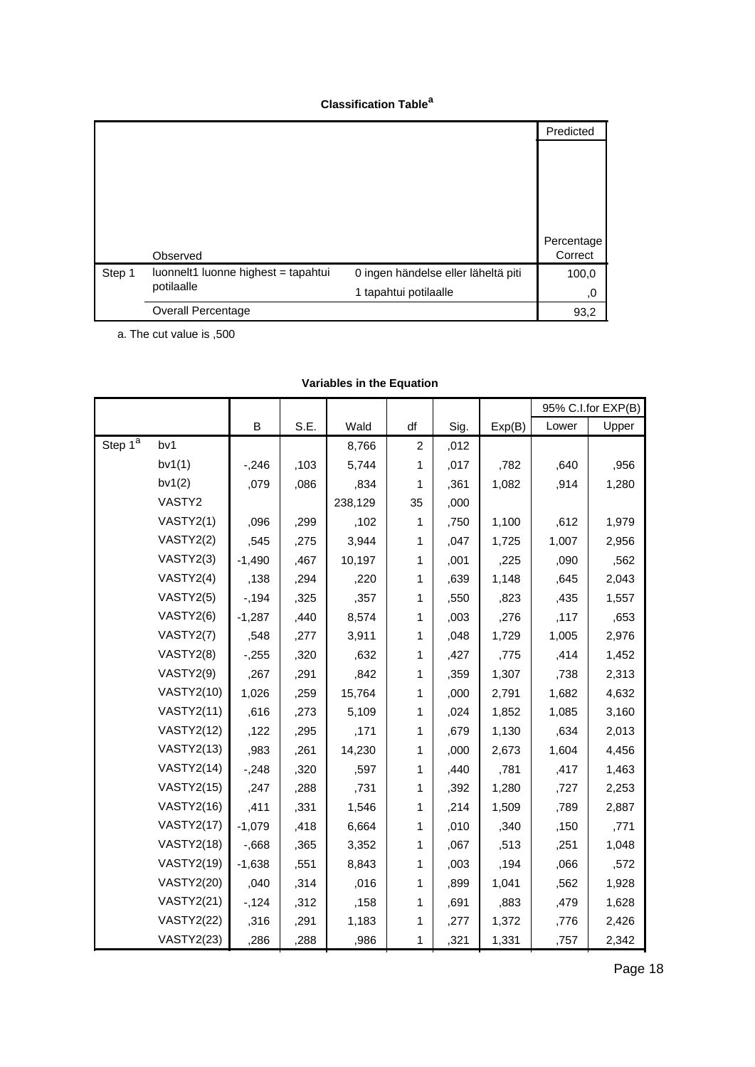**Classification Table[a]**

| | Observed | | Predicted |
|---|---|---|---|
| | | | Percentage Correct |
| Step 1 | luonnelt1 luonne highest = tapahtui potilaalle | 0 ingen händelse eller läheltä piti | 100,0 |
| | | 1 tapahtui potilaalle | ,0 |
| | Overall Percentage | | 93,2 |

a. The cut value is ,500

**Variables in the Equation**

| | | B | S.E. | Wald | df | Sig. | Exp(B) | 95% C.I.for EXP(B) | |
|---|---|---|---|---|---|---|---|---|---|
| | | | | | | | | Lower | Upper |
| Step 1[a] | bv1 | | | 8,766 | 2 | ,012 | | | |
| | bv1(1) | -,246 | ,103 | 5,744 | 1 | ,017 | ,782 | ,640 | ,956 |
| | bv1(2) | ,079 | ,086 | ,834 | 1 | ,361 | 1,082 | ,914 | 1,280 |
| | VASTY2 | | | 238,129 | 35 | ,000 | | | |
| | VASTY2(1) | ,096 | ,299 | ,102 | 1 | ,750 | 1,100 | ,612 | 1,979 |
| | VASTY2(2) | ,545 | ,275 | 3,944 | 1 | ,047 | 1,725 | 1,007 | 2,956 |
| | VASTY2(3) | -1,490 | ,467 | 10,197 | 1 | ,001 | ,225 | ,090 | ,562 |
| | VASTY2(4) | ,138 | ,294 | ,220 | 1 | ,639 | 1,148 | ,645 | 2,043 |
| | VASTY2(5) | -,194 | ,325 | ,357 | 1 | ,550 | ,823 | ,435 | 1,557 |
| | VASTY2(6) | -1,287 | ,440 | 8,574 | 1 | ,003 | ,276 | ,117 | ,653 |
| | VASTY2(7) | ,548 | ,277 | 3,911 | 1 | ,048 | 1,729 | 1,005 | 2,976 |
| | VASTY2(8) | -,255 | ,320 | ,632 | 1 | ,427 | ,775 | ,414 | 1,452 |
| | VASTY2(9) | ,267 | ,291 | ,842 | 1 | ,359 | 1,307 | ,738 | 2,313 |
| | VASTY2(10) | 1,026 | ,259 | 15,764 | 1 | ,000 | 2,791 | 1,682 | 4,632 |
| | VASTY2(11) | ,616 | ,273 | 5,109 | 1 | ,024 | 1,852 | 1,085 | 3,160 |
| | VASTY2(12) | ,122 | ,295 | ,171 | 1 | ,679 | 1,130 | ,634 | 2,013 |
| | VASTY2(13) | ,983 | ,261 | 14,230 | 1 | ,000 | 2,673 | 1,604 | 4,456 |
| | VASTY2(14) | -,248 | ,320 | ,597 | 1 | ,440 | ,781 | ,417 | 1,463 |
| | VASTY2(15) | ,247 | ,288 | ,731 | 1 | ,392 | 1,280 | ,727 | 2,253 |
| | VASTY2(16) | ,411 | ,331 | 1,546 | 1 | ,214 | 1,509 | ,789 | 2,887 |
| | VASTY2(17) | -1,079 | ,418 | 6,664 | 1 | ,010 | ,340 | ,150 | ,771 |
| | VASTY2(18) | -,668 | ,365 | 3,352 | 1 | ,067 | ,513 | ,251 | 1,048 |
| | VASTY2(19) | -1,638 | ,551 | 8,843 | 1 | ,003 | ,194 | ,066 | ,572 |
| | VASTY2(20) | ,040 | ,314 | ,016 | 1 | ,899 | 1,041 | ,562 | 1,928 |
| | VASTY2(21) | -,124 | ,312 | ,158 | 1 | ,691 | ,883 | ,479 | 1,628 |
| | VASTY2(22) | ,316 | ,291 | 1,183 | 1 | ,277 | 1,372 | ,776 | 2,426 |
| | VASTY2(23) | ,286 | ,288 | ,986 | 1 | ,321 | 1,331 | ,757 | 2,342 |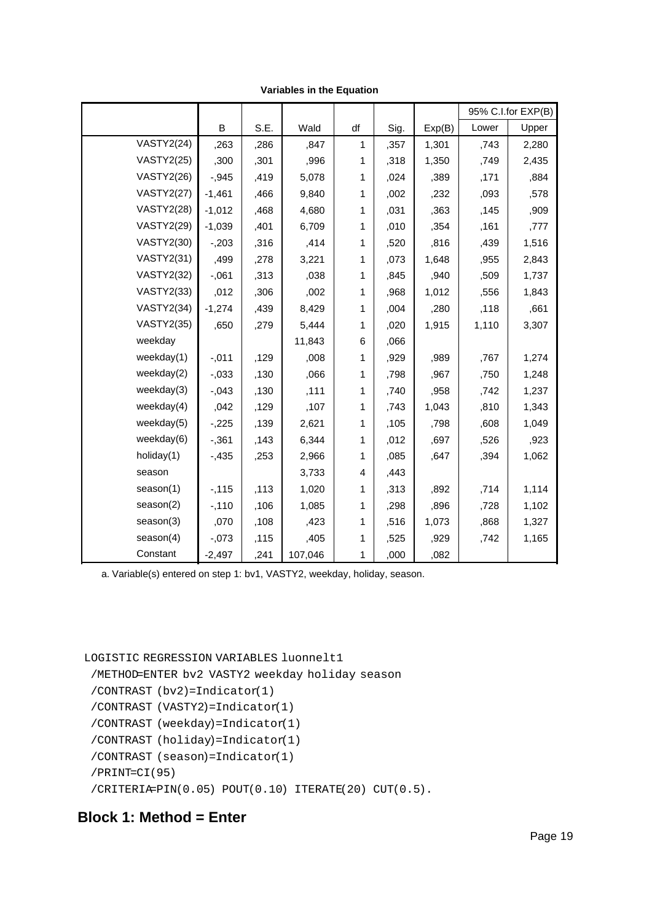**Variables in the Equation**

| | B | S.E. | Wald | df | Sig. | Exp(B) | 95% C.I.for EXP(B) | |
|---|---|---|---|---|---|---|---|---|
| | | | | | | | Lower | Upper |
| VASTY2(24) | ,263 | ,286 | ,847 | 1 | ,357 | 1,301 | ,743 | 2,280 |
| VASTY2(25) | ,300 | ,301 | ,996 | 1 | ,318 | 1,350 | ,749 | 2,435 |
| VASTY2(26) | -,945 | ,419 | 5,078 | 1 | ,024 | ,389 | ,171 | ,884 |
| VASTY2(27) | -1,461 | ,466 | 9,840 | 1 | ,002 | ,232 | ,093 | ,578 |
| VASTY2(28) | -1,012 | ,468 | 4,680 | 1 | ,031 | ,363 | ,145 | ,909 |
| VASTY2(29) | -1,039 | ,401 | 6,709 | 1 | ,010 | ,354 | ,161 | ,777 |
| VASTY2(30) | -,203 | ,316 | ,414 | 1 | ,520 | ,816 | ,439 | 1,516 |
| VASTY2(31) | ,499 | ,278 | 3,221 | 1 | ,073 | 1,648 | ,955 | 2,843 |
| VASTY2(32) | -,061 | ,313 | ,038 | 1 | ,845 | ,940 | ,509 | 1,737 |
| VASTY2(33) | ,012 | ,306 | ,002 | 1 | ,968 | 1,012 | ,556 | 1,843 |
| VASTY2(34) | -1,274 | ,439 | 8,429 | 1 | ,004 | ,280 | ,118 | ,661 |
| VASTY2(35) | ,650 | ,279 | 5,444 | 1 | ,020 | 1,915 | 1,110 | 3,307 |
| weekday | | | 11,843 | 6 | ,066 | | | |
| weekday(1) | -,011 | ,129 | ,008 | 1 | ,929 | ,989 | ,767 | 1,274 |
| weekday(2) | -,033 | ,130 | ,066 | 1 | ,798 | ,967 | ,750 | 1,248 |
| weekday(3) | -,043 | ,130 | ,111 | 1 | ,740 | ,958 | ,742 | 1,237 |
| weekday(4) | ,042 | ,129 | ,107 | 1 | ,743 | 1,043 | ,810 | 1,343 |
| weekday(5) | -,225 | ,139 | 2,621 | 1 | ,105 | ,798 | ,608 | 1,049 |
| weekday(6) | -,361 | ,143 | 6,344 | 1 | ,012 | ,697 | ,526 | ,923 |
| holiday(1) | -,435 | ,253 | 2,966 | 1 | ,085 | ,647 | ,394 | 1,062 |
| season | | | 3,733 | 4 | ,443 | | | |
| season(1) | -,115 | ,113 | 1,020 | 1 | ,313 | ,892 | ,714 | 1,114 |
| season(2) | -,110 | ,106 | 1,085 | 1 | ,298 | ,896 | ,728 | 1,102 |
| season(3) | ,070 | ,108 | ,423 | 1 | ,516 | 1,073 | ,868 | 1,327 |
| season(4) | -,073 | ,115 | ,405 | 1 | ,525 | ,929 | ,742 | 1,165 |
| Constant | -2,497 | ,241 | 107,046 | 1 | ,000 | ,082 | | |

a. Variable(s) entered on step 1: bv1, VASTY2, weekday, holiday, season.

```
LOGISTIC REGRESSION VARIABLES luonnelt1
 /METHOD=ENTER bv2 VASTY2 weekday holiday season
 /CONTRAST (bv2)=Indicator(1)
 /CONTRAST (VASTY2)=Indicator(1)
 /CONTRAST (weekday)=Indicator(1)
 /CONTRAST (holiday)=Indicator(1)
 /CONTRAST (season)=Indicator(1)
 /PRINT=CI(95)
 /CRITERIA=PIN(0.05) POUT(0.10) ITERATE(20) CUT(0.5).
```

## Block 1: Method = Enter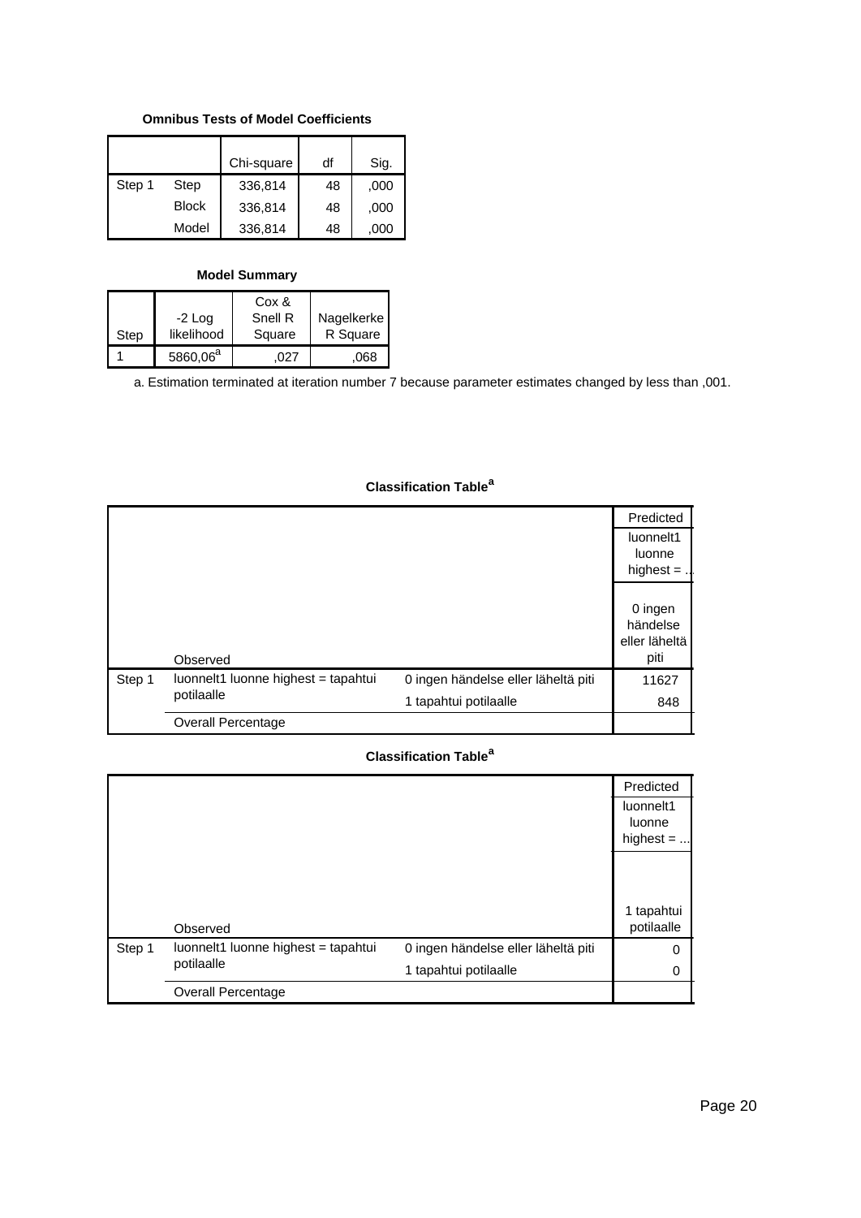**Omnibus Tests of Model Coefficients**

| | | Chi-square | df | Sig. |
|---|---|---|---|---|
| Step 1 | Step | 336,814 | 48 | ,000 |
| | Block | 336,814 | 48 | ,000 |
| | Model | 336,814 | 48 | ,000 |

**Model Summary**

| Step | -2 Log likelihood | Cox & Snell R Square | Nagelkerke R Square |
|---|---|---|---|
| 1 | 5860,06[a] | ,027 | ,068 |

a. Estimation terminated at iteration number 7 because parameter estimates changed by less than ,001.

**Classification Table[a]**

| | Observed | | Predicted |
|---|---|---|---|
| | | | luonnelt1 luonne highest = ... |
| | | | 0 ingen händelse eller läheltä piti |
| Step 1 | luonnelt1 luonne highest = tapahtui potilaalle | 0 ingen händelse eller läheltä piti | 11627 |
| | | 1 tapahtui potilaalle | 848 |
| | Overall Percentage | | |

**Classification Table[a]**

| | Observed | | Predicted |
|---|---|---|---|
| | | | luonnelt1 luonne highest = ... |
| | | | 1 tapahtui potilaalle |
| Step 1 | luonnelt1 luonne highest = tapahtui potilaalle | 0 ingen händelse eller läheltä piti | 0 |
| | | 1 tapahtui potilaalle | 0 |
| | Overall Percentage | | |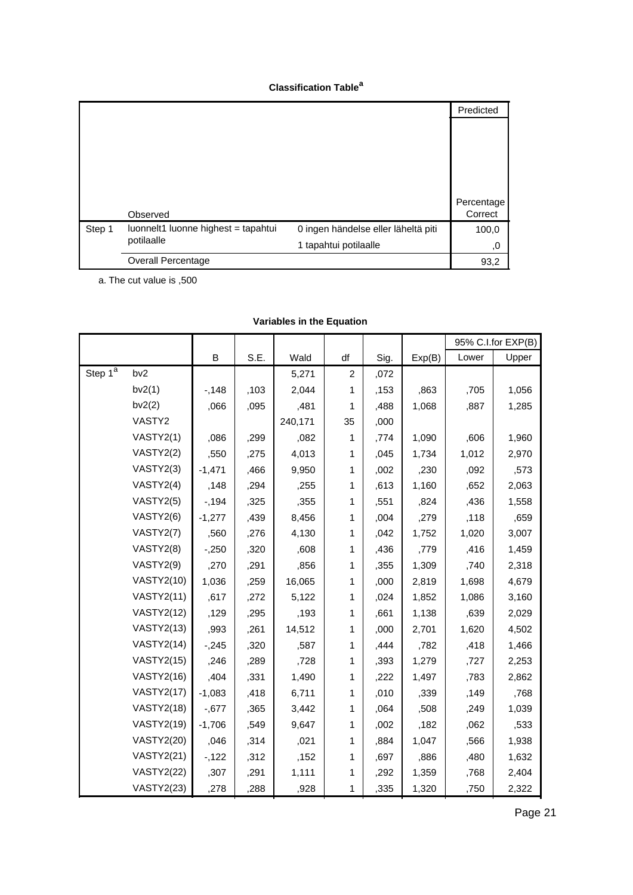**Classification Table[a]**

| | Observed | | Predicted |
|---|---|---|---|
| | | | Percentage Correct |
| Step 1 | luonnelt1 luonne highest = tapahtui potilaalle | 0 ingen händelse eller läheltä piti | 100,0 |
| | | 1 tapahtui potilaalle | ,0 |
| | Overall Percentage | | 93,2 |

a. The cut value is ,500

**Variables in the Equation**

| | | B | S.E. | Wald | df | Sig. | Exp(B) | 95% C.I.for EXP(B) | |
|---|---|---|---|---|---|---|---|---|---|
| | | | | | | | | Lower | Upper |
| Step 1[a] | bv2 | | | 5,271 | 2 | ,072 | | | |
| | bv2(1) | -,148 | ,103 | 2,044 | 1 | ,153 | ,863 | ,705 | 1,056 |
| | bv2(2) | ,066 | ,095 | ,481 | 1 | ,488 | 1,068 | ,887 | 1,285 |
| | VASTY2 | | | 240,171 | 35 | ,000 | | | |
| | VASTY2(1) | ,086 | ,299 | ,082 | 1 | ,774 | 1,090 | ,606 | 1,960 |
| | VASTY2(2) | ,550 | ,275 | 4,013 | 1 | ,045 | 1,734 | 1,012 | 2,970 |
| | VASTY2(3) | -1,471 | ,466 | 9,950 | 1 | ,002 | ,230 | ,092 | ,573 |
| | VASTY2(4) | ,148 | ,294 | ,255 | 1 | ,613 | 1,160 | ,652 | 2,063 |
| | VASTY2(5) | -,194 | ,325 | ,355 | 1 | ,551 | ,824 | ,436 | 1,558 |
| | VASTY2(6) | -1,277 | ,439 | 8,456 | 1 | ,004 | ,279 | ,118 | ,659 |
| | VASTY2(7) | ,560 | ,276 | 4,130 | 1 | ,042 | 1,752 | 1,020 | 3,007 |
| | VASTY2(8) | -,250 | ,320 | ,608 | 1 | ,436 | ,779 | ,416 | 1,459 |
| | VASTY2(9) | ,270 | ,291 | ,856 | 1 | ,355 | 1,309 | ,740 | 2,318 |
| | VASTY2(10) | 1,036 | ,259 | 16,065 | 1 | ,000 | 2,819 | 1,698 | 4,679 |
| | VASTY2(11) | ,617 | ,272 | 5,122 | 1 | ,024 | 1,852 | 1,086 | 3,160 |
| | VASTY2(12) | ,129 | ,295 | ,193 | 1 | ,661 | 1,138 | ,639 | 2,029 |
| | VASTY2(13) | ,993 | ,261 | 14,512 | 1 | ,000 | 2,701 | 1,620 | 4,502 |
| | VASTY2(14) | -,245 | ,320 | ,587 | 1 | ,444 | ,782 | ,418 | 1,466 |
| | VASTY2(15) | ,246 | ,289 | ,728 | 1 | ,393 | 1,279 | ,727 | 2,253 |
| | VASTY2(16) | ,404 | ,331 | 1,490 | 1 | ,222 | 1,497 | ,783 | 2,862 |
| | VASTY2(17) | -1,083 | ,418 | 6,711 | 1 | ,010 | ,339 | ,149 | ,768 |
| | VASTY2(18) | -,677 | ,365 | 3,442 | 1 | ,064 | ,508 | ,249 | 1,039 |
| | VASTY2(19) | -1,706 | ,549 | 9,647 | 1 | ,002 | ,182 | ,062 | ,533 |
| | VASTY2(20) | ,046 | ,314 | ,021 | 1 | ,884 | 1,047 | ,566 | 1,938 |
| | VASTY2(21) | -,122 | ,312 | ,152 | 1 | ,697 | ,886 | ,480 | 1,632 |
| | VASTY2(22) | ,307 | ,291 | 1,111 | 1 | ,292 | 1,359 | ,768 | 2,404 |
| | VASTY2(23) | ,278 | ,288 | ,928 | 1 | ,335 | 1,320 | ,750 | 2,322 |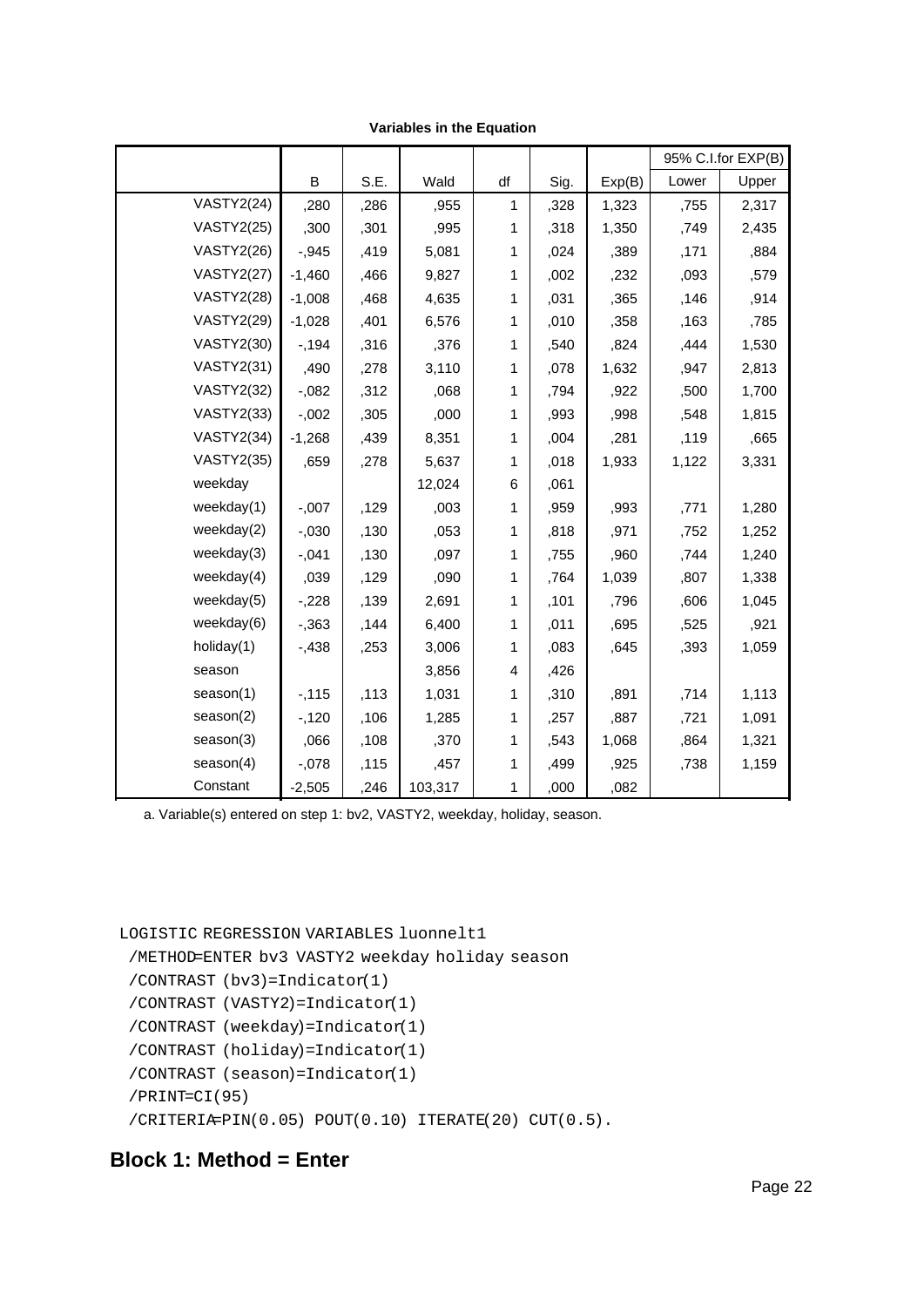**Variables in the Equation**

| | B | S.E. | Wald | df | Sig. | Exp(B) | 95% C.I.for EXP(B) | |
|---|---|---|---|---|---|---|---|---|
| | | | | | | | Lower | Upper |
| VASTY2(24) | ,280 | ,286 | ,955 | 1 | ,328 | 1,323 | ,755 | 2,317 |
| VASTY2(25) | ,300 | ,301 | ,995 | 1 | ,318 | 1,350 | ,749 | 2,435 |
| VASTY2(26) | -,945 | ,419 | 5,081 | 1 | ,024 | ,389 | ,171 | ,884 |
| VASTY2(27) | -1,460 | ,466 | 9,827 | 1 | ,002 | ,232 | ,093 | ,579 |
| VASTY2(28) | -1,008 | ,468 | 4,635 | 1 | ,031 | ,365 | ,146 | ,914 |
| VASTY2(29) | -1,028 | ,401 | 6,576 | 1 | ,010 | ,358 | ,163 | ,785 |
| VASTY2(30) | -,194 | ,316 | ,376 | 1 | ,540 | ,824 | ,444 | 1,530 |
| VASTY2(31) | ,490 | ,278 | 3,110 | 1 | ,078 | 1,632 | ,947 | 2,813 |
| VASTY2(32) | -,082 | ,312 | ,068 | 1 | ,794 | ,922 | ,500 | 1,700 |
| VASTY2(33) | -,002 | ,305 | ,000 | 1 | ,993 | ,998 | ,548 | 1,815 |
| VASTY2(34) | -1,268 | ,439 | 8,351 | 1 | ,004 | ,281 | ,119 | ,665 |
| VASTY2(35) | ,659 | ,278 | 5,637 | 1 | ,018 | 1,933 | 1,122 | 3,331 |
| weekday | | | 12,024 | 6 | ,061 | | | |
| weekday(1) | -,007 | ,129 | ,003 | 1 | ,959 | ,993 | ,771 | 1,280 |
| weekday(2) | -,030 | ,130 | ,053 | 1 | ,818 | ,971 | ,752 | 1,252 |
| weekday(3) | -,041 | ,130 | ,097 | 1 | ,755 | ,960 | ,744 | 1,240 |
| weekday(4) | ,039 | ,129 | ,090 | 1 | ,764 | 1,039 | ,807 | 1,338 |
| weekday(5) | -,228 | ,139 | 2,691 | 1 | ,101 | ,796 | ,606 | 1,045 |
| weekday(6) | -,363 | ,144 | 6,400 | 1 | ,011 | ,695 | ,525 | ,921 |
| holiday(1) | -,438 | ,253 | 3,006 | 1 | ,083 | ,645 | ,393 | 1,059 |
| season | | | 3,856 | 4 | ,426 | | | |
| season(1) | -,115 | ,113 | 1,031 | 1 | ,310 | ,891 | ,714 | 1,113 |
| season(2) | -,120 | ,106 | 1,285 | 1 | ,257 | ,887 | ,721 | 1,091 |
| season(3) | ,066 | ,108 | ,370 | 1 | ,543 | 1,068 | ,864 | 1,321 |
| season(4) | -,078 | ,115 | ,457 | 1 | ,499 | ,925 | ,738 | 1,159 |
| Constant | -2,505 | ,246 | 103,317 | 1 | ,000 | ,082 | | |

a. Variable(s) entered on step 1: bv2, VASTY2, weekday, holiday, season.

```
LOGISTIC REGRESSION VARIABLES luonnelt1
 /METHOD=ENTER bv3 VASTY2 weekday holiday season
 /CONTRAST (bv3)=Indicator(1)
 /CONTRAST (VASTY2)=Indicator(1)
 /CONTRAST (weekday)=Indicator(1)
 /CONTRAST (holiday)=Indicator(1)
 /CONTRAST (season)=Indicator(1)
 /PRINT=CI(95)
 /CRITERIA=PIN(0.05) POUT(0.10) ITERATE(20) CUT(0.5).
```

## Block 1: Method = Enter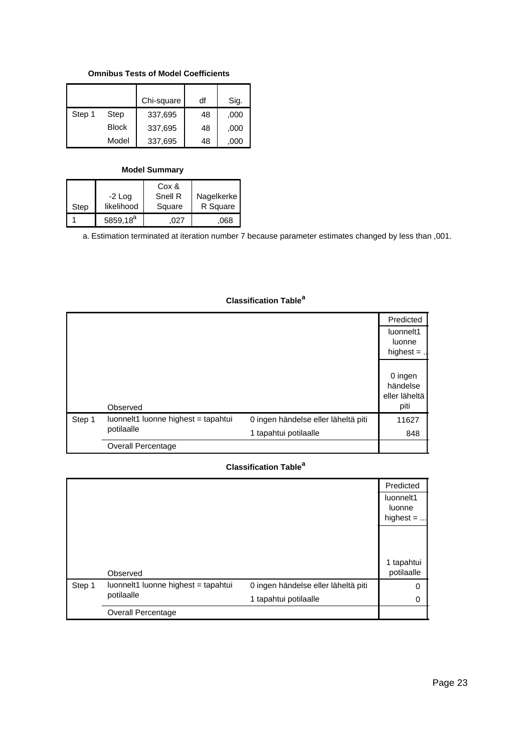**Omnibus Tests of Model Coefficients**

| | | Chi-square | df | Sig. |
|---|---|---|---|---|
| Step 1 | Step | 337,695 | 48 | ,000 |
| | Block | 337,695 | 48 | ,000 |
| | Model | 337,695 | 48 | ,000 |

**Model Summary**

| Step | -2 Log likelihood | Cox & Snell R Square | Nagelkerke R Square |
|---|---|---|---|
| 1 | 5859,18[a] | ,027 | ,068 |

a. Estimation terminated at iteration number 7 because parameter estimates changed by less than ,001.

**Classification Table[a]**

| | Observed | | Predicted: luonnelt1 luonne highest = ... 0 ingen händelse eller läheltä piti |
|---|---|---|---|
| Step 1 | luonnelt1 luonne highest = tapahtui potilaalle | 0 ingen händelse eller läheltä piti | 11627 |
| | | 1 tapahtui potilaalle | 848 |
| | Overall Percentage | | |

**Classification Table[a]**

| | Observed | | Predicted: luonnelt1 luonne highest = ... 1 tapahtui potilaalle |
|---|---|---|---|
| Step 1 | luonnelt1 luonne highest = tapahtui potilaalle | 0 ingen händelse eller läheltä piti | 0 |
| | | 1 tapahtui potilaalle | 0 |
| | Overall Percentage | | |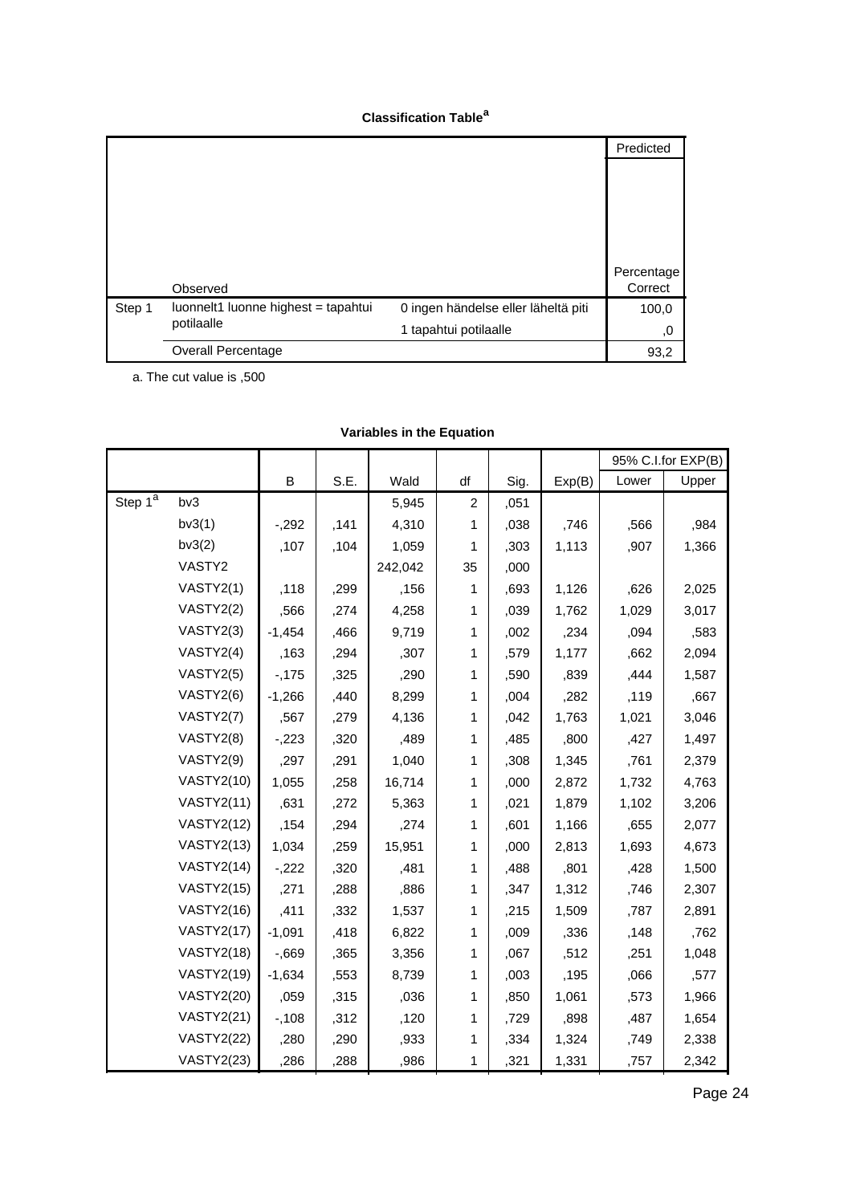**Classification Table[a]**

| | Observed | | Predicted |
|---|---|---|---|
| | | | Percentage Correct |
| Step 1 | luonnelt1 luonne highest = tapahtui potilaalle | 0 ingen händelse eller läheltä piti | 100,0 |
| | | 1 tapahtui potilaalle | ,0 |
| | Overall Percentage | | 93,2 |

a. The cut value is ,500

**Variables in the Equation**

| | | B | S.E. | Wald | df | Sig. | Exp(B) | 95% C.I.for EXP(B) | |
|---|---|---|---|---|---|---|---|---|---|
| | | | | | | | | Lower | Upper |
| Step 1[a] | bv3 | | | 5,945 | 2 | ,051 | | | |
| | bv3(1) | -,292 | ,141 | 4,310 | 1 | ,038 | ,746 | ,566 | ,984 |
| | bv3(2) | ,107 | ,104 | 1,059 | 1 | ,303 | 1,113 | ,907 | 1,366 |
| | VASTY2 | | | 242,042 | 35 | ,000 | | | |
| | VASTY2(1) | ,118 | ,299 | ,156 | 1 | ,693 | 1,126 | ,626 | 2,025 |
| | VASTY2(2) | ,566 | ,274 | 4,258 | 1 | ,039 | 1,762 | 1,029 | 3,017 |
| | VASTY2(3) | -1,454 | ,466 | 9,719 | 1 | ,002 | ,234 | ,094 | ,583 |
| | VASTY2(4) | ,163 | ,294 | ,307 | 1 | ,579 | 1,177 | ,662 | 2,094 |
| | VASTY2(5) | -,175 | ,325 | ,290 | 1 | ,590 | ,839 | ,444 | 1,587 |
| | VASTY2(6) | -1,266 | ,440 | 8,299 | 1 | ,004 | ,282 | ,119 | ,667 |
| | VASTY2(7) | ,567 | ,279 | 4,136 | 1 | ,042 | 1,763 | 1,021 | 3,046 |
| | VASTY2(8) | -,223 | ,320 | ,489 | 1 | ,485 | ,800 | ,427 | 1,497 |
| | VASTY2(9) | ,297 | ,291 | 1,040 | 1 | ,308 | 1,345 | ,761 | 2,379 |
| | VASTY2(10) | 1,055 | ,258 | 16,714 | 1 | ,000 | 2,872 | 1,732 | 4,763 |
| | VASTY2(11) | ,631 | ,272 | 5,363 | 1 | ,021 | 1,879 | 1,102 | 3,206 |
| | VASTY2(12) | ,154 | ,294 | ,274 | 1 | ,601 | 1,166 | ,655 | 2,077 |
| | VASTY2(13) | 1,034 | ,259 | 15,951 | 1 | ,000 | 2,813 | 1,693 | 4,673 |
| | VASTY2(14) | -,222 | ,320 | ,481 | 1 | ,488 | ,801 | ,428 | 1,500 |
| | VASTY2(15) | ,271 | ,288 | ,886 | 1 | ,347 | 1,312 | ,746 | 2,307 |
| | VASTY2(16) | ,411 | ,332 | 1,537 | 1 | ,215 | 1,509 | ,787 | 2,891 |
| | VASTY2(17) | -1,091 | ,418 | 6,822 | 1 | ,009 | ,336 | ,148 | ,762 |
| | VASTY2(18) | -,669 | ,365 | 3,356 | 1 | ,067 | ,512 | ,251 | 1,048 |
| | VASTY2(19) | -1,634 | ,553 | 8,739 | 1 | ,003 | ,195 | ,066 | ,577 |
| | VASTY2(20) | ,059 | ,315 | ,036 | 1 | ,850 | 1,061 | ,573 | 1,966 |
| | VASTY2(21) | -,108 | ,312 | ,120 | 1 | ,729 | ,898 | ,487 | 1,654 |
| | VASTY2(22) | ,280 | ,290 | ,933 | 1 | ,334 | 1,324 | ,749 | 2,338 |
| | VASTY2(23) | ,286 | ,288 | ,986 | 1 | ,321 | 1,331 | ,757 | 2,342 |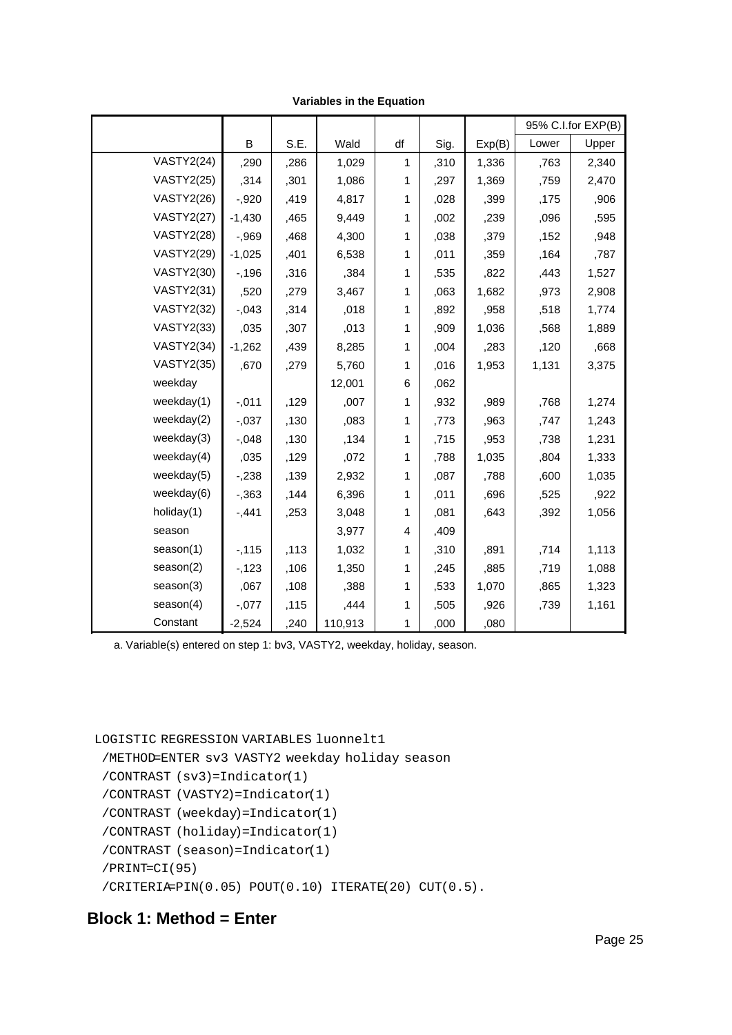**Variables in the Equation**

| | B | S.E. | Wald | df | Sig. | Exp(B) | 95% C.I.for EXP(B) | |
|---|---|---|---|---|---|---|---|---|
| | | | | | | | Lower | Upper |
| VASTY2(24) | ,290 | ,286 | 1,029 | 1 | ,310 | 1,336 | ,763 | 2,340 |
| VASTY2(25) | ,314 | ,301 | 1,086 | 1 | ,297 | 1,369 | ,759 | 2,470 |
| VASTY2(26) | -,920 | ,419 | 4,817 | 1 | ,028 | ,399 | ,175 | ,906 |
| VASTY2(27) | -1,430 | ,465 | 9,449 | 1 | ,002 | ,239 | ,096 | ,595 |
| VASTY2(28) | -,969 | ,468 | 4,300 | 1 | ,038 | ,379 | ,152 | ,948 |
| VASTY2(29) | -1,025 | ,401 | 6,538 | 1 | ,011 | ,359 | ,164 | ,787 |
| VASTY2(30) | -,196 | ,316 | ,384 | 1 | ,535 | ,822 | ,443 | 1,527 |
| VASTY2(31) | ,520 | ,279 | 3,467 | 1 | ,063 | 1,682 | ,973 | 2,908 |
| VASTY2(32) | -,043 | ,314 | ,018 | 1 | ,892 | ,958 | ,518 | 1,774 |
| VASTY2(33) | ,035 | ,307 | ,013 | 1 | ,909 | 1,036 | ,568 | 1,889 |
| VASTY2(34) | -1,262 | ,439 | 8,285 | 1 | ,004 | ,283 | ,120 | ,668 |
| VASTY2(35) | ,670 | ,279 | 5,760 | 1 | ,016 | 1,953 | 1,131 | 3,375 |
| weekday | | | 12,001 | 6 | ,062 | | | |
| weekday(1) | -,011 | ,129 | ,007 | 1 | ,932 | ,989 | ,768 | 1,274 |
| weekday(2) | -,037 | ,130 | ,083 | 1 | ,773 | ,963 | ,747 | 1,243 |
| weekday(3) | -,048 | ,130 | ,134 | 1 | ,715 | ,953 | ,738 | 1,231 |
| weekday(4) | ,035 | ,129 | ,072 | 1 | ,788 | 1,035 | ,804 | 1,333 |
| weekday(5) | -,238 | ,139 | 2,932 | 1 | ,087 | ,788 | ,600 | 1,035 |
| weekday(6) | -,363 | ,144 | 6,396 | 1 | ,011 | ,696 | ,525 | ,922 |
| holiday(1) | -,441 | ,253 | 3,048 | 1 | ,081 | ,643 | ,392 | 1,056 |
| season | | | 3,977 | 4 | ,409 | | | |
| season(1) | -,115 | ,113 | 1,032 | 1 | ,310 | ,891 | ,714 | 1,113 |
| season(2) | -,123 | ,106 | 1,350 | 1 | ,245 | ,885 | ,719 | 1,088 |
| season(3) | ,067 | ,108 | ,388 | 1 | ,533 | 1,070 | ,865 | 1,323 |
| season(4) | -,077 | ,115 | ,444 | 1 | ,505 | ,926 | ,739 | 1,161 |
| Constant | -2,524 | ,240 | 110,913 | 1 | ,000 | ,080 | | |

a. Variable(s) entered on step 1: bv3, VASTY2, weekday, holiday, season.

```
LOGISTIC REGRESSION VARIABLES luonnelt1
 /METHOD=ENTER sv3 VASTY2 weekday holiday season
 /CONTRAST (sv3)=Indicator(1)
 /CONTRAST (VASTY2)=Indicator(1)
 /CONTRAST (weekday)=Indicator(1)
 /CONTRAST (holiday)=Indicator(1)
 /CONTRAST (season)=Indicator(1)
 /PRINT=CI(95)
 /CRITERIA=PIN(0.05) POUT(0.10) ITERATE(20) CUT(0.5).
```

## Block 1: Method = Enter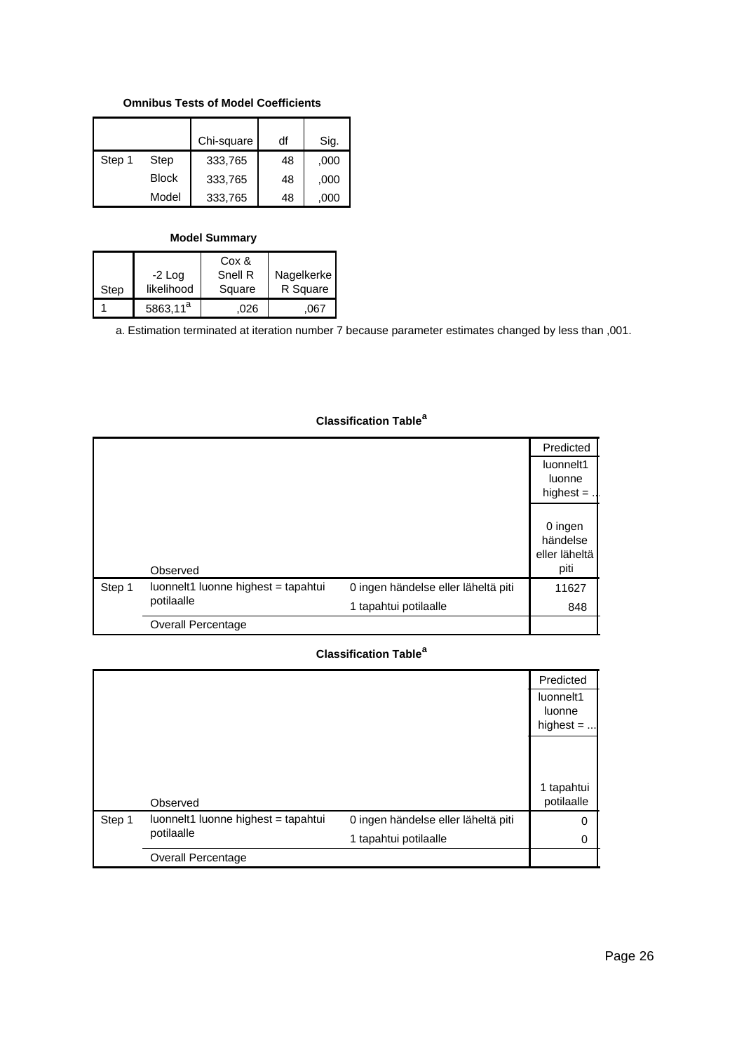**Omnibus Tests of Model Coefficients**

| | | Chi-square | df | Sig. |
|---|---|---|---|---|
| Step 1 | Step | 333,765 | 48 | ,000 |
| | Block | 333,765 | 48 | ,000 |
| | Model | 333,765 | 48 | ,000 |

**Model Summary**

| Step | -2 Log likelihood | Cox & Snell R Square | Nagelkerke R Square |
|---|---|---|---|
| 1 | 5863,11[a] | ,026 | ,067 |

a. Estimation terminated at iteration number 7 because parameter estimates changed by less than ,001.

**Classification Table[a]**

| | Observed | | Predicted: luonnelt1 luonne highest = ... 0 ingen händelse eller läheltä piti |
|---|---|---|---|
| Step 1 | luonnelt1 luonne highest = tapahtui potilaalle | 0 ingen händelse eller läheltä piti | 11627 |
| | | 1 tapahtui potilaalle | 848 |
| | Overall Percentage | | |

**Classification Table[a]**

| | Observed | | Predicted: luonnelt1 luonne highest = ... 1 tapahtui potilaalle |
|---|---|---|---|
| Step 1 | luonnelt1 luonne highest = tapahtui potilaalle | 0 ingen händelse eller läheltä piti | 0 |
| | | 1 tapahtui potilaalle | 0 |
| | Overall Percentage | | |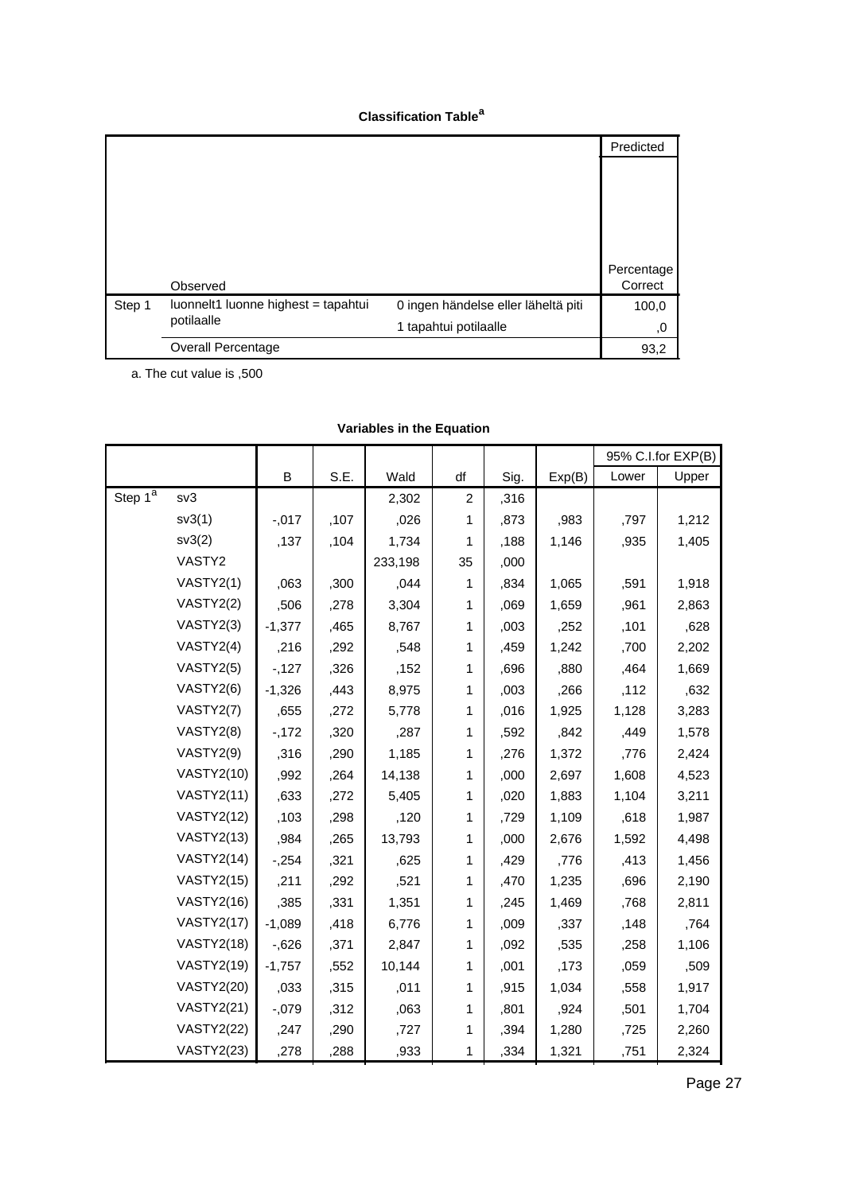**Classification Table**[a]

| | Observed | | Predicted |
|---|---|---|---|
| | | | Percentage Correct |
| Step 1 | luonnelt1 luonne highest = tapahtui potilaalle | 0 ingen händelse eller läheltä piti | 100,0 |
| | | 1 tapahtui potilaalle | ,0 |
| | Overall Percentage | | 93,2 |

a. The cut value is ,500

**Variables in the Equation**

| | | B | S.E. | Wald | df | Sig. | Exp(B) | 95% C.I.for EXP(B) | |
|---|---|---|---|---|---|---|---|---|---|
| | | | | | | | | Lower | Upper |
| Step 1[a] | sv3 | | | 2,302 | 2 | ,316 | | | |
| | sv3(1) | -,017 | ,107 | ,026 | 1 | ,873 | ,983 | ,797 | 1,212 |
| | sv3(2) | ,137 | ,104 | 1,734 | 1 | ,188 | 1,146 | ,935 | 1,405 |
| | VASTY2 | | | 233,198 | 35 | ,000 | | | |
| | VASTY2(1) | ,063 | ,300 | ,044 | 1 | ,834 | 1,065 | ,591 | 1,918 |
| | VASTY2(2) | ,506 | ,278 | 3,304 | 1 | ,069 | 1,659 | ,961 | 2,863 |
| | VASTY2(3) | -1,377 | ,465 | 8,767 | 1 | ,003 | ,252 | ,101 | ,628 |
| | VASTY2(4) | ,216 | ,292 | ,548 | 1 | ,459 | 1,242 | ,700 | 2,202 |
| | VASTY2(5) | -,127 | ,326 | ,152 | 1 | ,696 | ,880 | ,464 | 1,669 |
| | VASTY2(6) | -1,326 | ,443 | 8,975 | 1 | ,003 | ,266 | ,112 | ,632 |
| | VASTY2(7) | ,655 | ,272 | 5,778 | 1 | ,016 | 1,925 | 1,128 | 3,283 |
| | VASTY2(8) | -,172 | ,320 | ,287 | 1 | ,592 | ,842 | ,449 | 1,578 |
| | VASTY2(9) | ,316 | ,290 | 1,185 | 1 | ,276 | 1,372 | ,776 | 2,424 |
| | VASTY2(10) | ,992 | ,264 | 14,138 | 1 | ,000 | 2,697 | 1,608 | 4,523 |
| | VASTY2(11) | ,633 | ,272 | 5,405 | 1 | ,020 | 1,883 | 1,104 | 3,211 |
| | VASTY2(12) | ,103 | ,298 | ,120 | 1 | ,729 | 1,109 | ,618 | 1,987 |
| | VASTY2(13) | ,984 | ,265 | 13,793 | 1 | ,000 | 2,676 | 1,592 | 4,498 |
| | VASTY2(14) | -,254 | ,321 | ,625 | 1 | ,429 | ,776 | ,413 | 1,456 |
| | VASTY2(15) | ,211 | ,292 | ,521 | 1 | ,470 | 1,235 | ,696 | 2,190 |
| | VASTY2(16) | ,385 | ,331 | 1,351 | 1 | ,245 | 1,469 | ,768 | 2,811 |
| | VASTY2(17) | -1,089 | ,418 | 6,776 | 1 | ,009 | ,337 | ,148 | ,764 |
| | VASTY2(18) | -,626 | ,371 | 2,847 | 1 | ,092 | ,535 | ,258 | 1,106 |
| | VASTY2(19) | -1,757 | ,552 | 10,144 | 1 | ,001 | ,173 | ,059 | ,509 |
| | VASTY2(20) | ,033 | ,315 | ,011 | 1 | ,915 | 1,034 | ,558 | 1,917 |
| | VASTY2(21) | -,079 | ,312 | ,063 | 1 | ,801 | ,924 | ,501 | 1,704 |
| | VASTY2(22) | ,247 | ,290 | ,727 | 1 | ,394 | 1,280 | ,725 | 2,260 |
| | VASTY2(23) | ,278 | ,288 | ,933 | 1 | ,334 | 1,321 | ,751 | 2,324 |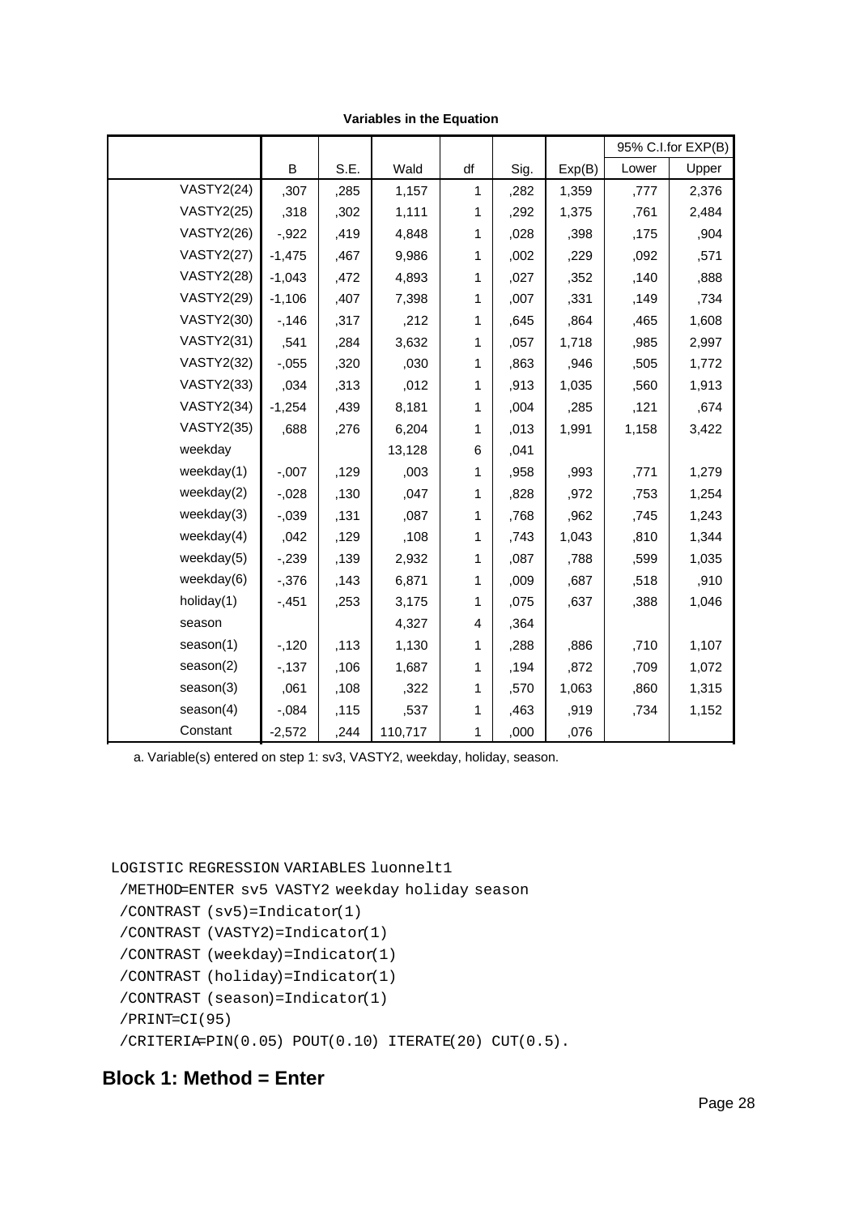**Variables in the Equation**

| | B | S.E. | Wald | df | Sig. | Exp(B) | 95% C.I.for EXP(B) | |
|---|---|---|---|---|---|---|---|---|
| | | | | | | | Lower | Upper |
| VASTY2(24) | ,307 | ,285 | 1,157 | 1 | ,282 | 1,359 | ,777 | 2,376 |
| VASTY2(25) | ,318 | ,302 | 1,111 | 1 | ,292 | 1,375 | ,761 | 2,484 |
| VASTY2(26) | -,922 | ,419 | 4,848 | 1 | ,028 | ,398 | ,175 | ,904 |
| VASTY2(27) | -1,475 | ,467 | 9,986 | 1 | ,002 | ,229 | ,092 | ,571 |
| VASTY2(28) | -1,043 | ,472 | 4,893 | 1 | ,027 | ,352 | ,140 | ,888 |
| VASTY2(29) | -1,106 | ,407 | 7,398 | 1 | ,007 | ,331 | ,149 | ,734 |
| VASTY2(30) | -,146 | ,317 | ,212 | 1 | ,645 | ,864 | ,465 | 1,608 |
| VASTY2(31) | ,541 | ,284 | 3,632 | 1 | ,057 | 1,718 | ,985 | 2,997 |
| VASTY2(32) | -,055 | ,320 | ,030 | 1 | ,863 | ,946 | ,505 | 1,772 |
| VASTY2(33) | ,034 | ,313 | ,012 | 1 | ,913 | 1,035 | ,560 | 1,913 |
| VASTY2(34) | -1,254 | ,439 | 8,181 | 1 | ,004 | ,285 | ,121 | ,674 |
| VASTY2(35) | ,688 | ,276 | 6,204 | 1 | ,013 | 1,991 | 1,158 | 3,422 |
| weekday | | | 13,128 | 6 | ,041 | | | |
| weekday(1) | -,007 | ,129 | ,003 | 1 | ,958 | ,993 | ,771 | 1,279 |
| weekday(2) | -,028 | ,130 | ,047 | 1 | ,828 | ,972 | ,753 | 1,254 |
| weekday(3) | -,039 | ,131 | ,087 | 1 | ,768 | ,962 | ,745 | 1,243 |
| weekday(4) | ,042 | ,129 | ,108 | 1 | ,743 | 1,043 | ,810 | 1,344 |
| weekday(5) | -,239 | ,139 | 2,932 | 1 | ,087 | ,788 | ,599 | 1,035 |
| weekday(6) | -,376 | ,143 | 6,871 | 1 | ,009 | ,687 | ,518 | ,910 |
| holiday(1) | -,451 | ,253 | 3,175 | 1 | ,075 | ,637 | ,388 | 1,046 |
| season | | | 4,327 | 4 | ,364 | | | |
| season(1) | -,120 | ,113 | 1,130 | 1 | ,288 | ,886 | ,710 | 1,107 |
| season(2) | -,137 | ,106 | 1,687 | 1 | ,194 | ,872 | ,709 | 1,072 |
| season(3) | ,061 | ,108 | ,322 | 1 | ,570 | 1,063 | ,860 | 1,315 |
| season(4) | -,084 | ,115 | ,537 | 1 | ,463 | ,919 | ,734 | 1,152 |
| Constant | -2,572 | ,244 | 110,717 | 1 | ,000 | ,076 | | |

a. Variable(s) entered on step 1: sv3, VASTY2, weekday, holiday, season.

```
LOGISTIC REGRESSION VARIABLES luonnelt1
  /METHOD=ENTER sv5 VASTY2 weekday holiday season
  /CONTRAST (sv5)=Indicator(1)
  /CONTRAST (VASTY2)=Indicator(1)
  /CONTRAST (weekday)=Indicator(1)
  /CONTRAST (holiday)=Indicator(1)
  /CONTRAST (season)=Indicator(1)
  /PRINT=CI(95)
  /CRITERIA=PIN(0.05) POUT(0.10) ITERATE(20) CUT(0.5).
```

## Block 1: Method = Enter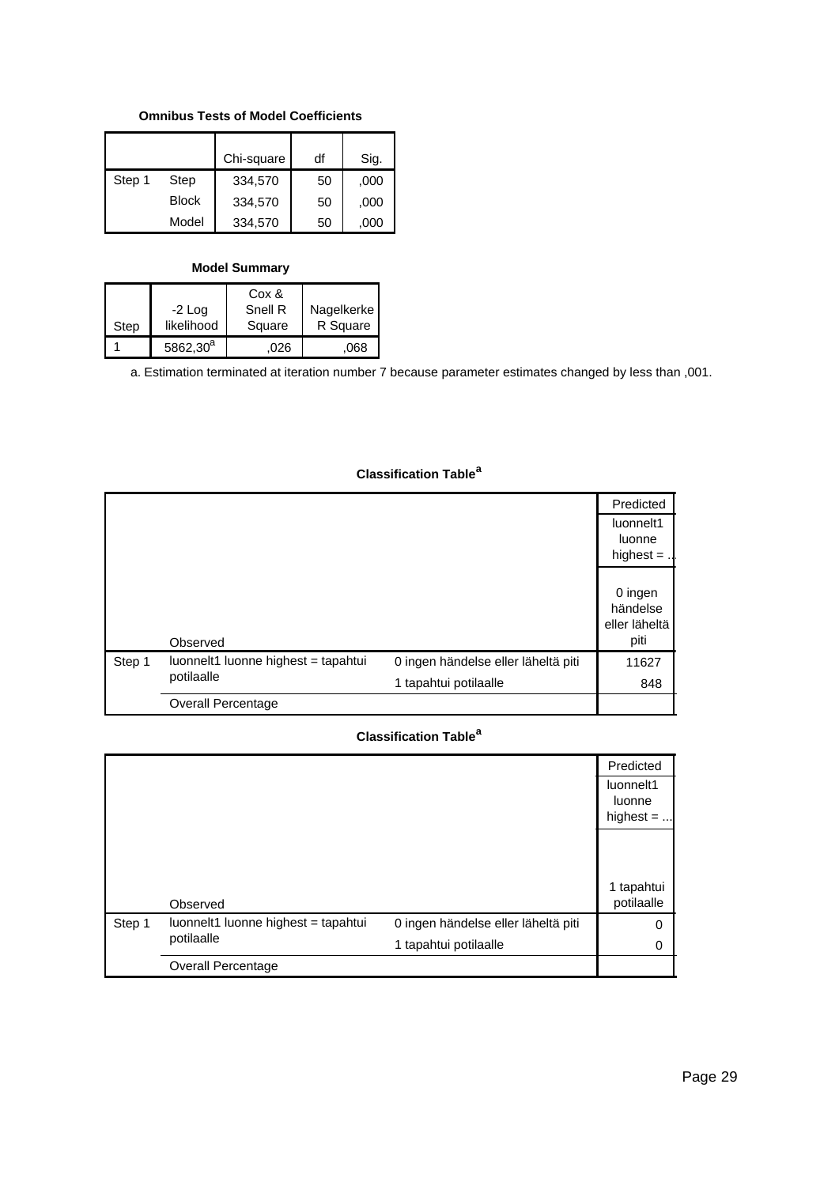**Omnibus Tests of Model Coefficients**

| | | Chi-square | df | Sig. |
|---|---|---|---|---|
| Step 1 | Step | 334,570 | 50 | ,000 |
| | Block | 334,570 | 50 | ,000 |
| | Model | 334,570 | 50 | ,000 |

**Model Summary**

| Step | -2 Log likelihood | Cox & Snell R Square | Nagelkerke R Square |
|---|---|---|---|
| 1 | 5862,30[a] | ,026 | ,068 |

a. Estimation terminated at iteration number 7 because parameter estimates changed by less than ,001.

**Classification Table[a]**

| | Observed | | Predicted: luonnelt1 luonne highest = ... 0 ingen händelse eller läheltä piti |
|---|---|---|---|
| Step 1 | luonnelt1 luonne highest = tapahtui potilaalle | 0 ingen händelse eller läheltä piti | 11627 |
| | | 1 tapahtui potilaalle | 848 |
| | Overall Percentage | | |

**Classification Table[a]**

| | Observed | | Predicted: luonnelt1 luonne highest = ... 1 tapahtui potilaalle |
|---|---|---|---|
| Step 1 | luonnelt1 luonne highest = tapahtui potilaalle | 0 ingen händelse eller läheltä piti | 0 |
| | | 1 tapahtui potilaalle | 0 |
| | Overall Percentage | | |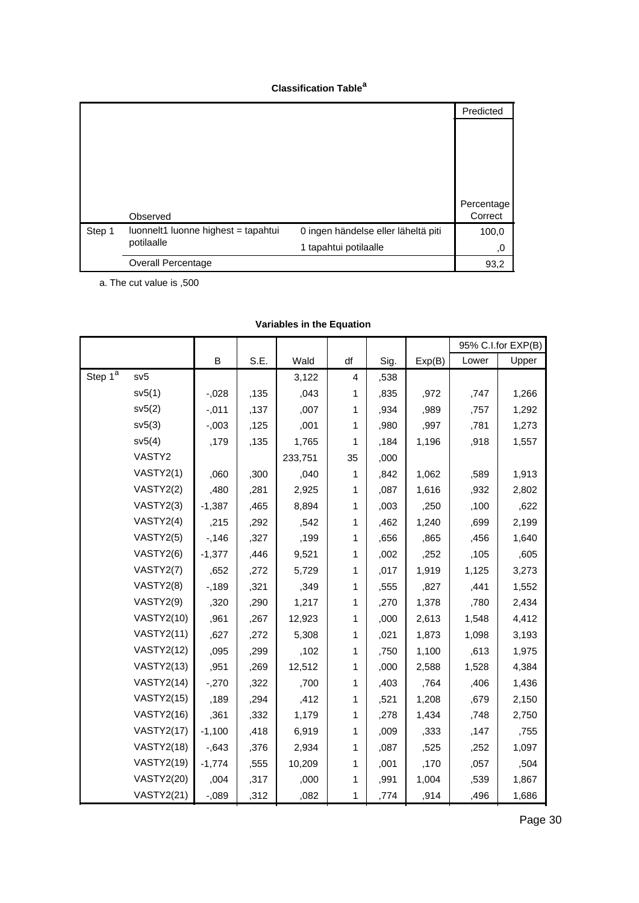**Classification Table[a]**

| | Observed | | Predicted |
|---|---|---|---|
| | | | Percentage Correct |
| Step 1 | luonnelt1 luonne highest = tapahtui potilaalle | 0 ingen händelse eller läheltä piti | 100,0 |
| | | 1 tapahtui potilaalle | ,0 |
| | Overall Percentage | | 93,2 |

a. The cut value is ,500

**Variables in the Equation**

| | | B | S.E. | Wald | df | Sig. | Exp(B) | 95% C.I.for EXP(B) | |
|---|---|---|---|---|---|---|---|---|---|
| | | | | | | | | Lower | Upper |
| Step 1[a] | sv5 | | | 3,122 | 4 | ,538 | | | |
| | sv5(1) | -,028 | ,135 | ,043 | 1 | ,835 | ,972 | ,747 | 1,266 |
| | sv5(2) | -,011 | ,137 | ,007 | 1 | ,934 | ,989 | ,757 | 1,292 |
| | sv5(3) | -,003 | ,125 | ,001 | 1 | ,980 | ,997 | ,781 | 1,273 |
| | sv5(4) | ,179 | ,135 | 1,765 | 1 | ,184 | 1,196 | ,918 | 1,557 |
| | VASTY2 | | | 233,751 | 35 | ,000 | | | |
| | VASTY2(1) | ,060 | ,300 | ,040 | 1 | ,842 | 1,062 | ,589 | 1,913 |
| | VASTY2(2) | ,480 | ,281 | 2,925 | 1 | ,087 | 1,616 | ,932 | 2,802 |
| | VASTY2(3) | -1,387 | ,465 | 8,894 | 1 | ,003 | ,250 | ,100 | ,622 |
| | VASTY2(4) | ,215 | ,292 | ,542 | 1 | ,462 | 1,240 | ,699 | 2,199 |
| | VASTY2(5) | -,146 | ,327 | ,199 | 1 | ,656 | ,865 | ,456 | 1,640 |
| | VASTY2(6) | -1,377 | ,446 | 9,521 | 1 | ,002 | ,252 | ,105 | ,605 |
| | VASTY2(7) | ,652 | ,272 | 5,729 | 1 | ,017 | 1,919 | 1,125 | 3,273 |
| | VASTY2(8) | -,189 | ,321 | ,349 | 1 | ,555 | ,827 | ,441 | 1,552 |
| | VASTY2(9) | ,320 | ,290 | 1,217 | 1 | ,270 | 1,378 | ,780 | 2,434 |
| | VASTY2(10) | ,961 | ,267 | 12,923 | 1 | ,000 | 2,613 | 1,548 | 4,412 |
| | VASTY2(11) | ,627 | ,272 | 5,308 | 1 | ,021 | 1,873 | 1,098 | 3,193 |
| | VASTY2(12) | ,095 | ,299 | ,102 | 1 | ,750 | 1,100 | ,613 | 1,975 |
| | VASTY2(13) | ,951 | ,269 | 12,512 | 1 | ,000 | 2,588 | 1,528 | 4,384 |
| | VASTY2(14) | -,270 | ,322 | ,700 | 1 | ,403 | ,764 | ,406 | 1,436 |
| | VASTY2(15) | ,189 | ,294 | ,412 | 1 | ,521 | 1,208 | ,679 | 2,150 |
| | VASTY2(16) | ,361 | ,332 | 1,179 | 1 | ,278 | 1,434 | ,748 | 2,750 |
| | VASTY2(17) | -1,100 | ,418 | 6,919 | 1 | ,009 | ,333 | ,147 | ,755 |
| | VASTY2(18) | -,643 | ,376 | 2,934 | 1 | ,087 | ,525 | ,252 | 1,097 |
| | VASTY2(19) | -1,774 | ,555 | 10,209 | 1 | ,001 | ,170 | ,057 | ,504 |
| | VASTY2(20) | ,004 | ,317 | ,000 | 1 | ,991 | 1,004 | ,539 | 1,867 |
| | VASTY2(21) | -,089 | ,312 | ,082 | 1 | ,774 | ,914 | ,496 | 1,686 |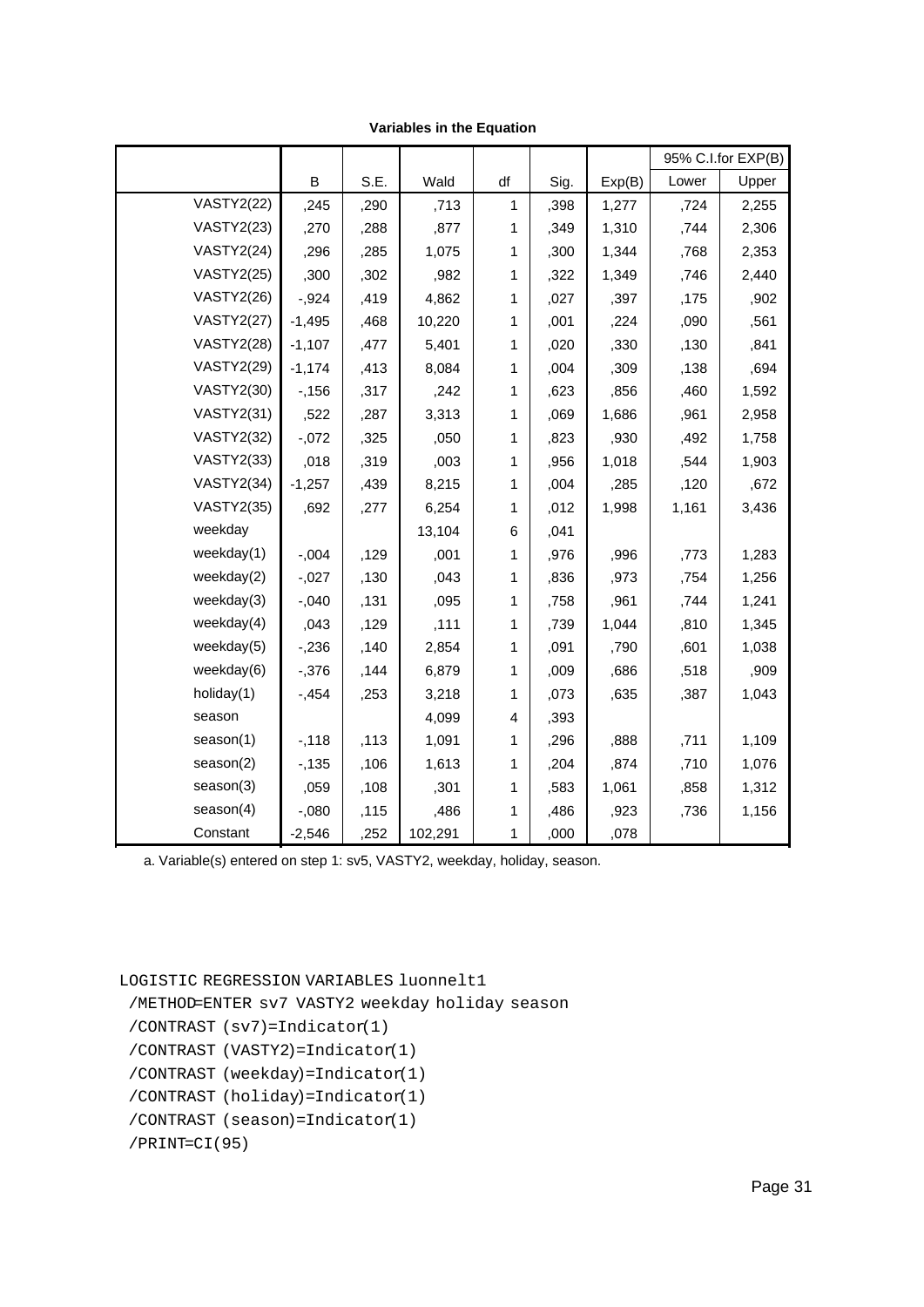**Variables in the Equation**

| | B | S.E. | Wald | df | Sig. | Exp(B) | 95% C.I.for EXP(B) | |
|---|---|---|---|---|---|---|---|---|
| | | | | | | | Lower | Upper |
| VASTY2(22) | ,245 | ,290 | ,713 | 1 | ,398 | 1,277 | ,724 | 2,255 |
| VASTY2(23) | ,270 | ,288 | ,877 | 1 | ,349 | 1,310 | ,744 | 2,306 |
| VASTY2(24) | ,296 | ,285 | 1,075 | 1 | ,300 | 1,344 | ,768 | 2,353 |
| VASTY2(25) | ,300 | ,302 | ,982 | 1 | ,322 | 1,349 | ,746 | 2,440 |
| VASTY2(26) | -,924 | ,419 | 4,862 | 1 | ,027 | ,397 | ,175 | ,902 |
| VASTY2(27) | -1,495 | ,468 | 10,220 | 1 | ,001 | ,224 | ,090 | ,561 |
| VASTY2(28) | -1,107 | ,477 | 5,401 | 1 | ,020 | ,330 | ,130 | ,841 |
| VASTY2(29) | -1,174 | ,413 | 8,084 | 1 | ,004 | ,309 | ,138 | ,694 |
| VASTY2(30) | -,156 | ,317 | ,242 | 1 | ,623 | ,856 | ,460 | 1,592 |
| VASTY2(31) | ,522 | ,287 | 3,313 | 1 | ,069 | 1,686 | ,961 | 2,958 |
| VASTY2(32) | -,072 | ,325 | ,050 | 1 | ,823 | ,930 | ,492 | 1,758 |
| VASTY2(33) | ,018 | ,319 | ,003 | 1 | ,956 | 1,018 | ,544 | 1,903 |
| VASTY2(34) | -1,257 | ,439 | 8,215 | 1 | ,004 | ,285 | ,120 | ,672 |
| VASTY2(35) | ,692 | ,277 | 6,254 | 1 | ,012 | 1,998 | 1,161 | 3,436 |
| weekday | | | 13,104 | 6 | ,041 | | | |
| weekday(1) | -,004 | ,129 | ,001 | 1 | ,976 | ,996 | ,773 | 1,283 |
| weekday(2) | -,027 | ,130 | ,043 | 1 | ,836 | ,973 | ,754 | 1,256 |
| weekday(3) | -,040 | ,131 | ,095 | 1 | ,758 | ,961 | ,744 | 1,241 |
| weekday(4) | ,043 | ,129 | ,111 | 1 | ,739 | 1,044 | ,810 | 1,345 |
| weekday(5) | -,236 | ,140 | 2,854 | 1 | ,091 | ,790 | ,601 | 1,038 |
| weekday(6) | -,376 | ,144 | 6,879 | 1 | ,009 | ,686 | ,518 | ,909 |
| holiday(1) | -,454 | ,253 | 3,218 | 1 | ,073 | ,635 | ,387 | 1,043 |
| season | | | 4,099 | 4 | ,393 | | | |
| season(1) | -,118 | ,113 | 1,091 | 1 | ,296 | ,888 | ,711 | 1,109 |
| season(2) | -,135 | ,106 | 1,613 | 1 | ,204 | ,874 | ,710 | 1,076 |
| season(3) | ,059 | ,108 | ,301 | 1 | ,583 | 1,061 | ,858 | 1,312 |
| season(4) | -,080 | ,115 | ,486 | 1 | ,486 | ,923 | ,736 | 1,156 |
| Constant | -2,546 | ,252 | 102,291 | 1 | ,000 | ,078 | | |

a. Variable(s) entered on step 1: sv5, VASTY2, weekday, holiday, season.

```
LOGISTIC REGRESSION VARIABLES luonnelt1
 /METHOD=ENTER sv7 VASTY2 weekday holiday season
 /CONTRAST (sv7)=Indicator(1)
 /CONTRAST (VASTY2)=Indicator(1)
 /CONTRAST (weekday)=Indicator(1)
 /CONTRAST (holiday)=Indicator(1)
 /CONTRAST (season)=Indicator(1)
 /PRINT=CI(95)
```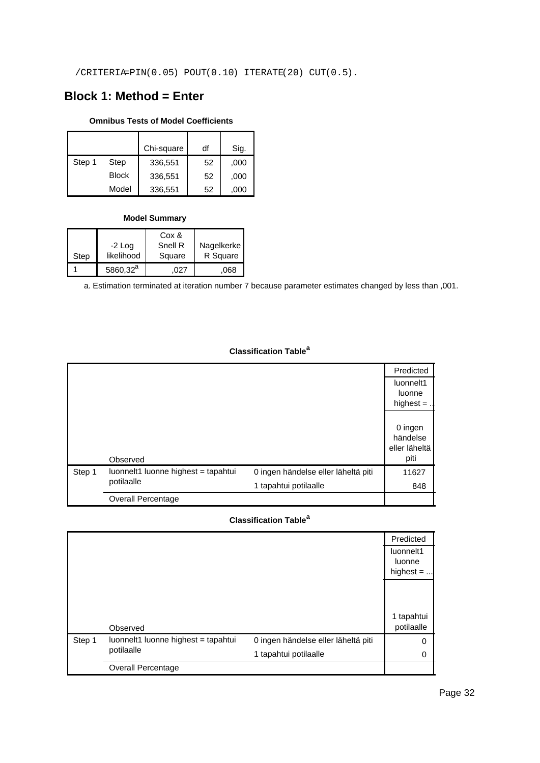```
/CRITERIA=PIN(0.05) POUT(0.10) ITERATE(20) CUT(0.5).
```

## Block 1: Method = Enter

**Omnibus Tests of Model Coefficients**

| | | Chi-square | df | Sig. |
|---|---|---|---|---|
| Step 1 | Step | 336,551 | 52 | ,000 |
| | Block | 336,551 | 52 | ,000 |
| | Model | 336,551 | 52 | ,000 |

**Model Summary**

| Step | -2 Log likelihood | Cox & Snell R Square | Nagelkerke R Square |
|---|---|---|---|
| 1 | 5860,32[a] | ,027 | ,068 |

a. Estimation terminated at iteration number 7 because parameter estimates changed by less than ,001.

**Classification Table[a]**

| | Observed | | Predicted luonnelt1 luonne highest = ... 0 ingen händelse eller läheltä piti |
|---|---|---|---|
| Step 1 | luonnelt1 luonne highest = tapahtui potilaalle | 0 ingen händelse eller läheltä piti | 11627 |
| | | 1 tapahtui potilaalle | 848 |
| | Overall Percentage | | |

**Classification Table[a]**

| | Observed | | Predicted luonnelt1 luonne highest = ... 1 tapahtui potilaalle |
|---|---|---|---|
| Step 1 | luonnelt1 luonne highest = tapahtui potilaalle | 0 ingen händelse eller läheltä piti | 0 |
| | | 1 tapahtui potilaalle | 0 |
| | Overall Percentage | | |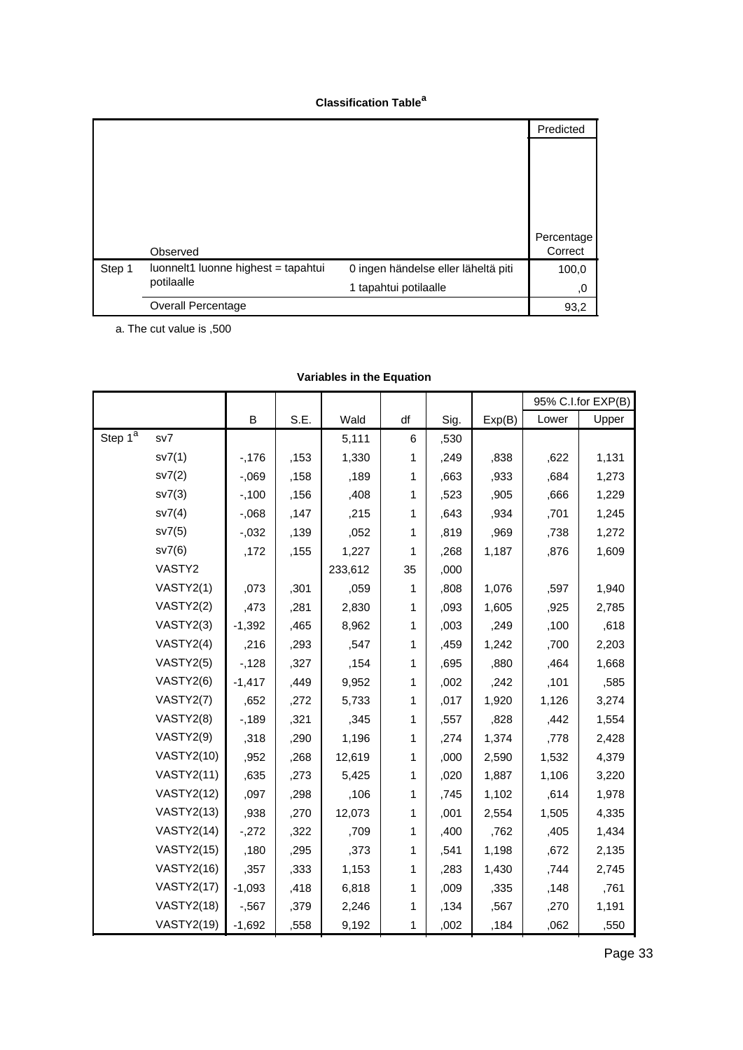**Classification Table[a]**

| | Observed | | Predicted |
|---|---|---|---|
| | | | Percentage Correct |
| Step 1 | luonnelt1 luonne highest = tapahtui potilaalle | 0 ingen händelse eller läheltä piti | 100,0 |
| | | 1 tapahtui potilaalle | ,0 |
| | Overall Percentage | | 93,2 |

a. The cut value is ,500

**Variables in the Equation**

| | | B | S.E. | Wald | df | Sig. | Exp(B) | 95% C.I.for EXP(B) Lower | Upper |
|---|---|---|---|---|---|---|---|---|---|
| Step 1[a] | sv7 | | | 5,111 | 6 | ,530 | | | |
| | sv7(1) | -,176 | ,153 | 1,330 | 1 | ,249 | ,838 | ,622 | 1,131 |
| | sv7(2) | -,069 | ,158 | ,189 | 1 | ,663 | ,933 | ,684 | 1,273 |
| | sv7(3) | -,100 | ,156 | ,408 | 1 | ,523 | ,905 | ,666 | 1,229 |
| | sv7(4) | -,068 | ,147 | ,215 | 1 | ,643 | ,934 | ,701 | 1,245 |
| | sv7(5) | -,032 | ,139 | ,052 | 1 | ,819 | ,969 | ,738 | 1,272 |
| | sv7(6) | ,172 | ,155 | 1,227 | 1 | ,268 | 1,187 | ,876 | 1,609 |
| | VASTY2 | | | 233,612 | 35 | ,000 | | | |
| | VASTY2(1) | ,073 | ,301 | ,059 | 1 | ,808 | 1,076 | ,597 | 1,940 |
| | VASTY2(2) | ,473 | ,281 | 2,830 | 1 | ,093 | 1,605 | ,925 | 2,785 |
| | VASTY2(3) | -1,392 | ,465 | 8,962 | 1 | ,003 | ,249 | ,100 | ,618 |
| | VASTY2(4) | ,216 | ,293 | ,547 | 1 | ,459 | 1,242 | ,700 | 2,203 |
| | VASTY2(5) | -,128 | ,327 | ,154 | 1 | ,695 | ,880 | ,464 | 1,668 |
| | VASTY2(6) | -1,417 | ,449 | 9,952 | 1 | ,002 | ,242 | ,101 | ,585 |
| | VASTY2(7) | ,652 | ,272 | 5,733 | 1 | ,017 | 1,920 | 1,126 | 3,274 |
| | VASTY2(8) | -,189 | ,321 | ,345 | 1 | ,557 | ,828 | ,442 | 1,554 |
| | VASTY2(9) | ,318 | ,290 | 1,196 | 1 | ,274 | 1,374 | ,778 | 2,428 |
| | VASTY2(10) | ,952 | ,268 | 12,619 | 1 | ,000 | 2,590 | 1,532 | 4,379 |
| | VASTY2(11) | ,635 | ,273 | 5,425 | 1 | ,020 | 1,887 | 1,106 | 3,220 |
| | VASTY2(12) | ,097 | ,298 | ,106 | 1 | ,745 | 1,102 | ,614 | 1,978 |
| | VASTY2(13) | ,938 | ,270 | 12,073 | 1 | ,001 | 2,554 | 1,505 | 4,335 |
| | VASTY2(14) | -,272 | ,322 | ,709 | 1 | ,400 | ,762 | ,405 | 1,434 |
| | VASTY2(15) | ,180 | ,295 | ,373 | 1 | ,541 | 1,198 | ,672 | 2,135 |
| | VASTY2(16) | ,357 | ,333 | 1,153 | 1 | ,283 | 1,430 | ,744 | 2,745 |
| | VASTY2(17) | -1,093 | ,418 | 6,818 | 1 | ,009 | ,335 | ,148 | ,761 |
| | VASTY2(18) | -,567 | ,379 | 2,246 | 1 | ,134 | ,567 | ,270 | 1,191 |
| | VASTY2(19) | -1,692 | ,558 | 9,192 | 1 | ,002 | ,184 | ,062 | ,550 |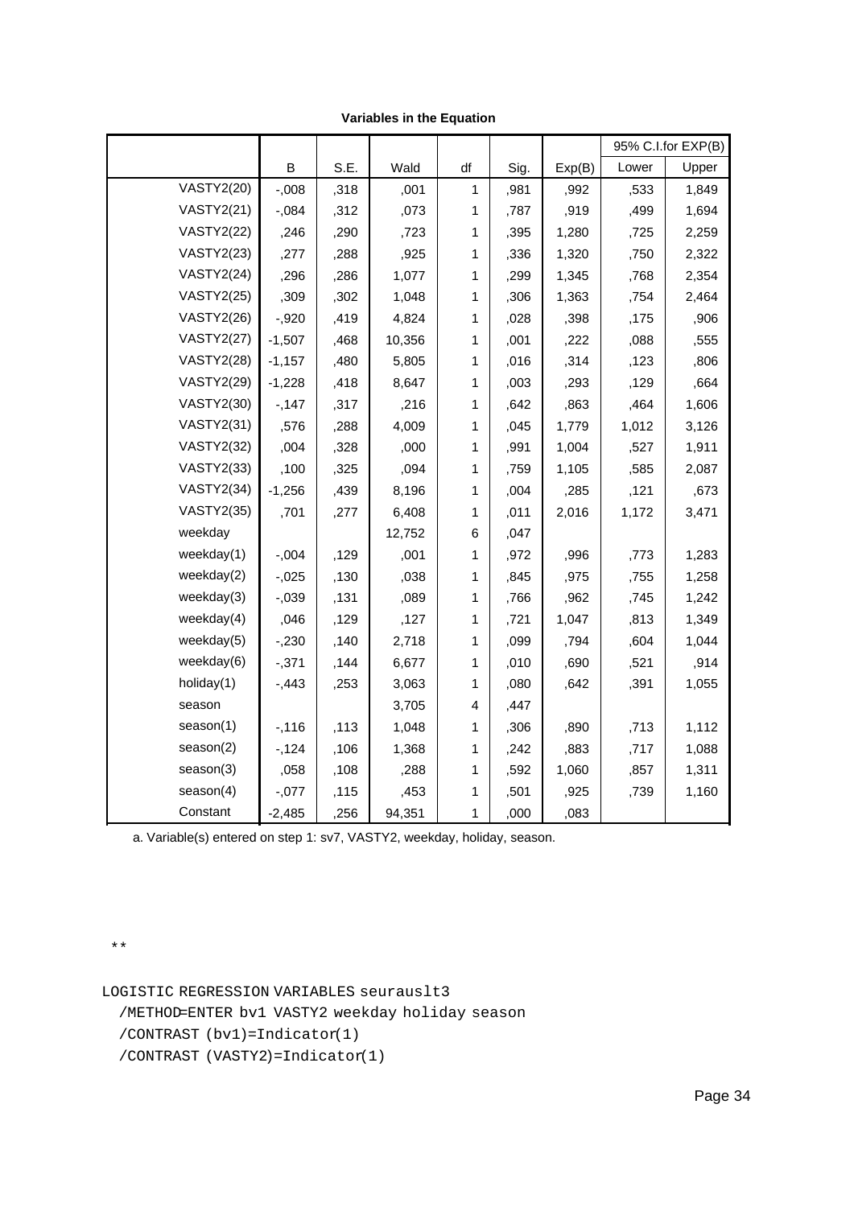**Variables in the Equation**

| | B | S.E. | Wald | df | Sig. | Exp(B) | 95% C.I.for EXP(B) | |
|---|---|---|---|---|---|---|---|---|
| | | | | | | | Lower | Upper |
| VASTY2(20) | -,008 | ,318 | ,001 | 1 | ,981 | ,992 | ,533 | 1,849 |
| VASTY2(21) | -,084 | ,312 | ,073 | 1 | ,787 | ,919 | ,499 | 1,694 |
| VASTY2(22) | ,246 | ,290 | ,723 | 1 | ,395 | 1,280 | ,725 | 2,259 |
| VASTY2(23) | ,277 | ,288 | ,925 | 1 | ,336 | 1,320 | ,750 | 2,322 |
| VASTY2(24) | ,296 | ,286 | 1,077 | 1 | ,299 | 1,345 | ,768 | 2,354 |
| VASTY2(25) | ,309 | ,302 | 1,048 | 1 | ,306 | 1,363 | ,754 | 2,464 |
| VASTY2(26) | -,920 | ,419 | 4,824 | 1 | ,028 | ,398 | ,175 | ,906 |
| VASTY2(27) | -1,507 | ,468 | 10,356 | 1 | ,001 | ,222 | ,088 | ,555 |
| VASTY2(28) | -1,157 | ,480 | 5,805 | 1 | ,016 | ,314 | ,123 | ,806 |
| VASTY2(29) | -1,228 | ,418 | 8,647 | 1 | ,003 | ,293 | ,129 | ,664 |
| VASTY2(30) | -,147 | ,317 | ,216 | 1 | ,642 | ,863 | ,464 | 1,606 |
| VASTY2(31) | ,576 | ,288 | 4,009 | 1 | ,045 | 1,779 | 1,012 | 3,126 |
| VASTY2(32) | ,004 | ,328 | ,000 | 1 | ,991 | 1,004 | ,527 | 1,911 |
| VASTY2(33) | ,100 | ,325 | ,094 | 1 | ,759 | 1,105 | ,585 | 2,087 |
| VASTY2(34) | -1,256 | ,439 | 8,196 | 1 | ,004 | ,285 | ,121 | ,673 |
| VASTY2(35) | ,701 | ,277 | 6,408 | 1 | ,011 | 2,016 | 1,172 | 3,471 |
| weekday | | | 12,752 | 6 | ,047 | | | |
| weekday(1) | -,004 | ,129 | ,001 | 1 | ,972 | ,996 | ,773 | 1,283 |
| weekday(2) | -,025 | ,130 | ,038 | 1 | ,845 | ,975 | ,755 | 1,258 |
| weekday(3) | -,039 | ,131 | ,089 | 1 | ,766 | ,962 | ,745 | 1,242 |
| weekday(4) | ,046 | ,129 | ,127 | 1 | ,721 | 1,047 | ,813 | 1,349 |
| weekday(5) | -,230 | ,140 | 2,718 | 1 | ,099 | ,794 | ,604 | 1,044 |
| weekday(6) | -,371 | ,144 | 6,677 | 1 | ,010 | ,690 | ,521 | ,914 |
| holiday(1) | -,443 | ,253 | 3,063 | 1 | ,080 | ,642 | ,391 | 1,055 |
| season | | | 3,705 | 4 | ,447 | | | |
| season(1) | -,116 | ,113 | 1,048 | 1 | ,306 | ,890 | ,713 | 1,112 |
| season(2) | -,124 | ,106 | 1,368 | 1 | ,242 | ,883 | ,717 | 1,088 |
| season(3) | ,058 | ,108 | ,288 | 1 | ,592 | 1,060 | ,857 | 1,311 |
| season(4) | -,077 | ,115 | ,453 | 1 | ,501 | ,925 | ,739 | 1,160 |
| Constant | -2,485 | ,256 | 94,351 | 1 | ,000 | ,083 | | |

a. Variable(s) entered on step 1: sv7, VASTY2, weekday, holiday, season.

**

```
LOGISTIC REGRESSION VARIABLES seurauslt3
  /METHOD=ENTER bv1 VASTY2 weekday holiday season
  /CONTRAST (bv1)=Indicator(1)
  /CONTRAST (VASTY2)=Indicator(1)
```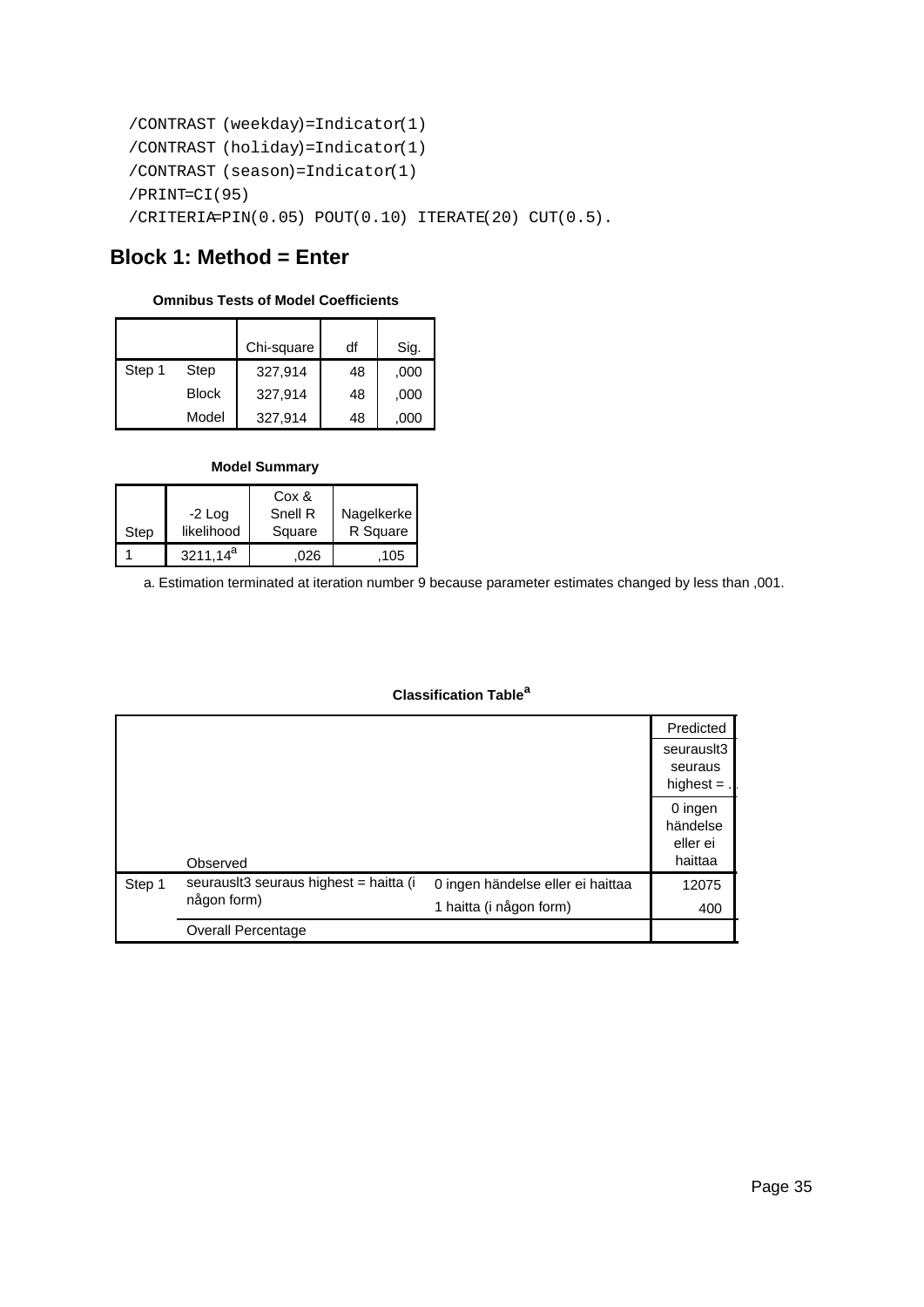```
/CONTRAST (weekday)=Indicator(1)
/CONTRAST (holiday)=Indicator(1)
/CONTRAST (season)=Indicator(1)
/PRINT=CI(95)
/CRITERIA=PIN(0.05) POUT(0.10) ITERATE(20) CUT(0.5).
```

## Block 1: Method = Enter

**Omnibus Tests of Model Coefficients**

| | | Chi-square | df | Sig. |
|---|---|---|---|---|
| Step 1 | Step | 327,914 | 48 | ,000 |
| | Block | 327,914 | 48 | ,000 |
| | Model | 327,914 | 48 | ,000 |

**Model Summary**

| Step | -2 Log likelihood | Cox & Snell R Square | Nagelkerke R Square |
|---|---|---|---|
| 1 | 3211,14[a] | ,026 | ,105 |

a. Estimation terminated at iteration number 9 because parameter estimates changed by less than ,001.

**Classification Table[a]**

| | Observed | | Predicted |
|---|---|---|---|
| | | | seurauslt3 seuraus highest = . |
| | | | 0 ingen händelse eller ei haittaa |
| Step 1 | seurauslt3 seuraus highest = haitta (i någon form) | 0 ingen händelse eller ei haittaa | 12075 |
| | | 1 haitta (i någon form) | 400 |
| | Overall Percentage | | |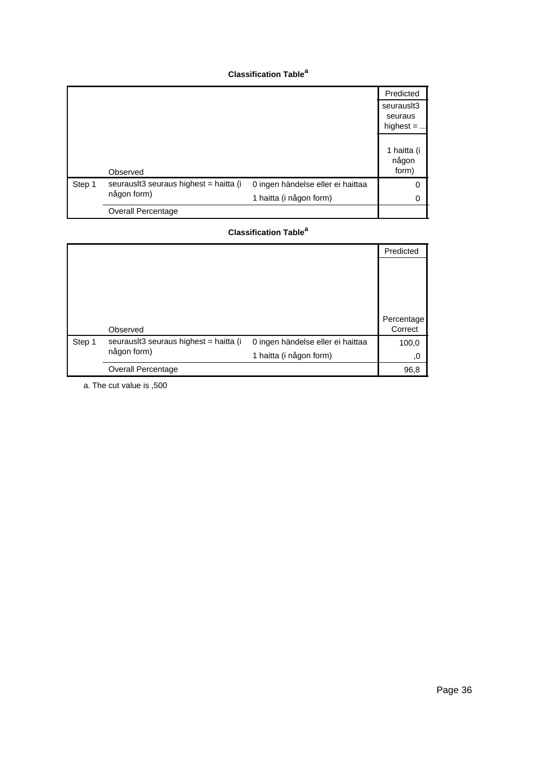**Classification Table[a]**

| | Observed | | Predicted: seurauslt3 seuraus highest = ... 1 haitta (i någon form) | Predicted: Percentage Correct |
|---|---|---|---|---|
| Step 1 | seurauslt3 seuraus highest = haitta (i någon form) | 0 ingen händelse eller ei haittaa | 0 | 100,0 |
| | | 1 haitta (i någon form) | 0 | ,0 |
| | Overall Percentage | | | 96,8 |

a. The cut value is ,500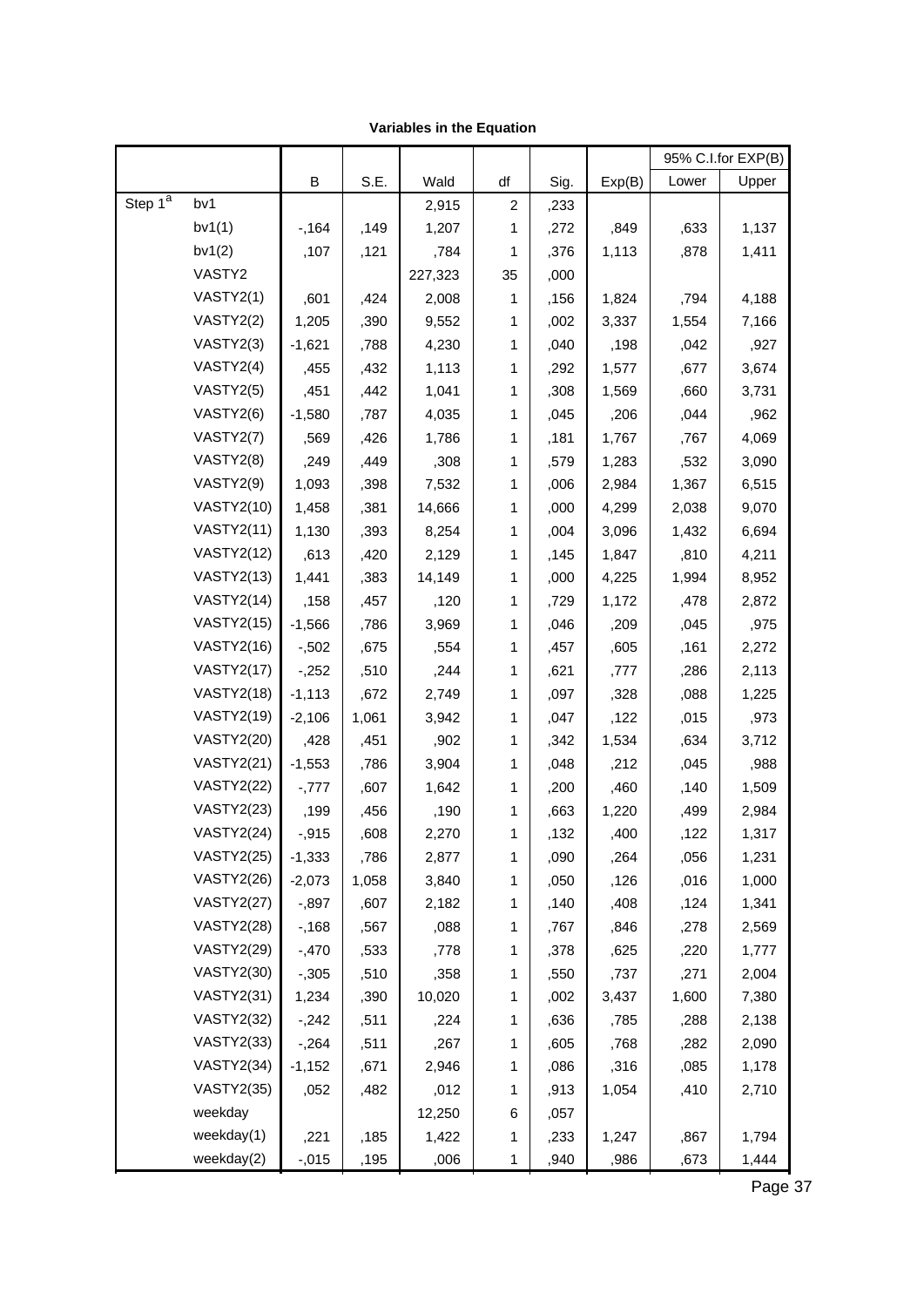**Variables in the Equation**

| | | B | S.E. | Wald | df | Sig. | Exp(B) | 95% C.I.for EXP(B) | |
|---|---|---|---|---|---|---|---|---|---|
| | | | | | | | | Lower | Upper |
| Step 1[a] | bv1 | | | 2,915 | 2 | ,233 | | | |
| | bv1(1) | -,164 | ,149 | 1,207 | 1 | ,272 | ,849 | ,633 | 1,137 |
| | bv1(2) | ,107 | ,121 | ,784 | 1 | ,376 | 1,113 | ,878 | 1,411 |
| | VASTY2 | | | 227,323 | 35 | ,000 | | | |
| | VASTY2(1) | ,601 | ,424 | 2,008 | 1 | ,156 | 1,824 | ,794 | 4,188 |
| | VASTY2(2) | 1,205 | ,390 | 9,552 | 1 | ,002 | 3,337 | 1,554 | 7,166 |
| | VASTY2(3) | -1,621 | ,788 | 4,230 | 1 | ,040 | ,198 | ,042 | ,927 |
| | VASTY2(4) | ,455 | ,432 | 1,113 | 1 | ,292 | 1,577 | ,677 | 3,674 |
| | VASTY2(5) | ,451 | ,442 | 1,041 | 1 | ,308 | 1,569 | ,660 | 3,731 |
| | VASTY2(6) | -1,580 | ,787 | 4,035 | 1 | ,045 | ,206 | ,044 | ,962 |
| | VASTY2(7) | ,569 | ,426 | 1,786 | 1 | ,181 | 1,767 | ,767 | 4,069 |
| | VASTY2(8) | ,249 | ,449 | ,308 | 1 | ,579 | 1,283 | ,532 | 3,090 |
| | VASTY2(9) | 1,093 | ,398 | 7,532 | 1 | ,006 | 2,984 | 1,367 | 6,515 |
| | VASTY2(10) | 1,458 | ,381 | 14,666 | 1 | ,000 | 4,299 | 2,038 | 9,070 |
| | VASTY2(11) | 1,130 | ,393 | 8,254 | 1 | ,004 | 3,096 | 1,432 | 6,694 |
| | VASTY2(12) | ,613 | ,420 | 2,129 | 1 | ,145 | 1,847 | ,810 | 4,211 |
| | VASTY2(13) | 1,441 | ,383 | 14,149 | 1 | ,000 | 4,225 | 1,994 | 8,952 |
| | VASTY2(14) | ,158 | ,457 | ,120 | 1 | ,729 | 1,172 | ,478 | 2,872 |
| | VASTY2(15) | -1,566 | ,786 | 3,969 | 1 | ,046 | ,209 | ,045 | ,975 |
| | VASTY2(16) | -,502 | ,675 | ,554 | 1 | ,457 | ,605 | ,161 | 2,272 |
| | VASTY2(17) | -,252 | ,510 | ,244 | 1 | ,621 | ,777 | ,286 | 2,113 |
| | VASTY2(18) | -1,113 | ,672 | 2,749 | 1 | ,097 | ,328 | ,088 | 1,225 |
| | VASTY2(19) | -2,106 | 1,061 | 3,942 | 1 | ,047 | ,122 | ,015 | ,973 |
| | VASTY2(20) | ,428 | ,451 | ,902 | 1 | ,342 | 1,534 | ,634 | 3,712 |
| | VASTY2(21) | -1,553 | ,786 | 3,904 | 1 | ,048 | ,212 | ,045 | ,988 |
| | VASTY2(22) | -,777 | ,607 | 1,642 | 1 | ,200 | ,460 | ,140 | 1,509 |
| | VASTY2(23) | ,199 | ,456 | ,190 | 1 | ,663 | 1,220 | ,499 | 2,984 |
| | VASTY2(24) | -,915 | ,608 | 2,270 | 1 | ,132 | ,400 | ,122 | 1,317 |
| | VASTY2(25) | -1,333 | ,786 | 2,877 | 1 | ,090 | ,264 | ,056 | 1,231 |
| | VASTY2(26) | -2,073 | 1,058 | 3,840 | 1 | ,050 | ,126 | ,016 | 1,000 |
| | VASTY2(27) | -,897 | ,607 | 2,182 | 1 | ,140 | ,408 | ,124 | 1,341 |
| | VASTY2(28) | -,168 | ,567 | ,088 | 1 | ,767 | ,846 | ,278 | 2,569 |
| | VASTY2(29) | -,470 | ,533 | ,778 | 1 | ,378 | ,625 | ,220 | 1,777 |
| | VASTY2(30) | -,305 | ,510 | ,358 | 1 | ,550 | ,737 | ,271 | 2,004 |
| | VASTY2(31) | 1,234 | ,390 | 10,020 | 1 | ,002 | 3,437 | 1,600 | 7,380 |
| | VASTY2(32) | -,242 | ,511 | ,224 | 1 | ,636 | ,785 | ,288 | 2,138 |
| | VASTY2(33) | -,264 | ,511 | ,267 | 1 | ,605 | ,768 | ,282 | 2,090 |
| | VASTY2(34) | -1,152 | ,671 | 2,946 | 1 | ,086 | ,316 | ,085 | 1,178 |
| | VASTY2(35) | ,052 | ,482 | ,012 | 1 | ,913 | 1,054 | ,410 | 2,710 |
| | weekday | | | 12,250 | 6 | ,057 | | | |
| | weekday(1) | ,221 | ,185 | 1,422 | 1 | ,233 | 1,247 | ,867 | 1,794 |
| | weekday(2) | -,015 | ,195 | ,006 | 1 | ,940 | ,986 | ,673 | 1,444 |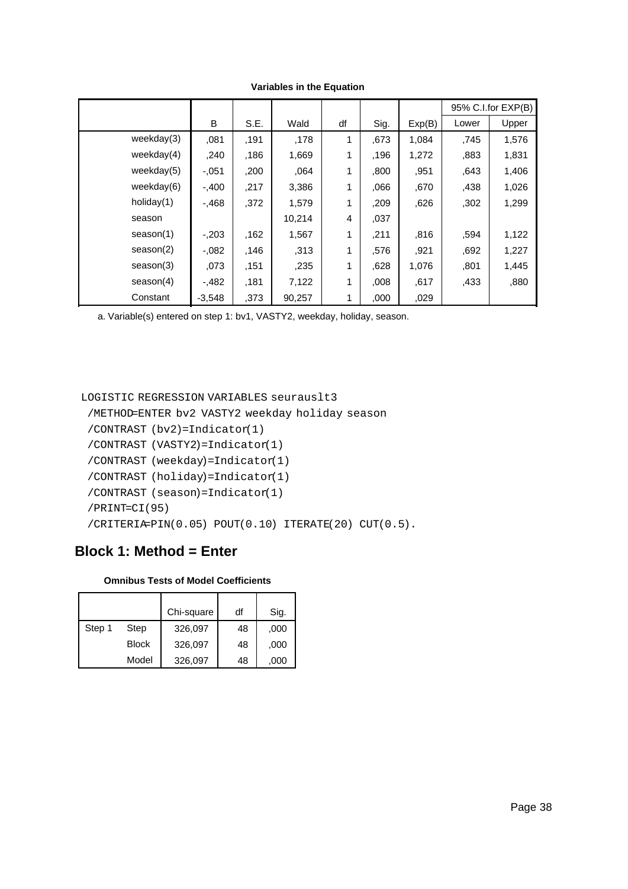**Variables in the Equation**

| | B | S.E. | Wald | df | Sig. | Exp(B) | 95% C.I.for EXP(B) | |
|---|---|---|---|---|---|---|---|---|
| | | | | | | | Lower | Upper |
| weekday(3) | ,081 | ,191 | ,178 | 1 | ,673 | 1,084 | ,745 | 1,576 |
| weekday(4) | ,240 | ,186 | 1,669 | 1 | ,196 | 1,272 | ,883 | 1,831 |
| weekday(5) | -,051 | ,200 | ,064 | 1 | ,800 | ,951 | ,643 | 1,406 |
| weekday(6) | -,400 | ,217 | 3,386 | 1 | ,066 | ,670 | ,438 | 1,026 |
| holiday(1) | -,468 | ,372 | 1,579 | 1 | ,209 | ,626 | ,302 | 1,299 |
| season | | | 10,214 | 4 | ,037 | | | |
| season(1) | -,203 | ,162 | 1,567 | 1 | ,211 | ,816 | ,594 | 1,122 |
| season(2) | -,082 | ,146 | ,313 | 1 | ,576 | ,921 | ,692 | 1,227 |
| season(3) | ,073 | ,151 | ,235 | 1 | ,628 | 1,076 | ,801 | 1,445 |
| season(4) | -,482 | ,181 | 7,122 | 1 | ,008 | ,617 | ,433 | ,880 |
| Constant | -3,548 | ,373 | 90,257 | 1 | ,000 | ,029 | | |

a. Variable(s) entered on step 1: bv1, VASTY2, weekday, holiday, season.

```
LOGISTIC REGRESSION VARIABLES seurauslt3
 /METHOD=ENTER bv2 VASTY2 weekday holiday season
 /CONTRAST (bv2)=Indicator(1)
 /CONTRAST (VASTY2)=Indicator(1)
 /CONTRAST (weekday)=Indicator(1)
 /CONTRAST (holiday)=Indicator(1)
 /CONTRAST (season)=Indicator(1)
 /PRINT=CI(95)
 /CRITERIA=PIN(0.05) POUT(0.10) ITERATE(20) CUT(0.5).
```

## Block 1: Method = Enter

**Omnibus Tests of Model Coefficients**

| | | Chi-square | df | Sig. |
|---|---|---|---|---|
| Step 1 | Step | 326,097 | 48 | ,000 |
| | Block | 326,097 | 48 | ,000 |
| | Model | 326,097 | 48 | ,000 |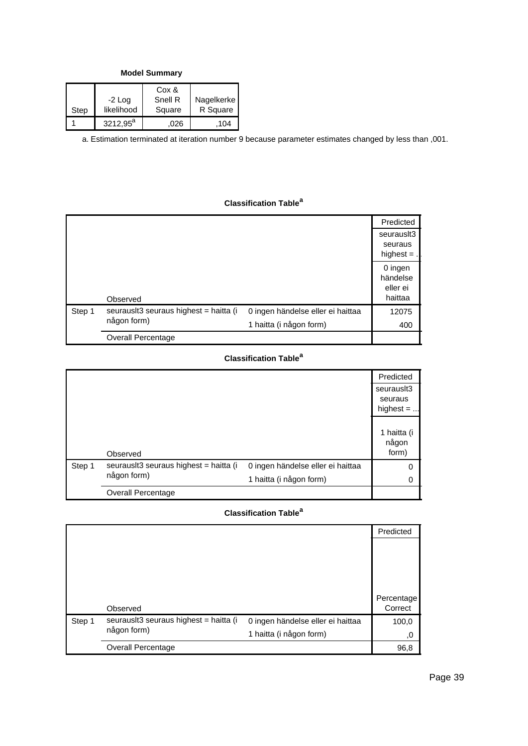**Model Summary**

| Step | -2 Log likelihood | Cox & Snell R Square | Nagelkerke R Square |
|---|---|---|---|
| 1 | 3212,95[a] | ,026 | ,104 |

a. Estimation terminated at iteration number 9 because parameter estimates changed by less than ,001.

**Classification Table[a]**

| | Observed | | Predicted: seurauslt3 seuraus highest = ... 0 ingen händelse eller ei haittaa | Predicted: seurauslt3 seuraus highest = ... 1 haitta (i någon form) | Predicted: Percentage Correct |
|---|---|---|---|---|---|
| Step 1 | seurauslt3 seuraus highest = haitta (i någon form) | 0 ingen händelse eller ei haittaa | 12075 | 0 | 100,0 |
| | | 1 haitta (i någon form) | 400 | 0 | ,0 |
| | Overall Percentage | | | | 96,8 |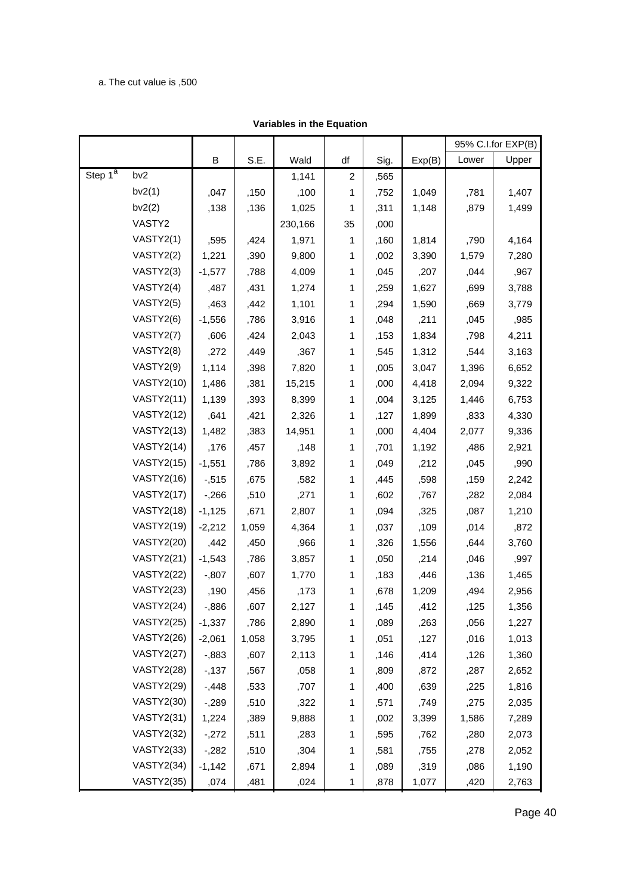a. The cut value is ,500

**Variables in the Equation**

| | | B | S.E. | Wald | df | Sig. | Exp(B) | 95% C.I.for EXP(B) | |
|---|---|---|---|---|---|---|---|---|---|
| | | | | | | | | Lower | Upper |
| Step 1[a] | bv2 | | | 1,141 | 2 | ,565 | | | |
| | bv2(1) | ,047 | ,150 | ,100 | 1 | ,752 | 1,049 | ,781 | 1,407 |
| | bv2(2) | ,138 | ,136 | 1,025 | 1 | ,311 | 1,148 | ,879 | 1,499 |
| | VASTY2 | | | 230,166 | 35 | ,000 | | | |
| | VASTY2(1) | ,595 | ,424 | 1,971 | 1 | ,160 | 1,814 | ,790 | 4,164 |
| | VASTY2(2) | 1,221 | ,390 | 9,800 | 1 | ,002 | 3,390 | 1,579 | 7,280 |
| | VASTY2(3) | -1,577 | ,788 | 4,009 | 1 | ,045 | ,207 | ,044 | ,967 |
| | VASTY2(4) | ,487 | ,431 | 1,274 | 1 | ,259 | 1,627 | ,699 | 3,788 |
| | VASTY2(5) | ,463 | ,442 | 1,101 | 1 | ,294 | 1,590 | ,669 | 3,779 |
| | VASTY2(6) | -1,556 | ,786 | 3,916 | 1 | ,048 | ,211 | ,045 | ,985 |
| | VASTY2(7) | ,606 | ,424 | 2,043 | 1 | ,153 | 1,834 | ,798 | 4,211 |
| | VASTY2(8) | ,272 | ,449 | ,367 | 1 | ,545 | 1,312 | ,544 | 3,163 |
| | VASTY2(9) | 1,114 | ,398 | 7,820 | 1 | ,005 | 3,047 | 1,396 | 6,652 |
| | VASTY2(10) | 1,486 | ,381 | 15,215 | 1 | ,000 | 4,418 | 2,094 | 9,322 |
| | VASTY2(11) | 1,139 | ,393 | 8,399 | 1 | ,004 | 3,125 | 1,446 | 6,753 |
| | VASTY2(12) | ,641 | ,421 | 2,326 | 1 | ,127 | 1,899 | ,833 | 4,330 |
| | VASTY2(13) | 1,482 | ,383 | 14,951 | 1 | ,000 | 4,404 | 2,077 | 9,336 |
| | VASTY2(14) | ,176 | ,457 | ,148 | 1 | ,701 | 1,192 | ,486 | 2,921 |
| | VASTY2(15) | -1,551 | ,786 | 3,892 | 1 | ,049 | ,212 | ,045 | ,990 |
| | VASTY2(16) | -,515 | ,675 | ,582 | 1 | ,445 | ,598 | ,159 | 2,242 |
| | VASTY2(17) | -,266 | ,510 | ,271 | 1 | ,602 | ,767 | ,282 | 2,084 |
| | VASTY2(18) | -1,125 | ,671 | 2,807 | 1 | ,094 | ,325 | ,087 | 1,210 |
| | VASTY2(19) | -2,212 | 1,059 | 4,364 | 1 | ,037 | ,109 | ,014 | ,872 |
| | VASTY2(20) | ,442 | ,450 | ,966 | 1 | ,326 | 1,556 | ,644 | 3,760 |
| | VASTY2(21) | -1,543 | ,786 | 3,857 | 1 | ,050 | ,214 | ,046 | ,997 |
| | VASTY2(22) | -,807 | ,607 | 1,770 | 1 | ,183 | ,446 | ,136 | 1,465 |
| | VASTY2(23) | ,190 | ,456 | ,173 | 1 | ,678 | 1,209 | ,494 | 2,956 |
| | VASTY2(24) | -,886 | ,607 | 2,127 | 1 | ,145 | ,412 | ,125 | 1,356 |
| | VASTY2(25) | -1,337 | ,786 | 2,890 | 1 | ,089 | ,263 | ,056 | 1,227 |
| | VASTY2(26) | -2,061 | 1,058 | 3,795 | 1 | ,051 | ,127 | ,016 | 1,013 |
| | VASTY2(27) | -,883 | ,607 | 2,113 | 1 | ,146 | ,414 | ,126 | 1,360 |
| | VASTY2(28) | -,137 | ,567 | ,058 | 1 | ,809 | ,872 | ,287 | 2,652 |
| | VASTY2(29) | -,448 | ,533 | ,707 | 1 | ,400 | ,639 | ,225 | 1,816 |
| | VASTY2(30) | -,289 | ,510 | ,322 | 1 | ,571 | ,749 | ,275 | 2,035 |
| | VASTY2(31) | 1,224 | ,389 | 9,888 | 1 | ,002 | 3,399 | 1,586 | 7,289 |
| | VASTY2(32) | -,272 | ,511 | ,283 | 1 | ,595 | ,762 | ,280 | 2,073 |
| | VASTY2(33) | -,282 | ,510 | ,304 | 1 | ,581 | ,755 | ,278 | 2,052 |
| | VASTY2(34) | -1,142 | ,671 | 2,894 | 1 | ,089 | ,319 | ,086 | 1,190 |
| | VASTY2(35) | ,074 | ,481 | ,024 | 1 | ,878 | 1,077 | ,420 | 2,763 |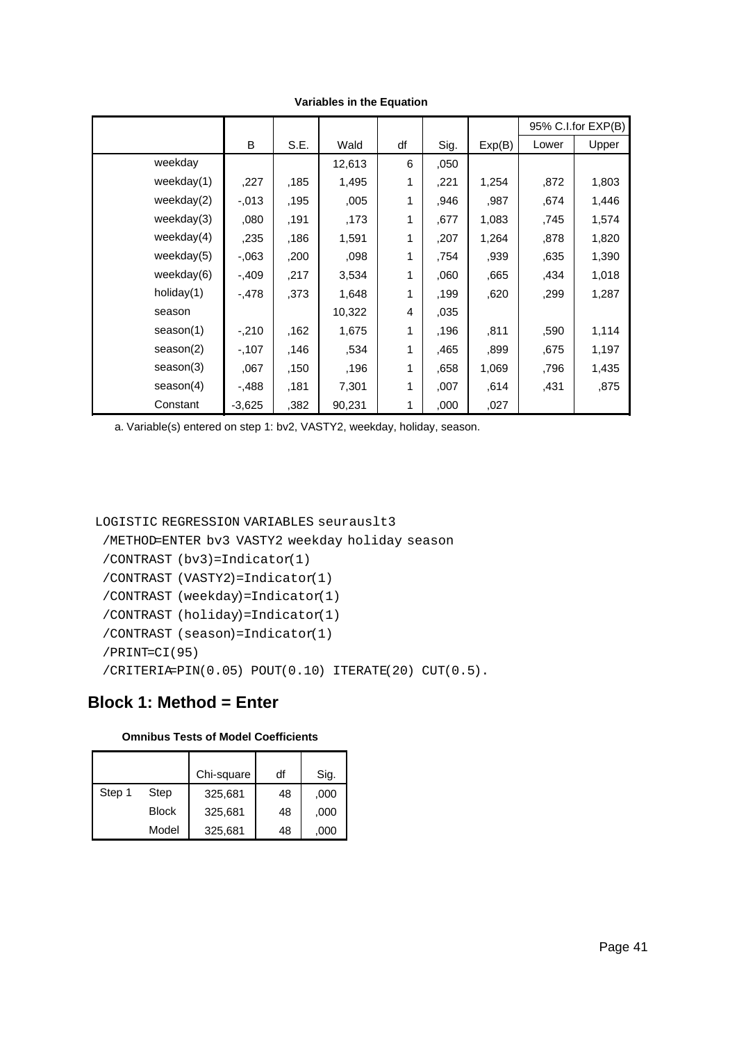**Variables in the Equation**

| | B | S.E. | Wald | df | Sig. | Exp(B) | 95% C.I.for EXP(B) | |
|---|---|---|---|---|---|---|---|---|
| | | | | | | | Lower | Upper |
| weekday | | | 12,613 | 6 | ,050 | | | |
| weekday(1) | ,227 | ,185 | 1,495 | 1 | ,221 | 1,254 | ,872 | 1,803 |
| weekday(2) | -,013 | ,195 | ,005 | 1 | ,946 | ,987 | ,674 | 1,446 |
| weekday(3) | ,080 | ,191 | ,173 | 1 | ,677 | 1,083 | ,745 | 1,574 |
| weekday(4) | ,235 | ,186 | 1,591 | 1 | ,207 | 1,264 | ,878 | 1,820 |
| weekday(5) | -,063 | ,200 | ,098 | 1 | ,754 | ,939 | ,635 | 1,390 |
| weekday(6) | -,409 | ,217 | 3,534 | 1 | ,060 | ,665 | ,434 | 1,018 |
| holiday(1) | -,478 | ,373 | 1,648 | 1 | ,199 | ,620 | ,299 | 1,287 |
| season | | | 10,322 | 4 | ,035 | | | |
| season(1) | -,210 | ,162 | 1,675 | 1 | ,196 | ,811 | ,590 | 1,114 |
| season(2) | -,107 | ,146 | ,534 | 1 | ,465 | ,899 | ,675 | 1,197 |
| season(3) | ,067 | ,150 | ,196 | 1 | ,658 | 1,069 | ,796 | 1,435 |
| season(4) | -,488 | ,181 | 7,301 | 1 | ,007 | ,614 | ,431 | ,875 |
| Constant | -3,625 | ,382 | 90,231 | 1 | ,000 | ,027 | | |

a. Variable(s) entered on step 1: bv2, VASTY2, weekday, holiday, season.

```
LOGISTIC REGRESSION VARIABLES seurauslt3
 /METHOD=ENTER bv3 VASTY2 weekday holiday season
 /CONTRAST (bv3)=Indicator(1)
 /CONTRAST (VASTY2)=Indicator(1)
 /CONTRAST (weekday)=Indicator(1)
 /CONTRAST (holiday)=Indicator(1)
 /CONTRAST (season)=Indicator(1)
 /PRINT=CI(95)
 /CRITERIA=PIN(0.05) POUT(0.10) ITERATE(20) CUT(0.5).
```

## Block 1: Method = Enter

**Omnibus Tests of Model Coefficients**

| | | Chi-square | df | Sig. |
|---|---|---|---|---|
| Step 1 | Step | 325,681 | 48 | ,000 |
| | Block | 325,681 | 48 | ,000 |
| | Model | 325,681 | 48 | ,000 |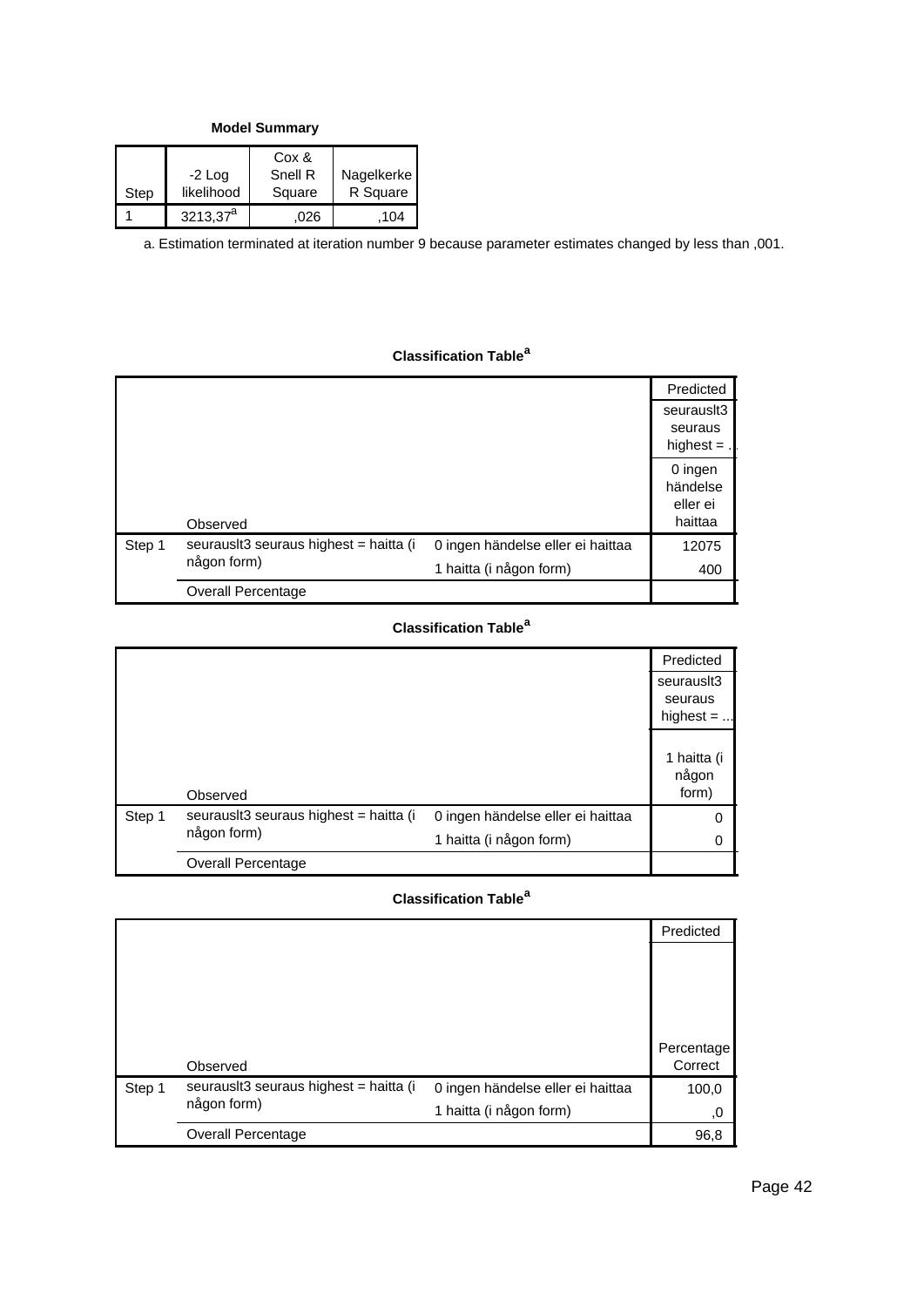**Model Summary**

| Step | -2 Log likelihood | Cox & Snell R Square | Nagelkerke R Square |
|---|---|---|---|
| 1 | 3213,37[a] | ,026 | ,104 |

a. Estimation terminated at iteration number 9 because parameter estimates changed by less than ,001.

**Classification Table[a]**

| | | | Predicted | | |
|---|---|---|---|---|---|
| | | | seurauslt3 seuraus highest = ... | | |
| | Observed | | 0 ingen händelse eller ei haittaa | 1 haitta (i någon form) | Percentage Correct |
| Step 1 | seurauslt3 seuraus highest = haitta (i någon form) | 0 ingen händelse eller ei haittaa | 12075 | 0 | 100,0 |
| | | 1 haitta (i någon form) | 400 | 0 | ,0 |
| | Overall Percentage | | | | 96,8 |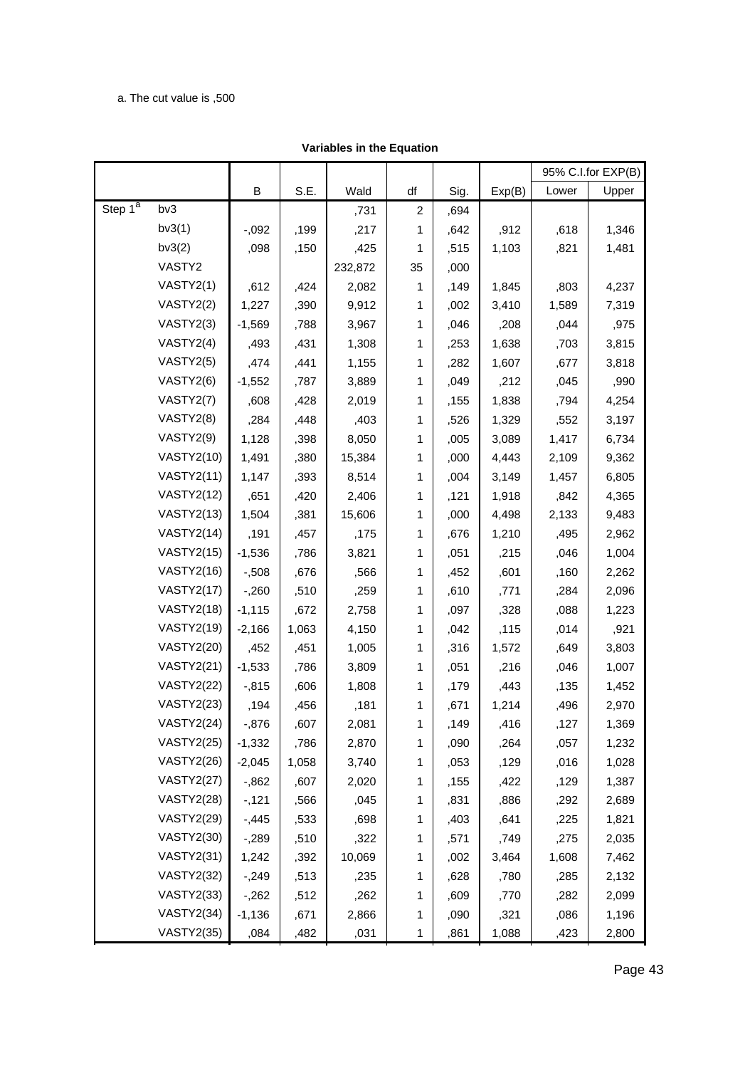a. The cut value is ,500

**Variables in the Equation**

| | | B | S.E. | Wald | df | Sig. | Exp(B) | 95% C.I.for EXP(B) | |
|---|---|---|---|---|---|---|---|---|---|
| | | | | | | | | Lower | Upper |
| Step 1[a] | bv3 | | | ,731 | 2 | ,694 | | | |
| | bv3(1) | -,092 | ,199 | ,217 | 1 | ,642 | ,912 | ,618 | 1,346 |
| | bv3(2) | ,098 | ,150 | ,425 | 1 | ,515 | 1,103 | ,821 | 1,481 |
| | VASTY2 | | | 232,872 | 35 | ,000 | | | |
| | VASTY2(1) | ,612 | ,424 | 2,082 | 1 | ,149 | 1,845 | ,803 | 4,237 |
| | VASTY2(2) | 1,227 | ,390 | 9,912 | 1 | ,002 | 3,410 | 1,589 | 7,319 |
| | VASTY2(3) | -1,569 | ,788 | 3,967 | 1 | ,046 | ,208 | ,044 | ,975 |
| | VASTY2(4) | ,493 | ,431 | 1,308 | 1 | ,253 | 1,638 | ,703 | 3,815 |
| | VASTY2(5) | ,474 | ,441 | 1,155 | 1 | ,282 | 1,607 | ,677 | 3,818 |
| | VASTY2(6) | -1,552 | ,787 | 3,889 | 1 | ,049 | ,212 | ,045 | ,990 |
| | VASTY2(7) | ,608 | ,428 | 2,019 | 1 | ,155 | 1,838 | ,794 | 4,254 |
| | VASTY2(8) | ,284 | ,448 | ,403 | 1 | ,526 | 1,329 | ,552 | 3,197 |
| | VASTY2(9) | 1,128 | ,398 | 8,050 | 1 | ,005 | 3,089 | 1,417 | 6,734 |
| | VASTY2(10) | 1,491 | ,380 | 15,384 | 1 | ,000 | 4,443 | 2,109 | 9,362 |
| | VASTY2(11) | 1,147 | ,393 | 8,514 | 1 | ,004 | 3,149 | 1,457 | 6,805 |
| | VASTY2(12) | ,651 | ,420 | 2,406 | 1 | ,121 | 1,918 | ,842 | 4,365 |
| | VASTY2(13) | 1,504 | ,381 | 15,606 | 1 | ,000 | 4,498 | 2,133 | 9,483 |
| | VASTY2(14) | ,191 | ,457 | ,175 | 1 | ,676 | 1,210 | ,495 | 2,962 |
| | VASTY2(15) | -1,536 | ,786 | 3,821 | 1 | ,051 | ,215 | ,046 | 1,004 |
| | VASTY2(16) | -,508 | ,676 | ,566 | 1 | ,452 | ,601 | ,160 | 2,262 |
| | VASTY2(17) | -,260 | ,510 | ,259 | 1 | ,610 | ,771 | ,284 | 2,096 |
| | VASTY2(18) | -1,115 | ,672 | 2,758 | 1 | ,097 | ,328 | ,088 | 1,223 |
| | VASTY2(19) | -2,166 | 1,063 | 4,150 | 1 | ,042 | ,115 | ,014 | ,921 |
| | VASTY2(20) | ,452 | ,451 | 1,005 | 1 | ,316 | 1,572 | ,649 | 3,803 |
| | VASTY2(21) | -1,533 | ,786 | 3,809 | 1 | ,051 | ,216 | ,046 | 1,007 |
| | VASTY2(22) | -,815 | ,606 | 1,808 | 1 | ,179 | ,443 | ,135 | 1,452 |
| | VASTY2(23) | ,194 | ,456 | ,181 | 1 | ,671 | 1,214 | ,496 | 2,970 |
| | VASTY2(24) | -,876 | ,607 | 2,081 | 1 | ,149 | ,416 | ,127 | 1,369 |
| | VASTY2(25) | -1,332 | ,786 | 2,870 | 1 | ,090 | ,264 | ,057 | 1,232 |
| | VASTY2(26) | -2,045 | 1,058 | 3,740 | 1 | ,053 | ,129 | ,016 | 1,028 |
| | VASTY2(27) | -,862 | ,607 | 2,020 | 1 | ,155 | ,422 | ,129 | 1,387 |
| | VASTY2(28) | -,121 | ,566 | ,045 | 1 | ,831 | ,886 | ,292 | 2,689 |
| | VASTY2(29) | -,445 | ,533 | ,698 | 1 | ,403 | ,641 | ,225 | 1,821 |
| | VASTY2(30) | -,289 | ,510 | ,322 | 1 | ,571 | ,749 | ,275 | 2,035 |
| | VASTY2(31) | 1,242 | ,392 | 10,069 | 1 | ,002 | 3,464 | 1,608 | 7,462 |
| | VASTY2(32) | -,249 | ,513 | ,235 | 1 | ,628 | ,780 | ,285 | 2,132 |
| | VASTY2(33) | -,262 | ,512 | ,262 | 1 | ,609 | ,770 | ,282 | 2,099 |
| | VASTY2(34) | -1,136 | ,671 | 2,866 | 1 | ,090 | ,321 | ,086 | 1,196 |
| | VASTY2(35) | ,084 | ,482 | ,031 | 1 | ,861 | 1,088 | ,423 | 2,800 |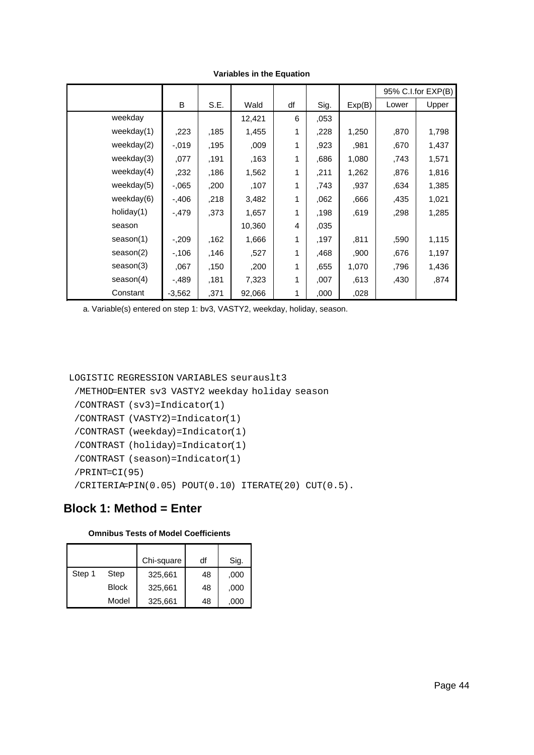**Variables in the Equation**

| | B | S.E. | Wald | df | Sig. | Exp(B) | 95% C.I.for EXP(B) | |
|---|---|---|---|---|---|---|---|---|
| | | | | | | | Lower | Upper |
| weekday | | | 12,421 | 6 | ,053 | | | |
| weekday(1) | ,223 | ,185 | 1,455 | 1 | ,228 | 1,250 | ,870 | 1,798 |
| weekday(2) | -,019 | ,195 | ,009 | 1 | ,923 | ,981 | ,670 | 1,437 |
| weekday(3) | ,077 | ,191 | ,163 | 1 | ,686 | 1,080 | ,743 | 1,571 |
| weekday(4) | ,232 | ,186 | 1,562 | 1 | ,211 | 1,262 | ,876 | 1,816 |
| weekday(5) | -,065 | ,200 | ,107 | 1 | ,743 | ,937 | ,634 | 1,385 |
| weekday(6) | -,406 | ,218 | 3,482 | 1 | ,062 | ,666 | ,435 | 1,021 |
| holiday(1) | -,479 | ,373 | 1,657 | 1 | ,198 | ,619 | ,298 | 1,285 |
| season | | | 10,360 | 4 | ,035 | | | |
| season(1) | -,209 | ,162 | 1,666 | 1 | ,197 | ,811 | ,590 | 1,115 |
| season(2) | -,106 | ,146 | ,527 | 1 | ,468 | ,900 | ,676 | 1,197 |
| season(3) | ,067 | ,150 | ,200 | 1 | ,655 | 1,070 | ,796 | 1,436 |
| season(4) | -,489 | ,181 | 7,323 | 1 | ,007 | ,613 | ,430 | ,874 |
| Constant | -3,562 | ,371 | 92,066 | 1 | ,000 | ,028 | | |

a. Variable(s) entered on step 1: bv3, VASTY2, weekday, holiday, season.

```
LOGISTIC REGRESSION VARIABLES seurauslt3
 /METHOD=ENTER sv3 VASTY2 weekday holiday season
 /CONTRAST (sv3)=Indicator(1)
 /CONTRAST (VASTY2)=Indicator(1)
 /CONTRAST (weekday)=Indicator(1)
 /CONTRAST (holiday)=Indicator(1)
 /CONTRAST (season)=Indicator(1)
 /PRINT=CI(95)
 /CRITERIA=PIN(0.05) POUT(0.10) ITERATE(20) CUT(0.5).
```

## Block 1: Method = Enter

**Omnibus Tests of Model Coefficients**

| | | Chi-square | df | Sig. |
|---|---|---|---|---|
| Step 1 | Step | 325,661 | 48 | ,000 |
| | Block | 325,661 | 48 | ,000 |
| | Model | 325,661 | 48 | ,000 |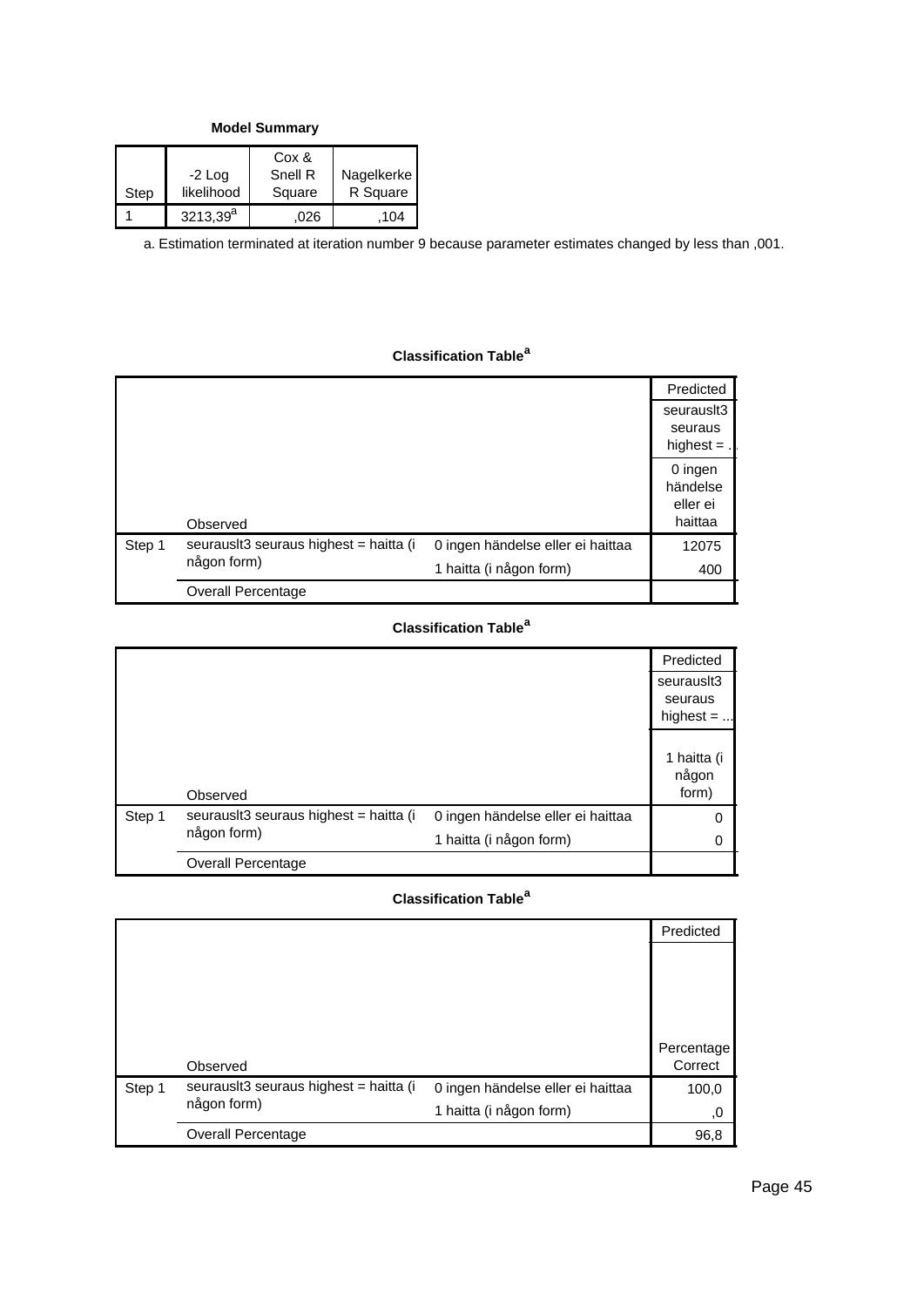**Model Summary**

| Step | -2 Log likelihood | Cox & Snell R Square | Nagelkerke R Square |
|---|---|---|---|
| 1 | 3213,39[a] | ,026 | ,104 |

a. Estimation terminated at iteration number 9 because parameter estimates changed by less than ,001.

**Classification Table[a]**

| | Observed | | Predicted: seurauslt3 seuraus highest = ... 0 ingen händelse eller ei haittaa | Predicted: seurauslt3 seuraus highest = ... 1 haitta (i någon form) | Predicted: Percentage Correct |
|---|---|---|---|---|---|
| Step 1 | seurauslt3 seuraus highest = haitta (i någon form) | 0 ingen händelse eller ei haittaa | 12075 | 0 | 100,0 |
| | | 1 haitta (i någon form) | 400 | 0 | ,0 |
| | Overall Percentage | | | | 96,8 |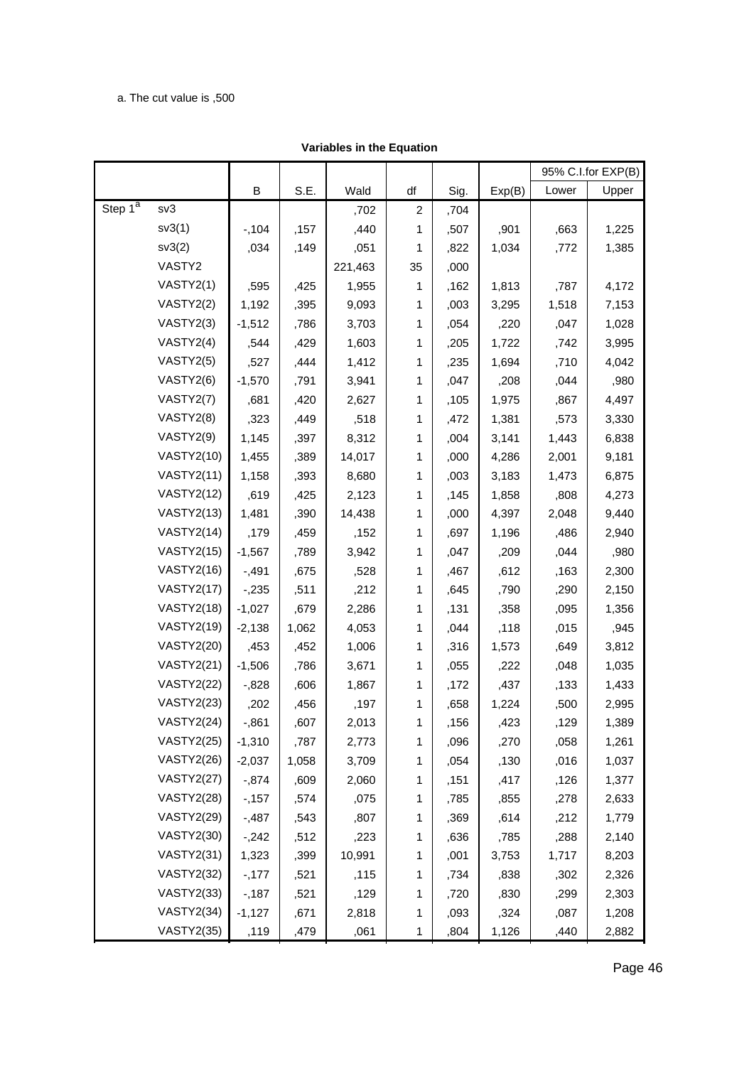a. The cut value is ,500

**Variables in the Equation**

| | | B | S.E. | Wald | df | Sig. | Exp(B) | 95% C.I.for EXP(B) | |
|---|---|---|---|---|---|---|---|---|---|
| | | | | | | | | Lower | Upper |
| Step 1[a] | sv3 | | | ,702 | 2 | ,704 | | | |
| | sv3(1) | -,104 | ,157 | ,440 | 1 | ,507 | ,901 | ,663 | 1,225 |
| | sv3(2) | ,034 | ,149 | ,051 | 1 | ,822 | 1,034 | ,772 | 1,385 |
| | VASTY2 | | | 221,463 | 35 | ,000 | | | |
| | VASTY2(1) | ,595 | ,425 | 1,955 | 1 | ,162 | 1,813 | ,787 | 4,172 |
| | VASTY2(2) | 1,192 | ,395 | 9,093 | 1 | ,003 | 3,295 | 1,518 | 7,153 |
| | VASTY2(3) | -1,512 | ,786 | 3,703 | 1 | ,054 | ,220 | ,047 | 1,028 |
| | VASTY2(4) | ,544 | ,429 | 1,603 | 1 | ,205 | 1,722 | ,742 | 3,995 |
| | VASTY2(5) | ,527 | ,444 | 1,412 | 1 | ,235 | 1,694 | ,710 | 4,042 |
| | VASTY2(6) | -1,570 | ,791 | 3,941 | 1 | ,047 | ,208 | ,044 | ,980 |
| | VASTY2(7) | ,681 | ,420 | 2,627 | 1 | ,105 | 1,975 | ,867 | 4,497 |
| | VASTY2(8) | ,323 | ,449 | ,518 | 1 | ,472 | 1,381 | ,573 | 3,330 |
| | VASTY2(9) | 1,145 | ,397 | 8,312 | 1 | ,004 | 3,141 | 1,443 | 6,838 |
| | VASTY2(10) | 1,455 | ,389 | 14,017 | 1 | ,000 | 4,286 | 2,001 | 9,181 |
| | VASTY2(11) | 1,158 | ,393 | 8,680 | 1 | ,003 | 3,183 | 1,473 | 6,875 |
| | VASTY2(12) | ,619 | ,425 | 2,123 | 1 | ,145 | 1,858 | ,808 | 4,273 |
| | VASTY2(13) | 1,481 | ,390 | 14,438 | 1 | ,000 | 4,397 | 2,048 | 9,440 |
| | VASTY2(14) | ,179 | ,459 | ,152 | 1 | ,697 | 1,196 | ,486 | 2,940 |
| | VASTY2(15) | -1,567 | ,789 | 3,942 | 1 | ,047 | ,209 | ,044 | ,980 |
| | VASTY2(16) | -,491 | ,675 | ,528 | 1 | ,467 | ,612 | ,163 | 2,300 |
| | VASTY2(17) | -,235 | ,511 | ,212 | 1 | ,645 | ,790 | ,290 | 2,150 |
| | VASTY2(18) | -1,027 | ,679 | 2,286 | 1 | ,131 | ,358 | ,095 | 1,356 |
| | VASTY2(19) | -2,138 | 1,062 | 4,053 | 1 | ,044 | ,118 | ,015 | ,945 |
| | VASTY2(20) | ,453 | ,452 | 1,006 | 1 | ,316 | 1,573 | ,649 | 3,812 |
| | VASTY2(21) | -1,506 | ,786 | 3,671 | 1 | ,055 | ,222 | ,048 | 1,035 |
| | VASTY2(22) | -,828 | ,606 | 1,867 | 1 | ,172 | ,437 | ,133 | 1,433 |
| | VASTY2(23) | ,202 | ,456 | ,197 | 1 | ,658 | 1,224 | ,500 | 2,995 |
| | VASTY2(24) | -,861 | ,607 | 2,013 | 1 | ,156 | ,423 | ,129 | 1,389 |
| | VASTY2(25) | -1,310 | ,787 | 2,773 | 1 | ,096 | ,270 | ,058 | 1,261 |
| | VASTY2(26) | -2,037 | 1,058 | 3,709 | 1 | ,054 | ,130 | ,016 | 1,037 |
| | VASTY2(27) | -,874 | ,609 | 2,060 | 1 | ,151 | ,417 | ,126 | 1,377 |
| | VASTY2(28) | -,157 | ,574 | ,075 | 1 | ,785 | ,855 | ,278 | 2,633 |
| | VASTY2(29) | -,487 | ,543 | ,807 | 1 | ,369 | ,614 | ,212 | 1,779 |
| | VASTY2(30) | -,242 | ,512 | ,223 | 1 | ,636 | ,785 | ,288 | 2,140 |
| | VASTY2(31) | 1,323 | ,399 | 10,991 | 1 | ,001 | 3,753 | 1,717 | 8,203 |
| | VASTY2(32) | -,177 | ,521 | ,115 | 1 | ,734 | ,838 | ,302 | 2,326 |
| | VASTY2(33) | -,187 | ,521 | ,129 | 1 | ,720 | ,830 | ,299 | 2,303 |
| | VASTY2(34) | -1,127 | ,671 | 2,818 | 1 | ,093 | ,324 | ,087 | 1,208 |
| | VASTY2(35) | ,119 | ,479 | ,061 | 1 | ,804 | 1,126 | ,440 | 2,882 |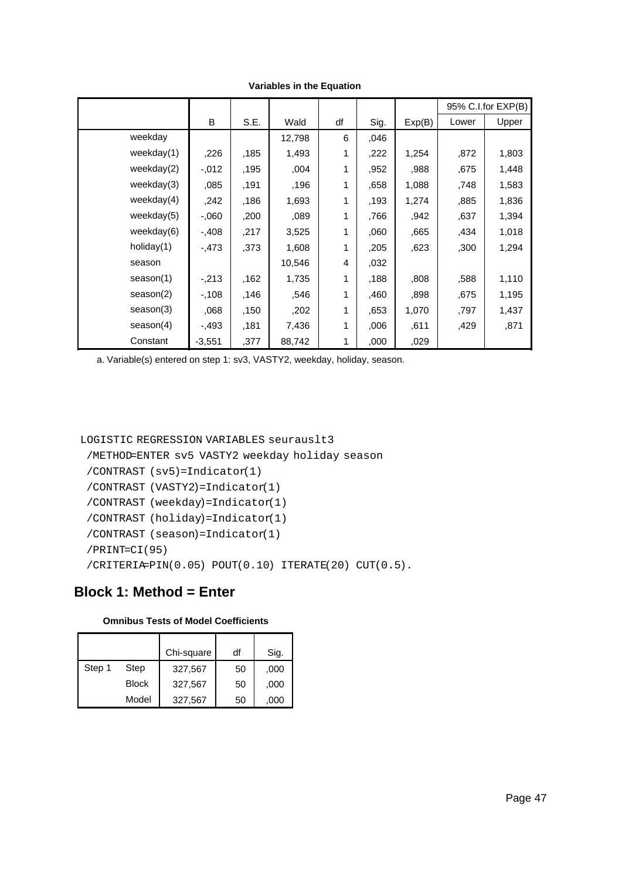**Variables in the Equation**

| | B | S.E. | Wald | df | Sig. | Exp(B) | 95% C.I.for EXP(B) | |
|---|---|---|---|---|---|---|---|---|
| | | | | | | | Lower | Upper |
| weekday | | | 12,798 | 6 | ,046 | | | |
| weekday(1) | ,226 | ,185 | 1,493 | 1 | ,222 | 1,254 | ,872 | 1,803 |
| weekday(2) | -,012 | ,195 | ,004 | 1 | ,952 | ,988 | ,675 | 1,448 |
| weekday(3) | ,085 | ,191 | ,196 | 1 | ,658 | 1,088 | ,748 | 1,583 |
| weekday(4) | ,242 | ,186 | 1,693 | 1 | ,193 | 1,274 | ,885 | 1,836 |
| weekday(5) | -,060 | ,200 | ,089 | 1 | ,766 | ,942 | ,637 | 1,394 |
| weekday(6) | -,408 | ,217 | 3,525 | 1 | ,060 | ,665 | ,434 | 1,018 |
| holiday(1) | -,473 | ,373 | 1,608 | 1 | ,205 | ,623 | ,300 | 1,294 |
| season | | | 10,546 | 4 | ,032 | | | |
| season(1) | -,213 | ,162 | 1,735 | 1 | ,188 | ,808 | ,588 | 1,110 |
| season(2) | -,108 | ,146 | ,546 | 1 | ,460 | ,898 | ,675 | 1,195 |
| season(3) | ,068 | ,150 | ,202 | 1 | ,653 | 1,070 | ,797 | 1,437 |
| season(4) | -,493 | ,181 | 7,436 | 1 | ,006 | ,611 | ,429 | ,871 |
| Constant | -3,551 | ,377 | 88,742 | 1 | ,000 | ,029 | | |

a. Variable(s) entered on step 1: sv3, VASTY2, weekday, holiday, season.

```
LOGISTIC REGRESSION VARIABLES seurauslt3
  /METHOD=ENTER sv5 VASTY2 weekday holiday season
  /CONTRAST (sv5)=Indicator(1)
  /CONTRAST (VASTY2)=Indicator(1)
  /CONTRAST (weekday)=Indicator(1)
  /CONTRAST (holiday)=Indicator(1)
  /CONTRAST (season)=Indicator(1)
  /PRINT=CI(95)
  /CRITERIA=PIN(0.05) POUT(0.10) ITERATE(20) CUT(0.5).
```

## Block 1: Method = Enter

**Omnibus Tests of Model Coefficients**

| | | Chi-square | df | Sig. |
|---|---|---|---|---|
| Step 1 | Step | 327,567 | 50 | ,000 |
| | Block | 327,567 | 50 | ,000 |
| | Model | 327,567 | 50 | ,000 |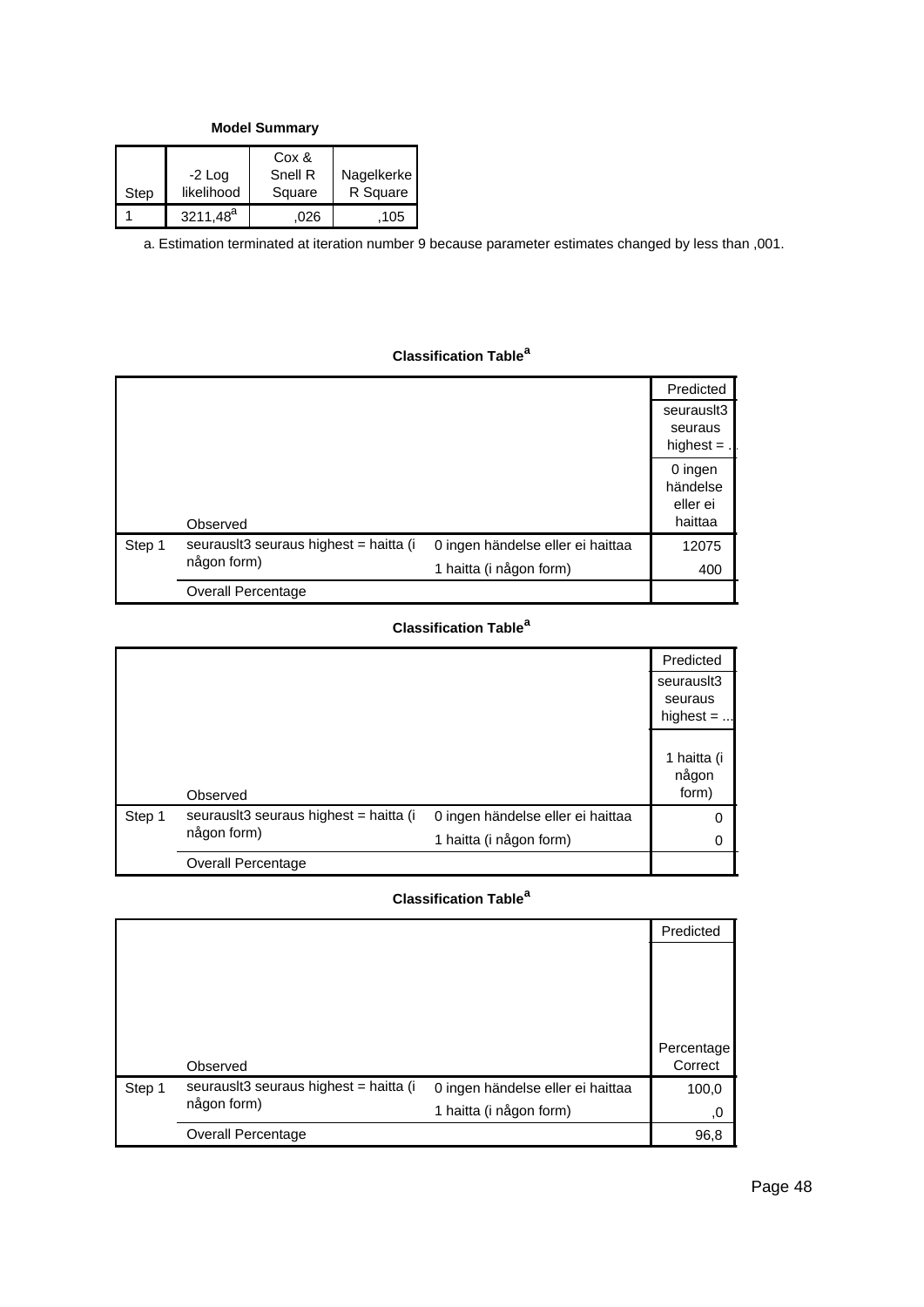**Model Summary**

| Step | -2 Log likelihood | Cox & Snell R Square | Nagelkerke R Square |
|---|---|---|---|
| 1 | 3211,48[a] | ,026 | ,105 |

a. Estimation terminated at iteration number 9 because parameter estimates changed by less than ,001.

**Classification Table[a]**

| | Observed | | Predicted: seurauslt3 seuraus highest = ... 0 ingen händelse eller ei haittaa |
|---|---|---|---|
| Step 1 | seurauslt3 seuraus highest = haitta (i någon form) | 0 ingen händelse eller ei haittaa | 12075 |
| | | 1 haitta (i någon form) | 400 |
| | Overall Percentage | | |

**Classification Table[a]**

| | Observed | | Predicted: seurauslt3 seuraus highest = ... 1 haitta (i någon form) |
|---|---|---|---|
| Step 1 | seurauslt3 seuraus highest = haitta (i någon form) | 0 ingen händelse eller ei haittaa | 0 |
| | | 1 haitta (i någon form) | 0 |
| | Overall Percentage | | |

**Classification Table[a]**

| | Observed | | Predicted: Percentage Correct |
|---|---|---|---|
| Step 1 | seurauslt3 seuraus highest = haitta (i någon form) | 0 ingen händelse eller ei haittaa | 100,0 |
| | | 1 haitta (i någon form) | ,0 |
| | Overall Percentage | | 96,8 |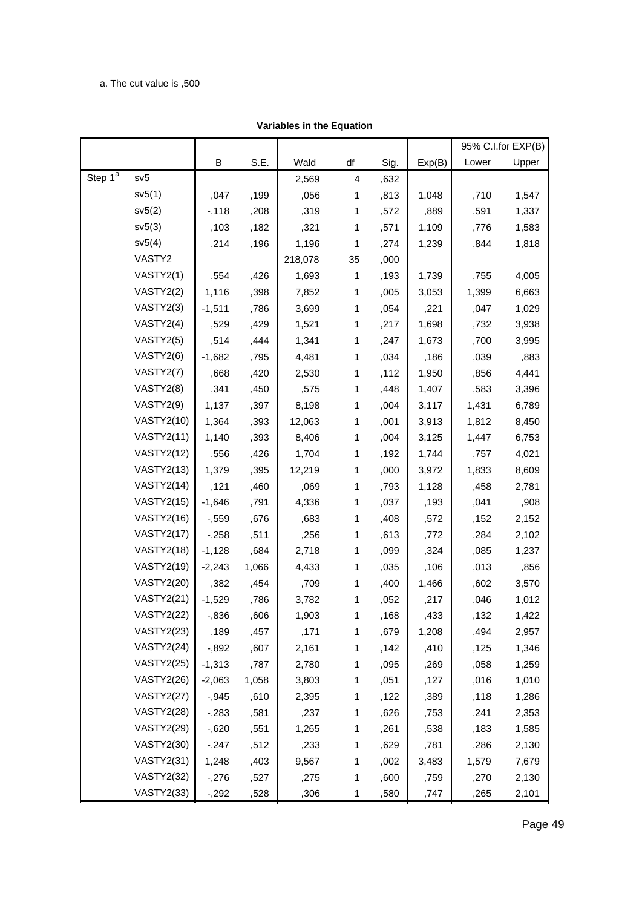a. The cut value is ,500

**Variables in the Equation**

| | | B | S.E. | Wald | df | Sig. | Exp(B) | 95% C.I.for EXP(B) | |
|---|---|---|---|---|---|---|---|---|---|
| | | | | | | | | Lower | Upper |
| Step 1[a] | sv5 | | | 2,569 | 4 | ,632 | | | |
| | sv5(1) | ,047 | ,199 | ,056 | 1 | ,813 | 1,048 | ,710 | 1,547 |
| | sv5(2) | -,118 | ,208 | ,319 | 1 | ,572 | ,889 | ,591 | 1,337 |
| | sv5(3) | ,103 | ,182 | ,321 | 1 | ,571 | 1,109 | ,776 | 1,583 |
| | sv5(4) | ,214 | ,196 | 1,196 | 1 | ,274 | 1,239 | ,844 | 1,818 |
| | VASTY2 | | | 218,078 | 35 | ,000 | | | |
| | VASTY2(1) | ,554 | ,426 | 1,693 | 1 | ,193 | 1,739 | ,755 | 4,005 |
| | VASTY2(2) | 1,116 | ,398 | 7,852 | 1 | ,005 | 3,053 | 1,399 | 6,663 |
| | VASTY2(3) | -1,511 | ,786 | 3,699 | 1 | ,054 | ,221 | ,047 | 1,029 |
| | VASTY2(4) | ,529 | ,429 | 1,521 | 1 | ,217 | 1,698 | ,732 | 3,938 |
| | VASTY2(5) | ,514 | ,444 | 1,341 | 1 | ,247 | 1,673 | ,700 | 3,995 |
| | VASTY2(6) | -1,682 | ,795 | 4,481 | 1 | ,034 | ,186 | ,039 | ,883 |
| | VASTY2(7) | ,668 | ,420 | 2,530 | 1 | ,112 | 1,950 | ,856 | 4,441 |
| | VASTY2(8) | ,341 | ,450 | ,575 | 1 | ,448 | 1,407 | ,583 | 3,396 |
| | VASTY2(9) | 1,137 | ,397 | 8,198 | 1 | ,004 | 3,117 | 1,431 | 6,789 |
| | VASTY2(10) | 1,364 | ,393 | 12,063 | 1 | ,001 | 3,913 | 1,812 | 8,450 |
| | VASTY2(11) | 1,140 | ,393 | 8,406 | 1 | ,004 | 3,125 | 1,447 | 6,753 |
| | VASTY2(12) | ,556 | ,426 | 1,704 | 1 | ,192 | 1,744 | ,757 | 4,021 |
| | VASTY2(13) | 1,379 | ,395 | 12,219 | 1 | ,000 | 3,972 | 1,833 | 8,609 |
| | VASTY2(14) | ,121 | ,460 | ,069 | 1 | ,793 | 1,128 | ,458 | 2,781 |
| | VASTY2(15) | -1,646 | ,791 | 4,336 | 1 | ,037 | ,193 | ,041 | ,908 |
| | VASTY2(16) | -,559 | ,676 | ,683 | 1 | ,408 | ,572 | ,152 | 2,152 |
| | VASTY2(17) | -,258 | ,511 | ,256 | 1 | ,613 | ,772 | ,284 | 2,102 |
| | VASTY2(18) | -1,128 | ,684 | 2,718 | 1 | ,099 | ,324 | ,085 | 1,237 |
| | VASTY2(19) | -2,243 | 1,066 | 4,433 | 1 | ,035 | ,106 | ,013 | ,856 |
| | VASTY2(20) | ,382 | ,454 | ,709 | 1 | ,400 | 1,466 | ,602 | 3,570 |
| | VASTY2(21) | -1,529 | ,786 | 3,782 | 1 | ,052 | ,217 | ,046 | 1,012 |
| | VASTY2(22) | -,836 | ,606 | 1,903 | 1 | ,168 | ,433 | ,132 | 1,422 |
| | VASTY2(23) | ,189 | ,457 | ,171 | 1 | ,679 | 1,208 | ,494 | 2,957 |
| | VASTY2(24) | -,892 | ,607 | 2,161 | 1 | ,142 | ,410 | ,125 | 1,346 |
| | VASTY2(25) | -1,313 | ,787 | 2,780 | 1 | ,095 | ,269 | ,058 | 1,259 |
| | VASTY2(26) | -2,063 | 1,058 | 3,803 | 1 | ,051 | ,127 | ,016 | 1,010 |
| | VASTY2(27) | -,945 | ,610 | 2,395 | 1 | ,122 | ,389 | ,118 | 1,286 |
| | VASTY2(28) | -,283 | ,581 | ,237 | 1 | ,626 | ,753 | ,241 | 2,353 |
| | VASTY2(29) | -,620 | ,551 | 1,265 | 1 | ,261 | ,538 | ,183 | 1,585 |
| | VASTY2(30) | -,247 | ,512 | ,233 | 1 | ,629 | ,781 | ,286 | 2,130 |
| | VASTY2(31) | 1,248 | ,403 | 9,567 | 1 | ,002 | 3,483 | 1,579 | 7,679 |
| | VASTY2(32) | -,276 | ,527 | ,275 | 1 | ,600 | ,759 | ,270 | 2,130 |
| | VASTY2(33) | -,292 | ,528 | ,306 | 1 | ,580 | ,747 | ,265 | 2,101 |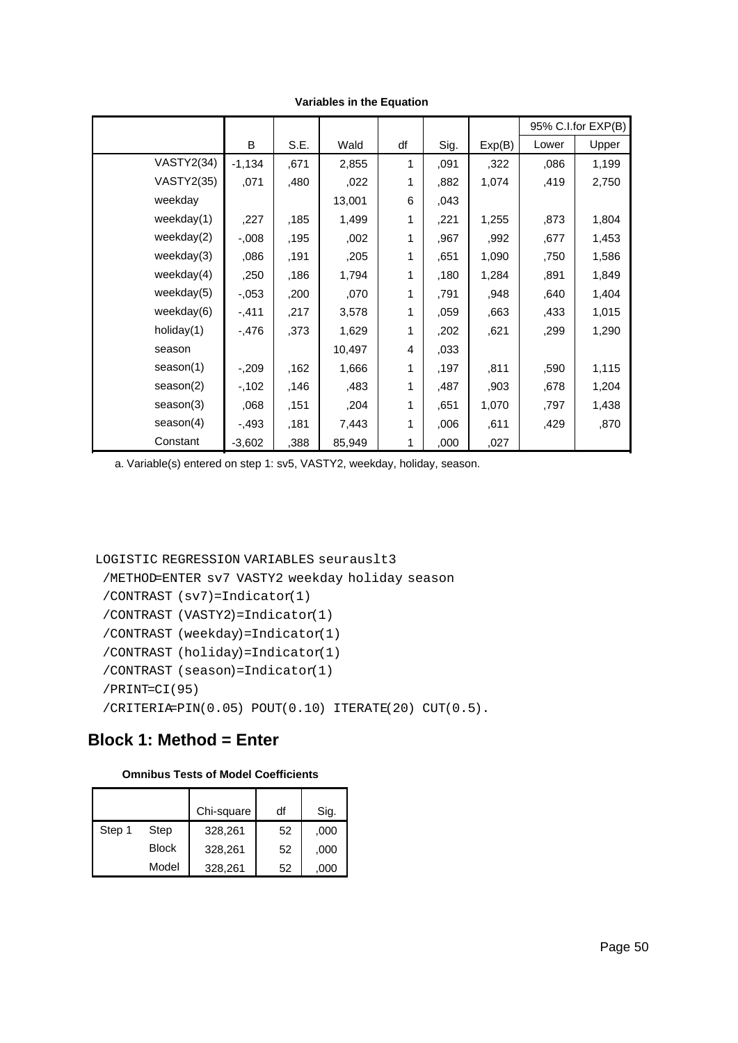**Variables in the Equation**

| | B | S.E. | Wald | df | Sig. | Exp(B) | 95% C.I.for EXP(B) | |
|---|---|---|---|---|---|---|---|---|
| | | | | | | | Lower | Upper |
| VASTY2(34) | -1,134 | ,671 | 2,855 | 1 | ,091 | ,322 | ,086 | 1,199 |
| VASTY2(35) | ,071 | ,480 | ,022 | 1 | ,882 | 1,074 | ,419 | 2,750 |
| weekday | | | 13,001 | 6 | ,043 | | | |
| weekday(1) | ,227 | ,185 | 1,499 | 1 | ,221 | 1,255 | ,873 | 1,804 |
| weekday(2) | -,008 | ,195 | ,002 | 1 | ,967 | ,992 | ,677 | 1,453 |
| weekday(3) | ,086 | ,191 | ,205 | 1 | ,651 | 1,090 | ,750 | 1,586 |
| weekday(4) | ,250 | ,186 | 1,794 | 1 | ,180 | 1,284 | ,891 | 1,849 |
| weekday(5) | -,053 | ,200 | ,070 | 1 | ,791 | ,948 | ,640 | 1,404 |
| weekday(6) | -,411 | ,217 | 3,578 | 1 | ,059 | ,663 | ,433 | 1,015 |
| holiday(1) | -,476 | ,373 | 1,629 | 1 | ,202 | ,621 | ,299 | 1,290 |
| season | | | 10,497 | 4 | ,033 | | | |
| season(1) | -,209 | ,162 | 1,666 | 1 | ,197 | ,811 | ,590 | 1,115 |
| season(2) | -,102 | ,146 | ,483 | 1 | ,487 | ,903 | ,678 | 1,204 |
| season(3) | ,068 | ,151 | ,204 | 1 | ,651 | 1,070 | ,797 | 1,438 |
| season(4) | -,493 | ,181 | 7,443 | 1 | ,006 | ,611 | ,429 | ,870 |
| Constant | -3,602 | ,388 | 85,949 | 1 | ,000 | ,027 | | |

a. Variable(s) entered on step 1: sv5, VASTY2, weekday, holiday, season.

```
LOGISTIC REGRESSION VARIABLES seurauslt3
 /METHOD=ENTER sv7 VASTY2 weekday holiday season
 /CONTRAST (sv7)=Indicator(1)
 /CONTRAST (VASTY2)=Indicator(1)
 /CONTRAST (weekday)=Indicator(1)
 /CONTRAST (holiday)=Indicator(1)
 /CONTRAST (season)=Indicator(1)
 /PRINT=CI(95)
 /CRITERIA=PIN(0.05) POUT(0.10) ITERATE(20) CUT(0.5).
```

## Block 1: Method = Enter

**Omnibus Tests of Model Coefficients**

| | | Chi-square | df | Sig. |
|---|---|---|---|---|
| Step 1 | Step | 328,261 | 52 | ,000 |
| | Block | 328,261 | 52 | ,000 |
| | Model | 328,261 | 52 | ,000 |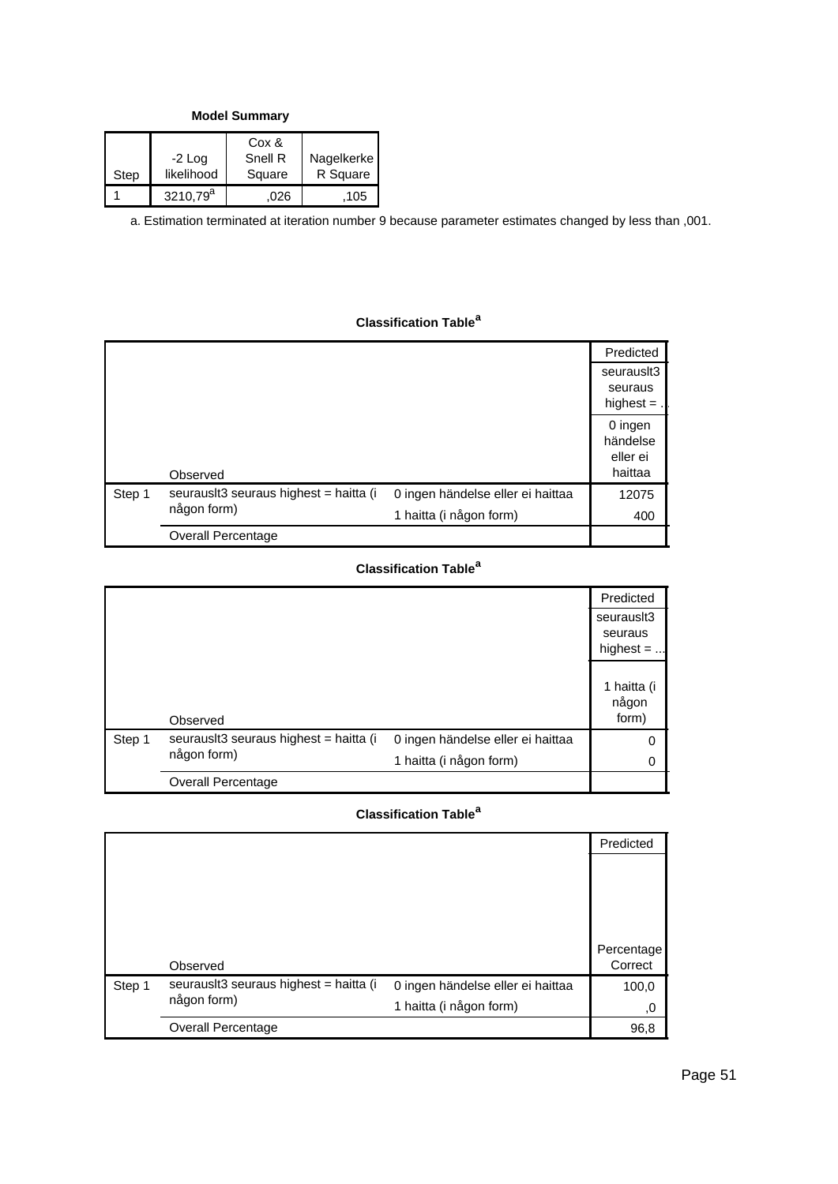**Model Summary**

| Step | -2 Log likelihood | Cox & Snell R Square | Nagelkerke R Square |
|---|---|---|---|
| 1 | 3210,79[a] | ,026 | ,105 |

a. Estimation terminated at iteration number 9 because parameter estimates changed by less than ,001.

**Classification Table[a]**

| | Observed | | Predicted: seurauslt3 seuraus highest = ... 0 ingen händelse eller ei haittaa | Predicted: seurauslt3 seuraus highest = ... 1 haitta (i någon form) | Predicted: Percentage Correct |
|---|---|---|---|---|---|
| Step 1 | seurauslt3 seuraus highest = haitta (i någon form) | 0 ingen händelse eller ei haittaa | 12075 | 0 | 100,0 |
| | | 1 haitta (i någon form) | 400 | 0 | ,0 |
| | Overall Percentage | | | | 96,8 |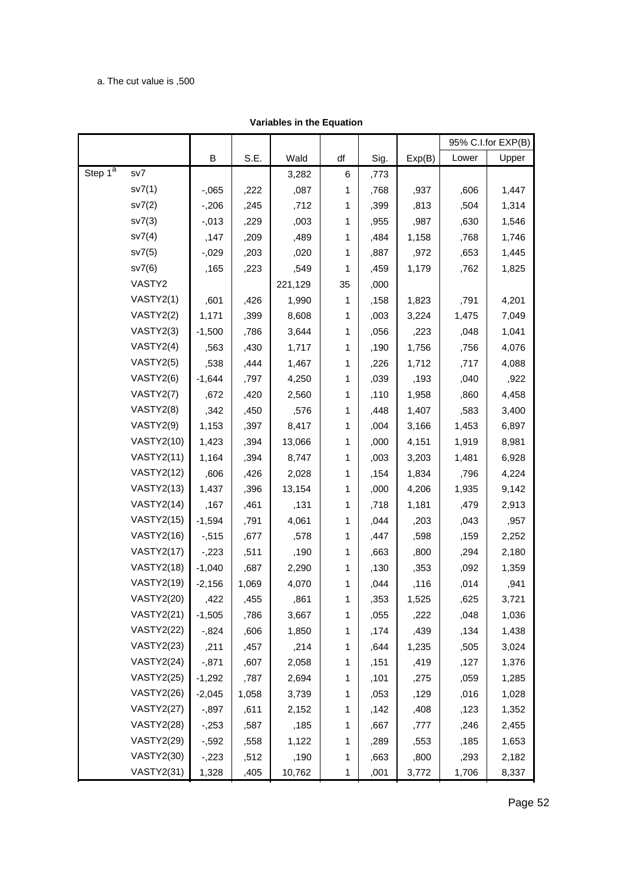a. The cut value is ,500

**Variables in the Equation**

| | | B | S.E. | Wald | df | Sig. | Exp(B) | 95% C.I.for EXP(B) | |
|---|---|---|---|---|---|---|---|---|---|
| | | | | | | | | Lower | Upper |
| Step 1[a] | sv7 | | | 3,282 | 6 | ,773 | | | |
| | sv7(1) | -,065 | ,222 | ,087 | 1 | ,768 | ,937 | ,606 | 1,447 |
| | sv7(2) | -,206 | ,245 | ,712 | 1 | ,399 | ,813 | ,504 | 1,314 |
| | sv7(3) | -,013 | ,229 | ,003 | 1 | ,955 | ,987 | ,630 | 1,546 |
| | sv7(4) | ,147 | ,209 | ,489 | 1 | ,484 | 1,158 | ,768 | 1,746 |
| | sv7(5) | -,029 | ,203 | ,020 | 1 | ,887 | ,972 | ,653 | 1,445 |
| | sv7(6) | ,165 | ,223 | ,549 | 1 | ,459 | 1,179 | ,762 | 1,825 |
| | VASTY2 | | | 221,129 | 35 | ,000 | | | |
| | VASTY2(1) | ,601 | ,426 | 1,990 | 1 | ,158 | 1,823 | ,791 | 4,201 |
| | VASTY2(2) | 1,171 | ,399 | 8,608 | 1 | ,003 | 3,224 | 1,475 | 7,049 |
| | VASTY2(3) | -1,500 | ,786 | 3,644 | 1 | ,056 | ,223 | ,048 | 1,041 |
| | VASTY2(4) | ,563 | ,430 | 1,717 | 1 | ,190 | 1,756 | ,756 | 4,076 |
| | VASTY2(5) | ,538 | ,444 | 1,467 | 1 | ,226 | 1,712 | ,717 | 4,088 |
| | VASTY2(6) | -1,644 | ,797 | 4,250 | 1 | ,039 | ,193 | ,040 | ,922 |
| | VASTY2(7) | ,672 | ,420 | 2,560 | 1 | ,110 | 1,958 | ,860 | 4,458 |
| | VASTY2(8) | ,342 | ,450 | ,576 | 1 | ,448 | 1,407 | ,583 | 3,400 |
| | VASTY2(9) | 1,153 | ,397 | 8,417 | 1 | ,004 | 3,166 | 1,453 | 6,897 |
| | VASTY2(10) | 1,423 | ,394 | 13,066 | 1 | ,000 | 4,151 | 1,919 | 8,981 |
| | VASTY2(11) | 1,164 | ,394 | 8,747 | 1 | ,003 | 3,203 | 1,481 | 6,928 |
| | VASTY2(12) | ,606 | ,426 | 2,028 | 1 | ,154 | 1,834 | ,796 | 4,224 |
| | VASTY2(13) | 1,437 | ,396 | 13,154 | 1 | ,000 | 4,206 | 1,935 | 9,142 |
| | VASTY2(14) | ,167 | ,461 | ,131 | 1 | ,718 | 1,181 | ,479 | 2,913 |
| | VASTY2(15) | -1,594 | ,791 | 4,061 | 1 | ,044 | ,203 | ,043 | ,957 |
| | VASTY2(16) | -,515 | ,677 | ,578 | 1 | ,447 | ,598 | ,159 | 2,252 |
| | VASTY2(17) | -,223 | ,511 | ,190 | 1 | ,663 | ,800 | ,294 | 2,180 |
| | VASTY2(18) | -1,040 | ,687 | 2,290 | 1 | ,130 | ,353 | ,092 | 1,359 |
| | VASTY2(19) | -2,156 | 1,069 | 4,070 | 1 | ,044 | ,116 | ,014 | ,941 |
| | VASTY2(20) | ,422 | ,455 | ,861 | 1 | ,353 | 1,525 | ,625 | 3,721 |
| | VASTY2(21) | -1,505 | ,786 | 3,667 | 1 | ,055 | ,222 | ,048 | 1,036 |
| | VASTY2(22) | -,824 | ,606 | 1,850 | 1 | ,174 | ,439 | ,134 | 1,438 |
| | VASTY2(23) | ,211 | ,457 | ,214 | 1 | ,644 | 1,235 | ,505 | 3,024 |
| | VASTY2(24) | -,871 | ,607 | 2,058 | 1 | ,151 | ,419 | ,127 | 1,376 |
| | VASTY2(25) | -1,292 | ,787 | 2,694 | 1 | ,101 | ,275 | ,059 | 1,285 |
| | VASTY2(26) | -2,045 | 1,058 | 3,739 | 1 | ,053 | ,129 | ,016 | 1,028 |
| | VASTY2(27) | -,897 | ,611 | 2,152 | 1 | ,142 | ,408 | ,123 | 1,352 |
| | VASTY2(28) | -,253 | ,587 | ,185 | 1 | ,667 | ,777 | ,246 | 2,455 |
| | VASTY2(29) | -,592 | ,558 | 1,122 | 1 | ,289 | ,553 | ,185 | 1,653 |
| | VASTY2(30) | -,223 | ,512 | ,190 | 1 | ,663 | ,800 | ,293 | 2,182 |
| | VASTY2(31) | 1,328 | ,405 | 10,762 | 1 | ,001 | 3,772 | 1,706 | 8,337 |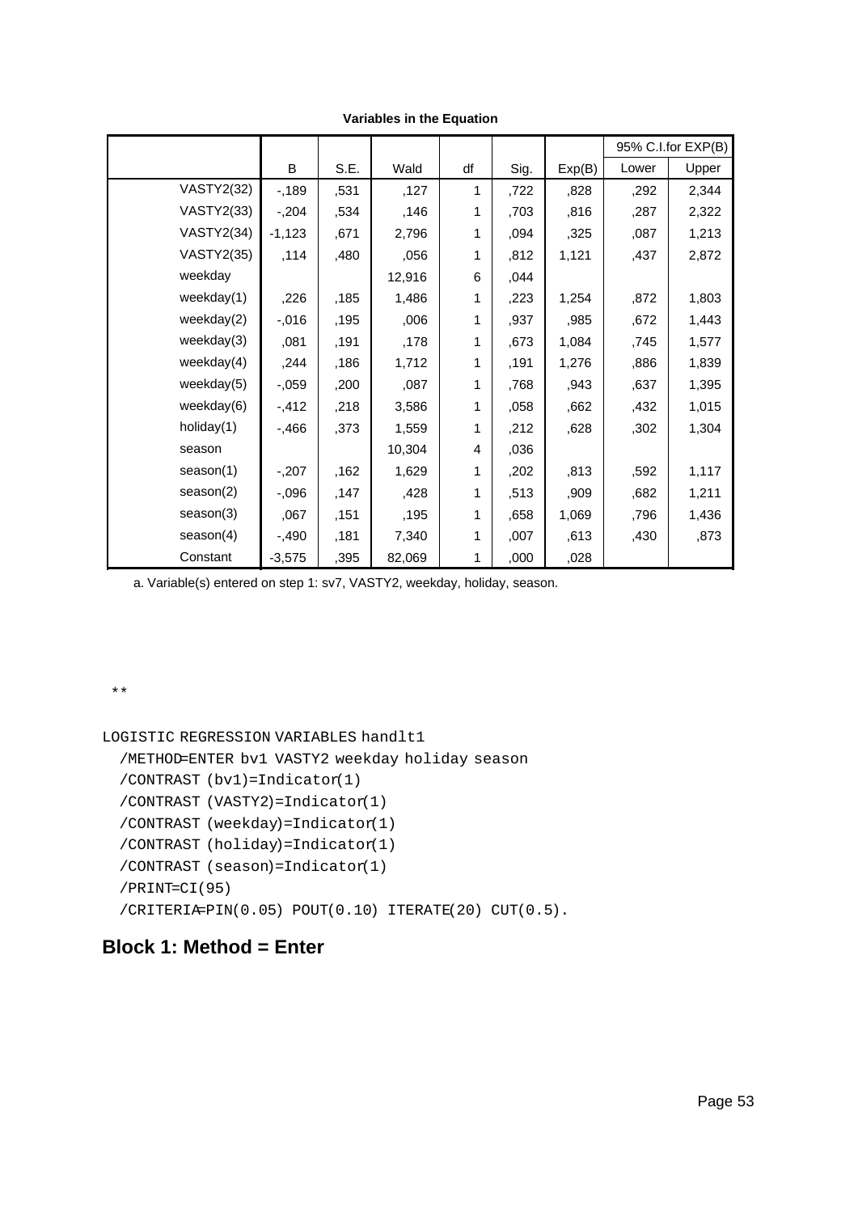**Variables in the Equation**

| | B | S.E. | Wald | df | Sig. | Exp(B) | 95% C.I.for EXP(B) | |
|---|---|---|---|---|---|---|---|---|
| | | | | | | | Lower | Upper |
| VASTY2(32) | -,189 | ,531 | ,127 | 1 | ,722 | ,828 | ,292 | 2,344 |
| VASTY2(33) | -,204 | ,534 | ,146 | 1 | ,703 | ,816 | ,287 | 2,322 |
| VASTY2(34) | -1,123 | ,671 | 2,796 | 1 | ,094 | ,325 | ,087 | 1,213 |
| VASTY2(35) | ,114 | ,480 | ,056 | 1 | ,812 | 1,121 | ,437 | 2,872 |
| weekday | | | 12,916 | 6 | ,044 | | | |
| weekday(1) | ,226 | ,185 | 1,486 | 1 | ,223 | 1,254 | ,872 | 1,803 |
| weekday(2) | -,016 | ,195 | ,006 | 1 | ,937 | ,985 | ,672 | 1,443 |
| weekday(3) | ,081 | ,191 | ,178 | 1 | ,673 | 1,084 | ,745 | 1,577 |
| weekday(4) | ,244 | ,186 | 1,712 | 1 | ,191 | 1,276 | ,886 | 1,839 |
| weekday(5) | -,059 | ,200 | ,087 | 1 | ,768 | ,943 | ,637 | 1,395 |
| weekday(6) | -,412 | ,218 | 3,586 | 1 | ,058 | ,662 | ,432 | 1,015 |
| holiday(1) | -,466 | ,373 | 1,559 | 1 | ,212 | ,628 | ,302 | 1,304 |
| season | | | 10,304 | 4 | ,036 | | | |
| season(1) | -,207 | ,162 | 1,629 | 1 | ,202 | ,813 | ,592 | 1,117 |
| season(2) | -,096 | ,147 | ,428 | 1 | ,513 | ,909 | ,682 | 1,211 |
| season(3) | ,067 | ,151 | ,195 | 1 | ,658 | 1,069 | ,796 | 1,436 |
| season(4) | -,490 | ,181 | 7,340 | 1 | ,007 | ,613 | ,430 | ,873 |
| Constant | -3,575 | ,395 | 82,069 | 1 | ,000 | ,028 | | |

a. Variable(s) entered on step 1: sv7, VASTY2, weekday, holiday, season.

**

```
LOGISTIC REGRESSION VARIABLES handlt1
  /METHOD=ENTER bv1 VASTY2 weekday holiday season
  /CONTRAST (bv1)=Indicator(1)
  /CONTRAST (VASTY2)=Indicator(1)
  /CONTRAST (weekday)=Indicator(1)
  /CONTRAST (holiday)=Indicator(1)
  /CONTRAST (season)=Indicator(1)
  /PRINT=CI(95)
  /CRITERIA=PIN(0.05) POUT(0.10) ITERATE(20) CUT(0.5).
```

## Block 1: Method = Enter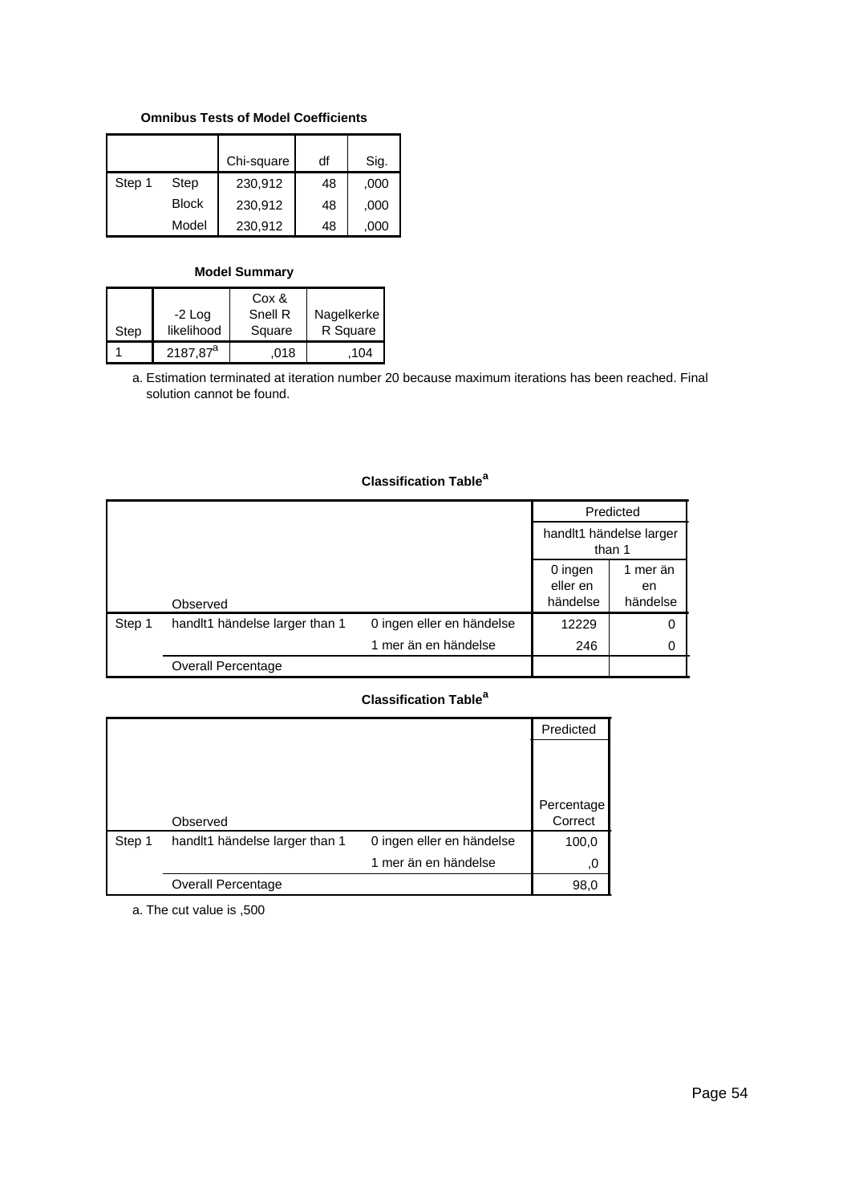**Omnibus Tests of Model Coefficients**

| | | Chi-square | df | Sig. |
|---|---|---|---|---|
| Step 1 | Step | 230,912 | 48 | ,000 |
| | Block | 230,912 | 48 | ,000 |
| | Model | 230,912 | 48 | ,000 |

**Model Summary**

| Step | -2 Log likelihood | Cox & Snell R Square | Nagelkerke R Square |
|---|---|---|---|
| 1 | 2187,87[a] | ,018 | ,104 |

a. Estimation terminated at iteration number 20 because maximum iterations has been reached. Final solution cannot be found.

**Classification Table[a]**

| | | | Predicted | | |
|---|---|---|---|---|---|
| | | | handlt1 händelse larger than 1 | | |
| | Observed | | 0 ingen eller en händelse | 1 mer än en händelse | Percentage Correct |
| Step 1 | handlt1 händelse larger than 1 | 0 ingen eller en händelse | 12229 | 0 | 100,0 |
| | | 1 mer än en händelse | 246 | 0 | ,0 |
| | Overall Percentage | | | | 98,0 |

a. The cut value is ,500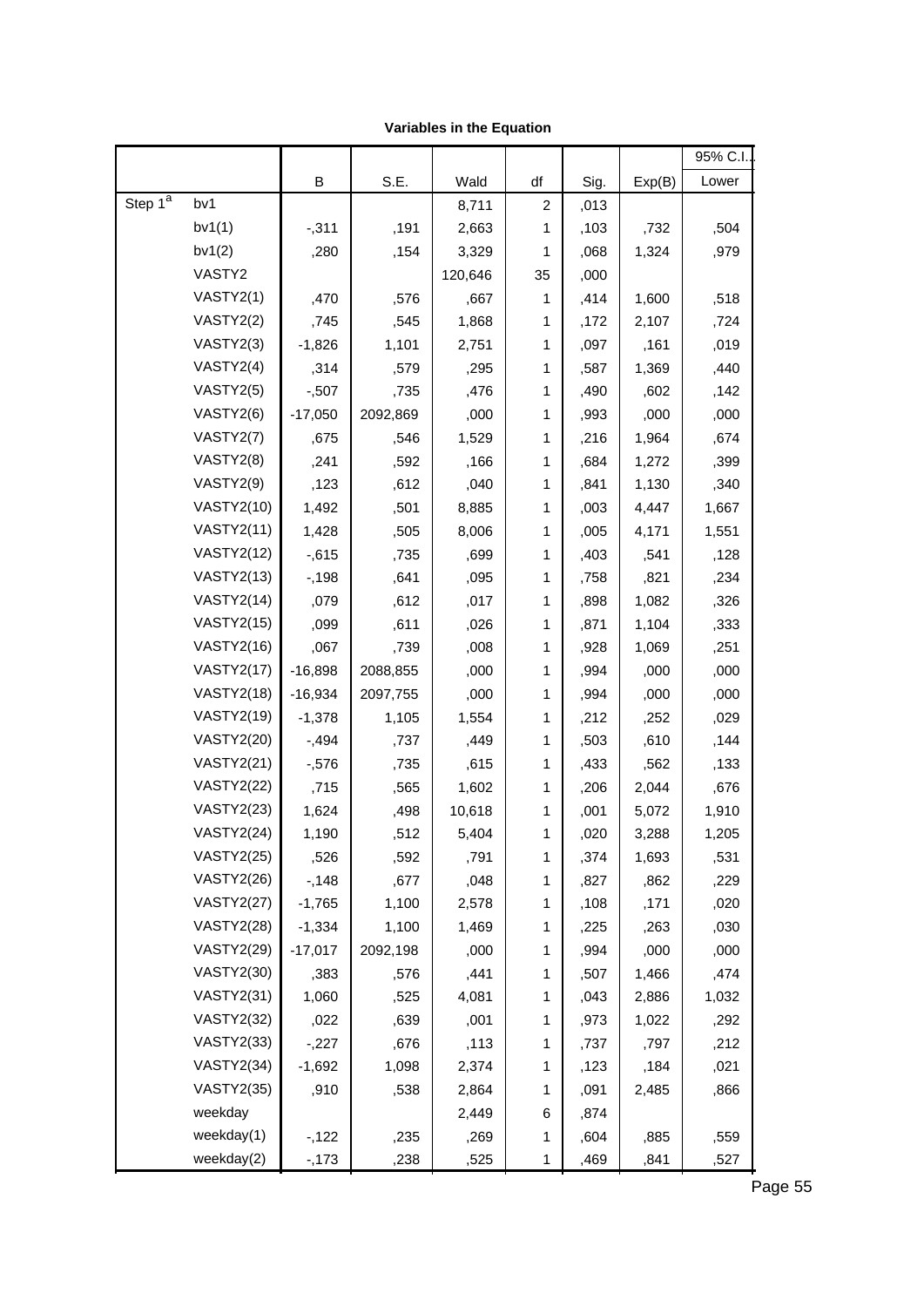**Variables in the Equation**

| | | B | S.E. | Wald | df | Sig. | Exp(B) | 95% C.I. Lower |
|---|---|---|---|---|---|---|---|---|
| Step 1[a] | bv1 | | | 8,711 | 2 | ,013 | | |
| | bv1(1) | -,311 | ,191 | 2,663 | 1 | ,103 | ,732 | ,504 |
| | bv1(2) | ,280 | ,154 | 3,329 | 1 | ,068 | 1,324 | ,979 |
| | VASTY2 | | | 120,646 | 35 | ,000 | | |
| | VASTY2(1) | ,470 | ,576 | ,667 | 1 | ,414 | 1,600 | ,518 |
| | VASTY2(2) | ,745 | ,545 | 1,868 | 1 | ,172 | 2,107 | ,724 |
| | VASTY2(3) | -1,826 | 1,101 | 2,751 | 1 | ,097 | ,161 | ,019 |
| | VASTY2(4) | ,314 | ,579 | ,295 | 1 | ,587 | 1,369 | ,440 |
| | VASTY2(5) | -,507 | ,735 | ,476 | 1 | ,490 | ,602 | ,142 |
| | VASTY2(6) | -17,050 | 2092,869 | ,000 | 1 | ,993 | ,000 | ,000 |
| | VASTY2(7) | ,675 | ,546 | 1,529 | 1 | ,216 | 1,964 | ,674 |
| | VASTY2(8) | ,241 | ,592 | ,166 | 1 | ,684 | 1,272 | ,399 |
| | VASTY2(9) | ,123 | ,612 | ,040 | 1 | ,841 | 1,130 | ,340 |
| | VASTY2(10) | 1,492 | ,501 | 8,885 | 1 | ,003 | 4,447 | 1,667 |
| | VASTY2(11) | 1,428 | ,505 | 8,006 | 1 | ,005 | 4,171 | 1,551 |
| | VASTY2(12) | -,615 | ,735 | ,699 | 1 | ,403 | ,541 | ,128 |
| | VASTY2(13) | -,198 | ,641 | ,095 | 1 | ,758 | ,821 | ,234 |
| | VASTY2(14) | ,079 | ,612 | ,017 | 1 | ,898 | 1,082 | ,326 |
| | VASTY2(15) | ,099 | ,611 | ,026 | 1 | ,871 | 1,104 | ,333 |
| | VASTY2(16) | ,067 | ,739 | ,008 | 1 | ,928 | 1,069 | ,251 |
| | VASTY2(17) | -16,898 | 2088,855 | ,000 | 1 | ,994 | ,000 | ,000 |
| | VASTY2(18) | -16,934 | 2097,755 | ,000 | 1 | ,994 | ,000 | ,000 |
| | VASTY2(19) | -1,378 | 1,105 | 1,554 | 1 | ,212 | ,252 | ,029 |
| | VASTY2(20) | -,494 | ,737 | ,449 | 1 | ,503 | ,610 | ,144 |
| | VASTY2(21) | -,576 | ,735 | ,615 | 1 | ,433 | ,562 | ,133 |
| | VASTY2(22) | ,715 | ,565 | 1,602 | 1 | ,206 | 2,044 | ,676 |
| | VASTY2(23) | 1,624 | ,498 | 10,618 | 1 | ,001 | 5,072 | 1,910 |
| | VASTY2(24) | 1,190 | ,512 | 5,404 | 1 | ,020 | 3,288 | 1,205 |
| | VASTY2(25) | ,526 | ,592 | ,791 | 1 | ,374 | 1,693 | ,531 |
| | VASTY2(26) | -,148 | ,677 | ,048 | 1 | ,827 | ,862 | ,229 |
| | VASTY2(27) | -1,765 | 1,100 | 2,578 | 1 | ,108 | ,171 | ,020 |
| | VASTY2(28) | -1,334 | 1,100 | 1,469 | 1 | ,225 | ,263 | ,030 |
| | VASTY2(29) | -17,017 | 2092,198 | ,000 | 1 | ,994 | ,000 | ,000 |
| | VASTY2(30) | ,383 | ,576 | ,441 | 1 | ,507 | 1,466 | ,474 |
| | VASTY2(31) | 1,060 | ,525 | 4,081 | 1 | ,043 | 2,886 | 1,032 |
| | VASTY2(32) | ,022 | ,639 | ,001 | 1 | ,973 | 1,022 | ,292 |
| | VASTY2(33) | -,227 | ,676 | ,113 | 1 | ,737 | ,797 | ,212 |
| | VASTY2(34) | -1,692 | 1,098 | 2,374 | 1 | ,123 | ,184 | ,021 |
| | VASTY2(35) | ,910 | ,538 | 2,864 | 1 | ,091 | 2,485 | ,866 |
| | weekday | | | 2,449 | 6 | ,874 | | |
| | weekday(1) | -,122 | ,235 | ,269 | 1 | ,604 | ,885 | ,559 |
| | weekday(2) | -,173 | ,238 | ,525 | 1 | ,469 | ,841 | ,527 |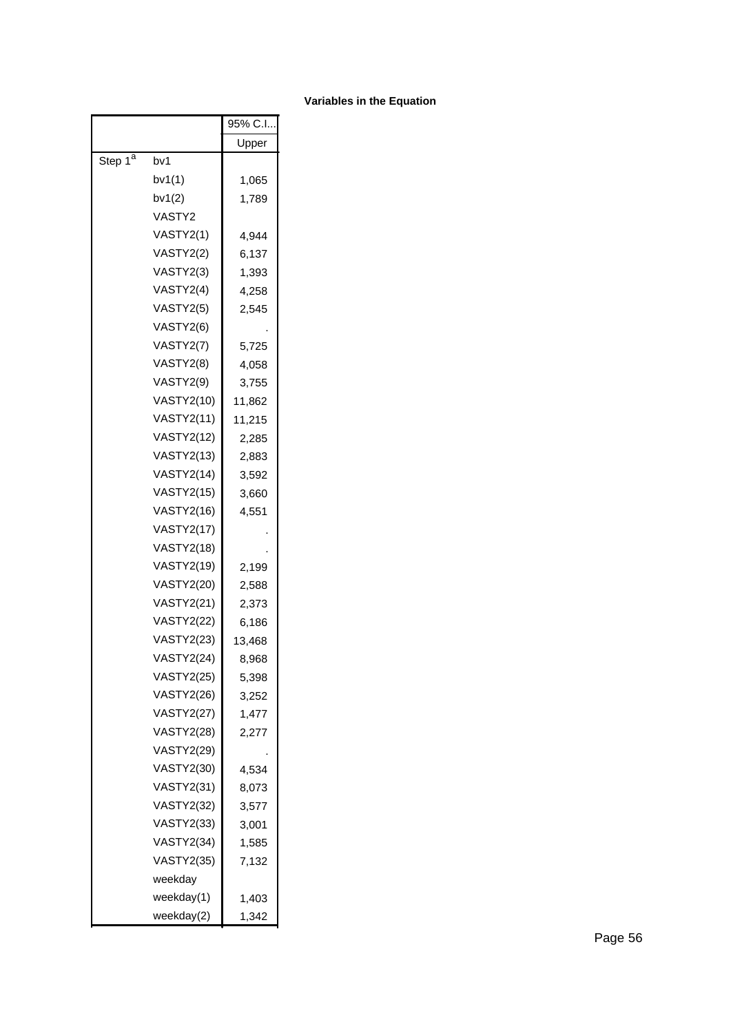**Variables in the Equation**

| | | 95% C.I... |
|---|---|---|
| | | Upper |
| Step 1[a] | bv1 | |
| | bv1(1) | 1,065 |
| | bv1(2) | 1,789 |
| | VASTY2 | |
| | VASTY2(1) | 4,944 |
| | VASTY2(2) | 6,137 |
| | VASTY2(3) | 1,393 |
| | VASTY2(4) | 4,258 |
| | VASTY2(5) | 2,545 |
| | VASTY2(6) | . |
| | VASTY2(7) | 5,725 |
| | VASTY2(8) | 4,058 |
| | VASTY2(9) | 3,755 |
| | VASTY2(10) | 11,862 |
| | VASTY2(11) | 11,215 |
| | VASTY2(12) | 2,285 |
| | VASTY2(13) | 2,883 |
| | VASTY2(14) | 3,592 |
| | VASTY2(15) | 3,660 |
| | VASTY2(16) | 4,551 |
| | VASTY2(17) | . |
| | VASTY2(18) | . |
| | VASTY2(19) | 2,199 |
| | VASTY2(20) | 2,588 |
| | VASTY2(21) | 2,373 |
| | VASTY2(22) | 6,186 |
| | VASTY2(23) | 13,468 |
| | VASTY2(24) | 8,968 |
| | VASTY2(25) | 5,398 |
| | VASTY2(26) | 3,252 |
| | VASTY2(27) | 1,477 |
| | VASTY2(28) | 2,277 |
| | VASTY2(29) | . |
| | VASTY2(30) | 4,534 |
| | VASTY2(31) | 8,073 |
| | VASTY2(32) | 3,577 |
| | VASTY2(33) | 3,001 |
| | VASTY2(34) | 1,585 |
| | VASTY2(35) | 7,132 |
| | weekday | |
| | weekday(1) | 1,403 |
| | weekday(2) | 1,342 |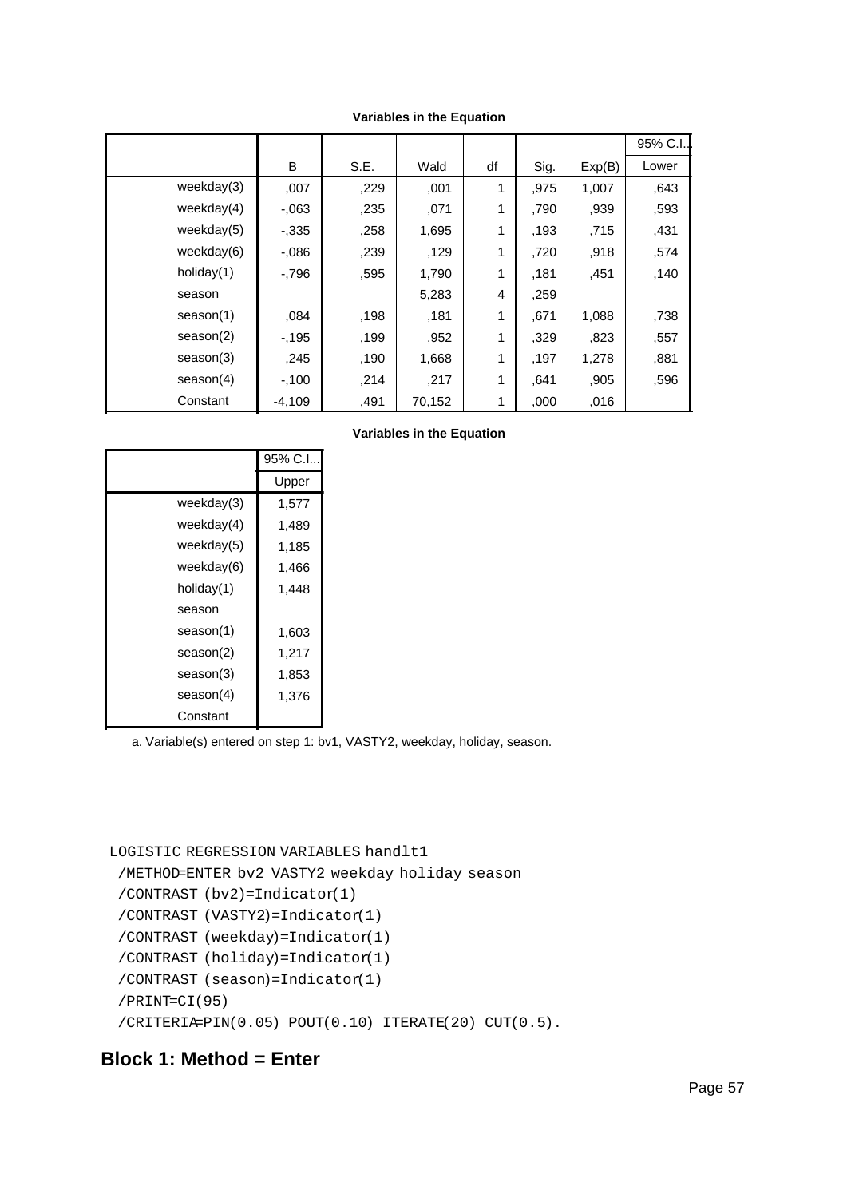**Variables in the Equation**

| | B | S.E. | Wald | df | Sig. | Exp(B) | 95% C.I... Lower | 95% C.I... Upper |
|---|---|---|---|---|---|---|---|---|
| weekday(3) | ,007 | ,229 | ,001 | 1 | ,975 | 1,007 | ,643 | 1,577 |
| weekday(4) | -,063 | ,235 | ,071 | 1 | ,790 | ,939 | ,593 | 1,489 |
| weekday(5) | -,335 | ,258 | 1,695 | 1 | ,193 | ,715 | ,431 | 1,185 |
| weekday(6) | -,086 | ,239 | ,129 | 1 | ,720 | ,918 | ,574 | 1,466 |
| holiday(1) | -,796 | ,595 | 1,790 | 1 | ,181 | ,451 | ,140 | 1,448 |
| season | | | 5,283 | 4 | ,259 | | | |
| season(1) | ,084 | ,198 | ,181 | 1 | ,671 | 1,088 | ,738 | 1,603 |
| season(2) | -,195 | ,199 | ,952 | 1 | ,329 | ,823 | ,557 | 1,217 |
| season(3) | ,245 | ,190 | 1,668 | 1 | ,197 | 1,278 | ,881 | 1,853 |
| season(4) | -,100 | ,214 | ,217 | 1 | ,641 | ,905 | ,596 | 1,376 |
| Constant | -4,109 | ,491 | 70,152 | 1 | ,000 | ,016 | | |

a. Variable(s) entered on step 1: bv1, VASTY2, weekday, holiday, season.

```
LOGISTIC REGRESSION VARIABLES handlt1
 /METHOD=ENTER bv2 VASTY2 weekday holiday season
 /CONTRAST (bv2)=Indicator(1)
 /CONTRAST (VASTY2)=Indicator(1)
 /CONTRAST (weekday)=Indicator(1)
 /CONTRAST (holiday)=Indicator(1)
 /CONTRAST (season)=Indicator(1)
 /PRINT=CI(95)
 /CRITERIA=PIN(0.05) POUT(0.10) ITERATE(20) CUT(0.5).
```

## Block 1: Method = Enter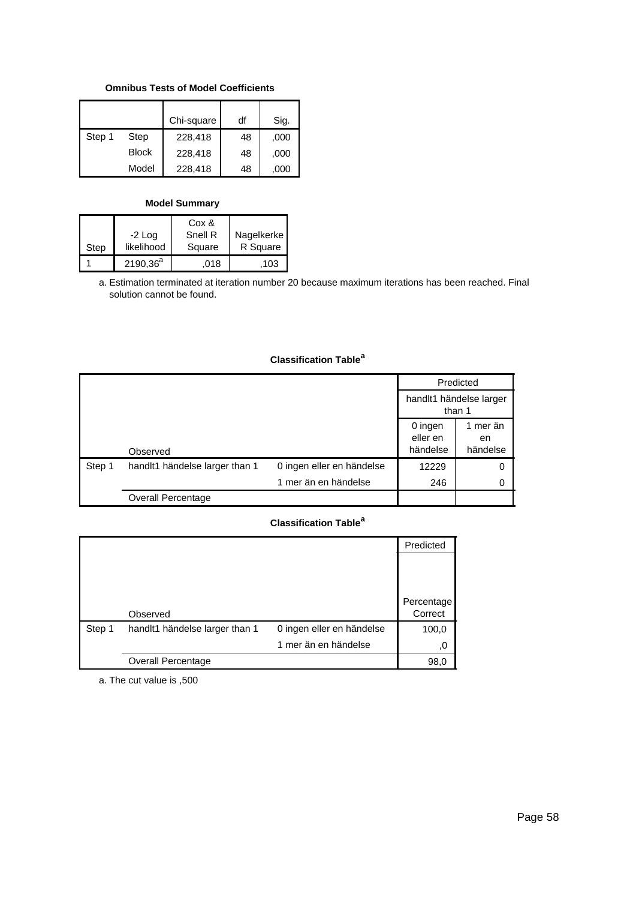**Omnibus Tests of Model Coefficients**

| | | Chi-square | df | Sig. |
|---|---|---|---|---|
| Step 1 | Step | 228,418 | 48 | ,000 |
| | Block | 228,418 | 48 | ,000 |
| | Model | 228,418 | 48 | ,000 |

**Model Summary**

| Step | -2 Log likelihood | Cox & Snell R Square | Nagelkerke R Square |
|---|---|---|---|
| 1 | 2190,36[a] | ,018 | ,103 |

a. Estimation terminated at iteration number 20 because maximum iterations has been reached. Final solution cannot be found.

**Classification Table[a]**

| | | | Predicted | | |
|---|---|---|---|---|---|
| | | | handlt1 händelse larger than 1 | | |
| | Observed | | 0 ingen eller en händelse | 1 mer än en händelse | Percentage Correct |
| Step 1 | handlt1 händelse larger than 1 | 0 ingen eller en händelse | 12229 | 0 | 100,0 |
| | | 1 mer än en händelse | 246 | 0 | ,0 |
| | Overall Percentage | | | | 98,0 |

a. The cut value is ,500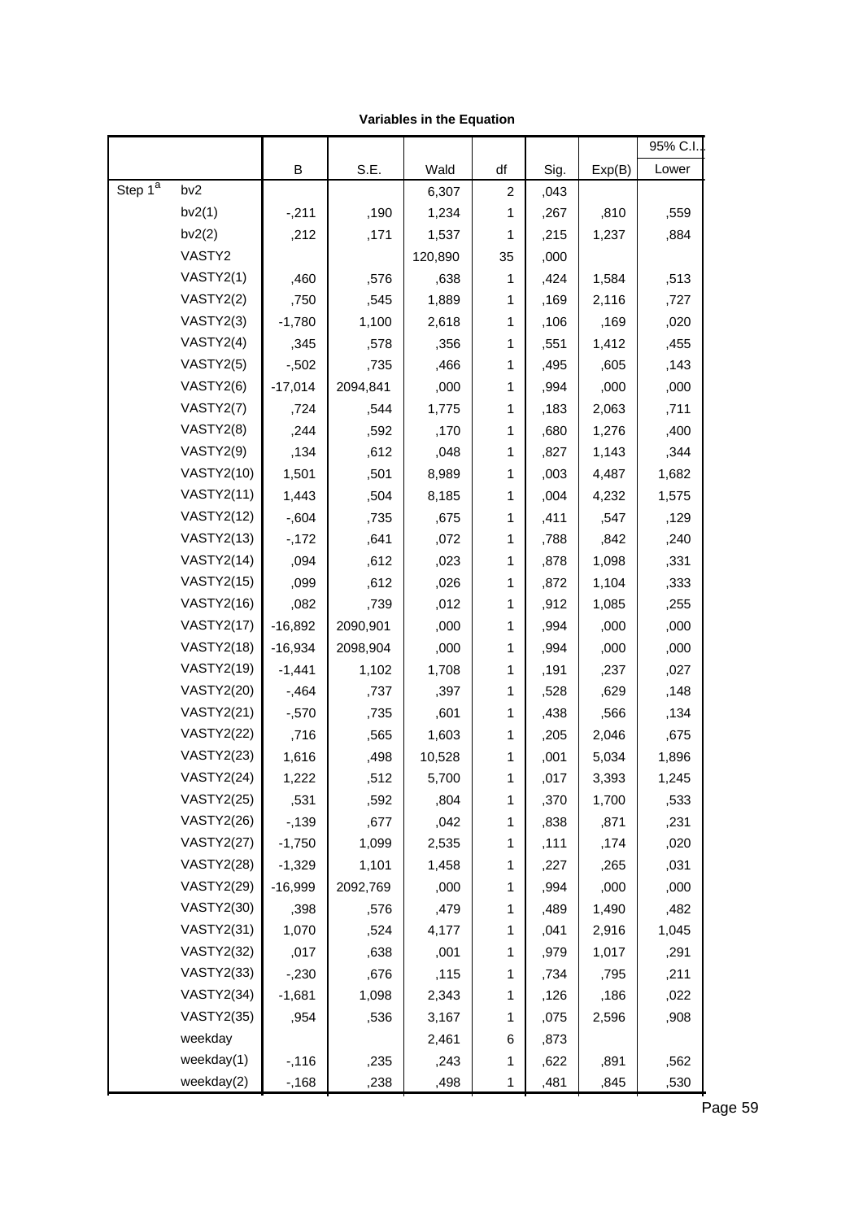**Variables in the Equation**

| | | B | S.E. | Wald | df | Sig. | Exp(B) | 95% C.I... |
|---|---|---|---|---|---|---|---|---|
| | | | | | | | | Lower |
| Step 1[a] | bv2 | | | 6,307 | 2 | ,043 | | |
| | bv2(1) | -,211 | ,190 | 1,234 | 1 | ,267 | ,810 | ,559 |
| | bv2(2) | ,212 | ,171 | 1,537 | 1 | ,215 | 1,237 | ,884 |
| | VASTY2 | | | 120,890 | 35 | ,000 | | |
| | VASTY2(1) | ,460 | ,576 | ,638 | 1 | ,424 | 1,584 | ,513 |
| | VASTY2(2) | ,750 | ,545 | 1,889 | 1 | ,169 | 2,116 | ,727 |
| | VASTY2(3) | -1,780 | 1,100 | 2,618 | 1 | ,106 | ,169 | ,020 |
| | VASTY2(4) | ,345 | ,578 | ,356 | 1 | ,551 | 1,412 | ,455 |
| | VASTY2(5) | -,502 | ,735 | ,466 | 1 | ,495 | ,605 | ,143 |
| | VASTY2(6) | -17,014 | 2094,841 | ,000 | 1 | ,994 | ,000 | ,000 |
| | VASTY2(7) | ,724 | ,544 | 1,775 | 1 | ,183 | 2,063 | ,711 |
| | VASTY2(8) | ,244 | ,592 | ,170 | 1 | ,680 | 1,276 | ,400 |
| | VASTY2(9) | ,134 | ,612 | ,048 | 1 | ,827 | 1,143 | ,344 |
| | VASTY2(10) | 1,501 | ,501 | 8,989 | 1 | ,003 | 4,487 | 1,682 |
| | VASTY2(11) | 1,443 | ,504 | 8,185 | 1 | ,004 | 4,232 | 1,575 |
| | VASTY2(12) | -,604 | ,735 | ,675 | 1 | ,411 | ,547 | ,129 |
| | VASTY2(13) | -,172 | ,641 | ,072 | 1 | ,788 | ,842 | ,240 |
| | VASTY2(14) | ,094 | ,612 | ,023 | 1 | ,878 | 1,098 | ,331 |
| | VASTY2(15) | ,099 | ,612 | ,026 | 1 | ,872 | 1,104 | ,333 |
| | VASTY2(16) | ,082 | ,739 | ,012 | 1 | ,912 | 1,085 | ,255 |
| | VASTY2(17) | -16,892 | 2090,901 | ,000 | 1 | ,994 | ,000 | ,000 |
| | VASTY2(18) | -16,934 | 2098,904 | ,000 | 1 | ,994 | ,000 | ,000 |
| | VASTY2(19) | -1,441 | 1,102 | 1,708 | 1 | ,191 | ,237 | ,027 |
| | VASTY2(20) | -,464 | ,737 | ,397 | 1 | ,528 | ,629 | ,148 |
| | VASTY2(21) | -,570 | ,735 | ,601 | 1 | ,438 | ,566 | ,134 |
| | VASTY2(22) | ,716 | ,565 | 1,603 | 1 | ,205 | 2,046 | ,675 |
| | VASTY2(23) | 1,616 | ,498 | 10,528 | 1 | ,001 | 5,034 | 1,896 |
| | VASTY2(24) | 1,222 | ,512 | 5,700 | 1 | ,017 | 3,393 | 1,245 |
| | VASTY2(25) | ,531 | ,592 | ,804 | 1 | ,370 | 1,700 | ,533 |
| | VASTY2(26) | -,139 | ,677 | ,042 | 1 | ,838 | ,871 | ,231 |
| | VASTY2(27) | -1,750 | 1,099 | 2,535 | 1 | ,111 | ,174 | ,020 |
| | VASTY2(28) | -1,329 | 1,101 | 1,458 | 1 | ,227 | ,265 | ,031 |
| | VASTY2(29) | -16,999 | 2092,769 | ,000 | 1 | ,994 | ,000 | ,000 |
| | VASTY2(30) | ,398 | ,576 | ,479 | 1 | ,489 | 1,490 | ,482 |
| | VASTY2(31) | 1,070 | ,524 | 4,177 | 1 | ,041 | 2,916 | 1,045 |
| | VASTY2(32) | ,017 | ,638 | ,001 | 1 | ,979 | 1,017 | ,291 |
| | VASTY2(33) | -,230 | ,676 | ,115 | 1 | ,734 | ,795 | ,211 |
| | VASTY2(34) | -1,681 | 1,098 | 2,343 | 1 | ,126 | ,186 | ,022 |
| | VASTY2(35) | ,954 | ,536 | 3,167 | 1 | ,075 | 2,596 | ,908 |
| | weekday | | | 2,461 | 6 | ,873 | | |
| | weekday(1) | -,116 | ,235 | ,243 | 1 | ,622 | ,891 | ,562 |
| | weekday(2) | -,168 | ,238 | ,498 | 1 | ,481 | ,845 | ,530 |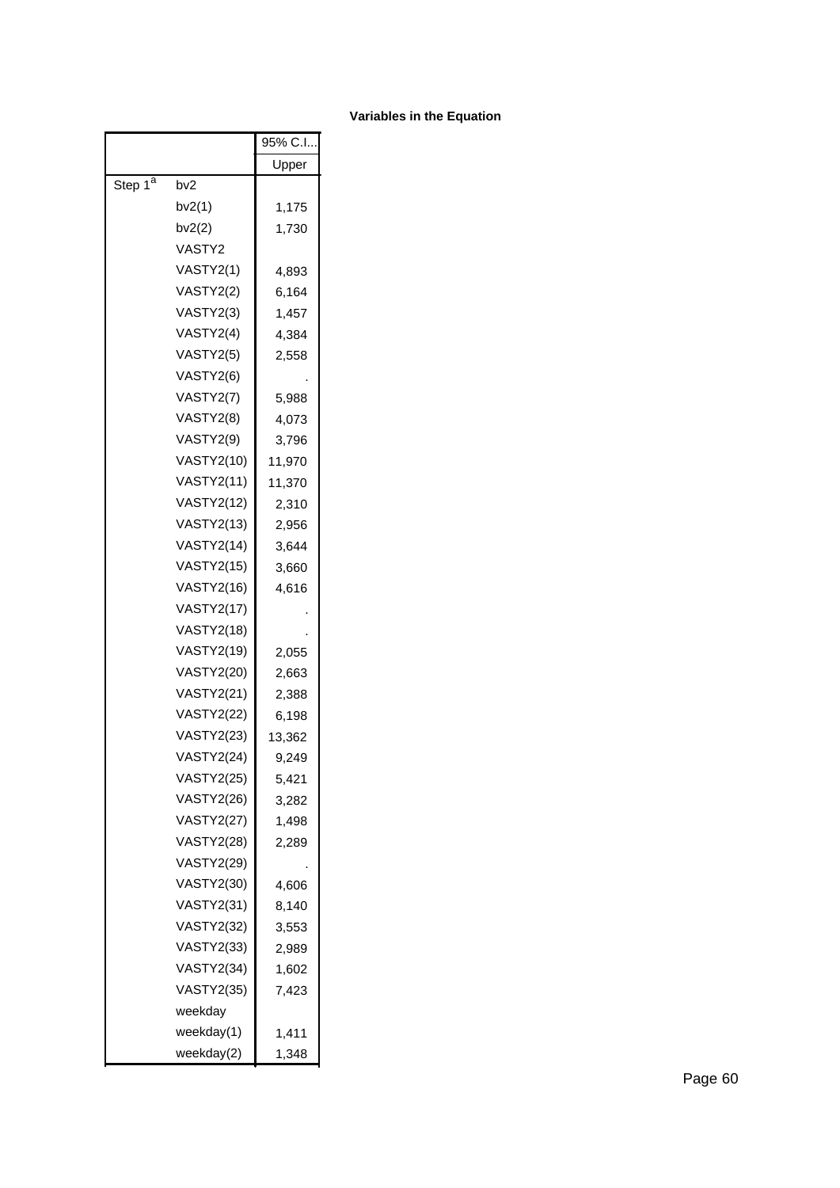**Variables in the Equation**

| | | 95% C.I... |
|---|---|---|
| | | Upper |
| Step 1[a] | bv2 | |
| | bv2(1) | 1,175 |
| | bv2(2) | 1,730 |
| | VASTY2 | |
| | VASTY2(1) | 4,893 |
| | VASTY2(2) | 6,164 |
| | VASTY2(3) | 1,457 |
| | VASTY2(4) | 4,384 |
| | VASTY2(5) | 2,558 |
| | VASTY2(6) | . |
| | VASTY2(7) | 5,988 |
| | VASTY2(8) | 4,073 |
| | VASTY2(9) | 3,796 |
| | VASTY2(10) | 11,970 |
| | VASTY2(11) | 11,370 |
| | VASTY2(12) | 2,310 |
| | VASTY2(13) | 2,956 |
| | VASTY2(14) | 3,644 |
| | VASTY2(15) | 3,660 |
| | VASTY2(16) | 4,616 |
| | VASTY2(17) | . |
| | VASTY2(18) | . |
| | VASTY2(19) | 2,055 |
| | VASTY2(20) | 2,663 |
| | VASTY2(21) | 2,388 |
| | VASTY2(22) | 6,198 |
| | VASTY2(23) | 13,362 |
| | VASTY2(24) | 9,249 |
| | VASTY2(25) | 5,421 |
| | VASTY2(26) | 3,282 |
| | VASTY2(27) | 1,498 |
| | VASTY2(28) | 2,289 |
| | VASTY2(29) | . |
| | VASTY2(30) | 4,606 |
| | VASTY2(31) | 8,140 |
| | VASTY2(32) | 3,553 |
| | VASTY2(33) | 2,989 |
| | VASTY2(34) | 1,602 |
| | VASTY2(35) | 7,423 |
| | weekday | |
| | weekday(1) | 1,411 |
| | weekday(2) | 1,348 |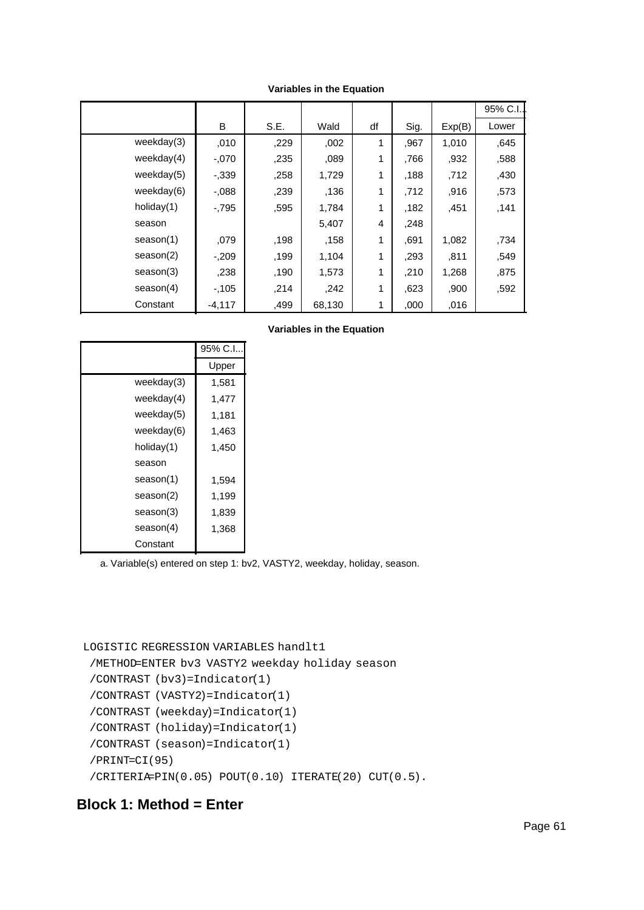**Variables in the Equation**

| | B | S.E. | Wald | df | Sig. | Exp(B) | 95% C.I... Lower | 95% C.I... Upper |
|---|---|---|---|---|---|---|---|---|
| weekday(3) | ,010 | ,229 | ,002 | 1 | ,967 | 1,010 | ,645 | 1,581 |
| weekday(4) | -,070 | ,235 | ,089 | 1 | ,766 | ,932 | ,588 | 1,477 |
| weekday(5) | -,339 | ,258 | 1,729 | 1 | ,188 | ,712 | ,430 | 1,181 |
| weekday(6) | -,088 | ,239 | ,136 | 1 | ,712 | ,916 | ,573 | 1,463 |
| holiday(1) | -,795 | ,595 | 1,784 | 1 | ,182 | ,451 | ,141 | 1,450 |
| season | | | 5,407 | 4 | ,248 | | | |
| season(1) | ,079 | ,198 | ,158 | 1 | ,691 | 1,082 | ,734 | 1,594 |
| season(2) | -,209 | ,199 | 1,104 | 1 | ,293 | ,811 | ,549 | 1,199 |
| season(3) | ,238 | ,190 | 1,573 | 1 | ,210 | 1,268 | ,875 | 1,839 |
| season(4) | -,105 | ,214 | ,242 | 1 | ,623 | ,900 | ,592 | 1,368 |
| Constant | -4,117 | ,499 | 68,130 | 1 | ,000 | ,016 | | |

a. Variable(s) entered on step 1: bv2, VASTY2, weekday, holiday, season.

```
LOGISTIC REGRESSION VARIABLES handlt1
  /METHOD=ENTER bv3 VASTY2 weekday holiday season
  /CONTRAST (bv3)=Indicator(1)
  /CONTRAST (VASTY2)=Indicator(1)
  /CONTRAST (weekday)=Indicator(1)
  /CONTRAST (holiday)=Indicator(1)
  /CONTRAST (season)=Indicator(1)
  /PRINT=CI(95)
  /CRITERIA=PIN(0.05) POUT(0.10) ITERATE(20) CUT(0.5).
```

## Block 1: Method = Enter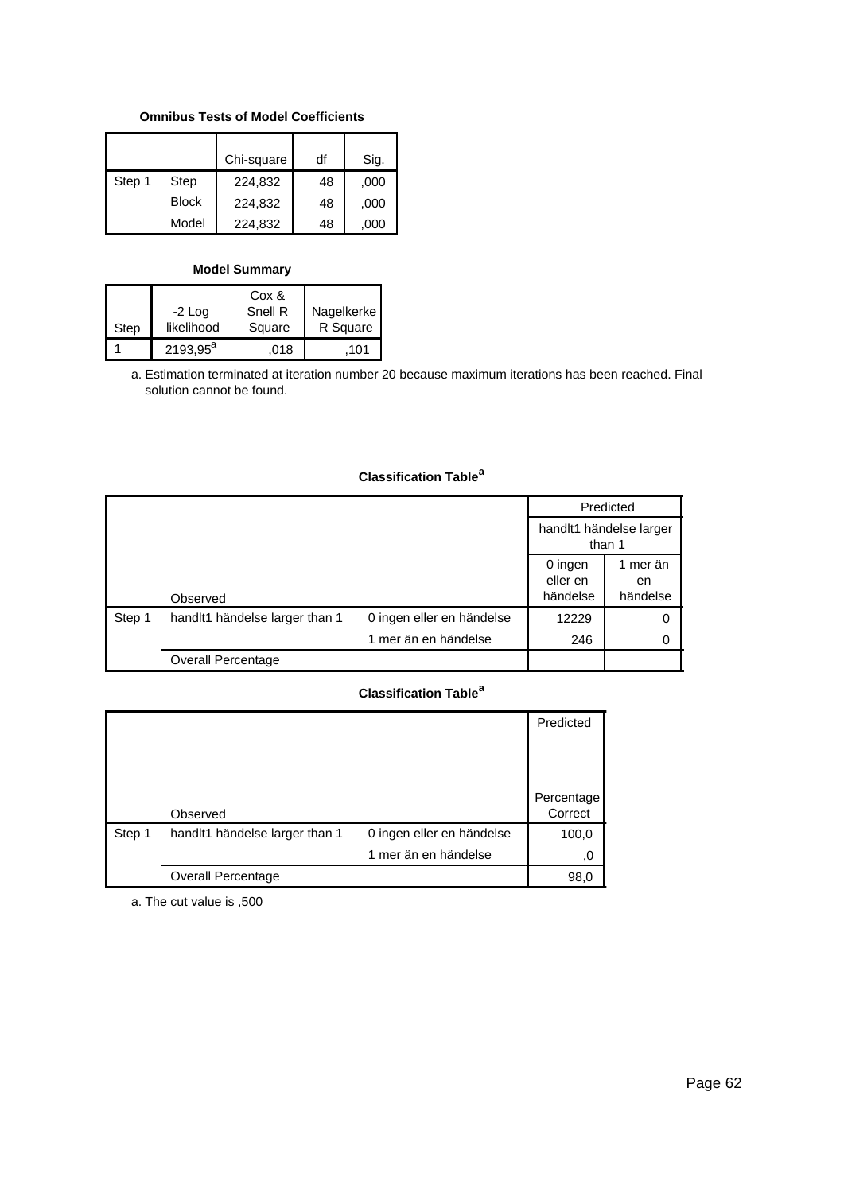**Omnibus Tests of Model Coefficients**

| | | Chi-square | df | Sig. |
|---|---|---|---|---|
| Step 1 | Step | 224,832 | 48 | ,000 |
| | Block | 224,832 | 48 | ,000 |
| | Model | 224,832 | 48 | ,000 |

**Model Summary**

| Step | -2 Log likelihood | Cox & Snell R Square | Nagelkerke R Square |
|---|---|---|---|
| 1 | 2193,95[a] | ,018 | ,101 |

a. Estimation terminated at iteration number 20 because maximum iterations has been reached. Final solution cannot be found.

**Classification Table[a]**

| | | | Predicted | | |
|---|---|---|---|---|---|
| | | | handlt1 händelse larger than 1 | | |
| | Observed | | 0 ingen eller en händelse | 1 mer än en händelse | Percentage Correct |
| Step 1 | handlt1 händelse larger than 1 | 0 ingen eller en händelse | 12229 | 0 | 100,0 |
| | | 1 mer än en händelse | 246 | 0 | ,0 |
| | Overall Percentage | | | | 98,0 |

a. The cut value is ,500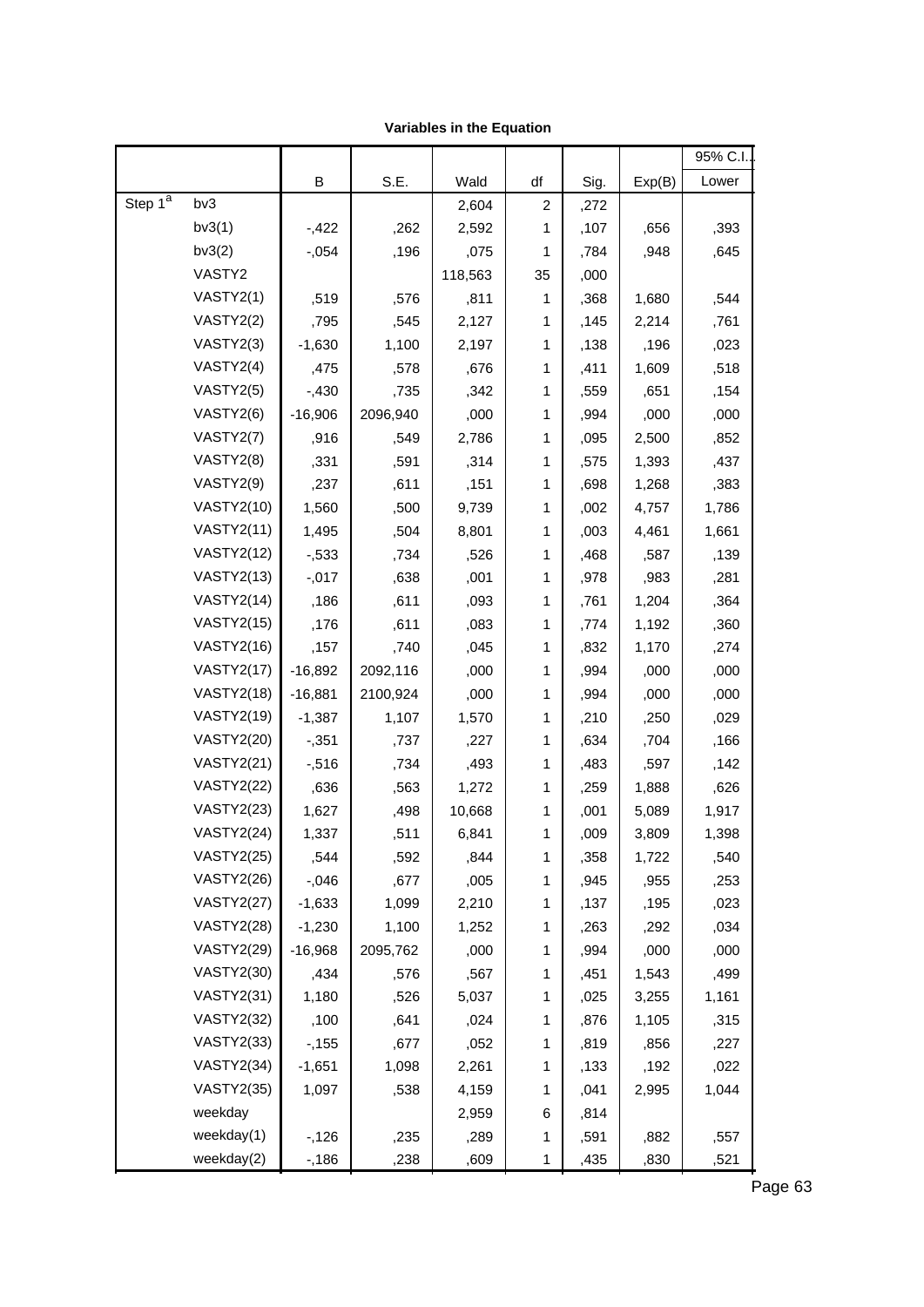**Variables in the Equation**

| | | B | S.E. | Wald | df | Sig. | Exp(B) | 95% C.I.. |
|---|---|---|---|---|---|---|---|---|
| | | | | | | | | Lower |
| Step 1[a] | bv3 | | | 2,604 | 2 | ,272 | | |
| | bv3(1) | -,422 | ,262 | 2,592 | 1 | ,107 | ,656 | ,393 |
| | bv3(2) | -,054 | ,196 | ,075 | 1 | ,784 | ,948 | ,645 |
| | VASTY2 | | | 118,563 | 35 | ,000 | | |
| | VASTY2(1) | ,519 | ,576 | ,811 | 1 | ,368 | 1,680 | ,544 |
| | VASTY2(2) | ,795 | ,545 | 2,127 | 1 | ,145 | 2,214 | ,761 |
| | VASTY2(3) | -1,630 | 1,100 | 2,197 | 1 | ,138 | ,196 | ,023 |
| | VASTY2(4) | ,475 | ,578 | ,676 | 1 | ,411 | 1,609 | ,518 |
| | VASTY2(5) | -,430 | ,735 | ,342 | 1 | ,559 | ,651 | ,154 |
| | VASTY2(6) | -16,906 | 2096,940 | ,000 | 1 | ,994 | ,000 | ,000 |
| | VASTY2(7) | ,916 | ,549 | 2,786 | 1 | ,095 | 2,500 | ,852 |
| | VASTY2(8) | ,331 | ,591 | ,314 | 1 | ,575 | 1,393 | ,437 |
| | VASTY2(9) | ,237 | ,611 | ,151 | 1 | ,698 | 1,268 | ,383 |
| | VASTY2(10) | 1,560 | ,500 | 9,739 | 1 | ,002 | 4,757 | 1,786 |
| | VASTY2(11) | 1,495 | ,504 | 8,801 | 1 | ,003 | 4,461 | 1,661 |
| | VASTY2(12) | -,533 | ,734 | ,526 | 1 | ,468 | ,587 | ,139 |
| | VASTY2(13) | -,017 | ,638 | ,001 | 1 | ,978 | ,983 | ,281 |
| | VASTY2(14) | ,186 | ,611 | ,093 | 1 | ,761 | 1,204 | ,364 |
| | VASTY2(15) | ,176 | ,611 | ,083 | 1 | ,774 | 1,192 | ,360 |
| | VASTY2(16) | ,157 | ,740 | ,045 | 1 | ,832 | 1,170 | ,274 |
| | VASTY2(17) | -16,892 | 2092,116 | ,000 | 1 | ,994 | ,000 | ,000 |
| | VASTY2(18) | -16,881 | 2100,924 | ,000 | 1 | ,994 | ,000 | ,000 |
| | VASTY2(19) | -1,387 | 1,107 | 1,570 | 1 | ,210 | ,250 | ,029 |
| | VASTY2(20) | -,351 | ,737 | ,227 | 1 | ,634 | ,704 | ,166 |
| | VASTY2(21) | -,516 | ,734 | ,493 | 1 | ,483 | ,597 | ,142 |
| | VASTY2(22) | ,636 | ,563 | 1,272 | 1 | ,259 | 1,888 | ,626 |
| | VASTY2(23) | 1,627 | ,498 | 10,668 | 1 | ,001 | 5,089 | 1,917 |
| | VASTY2(24) | 1,337 | ,511 | 6,841 | 1 | ,009 | 3,809 | 1,398 |
| | VASTY2(25) | ,544 | ,592 | ,844 | 1 | ,358 | 1,722 | ,540 |
| | VASTY2(26) | -,046 | ,677 | ,005 | 1 | ,945 | ,955 | ,253 |
| | VASTY2(27) | -1,633 | 1,099 | 2,210 | 1 | ,137 | ,195 | ,023 |
| | VASTY2(28) | -1,230 | 1,100 | 1,252 | 1 | ,263 | ,292 | ,034 |
| | VASTY2(29) | -16,968 | 2095,762 | ,000 | 1 | ,994 | ,000 | ,000 |
| | VASTY2(30) | ,434 | ,576 | ,567 | 1 | ,451 | 1,543 | ,499 |
| | VASTY2(31) | 1,180 | ,526 | 5,037 | 1 | ,025 | 3,255 | 1,161 |
| | VASTY2(32) | ,100 | ,641 | ,024 | 1 | ,876 | 1,105 | ,315 |
| | VASTY2(33) | -,155 | ,677 | ,052 | 1 | ,819 | ,856 | ,227 |
| | VASTY2(34) | -1,651 | 1,098 | 2,261 | 1 | ,133 | ,192 | ,022 |
| | VASTY2(35) | 1,097 | ,538 | 4,159 | 1 | ,041 | 2,995 | 1,044 |
| | weekday | | | 2,959 | 6 | ,814 | | |
| | weekday(1) | -,126 | ,235 | ,289 | 1 | ,591 | ,882 | ,557 |
| | weekday(2) | -,186 | ,238 | ,609 | 1 | ,435 | ,830 | ,521 |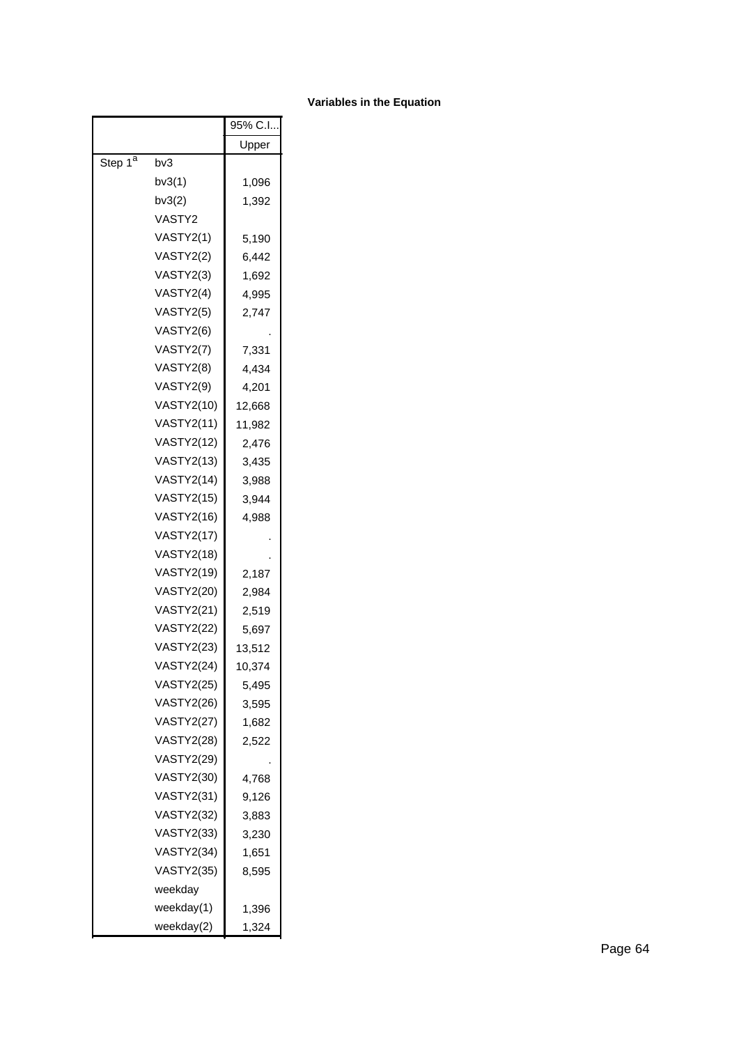**Variables in the Equation**

| | | 95% C.I... |
|---|---|---|
| | | Upper |
| Step 1[a] | bv3 | |
| | bv3(1) | 1,096 |
| | bv3(2) | 1,392 |
| | VASTY2 | |
| | VASTY2(1) | 5,190 |
| | VASTY2(2) | 6,442 |
| | VASTY2(3) | 1,692 |
| | VASTY2(4) | 4,995 |
| | VASTY2(5) | 2,747 |
| | VASTY2(6) | . |
| | VASTY2(7) | 7,331 |
| | VASTY2(8) | 4,434 |
| | VASTY2(9) | 4,201 |
| | VASTY2(10) | 12,668 |
| | VASTY2(11) | 11,982 |
| | VASTY2(12) | 2,476 |
| | VASTY2(13) | 3,435 |
| | VASTY2(14) | 3,988 |
| | VASTY2(15) | 3,944 |
| | VASTY2(16) | 4,988 |
| | VASTY2(17) | . |
| | VASTY2(18) | . |
| | VASTY2(19) | 2,187 |
| | VASTY2(20) | 2,984 |
| | VASTY2(21) | 2,519 |
| | VASTY2(22) | 5,697 |
| | VASTY2(23) | 13,512 |
| | VASTY2(24) | 10,374 |
| | VASTY2(25) | 5,495 |
| | VASTY2(26) | 3,595 |
| | VASTY2(27) | 1,682 |
| | VASTY2(28) | 2,522 |
| | VASTY2(29) | . |
| | VASTY2(30) | 4,768 |
| | VASTY2(31) | 9,126 |
| | VASTY2(32) | 3,883 |
| | VASTY2(33) | 3,230 |
| | VASTY2(34) | 1,651 |
| | VASTY2(35) | 8,595 |
| | weekday | |
| | weekday(1) | 1,396 |
| | weekday(2) | 1,324 |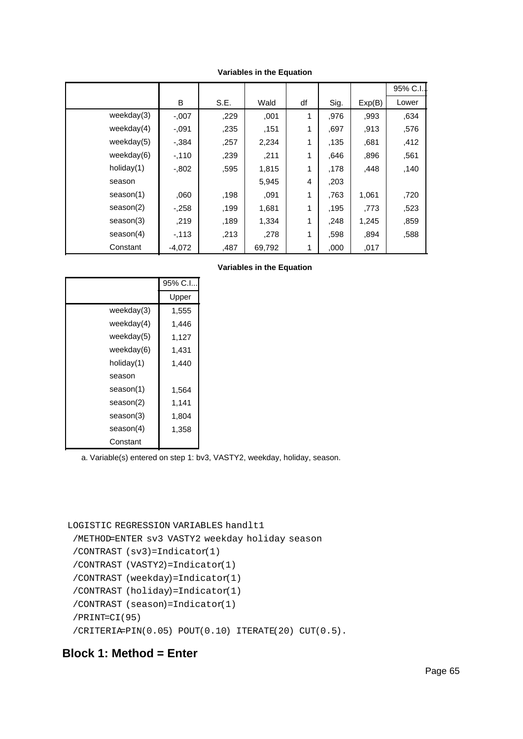**Variables in the Equation**

| | B | S.E. | Wald | df | Sig. | Exp(B) | 95% C.I... Lower | 95% C.I... Upper |
|---|---|---|---|---|---|---|---|---|
| weekday(3) | -,007 | ,229 | ,001 | 1 | ,976 | ,993 | ,634 | 1,555 |
| weekday(4) | -,091 | ,235 | ,151 | 1 | ,697 | ,913 | ,576 | 1,446 |
| weekday(5) | -,384 | ,257 | 2,234 | 1 | ,135 | ,681 | ,412 | 1,127 |
| weekday(6) | -,110 | ,239 | ,211 | 1 | ,646 | ,896 | ,561 | 1,431 |
| holiday(1) | -,802 | ,595 | 1,815 | 1 | ,178 | ,448 | ,140 | 1,440 |
| season | | | 5,945 | 4 | ,203 | | | |
| season(1) | ,060 | ,198 | ,091 | 1 | ,763 | 1,061 | ,720 | 1,564 |
| season(2) | -,258 | ,199 | 1,681 | 1 | ,195 | ,773 | ,523 | 1,141 |
| season(3) | ,219 | ,189 | 1,334 | 1 | ,248 | 1,245 | ,859 | 1,804 |
| season(4) | -,113 | ,213 | ,278 | 1 | ,598 | ,894 | ,588 | 1,358 |
| Constant | -4,072 | ,487 | 69,792 | 1 | ,000 | ,017 | | |

a. Variable(s) entered on step 1: bv3, VASTY2, weekday, holiday, season.

```
LOGISTIC REGRESSION VARIABLES handlt1
  /METHOD=ENTER sv3 VASTY2 weekday holiday season
  /CONTRAST (sv3)=Indicator(1)
  /CONTRAST (VASTY2)=Indicator(1)
  /CONTRAST (weekday)=Indicator(1)
  /CONTRAST (holiday)=Indicator(1)
  /CONTRAST (season)=Indicator(1)
  /PRINT=CI(95)
  /CRITERIA=PIN(0.05) POUT(0.10) ITERATE(20) CUT(0.5).
```

## Block 1: Method = Enter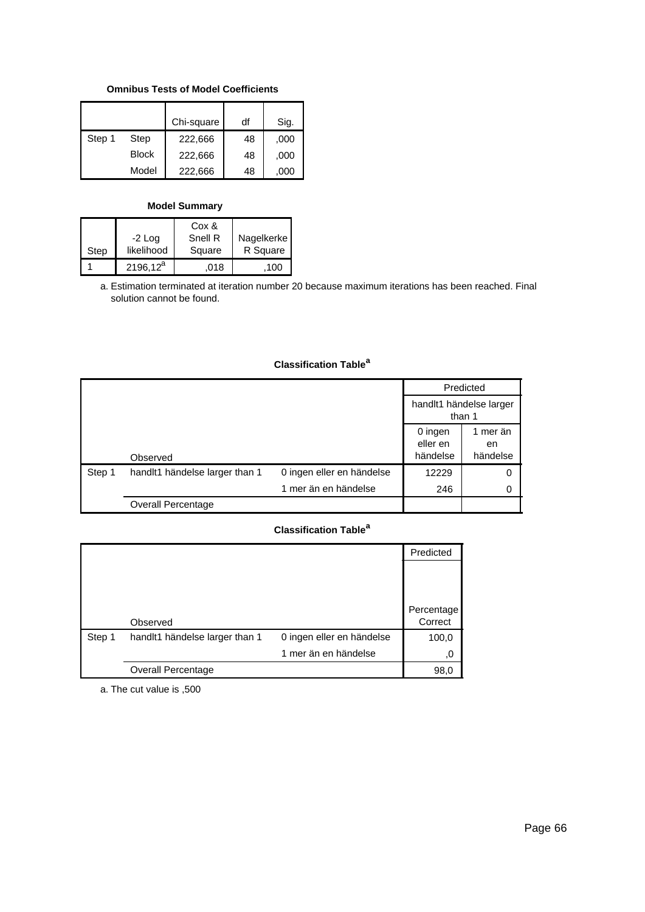**Omnibus Tests of Model Coefficients**

| | | Chi-square | df | Sig. |
|---|---|---|---|---|
| Step 1 | Step | 222,666 | 48 | ,000 |
| | Block | 222,666 | 48 | ,000 |
| | Model | 222,666 | 48 | ,000 |

**Model Summary**

| Step | -2 Log likelihood | Cox & Snell R Square | Nagelkerke R Square |
|---|---|---|---|
| 1 | 2196,12[a] | ,018 | ,100 |

a. Estimation terminated at iteration number 20 because maximum iterations has been reached. Final solution cannot be found.

**Classification Table[a]**

| | Observed | | Predicted: handlt1 händelse larger than 1 — 0 ingen eller en händelse | Predicted: handlt1 händelse larger than 1 — 1 mer än en händelse | Predicted: Percentage Correct |
|---|---|---|---|---|---|
| Step 1 | handlt1 händelse larger than 1 | 0 ingen eller en händelse | 12229 | 0 | 100,0 |
| | | 1 mer än en händelse | 246 | 0 | ,0 |
| | Overall Percentage | | | | 98,0 |

a. The cut value is ,500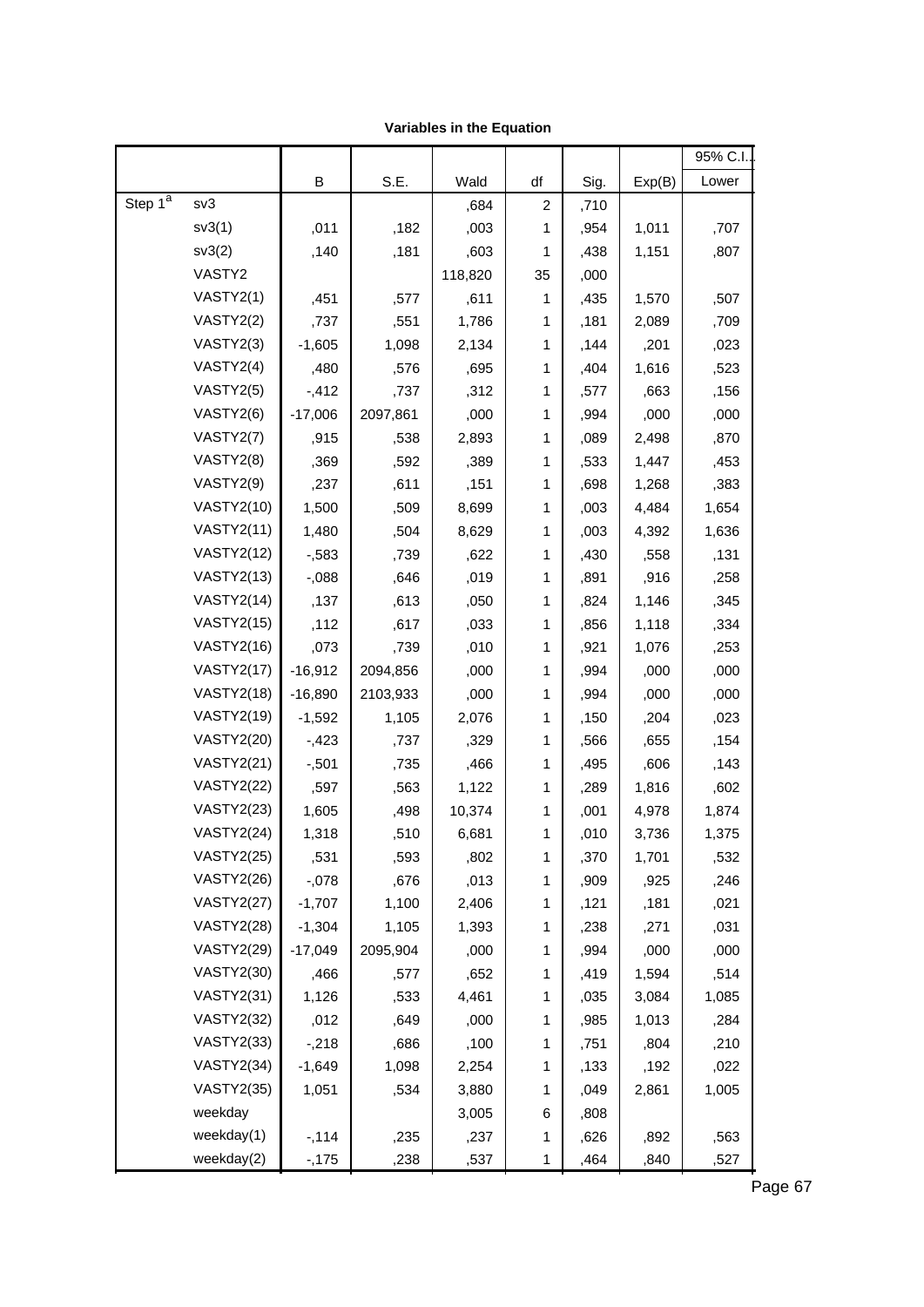**Variables in the Equation**

| | | B | S.E. | Wald | df | Sig. | Exp(B) | 95% C.I. |
|---|---|---|---|---|---|---|---|---|
| | | | | | | | | Lower |
| Step 1[a] | sv3 | | | ,684 | 2 | ,710 | | |
| | sv3(1) | ,011 | ,182 | ,003 | 1 | ,954 | 1,011 | ,707 |
| | sv3(2) | ,140 | ,181 | ,603 | 1 | ,438 | 1,151 | ,807 |
| | VASTY2 | | | 118,820 | 35 | ,000 | | |
| | VASTY2(1) | ,451 | ,577 | ,611 | 1 | ,435 | 1,570 | ,507 |
| | VASTY2(2) | ,737 | ,551 | 1,786 | 1 | ,181 | 2,089 | ,709 |
| | VASTY2(3) | -1,605 | 1,098 | 2,134 | 1 | ,144 | ,201 | ,023 |
| | VASTY2(4) | ,480 | ,576 | ,695 | 1 | ,404 | 1,616 | ,523 |
| | VASTY2(5) | -,412 | ,737 | ,312 | 1 | ,577 | ,663 | ,156 |
| | VASTY2(6) | -17,006 | 2097,861 | ,000 | 1 | ,994 | ,000 | ,000 |
| | VASTY2(7) | ,915 | ,538 | 2,893 | 1 | ,089 | 2,498 | ,870 |
| | VASTY2(8) | ,369 | ,592 | ,389 | 1 | ,533 | 1,447 | ,453 |
| | VASTY2(9) | ,237 | ,611 | ,151 | 1 | ,698 | 1,268 | ,383 |
| | VASTY2(10) | 1,500 | ,509 | 8,699 | 1 | ,003 | 4,484 | 1,654 |
| | VASTY2(11) | 1,480 | ,504 | 8,629 | 1 | ,003 | 4,392 | 1,636 |
| | VASTY2(12) | -,583 | ,739 | ,622 | 1 | ,430 | ,558 | ,131 |
| | VASTY2(13) | -,088 | ,646 | ,019 | 1 | ,891 | ,916 | ,258 |
| | VASTY2(14) | ,137 | ,613 | ,050 | 1 | ,824 | 1,146 | ,345 |
| | VASTY2(15) | ,112 | ,617 | ,033 | 1 | ,856 | 1,118 | ,334 |
| | VASTY2(16) | ,073 | ,739 | ,010 | 1 | ,921 | 1,076 | ,253 |
| | VASTY2(17) | -16,912 | 2094,856 | ,000 | 1 | ,994 | ,000 | ,000 |
| | VASTY2(18) | -16,890 | 2103,933 | ,000 | 1 | ,994 | ,000 | ,000 |
| | VASTY2(19) | -1,592 | 1,105 | 2,076 | 1 | ,150 | ,204 | ,023 |
| | VASTY2(20) | -,423 | ,737 | ,329 | 1 | ,566 | ,655 | ,154 |
| | VASTY2(21) | -,501 | ,735 | ,466 | 1 | ,495 | ,606 | ,143 |
| | VASTY2(22) | ,597 | ,563 | 1,122 | 1 | ,289 | 1,816 | ,602 |
| | VASTY2(23) | 1,605 | ,498 | 10,374 | 1 | ,001 | 4,978 | 1,874 |
| | VASTY2(24) | 1,318 | ,510 | 6,681 | 1 | ,010 | 3,736 | 1,375 |
| | VASTY2(25) | ,531 | ,593 | ,802 | 1 | ,370 | 1,701 | ,532 |
| | VASTY2(26) | -,078 | ,676 | ,013 | 1 | ,909 | ,925 | ,246 |
| | VASTY2(27) | -1,707 | 1,100 | 2,406 | 1 | ,121 | ,181 | ,021 |
| | VASTY2(28) | -1,304 | 1,105 | 1,393 | 1 | ,238 | ,271 | ,031 |
| | VASTY2(29) | -17,049 | 2095,904 | ,000 | 1 | ,994 | ,000 | ,000 |
| | VASTY2(30) | ,466 | ,577 | ,652 | 1 | ,419 | 1,594 | ,514 |
| | VASTY2(31) | 1,126 | ,533 | 4,461 | 1 | ,035 | 3,084 | 1,085 |
| | VASTY2(32) | ,012 | ,649 | ,000 | 1 | ,985 | 1,013 | ,284 |
| | VASTY2(33) | -,218 | ,686 | ,100 | 1 | ,751 | ,804 | ,210 |
| | VASTY2(34) | -1,649 | 1,098 | 2,254 | 1 | ,133 | ,192 | ,022 |
| | VASTY2(35) | 1,051 | ,534 | 3,880 | 1 | ,049 | 2,861 | 1,005 |
| | weekday | | | 3,005 | 6 | ,808 | | |
| | weekday(1) | -,114 | ,235 | ,237 | 1 | ,626 | ,892 | ,563 |
| | weekday(2) | -,175 | ,238 | ,537 | 1 | ,464 | ,840 | ,527 |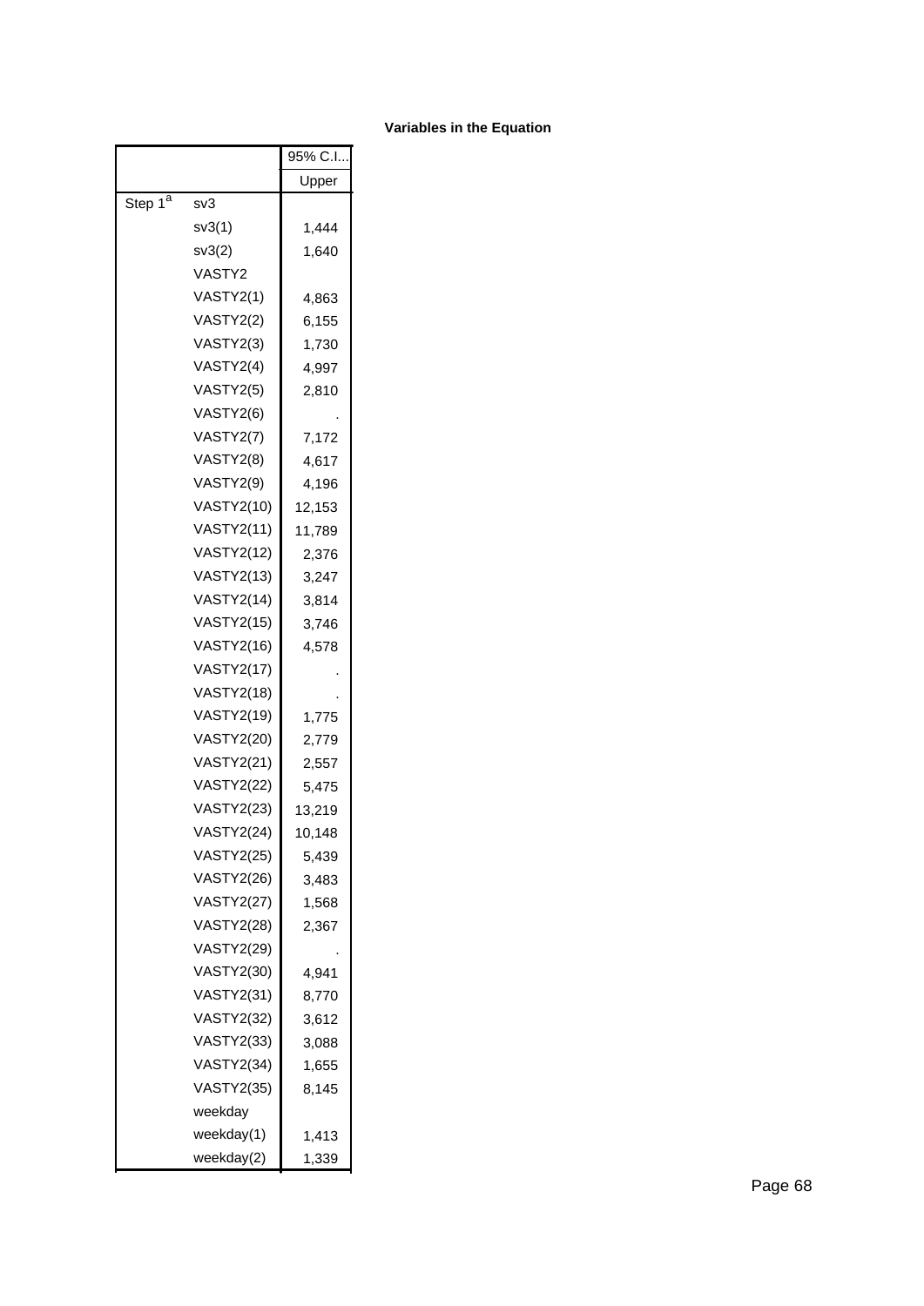**Variables in the Equation**

| | | 95% C.I... |
|---|---|---|
| | | Upper |
| Step 1[a] | sv3 | |
| | sv3(1) | 1,444 |
| | sv3(2) | 1,640 |
| | VASTY2 | |
| | VASTY2(1) | 4,863 |
| | VASTY2(2) | 6,155 |
| | VASTY2(3) | 1,730 |
| | VASTY2(4) | 4,997 |
| | VASTY2(5) | 2,810 |
| | VASTY2(6) | . |
| | VASTY2(7) | 7,172 |
| | VASTY2(8) | 4,617 |
| | VASTY2(9) | 4,196 |
| | VASTY2(10) | 12,153 |
| | VASTY2(11) | 11,789 |
| | VASTY2(12) | 2,376 |
| | VASTY2(13) | 3,247 |
| | VASTY2(14) | 3,814 |
| | VASTY2(15) | 3,746 |
| | VASTY2(16) | 4,578 |
| | VASTY2(17) | . |
| | VASTY2(18) | . |
| | VASTY2(19) | 1,775 |
| | VASTY2(20) | 2,779 |
| | VASTY2(21) | 2,557 |
| | VASTY2(22) | 5,475 |
| | VASTY2(23) | 13,219 |
| | VASTY2(24) | 10,148 |
| | VASTY2(25) | 5,439 |
| | VASTY2(26) | 3,483 |
| | VASTY2(27) | 1,568 |
| | VASTY2(28) | 2,367 |
| | VASTY2(29) | . |
| | VASTY2(30) | 4,941 |
| | VASTY2(31) | 8,770 |
| | VASTY2(32) | 3,612 |
| | VASTY2(33) | 3,088 |
| | VASTY2(34) | 1,655 |
| | VASTY2(35) | 8,145 |
| | weekday | |
| | weekday(1) | 1,413 |
| | weekday(2) | 1,339 |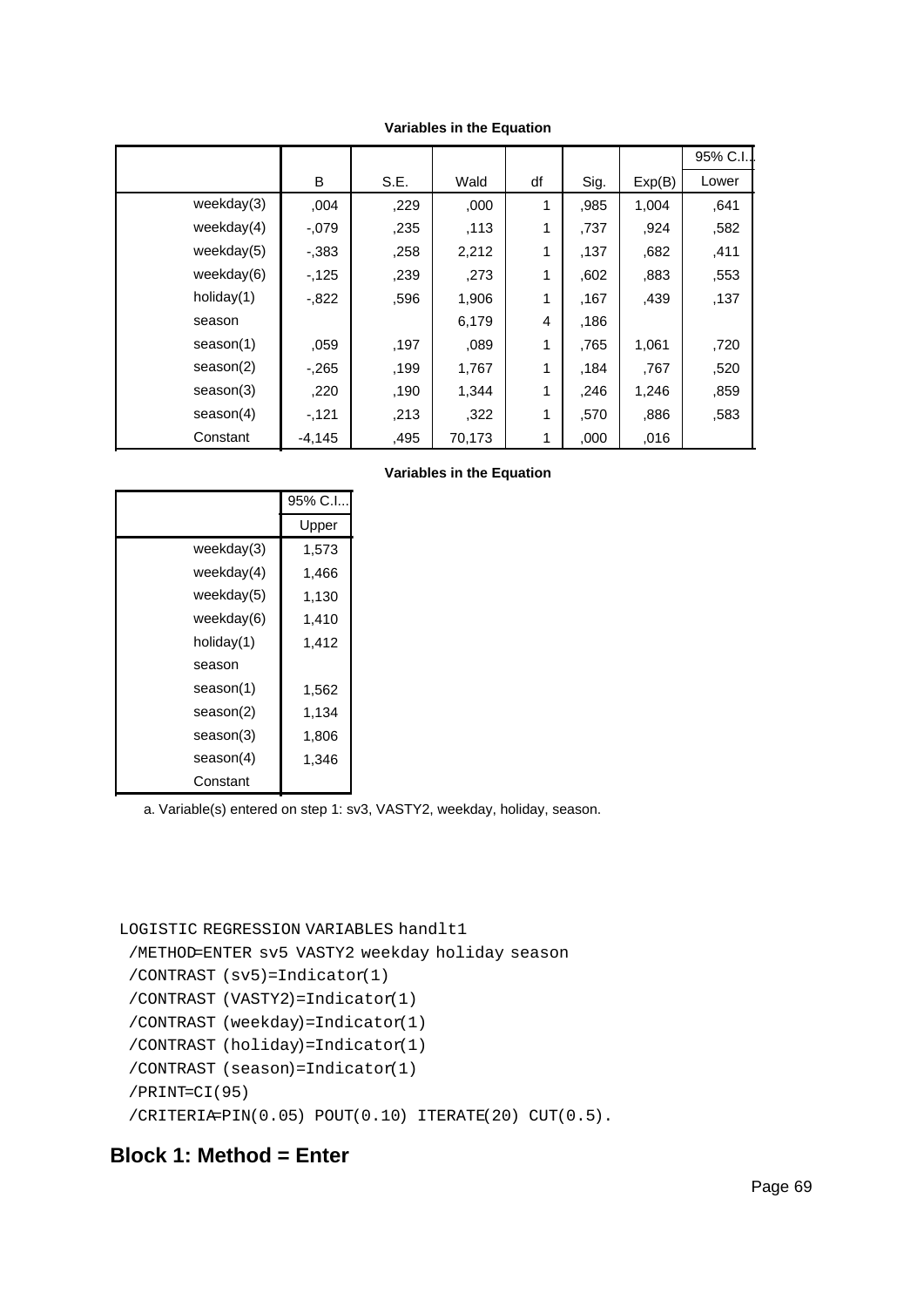**Variables in the Equation**

| | B | S.E. | Wald | df | Sig. | Exp(B) | 95% C.I... Lower | 95% C.I... Upper |
|---|---|---|---|---|---|---|---|---|
| weekday(3) | ,004 | ,229 | ,000 | 1 | ,985 | 1,004 | ,641 | 1,573 |
| weekday(4) | -,079 | ,235 | ,113 | 1 | ,737 | ,924 | ,582 | 1,466 |
| weekday(5) | -,383 | ,258 | 2,212 | 1 | ,137 | ,682 | ,411 | 1,130 |
| weekday(6) | -,125 | ,239 | ,273 | 1 | ,602 | ,883 | ,553 | 1,410 |
| holiday(1) | -,822 | ,596 | 1,906 | 1 | ,167 | ,439 | ,137 | 1,412 |
| season | | | 6,179 | 4 | ,186 | | | |
| season(1) | ,059 | ,197 | ,089 | 1 | ,765 | 1,061 | ,720 | 1,562 |
| season(2) | -,265 | ,199 | 1,767 | 1 | ,184 | ,767 | ,520 | 1,134 |
| season(3) | ,220 | ,190 | 1,344 | 1 | ,246 | 1,246 | ,859 | 1,806 |
| season(4) | -,121 | ,213 | ,322 | 1 | ,570 | ,886 | ,583 | 1,346 |
| Constant | -4,145 | ,495 | 70,173 | 1 | ,000 | ,016 | | |

a. Variable(s) entered on step 1: sv3, VASTY2, weekday, holiday, season.

```
LOGISTIC REGRESSION VARIABLES handlt1
  /METHOD=ENTER sv5 VASTY2 weekday holiday season
  /CONTRAST (sv5)=Indicator(1)
  /CONTRAST (VASTY2)=Indicator(1)
  /CONTRAST (weekday)=Indicator(1)
  /CONTRAST (holiday)=Indicator(1)
  /CONTRAST (season)=Indicator(1)
  /PRINT=CI(95)
  /CRITERIA=PIN(0.05) POUT(0.10) ITERATE(20) CUT(0.5).
```

## Block 1: Method = Enter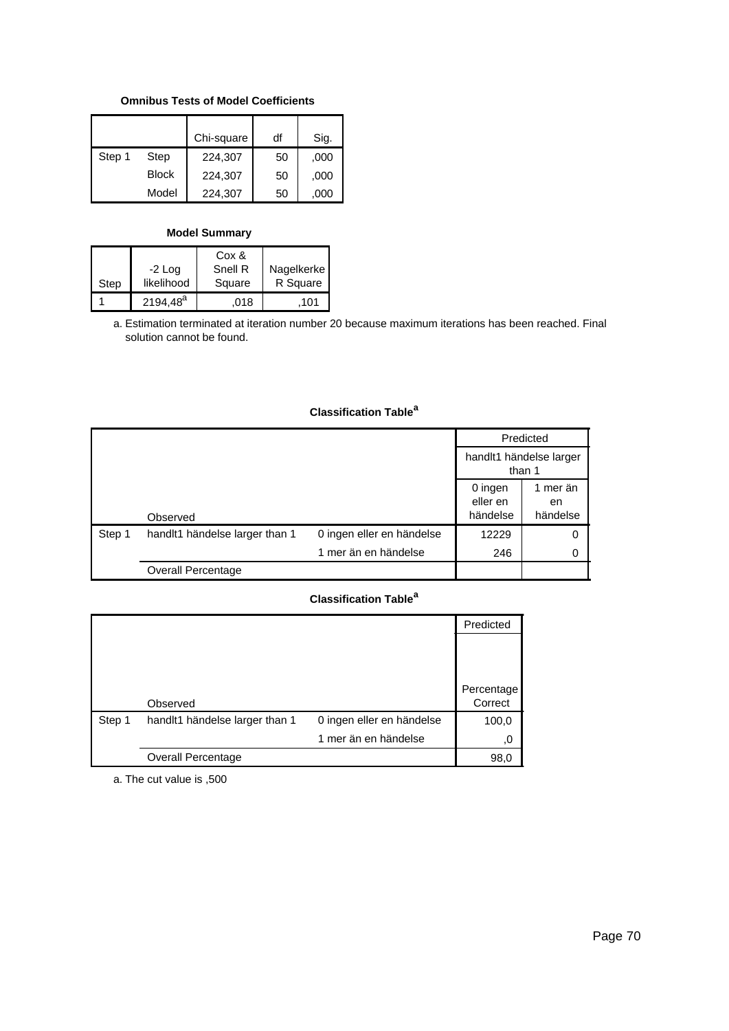**Omnibus Tests of Model Coefficients**

| | | Chi-square | df | Sig. |
|---|---|---|---|---|
| Step 1 | Step | 224,307 | 50 | ,000 |
| | Block | 224,307 | 50 | ,000 |
| | Model | 224,307 | 50 | ,000 |

**Model Summary**

| Step | -2 Log likelihood | Cox & Snell R Square | Nagelkerke R Square |
|---|---|---|---|
| 1 | 2194,48[a] | ,018 | ,101 |

a. Estimation terminated at iteration number 20 because maximum iterations has been reached. Final solution cannot be found.

**Classification Table[a]**

| | Observed | | Predicted: handlt1 händelse larger than 1 — 0 ingen eller en händelse | Predicted: handlt1 händelse larger than 1 — 1 mer än en händelse | Predicted: Percentage Correct |
|---|---|---|---|---|---|
| Step 1 | handlt1 händelse larger than 1 | 0 ingen eller en händelse | 12229 | 0 | 100,0 |
| | | 1 mer än en händelse | 246 | 0 | ,0 |
| | Overall Percentage | | | | 98,0 |

a. The cut value is ,500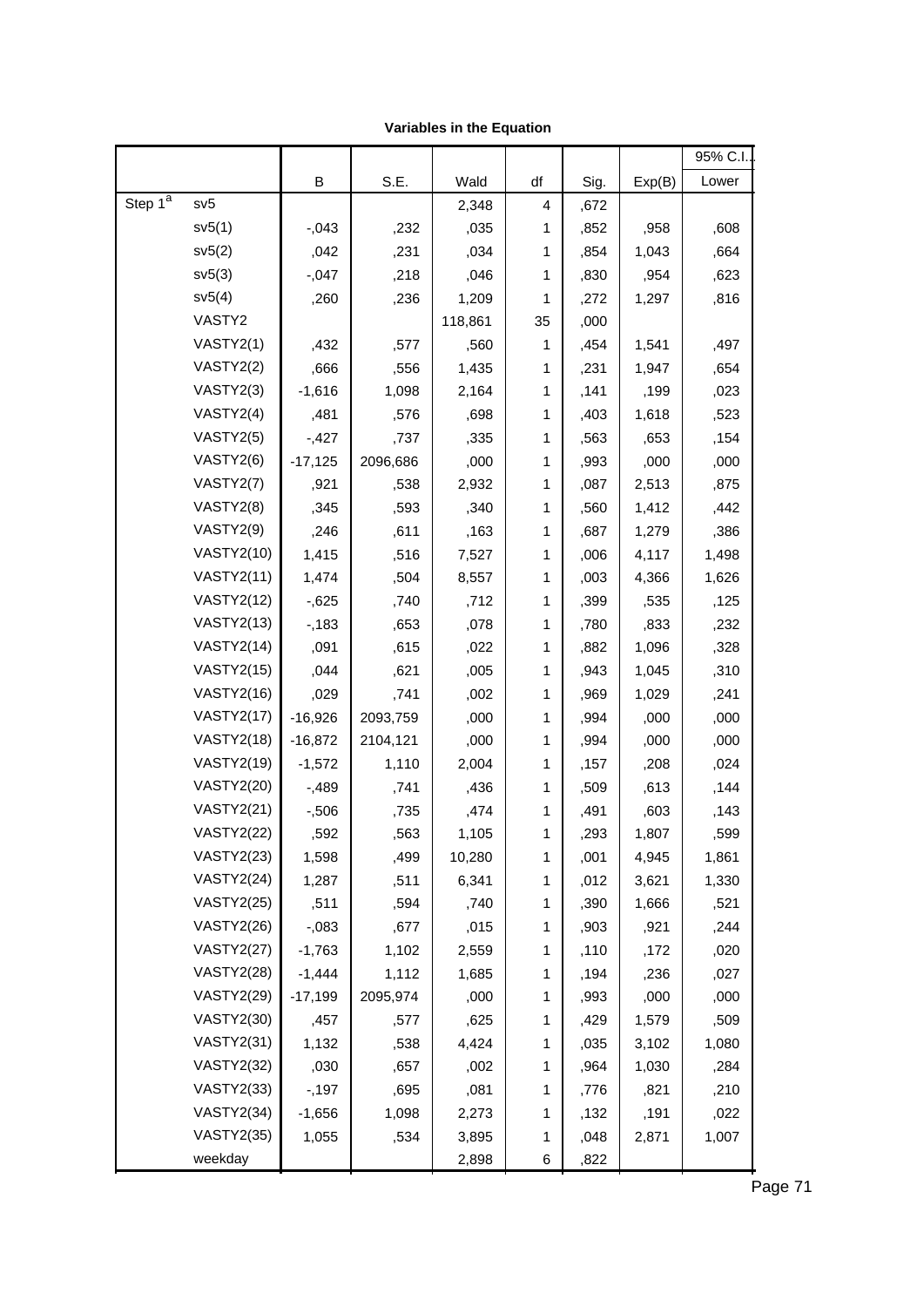**Variables in the Equation**

| | | B | S.E. | Wald | df | Sig. | Exp(B) | 95% C.I. |
|---|---|---|---|---|---|---|---|---|
| | | | | | | | | Lower |
| Step 1[a] | sv5 | | | 2,348 | 4 | ,672 | | |
| | sv5(1) | -,043 | ,232 | ,035 | 1 | ,852 | ,958 | ,608 |
| | sv5(2) | ,042 | ,231 | ,034 | 1 | ,854 | 1,043 | ,664 |
| | sv5(3) | -,047 | ,218 | ,046 | 1 | ,830 | ,954 | ,623 |
| | sv5(4) | ,260 | ,236 | 1,209 | 1 | ,272 | 1,297 | ,816 |
| | VASTY2 | | | 118,861 | 35 | ,000 | | |
| | VASTY2(1) | ,432 | ,577 | ,560 | 1 | ,454 | 1,541 | ,497 |
| | VASTY2(2) | ,666 | ,556 | 1,435 | 1 | ,231 | 1,947 | ,654 |
| | VASTY2(3) | -1,616 | 1,098 | 2,164 | 1 | ,141 | ,199 | ,023 |
| | VASTY2(4) | ,481 | ,576 | ,698 | 1 | ,403 | 1,618 | ,523 |
| | VASTY2(5) | -,427 | ,737 | ,335 | 1 | ,563 | ,653 | ,154 |
| | VASTY2(6) | -17,125 | 2096,686 | ,000 | 1 | ,993 | ,000 | ,000 |
| | VASTY2(7) | ,921 | ,538 | 2,932 | 1 | ,087 | 2,513 | ,875 |
| | VASTY2(8) | ,345 | ,593 | ,340 | 1 | ,560 | 1,412 | ,442 |
| | VASTY2(9) | ,246 | ,611 | ,163 | 1 | ,687 | 1,279 | ,386 |
| | VASTY2(10) | 1,415 | ,516 | 7,527 | 1 | ,006 | 4,117 | 1,498 |
| | VASTY2(11) | 1,474 | ,504 | 8,557 | 1 | ,003 | 4,366 | 1,626 |
| | VASTY2(12) | -,625 | ,740 | ,712 | 1 | ,399 | ,535 | ,125 |
| | VASTY2(13) | -,183 | ,653 | ,078 | 1 | ,780 | ,833 | ,232 |
| | VASTY2(14) | ,091 | ,615 | ,022 | 1 | ,882 | 1,096 | ,328 |
| | VASTY2(15) | ,044 | ,621 | ,005 | 1 | ,943 | 1,045 | ,310 |
| | VASTY2(16) | ,029 | ,741 | ,002 | 1 | ,969 | 1,029 | ,241 |
| | VASTY2(17) | -16,926 | 2093,759 | ,000 | 1 | ,994 | ,000 | ,000 |
| | VASTY2(18) | -16,872 | 2104,121 | ,000 | 1 | ,994 | ,000 | ,000 |
| | VASTY2(19) | -1,572 | 1,110 | 2,004 | 1 | ,157 | ,208 | ,024 |
| | VASTY2(20) | -,489 | ,741 | ,436 | 1 | ,509 | ,613 | ,144 |
| | VASTY2(21) | -,506 | ,735 | ,474 | 1 | ,491 | ,603 | ,143 |
| | VASTY2(22) | ,592 | ,563 | 1,105 | 1 | ,293 | 1,807 | ,599 |
| | VASTY2(23) | 1,598 | ,499 | 10,280 | 1 | ,001 | 4,945 | 1,861 |
| | VASTY2(24) | 1,287 | ,511 | 6,341 | 1 | ,012 | 3,621 | 1,330 |
| | VASTY2(25) | ,511 | ,594 | ,740 | 1 | ,390 | 1,666 | ,521 |
| | VASTY2(26) | -,083 | ,677 | ,015 | 1 | ,903 | ,921 | ,244 |
| | VASTY2(27) | -1,763 | 1,102 | 2,559 | 1 | ,110 | ,172 | ,020 |
| | VASTY2(28) | -1,444 | 1,112 | 1,685 | 1 | ,194 | ,236 | ,027 |
| | VASTY2(29) | -17,199 | 2095,974 | ,000 | 1 | ,993 | ,000 | ,000 |
| | VASTY2(30) | ,457 | ,577 | ,625 | 1 | ,429 | 1,579 | ,509 |
| | VASTY2(31) | 1,132 | ,538 | 4,424 | 1 | ,035 | 3,102 | 1,080 |
| | VASTY2(32) | ,030 | ,657 | ,002 | 1 | ,964 | 1,030 | ,284 |
| | VASTY2(33) | -,197 | ,695 | ,081 | 1 | ,776 | ,821 | ,210 |
| | VASTY2(34) | -1,656 | 1,098 | 2,273 | 1 | ,132 | ,191 | ,022 |
| | VASTY2(35) | 1,055 | ,534 | 3,895 | 1 | ,048 | 2,871 | 1,007 |
| | weekday | | | 2,898 | 6 | ,822 | | |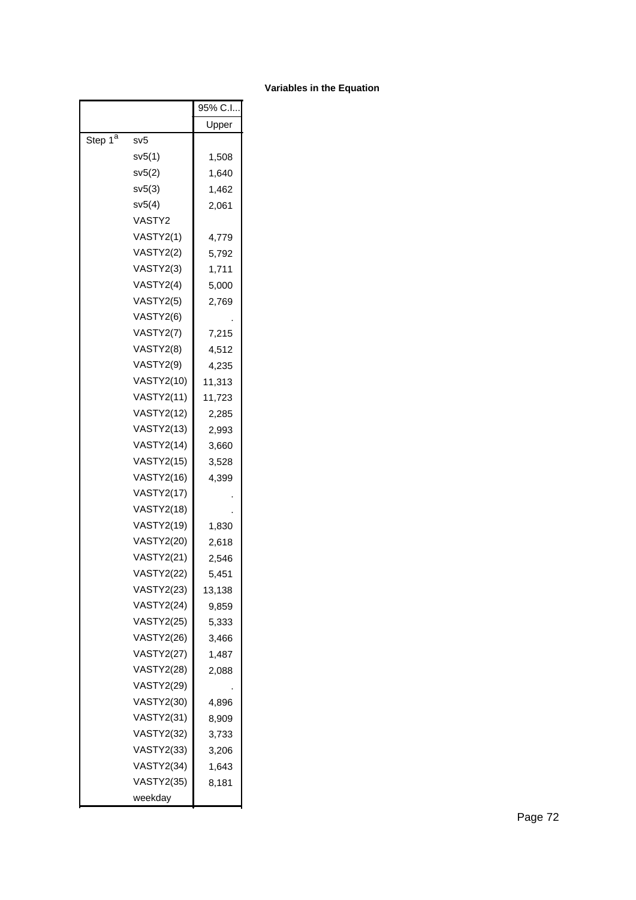**Variables in the Equation**

| | | 95% C.I... |
|---|---|---|
| | | Upper |
| Step 1[a] | sv5 | |
| | sv5(1) | 1,508 |
| | sv5(2) | 1,640 |
| | sv5(3) | 1,462 |
| | sv5(4) | 2,061 |
| | VASTY2 | |
| | VASTY2(1) | 4,779 |
| | VASTY2(2) | 5,792 |
| | VASTY2(3) | 1,711 |
| | VASTY2(4) | 5,000 |
| | VASTY2(5) | 2,769 |
| | VASTY2(6) | . |
| | VASTY2(7) | 7,215 |
| | VASTY2(8) | 4,512 |
| | VASTY2(9) | 4,235 |
| | VASTY2(10) | 11,313 |
| | VASTY2(11) | 11,723 |
| | VASTY2(12) | 2,285 |
| | VASTY2(13) | 2,993 |
| | VASTY2(14) | 3,660 |
| | VASTY2(15) | 3,528 |
| | VASTY2(16) | 4,399 |
| | VASTY2(17) | . |
| | VASTY2(18) | . |
| | VASTY2(19) | 1,830 |
| | VASTY2(20) | 2,618 |
| | VASTY2(21) | 2,546 |
| | VASTY2(22) | 5,451 |
| | VASTY2(23) | 13,138 |
| | VASTY2(24) | 9,859 |
| | VASTY2(25) | 5,333 |
| | VASTY2(26) | 3,466 |
| | VASTY2(27) | 1,487 |
| | VASTY2(28) | 2,088 |
| | VASTY2(29) | . |
| | VASTY2(30) | 4,896 |
| | VASTY2(31) | 8,909 |
| | VASTY2(32) | 3,733 |
| | VASTY2(33) | 3,206 |
| | VASTY2(34) | 1,643 |
| | VASTY2(35) | 8,181 |
| | weekday | |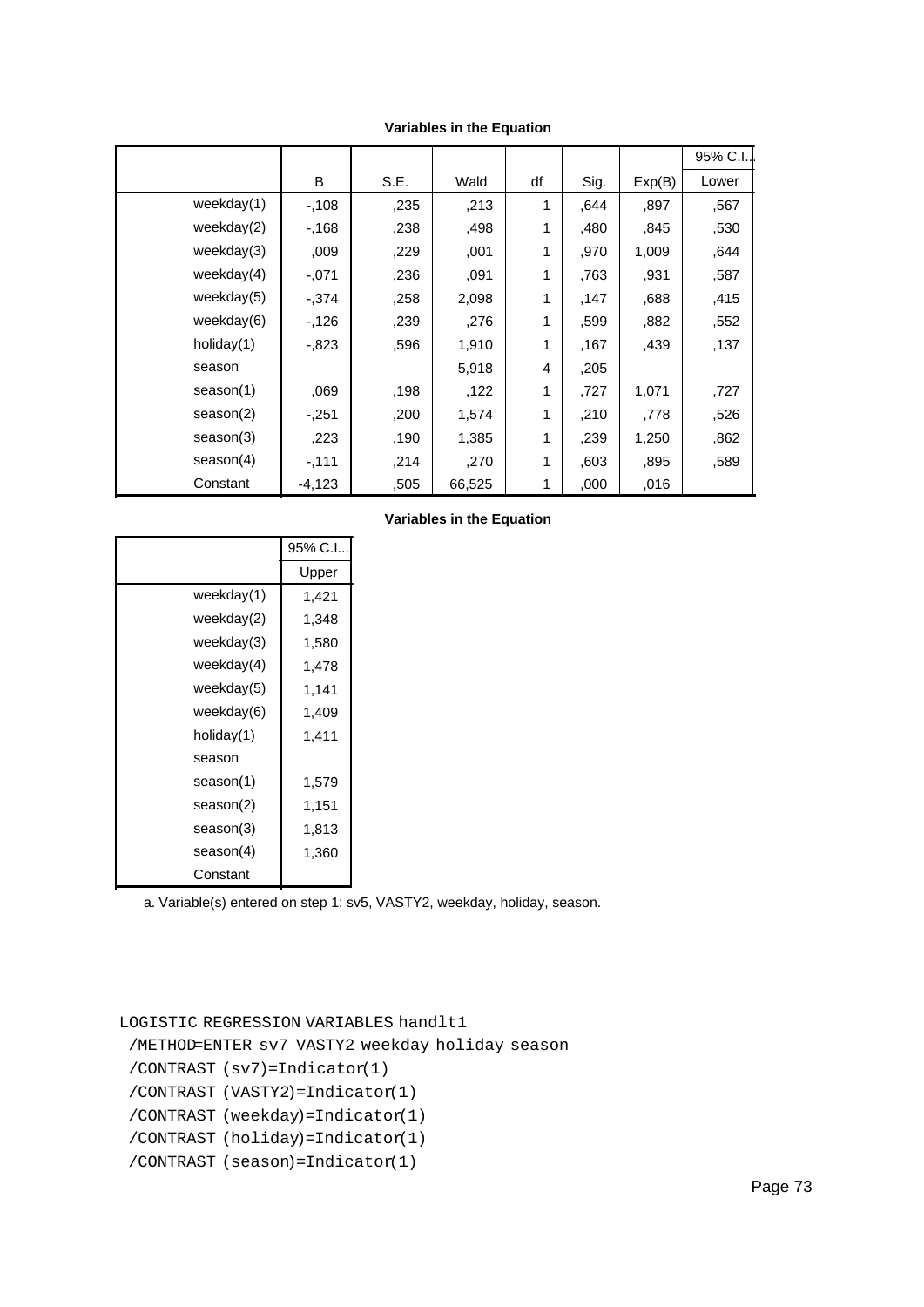**Variables in the Equation**

| | B | S.E. | Wald | df | Sig. | Exp(B) | 95% C.I... Lower | 95% C.I... Upper |
|---|---|---|---|---|---|---|---|---|
| weekday(1) | -,108 | ,235 | ,213 | 1 | ,644 | ,897 | ,567 | 1,421 |
| weekday(2) | -,168 | ,238 | ,498 | 1 | ,480 | ,845 | ,530 | 1,348 |
| weekday(3) | ,009 | ,229 | ,001 | 1 | ,970 | 1,009 | ,644 | 1,580 |
| weekday(4) | -,071 | ,236 | ,091 | 1 | ,763 | ,931 | ,587 | 1,478 |
| weekday(5) | -,374 | ,258 | 2,098 | 1 | ,147 | ,688 | ,415 | 1,141 |
| weekday(6) | -,126 | ,239 | ,276 | 1 | ,599 | ,882 | ,552 | 1,409 |
| holiday(1) | -,823 | ,596 | 1,910 | 1 | ,167 | ,439 | ,137 | 1,411 |
| season | | | 5,918 | 4 | ,205 | | | |
| season(1) | ,069 | ,198 | ,122 | 1 | ,727 | 1,071 | ,727 | 1,579 |
| season(2) | -,251 | ,200 | 1,574 | 1 | ,210 | ,778 | ,526 | 1,151 |
| season(3) | ,223 | ,190 | 1,385 | 1 | ,239 | 1,250 | ,862 | 1,813 |
| season(4) | -,111 | ,214 | ,270 | 1 | ,603 | ,895 | ,589 | 1,360 |
| Constant | -4,123 | ,505 | 66,525 | 1 | ,000 | ,016 | | |

a. Variable(s) entered on step 1: sv5, VASTY2, weekday, holiday, season.

```
LOGISTIC REGRESSION VARIABLES handlt1
 /METHOD=ENTER sv7 VASTY2 weekday holiday season
 /CONTRAST (sv7)=Indicator(1)
 /CONTRAST (VASTY2)=Indicator(1)
 /CONTRAST (weekday)=Indicator(1)
 /CONTRAST (holiday)=Indicator(1)
 /CONTRAST (season)=Indicator(1)
```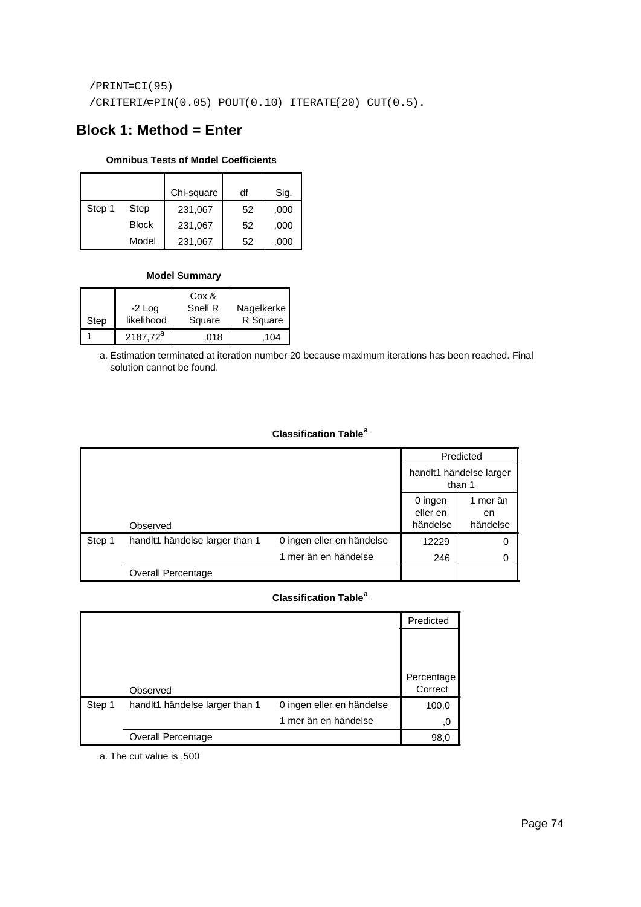```
/PRINT=CI(95)
/CRITERIA=PIN(0.05) POUT(0.10) ITERATE(20) CUT(0.5).
```

## Block 1: Method = Enter

**Omnibus Tests of Model Coefficients**

| | | Chi-square | df | Sig. |
|---|---|---|---|---|
| Step 1 | Step | 231,067 | 52 | ,000 |
| | Block | 231,067 | 52 | ,000 |
| | Model | 231,067 | 52 | ,000 |

**Model Summary**

| Step | -2 Log likelihood | Cox & Snell R Square | Nagelkerke R Square |
|---|---|---|---|
| 1 | 2187,72[a] | ,018 | ,104 |

a. Estimation terminated at iteration number 20 because maximum iterations has been reached. Final solution cannot be found.

**Classification Table[a]**

| | Observed | | Predicted: handlt1 händelse larger than 1 — 0 ingen eller en händelse | Predicted: handlt1 händelse larger than 1 — 1 mer än en händelse | Predicted: Percentage Correct |
|---|---|---|---|---|---|
| Step 1 | handlt1 händelse larger than 1 | 0 ingen eller en händelse | 12229 | 0 | 100,0 |
| | | 1 mer än en händelse | 246 | 0 | ,0 |
| | Overall Percentage | | | | 98,0 |

a. The cut value is ,500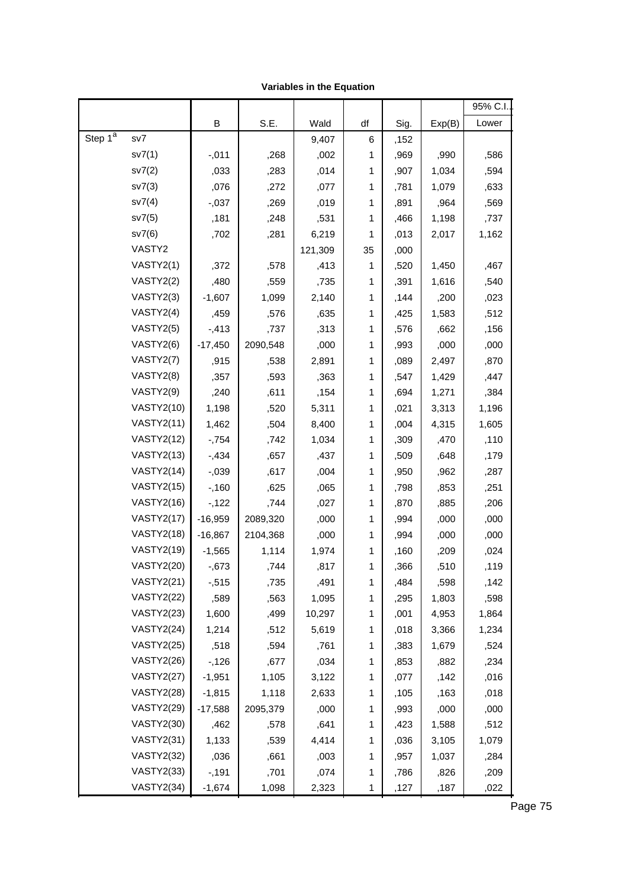**Variables in the Equation**

| | | B | S.E. | Wald | df | Sig. | Exp(B) | 95% C.I. |
|---|---|---|---|---|---|---|---|---|
| | | | | | | | | Lower |
| Step 1[a] | sv7 | | | 9,407 | 6 | ,152 | | |
| | sv7(1) | -,011 | ,268 | ,002 | 1 | ,969 | ,990 | ,586 |
| | sv7(2) | ,033 | ,283 | ,014 | 1 | ,907 | 1,034 | ,594 |
| | sv7(3) | ,076 | ,272 | ,077 | 1 | ,781 | 1,079 | ,633 |
| | sv7(4) | -,037 | ,269 | ,019 | 1 | ,891 | ,964 | ,569 |
| | sv7(5) | ,181 | ,248 | ,531 | 1 | ,466 | 1,198 | ,737 |
| | sv7(6) | ,702 | ,281 | 6,219 | 1 | ,013 | 2,017 | 1,162 |
| | VASTY2 | | | 121,309 | 35 | ,000 | | |
| | VASTY2(1) | ,372 | ,578 | ,413 | 1 | ,520 | 1,450 | ,467 |
| | VASTY2(2) | ,480 | ,559 | ,735 | 1 | ,391 | 1,616 | ,540 |
| | VASTY2(3) | -1,607 | 1,099 | 2,140 | 1 | ,144 | ,200 | ,023 |
| | VASTY2(4) | ,459 | ,576 | ,635 | 1 | ,425 | 1,583 | ,512 |
| | VASTY2(5) | -,413 | ,737 | ,313 | 1 | ,576 | ,662 | ,156 |
| | VASTY2(6) | -17,450 | 2090,548 | ,000 | 1 | ,993 | ,000 | ,000 |
| | VASTY2(7) | ,915 | ,538 | 2,891 | 1 | ,089 | 2,497 | ,870 |
| | VASTY2(8) | ,357 | ,593 | ,363 | 1 | ,547 | 1,429 | ,447 |
| | VASTY2(9) | ,240 | ,611 | ,154 | 1 | ,694 | 1,271 | ,384 |
| | VASTY2(10) | 1,198 | ,520 | 5,311 | 1 | ,021 | 3,313 | 1,196 |
| | VASTY2(11) | 1,462 | ,504 | 8,400 | 1 | ,004 | 4,315 | 1,605 |
| | VASTY2(12) | -,754 | ,742 | 1,034 | 1 | ,309 | ,470 | ,110 |
| | VASTY2(13) | -,434 | ,657 | ,437 | 1 | ,509 | ,648 | ,179 |
| | VASTY2(14) | -,039 | ,617 | ,004 | 1 | ,950 | ,962 | ,287 |
| | VASTY2(15) | -,160 | ,625 | ,065 | 1 | ,798 | ,853 | ,251 |
| | VASTY2(16) | -,122 | ,744 | ,027 | 1 | ,870 | ,885 | ,206 |
| | VASTY2(17) | -16,959 | 2089,320 | ,000 | 1 | ,994 | ,000 | ,000 |
| | VASTY2(18) | -16,867 | 2104,368 | ,000 | 1 | ,994 | ,000 | ,000 |
| | VASTY2(19) | -1,565 | 1,114 | 1,974 | 1 | ,160 | ,209 | ,024 |
| | VASTY2(20) | -,673 | ,744 | ,817 | 1 | ,366 | ,510 | ,119 |
| | VASTY2(21) | -,515 | ,735 | ,491 | 1 | ,484 | ,598 | ,142 |
| | VASTY2(22) | ,589 | ,563 | 1,095 | 1 | ,295 | 1,803 | ,598 |
| | VASTY2(23) | 1,600 | ,499 | 10,297 | 1 | ,001 | 4,953 | 1,864 |
| | VASTY2(24) | 1,214 | ,512 | 5,619 | 1 | ,018 | 3,366 | 1,234 |
| | VASTY2(25) | ,518 | ,594 | ,761 | 1 | ,383 | 1,679 | ,524 |
| | VASTY2(26) | -,126 | ,677 | ,034 | 1 | ,853 | ,882 | ,234 |
| | VASTY2(27) | -1,951 | 1,105 | 3,122 | 1 | ,077 | ,142 | ,016 |
| | VASTY2(28) | -1,815 | 1,118 | 2,633 | 1 | ,105 | ,163 | ,018 |
| | VASTY2(29) | -17,588 | 2095,379 | ,000 | 1 | ,993 | ,000 | ,000 |
| | VASTY2(30) | ,462 | ,578 | ,641 | 1 | ,423 | 1,588 | ,512 |
| | VASTY2(31) | 1,133 | ,539 | 4,414 | 1 | ,036 | 3,105 | 1,079 |
| | VASTY2(32) | ,036 | ,661 | ,003 | 1 | ,957 | 1,037 | ,284 |
| | VASTY2(33) | -,191 | ,701 | ,074 | 1 | ,786 | ,826 | ,209 |
| | VASTY2(34) | -1,674 | 1,098 | 2,323 | 1 | ,127 | ,187 | ,022 |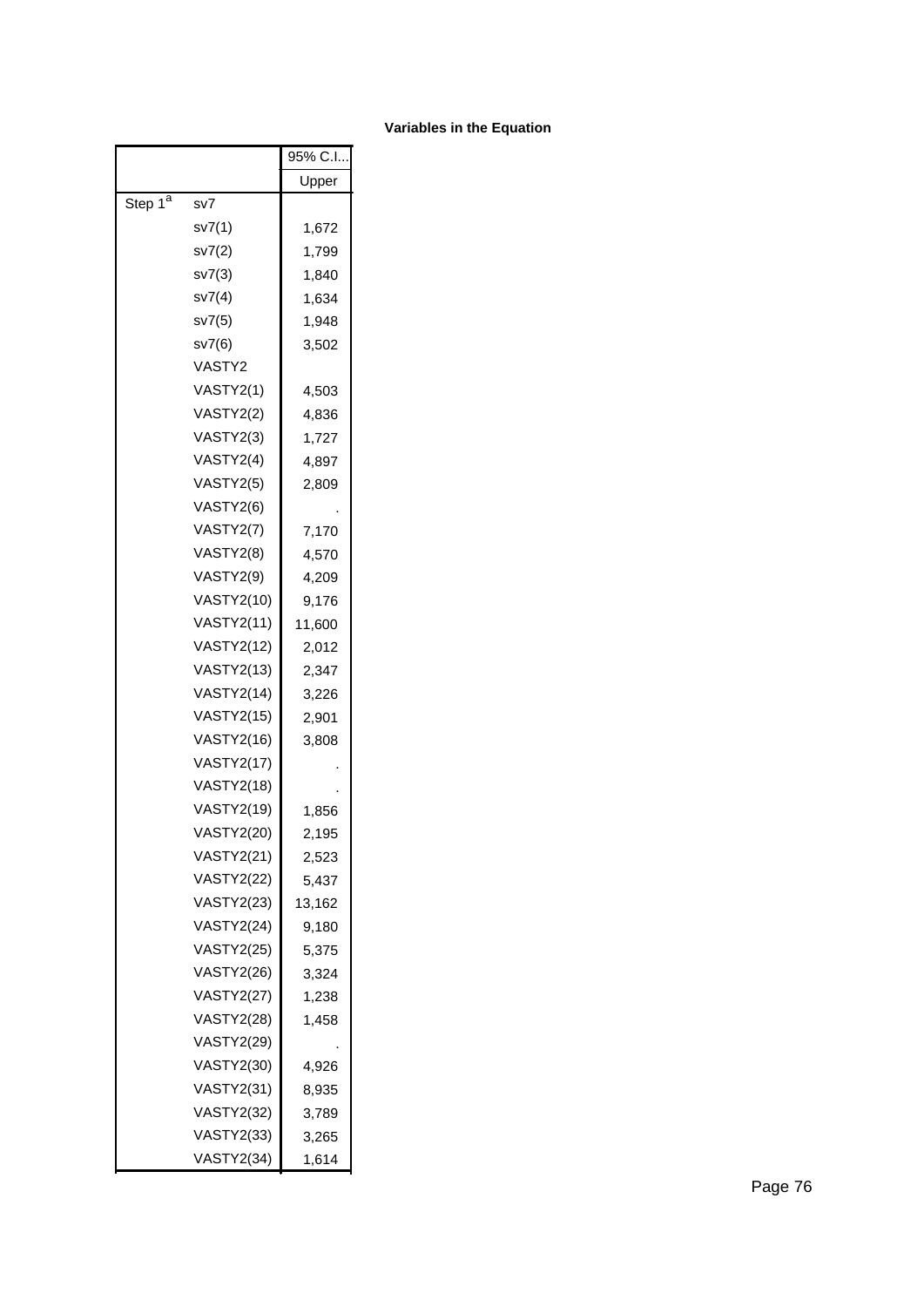**Variables in the Equation**

| | | 95% C.I... |
|---|---|---|
| | | Upper |
| Step 1[a] | sv7 | |
| | sv7(1) | 1,672 |
| | sv7(2) | 1,799 |
| | sv7(3) | 1,840 |
| | sv7(4) | 1,634 |
| | sv7(5) | 1,948 |
| | sv7(6) | 3,502 |
| | VASTY2 | |
| | VASTY2(1) | 4,503 |
| | VASTY2(2) | 4,836 |
| | VASTY2(3) | 1,727 |
| | VASTY2(4) | 4,897 |
| | VASTY2(5) | 2,809 |
| | VASTY2(6) | . |
| | VASTY2(7) | 7,170 |
| | VASTY2(8) | 4,570 |
| | VASTY2(9) | 4,209 |
| | VASTY2(10) | 9,176 |
| | VASTY2(11) | 11,600 |
| | VASTY2(12) | 2,012 |
| | VASTY2(13) | 2,347 |
| | VASTY2(14) | 3,226 |
| | VASTY2(15) | 2,901 |
| | VASTY2(16) | 3,808 |
| | VASTY2(17) | . |
| | VASTY2(18) | . |
| | VASTY2(19) | 1,856 |
| | VASTY2(20) | 2,195 |
| | VASTY2(21) | 2,523 |
| | VASTY2(22) | 5,437 |
| | VASTY2(23) | 13,162 |
| | VASTY2(24) | 9,180 |
| | VASTY2(25) | 5,375 |
| | VASTY2(26) | 3,324 |
| | VASTY2(27) | 1,238 |
| | VASTY2(28) | 1,458 |
| | VASTY2(29) | . |
| | VASTY2(30) | 4,926 |
| | VASTY2(31) | 8,935 |
| | VASTY2(32) | 3,789 |
| | VASTY2(33) | 3,265 |
| | VASTY2(34) | 1,614 |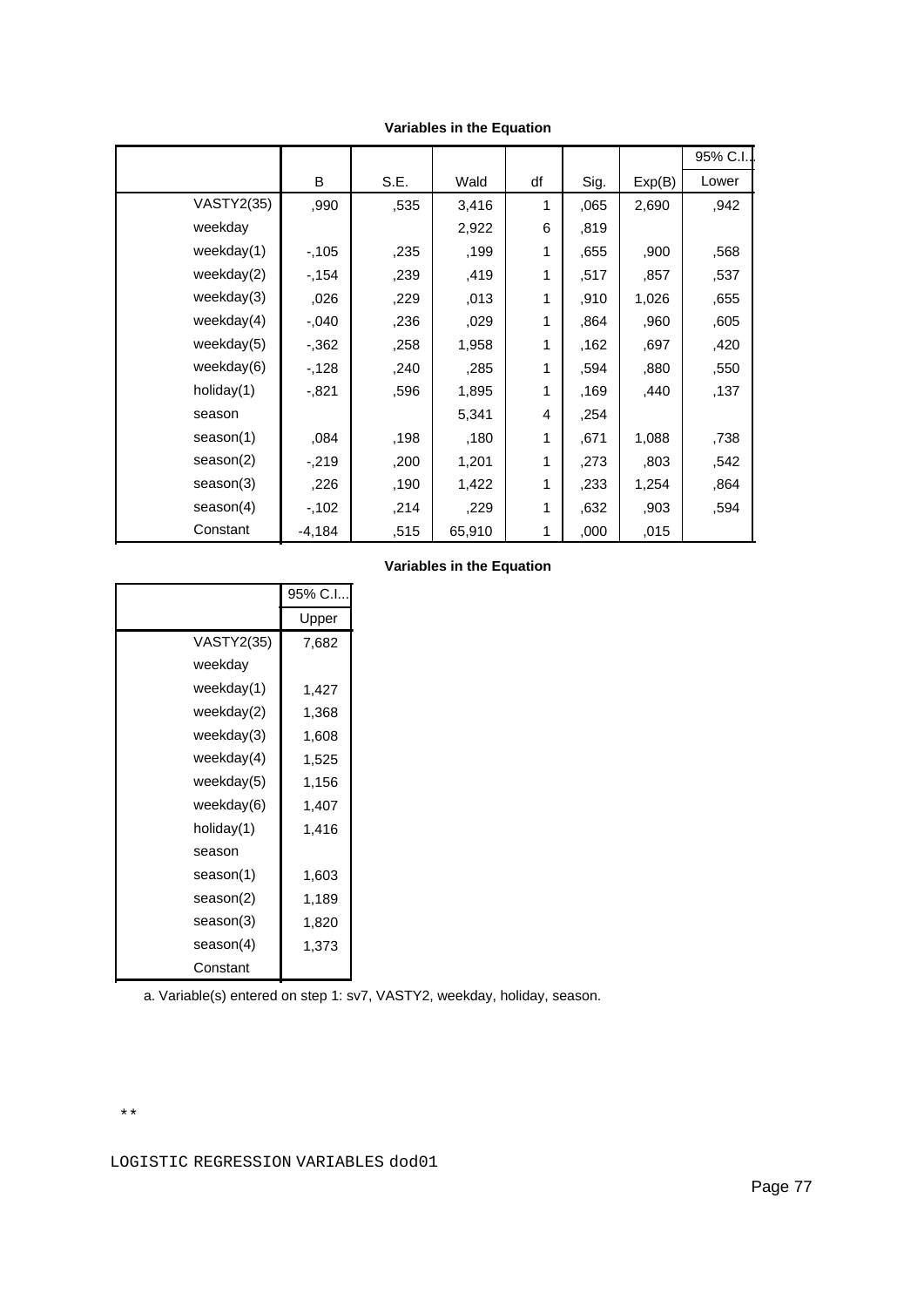**Variables in the Equation**

| | B | S.E. | Wald | df | Sig. | Exp(B) | 95% C.I... Lower | 95% C.I... Upper |
|---|---|---|---|---|---|---|---|---|
| VASTY2(35) | ,990 | ,535 | 3,416 | 1 | ,065 | 2,690 | ,942 | 7,682 |
| weekday | | | 2,922 | 6 | ,819 | | | |
| weekday(1) | -,105 | ,235 | ,199 | 1 | ,655 | ,900 | ,568 | 1,427 |
| weekday(2) | -,154 | ,239 | ,419 | 1 | ,517 | ,857 | ,537 | 1,368 |
| weekday(3) | ,026 | ,229 | ,013 | 1 | ,910 | 1,026 | ,655 | 1,608 |
| weekday(4) | -,040 | ,236 | ,029 | 1 | ,864 | ,960 | ,605 | 1,525 |
| weekday(5) | -,362 | ,258 | 1,958 | 1 | ,162 | ,697 | ,420 | 1,156 |
| weekday(6) | -,128 | ,240 | ,285 | 1 | ,594 | ,880 | ,550 | 1,407 |
| holiday(1) | -,821 | ,596 | 1,895 | 1 | ,169 | ,440 | ,137 | 1,416 |
| season | | | 5,341 | 4 | ,254 | | | |
| season(1) | ,084 | ,198 | ,180 | 1 | ,671 | 1,088 | ,738 | 1,603 |
| season(2) | -,219 | ,200 | 1,201 | 1 | ,273 | ,803 | ,542 | 1,189 |
| season(3) | ,226 | ,190 | 1,422 | 1 | ,233 | 1,254 | ,864 | 1,820 |
| season(4) | -,102 | ,214 | ,229 | 1 | ,632 | ,903 | ,594 | 1,373 |
| Constant | -4,184 | ,515 | 65,910 | 1 | ,000 | ,015 | | |

a. Variable(s) entered on step 1: sv7, VASTY2, weekday, holiday, season.

```
**

LOGISTIC REGRESSION VARIABLES dod01
```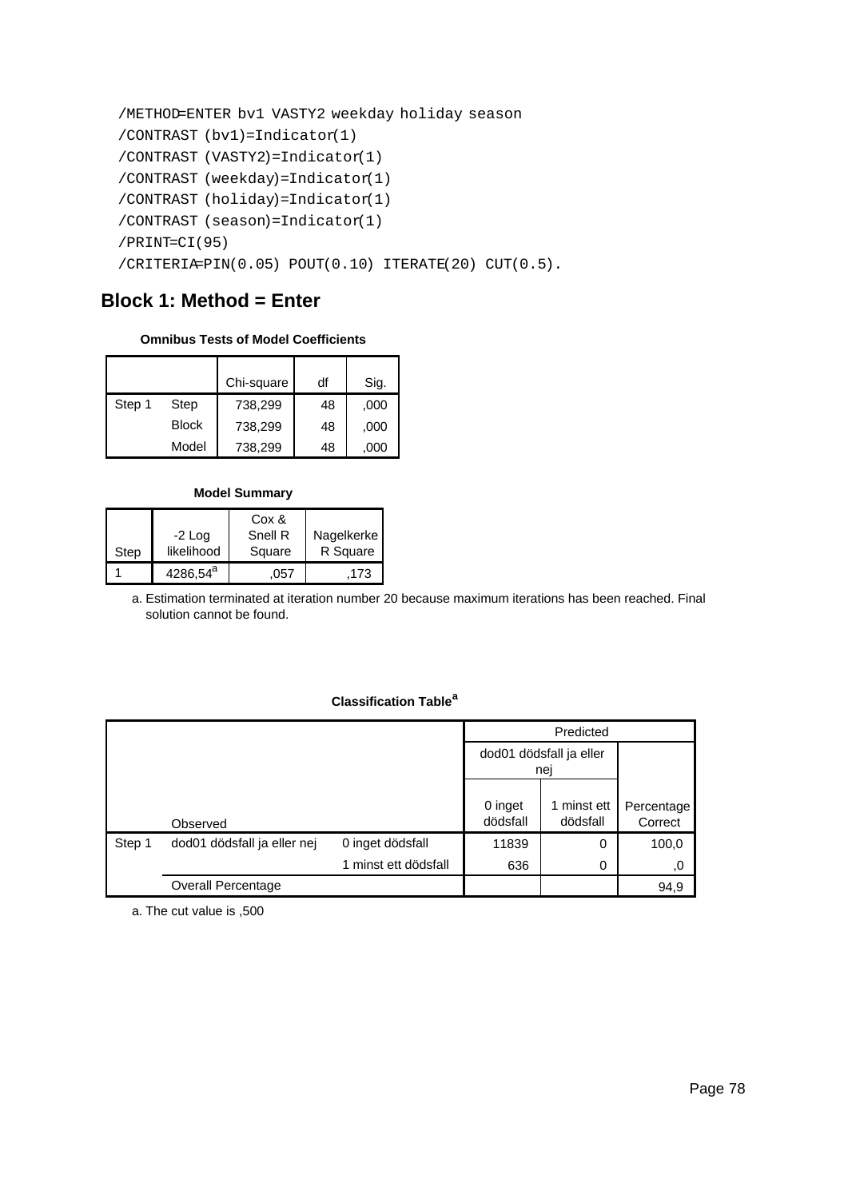```
/METHOD=ENTER bv1 VASTY2 weekday holiday season
/CONTRAST (bv1)=Indicator(1)
/CONTRAST (VASTY2)=Indicator(1)
/CONTRAST (weekday)=Indicator(1)
/CONTRAST (holiday)=Indicator(1)
/CONTRAST (season)=Indicator(1)
/PRINT=CI(95)
/CRITERIA=PIN(0.05) POUT(0.10) ITERATE(20) CUT(0.5).
```

## Block 1: Method = Enter

**Omnibus Tests of Model Coefficients**

| | | Chi-square | df | Sig. |
|---|---|---|---|---|
| Step 1 | Step | 738,299 | 48 | ,000 |
| | Block | 738,299 | 48 | ,000 |
| | Model | 738,299 | 48 | ,000 |

**Model Summary**

| Step | -2 Log likelihood | Cox & Snell R Square | Nagelkerke R Square |
|---|---|---|---|
| 1 | 4286,54[a] | ,057 | ,173 |

a. Estimation terminated at iteration number 20 because maximum iterations has been reached. Final solution cannot be found.

**Classification Table[a]**

| | | | Predicted | | |
|---|---|---|---|---|---|
| | | | dod01 dödsfall ja eller nej | | |
| | Observed | | 0 inget dödsfall | 1 minst ett dödsfall | Percentage Correct |
| Step 1 | dod01 dödsfall ja eller nej | 0 inget dödsfall | 11839 | 0 | 100,0 |
| | | 1 minst ett dödsfall | 636 | 0 | ,0 |
| | Overall Percentage | | | | 94,9 |

a. The cut value is ,500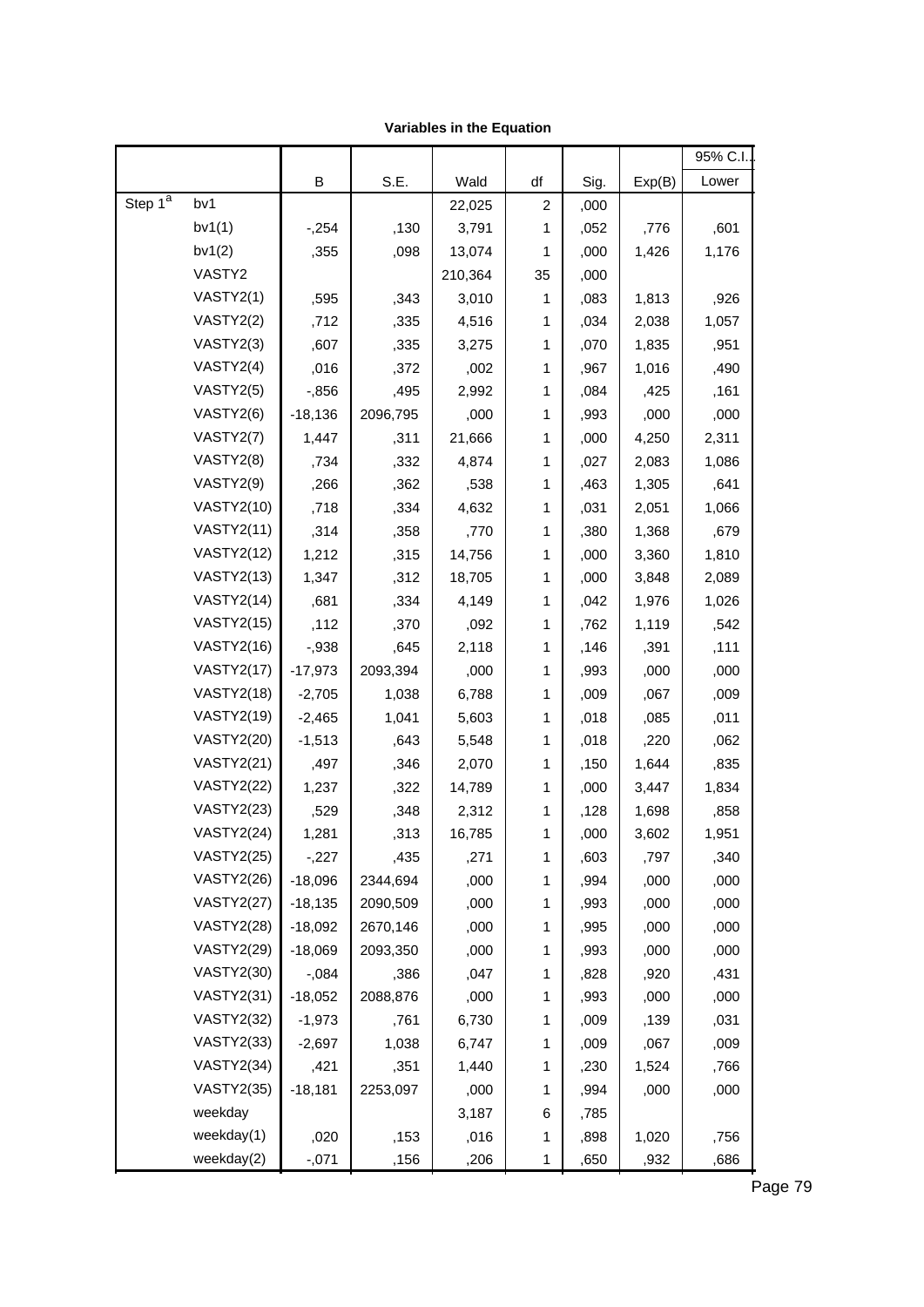**Variables in the Equation**

| | | B | S.E. | Wald | df | Sig. | Exp(B) | 95% C.I... |
|---|---|---|---|---|---|---|---|---|
| | | | | | | | | Lower |
| Step 1[a] | bv1 | | | 22,025 | 2 | ,000 | | |
| | bv1(1) | -,254 | ,130 | 3,791 | 1 | ,052 | ,776 | ,601 |
| | bv1(2) | ,355 | ,098 | 13,074 | 1 | ,000 | 1,426 | 1,176 |
| | VASTY2 | | | 210,364 | 35 | ,000 | | |
| | VASTY2(1) | ,595 | ,343 | 3,010 | 1 | ,083 | 1,813 | ,926 |
| | VASTY2(2) | ,712 | ,335 | 4,516 | 1 | ,034 | 2,038 | 1,057 |
| | VASTY2(3) | ,607 | ,335 | 3,275 | 1 | ,070 | 1,835 | ,951 |
| | VASTY2(4) | ,016 | ,372 | ,002 | 1 | ,967 | 1,016 | ,490 |
| | VASTY2(5) | -,856 | ,495 | 2,992 | 1 | ,084 | ,425 | ,161 |
| | VASTY2(6) | -18,136 | 2096,795 | ,000 | 1 | ,993 | ,000 | ,000 |
| | VASTY2(7) | 1,447 | ,311 | 21,666 | 1 | ,000 | 4,250 | 2,311 |
| | VASTY2(8) | ,734 | ,332 | 4,874 | 1 | ,027 | 2,083 | 1,086 |
| | VASTY2(9) | ,266 | ,362 | ,538 | 1 | ,463 | 1,305 | ,641 |
| | VASTY2(10) | ,718 | ,334 | 4,632 | 1 | ,031 | 2,051 | 1,066 |
| | VASTY2(11) | ,314 | ,358 | ,770 | 1 | ,380 | 1,368 | ,679 |
| | VASTY2(12) | 1,212 | ,315 | 14,756 | 1 | ,000 | 3,360 | 1,810 |
| | VASTY2(13) | 1,347 | ,312 | 18,705 | 1 | ,000 | 3,848 | 2,089 |
| | VASTY2(14) | ,681 | ,334 | 4,149 | 1 | ,042 | 1,976 | 1,026 |
| | VASTY2(15) | ,112 | ,370 | ,092 | 1 | ,762 | 1,119 | ,542 |
| | VASTY2(16) | -,938 | ,645 | 2,118 | 1 | ,146 | ,391 | ,111 |
| | VASTY2(17) | -17,973 | 2093,394 | ,000 | 1 | ,993 | ,000 | ,000 |
| | VASTY2(18) | -2,705 | 1,038 | 6,788 | 1 | ,009 | ,067 | ,009 |
| | VASTY2(19) | -2,465 | 1,041 | 5,603 | 1 | ,018 | ,085 | ,011 |
| | VASTY2(20) | -1,513 | ,643 | 5,548 | 1 | ,018 | ,220 | ,062 |
| | VASTY2(21) | ,497 | ,346 | 2,070 | 1 | ,150 | 1,644 | ,835 |
| | VASTY2(22) | 1,237 | ,322 | 14,789 | 1 | ,000 | 3,447 | 1,834 |
| | VASTY2(23) | ,529 | ,348 | 2,312 | 1 | ,128 | 1,698 | ,858 |
| | VASTY2(24) | 1,281 | ,313 | 16,785 | 1 | ,000 | 3,602 | 1,951 |
| | VASTY2(25) | -,227 | ,435 | ,271 | 1 | ,603 | ,797 | ,340 |
| | VASTY2(26) | -18,096 | 2344,694 | ,000 | 1 | ,994 | ,000 | ,000 |
| | VASTY2(27) | -18,135 | 2090,509 | ,000 | 1 | ,993 | ,000 | ,000 |
| | VASTY2(28) | -18,092 | 2670,146 | ,000 | 1 | ,995 | ,000 | ,000 |
| | VASTY2(29) | -18,069 | 2093,350 | ,000 | 1 | ,993 | ,000 | ,000 |
| | VASTY2(30) | -,084 | ,386 | ,047 | 1 | ,828 | ,920 | ,431 |
| | VASTY2(31) | -18,052 | 2088,876 | ,000 | 1 | ,993 | ,000 | ,000 |
| | VASTY2(32) | -1,973 | ,761 | 6,730 | 1 | ,009 | ,139 | ,031 |
| | VASTY2(33) | -2,697 | 1,038 | 6,747 | 1 | ,009 | ,067 | ,009 |
| | VASTY2(34) | ,421 | ,351 | 1,440 | 1 | ,230 | 1,524 | ,766 |
| | VASTY2(35) | -18,181 | 2253,097 | ,000 | 1 | ,994 | ,000 | ,000 |
| | weekday | | | 3,187 | 6 | ,785 | | |
| | weekday(1) | ,020 | ,153 | ,016 | 1 | ,898 | 1,020 | ,756 |
| | weekday(2) | -,071 | ,156 | ,206 | 1 | ,650 | ,932 | ,686 |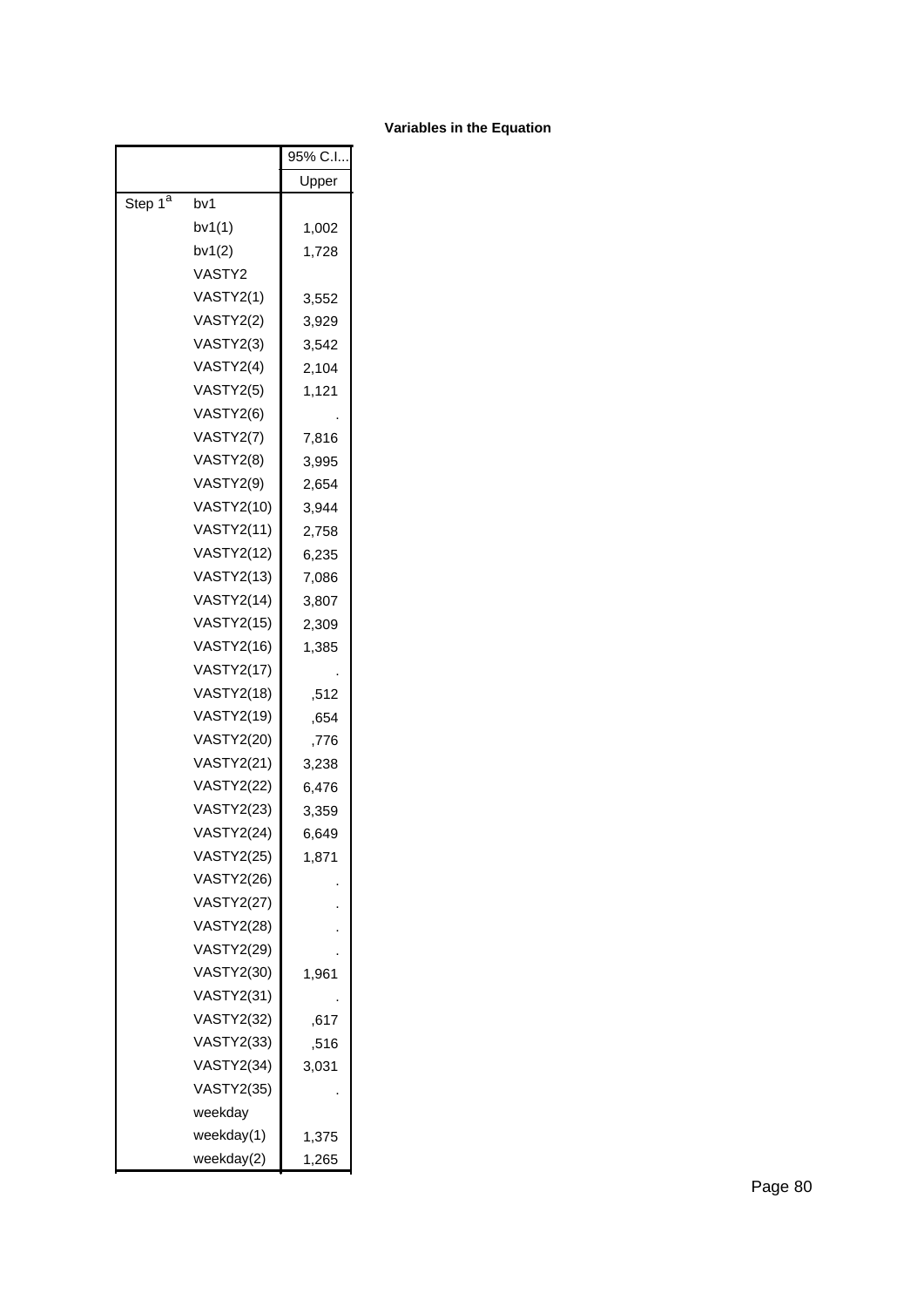**Variables in the Equation**

| | | 95% C.I... |
|---|---|---|
| | | Upper |
| Step 1[a] | bv1 | |
| | bv1(1) | 1,002 |
| | bv1(2) | 1,728 |
| | VASTY2 | |
| | VASTY2(1) | 3,552 |
| | VASTY2(2) | 3,929 |
| | VASTY2(3) | 3,542 |
| | VASTY2(4) | 2,104 |
| | VASTY2(5) | 1,121 |
| | VASTY2(6) | . |
| | VASTY2(7) | 7,816 |
| | VASTY2(8) | 3,995 |
| | VASTY2(9) | 2,654 |
| | VASTY2(10) | 3,944 |
| | VASTY2(11) | 2,758 |
| | VASTY2(12) | 6,235 |
| | VASTY2(13) | 7,086 |
| | VASTY2(14) | 3,807 |
| | VASTY2(15) | 2,309 |
| | VASTY2(16) | 1,385 |
| | VASTY2(17) | . |
| | VASTY2(18) | ,512 |
| | VASTY2(19) | ,654 |
| | VASTY2(20) | ,776 |
| | VASTY2(21) | 3,238 |
| | VASTY2(22) | 6,476 |
| | VASTY2(23) | 3,359 |
| | VASTY2(24) | 6,649 |
| | VASTY2(25) | 1,871 |
| | VASTY2(26) | . |
| | VASTY2(27) | . |
| | VASTY2(28) | . |
| | VASTY2(29) | . |
| | VASTY2(30) | 1,961 |
| | VASTY2(31) | . |
| | VASTY2(32) | ,617 |
| | VASTY2(33) | ,516 |
| | VASTY2(34) | 3,031 |
| | VASTY2(35) | . |
| | weekday | |
| | weekday(1) | 1,375 |
| | weekday(2) | 1,265 |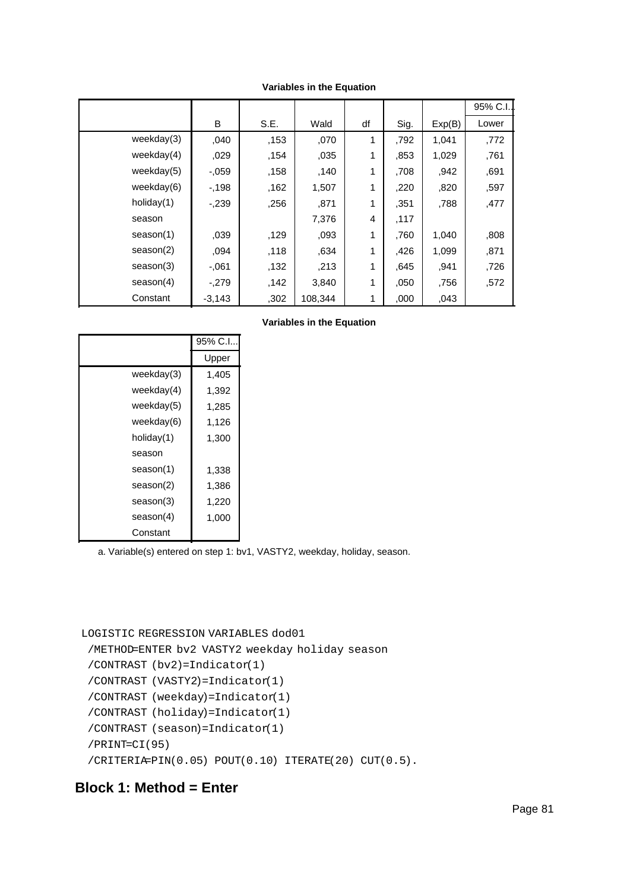**Variables in the Equation**

| | B | S.E. | Wald | df | Sig. | Exp(B) | 95% C.I... Lower | 95% C.I... Upper |
|---|---|---|---|---|---|---|---|---|
| weekday(3) | ,040 | ,153 | ,070 | 1 | ,792 | 1,041 | ,772 | 1,405 |
| weekday(4) | ,029 | ,154 | ,035 | 1 | ,853 | 1,029 | ,761 | 1,392 |
| weekday(5) | -,059 | ,158 | ,140 | 1 | ,708 | ,942 | ,691 | 1,285 |
| weekday(6) | -,198 | ,162 | 1,507 | 1 | ,220 | ,820 | ,597 | 1,126 |
| holiday(1) | -,239 | ,256 | ,871 | 1 | ,351 | ,788 | ,477 | 1,300 |
| season | | | 7,376 | 4 | ,117 | | | |
| season(1) | ,039 | ,129 | ,093 | 1 | ,760 | 1,040 | ,808 | 1,338 |
| season(2) | ,094 | ,118 | ,634 | 1 | ,426 | 1,099 | ,871 | 1,386 |
| season(3) | -,061 | ,132 | ,213 | 1 | ,645 | ,941 | ,726 | 1,220 |
| season(4) | -,279 | ,142 | 3,840 | 1 | ,050 | ,756 | ,572 | 1,000 |
| Constant | -3,143 | ,302 | 108,344 | 1 | ,000 | ,043 | | |

a. Variable(s) entered on step 1: bv1, VASTY2, weekday, holiday, season.

```
LOGISTIC REGRESSION VARIABLES dod01
  /METHOD=ENTER bv2 VASTY2 weekday holiday season
  /CONTRAST (bv2)=Indicator(1)
  /CONTRAST (VASTY2)=Indicator(1)
  /CONTRAST (weekday)=Indicator(1)
  /CONTRAST (holiday)=Indicator(1)
  /CONTRAST (season)=Indicator(1)
  /PRINT=CI(95)
  /CRITERIA=PIN(0.05) POUT(0.10) ITERATE(20) CUT(0.5).
```

## Block 1: Method = Enter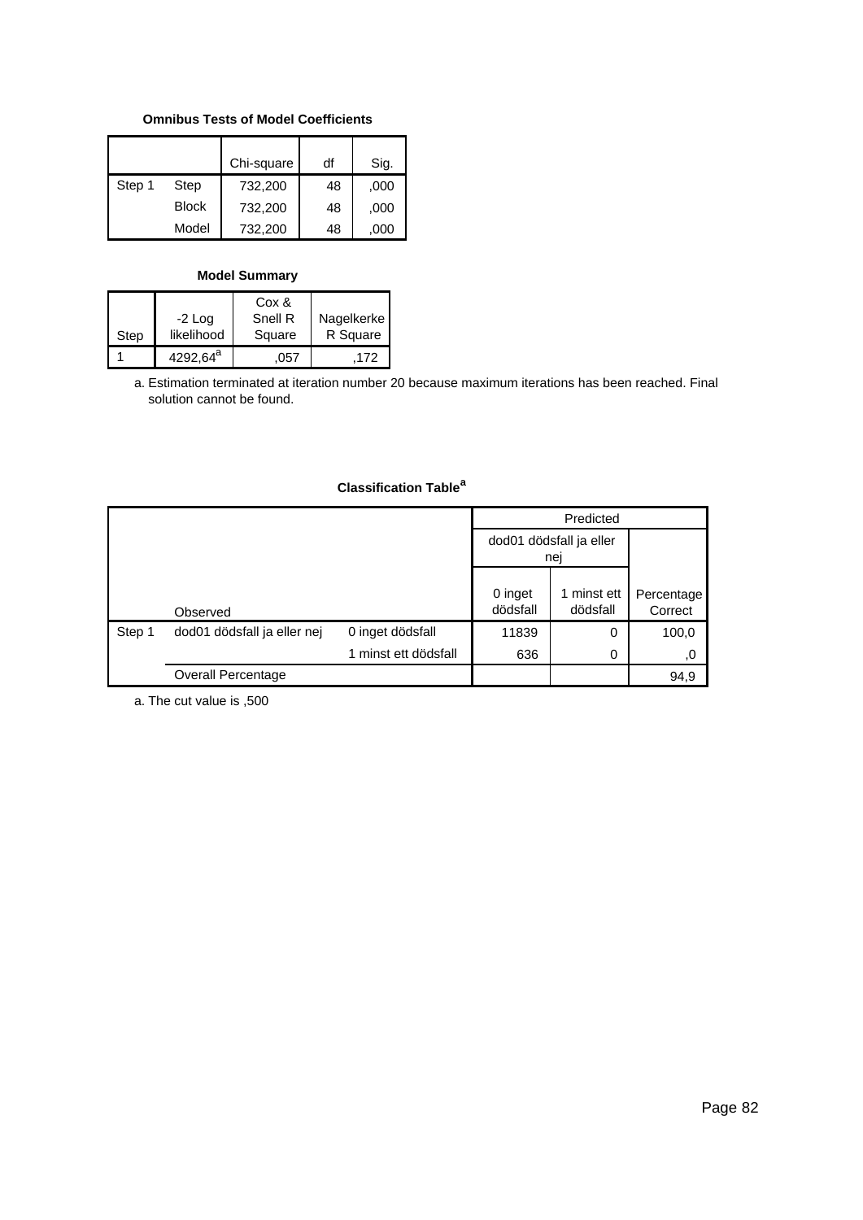**Omnibus Tests of Model Coefficients**

| | | Chi-square | df | Sig. |
|---|---|---|---|---|
| Step 1 | Step | 732,200 | 48 | ,000 |
| | Block | 732,200 | 48 | ,000 |
| | Model | 732,200 | 48 | ,000 |

**Model Summary**

| Step | -2 Log likelihood | Cox & Snell R Square | Nagelkerke R Square |
|---|---|---|---|
| 1 | 4292,64[a] | ,057 | ,172 |

a. Estimation terminated at iteration number 20 because maximum iterations has been reached. Final solution cannot be found.

**Classification Table[a]**

| | | | Predicted | | |
|---|---|---|---|---|---|
| | | | dod01 dödsfall ja eller nej | | |
| | Observed | | 0 inget dödsfall | 1 minst ett dödsfall | Percentage Correct |
| Step 1 | dod01 dödsfall ja eller nej | 0 inget dödsfall | 11839 | 0 | 100,0 |
| | | 1 minst ett dödsfall | 636 | 0 | ,0 |
| | Overall Percentage | | | | 94,9 |

a. The cut value is ,500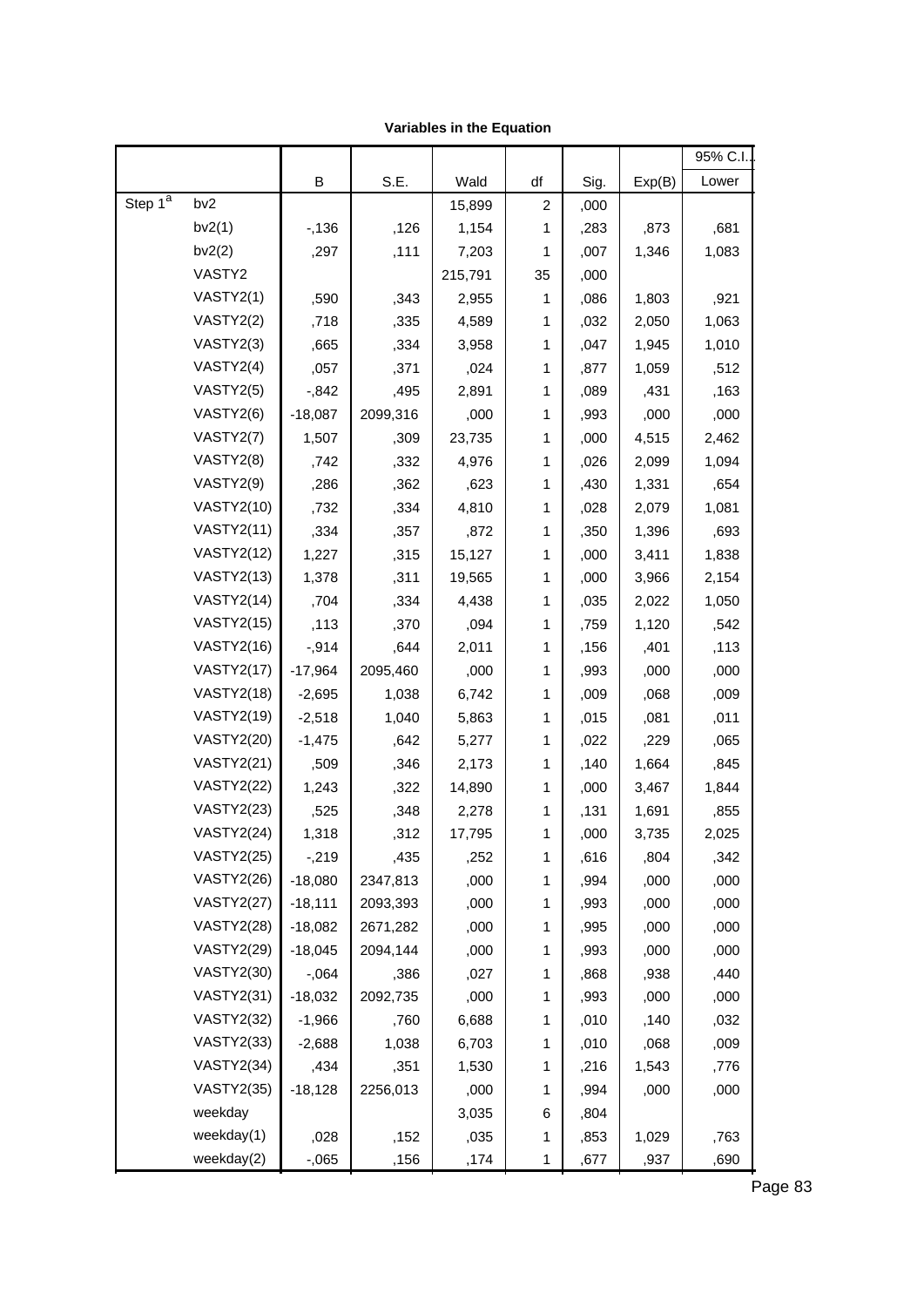**Variables in the Equation**

| | | B | S.E. | Wald | df | Sig. | Exp(B) | 95% C.I.. |
|---|---|---|---|---|---|---|---|---|
| | | | | | | | | Lower |
| Step 1[a] | bv2 | | | 15,899 | 2 | ,000 | | |
| | bv2(1) | -,136 | ,126 | 1,154 | 1 | ,283 | ,873 | ,681 |
| | bv2(2) | ,297 | ,111 | 7,203 | 1 | ,007 | 1,346 | 1,083 |
| | VASTY2 | | | 215,791 | 35 | ,000 | | |
| | VASTY2(1) | ,590 | ,343 | 2,955 | 1 | ,086 | 1,803 | ,921 |
| | VASTY2(2) | ,718 | ,335 | 4,589 | 1 | ,032 | 2,050 | 1,063 |
| | VASTY2(3) | ,665 | ,334 | 3,958 | 1 | ,047 | 1,945 | 1,010 |
| | VASTY2(4) | ,057 | ,371 | ,024 | 1 | ,877 | 1,059 | ,512 |
| | VASTY2(5) | -,842 | ,495 | 2,891 | 1 | ,089 | ,431 | ,163 |
| | VASTY2(6) | -18,087 | 2099,316 | ,000 | 1 | ,993 | ,000 | ,000 |
| | VASTY2(7) | 1,507 | ,309 | 23,735 | 1 | ,000 | 4,515 | 2,462 |
| | VASTY2(8) | ,742 | ,332 | 4,976 | 1 | ,026 | 2,099 | 1,094 |
| | VASTY2(9) | ,286 | ,362 | ,623 | 1 | ,430 | 1,331 | ,654 |
| | VASTY2(10) | ,732 | ,334 | 4,810 | 1 | ,028 | 2,079 | 1,081 |
| | VASTY2(11) | ,334 | ,357 | ,872 | 1 | ,350 | 1,396 | ,693 |
| | VASTY2(12) | 1,227 | ,315 | 15,127 | 1 | ,000 | 3,411 | 1,838 |
| | VASTY2(13) | 1,378 | ,311 | 19,565 | 1 | ,000 | 3,966 | 2,154 |
| | VASTY2(14) | ,704 | ,334 | 4,438 | 1 | ,035 | 2,022 | 1,050 |
| | VASTY2(15) | ,113 | ,370 | ,094 | 1 | ,759 | 1,120 | ,542 |
| | VASTY2(16) | -,914 | ,644 | 2,011 | 1 | ,156 | ,401 | ,113 |
| | VASTY2(17) | -17,964 | 2095,460 | ,000 | 1 | ,993 | ,000 | ,000 |
| | VASTY2(18) | -2,695 | 1,038 | 6,742 | 1 | ,009 | ,068 | ,009 |
| | VASTY2(19) | -2,518 | 1,040 | 5,863 | 1 | ,015 | ,081 | ,011 |
| | VASTY2(20) | -1,475 | ,642 | 5,277 | 1 | ,022 | ,229 | ,065 |
| | VASTY2(21) | ,509 | ,346 | 2,173 | 1 | ,140 | 1,664 | ,845 |
| | VASTY2(22) | 1,243 | ,322 | 14,890 | 1 | ,000 | 3,467 | 1,844 |
| | VASTY2(23) | ,525 | ,348 | 2,278 | 1 | ,131 | 1,691 | ,855 |
| | VASTY2(24) | 1,318 | ,312 | 17,795 | 1 | ,000 | 3,735 | 2,025 |
| | VASTY2(25) | -,219 | ,435 | ,252 | 1 | ,616 | ,804 | ,342 |
| | VASTY2(26) | -18,080 | 2347,813 | ,000 | 1 | ,994 | ,000 | ,000 |
| | VASTY2(27) | -18,111 | 2093,393 | ,000 | 1 | ,993 | ,000 | ,000 |
| | VASTY2(28) | -18,082 | 2671,282 | ,000 | 1 | ,995 | ,000 | ,000 |
| | VASTY2(29) | -18,045 | 2094,144 | ,000 | 1 | ,993 | ,000 | ,000 |
| | VASTY2(30) | -,064 | ,386 | ,027 | 1 | ,868 | ,938 | ,440 |
| | VASTY2(31) | -18,032 | 2092,735 | ,000 | 1 | ,993 | ,000 | ,000 |
| | VASTY2(32) | -1,966 | ,760 | 6,688 | 1 | ,010 | ,140 | ,032 |
| | VASTY2(33) | -2,688 | 1,038 | 6,703 | 1 | ,010 | ,068 | ,009 |
| | VASTY2(34) | ,434 | ,351 | 1,530 | 1 | ,216 | 1,543 | ,776 |
| | VASTY2(35) | -18,128 | 2256,013 | ,000 | 1 | ,994 | ,000 | ,000 |
| | weekday | | | 3,035 | 6 | ,804 | | |
| | weekday(1) | ,028 | ,152 | ,035 | 1 | ,853 | 1,029 | ,763 |
| | weekday(2) | -,065 | ,156 | ,174 | 1 | ,677 | ,937 | ,690 |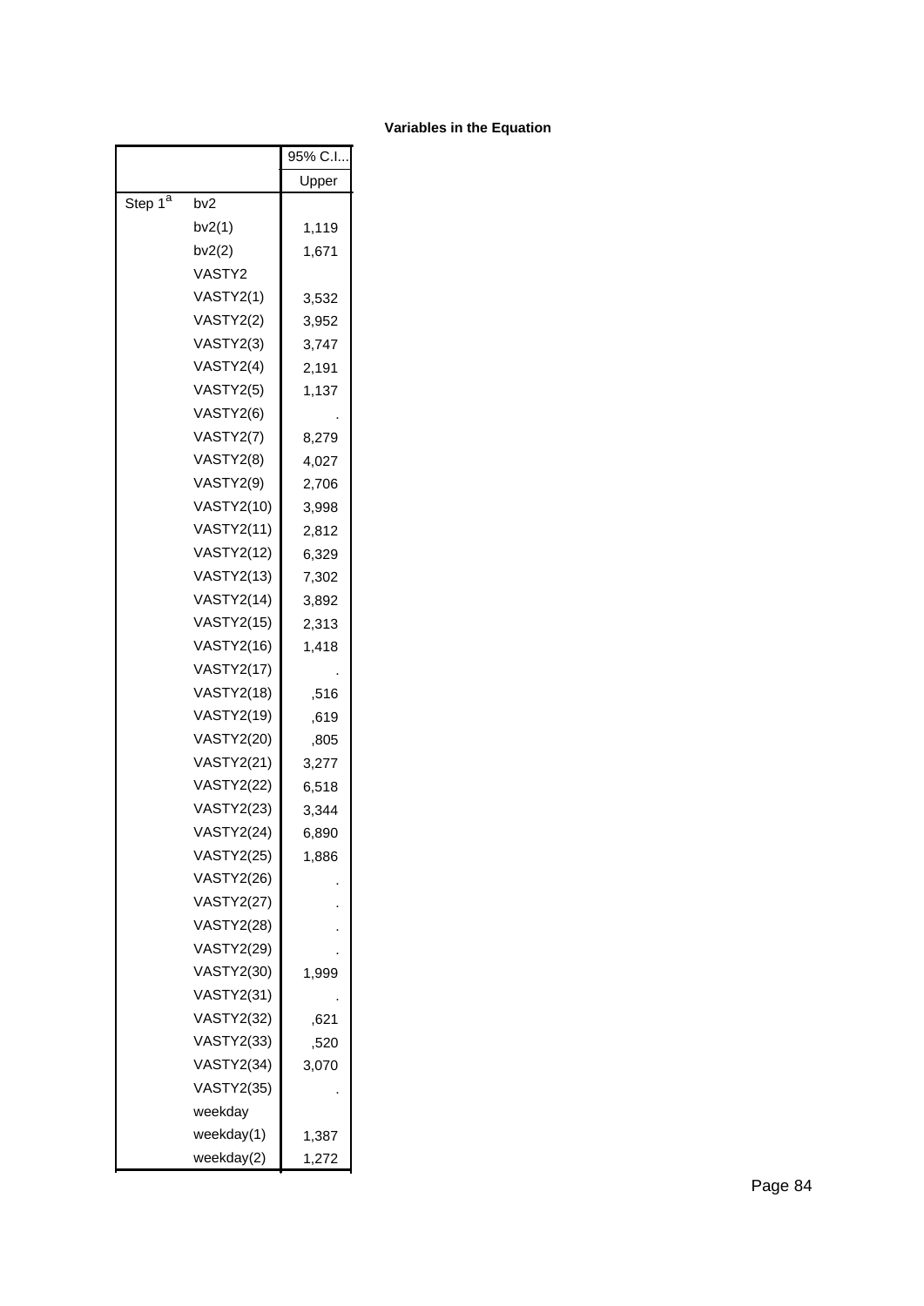**Variables in the Equation**

| | | 95% C.I... |
|---|---|---|
| | | Upper |
| Step 1[a] | bv2 | |
| | bv2(1) | 1,119 |
| | bv2(2) | 1,671 |
| | VASTY2 | |
| | VASTY2(1) | 3,532 |
| | VASTY2(2) | 3,952 |
| | VASTY2(3) | 3,747 |
| | VASTY2(4) | 2,191 |
| | VASTY2(5) | 1,137 |
| | VASTY2(6) | . |
| | VASTY2(7) | 8,279 |
| | VASTY2(8) | 4,027 |
| | VASTY2(9) | 2,706 |
| | VASTY2(10) | 3,998 |
| | VASTY2(11) | 2,812 |
| | VASTY2(12) | 6,329 |
| | VASTY2(13) | 7,302 |
| | VASTY2(14) | 3,892 |
| | VASTY2(15) | 2,313 |
| | VASTY2(16) | 1,418 |
| | VASTY2(17) | . |
| | VASTY2(18) | ,516 |
| | VASTY2(19) | ,619 |
| | VASTY2(20) | ,805 |
| | VASTY2(21) | 3,277 |
| | VASTY2(22) | 6,518 |
| | VASTY2(23) | 3,344 |
| | VASTY2(24) | 6,890 |
| | VASTY2(25) | 1,886 |
| | VASTY2(26) | . |
| | VASTY2(27) | . |
| | VASTY2(28) | . |
| | VASTY2(29) | . |
| | VASTY2(30) | 1,999 |
| | VASTY2(31) | . |
| | VASTY2(32) | ,621 |
| | VASTY2(33) | ,520 |
| | VASTY2(34) | 3,070 |
| | VASTY2(35) | . |
| | weekday | |
| | weekday(1) | 1,387 |
| | weekday(2) | 1,272 |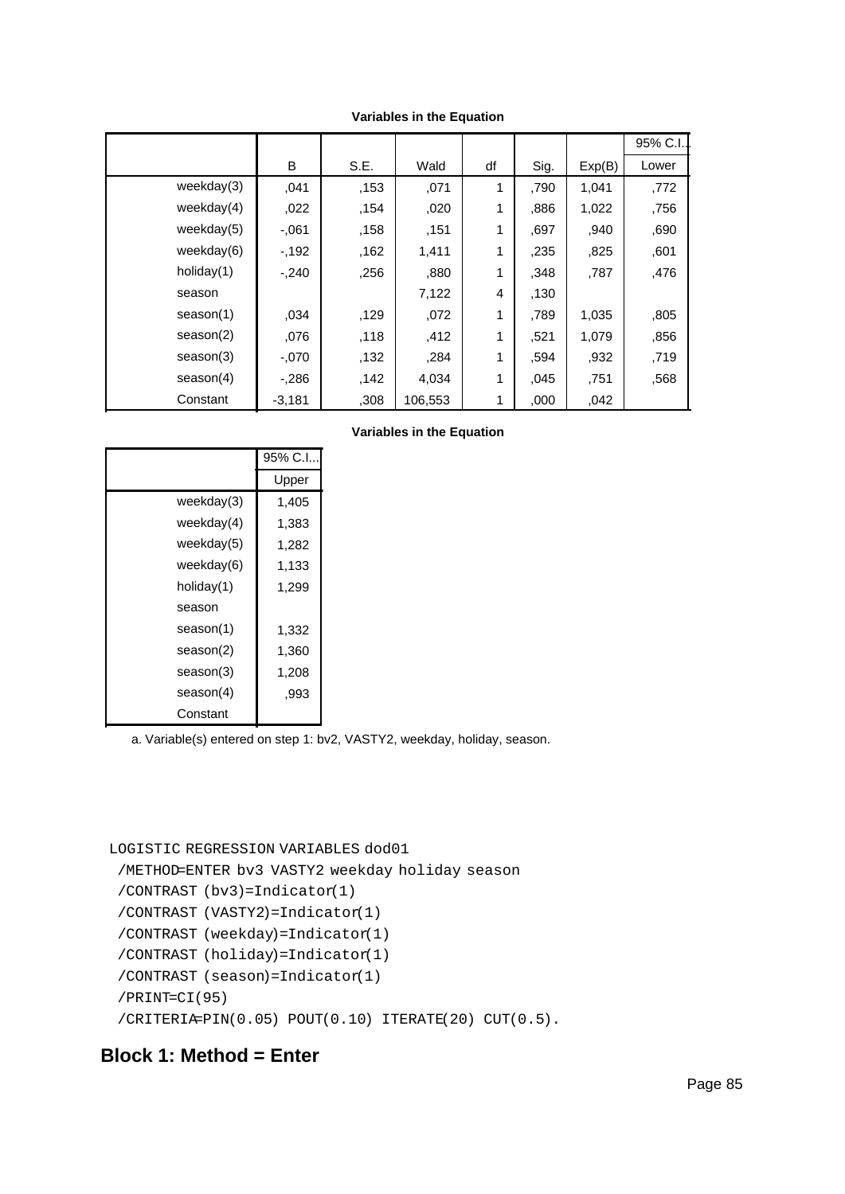**Variables in the Equation**

| | B | S.E. | Wald | df | Sig. | Exp(B) | 95% C.I... Lower | 95% C.I... Upper |
|---|---|---|---|---|---|---|---|---|
| weekday(3) | ,041 | ,153 | ,071 | 1 | ,790 | 1,041 | ,772 | 1,405 |
| weekday(4) | ,022 | ,154 | ,020 | 1 | ,886 | 1,022 | ,756 | 1,383 |
| weekday(5) | -,061 | ,158 | ,151 | 1 | ,697 | ,940 | ,690 | 1,282 |
| weekday(6) | -,192 | ,162 | 1,411 | 1 | ,235 | ,825 | ,601 | 1,133 |
| holiday(1) | -,240 | ,256 | ,880 | 1 | ,348 | ,787 | ,476 | 1,299 |
| season | | | 7,122 | 4 | ,130 | | | |
| season(1) | ,034 | ,129 | ,072 | 1 | ,789 | 1,035 | ,805 | 1,332 |
| season(2) | ,076 | ,118 | ,412 | 1 | ,521 | 1,079 | ,856 | 1,360 |
| season(3) | -,070 | ,132 | ,284 | 1 | ,594 | ,932 | ,719 | 1,208 |
| season(4) | -,286 | ,142 | 4,034 | 1 | ,045 | ,751 | ,568 | ,993 |
| Constant | -3,181 | ,308 | 106,553 | 1 | ,000 | ,042 | | |

a. Variable(s) entered on step 1: bv2, VASTY2, weekday, holiday, season.

```
LOGISTIC REGRESSION VARIABLES dod01
 /METHOD=ENTER bv3 VASTY2 weekday holiday season
 /CONTRAST (bv3)=Indicator(1)
 /CONTRAST (VASTY2)=Indicator(1)
 /CONTRAST (weekday)=Indicator(1)
 /CONTRAST (holiday)=Indicator(1)
 /CONTRAST (season)=Indicator(1)
 /PRINT=CI(95)
 /CRITERIA=PIN(0.05) POUT(0.10) ITERATE(20) CUT(0.5).
```

## Block 1: Method = Enter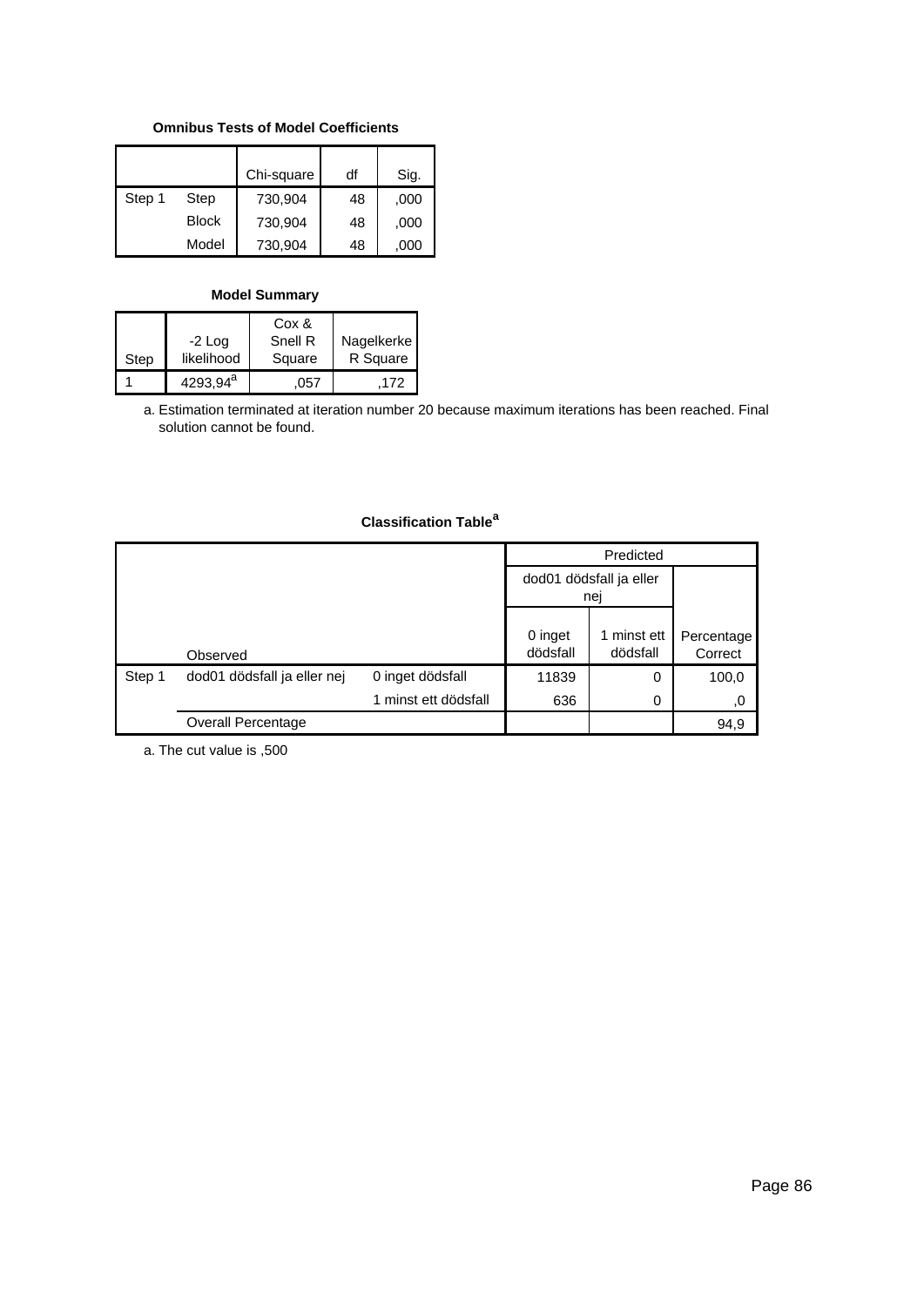**Omnibus Tests of Model Coefficients**

| | | Chi-square | df | Sig. |
|---|---|---|---|---|
| Step 1 | Step | 730,904 | 48 | ,000 |
| | Block | 730,904 | 48 | ,000 |
| | Model | 730,904 | 48 | ,000 |

**Model Summary**

| Step | -2 Log likelihood | Cox & Snell R Square | Nagelkerke R Square |
|---|---|---|---|
| 1 | 4293,94[a] | ,057 | ,172 |

a. Estimation terminated at iteration number 20 because maximum iterations has been reached. Final solution cannot be found.

**Classification Table[a]**

| | Observed | | Predicted | | |
|---|---|---|---|---|---|
| | | | dod01 dödsfall ja eller nej | | Percentage Correct |
| | | | 0 inget dödsfall | 1 minst ett dödsfall | |
| Step 1 | dod01 dödsfall ja eller nej | 0 inget dödsfall | 11839 | 0 | 100,0 |
| | | 1 minst ett dödsfall | 636 | 0 | ,0 |
| | Overall Percentage | | | | 94,9 |

a. The cut value is ,500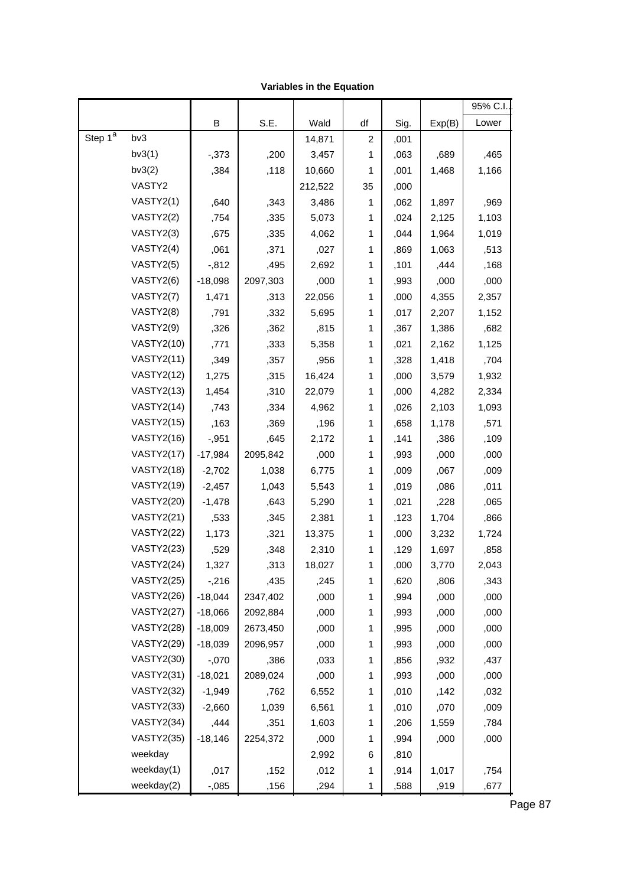**Variables in the Equation**

| | | B | S.E. | Wald | df | Sig. | Exp(B) | 95% C.I. |
|---|---|---|---|---|---|---|---|---|
| | | | | | | | | Lower |
| Step 1[a] | bv3 | | | 14,871 | 2 | ,001 | | |
| | bv3(1) | -,373 | ,200 | 3,457 | 1 | ,063 | ,689 | ,465 |
| | bv3(2) | ,384 | ,118 | 10,660 | 1 | ,001 | 1,468 | 1,166 |
| | VASTY2 | | | 212,522 | 35 | ,000 | | |
| | VASTY2(1) | ,640 | ,343 | 3,486 | 1 | ,062 | 1,897 | ,969 |
| | VASTY2(2) | ,754 | ,335 | 5,073 | 1 | ,024 | 2,125 | 1,103 |
| | VASTY2(3) | ,675 | ,335 | 4,062 | 1 | ,044 | 1,964 | 1,019 |
| | VASTY2(4) | ,061 | ,371 | ,027 | 1 | ,869 | 1,063 | ,513 |
| | VASTY2(5) | -,812 | ,495 | 2,692 | 1 | ,101 | ,444 | ,168 |
| | VASTY2(6) | -18,098 | 2097,303 | ,000 | 1 | ,993 | ,000 | ,000 |
| | VASTY2(7) | 1,471 | ,313 | 22,056 | 1 | ,000 | 4,355 | 2,357 |
| | VASTY2(8) | ,791 | ,332 | 5,695 | 1 | ,017 | 2,207 | 1,152 |
| | VASTY2(9) | ,326 | ,362 | ,815 | 1 | ,367 | 1,386 | ,682 |
| | VASTY2(10) | ,771 | ,333 | 5,358 | 1 | ,021 | 2,162 | 1,125 |
| | VASTY2(11) | ,349 | ,357 | ,956 | 1 | ,328 | 1,418 | ,704 |
| | VASTY2(12) | 1,275 | ,315 | 16,424 | 1 | ,000 | 3,579 | 1,932 |
| | VASTY2(13) | 1,454 | ,310 | 22,079 | 1 | ,000 | 4,282 | 2,334 |
| | VASTY2(14) | ,743 | ,334 | 4,962 | 1 | ,026 | 2,103 | 1,093 |
| | VASTY2(15) | ,163 | ,369 | ,196 | 1 | ,658 | 1,178 | ,571 |
| | VASTY2(16) | -,951 | ,645 | 2,172 | 1 | ,141 | ,386 | ,109 |
| | VASTY2(17) | -17,984 | 2095,842 | ,000 | 1 | ,993 | ,000 | ,000 |
| | VASTY2(18) | -2,702 | 1,038 | 6,775 | 1 | ,009 | ,067 | ,009 |
| | VASTY2(19) | -2,457 | 1,043 | 5,543 | 1 | ,019 | ,086 | ,011 |
| | VASTY2(20) | -1,478 | ,643 | 5,290 | 1 | ,021 | ,228 | ,065 |
| | VASTY2(21) | ,533 | ,345 | 2,381 | 1 | ,123 | 1,704 | ,866 |
| | VASTY2(22) | 1,173 | ,321 | 13,375 | 1 | ,000 | 3,232 | 1,724 |
| | VASTY2(23) | ,529 | ,348 | 2,310 | 1 | ,129 | 1,697 | ,858 |
| | VASTY2(24) | 1,327 | ,313 | 18,027 | 1 | ,000 | 3,770 | 2,043 |
| | VASTY2(25) | -,216 | ,435 | ,245 | 1 | ,620 | ,806 | ,343 |
| | VASTY2(26) | -18,044 | 2347,402 | ,000 | 1 | ,994 | ,000 | ,000 |
| | VASTY2(27) | -18,066 | 2092,884 | ,000 | 1 | ,993 | ,000 | ,000 |
| | VASTY2(28) | -18,009 | 2673,450 | ,000 | 1 | ,995 | ,000 | ,000 |
| | VASTY2(29) | -18,039 | 2096,957 | ,000 | 1 | ,993 | ,000 | ,000 |
| | VASTY2(30) | -,070 | ,386 | ,033 | 1 | ,856 | ,932 | ,437 |
| | VASTY2(31) | -18,021 | 2089,024 | ,000 | 1 | ,993 | ,000 | ,000 |
| | VASTY2(32) | -1,949 | ,762 | 6,552 | 1 | ,010 | ,142 | ,032 |
| | VASTY2(33) | -2,660 | 1,039 | 6,561 | 1 | ,010 | ,070 | ,009 |
| | VASTY2(34) | ,444 | ,351 | 1,603 | 1 | ,206 | 1,559 | ,784 |
| | VASTY2(35) | -18,146 | 2254,372 | ,000 | 1 | ,994 | ,000 | ,000 |
| | weekday | | | 2,992 | 6 | ,810 | | |
| | weekday(1) | ,017 | ,152 | ,012 | 1 | ,914 | 1,017 | ,754 |
| | weekday(2) | -,085 | ,156 | ,294 | 1 | ,588 | ,919 | ,677 |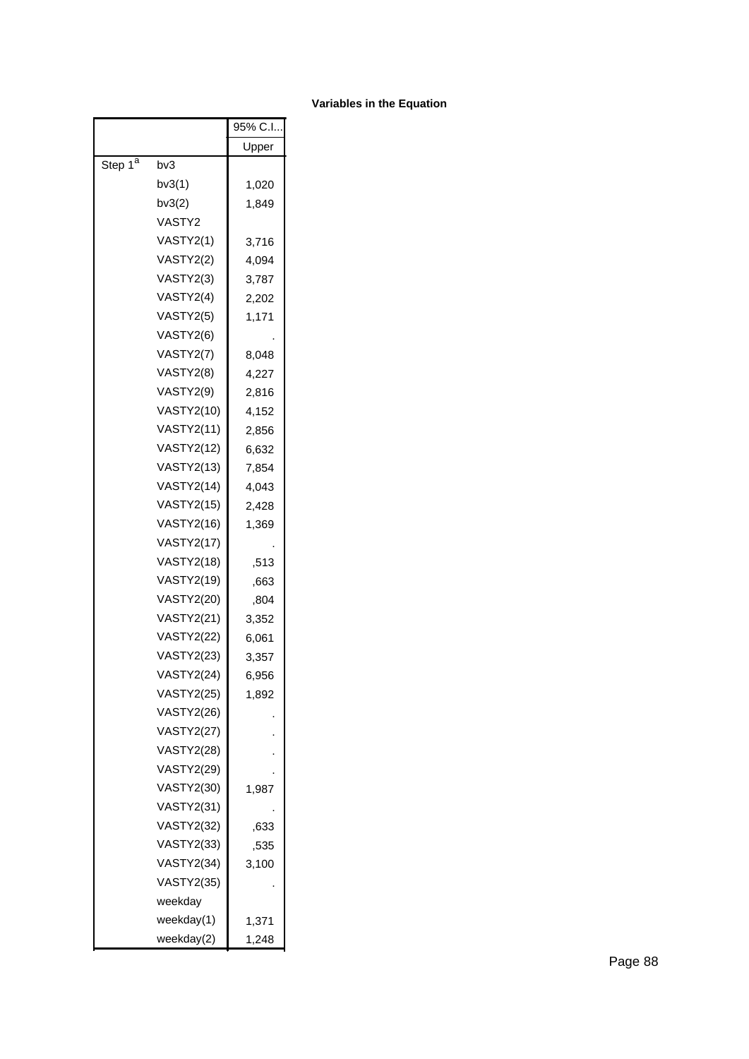**Variables in the Equation**

| | | 95% C.I... |
|---|---|---|
| | | Upper |
| Step 1[a] | bv3 | |
| | bv3(1) | 1,020 |
| | bv3(2) | 1,849 |
| | VASTY2 | |
| | VASTY2(1) | 3,716 |
| | VASTY2(2) | 4,094 |
| | VASTY2(3) | 3,787 |
| | VASTY2(4) | 2,202 |
| | VASTY2(5) | 1,171 |
| | VASTY2(6) | . |
| | VASTY2(7) | 8,048 |
| | VASTY2(8) | 4,227 |
| | VASTY2(9) | 2,816 |
| | VASTY2(10) | 4,152 |
| | VASTY2(11) | 2,856 |
| | VASTY2(12) | 6,632 |
| | VASTY2(13) | 7,854 |
| | VASTY2(14) | 4,043 |
| | VASTY2(15) | 2,428 |
| | VASTY2(16) | 1,369 |
| | VASTY2(17) | . |
| | VASTY2(18) | ,513 |
| | VASTY2(19) | ,663 |
| | VASTY2(20) | ,804 |
| | VASTY2(21) | 3,352 |
| | VASTY2(22) | 6,061 |
| | VASTY2(23) | 3,357 |
| | VASTY2(24) | 6,956 |
| | VASTY2(25) | 1,892 |
| | VASTY2(26) | . |
| | VASTY2(27) | . |
| | VASTY2(28) | . |
| | VASTY2(29) | . |
| | VASTY2(30) | 1,987 |
| | VASTY2(31) | . |
| | VASTY2(32) | ,633 |
| | VASTY2(33) | ,535 |
| | VASTY2(34) | 3,100 |
| | VASTY2(35) | . |
| | weekday | |
| | weekday(1) | 1,371 |
| | weekday(2) | 1,248 |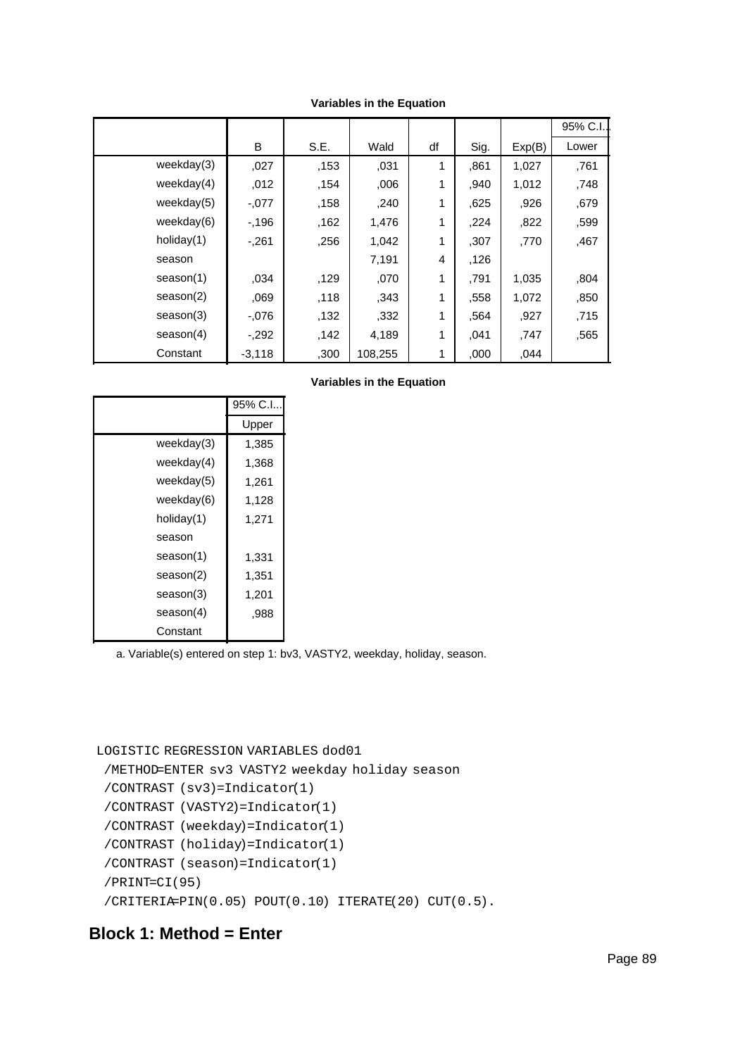**Variables in the Equation**

| | B | S.E. | Wald | df | Sig. | Exp(B) | 95% C.I... Lower | 95% C.I... Upper |
|---|---|---|---|---|---|---|---|---|
| weekday(3) | ,027 | ,153 | ,031 | 1 | ,861 | 1,027 | ,761 | 1,385 |
| weekday(4) | ,012 | ,154 | ,006 | 1 | ,940 | 1,012 | ,748 | 1,368 |
| weekday(5) | -,077 | ,158 | ,240 | 1 | ,625 | ,926 | ,679 | 1,261 |
| weekday(6) | -,196 | ,162 | 1,476 | 1 | ,224 | ,822 | ,599 | 1,128 |
| holiday(1) | -,261 | ,256 | 1,042 | 1 | ,307 | ,770 | ,467 | 1,271 |
| season | | | 7,191 | 4 | ,126 | | | |
| season(1) | ,034 | ,129 | ,070 | 1 | ,791 | 1,035 | ,804 | 1,331 |
| season(2) | ,069 | ,118 | ,343 | 1 | ,558 | 1,072 | ,850 | 1,351 |
| season(3) | -,076 | ,132 | ,332 | 1 | ,564 | ,927 | ,715 | 1,201 |
| season(4) | -,292 | ,142 | 4,189 | 1 | ,041 | ,747 | ,565 | ,988 |
| Constant | -3,118 | ,300 | 108,255 | 1 | ,000 | ,044 | | |

a. Variable(s) entered on step 1: bv3, VASTY2, weekday, holiday, season.

```
LOGISTIC REGRESSION VARIABLES dod01
  /METHOD=ENTER sv3 VASTY2 weekday holiday season
  /CONTRAST (sv3)=Indicator(1)
  /CONTRAST (VASTY2)=Indicator(1)
  /CONTRAST (weekday)=Indicator(1)
  /CONTRAST (holiday)=Indicator(1)
  /CONTRAST (season)=Indicator(1)
  /PRINT=CI(95)
  /CRITERIA=PIN(0.05) POUT(0.10) ITERATE(20) CUT(0.5).
```

## Block 1: Method = Enter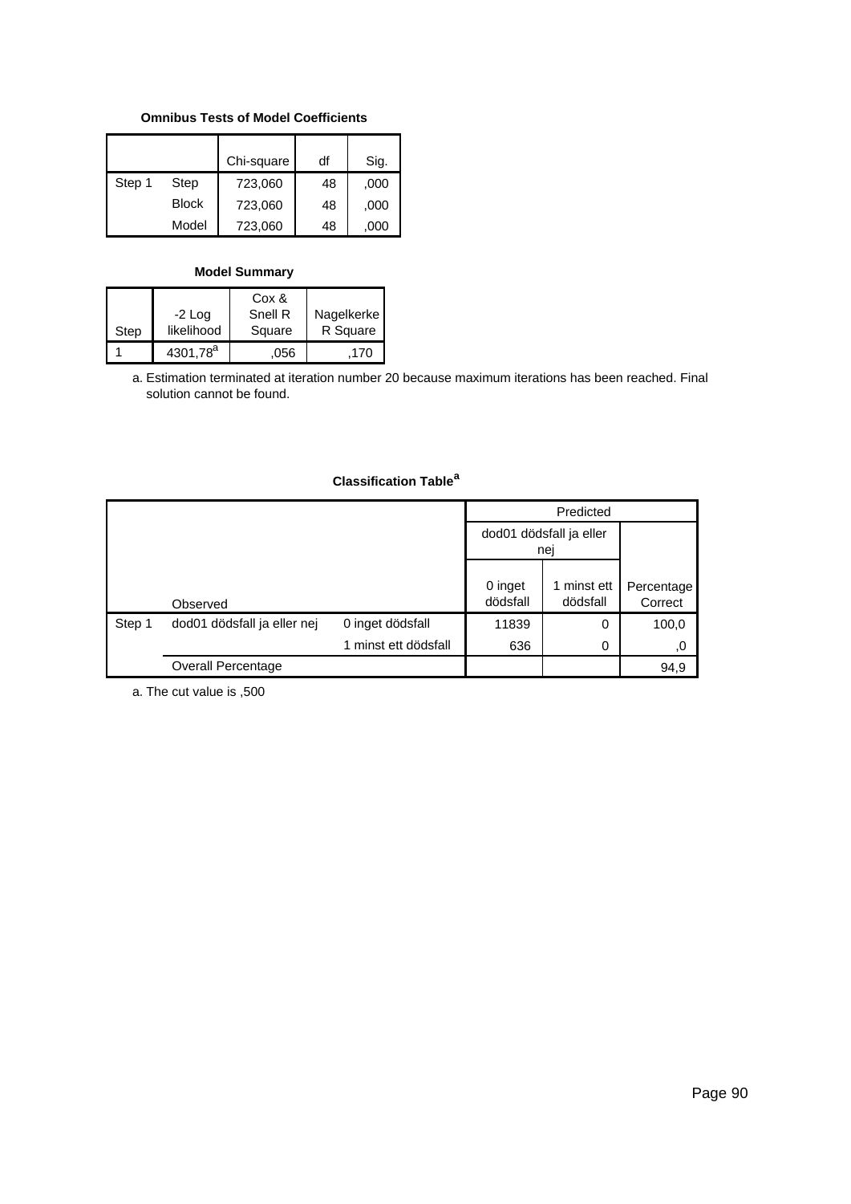**Omnibus Tests of Model Coefficients**

| | | Chi-square | df | Sig. |
|---|---|---|---|---|
| Step 1 | Step | 723,060 | 48 | ,000 |
| | Block | 723,060 | 48 | ,000 |
| | Model | 723,060 | 48 | ,000 |

**Model Summary**

| Step | -2 Log likelihood | Cox & Snell R Square | Nagelkerke R Square |
|---|---|---|---|
| 1 | 4301,78[a] | ,056 | ,170 |

a. Estimation terminated at iteration number 20 because maximum iterations has been reached. Final solution cannot be found.

**Classification Table[a]**

| | Observed | | Predicted | | |
|---|---|---|---|---|---|
| | | | dod01 dödsfall ja eller nej | | Percentage Correct |
| | | | 0 inget dödsfall | 1 minst ett dödsfall | |
| Step 1 | dod01 dödsfall ja eller nej | 0 inget dödsfall | 11839 | 0 | 100,0 |
| | | 1 minst ett dödsfall | 636 | 0 | ,0 |
| | Overall Percentage | | | | 94,9 |

a. The cut value is ,500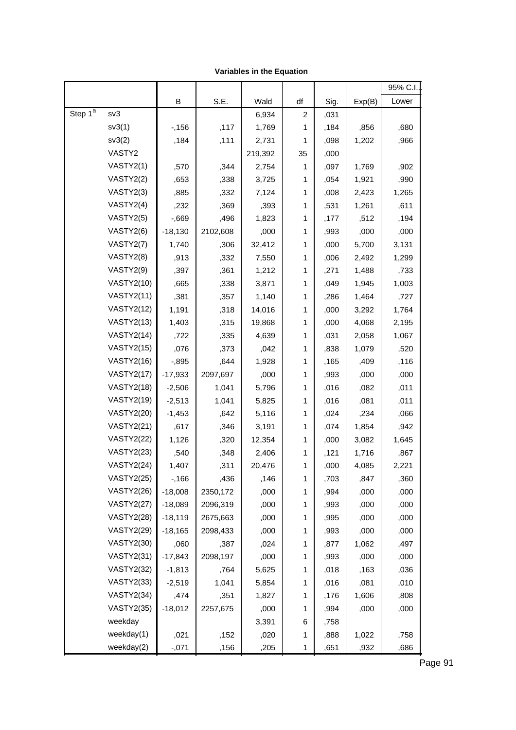**Variables in the Equation**

| | | B | S.E. | Wald | df | Sig. | Exp(B) | 95% C.I. |
|---|---|---|---|---|---|---|---|---|
| | | | | | | | | Lower |
| Step 1[a] | sv3 | | | 6,934 | 2 | ,031 | | |
| | sv3(1) | -,156 | ,117 | 1,769 | 1 | ,184 | ,856 | ,680 |
| | sv3(2) | ,184 | ,111 | 2,731 | 1 | ,098 | 1,202 | ,966 |
| | VASTY2 | | | 219,392 | 35 | ,000 | | |
| | VASTY2(1) | ,570 | ,344 | 2,754 | 1 | ,097 | 1,769 | ,902 |
| | VASTY2(2) | ,653 | ,338 | 3,725 | 1 | ,054 | 1,921 | ,990 |
| | VASTY2(3) | ,885 | ,332 | 7,124 | 1 | ,008 | 2,423 | 1,265 |
| | VASTY2(4) | ,232 | ,369 | ,393 | 1 | ,531 | 1,261 | ,611 |
| | VASTY2(5) | -,669 | ,496 | 1,823 | 1 | ,177 | ,512 | ,194 |
| | VASTY2(6) | -18,130 | 2102,608 | ,000 | 1 | ,993 | ,000 | ,000 |
| | VASTY2(7) | 1,740 | ,306 | 32,412 | 1 | ,000 | 5,700 | 3,131 |
| | VASTY2(8) | ,913 | ,332 | 7,550 | 1 | ,006 | 2,492 | 1,299 |
| | VASTY2(9) | ,397 | ,361 | 1,212 | 1 | ,271 | 1,488 | ,733 |
| | VASTY2(10) | ,665 | ,338 | 3,871 | 1 | ,049 | 1,945 | 1,003 |
| | VASTY2(11) | ,381 | ,357 | 1,140 | 1 | ,286 | 1,464 | ,727 |
| | VASTY2(12) | 1,191 | ,318 | 14,016 | 1 | ,000 | 3,292 | 1,764 |
| | VASTY2(13) | 1,403 | ,315 | 19,868 | 1 | ,000 | 4,068 | 2,195 |
| | VASTY2(14) | ,722 | ,335 | 4,639 | 1 | ,031 | 2,058 | 1,067 |
| | VASTY2(15) | ,076 | ,373 | ,042 | 1 | ,838 | 1,079 | ,520 |
| | VASTY2(16) | -,895 | ,644 | 1,928 | 1 | ,165 | ,409 | ,116 |
| | VASTY2(17) | -17,933 | 2097,697 | ,000 | 1 | ,993 | ,000 | ,000 |
| | VASTY2(18) | -2,506 | 1,041 | 5,796 | 1 | ,016 | ,082 | ,011 |
| | VASTY2(19) | -2,513 | 1,041 | 5,825 | 1 | ,016 | ,081 | ,011 |
| | VASTY2(20) | -1,453 | ,642 | 5,116 | 1 | ,024 | ,234 | ,066 |
| | VASTY2(21) | ,617 | ,346 | 3,191 | 1 | ,074 | 1,854 | ,942 |
| | VASTY2(22) | 1,126 | ,320 | 12,354 | 1 | ,000 | 3,082 | 1,645 |
| | VASTY2(23) | ,540 | ,348 | 2,406 | 1 | ,121 | 1,716 | ,867 |
| | VASTY2(24) | 1,407 | ,311 | 20,476 | 1 | ,000 | 4,085 | 2,221 |
| | VASTY2(25) | -,166 | ,436 | ,146 | 1 | ,703 | ,847 | ,360 |
| | VASTY2(26) | -18,008 | 2350,172 | ,000 | 1 | ,994 | ,000 | ,000 |
| | VASTY2(27) | -18,089 | 2096,319 | ,000 | 1 | ,993 | ,000 | ,000 |
| | VASTY2(28) | -18,119 | 2675,663 | ,000 | 1 | ,995 | ,000 | ,000 |
| | VASTY2(29) | -18,165 | 2098,433 | ,000 | 1 | ,993 | ,000 | ,000 |
| | VASTY2(30) | ,060 | ,387 | ,024 | 1 | ,877 | 1,062 | ,497 |
| | VASTY2(31) | -17,843 | 2098,197 | ,000 | 1 | ,993 | ,000 | ,000 |
| | VASTY2(32) | -1,813 | ,764 | 5,625 | 1 | ,018 | ,163 | ,036 |
| | VASTY2(33) | -2,519 | 1,041 | 5,854 | 1 | ,016 | ,081 | ,010 |
| | VASTY2(34) | ,474 | ,351 | 1,827 | 1 | ,176 | 1,606 | ,808 |
| | VASTY2(35) | -18,012 | 2257,675 | ,000 | 1 | ,994 | ,000 | ,000 |
| | weekday | | | 3,391 | 6 | ,758 | | |
| | weekday(1) | ,021 | ,152 | ,020 | 1 | ,888 | 1,022 | ,758 |
| | weekday(2) | -,071 | ,156 | ,205 | 1 | ,651 | ,932 | ,686 |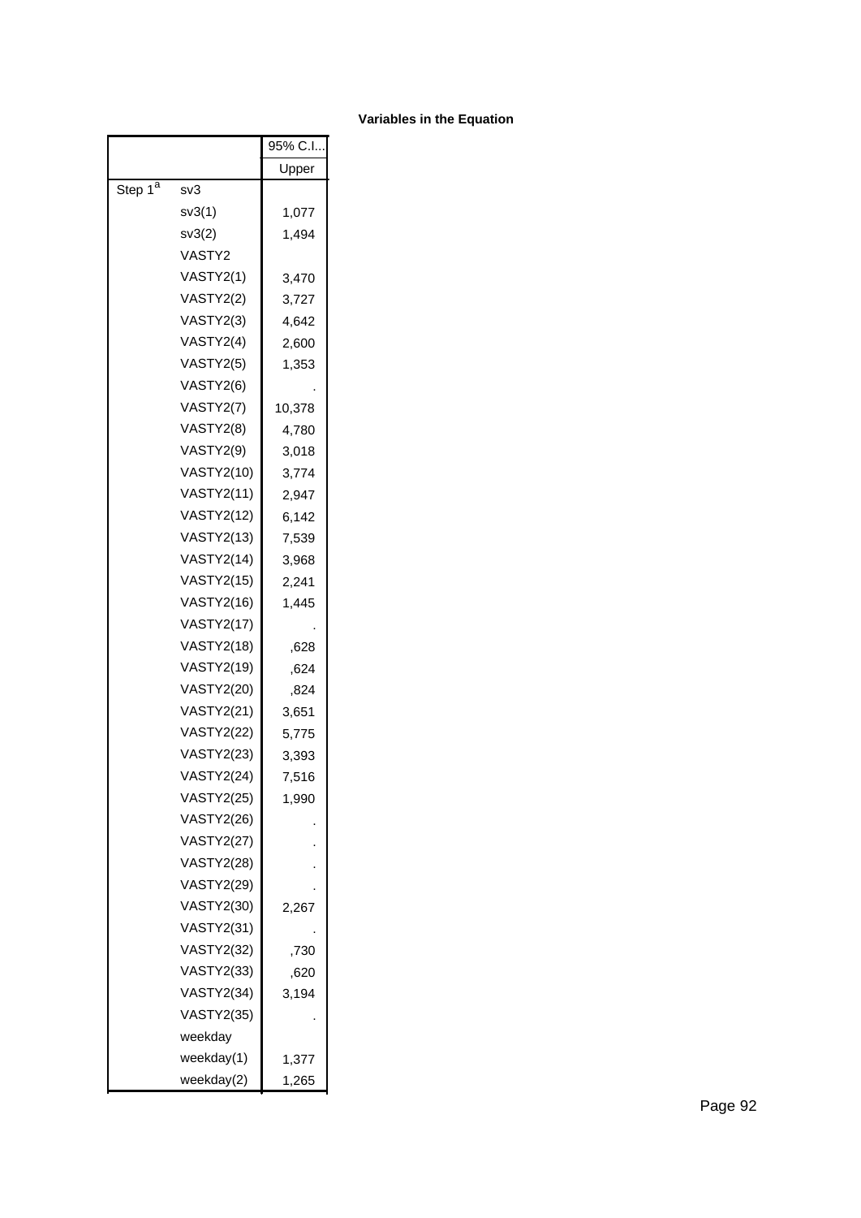**Variables in the Equation**

| | | 95% C.I... |
|---|---|---|
| | | Upper |
| Step 1[a] | sv3 | |
| | sv3(1) | 1,077 |
| | sv3(2) | 1,494 |
| | VASTY2 | |
| | VASTY2(1) | 3,470 |
| | VASTY2(2) | 3,727 |
| | VASTY2(3) | 4,642 |
| | VASTY2(4) | 2,600 |
| | VASTY2(5) | 1,353 |
| | VASTY2(6) | . |
| | VASTY2(7) | 10,378 |
| | VASTY2(8) | 4,780 |
| | VASTY2(9) | 3,018 |
| | VASTY2(10) | 3,774 |
| | VASTY2(11) | 2,947 |
| | VASTY2(12) | 6,142 |
| | VASTY2(13) | 7,539 |
| | VASTY2(14) | 3,968 |
| | VASTY2(15) | 2,241 |
| | VASTY2(16) | 1,445 |
| | VASTY2(17) | . |
| | VASTY2(18) | ,628 |
| | VASTY2(19) | ,624 |
| | VASTY2(20) | ,824 |
| | VASTY2(21) | 3,651 |
| | VASTY2(22) | 5,775 |
| | VASTY2(23) | 3,393 |
| | VASTY2(24) | 7,516 |
| | VASTY2(25) | 1,990 |
| | VASTY2(26) | . |
| | VASTY2(27) | . |
| | VASTY2(28) | . |
| | VASTY2(29) | . |
| | VASTY2(30) | 2,267 |
| | VASTY2(31) | . |
| | VASTY2(32) | ,730 |
| | VASTY2(33) | ,620 |
| | VASTY2(34) | 3,194 |
| | VASTY2(35) | . |
| | weekday | |
| | weekday(1) | 1,377 |
| | weekday(2) | 1,265 |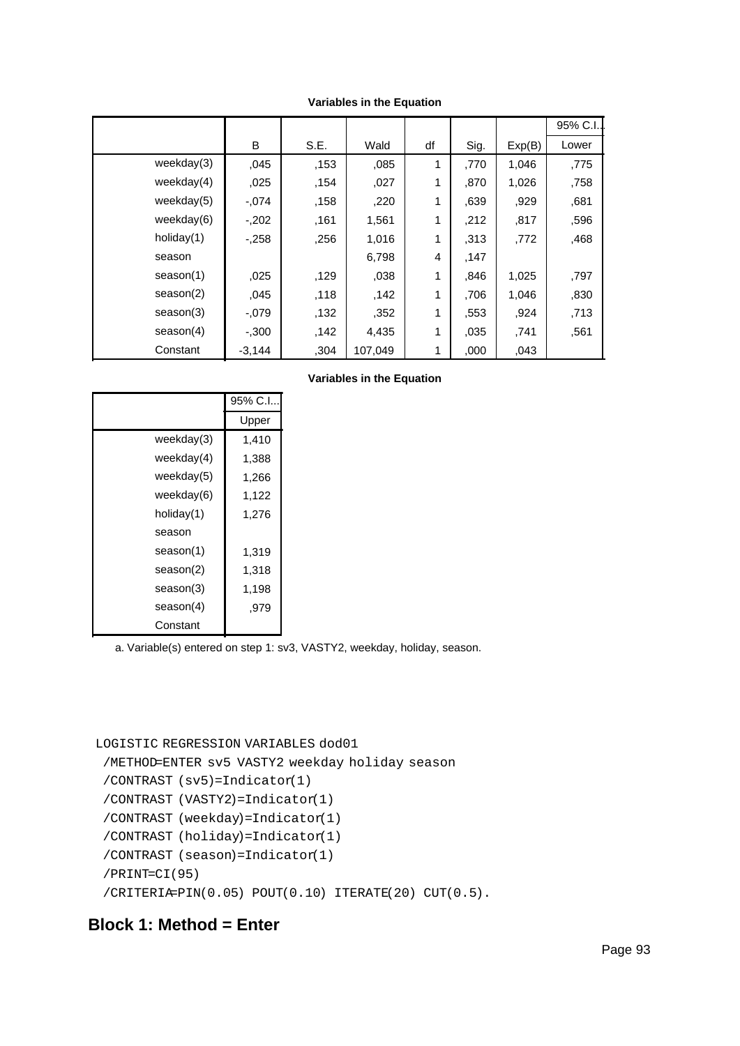**Variables in the Equation**

| | B | S.E. | Wald | df | Sig. | Exp(B) | 95% C.I... Lower | 95% C.I... Upper |
|---|---|---|---|---|---|---|---|---|
| weekday(3) | ,045 | ,153 | ,085 | 1 | ,770 | 1,046 | ,775 | 1,410 |
| weekday(4) | ,025 | ,154 | ,027 | 1 | ,870 | 1,026 | ,758 | 1,388 |
| weekday(5) | -,074 | ,158 | ,220 | 1 | ,639 | ,929 | ,681 | 1,266 |
| weekday(6) | -,202 | ,161 | 1,561 | 1 | ,212 | ,817 | ,596 | 1,122 |
| holiday(1) | -,258 | ,256 | 1,016 | 1 | ,313 | ,772 | ,468 | 1,276 |
| season | | | 6,798 | 4 | ,147 | | | |
| season(1) | ,025 | ,129 | ,038 | 1 | ,846 | 1,025 | ,797 | 1,319 |
| season(2) | ,045 | ,118 | ,142 | 1 | ,706 | 1,046 | ,830 | 1,318 |
| season(3) | -,079 | ,132 | ,352 | 1 | ,553 | ,924 | ,713 | 1,198 |
| season(4) | -,300 | ,142 | 4,435 | 1 | ,035 | ,741 | ,561 | ,979 |
| Constant | -3,144 | ,304 | 107,049 | 1 | ,000 | ,043 | | |

a. Variable(s) entered on step 1: sv3, VASTY2, weekday, holiday, season.

```
LOGISTIC REGRESSION VARIABLES dod01
  /METHOD=ENTER sv5 VASTY2 weekday holiday season
  /CONTRAST (sv5)=Indicator(1)
  /CONTRAST (VASTY2)=Indicator(1)
  /CONTRAST (weekday)=Indicator(1)
  /CONTRAST (holiday)=Indicator(1)
  /CONTRAST (season)=Indicator(1)
  /PRINT=CI(95)
  /CRITERIA=PIN(0.05) POUT(0.10) ITERATE(20) CUT(0.5).
```

## Block 1: Method = Enter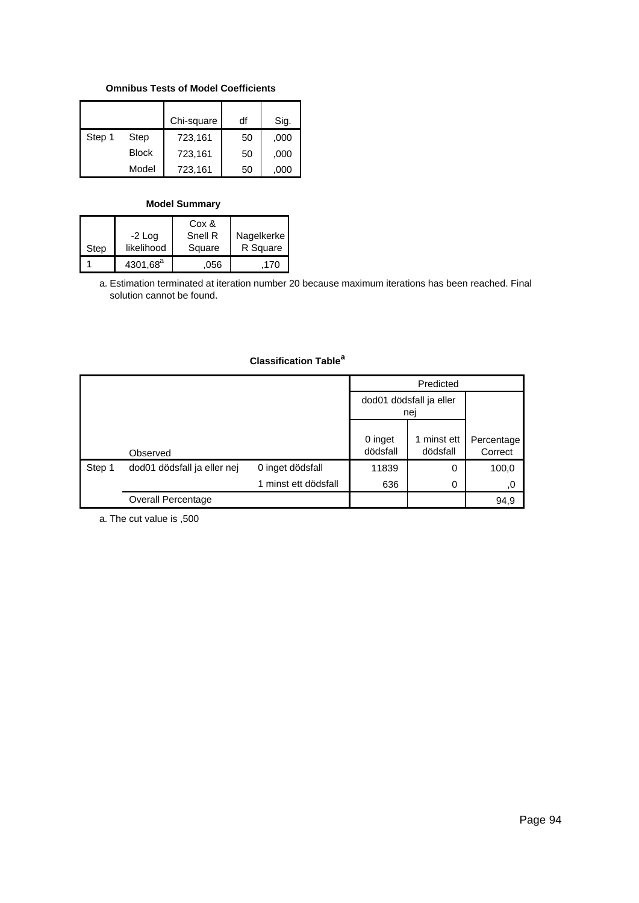**Omnibus Tests of Model Coefficients**

| | | Chi-square | df | Sig. |
|---|---|---|---|---|
| Step 1 | Step | 723,161 | 50 | ,000 |
| | Block | 723,161 | 50 | ,000 |
| | Model | 723,161 | 50 | ,000 |

**Model Summary**

| Step | -2 Log likelihood | Cox & Snell R Square | Nagelkerke R Square |
|---|---|---|---|
| 1 | 4301,68[a] | ,056 | ,170 |

a. Estimation terminated at iteration number 20 because maximum iterations has been reached. Final solution cannot be found.

**Classification Table[a]**

| | | | Predicted | | |
|---|---|---|---|---|---|
| | | | dod01 dödsfall ja eller nej | | |
| | Observed | | 0 inget dödsfall | 1 minst ett dödsfall | Percentage Correct |
| Step 1 | dod01 dödsfall ja eller nej | 0 inget dödsfall | 11839 | 0 | 100,0 |
| | | 1 minst ett dödsfall | 636 | 0 | ,0 |
| | Overall Percentage | | | | 94,9 |

a. The cut value is ,500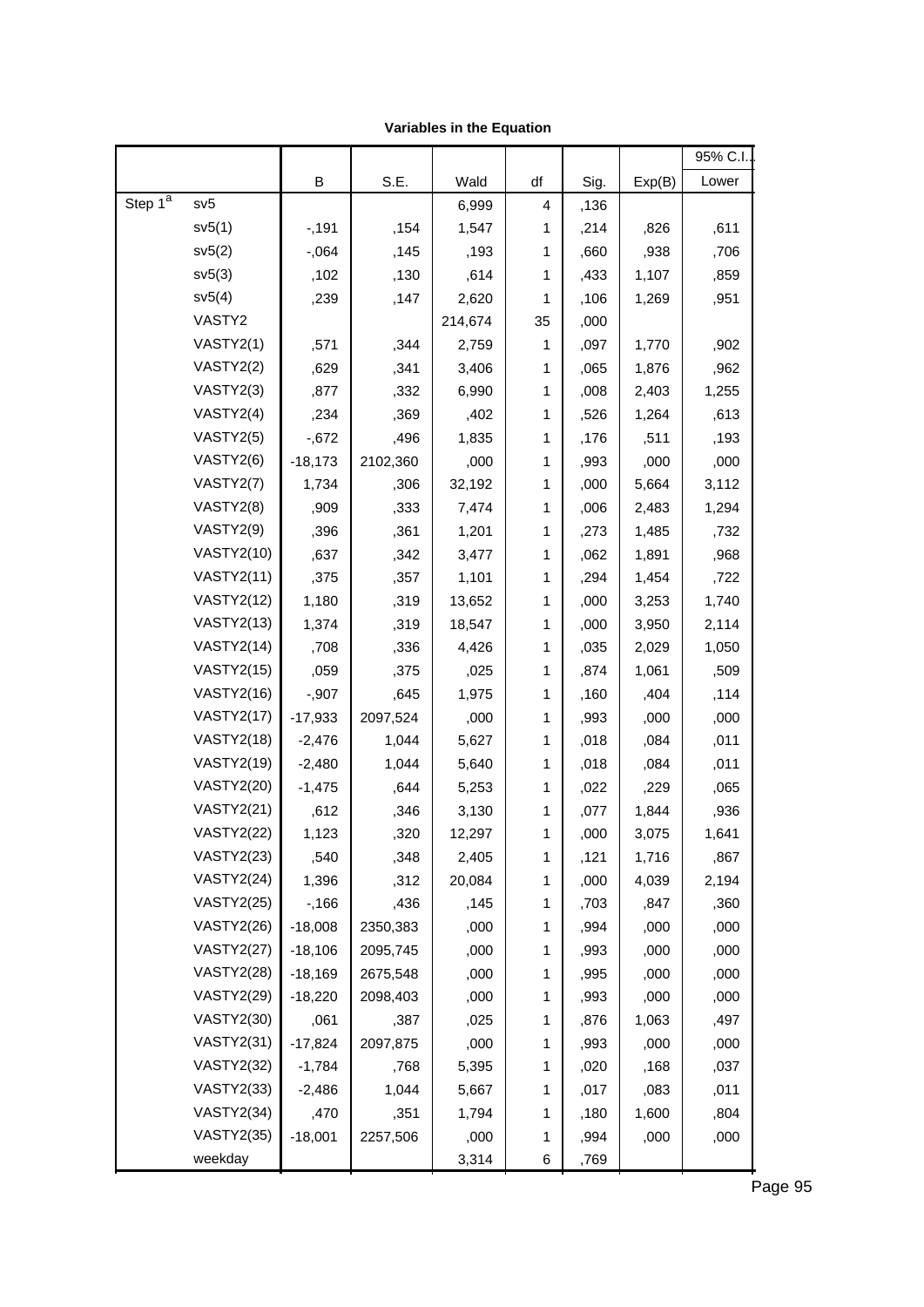**Variables in the Equation**

| | | B | S.E. | Wald | df | Sig. | Exp(B) | 95% C.I.. |
|---|---|---|---|---|---|---|---|---|
| | | | | | | | | Lower |
| Step 1[a] | sv5 | | | 6,999 | 4 | ,136 | | |
| | sv5(1) | -,191 | ,154 | 1,547 | 1 | ,214 | ,826 | ,611 |
| | sv5(2) | -,064 | ,145 | ,193 | 1 | ,660 | ,938 | ,706 |
| | sv5(3) | ,102 | ,130 | ,614 | 1 | ,433 | 1,107 | ,859 |
| | sv5(4) | ,239 | ,147 | 2,620 | 1 | ,106 | 1,269 | ,951 |
| | VASTY2 | | | 214,674 | 35 | ,000 | | |
| | VASTY2(1) | ,571 | ,344 | 2,759 | 1 | ,097 | 1,770 | ,902 |
| | VASTY2(2) | ,629 | ,341 | 3,406 | 1 | ,065 | 1,876 | ,962 |
| | VASTY2(3) | ,877 | ,332 | 6,990 | 1 | ,008 | 2,403 | 1,255 |
| | VASTY2(4) | ,234 | ,369 | ,402 | 1 | ,526 | 1,264 | ,613 |
| | VASTY2(5) | -,672 | ,496 | 1,835 | 1 | ,176 | ,511 | ,193 |
| | VASTY2(6) | -18,173 | 2102,360 | ,000 | 1 | ,993 | ,000 | ,000 |
| | VASTY2(7) | 1,734 | ,306 | 32,192 | 1 | ,000 | 5,664 | 3,112 |
| | VASTY2(8) | ,909 | ,333 | 7,474 | 1 | ,006 | 2,483 | 1,294 |
| | VASTY2(9) | ,396 | ,361 | 1,201 | 1 | ,273 | 1,485 | ,732 |
| | VASTY2(10) | ,637 | ,342 | 3,477 | 1 | ,062 | 1,891 | ,968 |
| | VASTY2(11) | ,375 | ,357 | 1,101 | 1 | ,294 | 1,454 | ,722 |
| | VASTY2(12) | 1,180 | ,319 | 13,652 | 1 | ,000 | 3,253 | 1,740 |
| | VASTY2(13) | 1,374 | ,319 | 18,547 | 1 | ,000 | 3,950 | 2,114 |
| | VASTY2(14) | ,708 | ,336 | 4,426 | 1 | ,035 | 2,029 | 1,050 |
| | VASTY2(15) | ,059 | ,375 | ,025 | 1 | ,874 | 1,061 | ,509 |
| | VASTY2(16) | -,907 | ,645 | 1,975 | 1 | ,160 | ,404 | ,114 |
| | VASTY2(17) | -17,933 | 2097,524 | ,000 | 1 | ,993 | ,000 | ,000 |
| | VASTY2(18) | -2,476 | 1,044 | 5,627 | 1 | ,018 | ,084 | ,011 |
| | VASTY2(19) | -2,480 | 1,044 | 5,640 | 1 | ,018 | ,084 | ,011 |
| | VASTY2(20) | -1,475 | ,644 | 5,253 | 1 | ,022 | ,229 | ,065 |
| | VASTY2(21) | ,612 | ,346 | 3,130 | 1 | ,077 | 1,844 | ,936 |
| | VASTY2(22) | 1,123 | ,320 | 12,297 | 1 | ,000 | 3,075 | 1,641 |
| | VASTY2(23) | ,540 | ,348 | 2,405 | 1 | ,121 | 1,716 | ,867 |
| | VASTY2(24) | 1,396 | ,312 | 20,084 | 1 | ,000 | 4,039 | 2,194 |
| | VASTY2(25) | -,166 | ,436 | ,145 | 1 | ,703 | ,847 | ,360 |
| | VASTY2(26) | -18,008 | 2350,383 | ,000 | 1 | ,994 | ,000 | ,000 |
| | VASTY2(27) | -18,106 | 2095,745 | ,000 | 1 | ,993 | ,000 | ,000 |
| | VASTY2(28) | -18,169 | 2675,548 | ,000 | 1 | ,995 | ,000 | ,000 |
| | VASTY2(29) | -18,220 | 2098,403 | ,000 | 1 | ,993 | ,000 | ,000 |
| | VASTY2(30) | ,061 | ,387 | ,025 | 1 | ,876 | 1,063 | ,497 |
| | VASTY2(31) | -17,824 | 2097,875 | ,000 | 1 | ,993 | ,000 | ,000 |
| | VASTY2(32) | -1,784 | ,768 | 5,395 | 1 | ,020 | ,168 | ,037 |
| | VASTY2(33) | -2,486 | 1,044 | 5,667 | 1 | ,017 | ,083 | ,011 |
| | VASTY2(34) | ,470 | ,351 | 1,794 | 1 | ,180 | 1,600 | ,804 |
| | VASTY2(35) | -18,001 | 2257,506 | ,000 | 1 | ,994 | ,000 | ,000 |
| | weekday | | | 3,314 | 6 | ,769 | | |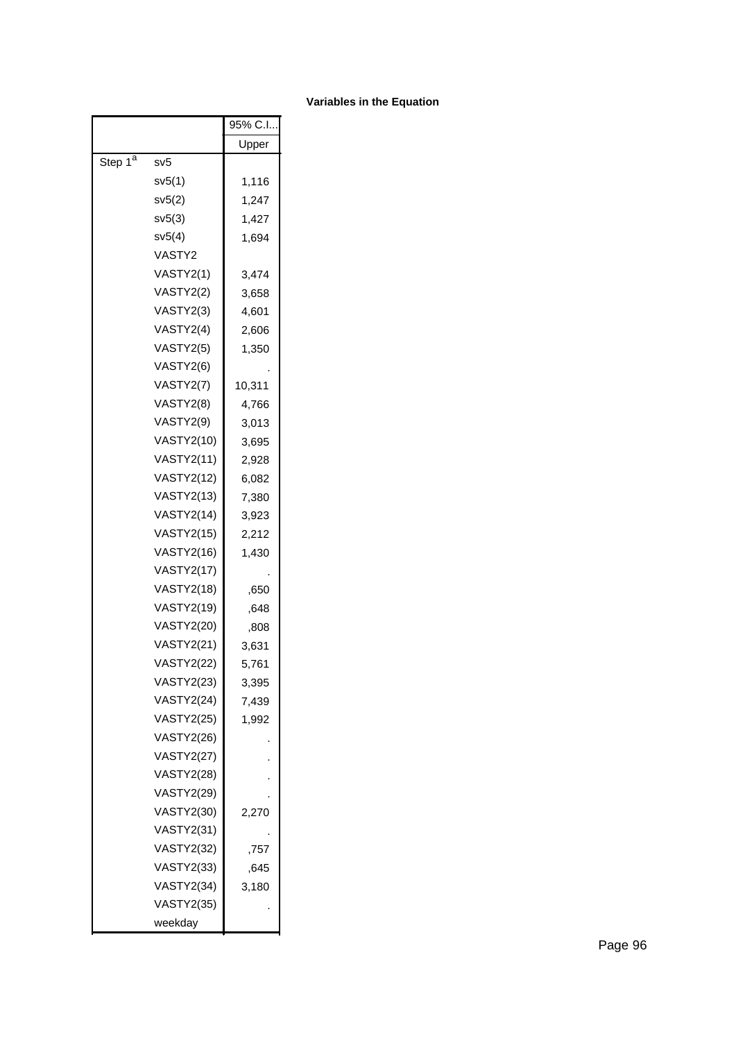**Variables in the Equation**

| | | 95% C.I... |
|---|---|---|
| | | Upper |
| Step 1[a] | sv5 | |
| | sv5(1) | 1,116 |
| | sv5(2) | 1,247 |
| | sv5(3) | 1,427 |
| | sv5(4) | 1,694 |
| | VASTY2 | |
| | VASTY2(1) | 3,474 |
| | VASTY2(2) | 3,658 |
| | VASTY2(3) | 4,601 |
| | VASTY2(4) | 2,606 |
| | VASTY2(5) | 1,350 |
| | VASTY2(6) | . |
| | VASTY2(7) | 10,311 |
| | VASTY2(8) | 4,766 |
| | VASTY2(9) | 3,013 |
| | VASTY2(10) | 3,695 |
| | VASTY2(11) | 2,928 |
| | VASTY2(12) | 6,082 |
| | VASTY2(13) | 7,380 |
| | VASTY2(14) | 3,923 |
| | VASTY2(15) | 2,212 |
| | VASTY2(16) | 1,430 |
| | VASTY2(17) | . |
| | VASTY2(18) | ,650 |
| | VASTY2(19) | ,648 |
| | VASTY2(20) | ,808 |
| | VASTY2(21) | 3,631 |
| | VASTY2(22) | 5,761 |
| | VASTY2(23) | 3,395 |
| | VASTY2(24) | 7,439 |
| | VASTY2(25) | 1,992 |
| | VASTY2(26) | . |
| | VASTY2(27) | . |
| | VASTY2(28) | . |
| | VASTY2(29) | . |
| | VASTY2(30) | 2,270 |
| | VASTY2(31) | . |
| | VASTY2(32) | ,757 |
| | VASTY2(33) | ,645 |
| | VASTY2(34) | 3,180 |
| | VASTY2(35) | . |
| | weekday | |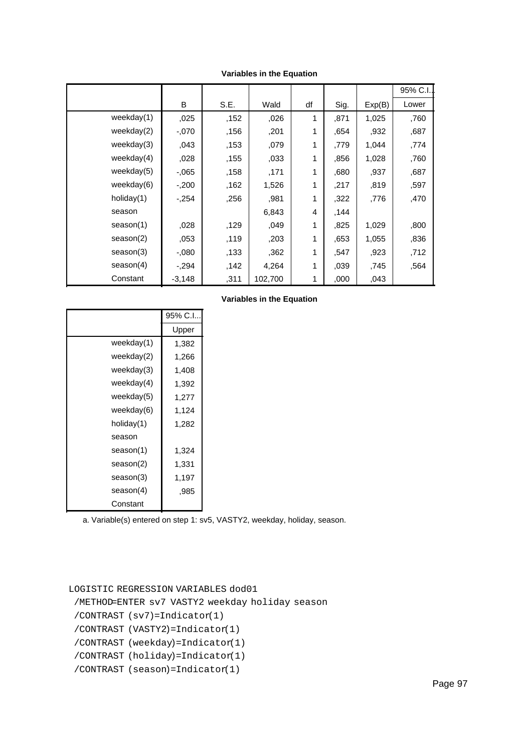**Variables in the Equation**

| | B | S.E. | Wald | df | Sig. | Exp(B) | 95% C.I... Lower | 95% C.I... Upper |
|---|---|---|---|---|---|---|---|---|
| weekday(1) | ,025 | ,152 | ,026 | 1 | ,871 | 1,025 | ,760 | 1,382 |
| weekday(2) | -,070 | ,156 | ,201 | 1 | ,654 | ,932 | ,687 | 1,266 |
| weekday(3) | ,043 | ,153 | ,079 | 1 | ,779 | 1,044 | ,774 | 1,408 |
| weekday(4) | ,028 | ,155 | ,033 | 1 | ,856 | 1,028 | ,760 | 1,392 |
| weekday(5) | -,065 | ,158 | ,171 | 1 | ,680 | ,937 | ,687 | 1,277 |
| weekday(6) | -,200 | ,162 | 1,526 | 1 | ,217 | ,819 | ,597 | 1,124 |
| holiday(1) | -,254 | ,256 | ,981 | 1 | ,322 | ,776 | ,470 | 1,282 |
| season | | | 6,843 | 4 | ,144 | | | |
| season(1) | ,028 | ,129 | ,049 | 1 | ,825 | 1,029 | ,800 | 1,324 |
| season(2) | ,053 | ,119 | ,203 | 1 | ,653 | 1,055 | ,836 | 1,331 |
| season(3) | -,080 | ,133 | ,362 | 1 | ,547 | ,923 | ,712 | 1,197 |
| season(4) | -,294 | ,142 | 4,264 | 1 | ,039 | ,745 | ,564 | ,985 |
| Constant | -3,148 | ,311 | 102,700 | 1 | ,000 | ,043 | | |

a. Variable(s) entered on step 1: sv5, VASTY2, weekday, holiday, season.

```
LOGISTIC REGRESSION VARIABLES dod01
 /METHOD=ENTER sv7 VASTY2 weekday holiday season
 /CONTRAST (sv7)=Indicator(1)
 /CONTRAST (VASTY2)=Indicator(1)
 /CONTRAST (weekday)=Indicator(1)
 /CONTRAST (holiday)=Indicator(1)
 /CONTRAST (season)=Indicator(1)
```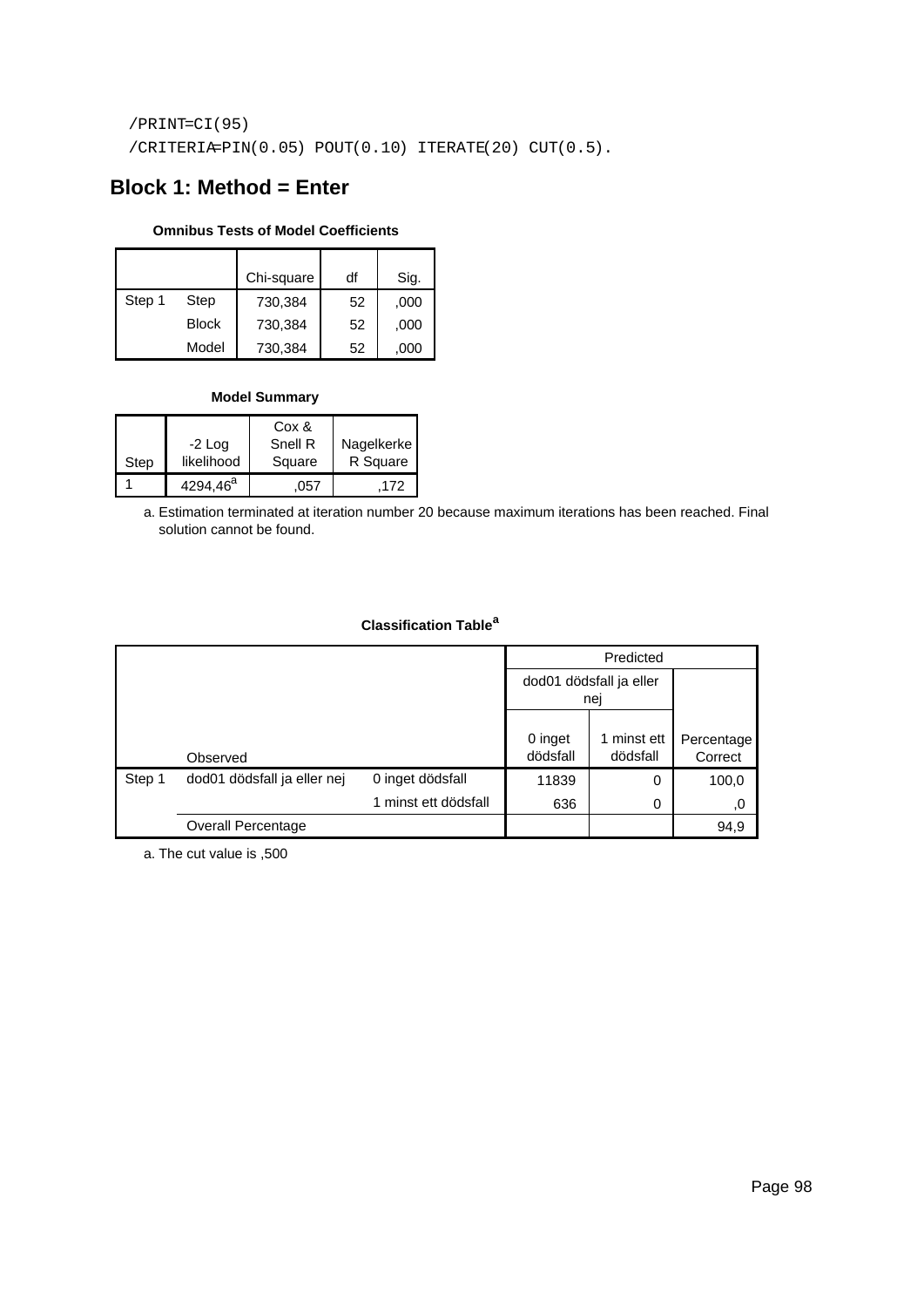```
/PRINT=CI(95)
/CRITERIA=PIN(0.05) POUT(0.10) ITERATE(20) CUT(0.5).
```

## Block 1: Method = Enter

**Omnibus Tests of Model Coefficients**

| | | Chi-square | df | Sig. |
|---|---|---|---|---|
| Step 1 | Step | 730,384 | 52 | ,000 |
| | Block | 730,384 | 52 | ,000 |
| | Model | 730,384 | 52 | ,000 |

**Model Summary**

| Step | -2 Log likelihood | Cox & Snell R Square | Nagelkerke R Square |
|---|---|---|---|
| 1 | 4294,46[a] | ,057 | ,172 |

a. Estimation terminated at iteration number 20 because maximum iterations has been reached. Final solution cannot be found.

**Classification Table[a]**

| | | | Predicted | | |
|---|---|---|---|---|---|
| | | | dod01 dödsfall ja eller nej | | |
| | Observed | | 0 inget dödsfall | 1 minst ett dödsfall | Percentage Correct |
| Step 1 | dod01 dödsfall ja eller nej | 0 inget dödsfall | 11839 | 0 | 100,0 |
| | | 1 minst ett dödsfall | 636 | 0 | ,0 |
| | Overall Percentage | | | | 94,9 |

a. The cut value is ,500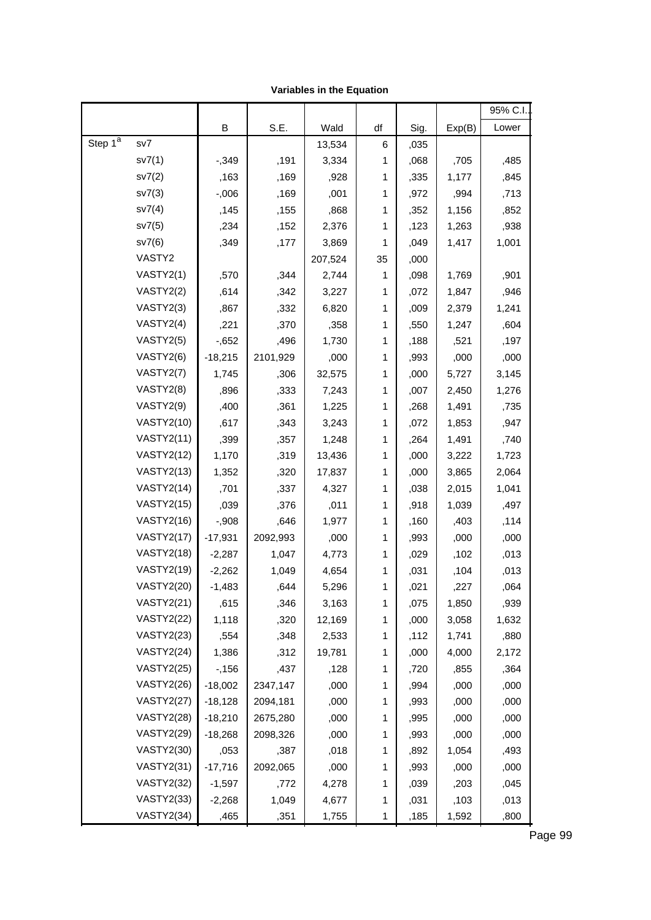**Variables in the Equation**

| | | B | S.E. | Wald | df | Sig. | Exp(B) | 95% C.I... |
|---|---|---|---|---|---|---|---|---|
| | | | | | | | | Lower |
| Step 1[a] | sv7 | | | 13,534 | 6 | ,035 | | |
| | sv7(1) | -,349 | ,191 | 3,334 | 1 | ,068 | ,705 | ,485 |
| | sv7(2) | ,163 | ,169 | ,928 | 1 | ,335 | 1,177 | ,845 |
| | sv7(3) | -,006 | ,169 | ,001 | 1 | ,972 | ,994 | ,713 |
| | sv7(4) | ,145 | ,155 | ,868 | 1 | ,352 | 1,156 | ,852 |
| | sv7(5) | ,234 | ,152 | 2,376 | 1 | ,123 | 1,263 | ,938 |
| | sv7(6) | ,349 | ,177 | 3,869 | 1 | ,049 | 1,417 | 1,001 |
| | VASTY2 | | | 207,524 | 35 | ,000 | | |
| | VASTY2(1) | ,570 | ,344 | 2,744 | 1 | ,098 | 1,769 | ,901 |
| | VASTY2(2) | ,614 | ,342 | 3,227 | 1 | ,072 | 1,847 | ,946 |
| | VASTY2(3) | ,867 | ,332 | 6,820 | 1 | ,009 | 2,379 | 1,241 |
| | VASTY2(4) | ,221 | ,370 | ,358 | 1 | ,550 | 1,247 | ,604 |
| | VASTY2(5) | -,652 | ,496 | 1,730 | 1 | ,188 | ,521 | ,197 |
| | VASTY2(6) | -18,215 | 2101,929 | ,000 | 1 | ,993 | ,000 | ,000 |
| | VASTY2(7) | 1,745 | ,306 | 32,575 | 1 | ,000 | 5,727 | 3,145 |
| | VASTY2(8) | ,896 | ,333 | 7,243 | 1 | ,007 | 2,450 | 1,276 |
| | VASTY2(9) | ,400 | ,361 | 1,225 | 1 | ,268 | 1,491 | ,735 |
| | VASTY2(10) | ,617 | ,343 | 3,243 | 1 | ,072 | 1,853 | ,947 |
| | VASTY2(11) | ,399 | ,357 | 1,248 | 1 | ,264 | 1,491 | ,740 |
| | VASTY2(12) | 1,170 | ,319 | 13,436 | 1 | ,000 | 3,222 | 1,723 |
| | VASTY2(13) | 1,352 | ,320 | 17,837 | 1 | ,000 | 3,865 | 2,064 |
| | VASTY2(14) | ,701 | ,337 | 4,327 | 1 | ,038 | 2,015 | 1,041 |
| | VASTY2(15) | ,039 | ,376 | ,011 | 1 | ,918 | 1,039 | ,497 |
| | VASTY2(16) | -,908 | ,646 | 1,977 | 1 | ,160 | ,403 | ,114 |
| | VASTY2(17) | -17,931 | 2092,993 | ,000 | 1 | ,993 | ,000 | ,000 |
| | VASTY2(18) | -2,287 | 1,047 | 4,773 | 1 | ,029 | ,102 | ,013 |
| | VASTY2(19) | -2,262 | 1,049 | 4,654 | 1 | ,031 | ,104 | ,013 |
| | VASTY2(20) | -1,483 | ,644 | 5,296 | 1 | ,021 | ,227 | ,064 |
| | VASTY2(21) | ,615 | ,346 | 3,163 | 1 | ,075 | 1,850 | ,939 |
| | VASTY2(22) | 1,118 | ,320 | 12,169 | 1 | ,000 | 3,058 | 1,632 |
| | VASTY2(23) | ,554 | ,348 | 2,533 | 1 | ,112 | 1,741 | ,880 |
| | VASTY2(24) | 1,386 | ,312 | 19,781 | 1 | ,000 | 4,000 | 2,172 |
| | VASTY2(25) | -,156 | ,437 | ,128 | 1 | ,720 | ,855 | ,364 |
| | VASTY2(26) | -18,002 | 2347,147 | ,000 | 1 | ,994 | ,000 | ,000 |
| | VASTY2(27) | -18,128 | 2094,181 | ,000 | 1 | ,993 | ,000 | ,000 |
| | VASTY2(28) | -18,210 | 2675,280 | ,000 | 1 | ,995 | ,000 | ,000 |
| | VASTY2(29) | -18,268 | 2098,326 | ,000 | 1 | ,993 | ,000 | ,000 |
| | VASTY2(30) | ,053 | ,387 | ,018 | 1 | ,892 | 1,054 | ,493 |
| | VASTY2(31) | -17,716 | 2092,065 | ,000 | 1 | ,993 | ,000 | ,000 |
| | VASTY2(32) | -1,597 | ,772 | 4,278 | 1 | ,039 | ,203 | ,045 |
| | VASTY2(33) | -2,268 | 1,049 | 4,677 | 1 | ,031 | ,103 | ,013 |
| | VASTY2(34) | ,465 | ,351 | 1,755 | 1 | ,185 | 1,592 | ,800 |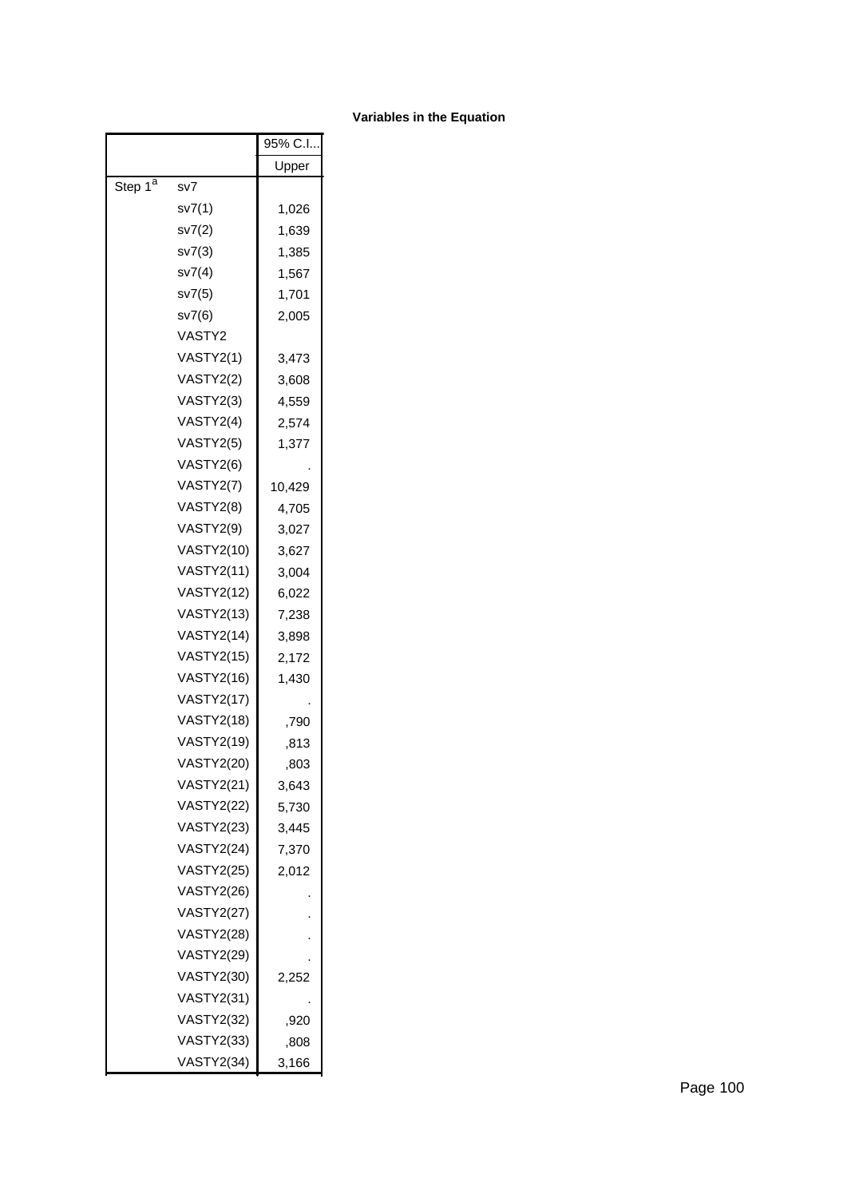**Variables in the Equation**

| | | 95% C.I... |
|---|---|---|
| | | Upper |
| Step 1[a] | sv7 | |
| | sv7(1) | 1,026 |
| | sv7(2) | 1,639 |
| | sv7(3) | 1,385 |
| | sv7(4) | 1,567 |
| | sv7(5) | 1,701 |
| | sv7(6) | 2,005 |
| | VASTY2 | |
| | VASTY2(1) | 3,473 |
| | VASTY2(2) | 3,608 |
| | VASTY2(3) | 4,559 |
| | VASTY2(4) | 2,574 |
| | VASTY2(5) | 1,377 |
| | VASTY2(6) | . |
| | VASTY2(7) | 10,429 |
| | VASTY2(8) | 4,705 |
| | VASTY2(9) | 3,027 |
| | VASTY2(10) | 3,627 |
| | VASTY2(11) | 3,004 |
| | VASTY2(12) | 6,022 |
| | VASTY2(13) | 7,238 |
| | VASTY2(14) | 3,898 |
| | VASTY2(15) | 2,172 |
| | VASTY2(16) | 1,430 |
| | VASTY2(17) | . |
| | VASTY2(18) | ,790 |
| | VASTY2(19) | ,813 |
| | VASTY2(20) | ,803 |
| | VASTY2(21) | 3,643 |
| | VASTY2(22) | 5,730 |
| | VASTY2(23) | 3,445 |
| | VASTY2(24) | 7,370 |
| | VASTY2(25) | 2,012 |
| | VASTY2(26) | . |
| | VASTY2(27) | . |
| | VASTY2(28) | . |
| | VASTY2(29) | . |
| | VASTY2(30) | 2,252 |
| | VASTY2(31) | . |
| | VASTY2(32) | ,920 |
| | VASTY2(33) | ,808 |
| | VASTY2(34) | 3,166 |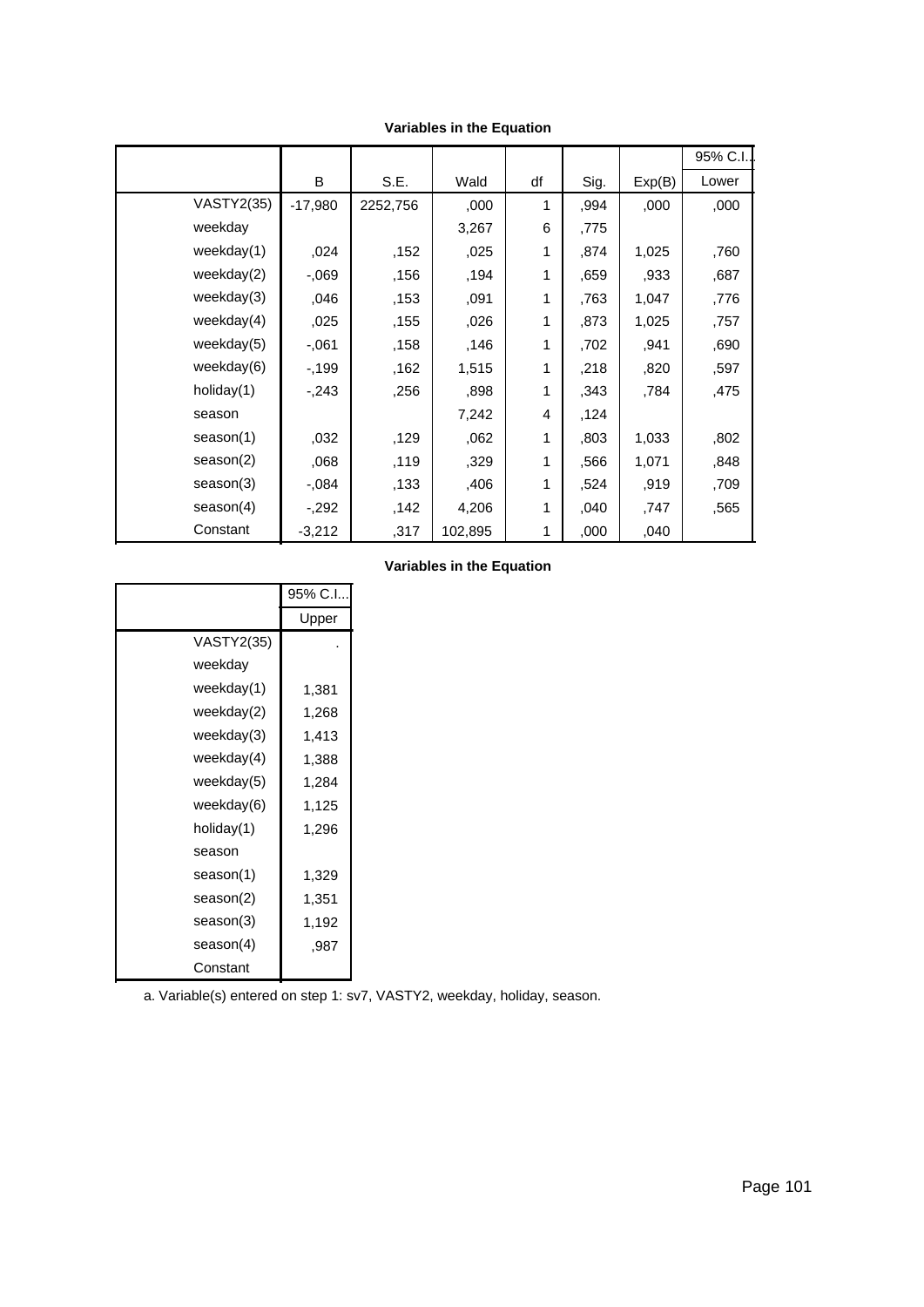**Variables in the Equation**

| | B | S.E. | Wald | df | Sig. | Exp(B) | 95% C.I... |
|---|---|---|---|---|---|---|---|
| | | | | | | | Lower |
| VASTY2(35) | -17,980 | 2252,756 | ,000 | 1 | ,994 | ,000 | ,000 |
| weekday | | | 3,267 | 6 | ,775 | | |
| weekday(1) | ,024 | ,152 | ,025 | 1 | ,874 | 1,025 | ,760 |
| weekday(2) | -,069 | ,156 | ,194 | 1 | ,659 | ,933 | ,687 |
| weekday(3) | ,046 | ,153 | ,091 | 1 | ,763 | 1,047 | ,776 |
| weekday(4) | ,025 | ,155 | ,026 | 1 | ,873 | 1,025 | ,757 |
| weekday(5) | -,061 | ,158 | ,146 | 1 | ,702 | ,941 | ,690 |
| weekday(6) | -,199 | ,162 | 1,515 | 1 | ,218 | ,820 | ,597 |
| holiday(1) | -,243 | ,256 | ,898 | 1 | ,343 | ,784 | ,475 |
| season | | | 7,242 | 4 | ,124 | | |
| season(1) | ,032 | ,129 | ,062 | 1 | ,803 | 1,033 | ,802 |
| season(2) | ,068 | ,119 | ,329 | 1 | ,566 | 1,071 | ,848 |
| season(3) | -,084 | ,133 | ,406 | 1 | ,524 | ,919 | ,709 |
| season(4) | -,292 | ,142 | 4,206 | 1 | ,040 | ,747 | ,565 |
| Constant | -3,212 | ,317 | 102,895 | 1 | ,000 | ,040 | |

**Variables in the Equation**

| | 95% C.I... |
|---|---|
| | Upper |
| VASTY2(35) | . |
| weekday | |
| weekday(1) | 1,381 |
| weekday(2) | 1,268 |
| weekday(3) | 1,413 |
| weekday(4) | 1,388 |
| weekday(5) | 1,284 |
| weekday(6) | 1,125 |
| holiday(1) | 1,296 |
| season | |
| season(1) | 1,329 |
| season(2) | 1,351 |
| season(3) | 1,192 |
| season(4) | ,987 |
| Constant | |

a. Variable(s) entered on step 1: sv7, VASTY2, weekday, holiday, season.